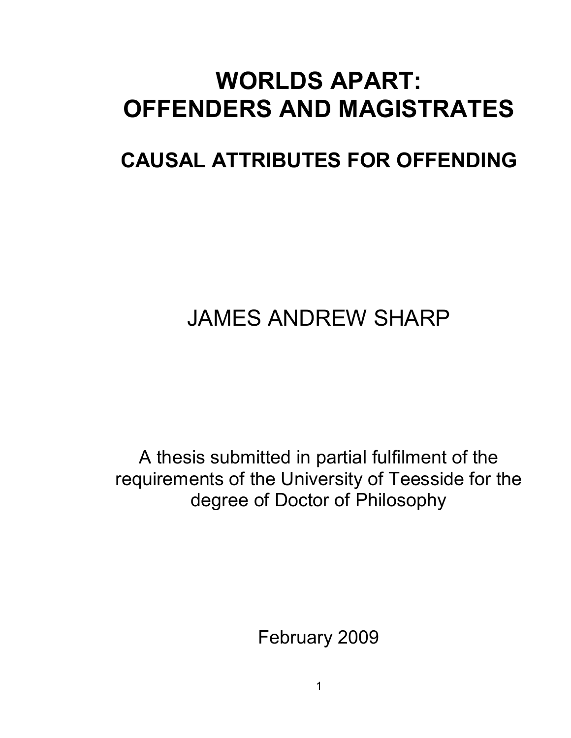# WORLDS APART: OFFENDERS AND MAGISTRATES

## CAUSAL ATTRIBUTES FOR OFFENDING

JAMES ANDREW SHARP

A thesis submitted in partial fulfilment of the requirements of the University of Teesside for the degree of Doctor of Philosophy

February 2009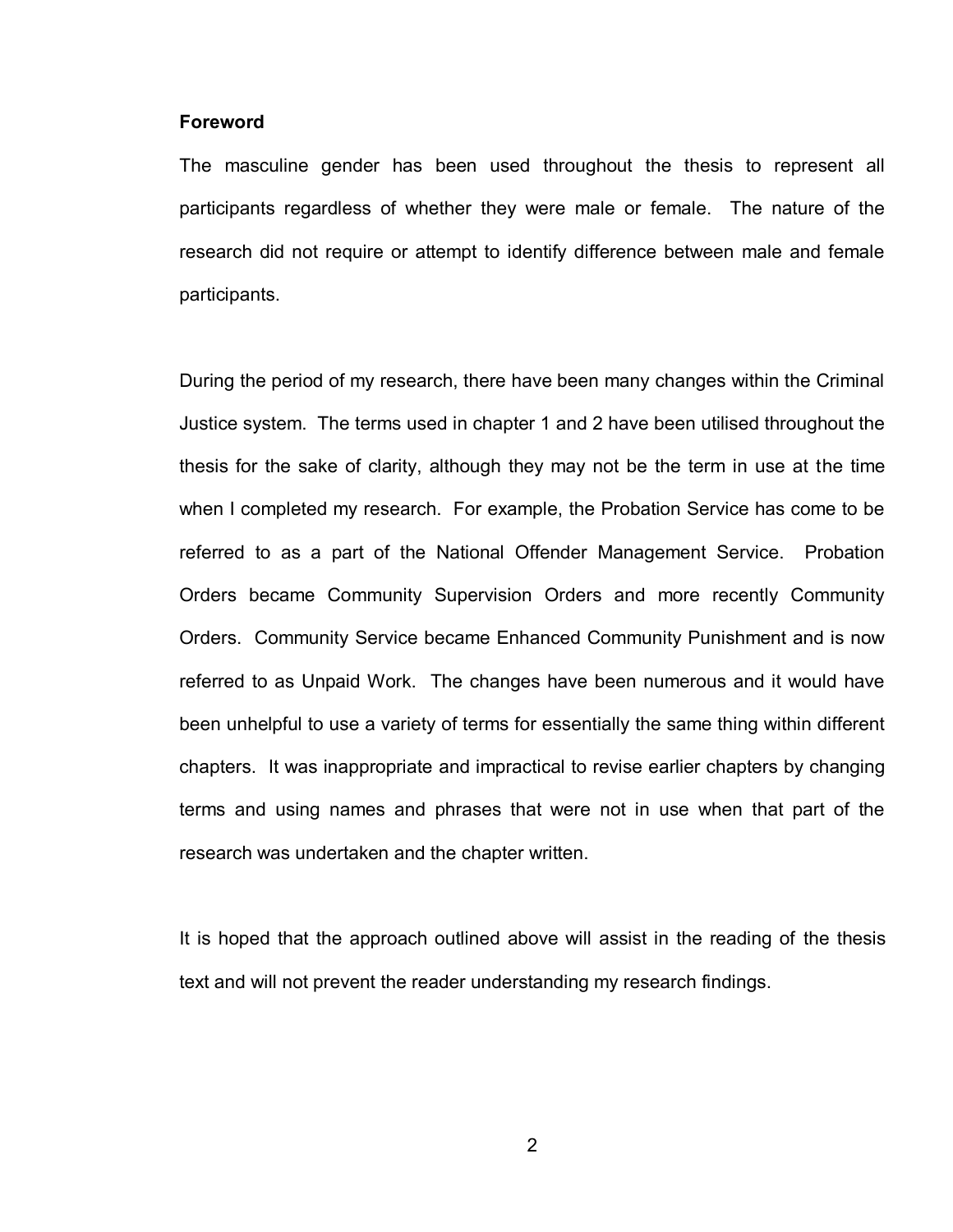**Foreword**

The masculine gender has been used throughout the thesis to represent all participants regardless of whether they were male or female. The nature of the research did not require or attempt to identify difference between male and female participants.

During the period of my research, there have been many changes within the Criminal Justice system. The terms used in chapter 1 and 2 have been utilised throughout the thesis for the sake of clarity, although they may not be the term in use at the time when I completed my research. For example, the Probation Service has come to be referred to as a part of the National Offender Management Service. Probation Orders became Community Supervision Orders and more recently Community Orders. Community Service became Enhanced Community Punishment and is now referred to as Unpaid Work. The changes have been numerous and it would have been unhelpful to use a variety of terms for essentially the same thing within different chapters. It was inappropriate and impractical to revise earlier chapters by changing terms and using names and phrases that were not in use when that part of the research was undertaken and the chapter written.

It is hoped that the approach outlined above will assist in the reading of the thesis text and will not prevent the reader understanding my research findings.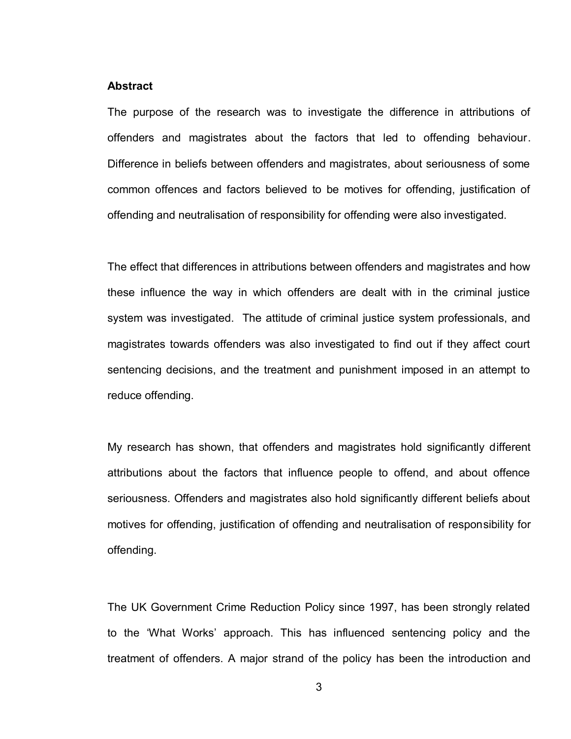## Abstract

The purpose of the research was to investigate the difference in attributions of offenders and magistrates about the factors that led to offending behaviour. Difference in beliefs between offenders and magistrates, about seriousness of some common offences and factors believed to be motives for offending, justification of offending and neutralisation of responsibility for offending were also investigated.

The effect that differences in attributions between offenders and magistrates and how these influence the way in which offenders are dealt with in the criminal justice system was investigated. The attitude of criminal justice system professionals, and magistrates towards offenders was also investigated to find out if they affect court sentencing decisions, and the treatment and punishment imposed in an attempt to reduce offending.

My research has shown, that offenders and magistrates hold significantly different attributions about the factors that influence people to offend, and about offence seriousness. Offenders and magistrates also hold significantly different beliefs about motives for offending, justification of offending and neutralisation of responsibility for offending.

The UK Government Crime Reduction Policy since 1997, has been strongly related to the 'What Works' approach. This has influenced sentencing policy and the treatment of offenders. A major strand of the policy has been the introduction and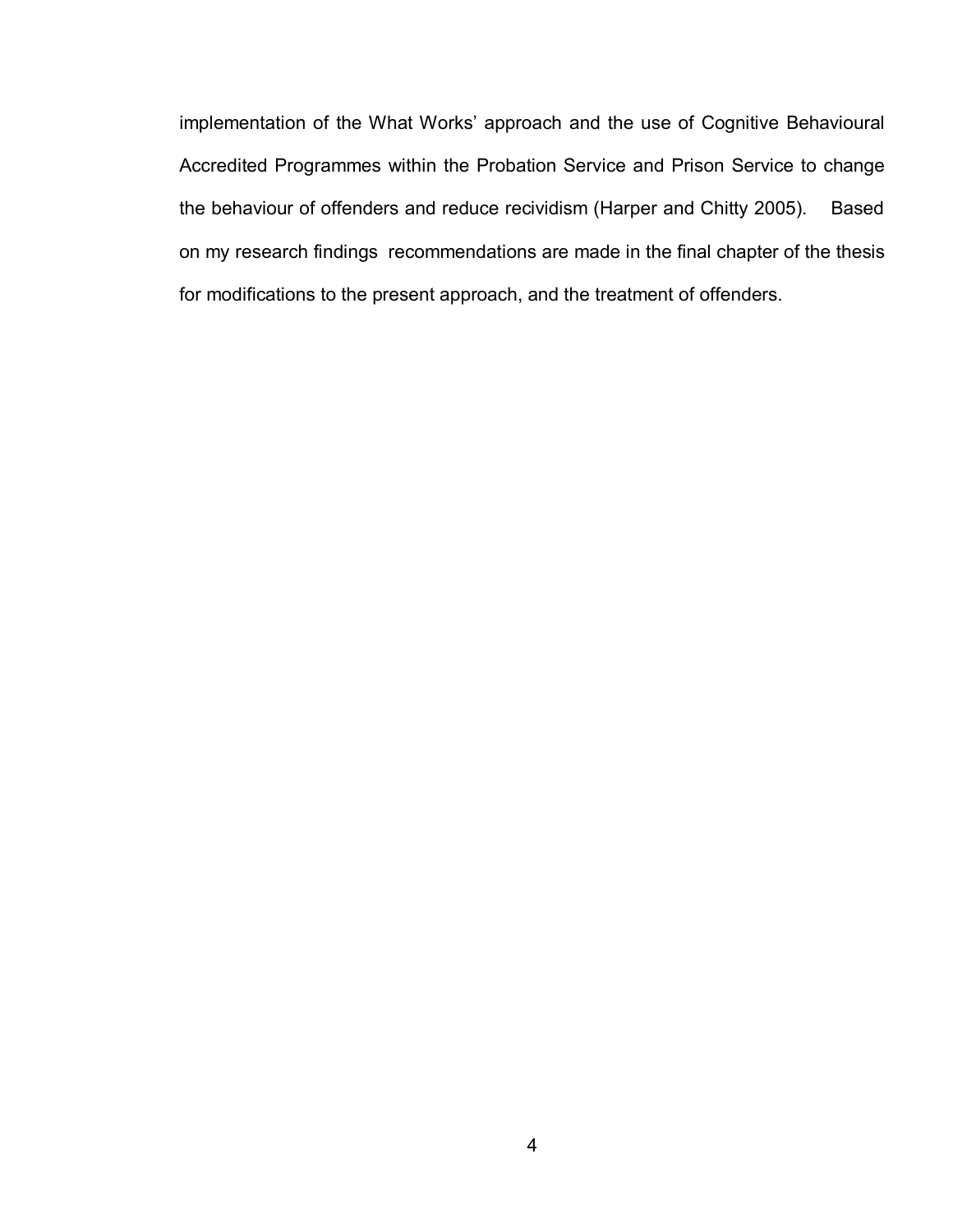implementation of the What Works' approach and the use of Cognitive Behavioural Accredited Programmes within the Probation Service and Prison Service to change the behaviour of offenders and reduce recividism (Harper and Chitty 2005). Based on my research findings recommendations are made in the final chapter of the thesis for modifications to the present approach, and the treatment of offenders.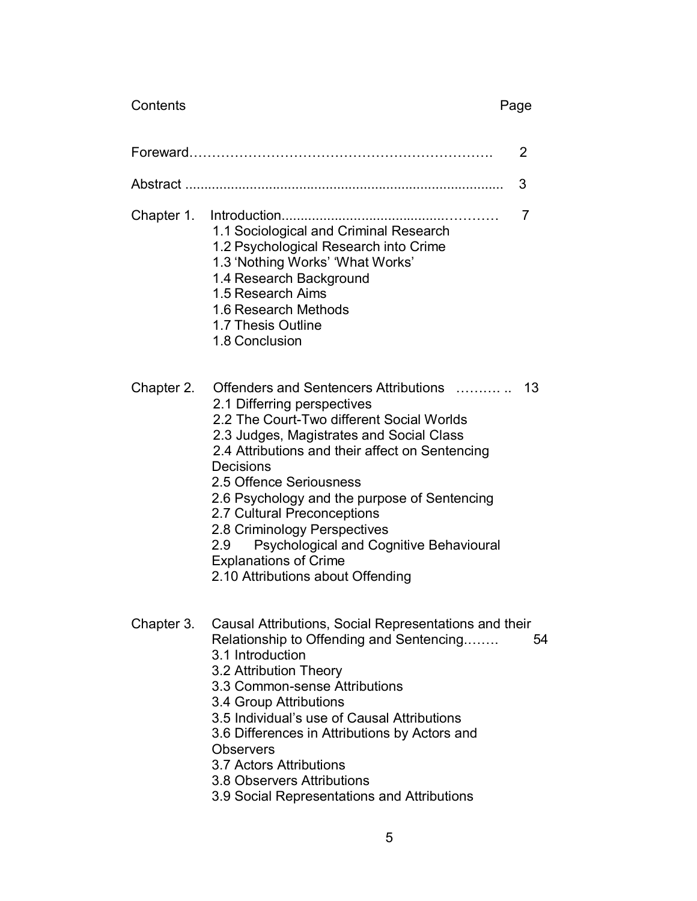Contents Page

Foreward………………………………………………………. 2

Abstract .................................................................................. 3

Chapter 1. Introduction.......................................………… 7

- 1.1 Sociological and Criminal Research
- 1.2 Psychological Research into Crime
- 1.3 'Nothing Works' 'What Works'
- 1.4 Research Background
- 1.5 Research Aims
- 1.6 Research Methods
- 1.7 Thesis Outline
- 1.8 Conclusion

Chapter 2. Offenders and Sentencers Attributions ………. .. 13

- 2.1 Differring perspectives
- 2.2 The Court-Two different Social Worlds
- 2.3 Judges, Magistrates and Social Class
- 2.4 Attributions and their affect on Sentencing Decisions
- 2.5 Offence Seriousness
- 2.6 Psychology and the purpose of Sentencing
- 2.7 Cultural Preconceptions
- 2.8 Criminology Perspectives
- 2.9 Psychological and Cognitive Behavioural Explanations of Crime
- 2.10 Attributions about Offending

Chapter 3. Causal Attributions, Social Representations and their Relationship to Offending and Sentencing…….. 54

- 3.1 Introduction
- 3.2 Attribution Theory
- 3.3 Common-sense Attributions
- 3.4 Group Attributions
- 3.5 Individual's use of Causal Attributions
- 3.6 Differences in Attributions by Actors and Observers
- 3.7 Actors Attributions
- 3.8 Observers Attributions
- 3.9 Social Representations and Attributions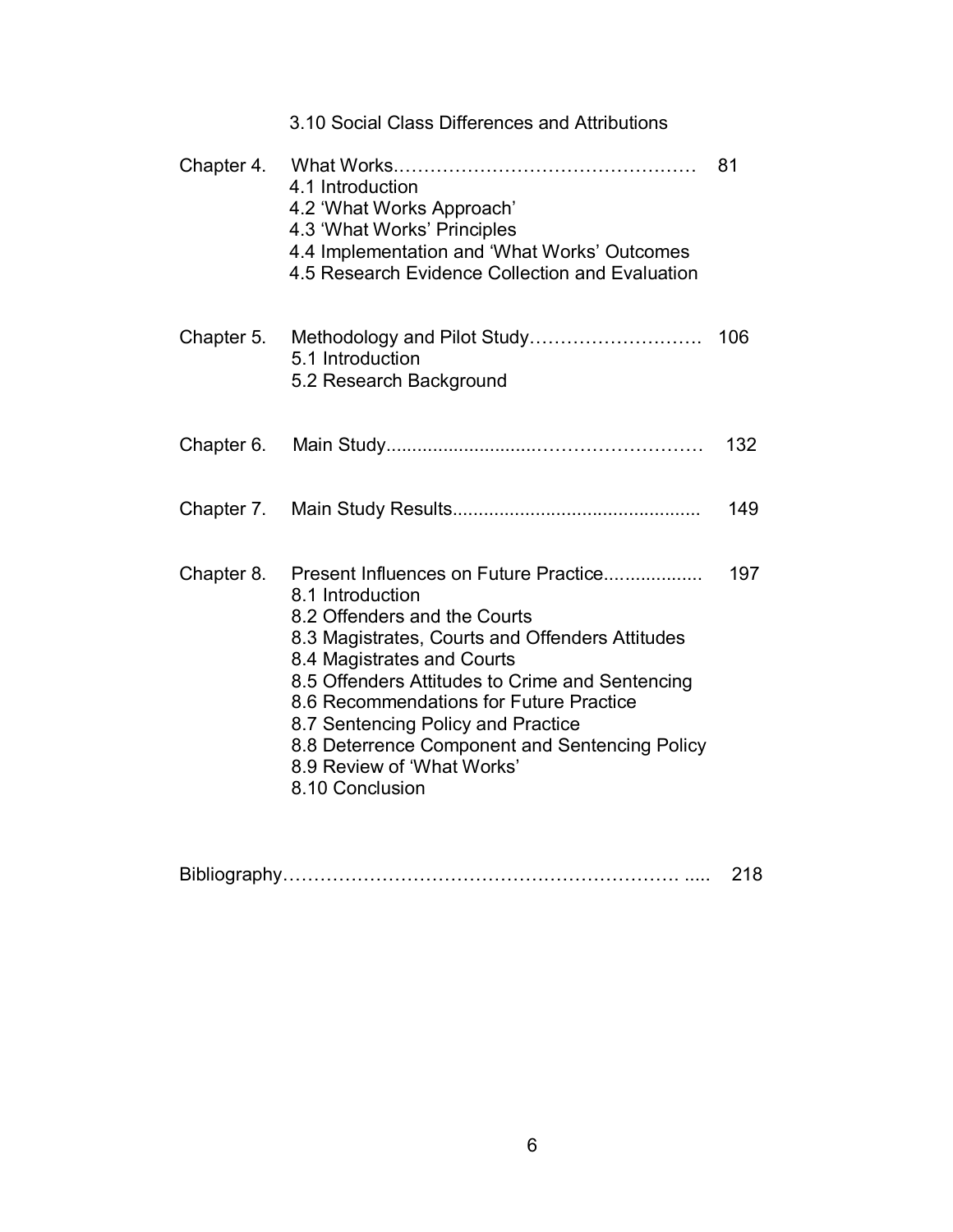3.10 Social Class Differences and Attributions

Chapter 4. What Works………………………………………… 81
- 4.1 Introduction
- 4.2 'What Works Approach'
- 4.3 'What Works' Principles
- 4.4 Implementation and 'What Works' Outcomes
- 4.5 Research Evidence Collection and Evaluation

Chapter 5. Methodology and Pilot Study……………………… 106
- 5.1 Introduction
- 5.2 Research Background

Chapter 6. Main Study...........................…………………… 132

Chapter 7. Main Study Results............................................... 149

Chapter 8. Present Influences on Future Practice................... 197
- 8.1 Introduction
- 8.2 Offenders and the Courts
- 8.3 Magistrates, Courts and Offenders Attitudes
- 8.4 Magistrates and Courts
- 8.5 Offenders Attitudes to Crime and Sentencing
- 8.6 Recommendations for Future Practice
- 8.7 Sentencing Policy and Practice
- 8.8 Deterrence Component and Sentencing Policy
- 8.9 Review of 'What Works'
- 8.10 Conclusion

Bibliography……………………………………………………. ..... 218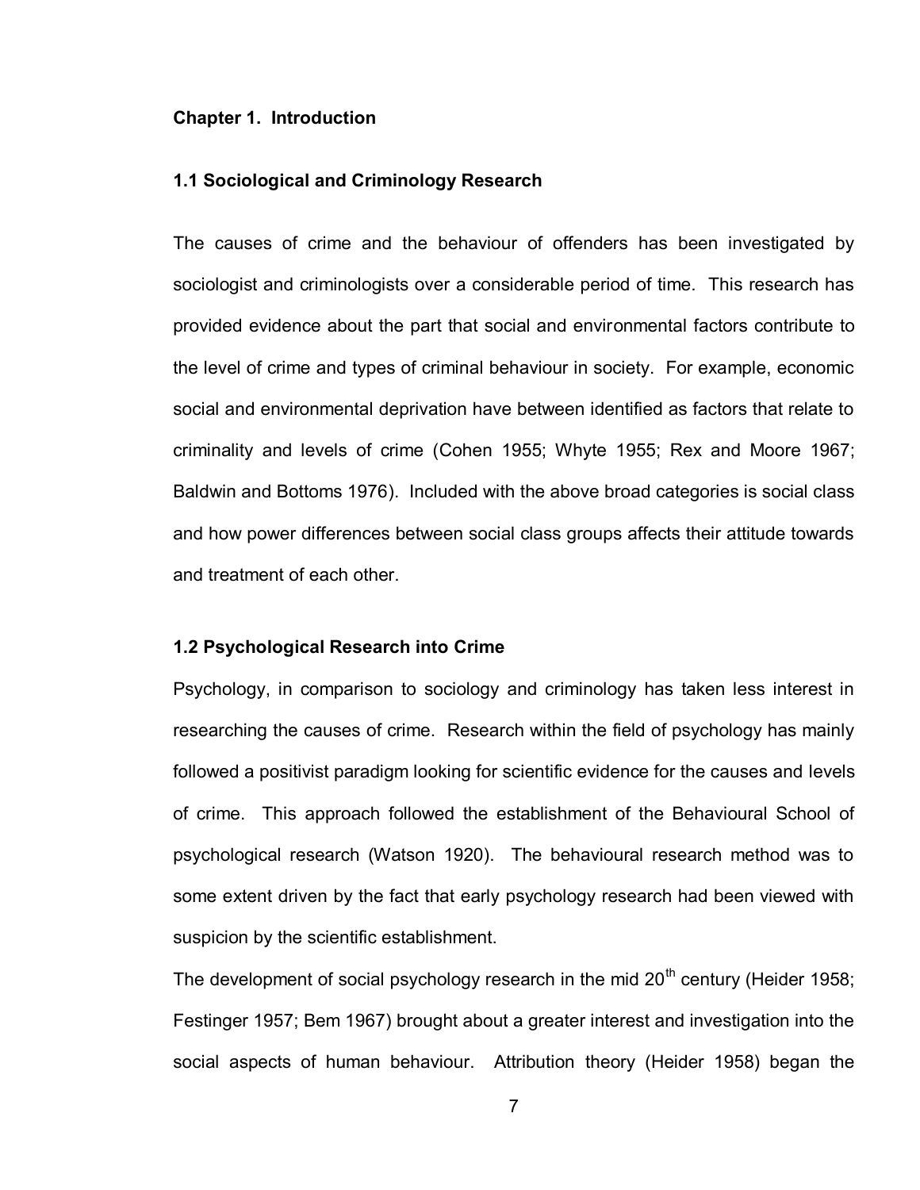# Chapter 1. Introduction

## 1.1 Sociological and Criminology Research

The causes of crime and the behaviour of offenders has been investigated by sociologist and criminologists over a considerable period of time. This research has provided evidence about the part that social and environmental factors contribute to the level of crime and types of criminal behaviour in society. For example, economic social and environmental deprivation have between identified as factors that relate to criminality and levels of crime (Cohen 1955; Whyte 1955; Rex and Moore 1967; Baldwin and Bottoms 1976). Included with the above broad categories is social class and how power differences between social class groups affects their attitude towards and treatment of each other.

## 1.2 Psychological Research into Crime

Psychology, in comparison to sociology and criminology has taken less interest in researching the causes of crime. Research within the field of psychology has mainly followed a positivist paradigm looking for scientific evidence for the causes and levels of crime. This approach followed the establishment of the Behavioural School of psychological research (Watson 1920). The behavioural research method was to some extent driven by the fact that early psychology research had been viewed with suspicion by the scientific establishment.

The development of social psychology research in the mid 20th century (Heider 1958; Festinger 1957; Bem 1967) brought about a greater interest and investigation into the social aspects of human behaviour. Attribution theory (Heider 1958) began the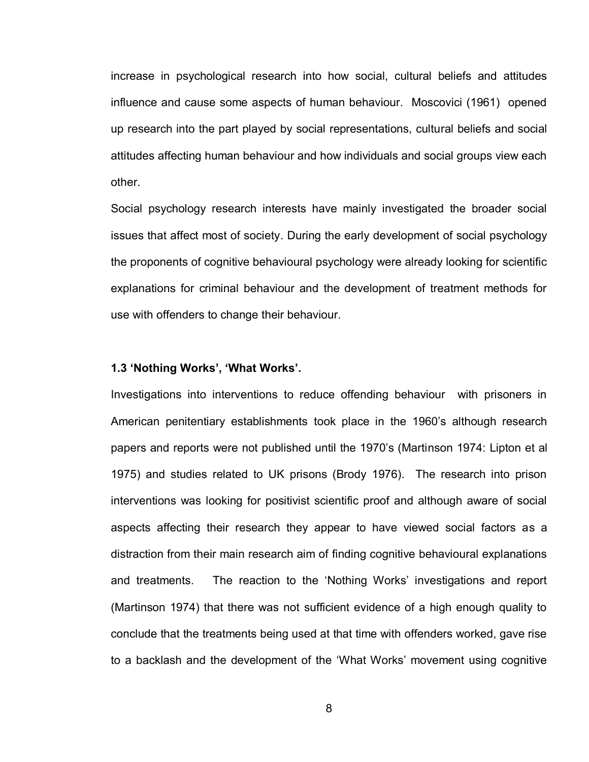increase in psychological research into how social, cultural beliefs and attitudes influence and cause some aspects of human behaviour. Moscovici (1961) opened up research into the part played by social representations, cultural beliefs and social attitudes affecting human behaviour and how individuals and social groups view each other.

Social psychology research interests have mainly investigated the broader social issues that affect most of society. During the early development of social psychology the proponents of cognitive behavioural psychology were already looking for scientific explanations for criminal behaviour and the development of treatment methods for use with offenders to change their behaviour.

### 1.3 'Nothing Works', 'What Works'.

Investigations into interventions to reduce offending behaviour with prisoners in American penitentiary establishments took place in the 1960's although research papers and reports were not published until the 1970's (Martinson 1974: Lipton et al 1975) and studies related to UK prisons (Brody 1976). The research into prison interventions was looking for positivist scientific proof and although aware of social aspects affecting their research they appear to have viewed social factors as a distraction from their main research aim of finding cognitive behavioural explanations and treatments. The reaction to the 'Nothing Works' investigations and report (Martinson 1974) that there was not sufficient evidence of a high enough quality to conclude that the treatments being used at that time with offenders worked, gave rise to a backlash and the development of the 'What Works' movement using cognitive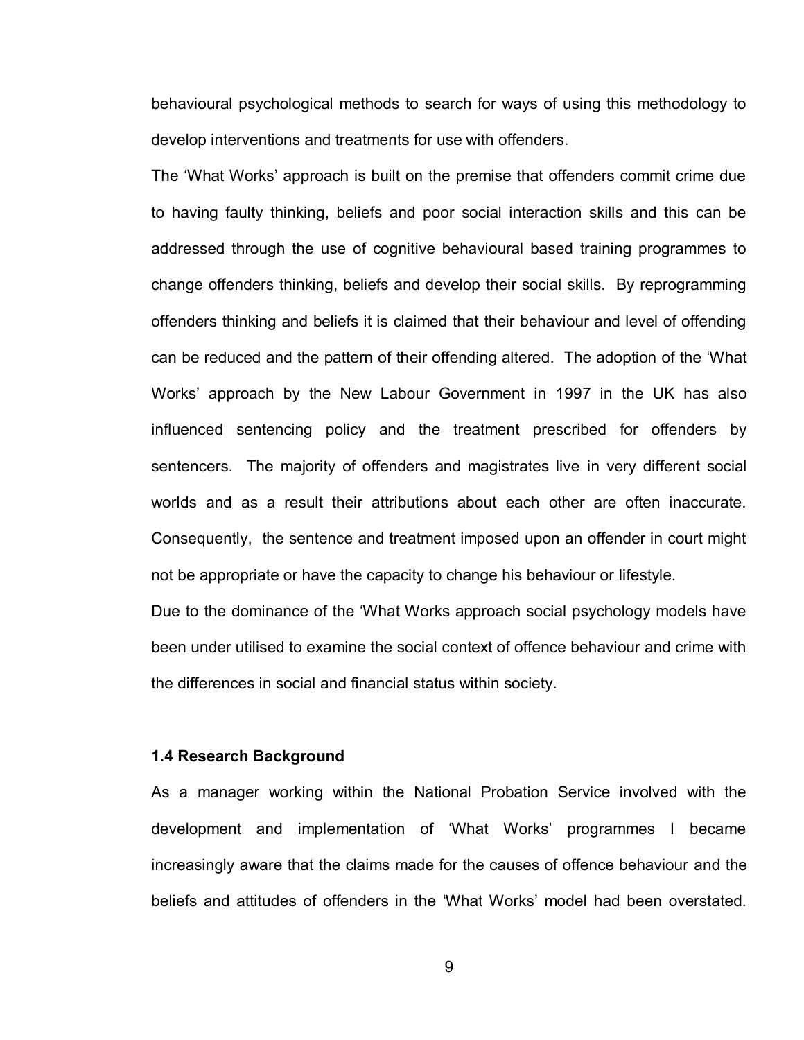behavioural psychological methods to search for ways of using this methodology to develop interventions and treatments for use with offenders.

The 'What Works' approach is built on the premise that offenders commit crime due to having faulty thinking, beliefs and poor social interaction skills and this can be addressed through the use of cognitive behavioural based training programmes to change offenders thinking, beliefs and develop their social skills. By reprogramming offenders thinking and beliefs it is claimed that their behaviour and level of offending can be reduced and the pattern of their offending altered. The adoption of the 'What Works' approach by the New Labour Government in 1997 in the UK has also influenced sentencing policy and the treatment prescribed for offenders by sentencers. The majority of offenders and magistrates live in very different social worlds and as a result their attributions about each other are often inaccurate. Consequently, the sentence and treatment imposed upon an offender in court might not be appropriate or have the capacity to change his behaviour or lifestyle.

Due to the dominance of the 'What Works approach social psychology models have been under utilised to examine the social context of offence behaviour and crime with the differences in social and financial status within society.

### 1.4 Research Background

As a manager working within the National Probation Service involved with the development and implementation of 'What Works' programmes I became increasingly aware that the claims made for the causes of offence behaviour and the beliefs and attitudes of offenders in the 'What Works' model had been overstated.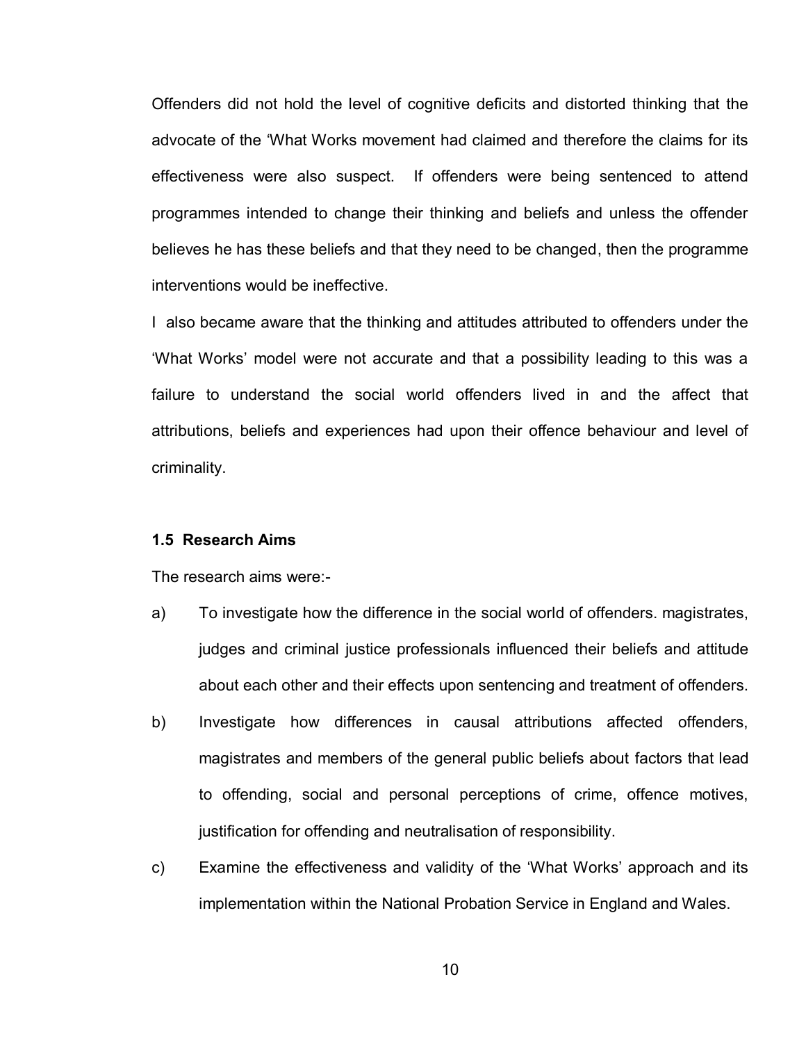Offenders did not hold the level of cognitive deficits and distorted thinking that the advocate of the 'What Works movement had claimed and therefore the claims for its effectiveness were also suspect. If offenders were being sentenced to attend programmes intended to change their thinking and beliefs and unless the offender believes he has these beliefs and that they need to be changed, then the programme interventions would be ineffective.

I also became aware that the thinking and attitudes attributed to offenders under the 'What Works' model were not accurate and that a possibility leading to this was a failure to understand the social world offenders lived in and the affect that attributions, beliefs and experiences had upon their offence behaviour and level of criminality.

### 1.5 Research Aims

The research aims were:-

a) To investigate how the difference in the social world of offenders. magistrates, judges and criminal justice professionals influenced their beliefs and attitude about each other and their effects upon sentencing and treatment of offenders.

b) Investigate how differences in causal attributions affected offenders, magistrates and members of the general public beliefs about factors that lead to offending, social and personal perceptions of crime, offence motives, justification for offending and neutralisation of responsibility.

c) Examine the effectiveness and validity of the 'What Works' approach and its implementation within the National Probation Service in England and Wales.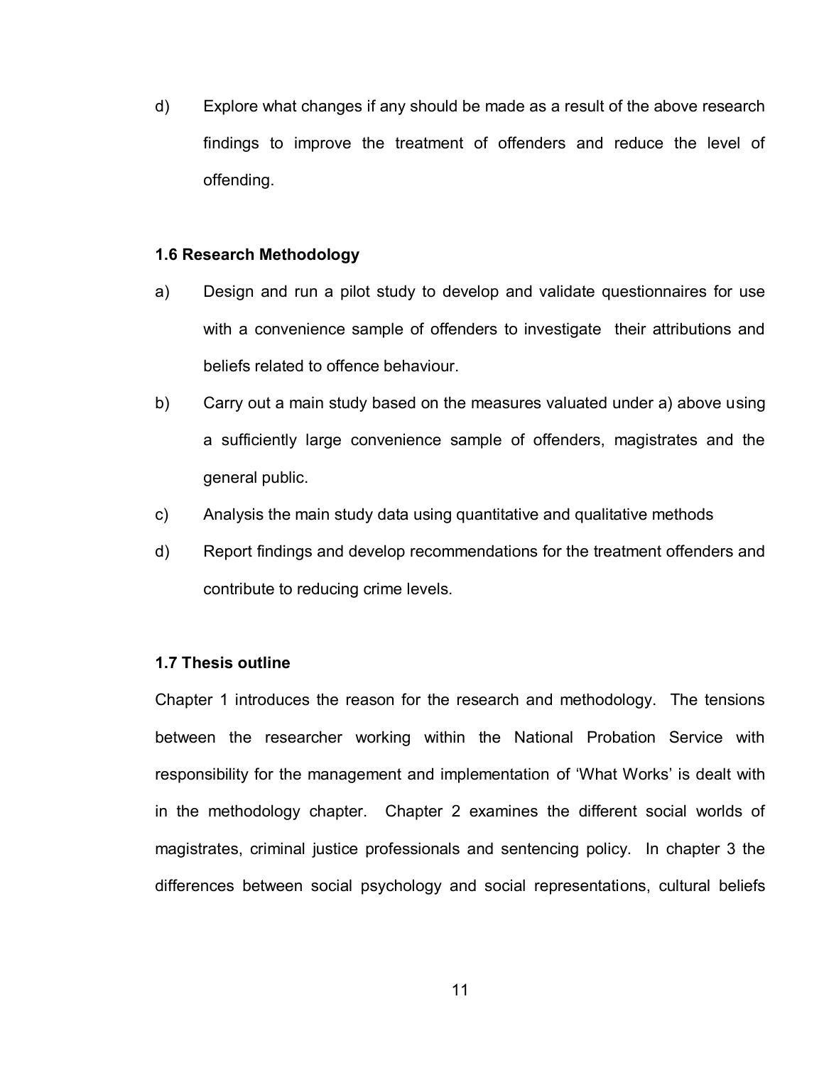d) Explore what changes if any should be made as a result of the above research findings to improve the treatment of offenders and reduce the level of offending.

**1.6 Research Methodology**

a) Design and run a pilot study to develop and validate questionnaires for use with a convenience sample of offenders to investigate their attributions and beliefs related to offence behaviour.

b) Carry out a main study based on the measures valuated under a) above using a sufficiently large convenience sample of offenders, magistrates and the general public.

c) Analysis the main study data using quantitative and qualitative methods

d) Report findings and develop recommendations for the treatment offenders and contribute to reducing crime levels.

**1.7 Thesis outline**

Chapter 1 introduces the reason for the research and methodology. The tensions between the researcher working within the National Probation Service with responsibility for the management and implementation of 'What Works' is dealt with in the methodology chapter. Chapter 2 examines the different social worlds of magistrates, criminal justice professionals and sentencing policy. In chapter 3 the differences between social psychology and social representations, cultural beliefs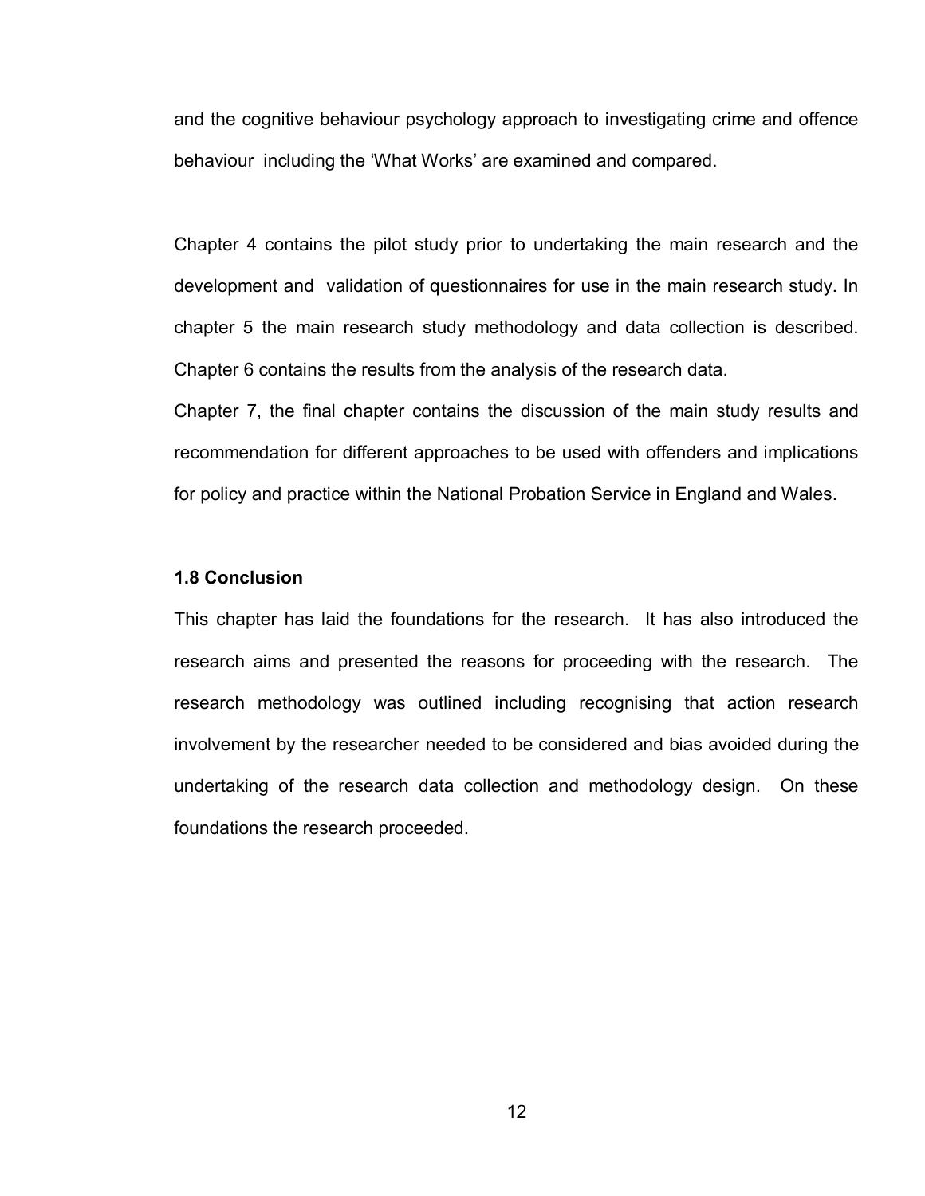and the cognitive behaviour psychology approach to investigating crime and offence behaviour including the 'What Works' are examined and compared.

Chapter 4 contains the pilot study prior to undertaking the main research and the development and validation of questionnaires for use in the main research study. In chapter 5 the main research study methodology and data collection is described. Chapter 6 contains the results from the analysis of the research data.

Chapter 7, the final chapter contains the discussion of the main study results and recommendation for different approaches to be used with offenders and implications for policy and practice within the National Probation Service in England and Wales.

### 1.8 Conclusion

This chapter has laid the foundations for the research. It has also introduced the research aims and presented the reasons for proceeding with the research. The research methodology was outlined including recognising that action research involvement by the researcher needed to be considered and bias avoided during the undertaking of the research data collection and methodology design. On these foundations the research proceeded.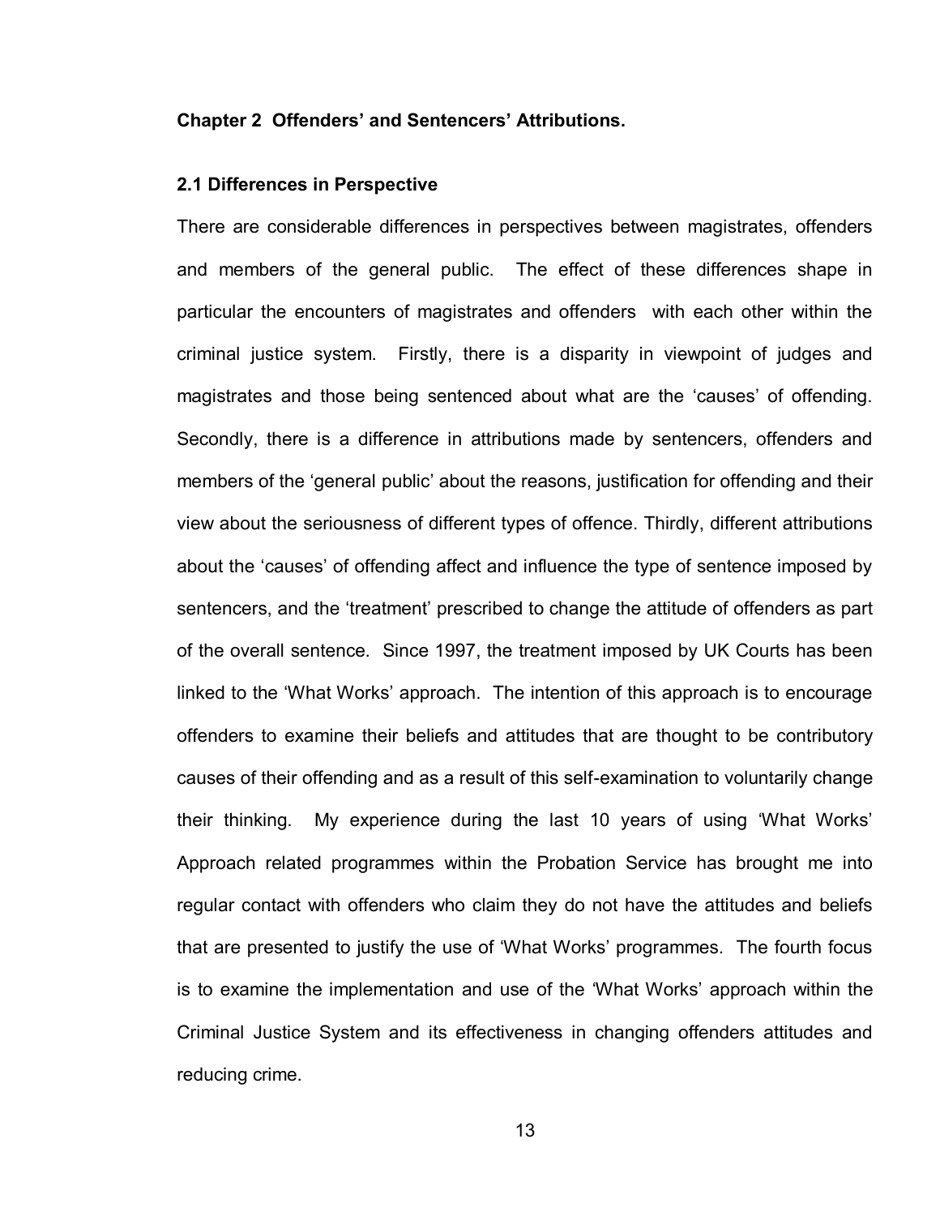## Chapter 2 Offenders' and Sentencers' Attributions.

### 2.1 Differences in Perspective

There are considerable differences in perspectives between magistrates, offenders and members of the general public. The effect of these differences shape in particular the encounters of magistrates and offenders with each other within the criminal justice system. Firstly, there is a disparity in viewpoint of judges and magistrates and those being sentenced about what are the 'causes' of offending. Secondly, there is a difference in attributions made by sentencers, offenders and members of the 'general public' about the reasons, justification for offending and their view about the seriousness of different types of offence. Thirdly, different attributions about the 'causes' of offending affect and influence the type of sentence imposed by sentencers, and the 'treatment' prescribed to change the attitude of offenders as part of the overall sentence. Since 1997, the treatment imposed by UK Courts has been linked to the 'What Works' approach. The intention of this approach is to encourage offenders to examine their beliefs and attitudes that are thought to be contributory causes of their offending and as a result of this self-examination to voluntarily change their thinking. My experience during the last 10 years of using 'What Works' Approach related programmes within the Probation Service has brought me into regular contact with offenders who claim they do not have the attitudes and beliefs that are presented to justify the use of 'What Works' programmes. The fourth focus is to examine the implementation and use of the 'What Works' approach within the Criminal Justice System and its effectiveness in changing offenders attitudes and reducing crime.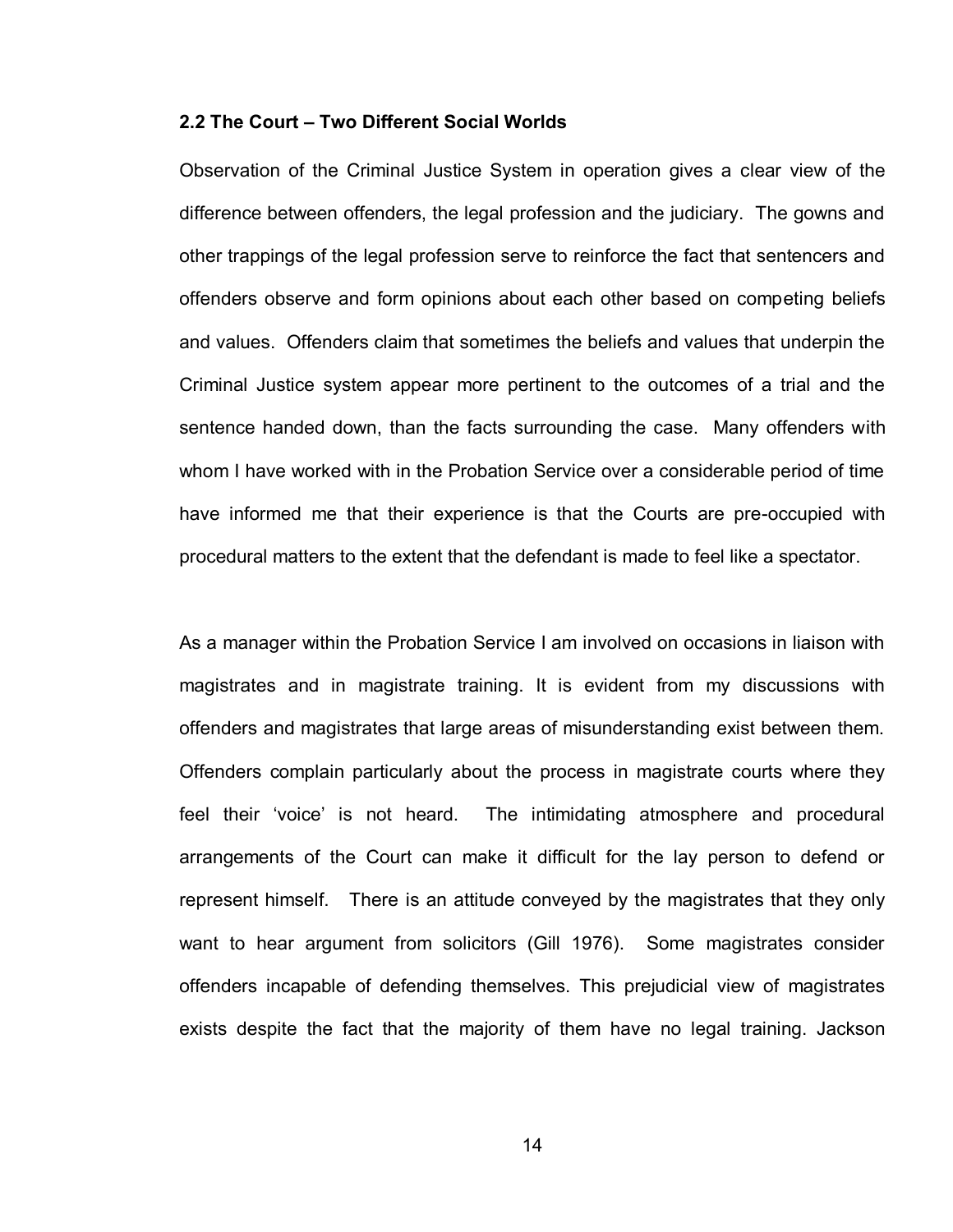### 2.2 The Court – Two Different Social Worlds

Observation of the Criminal Justice System in operation gives a clear view of the difference between offenders, the legal profession and the judiciary. The gowns and other trappings of the legal profession serve to reinforce the fact that sentencers and offenders observe and form opinions about each other based on competing beliefs and values. Offenders claim that sometimes the beliefs and values that underpin the Criminal Justice system appear more pertinent to the outcomes of a trial and the sentence handed down, than the facts surrounding the case. Many offenders with whom I have worked with in the Probation Service over a considerable period of time have informed me that their experience is that the Courts are pre-occupied with procedural matters to the extent that the defendant is made to feel like a spectator.

As a manager within the Probation Service I am involved on occasions in liaison with magistrates and in magistrate training. It is evident from my discussions with offenders and magistrates that large areas of misunderstanding exist between them. Offenders complain particularly about the process in magistrate courts where they feel their 'voice' is not heard. The intimidating atmosphere and procedural arrangements of the Court can make it difficult for the lay person to defend or represent himself. There is an attitude conveyed by the magistrates that they only want to hear argument from solicitors (Gill 1976). Some magistrates consider offenders incapable of defending themselves. This prejudicial view of magistrates exists despite the fact that the majority of them have no legal training. Jackson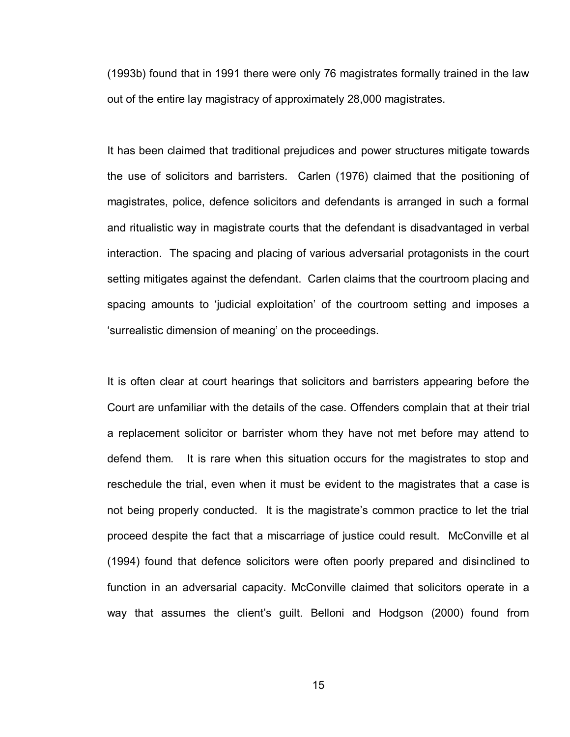(1993b) found that in 1991 there were only 76 magistrates formally trained in the law out of the entire lay magistracy of approximately 28,000 magistrates.

It has been claimed that traditional prejudices and power structures mitigate towards the use of solicitors and barristers. Carlen (1976) claimed that the positioning of magistrates, police, defence solicitors and defendants is arranged in such a formal and ritualistic way in magistrate courts that the defendant is disadvantaged in verbal interaction. The spacing and placing of various adversarial protagonists in the court setting mitigates against the defendant. Carlen claims that the courtroom placing and spacing amounts to 'judicial exploitation' of the courtroom setting and imposes a 'surrealistic dimension of meaning' on the proceedings.

It is often clear at court hearings that solicitors and barristers appearing before the Court are unfamiliar with the details of the case. Offenders complain that at their trial a replacement solicitor or barrister whom they have not met before may attend to defend them. It is rare when this situation occurs for the magistrates to stop and reschedule the trial, even when it must be evident to the magistrates that a case is not being properly conducted. It is the magistrate's common practice to let the trial proceed despite the fact that a miscarriage of justice could result. McConville et al (1994) found that defence solicitors were often poorly prepared and disinclined to function in an adversarial capacity. McConville claimed that solicitors operate in a way that assumes the client's guilt. Belloni and Hodgson (2000) found from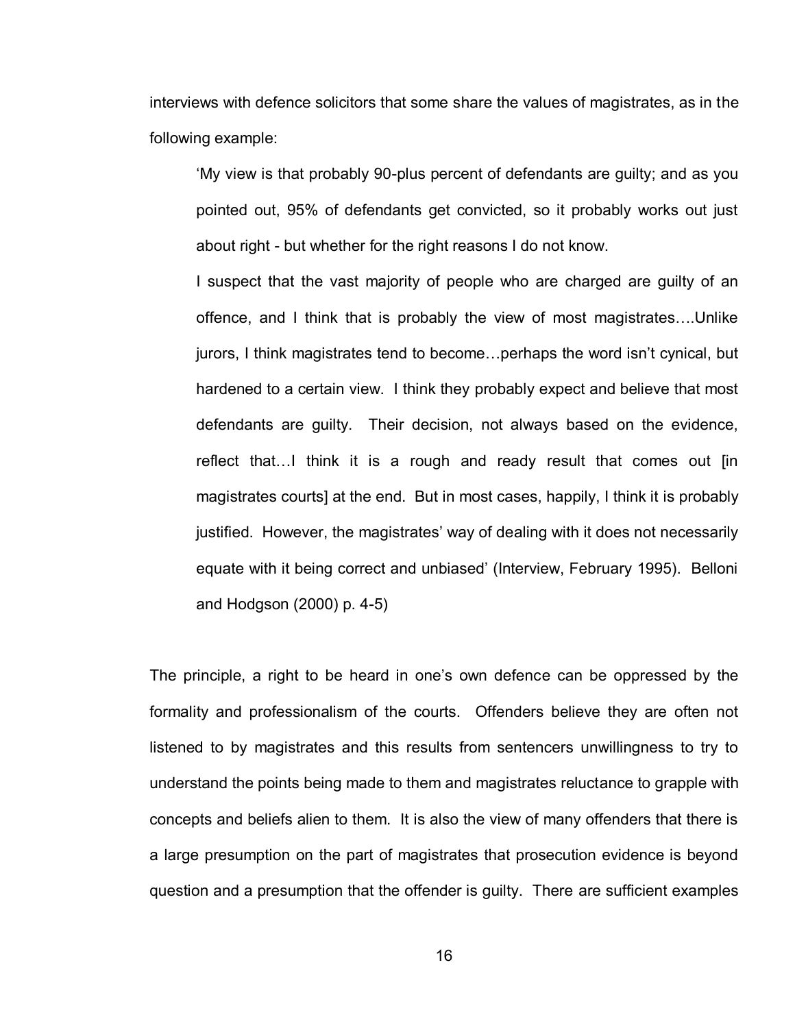interviews with defence solicitors that some share the values of magistrates, as in the following example:

> 'My view is that probably 90-plus percent of defendants are guilty; and as you pointed out, 95% of defendants get convicted, so it probably works out just about right - but whether for the right reasons I do not know.
>
> I suspect that the vast majority of people who are charged are guilty of an offence, and I think that is probably the view of most magistrates….Unlike jurors, I think magistrates tend to become…perhaps the word isn't cynical, but hardened to a certain view. I think they probably expect and believe that most defendants are guilty. Their decision, not always based on the evidence, reflect that…I think it is a rough and ready result that comes out [in magistrates courts] at the end. But in most cases, happily, I think it is probably justified. However, the magistrates' way of dealing with it does not necessarily equate with it being correct and unbiased' (Interview, February 1995). Belloni and Hodgson (2000) p. 4-5)

The principle, a right to be heard in one's own defence can be oppressed by the formality and professionalism of the courts. Offenders believe they are often not listened to by magistrates and this results from sentencers unwillingness to try to understand the points being made to them and magistrates reluctance to grapple with concepts and beliefs alien to them. It is also the view of many offenders that there is a large presumption on the part of magistrates that prosecution evidence is beyond question and a presumption that the offender is guilty. There are sufficient examples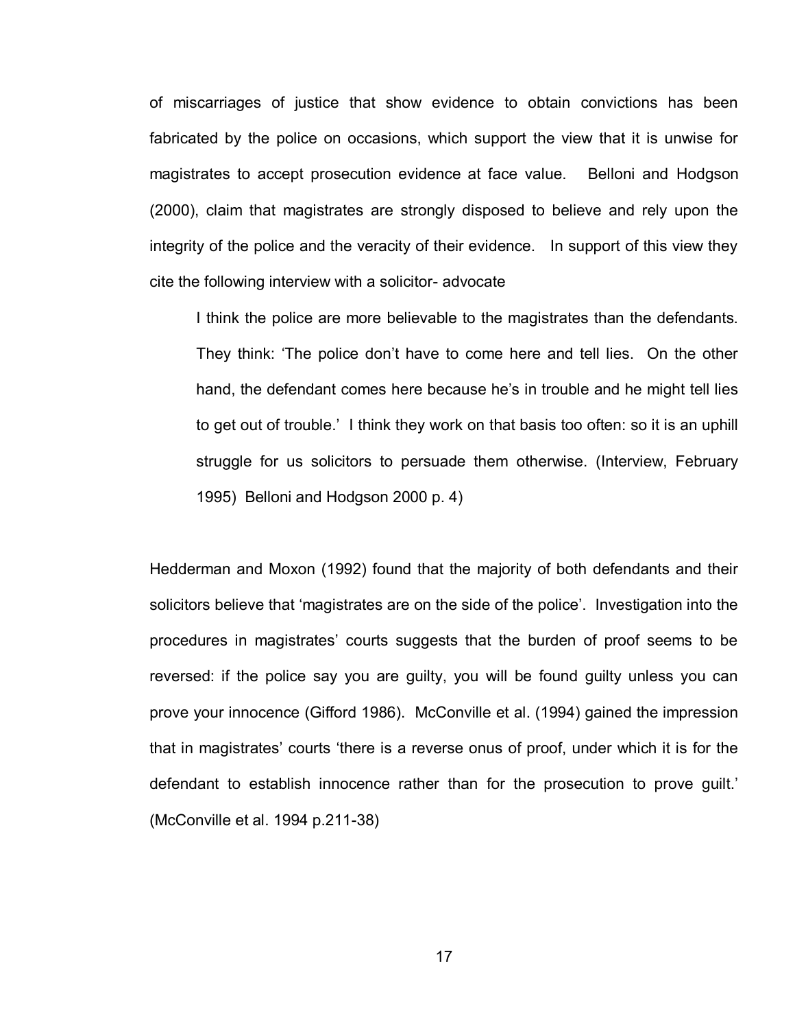of miscarriages of justice that show evidence to obtain convictions has been fabricated by the police on occasions, which support the view that it is unwise for magistrates to accept prosecution evidence at face value. Belloni and Hodgson (2000), claim that magistrates are strongly disposed to believe and rely upon the integrity of the police and the veracity of their evidence. In support of this view they cite the following interview with a solicitor- advocate

> I think the police are more believable to the magistrates than the defendants. They think: 'The police don't have to come here and tell lies. On the other hand, the defendant comes here because he's in trouble and he might tell lies to get out of trouble.' I think they work on that basis too often: so it is an uphill struggle for us solicitors to persuade them otherwise. (Interview, February 1995) Belloni and Hodgson 2000 p. 4)

Hedderman and Moxon (1992) found that the majority of both defendants and their solicitors believe that 'magistrates are on the side of the police'. Investigation into the procedures in magistrates' courts suggests that the burden of proof seems to be reversed: if the police say you are guilty, you will be found guilty unless you can prove your innocence (Gifford 1986). McConville et al. (1994) gained the impression that in magistrates' courts 'there is a reverse onus of proof, under which it is for the defendant to establish innocence rather than for the prosecution to prove guilt.' (McConville et al. 1994 p.211-38)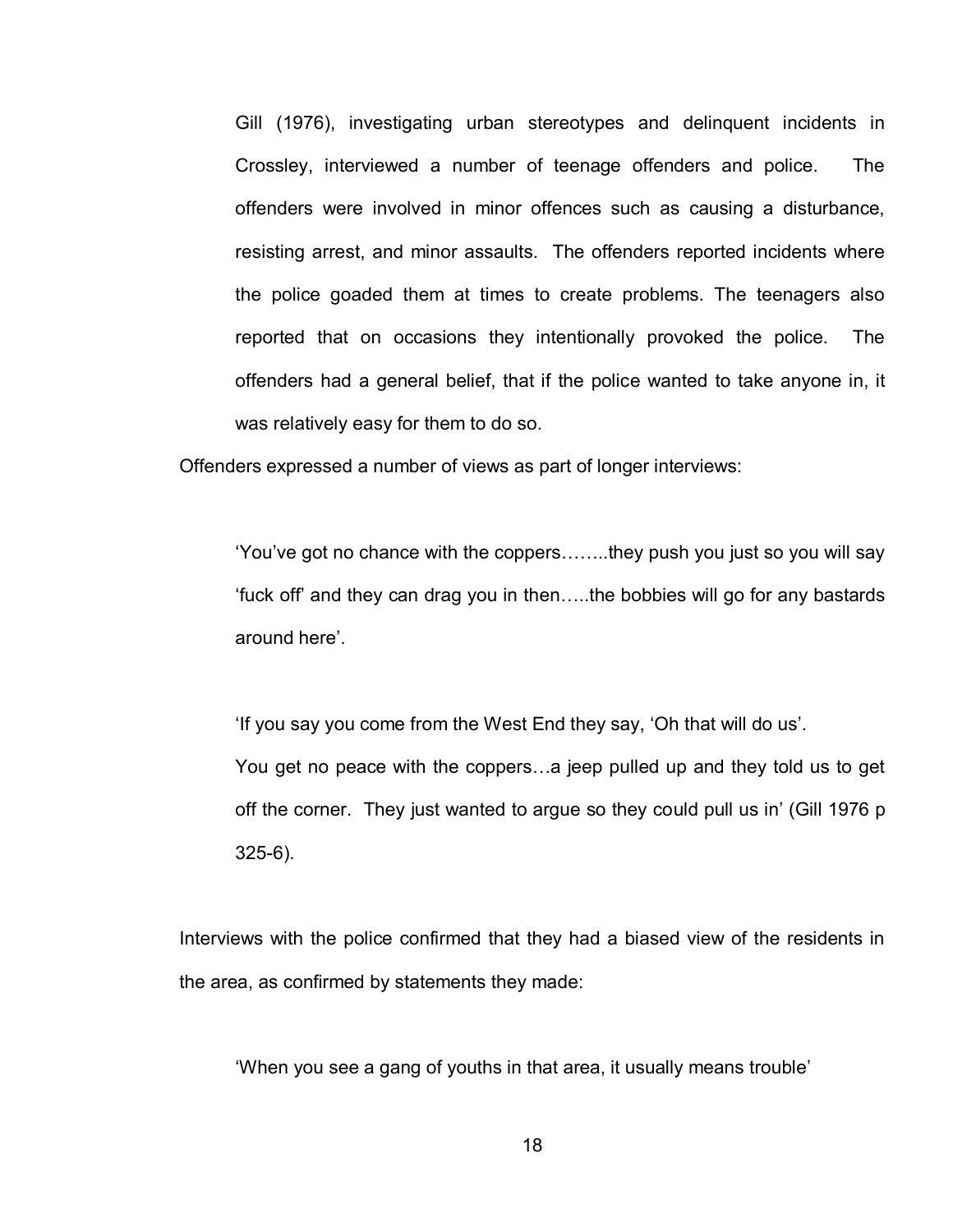> Gill (1976), investigating urban stereotypes and delinquent incidents in Crossley, interviewed a number of teenage offenders and police. The offenders were involved in minor offences such as causing a disturbance, resisting arrest, and minor assaults. The offenders reported incidents where the police goaded them at times to create problems. The teenagers also reported that on occasions they intentionally provoked the police. The offenders had a general belief, that if the police wanted to take anyone in, it was relatively easy for them to do so.

Offenders expressed a number of views as part of longer interviews:

> 'You've got no chance with the coppers……..they push you just so you will say 'fuck off' and they can drag you in then…..the bobbies will go for any bastards around here'.
>
> 'If you say you come from the West End they say, 'Oh that will do us'.
> You get no peace with the coppers…a jeep pulled up and they told us to get off the corner. They just wanted to argue so they could pull us in' (Gill 1976 p 325-6).

Interviews with the police confirmed that they had a biased view of the residents in the area, as confirmed by statements they made:

> 'When you see a gang of youths in that area, it usually means trouble'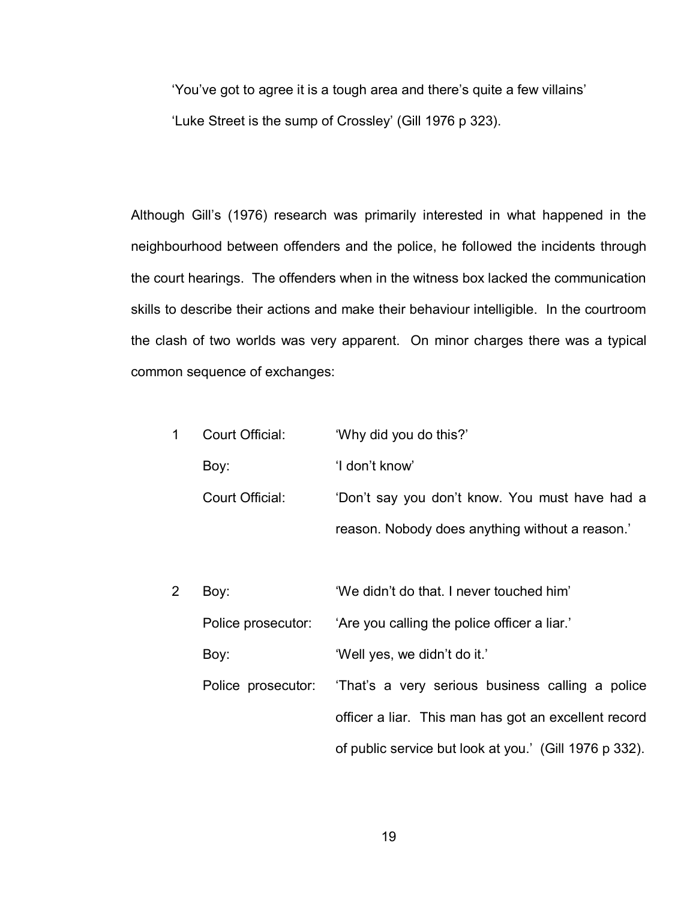> 'You've got to agree it is a tough area and there's quite a few villains'
>
> 'Luke Street is the sump of Crossley' (Gill 1976 p 323).

Although Gill's (1976) research was primarily interested in what happened in the neighbourhood between offenders and the police, he followed the incidents through the court hearings. The offenders when in the witness box lacked the communication skills to describe their actions and make their behaviour intelligible. In the courtroom the clash of two worlds was very apparent. On minor charges there was a typical common sequence of exchanges:

1. Court Official: 'Why did you do this?'

   Boy: 'I don't know'

   Court Official: 'Don't say you don't know. You must have had a reason. Nobody does anything without a reason.'

2. Boy: 'We didn't do that. I never touched him'

   Police prosecutor: 'Are you calling the police officer a liar.'

   Boy: 'Well yes, we didn't do it.'

   Police prosecutor: 'That's a very serious business calling a police officer a liar. This man has got an excellent record of public service but look at you.' (Gill 1976 p 332).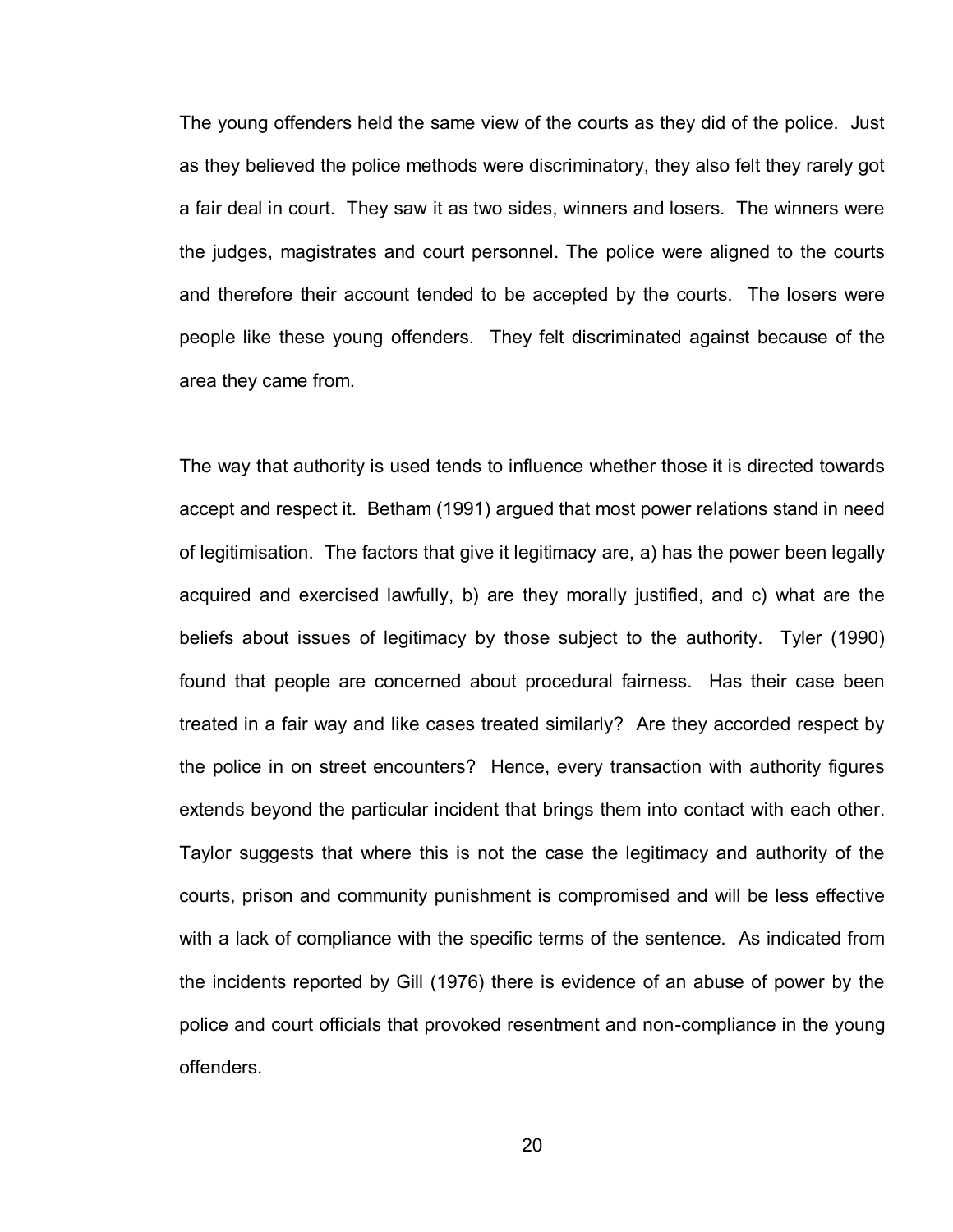The young offenders held the same view of the courts as they did of the police. Just as they believed the police methods were discriminatory, they also felt they rarely got a fair deal in court. They saw it as two sides, winners and losers. The winners were the judges, magistrates and court personnel. The police were aligned to the courts and therefore their account tended to be accepted by the courts. The losers were people like these young offenders. They felt discriminated against because of the area they came from.

The way that authority is used tends to influence whether those it is directed towards accept and respect it. Betham (1991) argued that most power relations stand in need of legitimisation. The factors that give it legitimacy are, a) has the power been legally acquired and exercised lawfully, b) are they morally justified, and c) what are the beliefs about issues of legitimacy by those subject to the authority. Tyler (1990) found that people are concerned about procedural fairness. Has their case been treated in a fair way and like cases treated similarly? Are they accorded respect by the police in on street encounters? Hence, every transaction with authority figures extends beyond the particular incident that brings them into contact with each other. Taylor suggests that where this is not the case the legitimacy and authority of the courts, prison and community punishment is compromised and will be less effective with a lack of compliance with the specific terms of the sentence. As indicated from the incidents reported by Gill (1976) there is evidence of an abuse of power by the police and court officials that provoked resentment and non-compliance in the young offenders.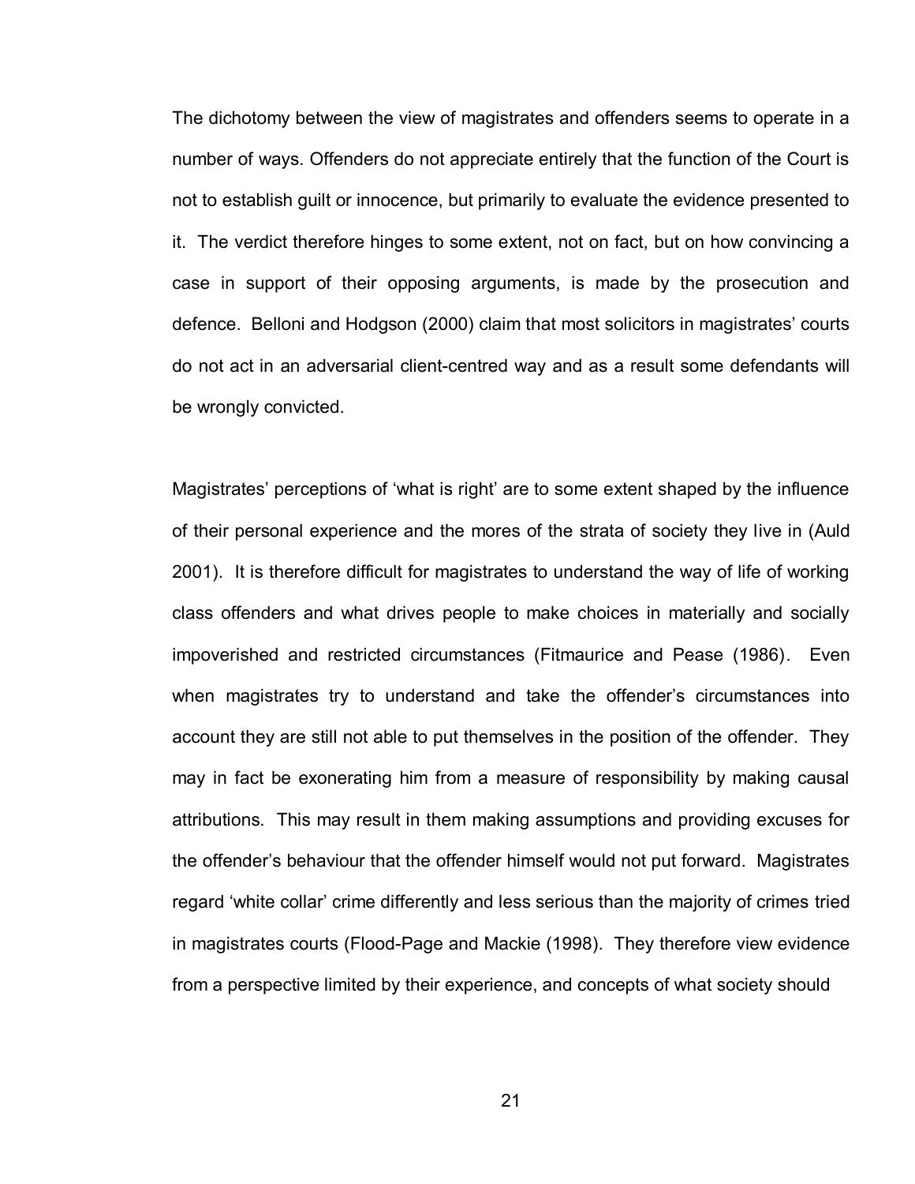The dichotomy between the view of magistrates and offenders seems to operate in a number of ways. Offenders do not appreciate entirely that the function of the Court is not to establish guilt or innocence, but primarily to evaluate the evidence presented to it. The verdict therefore hinges to some extent, not on fact, but on how convincing a case in support of their opposing arguments, is made by the prosecution and defence. Belloni and Hodgson (2000) claim that most solicitors in magistrates' courts do not act in an adversarial client-centred way and as a result some defendants will be wrongly convicted.

Magistrates' perceptions of 'what is right' are to some extent shaped by the influence of their personal experience and the mores of the strata of society they live in (Auld 2001). It is therefore difficult for magistrates to understand the way of life of working class offenders and what drives people to make choices in materially and socially impoverished and restricted circumstances (Fitmaurice and Pease (1986). Even when magistrates try to understand and take the offender's circumstances into account they are still not able to put themselves in the position of the offender. They may in fact be exonerating him from a measure of responsibility by making causal attributions. This may result in them making assumptions and providing excuses for the offender's behaviour that the offender himself would not put forward. Magistrates regard 'white collar' crime differently and less serious than the majority of crimes tried in magistrates courts (Flood-Page and Mackie (1998). They therefore view evidence from a perspective limited by their experience, and concepts of what society should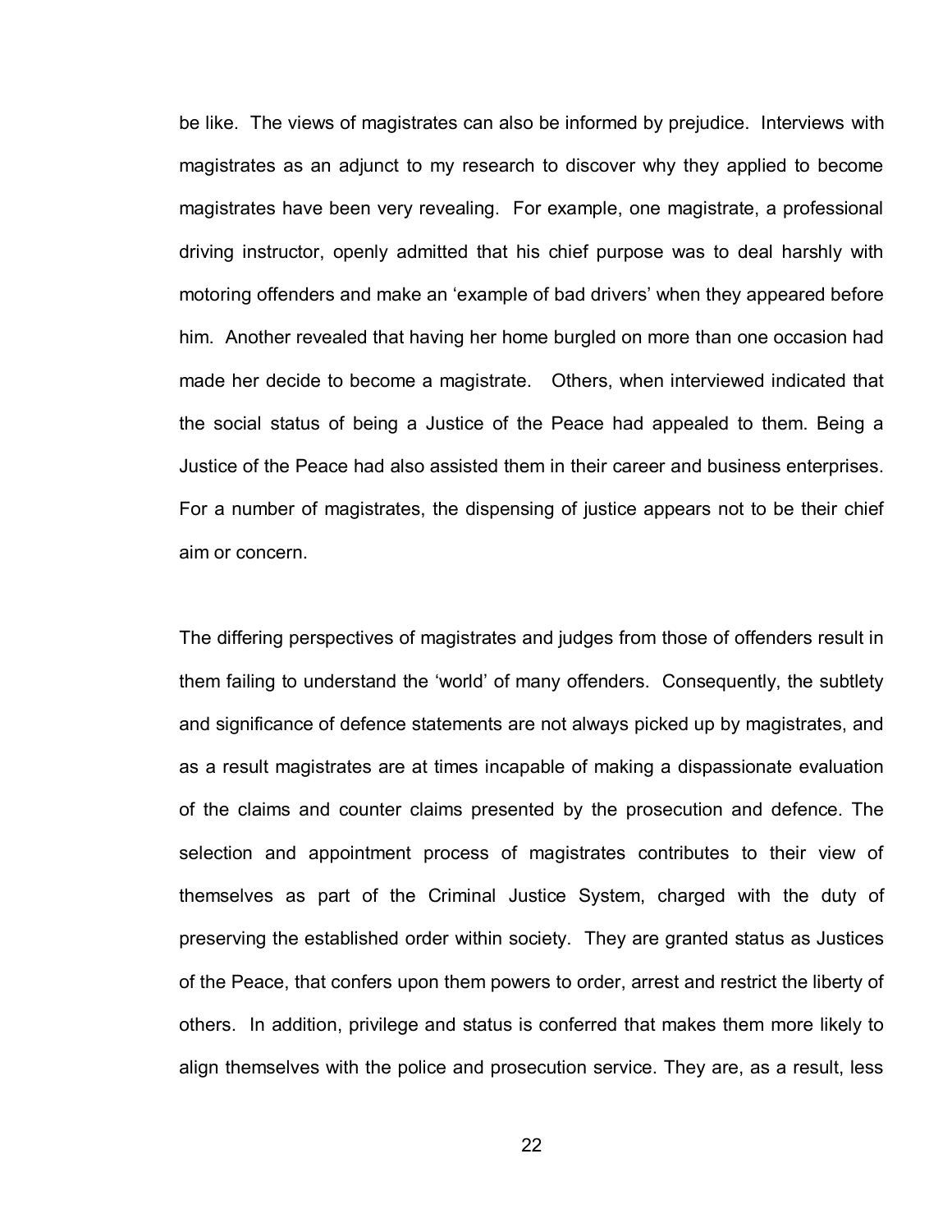be like. The views of magistrates can also be informed by prejudice. Interviews with magistrates as an adjunct to my research to discover why they applied to become magistrates have been very revealing. For example, one magistrate, a professional driving instructor, openly admitted that his chief purpose was to deal harshly with motoring offenders and make an 'example of bad drivers' when they appeared before him. Another revealed that having her home burgled on more than one occasion had made her decide to become a magistrate. Others, when interviewed indicated that the social status of being a Justice of the Peace had appealed to them. Being a Justice of the Peace had also assisted them in their career and business enterprises. For a number of magistrates, the dispensing of justice appears not to be their chief aim or concern.

The differing perspectives of magistrates and judges from those of offenders result in them failing to understand the 'world' of many offenders. Consequently, the subtlety and significance of defence statements are not always picked up by magistrates, and as a result magistrates are at times incapable of making a dispassionate evaluation of the claims and counter claims presented by the prosecution and defence. The selection and appointment process of magistrates contributes to their view of themselves as part of the Criminal Justice System, charged with the duty of preserving the established order within society. They are granted status as Justices of the Peace, that confers upon them powers to order, arrest and restrict the liberty of others. In addition, privilege and status is conferred that makes them more likely to align themselves with the police and prosecution service. They are, as a result, less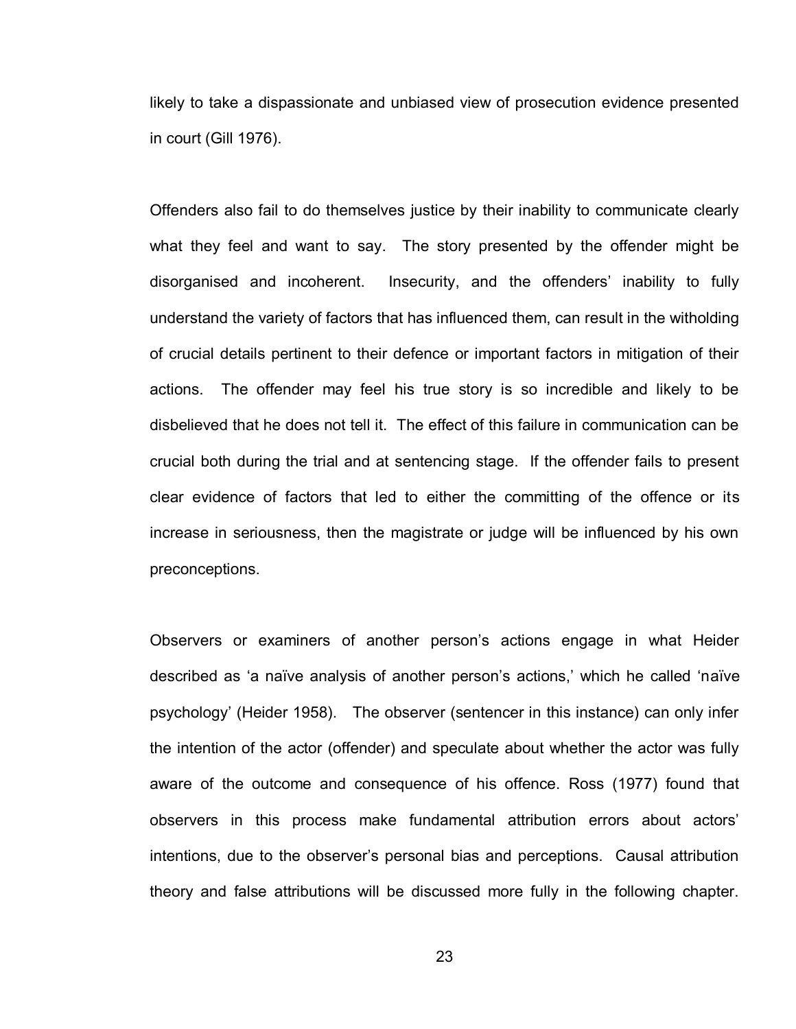likely to take a dispassionate and unbiased view of prosecution evidence presented in court (Gill 1976).

Offenders also fail to do themselves justice by their inability to communicate clearly what they feel and want to say. The story presented by the offender might be disorganised and incoherent. Insecurity, and the offenders' inability to fully understand the variety of factors that has influenced them, can result in the witholding of crucial details pertinent to their defence or important factors in mitigation of their actions. The offender may feel his true story is so incredible and likely to be disbelieved that he does not tell it. The effect of this failure in communication can be crucial both during the trial and at sentencing stage. If the offender fails to present clear evidence of factors that led to either the committing of the offence or its increase in seriousness, then the magistrate or judge will be influenced by his own preconceptions.

Observers or examiners of another person's actions engage in what Heider described as 'a naïve analysis of another person's actions,' which he called 'naïve psychology' (Heider 1958). The observer (sentencer in this instance) can only infer the intention of the actor (offender) and speculate about whether the actor was fully aware of the outcome and consequence of his offence. Ross (1977) found that observers in this process make fundamental attribution errors about actors' intentions, due to the observer's personal bias and perceptions. Causal attribution theory and false attributions will be discussed more fully in the following chapter.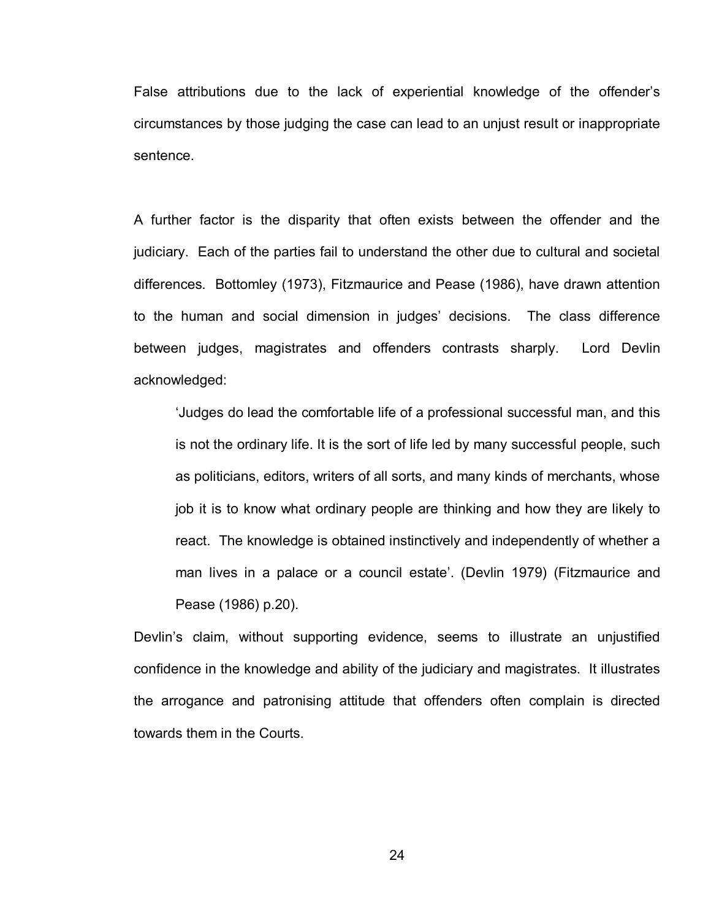False attributions due to the lack of experiential knowledge of the offender's circumstances by those judging the case can lead to an unjust result or inappropriate sentence.

A further factor is the disparity that often exists between the offender and the judiciary. Each of the parties fail to understand the other due to cultural and societal differences. Bottomley (1973), Fitzmaurice and Pease (1986), have drawn attention to the human and social dimension in judges' decisions. The class difference between judges, magistrates and offenders contrasts sharply. Lord Devlin acknowledged:

> 'Judges do lead the comfortable life of a professional successful man, and this is not the ordinary life. It is the sort of life led by many successful people, such as politicians, editors, writers of all sorts, and many kinds of merchants, whose job it is to know what ordinary people are thinking and how they are likely to react. The knowledge is obtained instinctively and independently of whether a man lives in a palace or a council estate'. (Devlin 1979) (Fitzmaurice and Pease (1986) p.20).

Devlin's claim, without supporting evidence, seems to illustrate an unjustified confidence in the knowledge and ability of the judiciary and magistrates. It illustrates the arrogance and patronising attitude that offenders often complain is directed towards them in the Courts.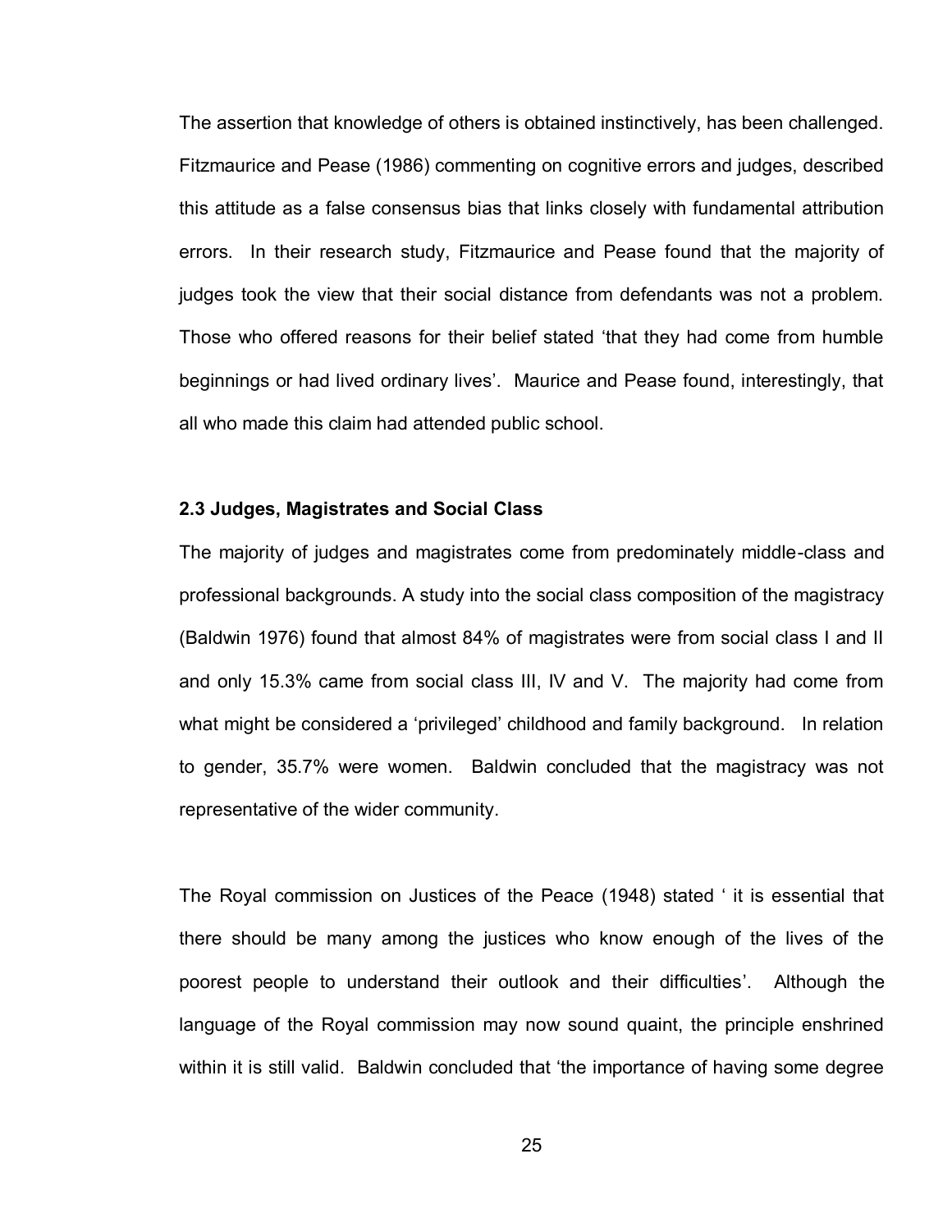The assertion that knowledge of others is obtained instinctively, has been challenged. Fitzmaurice and Pease (1986) commenting on cognitive errors and judges, described this attitude as a false consensus bias that links closely with fundamental attribution errors. In their research study, Fitzmaurice and Pease found that the majority of judges took the view that their social distance from defendants was not a problem. Those who offered reasons for their belief stated 'that they had come from humble beginnings or had lived ordinary lives'. Maurice and Pease found, interestingly, that all who made this claim had attended public school.

### 2.3 Judges, Magistrates and Social Class

The majority of judges and magistrates come from predominately middle-class and professional backgrounds. A study into the social class composition of the magistracy (Baldwin 1976) found that almost 84% of magistrates were from social class I and II and only 15.3% came from social class III, IV and V. The majority had come from what might be considered a 'privileged' childhood and family background. In relation to gender, 35.7% were women. Baldwin concluded that the magistracy was not representative of the wider community.

The Royal commission on Justices of the Peace (1948) stated ' it is essential that there should be many among the justices who know enough of the lives of the poorest people to understand their outlook and their difficulties'. Although the language of the Royal commission may now sound quaint, the principle enshrined within it is still valid. Baldwin concluded that 'the importance of having some degree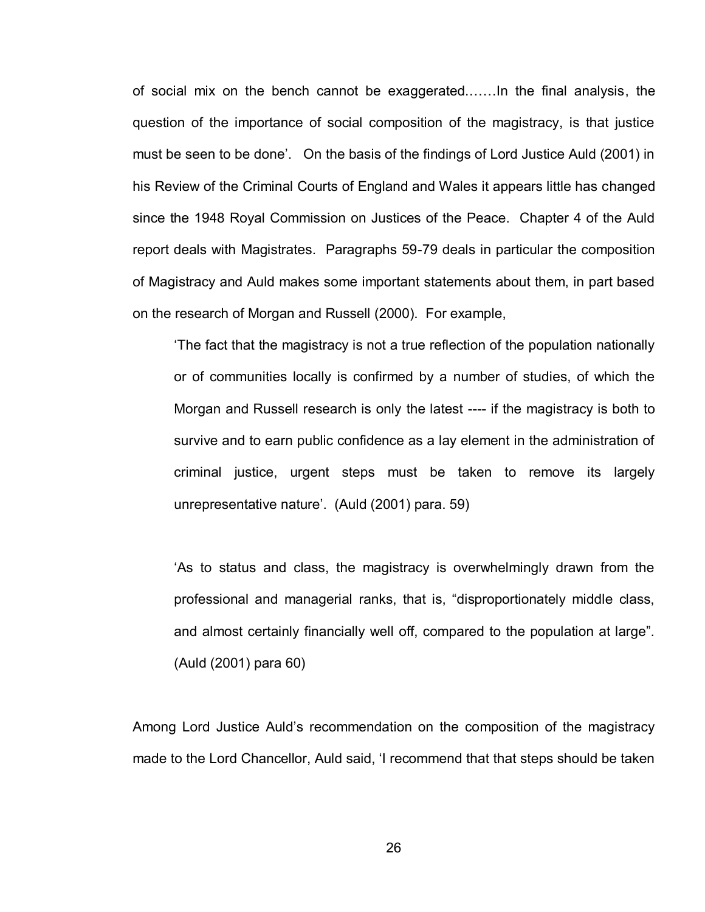of social mix on the bench cannot be exaggerated…….In the final analysis, the question of the importance of social composition of the magistracy, is that justice must be seen to be done'. On the basis of the findings of Lord Justice Auld (2001) in his Review of the Criminal Courts of England and Wales it appears little has changed since the 1948 Royal Commission on Justices of the Peace. Chapter 4 of the Auld report deals with Magistrates. Paragraphs 59-79 deals in particular the composition of Magistracy and Auld makes some important statements about them, in part based on the research of Morgan and Russell (2000). For example,

> 'The fact that the magistracy is not a true reflection of the population nationally or of communities locally is confirmed by a number of studies, of which the Morgan and Russell research is only the latest ---- if the magistracy is both to survive and to earn public confidence as a lay element in the administration of criminal justice, urgent steps must be taken to remove its largely unrepresentative nature'. (Auld (2001) para. 59)

> 'As to status and class, the magistracy is overwhelmingly drawn from the professional and managerial ranks, that is, "disproportionately middle class, and almost certainly financially well off, compared to the population at large". (Auld (2001) para 60)

Among Lord Justice Auld's recommendation on the composition of the magistracy made to the Lord Chancellor, Auld said, 'I recommend that that steps should be taken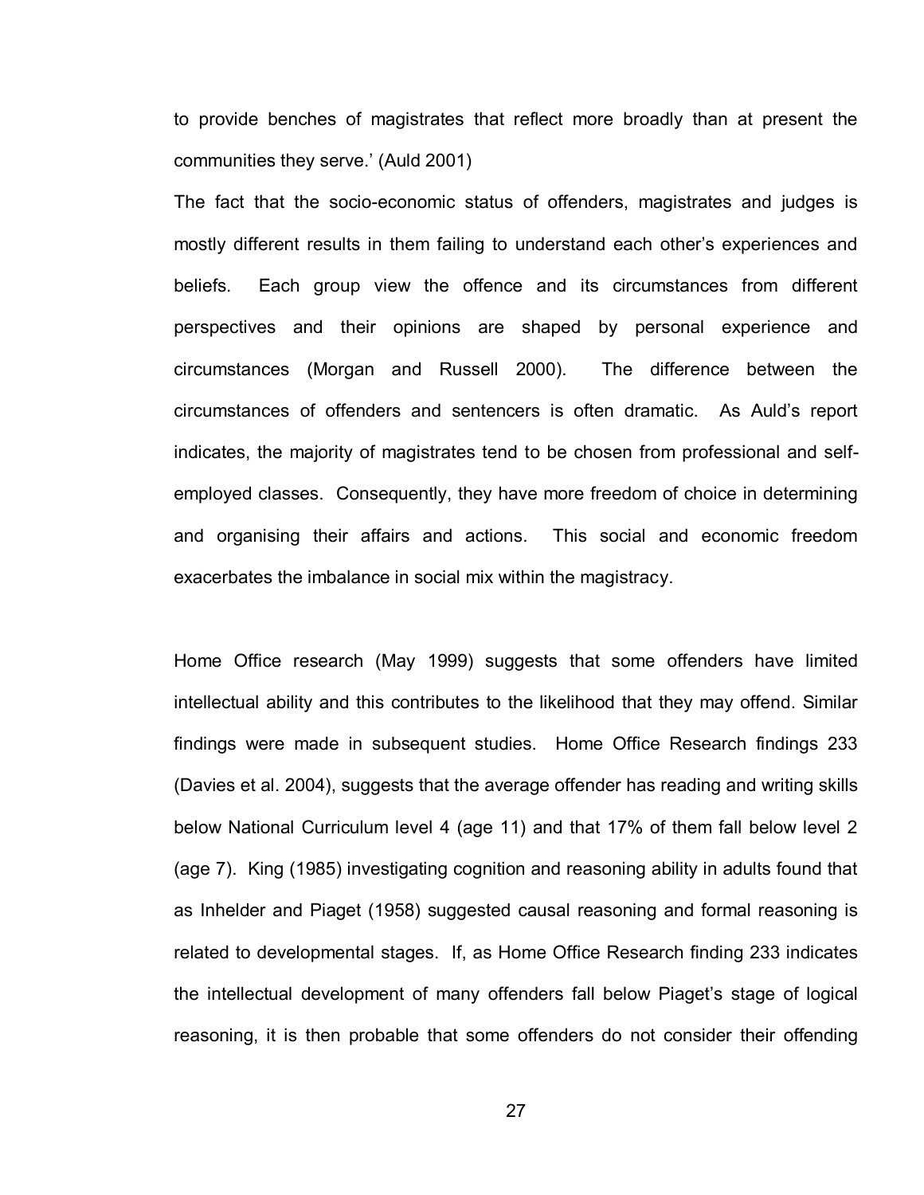to provide benches of magistrates that reflect more broadly than at present the communities they serve.' (Auld 2001)

The fact that the socio-economic status of offenders, magistrates and judges is mostly different results in them failing to understand each other's experiences and beliefs. Each group view the offence and its circumstances from different perspectives and their opinions are shaped by personal experience and circumstances (Morgan and Russell 2000). The difference between the circumstances of offenders and sentencers is often dramatic. As Auld's report indicates, the majority of magistrates tend to be chosen from professional and self-employed classes. Consequently, they have more freedom of choice in determining and organising their affairs and actions. This social and economic freedom exacerbates the imbalance in social mix within the magistracy.

Home Office research (May 1999) suggests that some offenders have limited intellectual ability and this contributes to the likelihood that they may offend. Similar findings were made in subsequent studies. Home Office Research findings 233 (Davies et al. 2004), suggests that the average offender has reading and writing skills below National Curriculum level 4 (age 11) and that 17% of them fall below level 2 (age 7). King (1985) investigating cognition and reasoning ability in adults found that as Inhelder and Piaget (1958) suggested causal reasoning and formal reasoning is related to developmental stages. If, as Home Office Research finding 233 indicates the intellectual development of many offenders fall below Piaget's stage of logical reasoning, it is then probable that some offenders do not consider their offending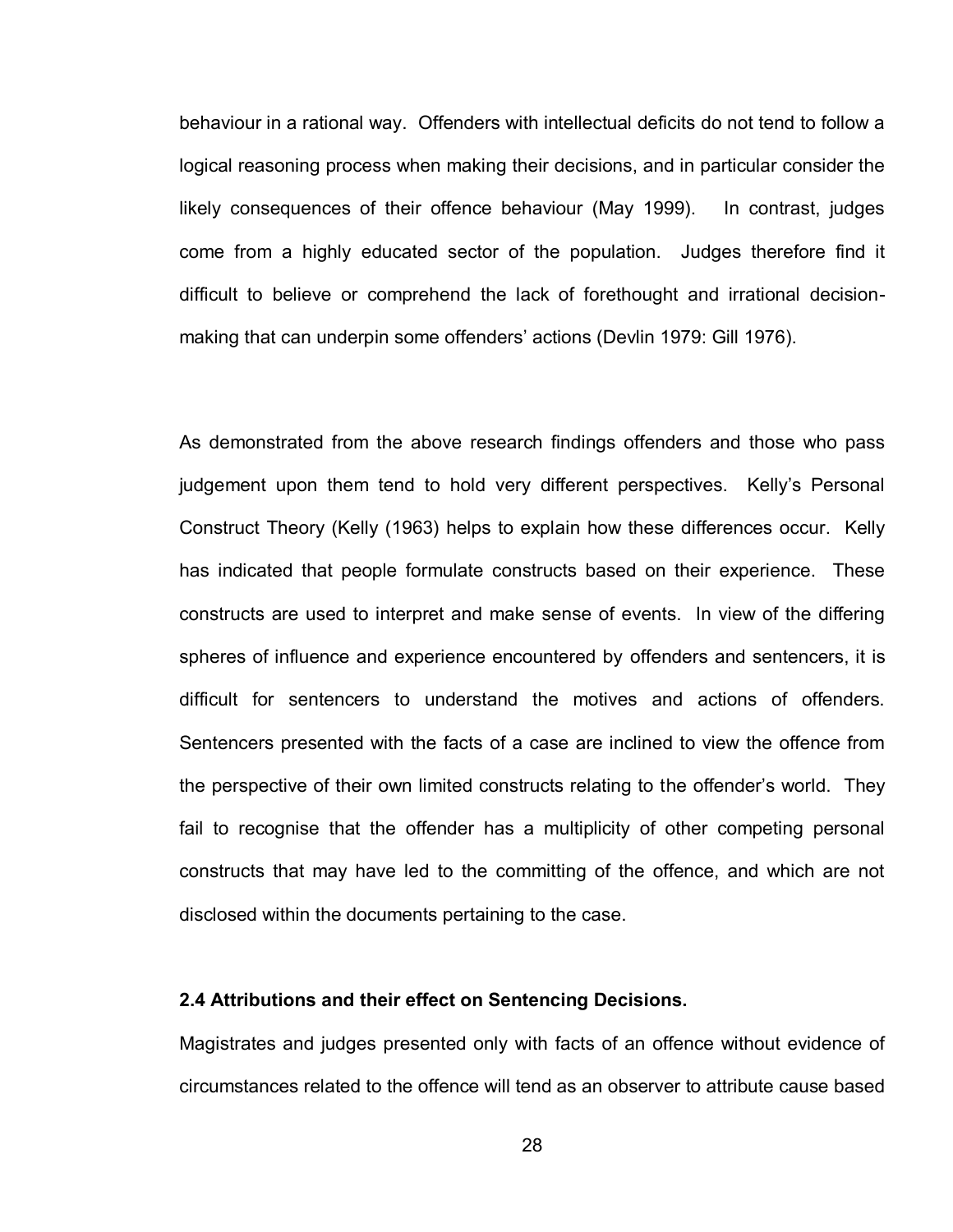behaviour in a rational way. Offenders with intellectual deficits do not tend to follow a logical reasoning process when making their decisions, and in particular consider the likely consequences of their offence behaviour (May 1999). In contrast, judges come from a highly educated sector of the population. Judges therefore find it difficult to believe or comprehend the lack of forethought and irrational decision-making that can underpin some offenders' actions (Devlin 1979: Gill 1976).

As demonstrated from the above research findings offenders and those who pass judgement upon them tend to hold very different perspectives. Kelly's Personal Construct Theory (Kelly (1963) helps to explain how these differences occur. Kelly has indicated that people formulate constructs based on their experience. These constructs are used to interpret and make sense of events. In view of the differing spheres of influence and experience encountered by offenders and sentencers, it is difficult for sentencers to understand the motives and actions of offenders. Sentencers presented with the facts of a case are inclined to view the offence from the perspective of their own limited constructs relating to the offender's world. They fail to recognise that the offender has a multiplicity of other competing personal constructs that may have led to the committing of the offence, and which are not disclosed within the documents pertaining to the case.

### 2.4 Attributions and their effect on Sentencing Decisions.

Magistrates and judges presented only with facts of an offence without evidence of circumstances related to the offence will tend as an observer to attribute cause based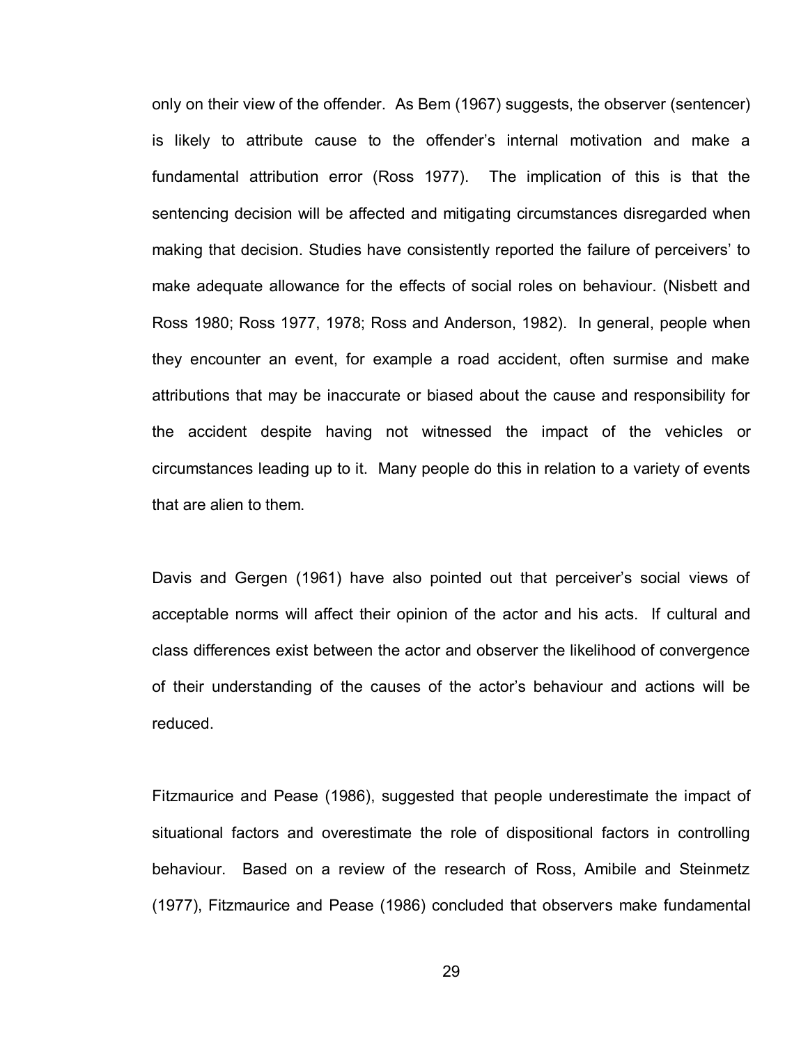only on their view of the offender. As Bem (1967) suggests, the observer (sentencer) is likely to attribute cause to the offender's internal motivation and make a fundamental attribution error (Ross 1977). The implication of this is that the sentencing decision will be affected and mitigating circumstances disregarded when making that decision. Studies have consistently reported the failure of perceivers' to make adequate allowance for the effects of social roles on behaviour. (Nisbett and Ross 1980; Ross 1977, 1978; Ross and Anderson, 1982). In general, people when they encounter an event, for example a road accident, often surmise and make attributions that may be inaccurate or biased about the cause and responsibility for the accident despite having not witnessed the impact of the vehicles or circumstances leading up to it. Many people do this in relation to a variety of events that are alien to them.

Davis and Gergen (1961) have also pointed out that perceiver's social views of acceptable norms will affect their opinion of the actor and his acts. If cultural and class differences exist between the actor and observer the likelihood of convergence of their understanding of the causes of the actor's behaviour and actions will be reduced.

Fitzmaurice and Pease (1986), suggested that people underestimate the impact of situational factors and overestimate the role of dispositional factors in controlling behaviour. Based on a review of the research of Ross, Amibile and Steinmetz (1977), Fitzmaurice and Pease (1986) concluded that observers make fundamental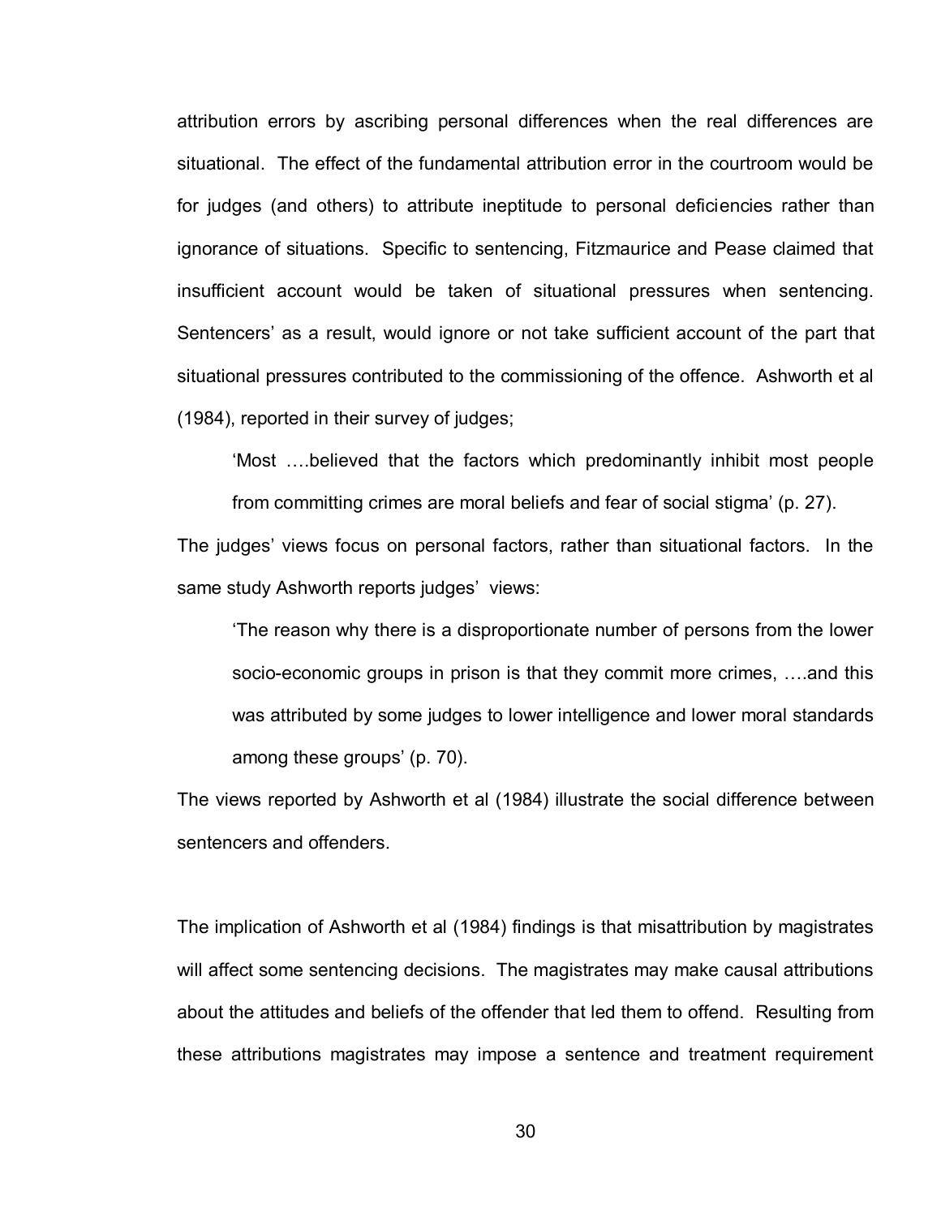attribution errors by ascribing personal differences when the real differences are situational. The effect of the fundamental attribution error in the courtroom would be for judges (and others) to attribute ineptitude to personal deficiencies rather than ignorance of situations. Specific to sentencing, Fitzmaurice and Pease claimed that insufficient account would be taken of situational pressures when sentencing. Sentencers' as a result, would ignore or not take sufficient account of the part that situational pressures contributed to the commissioning of the offence. Ashworth et al (1984), reported in their survey of judges;

> 'Most ….believed that the factors which predominantly inhibit most people from committing crimes are moral beliefs and fear of social stigma' (p. 27).

The judges' views focus on personal factors, rather than situational factors. In the same study Ashworth reports judges' views:

> 'The reason why there is a disproportionate number of persons from the lower socio-economic groups in prison is that they commit more crimes, ….and this was attributed by some judges to lower intelligence and lower moral standards among these groups' (p. 70).

The views reported by Ashworth et al (1984) illustrate the social difference between sentencers and offenders.

The implication of Ashworth et al (1984) findings is that misattribution by magistrates will affect some sentencing decisions. The magistrates may make causal attributions about the attitudes and beliefs of the offender that led them to offend. Resulting from these attributions magistrates may impose a sentence and treatment requirement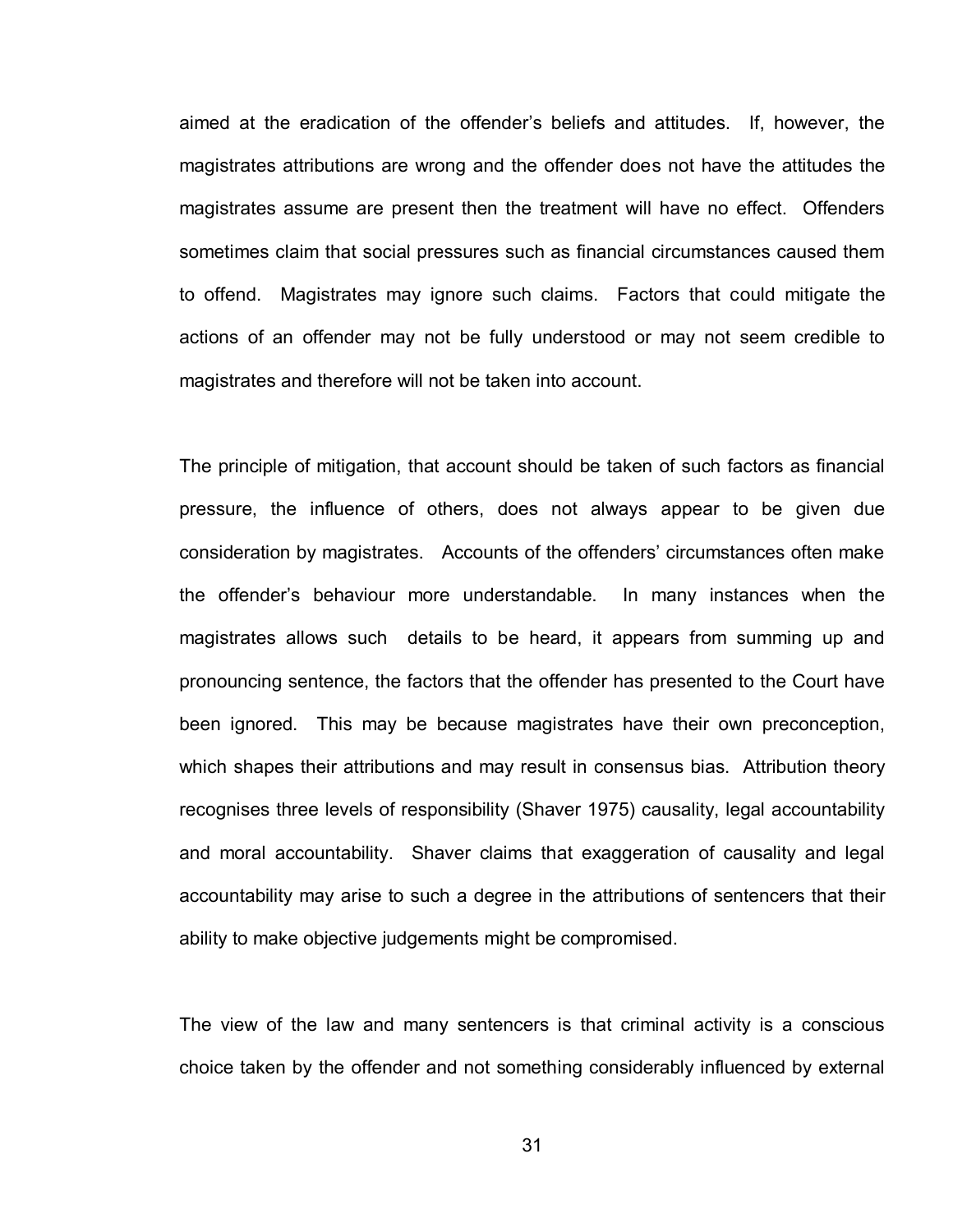aimed at the eradication of the offender's beliefs and attitudes. If, however, the magistrates attributions are wrong and the offender does not have the attitudes the magistrates assume are present then the treatment will have no effect. Offenders sometimes claim that social pressures such as financial circumstances caused them to offend. Magistrates may ignore such claims. Factors that could mitigate the actions of an offender may not be fully understood or may not seem credible to magistrates and therefore will not be taken into account.

The principle of mitigation, that account should be taken of such factors as financial pressure, the influence of others, does not always appear to be given due consideration by magistrates. Accounts of the offenders' circumstances often make the offender's behaviour more understandable. In many instances when the magistrates allows such details to be heard, it appears from summing up and pronouncing sentence, the factors that the offender has presented to the Court have been ignored. This may be because magistrates have their own preconception, which shapes their attributions and may result in consensus bias. Attribution theory recognises three levels of responsibility (Shaver 1975) causality, legal accountability and moral accountability. Shaver claims that exaggeration of causality and legal accountability may arise to such a degree in the attributions of sentencers that their ability to make objective judgements might be compromised.

The view of the law and many sentencers is that criminal activity is a conscious choice taken by the offender and not something considerably influenced by external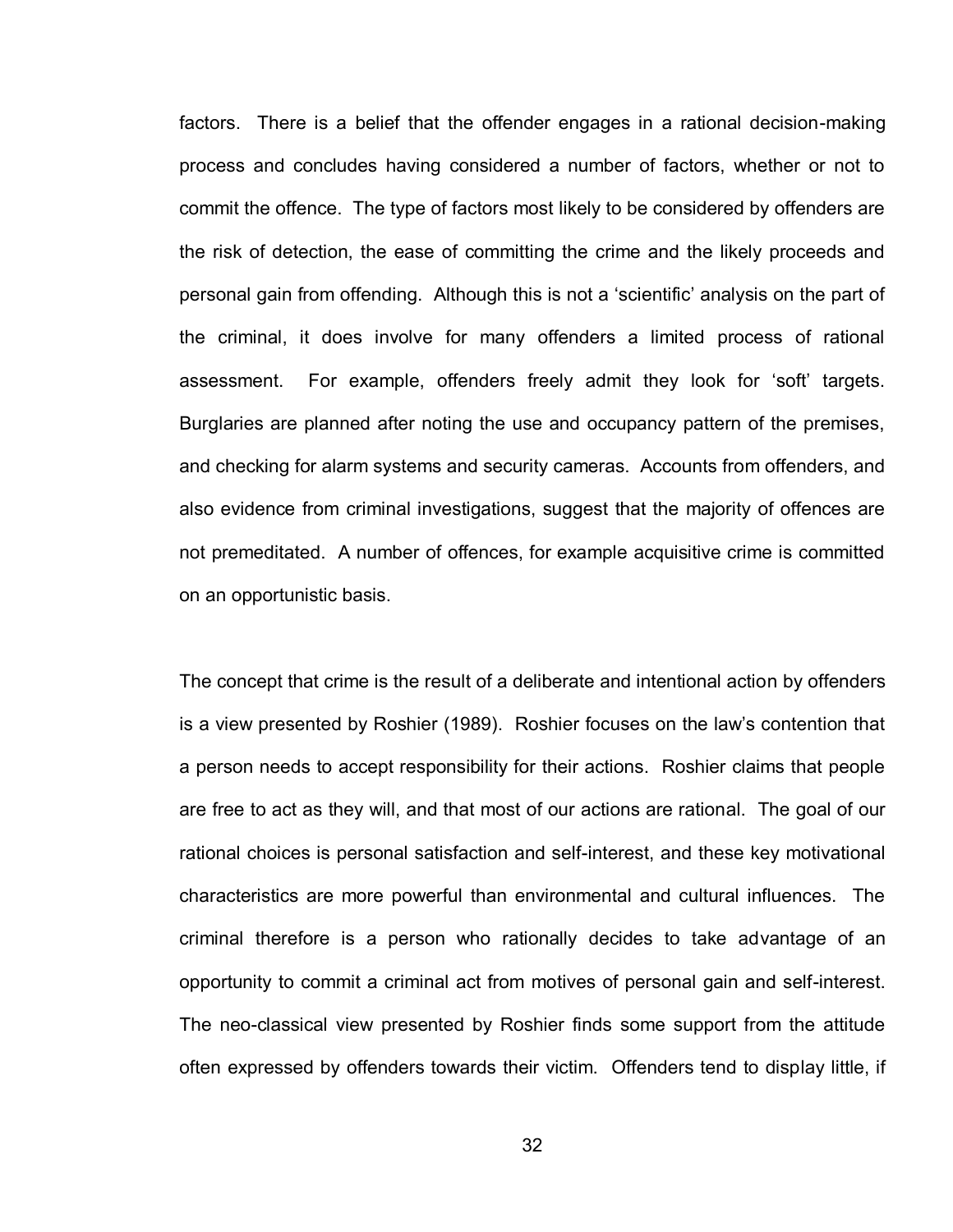factors. There is a belief that the offender engages in a rational decision-making process and concludes having considered a number of factors, whether or not to commit the offence. The type of factors most likely to be considered by offenders are the risk of detection, the ease of committing the crime and the likely proceeds and personal gain from offending. Although this is not a 'scientific' analysis on the part of the criminal, it does involve for many offenders a limited process of rational assessment. For example, offenders freely admit they look for 'soft' targets. Burglaries are planned after noting the use and occupancy pattern of the premises, and checking for alarm systems and security cameras. Accounts from offenders, and also evidence from criminal investigations, suggest that the majority of offences are not premeditated. A number of offences, for example acquisitive crime is committed on an opportunistic basis.

The concept that crime is the result of a deliberate and intentional action by offenders is a view presented by Roshier (1989). Roshier focuses on the law's contention that a person needs to accept responsibility for their actions. Roshier claims that people are free to act as they will, and that most of our actions are rational. The goal of our rational choices is personal satisfaction and self-interest, and these key motivational characteristics are more powerful than environmental and cultural influences. The criminal therefore is a person who rationally decides to take advantage of an opportunity to commit a criminal act from motives of personal gain and self-interest. The neo-classical view presented by Roshier finds some support from the attitude often expressed by offenders towards their victim. Offenders tend to display little, if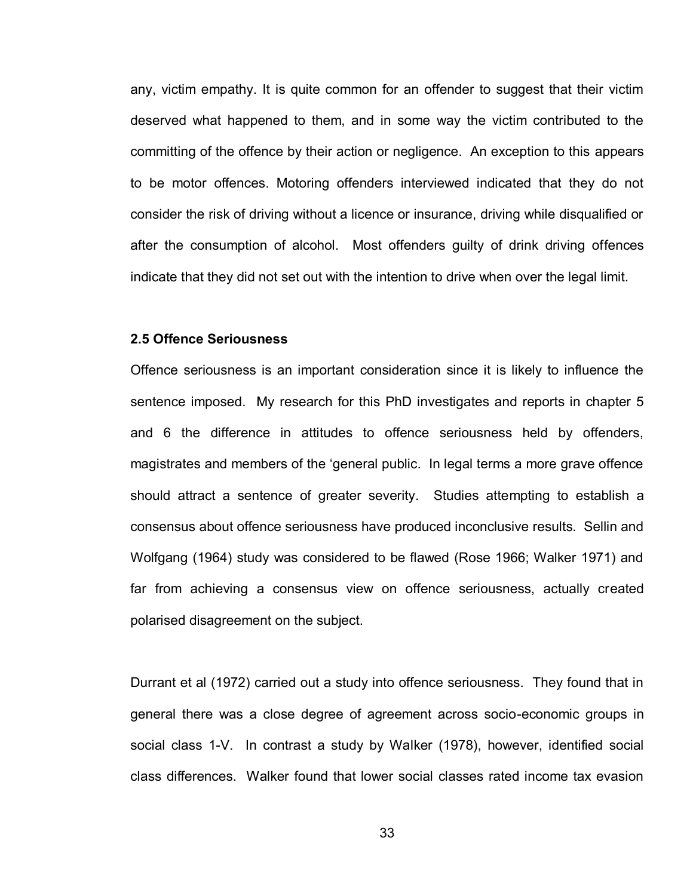any, victim empathy. It is quite common for an offender to suggest that their victim deserved what happened to them, and in some way the victim contributed to the committing of the offence by their action or negligence. An exception to this appears to be motor offences. Motoring offenders interviewed indicated that they do not consider the risk of driving without a licence or insurance, driving while disqualified or after the consumption of alcohol. Most offenders guilty of drink driving offences indicate that they did not set out with the intention to drive when over the legal limit.

### 2.5 Offence Seriousness

Offence seriousness is an important consideration since it is likely to influence the sentence imposed. My research for this PhD investigates and reports in chapter 5 and 6 the difference in attitudes to offence seriousness held by offenders, magistrates and members of the 'general public. In legal terms a more grave offence should attract a sentence of greater severity. Studies attempting to establish a consensus about offence seriousness have produced inconclusive results. Sellin and Wolfgang (1964) study was considered to be flawed (Rose 1966; Walker 1971) and far from achieving a consensus view on offence seriousness, actually created polarised disagreement on the subject.

Durrant et al (1972) carried out a study into offence seriousness. They found that in general there was a close degree of agreement across socio-economic groups in social class 1-V. In contrast a study by Walker (1978), however, identified social class differences. Walker found that lower social classes rated income tax evasion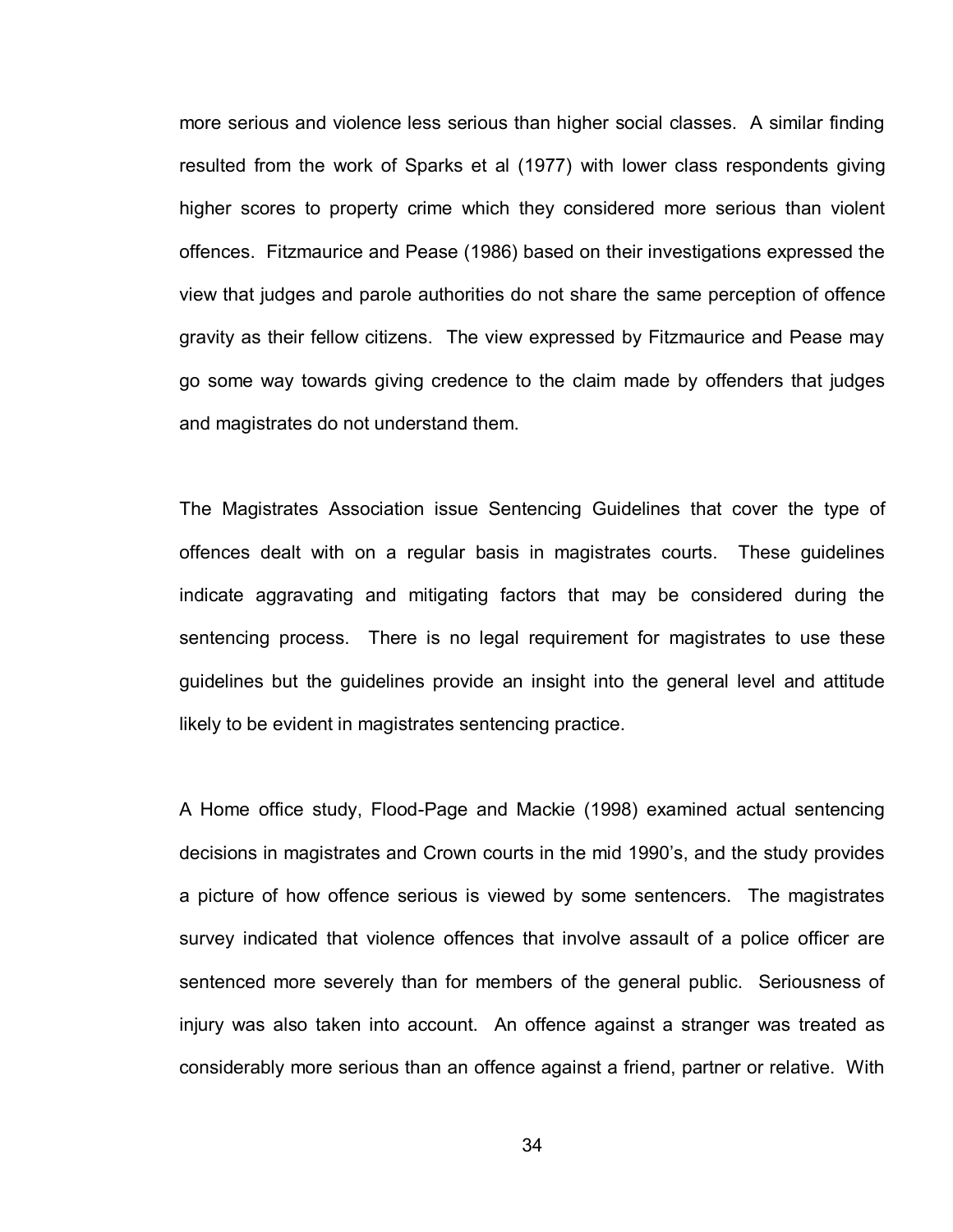more serious and violence less serious than higher social classes. A similar finding resulted from the work of Sparks et al (1977) with lower class respondents giving higher scores to property crime which they considered more serious than violent offences. Fitzmaurice and Pease (1986) based on their investigations expressed the view that judges and parole authorities do not share the same perception of offence gravity as their fellow citizens. The view expressed by Fitzmaurice and Pease may go some way towards giving credence to the claim made by offenders that judges and magistrates do not understand them.

The Magistrates Association issue Sentencing Guidelines that cover the type of offences dealt with on a regular basis in magistrates courts. These guidelines indicate aggravating and mitigating factors that may be considered during the sentencing process. There is no legal requirement for magistrates to use these guidelines but the guidelines provide an insight into the general level and attitude likely to be evident in magistrates sentencing practice.

A Home office study, Flood-Page and Mackie (1998) examined actual sentencing decisions in magistrates and Crown courts in the mid 1990's, and the study provides a picture of how offence serious is viewed by some sentencers. The magistrates survey indicated that violence offences that involve assault of a police officer are sentenced more severely than for members of the general public. Seriousness of injury was also taken into account. An offence against a stranger was treated as considerably more serious than an offence against a friend, partner or relative. With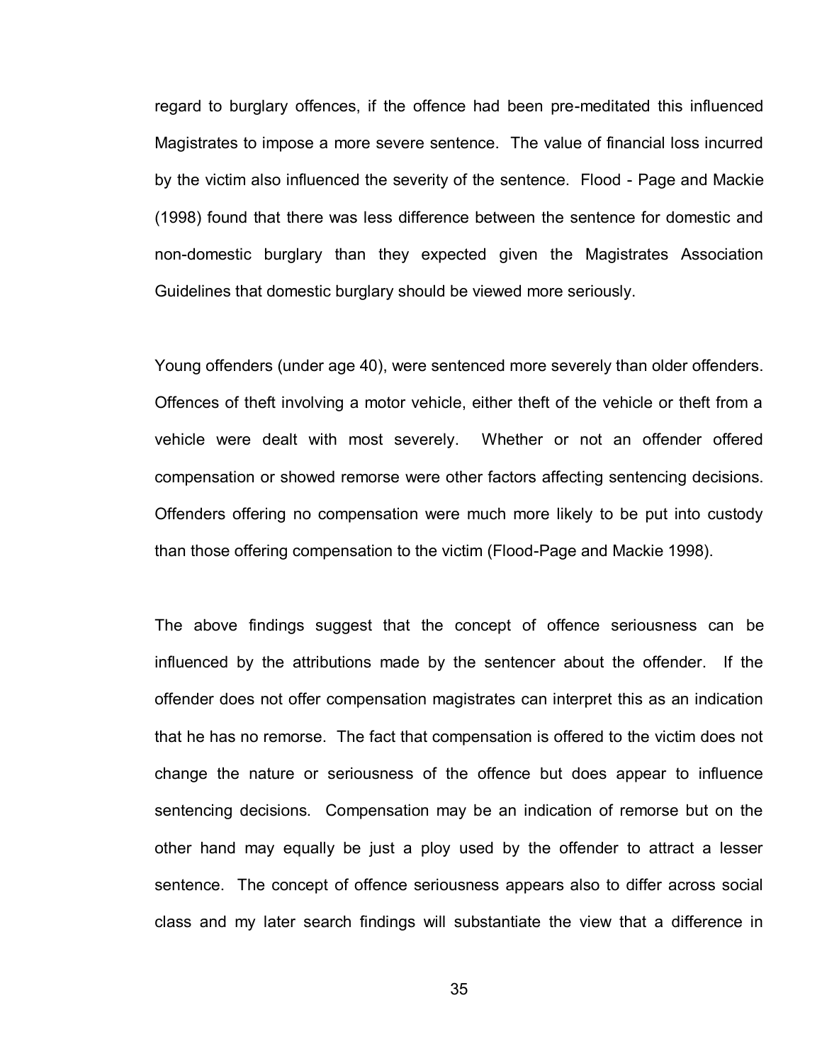regard to burglary offences, if the offence had been pre-meditated this influenced Magistrates to impose a more severe sentence. The value of financial loss incurred by the victim also influenced the severity of the sentence. Flood - Page and Mackie (1998) found that there was less difference between the sentence for domestic and non-domestic burglary than they expected given the Magistrates Association Guidelines that domestic burglary should be viewed more seriously.

Young offenders (under age 40), were sentenced more severely than older offenders. Offences of theft involving a motor vehicle, either theft of the vehicle or theft from a vehicle were dealt with most severely. Whether or not an offender offered compensation or showed remorse were other factors affecting sentencing decisions. Offenders offering no compensation were much more likely to be put into custody than those offering compensation to the victim (Flood-Page and Mackie 1998).

The above findings suggest that the concept of offence seriousness can be influenced by the attributions made by the sentencer about the offender. If the offender does not offer compensation magistrates can interpret this as an indication that he has no remorse. The fact that compensation is offered to the victim does not change the nature or seriousness of the offence but does appear to influence sentencing decisions. Compensation may be an indication of remorse but on the other hand may equally be just a ploy used by the offender to attract a lesser sentence. The concept of offence seriousness appears also to differ across social class and my later search findings will substantiate the view that a difference in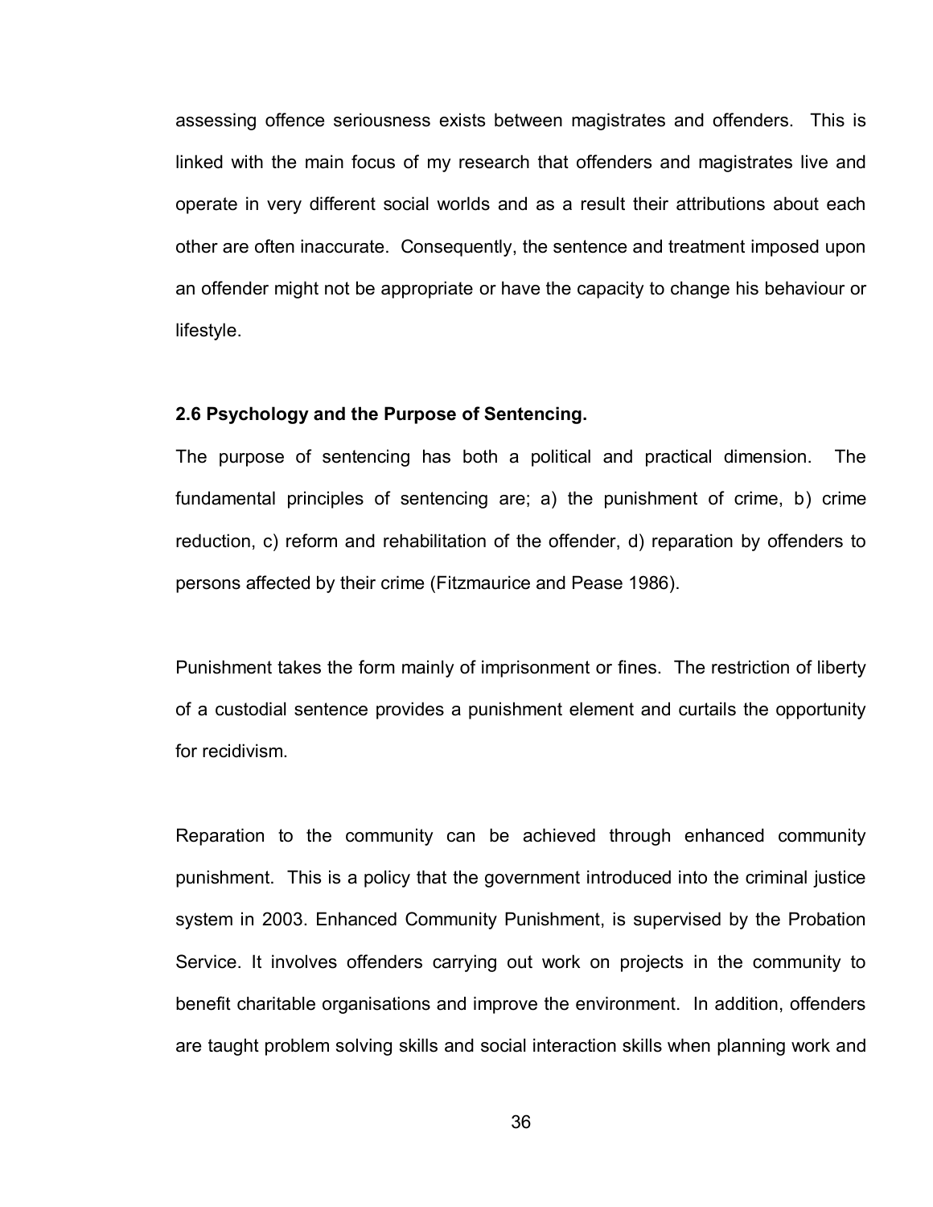assessing offence seriousness exists between magistrates and offenders. This is linked with the main focus of my research that offenders and magistrates live and operate in very different social worlds and as a result their attributions about each other are often inaccurate. Consequently, the sentence and treatment imposed upon an offender might not be appropriate or have the capacity to change his behaviour or lifestyle.

### 2.6 Psychology and the Purpose of Sentencing.

The purpose of sentencing has both a political and practical dimension. The fundamental principles of sentencing are; a) the punishment of crime, b) crime reduction, c) reform and rehabilitation of the offender, d) reparation by offenders to persons affected by their crime (Fitzmaurice and Pease 1986).

Punishment takes the form mainly of imprisonment or fines. The restriction of liberty of a custodial sentence provides a punishment element and curtails the opportunity for recidivism.

Reparation to the community can be achieved through enhanced community punishment. This is a policy that the government introduced into the criminal justice system in 2003. Enhanced Community Punishment, is supervised by the Probation Service. It involves offenders carrying out work on projects in the community to benefit charitable organisations and improve the environment. In addition, offenders are taught problem solving skills and social interaction skills when planning work and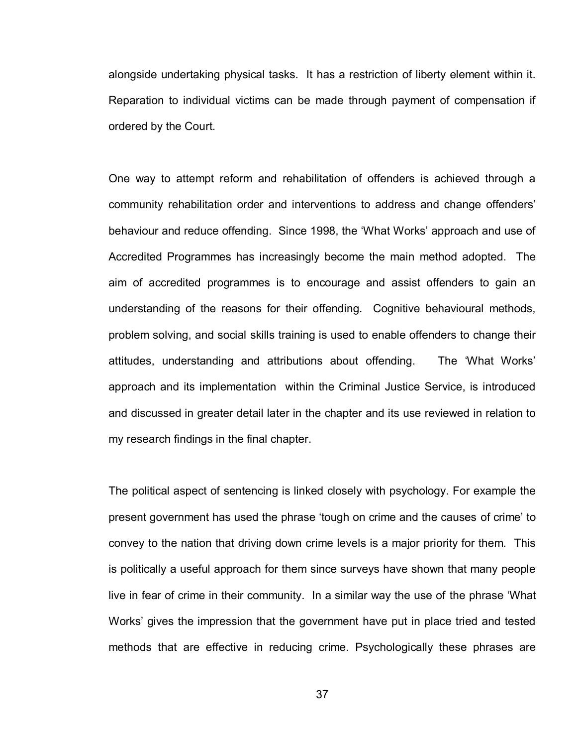alongside undertaking physical tasks. It has a restriction of liberty element within it. Reparation to individual victims can be made through payment of compensation if ordered by the Court.

One way to attempt reform and rehabilitation of offenders is achieved through a community rehabilitation order and interventions to address and change offenders' behaviour and reduce offending. Since 1998, the 'What Works' approach and use of Accredited Programmes has increasingly become the main method adopted. The aim of accredited programmes is to encourage and assist offenders to gain an understanding of the reasons for their offending. Cognitive behavioural methods, problem solving, and social skills training is used to enable offenders to change their attitudes, understanding and attributions about offending. The 'What Works' approach and its implementation within the Criminal Justice Service, is introduced and discussed in greater detail later in the chapter and its use reviewed in relation to my research findings in the final chapter.

The political aspect of sentencing is linked closely with psychology. For example the present government has used the phrase 'tough on crime and the causes of crime' to convey to the nation that driving down crime levels is a major priority for them. This is politically a useful approach for them since surveys have shown that many people live in fear of crime in their community. In a similar way the use of the phrase 'What Works' gives the impression that the government have put in place tried and tested methods that are effective in reducing crime. Psychologically these phrases are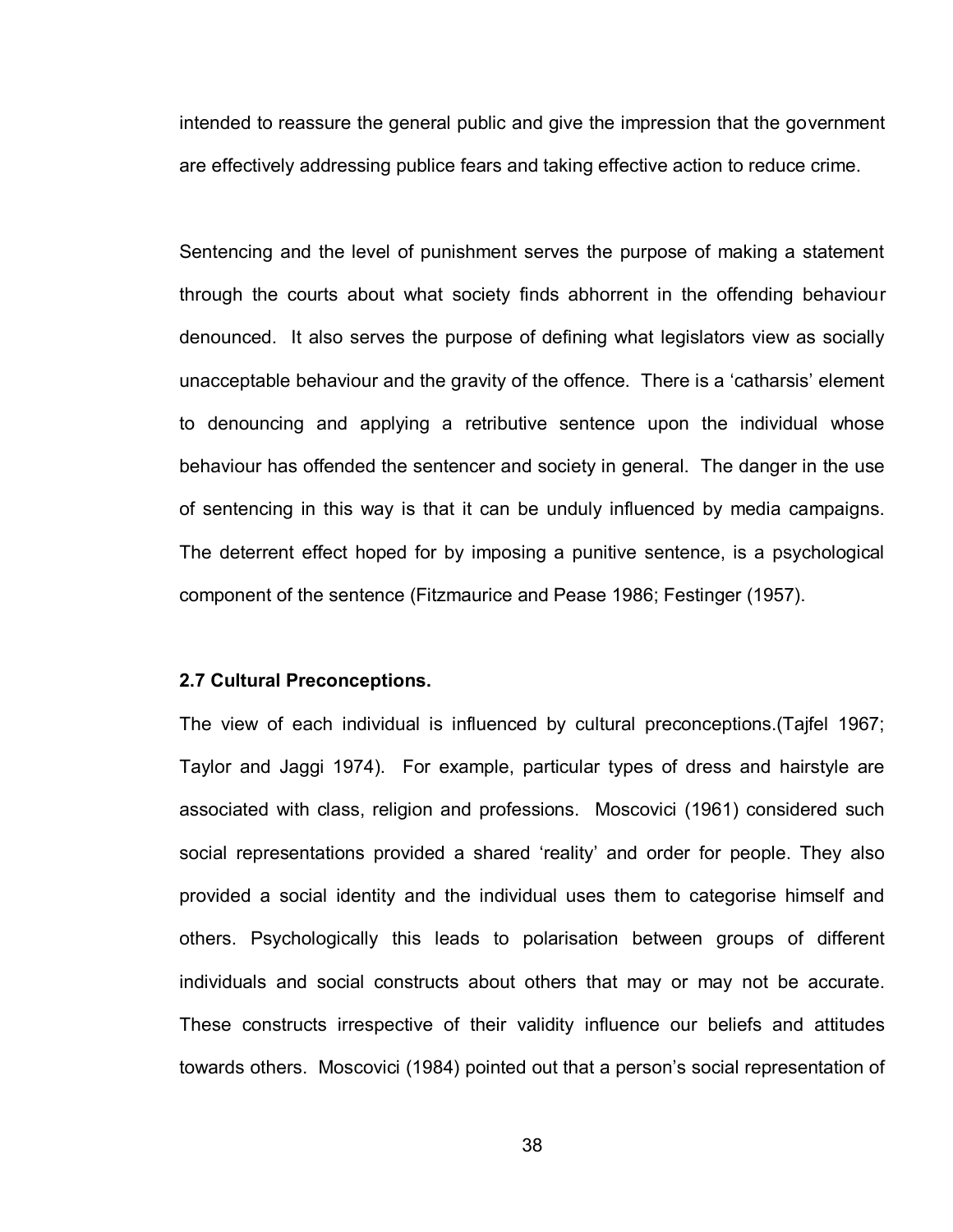intended to reassure the general public and give the impression that the government are effectively addressing publice fears and taking effective action to reduce crime.

Sentencing and the level of punishment serves the purpose of making a statement through the courts about what society finds abhorrent in the offending behaviour denounced. It also serves the purpose of defining what legislators view as socially unacceptable behaviour and the gravity of the offence. There is a 'catharsis' element to denouncing and applying a retributive sentence upon the individual whose behaviour has offended the sentencer and society in general. The danger in the use of sentencing in this way is that it can be unduly influenced by media campaigns. The deterrent effect hoped for by imposing a punitive sentence, is a psychological component of the sentence (Fitzmaurice and Pease 1986; Festinger (1957).

**2.7 Cultural Preconceptions.**

The view of each individual is influenced by cultural preconceptions.(Tajfel 1967; Taylor and Jaggi 1974). For example, particular types of dress and hairstyle are associated with class, religion and professions. Moscovici (1961) considered such social representations provided a shared 'reality' and order for people. They also provided a social identity and the individual uses them to categorise himself and others. Psychologically this leads to polarisation between groups of different individuals and social constructs about others that may or may not be accurate. These constructs irrespective of their validity influence our beliefs and attitudes towards others. Moscovici (1984) pointed out that a person's social representation of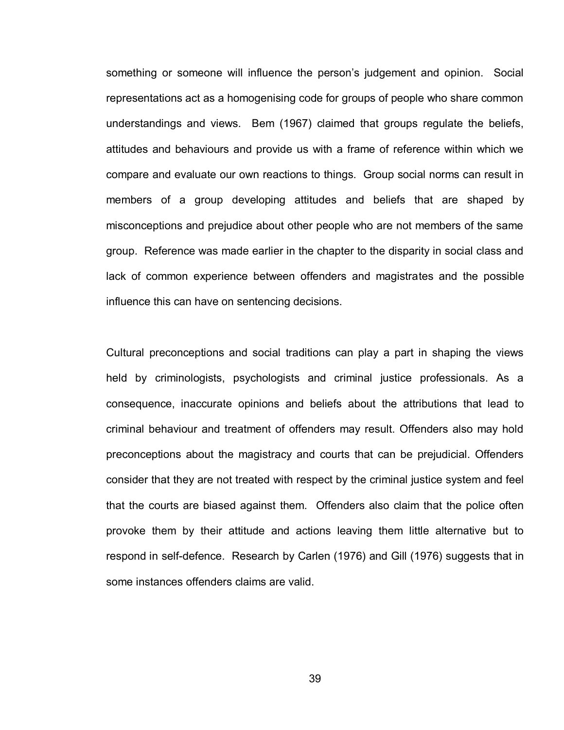something or someone will influence the person's judgement and opinion. Social representations act as a homogenising code for groups of people who share common understandings and views. Bem (1967) claimed that groups regulate the beliefs, attitudes and behaviours and provide us with a frame of reference within which we compare and evaluate our own reactions to things. Group social norms can result in members of a group developing attitudes and beliefs that are shaped by misconceptions and prejudice about other people who are not members of the same group. Reference was made earlier in the chapter to the disparity in social class and lack of common experience between offenders and magistrates and the possible influence this can have on sentencing decisions.

Cultural preconceptions and social traditions can play a part in shaping the views held by criminologists, psychologists and criminal justice professionals. As a consequence, inaccurate opinions and beliefs about the attributions that lead to criminal behaviour and treatment of offenders may result. Offenders also may hold preconceptions about the magistracy and courts that can be prejudicial. Offenders consider that they are not treated with respect by the criminal justice system and feel that the courts are biased against them. Offenders also claim that the police often provoke them by their attitude and actions leaving them little alternative but to respond in self-defence. Research by Carlen (1976) and Gill (1976) suggests that in some instances offenders claims are valid.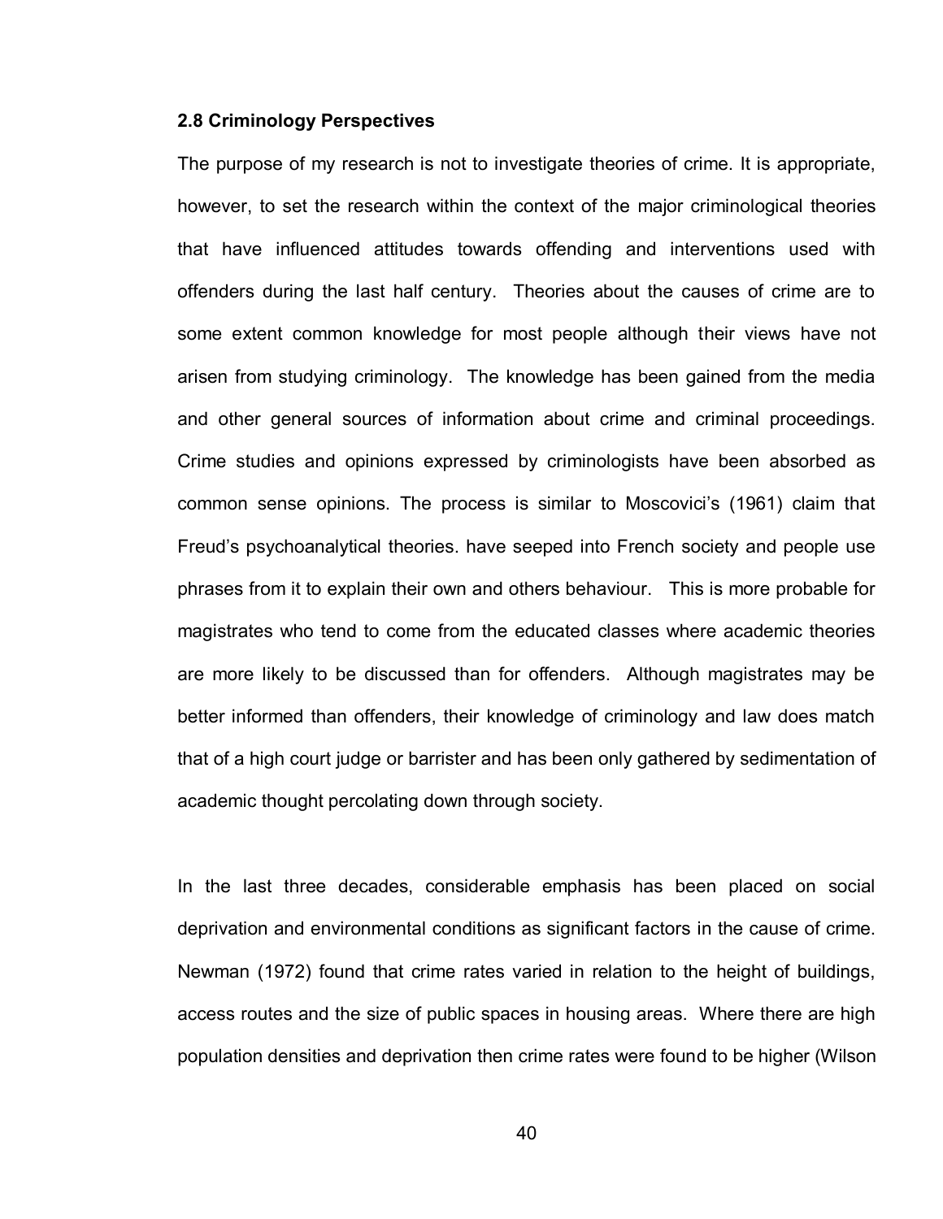### 2.8 Criminology Perspectives

The purpose of my research is not to investigate theories of crime. It is appropriate, however, to set the research within the context of the major criminological theories that have influenced attitudes towards offending and interventions used with offenders during the last half century. Theories about the causes of crime are to some extent common knowledge for most people although their views have not arisen from studying criminology. The knowledge has been gained from the media and other general sources of information about crime and criminal proceedings. Crime studies and opinions expressed by criminologists have been absorbed as common sense opinions. The process is similar to Moscovici's (1961) claim that Freud's psychoanalytical theories. have seeped into French society and people use phrases from it to explain their own and others behaviour. This is more probable for magistrates who tend to come from the educated classes where academic theories are more likely to be discussed than for offenders. Although magistrates may be better informed than offenders, their knowledge of criminology and law does match that of a high court judge or barrister and has been only gathered by sedimentation of academic thought percolating down through society.

In the last three decades, considerable emphasis has been placed on social deprivation and environmental conditions as significant factors in the cause of crime. Newman (1972) found that crime rates varied in relation to the height of buildings, access routes and the size of public spaces in housing areas. Where there are high population densities and deprivation then crime rates were found to be higher (Wilson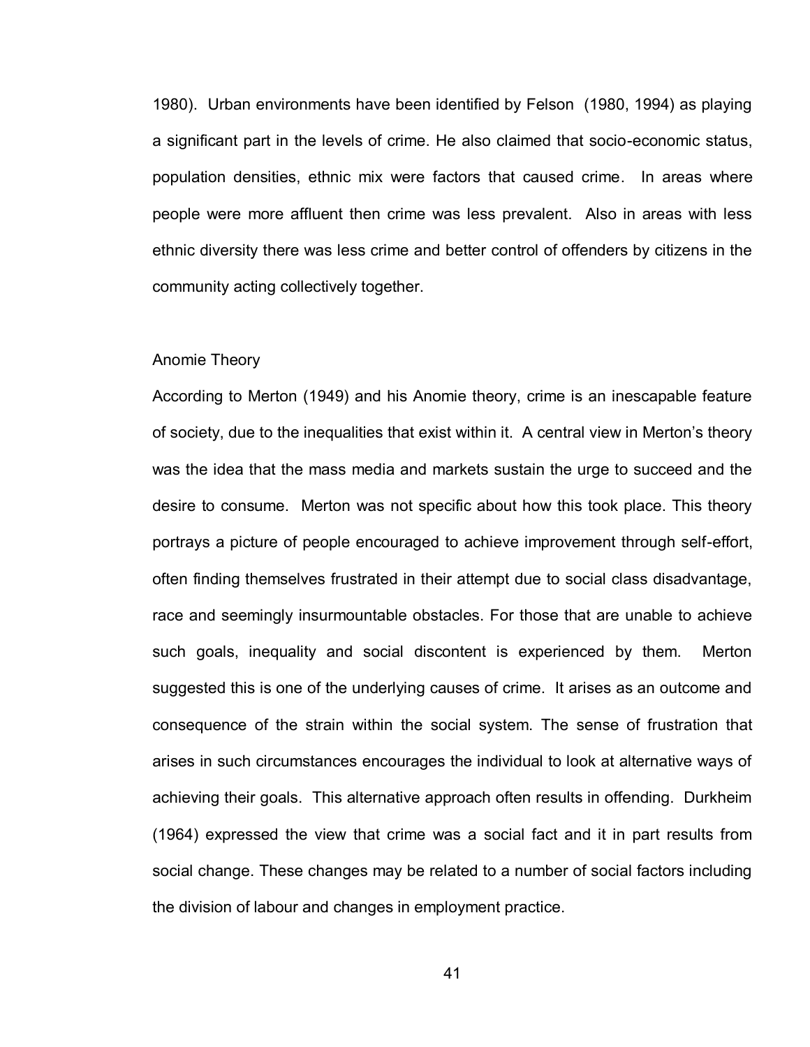1980). Urban environments have been identified by Felson (1980, 1994) as playing a significant part in the levels of crime. He also claimed that socio-economic status, population densities, ethnic mix were factors that caused crime. In areas where people were more affluent then crime was less prevalent. Also in areas with less ethnic diversity there was less crime and better control of offenders by citizens in the community acting collectively together.

## Anomie Theory

According to Merton (1949) and his Anomie theory, crime is an inescapable feature of society, due to the inequalities that exist within it. A central view in Merton's theory was the idea that the mass media and markets sustain the urge to succeed and the desire to consume. Merton was not specific about how this took place. This theory portrays a picture of people encouraged to achieve improvement through self-effort, often finding themselves frustrated in their attempt due to social class disadvantage, race and seemingly insurmountable obstacles. For those that are unable to achieve such goals, inequality and social discontent is experienced by them. Merton suggested this is one of the underlying causes of crime. It arises as an outcome and consequence of the strain within the social system. The sense of frustration that arises in such circumstances encourages the individual to look at alternative ways of achieving their goals. This alternative approach often results in offending. Durkheim (1964) expressed the view that crime was a social fact and it in part results from social change. These changes may be related to a number of social factors including the division of labour and changes in employment practice.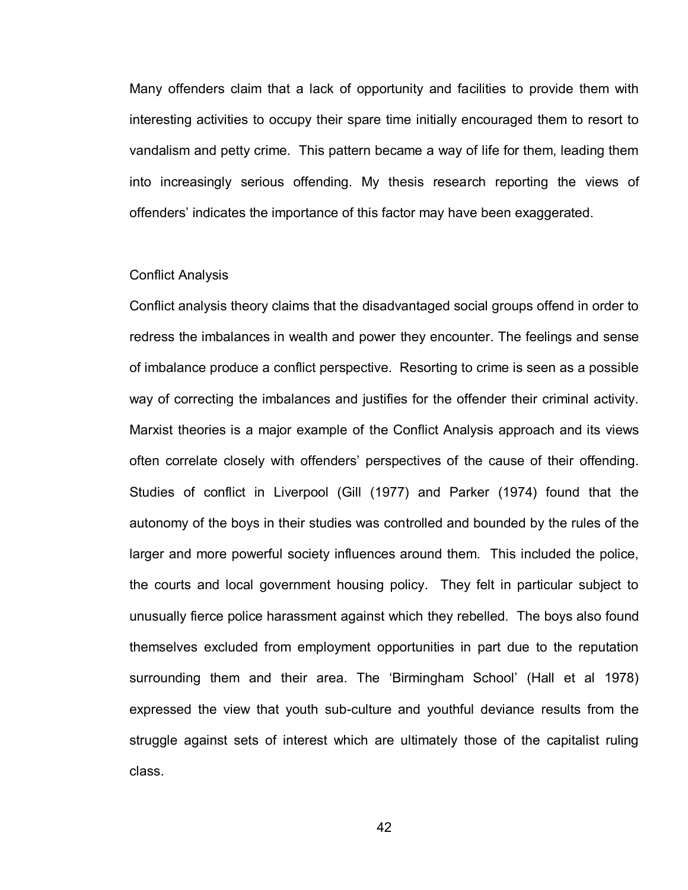Many offenders claim that a lack of opportunity and facilities to provide them with interesting activities to occupy their spare time initially encouraged them to resort to vandalism and petty crime. This pattern became a way of life for them, leading them into increasingly serious offending. My thesis research reporting the views of offenders' indicates the importance of this factor may have been exaggerated.

### Conflict Analysis

Conflict analysis theory claims that the disadvantaged social groups offend in order to redress the imbalances in wealth and power they encounter. The feelings and sense of imbalance produce a conflict perspective. Resorting to crime is seen as a possible way of correcting the imbalances and justifies for the offender their criminal activity. Marxist theories is a major example of the Conflict Analysis approach and its views often correlate closely with offenders' perspectives of the cause of their offending. Studies of conflict in Liverpool (Gill (1977) and Parker (1974) found that the autonomy of the boys in their studies was controlled and bounded by the rules of the larger and more powerful society influences around them. This included the police, the courts and local government housing policy. They felt in particular subject to unusually fierce police harassment against which they rebelled. The boys also found themselves excluded from employment opportunities in part due to the reputation surrounding them and their area. The 'Birmingham School' (Hall et al 1978) expressed the view that youth sub-culture and youthful deviance results from the struggle against sets of interest which are ultimately those of the capitalist ruling class.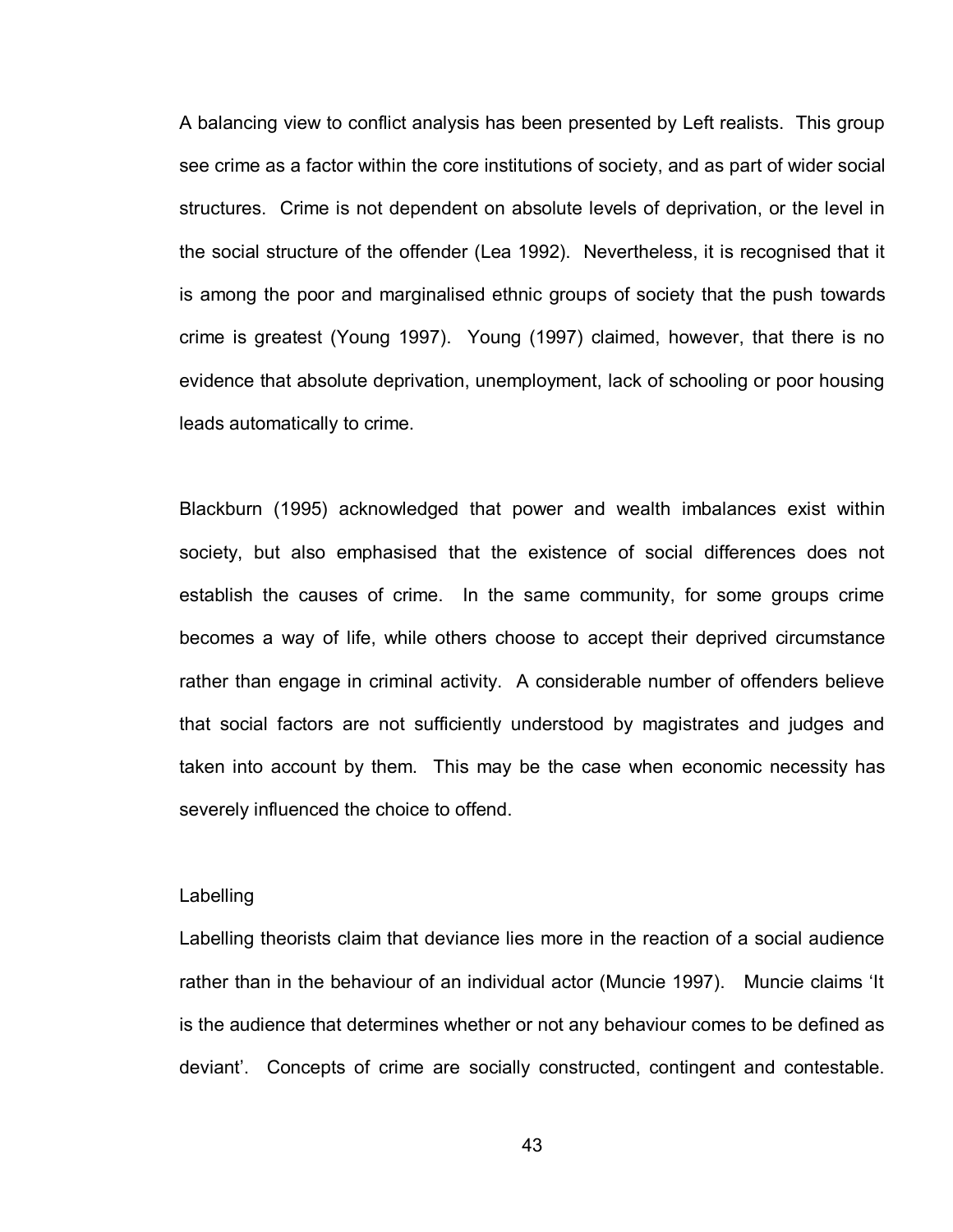A balancing view to conflict analysis has been presented by Left realists. This group see crime as a factor within the core institutions of society, and as part of wider social structures. Crime is not dependent on absolute levels of deprivation, or the level in the social structure of the offender (Lea 1992). Nevertheless, it is recognised that it is among the poor and marginalised ethnic groups of society that the push towards crime is greatest (Young 1997). Young (1997) claimed, however, that there is no evidence that absolute deprivation, unemployment, lack of schooling or poor housing leads automatically to crime.

Blackburn (1995) acknowledged that power and wealth imbalances exist within society, but also emphasised that the existence of social differences does not establish the causes of crime. In the same community, for some groups crime becomes a way of life, while others choose to accept their deprived circumstance rather than engage in criminal activity. A considerable number of offenders believe that social factors are not sufficiently understood by magistrates and judges and taken into account by them. This may be the case when economic necessity has severely influenced the choice to offend.

### Labelling

Labelling theorists claim that deviance lies more in the reaction of a social audience rather than in the behaviour of an individual actor (Muncie 1997). Muncie claims 'It is the audience that determines whether or not any behaviour comes to be defined as deviant'. Concepts of crime are socially constructed, contingent and contestable.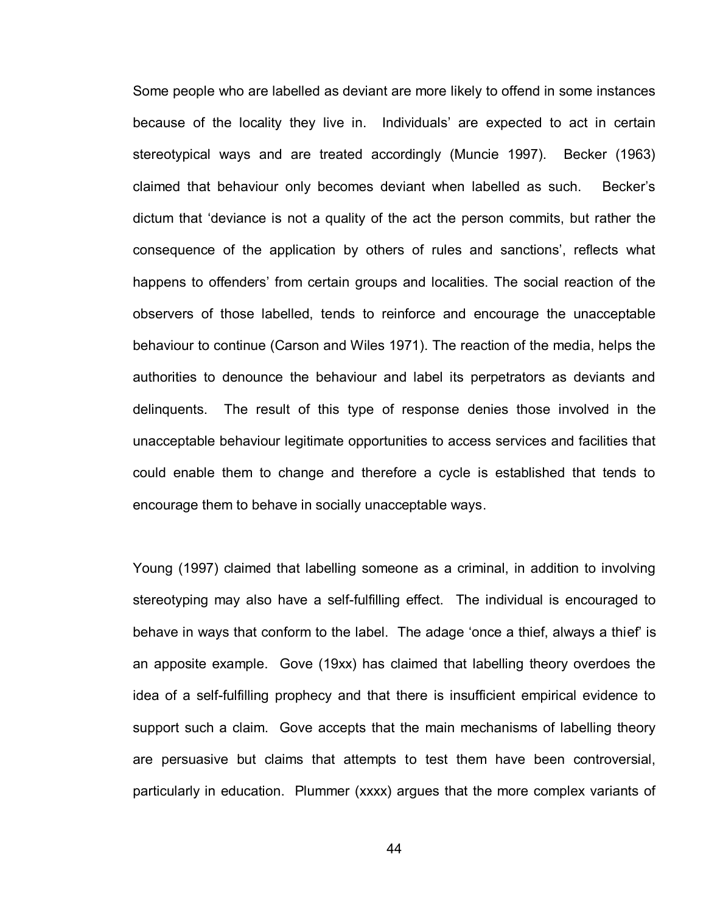Some people who are labelled as deviant are more likely to offend in some instances because of the locality they live in. Individuals' are expected to act in certain stereotypical ways and are treated accordingly (Muncie 1997). Becker (1963) claimed that behaviour only becomes deviant when labelled as such. Becker's dictum that 'deviance is not a quality of the act the person commits, but rather the consequence of the application by others of rules and sanctions', reflects what happens to offenders' from certain groups and localities. The social reaction of the observers of those labelled, tends to reinforce and encourage the unacceptable behaviour to continue (Carson and Wiles 1971). The reaction of the media, helps the authorities to denounce the behaviour and label its perpetrators as deviants and delinquents. The result of this type of response denies those involved in the unacceptable behaviour legitimate opportunities to access services and facilities that could enable them to change and therefore a cycle is established that tends to encourage them to behave in socially unacceptable ways.

Young (1997) claimed that labelling someone as a criminal, in addition to involving stereotyping may also have a self-fulfilling effect. The individual is encouraged to behave in ways that conform to the label. The adage 'once a thief, always a thief' is an apposite example. Gove (19xx) has claimed that labelling theory overdoes the idea of a self-fulfilling prophecy and that there is insufficient empirical evidence to support such a claim. Gove accepts that the main mechanisms of labelling theory are persuasive but claims that attempts to test them have been controversial, particularly in education. Plummer (xxxx) argues that the more complex variants of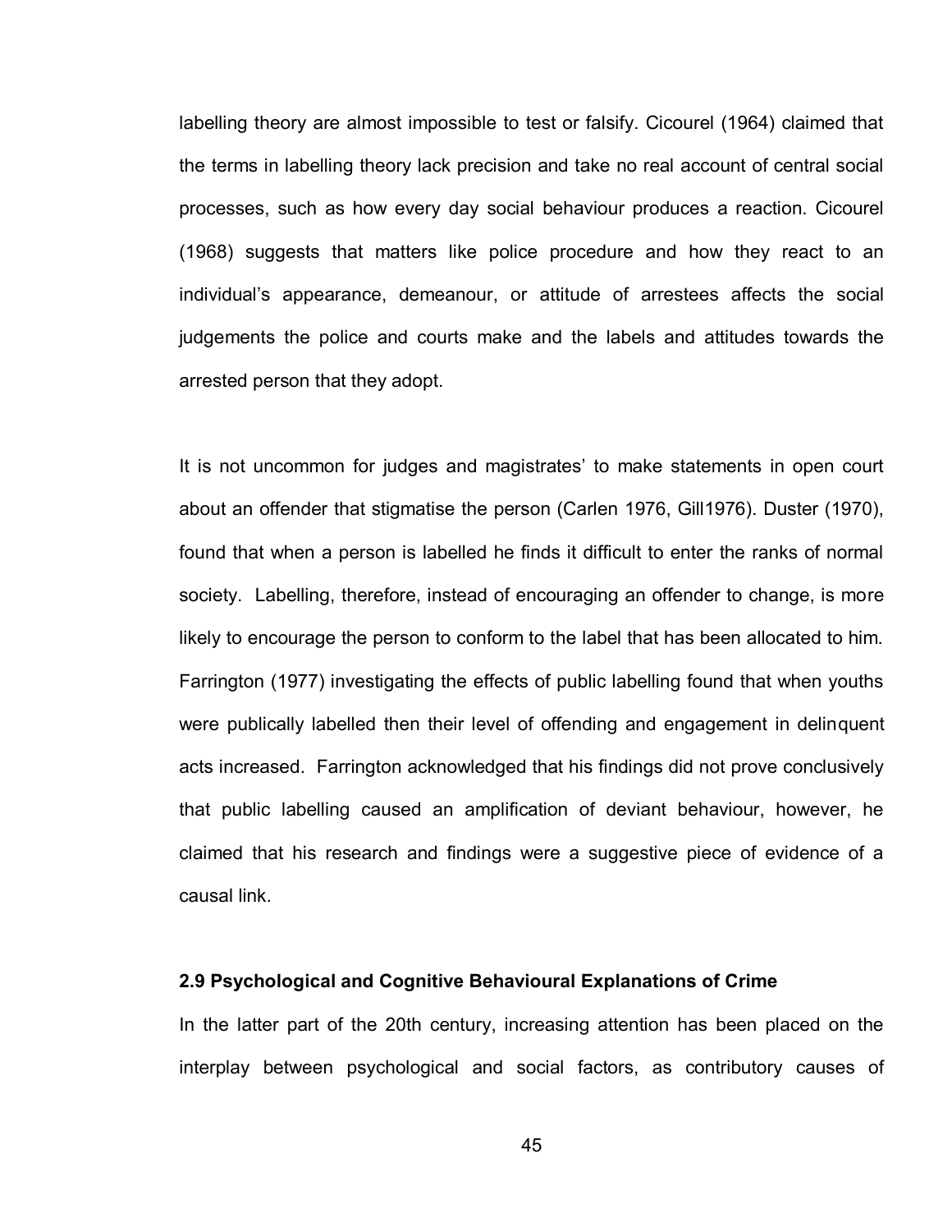labelling theory are almost impossible to test or falsify. Cicourel (1964) claimed that the terms in labelling theory lack precision and take no real account of central social processes, such as how every day social behaviour produces a reaction. Cicourel (1968) suggests that matters like police procedure and how they react to an individual's appearance, demeanour, or attitude of arrestees affects the social judgements the police and courts make and the labels and attitudes towards the arrested person that they adopt.

It is not uncommon for judges and magistrates' to make statements in open court about an offender that stigmatise the person (Carlen 1976, Gill1976). Duster (1970), found that when a person is labelled he finds it difficult to enter the ranks of normal society. Labelling, therefore, instead of encouraging an offender to change, is more likely to encourage the person to conform to the label that has been allocated to him. Farrington (1977) investigating the effects of public labelling found that when youths were publically labelled then their level of offending and engagement in delinquent acts increased. Farrington acknowledged that his findings did not prove conclusively that public labelling caused an amplification of deviant behaviour, however, he claimed that his research and findings were a suggestive piece of evidence of a causal link.

### 2.9 Psychological and Cognitive Behavioural Explanations of Crime

In the latter part of the 20th century, increasing attention has been placed on the interplay between psychological and social factors, as contributory causes of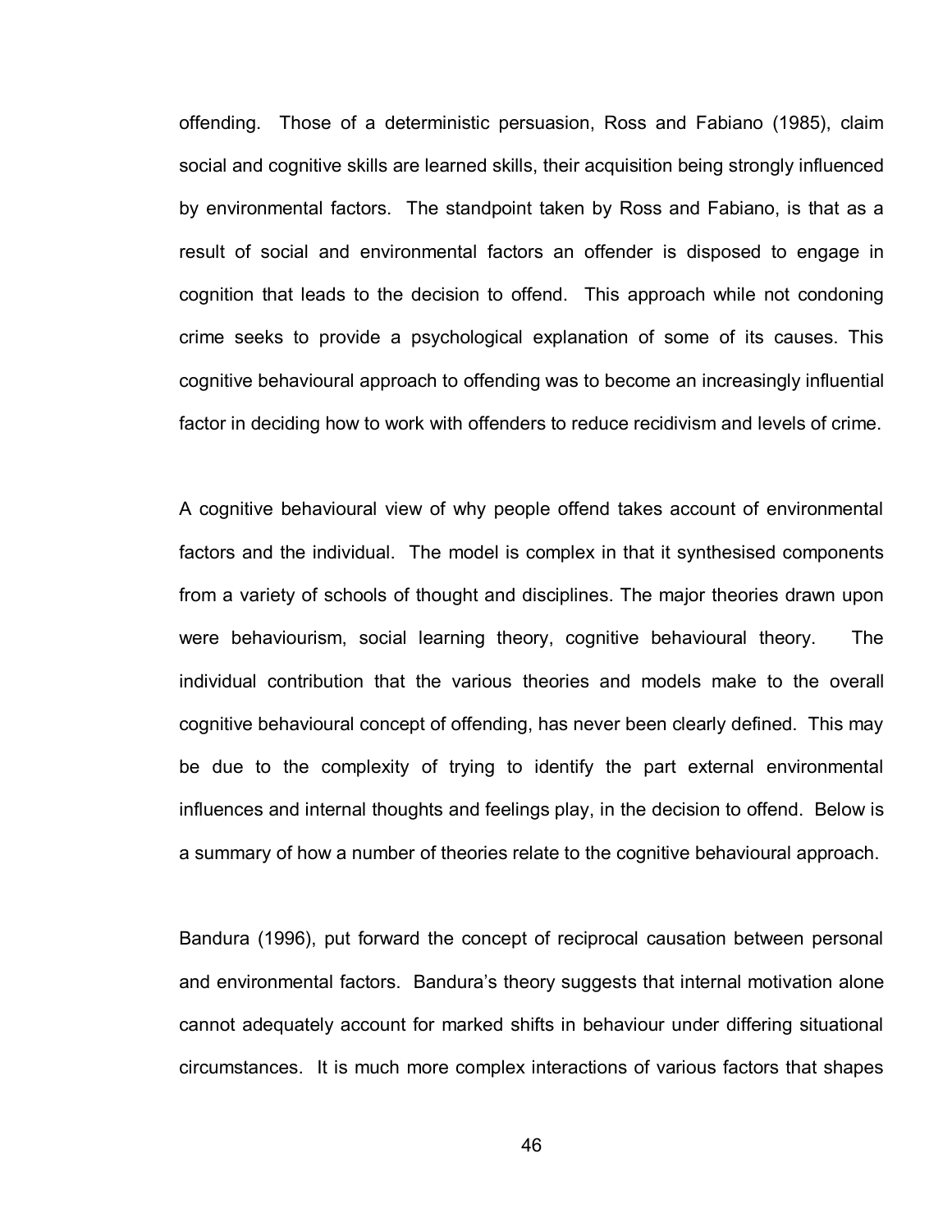offending. Those of a deterministic persuasion, Ross and Fabiano (1985), claim social and cognitive skills are learned skills, their acquisition being strongly influenced by environmental factors. The standpoint taken by Ross and Fabiano, is that as a result of social and environmental factors an offender is disposed to engage in cognition that leads to the decision to offend. This approach while not condoning crime seeks to provide a psychological explanation of some of its causes. This cognitive behavioural approach to offending was to become an increasingly influential factor in deciding how to work with offenders to reduce recidivism and levels of crime.

A cognitive behavioural view of why people offend takes account of environmental factors and the individual. The model is complex in that it synthesised components from a variety of schools of thought and disciplines. The major theories drawn upon were behaviourism, social learning theory, cognitive behavioural theory. The individual contribution that the various theories and models make to the overall cognitive behavioural concept of offending, has never been clearly defined. This may be due to the complexity of trying to identify the part external environmental influences and internal thoughts and feelings play, in the decision to offend. Below is a summary of how a number of theories relate to the cognitive behavioural approach.

Bandura (1996), put forward the concept of reciprocal causation between personal and environmental factors. Bandura's theory suggests that internal motivation alone cannot adequately account for marked shifts in behaviour under differing situational circumstances. It is much more complex interactions of various factors that shapes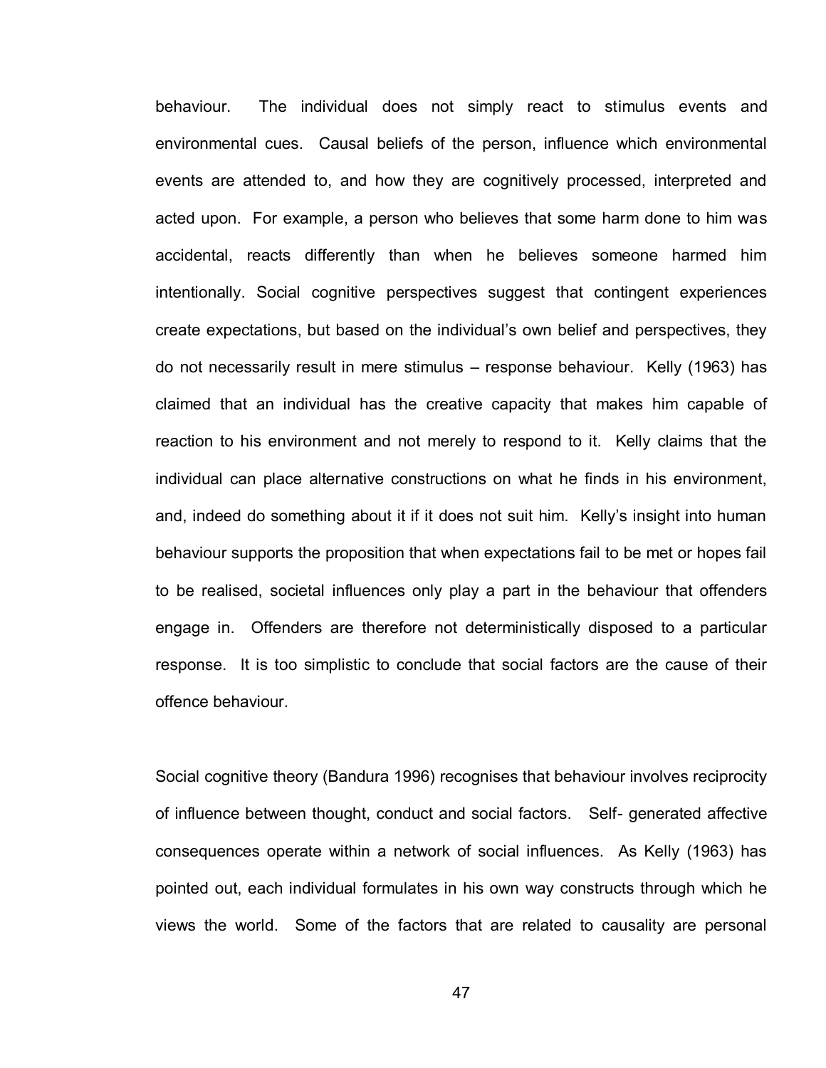behaviour. The individual does not simply react to stimulus events and environmental cues. Causal beliefs of the person, influence which environmental events are attended to, and how they are cognitively processed, interpreted and acted upon. For example, a person who believes that some harm done to him was accidental, reacts differently than when he believes someone harmed him intentionally. Social cognitive perspectives suggest that contingent experiences create expectations, but based on the individual's own belief and perspectives, they do not necessarily result in mere stimulus – response behaviour. Kelly (1963) has claimed that an individual has the creative capacity that makes him capable of reaction to his environment and not merely to respond to it. Kelly claims that the individual can place alternative constructions on what he finds in his environment, and, indeed do something about it if it does not suit him. Kelly's insight into human behaviour supports the proposition that when expectations fail to be met or hopes fail to be realised, societal influences only play a part in the behaviour that offenders engage in. Offenders are therefore not deterministically disposed to a particular response. It is too simplistic to conclude that social factors are the cause of their offence behaviour.

Social cognitive theory (Bandura 1996) recognises that behaviour involves reciprocity of influence between thought, conduct and social factors. Self- generated affective consequences operate within a network of social influences. As Kelly (1963) has pointed out, each individual formulates in his own way constructs through which he views the world. Some of the factors that are related to causality are personal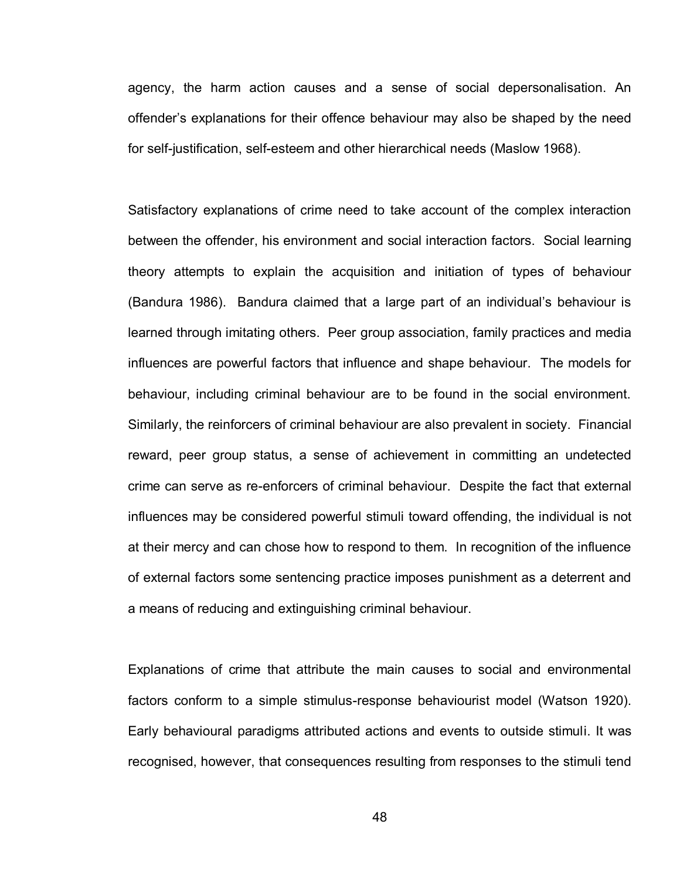agency, the harm action causes and a sense of social depersonalisation. An offender's explanations for their offence behaviour may also be shaped by the need for self-justification, self-esteem and other hierarchical needs (Maslow 1968).

Satisfactory explanations of crime need to take account of the complex interaction between the offender, his environment and social interaction factors. Social learning theory attempts to explain the acquisition and initiation of types of behaviour (Bandura 1986). Bandura claimed that a large part of an individual's behaviour is learned through imitating others. Peer group association, family practices and media influences are powerful factors that influence and shape behaviour. The models for behaviour, including criminal behaviour are to be found in the social environment. Similarly, the reinforcers of criminal behaviour are also prevalent in society. Financial reward, peer group status, a sense of achievement in committing an undetected crime can serve as re-enforcers of criminal behaviour. Despite the fact that external influences may be considered powerful stimuli toward offending, the individual is not at their mercy and can chose how to respond to them. In recognition of the influence of external factors some sentencing practice imposes punishment as a deterrent and a means of reducing and extinguishing criminal behaviour.

Explanations of crime that attribute the main causes to social and environmental factors conform to a simple stimulus-response behaviourist model (Watson 1920). Early behavioural paradigms attributed actions and events to outside stimuli. It was recognised, however, that consequences resulting from responses to the stimuli tend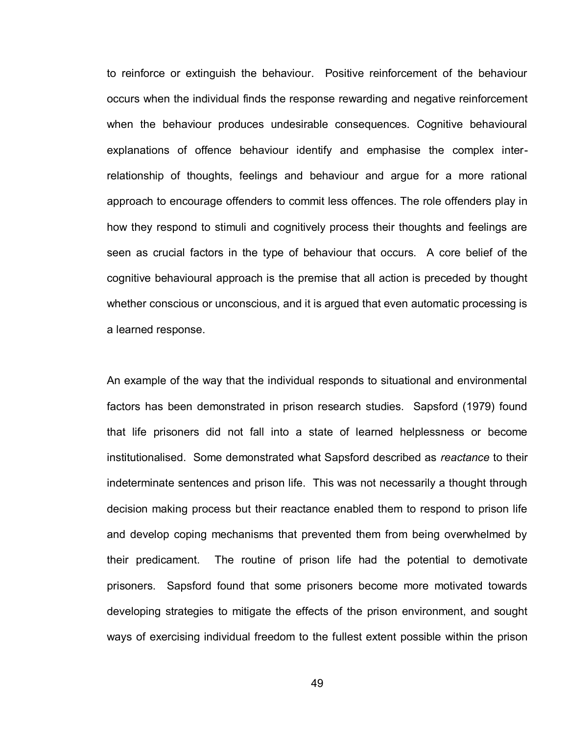to reinforce or extinguish the behaviour. Positive reinforcement of the behaviour occurs when the individual finds the response rewarding and negative reinforcement when the behaviour produces undesirable consequences. Cognitive behavioural explanations of offence behaviour identify and emphasise the complex inter-relationship of thoughts, feelings and behaviour and argue for a more rational approach to encourage offenders to commit less offences. The role offenders play in how they respond to stimuli and cognitively process their thoughts and feelings are seen as crucial factors in the type of behaviour that occurs. A core belief of the cognitive behavioural approach is the premise that all action is preceded by thought whether conscious or unconscious, and it is argued that even automatic processing is a learned response.

An example of the way that the individual responds to situational and environmental factors has been demonstrated in prison research studies. Sapsford (1979) found that life prisoners did not fall into a state of learned helplessness or become institutionalised. Some demonstrated what Sapsford described as *reactance* to their indeterminate sentences and prison life. This was not necessarily a thought through decision making process but their reactance enabled them to respond to prison life and develop coping mechanisms that prevented them from being overwhelmed by their predicament. The routine of prison life had the potential to demotivate prisoners. Sapsford found that some prisoners become more motivated towards developing strategies to mitigate the effects of the prison environment, and sought ways of exercising individual freedom to the fullest extent possible within the prison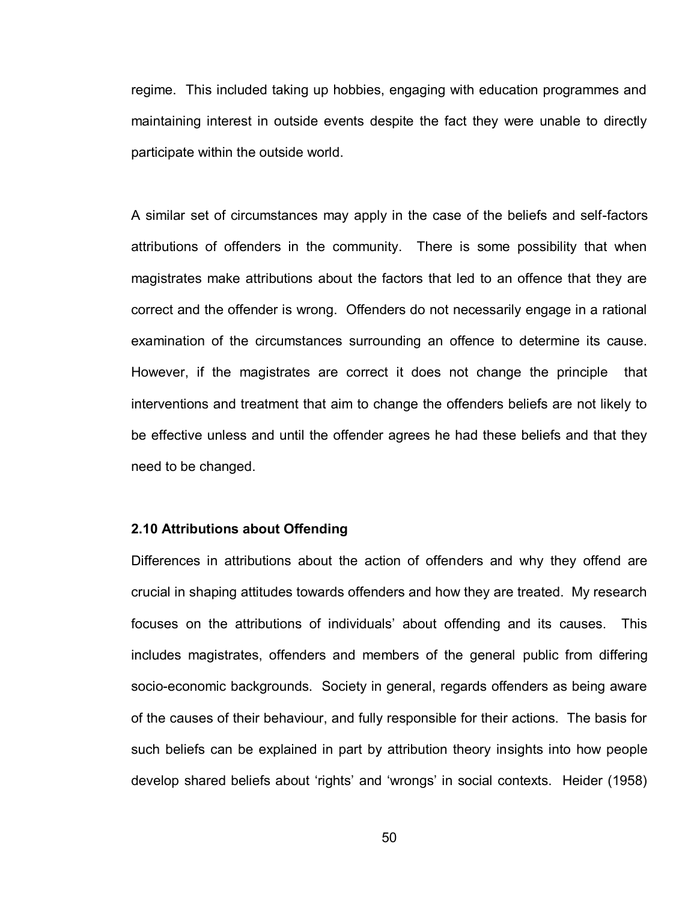regime. This included taking up hobbies, engaging with education programmes and maintaining interest in outside events despite the fact they were unable to directly participate within the outside world.

A similar set of circumstances may apply in the case of the beliefs and self-factors attributions of offenders in the community. There is some possibility that when magistrates make attributions about the factors that led to an offence that they are correct and the offender is wrong. Offenders do not necessarily engage in a rational examination of the circumstances surrounding an offence to determine its cause. However, if the magistrates are correct it does not change the principle that interventions and treatment that aim to change the offenders beliefs are not likely to be effective unless and until the offender agrees he had these beliefs and that they need to be changed.

### 2.10 Attributions about Offending

Differences in attributions about the action of offenders and why they offend are crucial in shaping attitudes towards offenders and how they are treated. My research focuses on the attributions of individuals' about offending and its causes. This includes magistrates, offenders and members of the general public from differing socio-economic backgrounds. Society in general, regards offenders as being aware of the causes of their behaviour, and fully responsible for their actions. The basis for such beliefs can be explained in part by attribution theory insights into how people develop shared beliefs about 'rights' and 'wrongs' in social contexts. Heider (1958)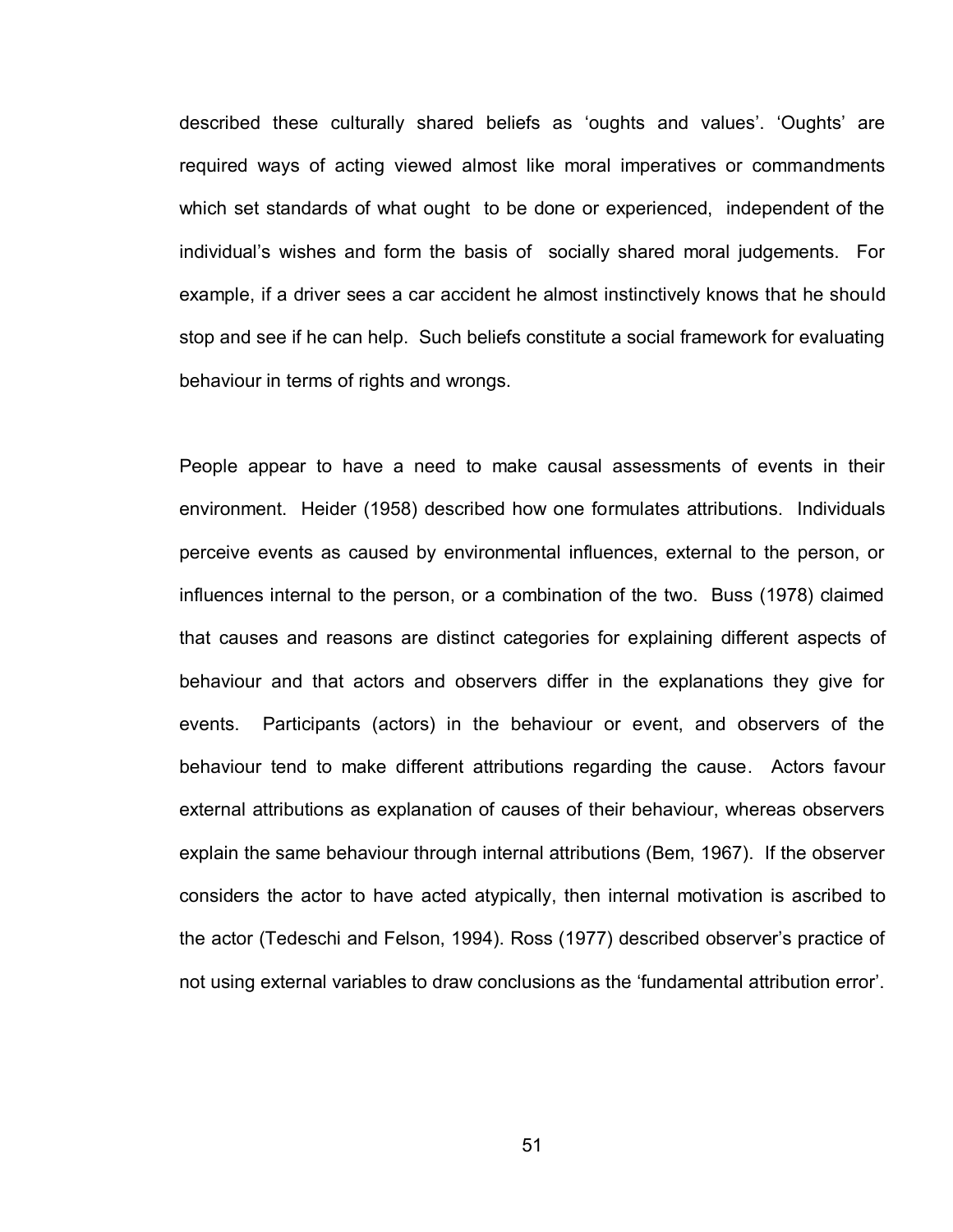described these culturally shared beliefs as ‘oughts and values’. ‘Oughts’ are required ways of acting viewed almost like moral imperatives or commandments which set standards of what ought to be done or experienced, independent of the individual’s wishes and form the basis of socially shared moral judgements. For example, if a driver sees a car accident he almost instinctively knows that he should stop and see if he can help. Such beliefs constitute a social framework for evaluating behaviour in terms of rights and wrongs.

People appear to have a need to make causal assessments of events in their environment. Heider (1958) described how one formulates attributions. Individuals perceive events as caused by environmental influences, external to the person, or influences internal to the person, or a combination of the two. Buss (1978) claimed that causes and reasons are distinct categories for explaining different aspects of behaviour and that actors and observers differ in the explanations they give for events. Participants (actors) in the behaviour or event, and observers of the behaviour tend to make different attributions regarding the cause. Actors favour external attributions as explanation of causes of their behaviour, whereas observers explain the same behaviour through internal attributions (Bem, 1967). If the observer considers the actor to have acted atypically, then internal motivation is ascribed to the actor (Tedeschi and Felson, 1994). Ross (1977) described observer’s practice of not using external variables to draw conclusions as the ‘fundamental attribution error’.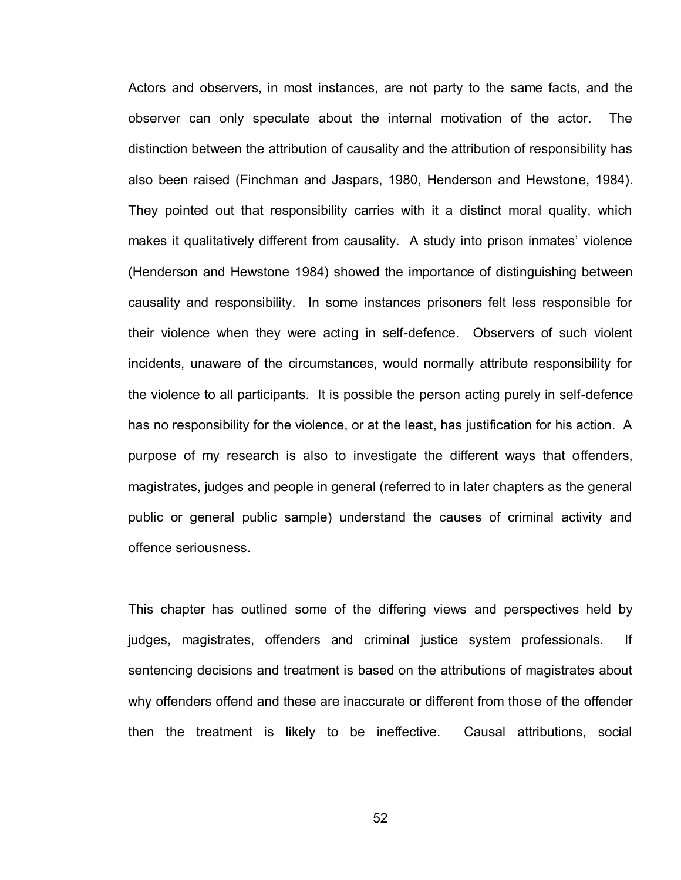Actors and observers, in most instances, are not party to the same facts, and the observer can only speculate about the internal motivation of the actor. The distinction between the attribution of causality and the attribution of responsibility has also been raised (Finchman and Jaspars, 1980, Henderson and Hewstone, 1984). They pointed out that responsibility carries with it a distinct moral quality, which makes it qualitatively different from causality. A study into prison inmates' violence (Henderson and Hewstone 1984) showed the importance of distinguishing between causality and responsibility. In some instances prisoners felt less responsible for their violence when they were acting in self-defence. Observers of such violent incidents, unaware of the circumstances, would normally attribute responsibility for the violence to all participants. It is possible the person acting purely in self-defence has no responsibility for the violence, or at the least, has justification for his action. A purpose of my research is also to investigate the different ways that offenders, magistrates, judges and people in general (referred to in later chapters as the general public or general public sample) understand the causes of criminal activity and offence seriousness.

This chapter has outlined some of the differing views and perspectives held by judges, magistrates, offenders and criminal justice system professionals. If sentencing decisions and treatment is based on the attributions of magistrates about why offenders offend and these are inaccurate or different from those of the offender then the treatment is likely to be ineffective. Causal attributions, social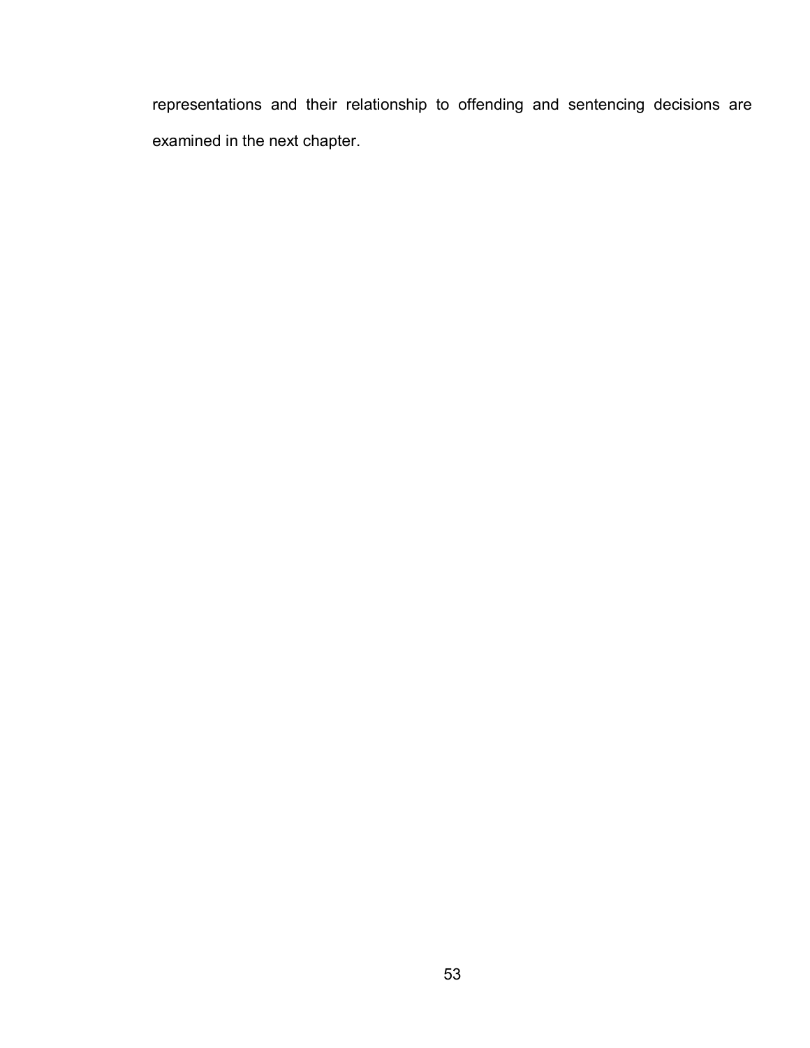representations and their relationship to offending and sentencing decisions are examined in the next chapter.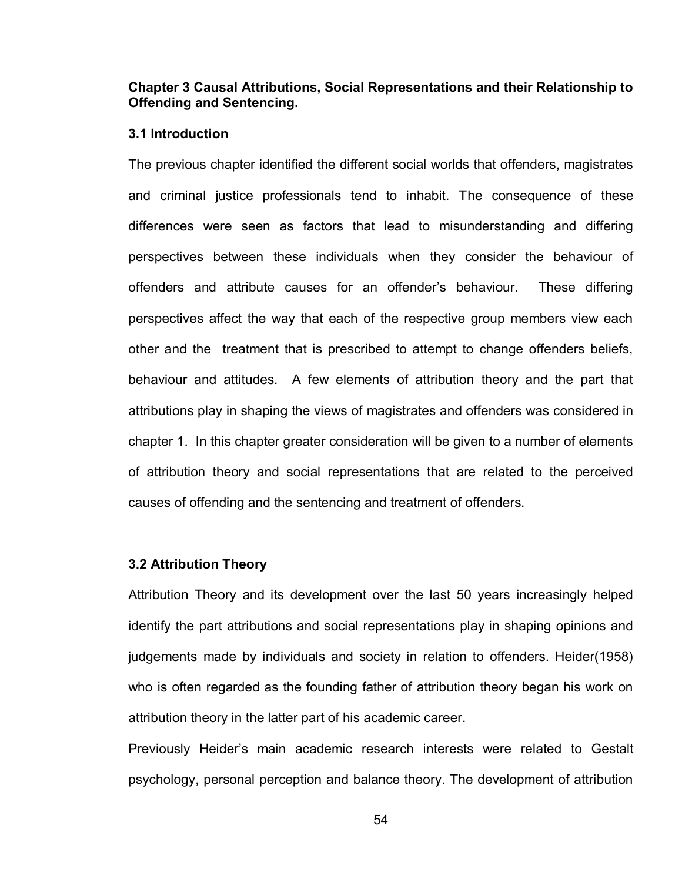## Chapter 3 Causal Attributions, Social Representations and their Relationship to Offending and Sentencing.

### 3.1 Introduction

The previous chapter identified the different social worlds that offenders, magistrates and criminal justice professionals tend to inhabit. The consequence of these differences were seen as factors that lead to misunderstanding and differing perspectives between these individuals when they consider the behaviour of offenders and attribute causes for an offender's behaviour. These differing perspectives affect the way that each of the respective group members view each other and the treatment that is prescribed to attempt to change offenders beliefs, behaviour and attitudes. A few elements of attribution theory and the part that attributions play in shaping the views of magistrates and offenders was considered in chapter 1. In this chapter greater consideration will be given to a number of elements of attribution theory and social representations that are related to the perceived causes of offending and the sentencing and treatment of offenders.

### 3.2 Attribution Theory

Attribution Theory and its development over the last 50 years increasingly helped identify the part attributions and social representations play in shaping opinions and judgements made by individuals and society in relation to offenders. Heider(1958) who is often regarded as the founding father of attribution theory began his work on attribution theory in the latter part of his academic career.

Previously Heider's main academic research interests were related to Gestalt psychology, personal perception and balance theory. The development of attribution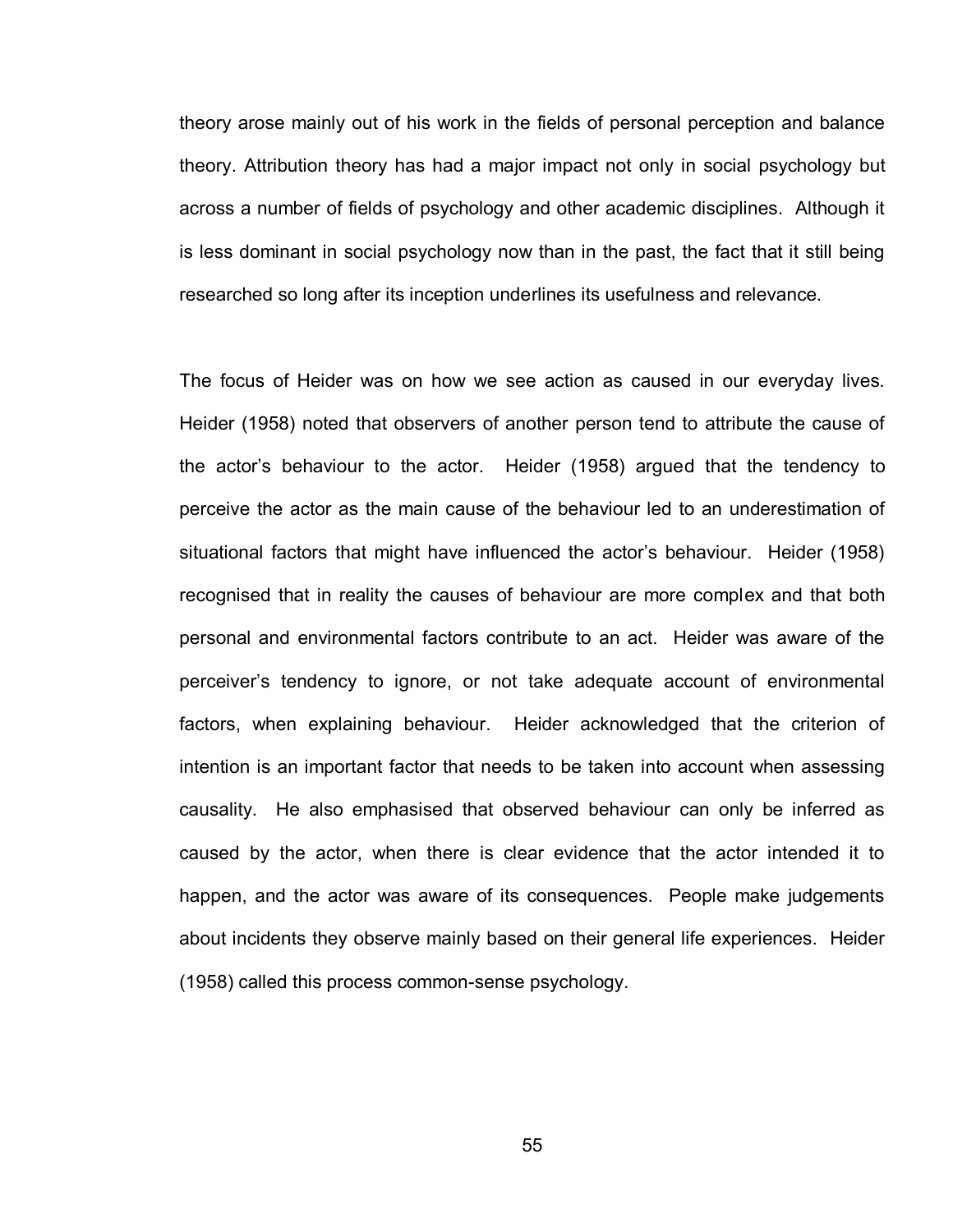theory arose mainly out of his work in the fields of personal perception and balance theory. Attribution theory has had a major impact not only in social psychology but across a number of fields of psychology and other academic disciplines. Although it is less dominant in social psychology now than in the past, the fact that it still being researched so long after its inception underlines its usefulness and relevance.

The focus of Heider was on how we see action as caused in our everyday lives. Heider (1958) noted that observers of another person tend to attribute the cause of the actor's behaviour to the actor. Heider (1958) argued that the tendency to perceive the actor as the main cause of the behaviour led to an underestimation of situational factors that might have influenced the actor's behaviour. Heider (1958) recognised that in reality the causes of behaviour are more complex and that both personal and environmental factors contribute to an act. Heider was aware of the perceiver's tendency to ignore, or not take adequate account of environmental factors, when explaining behaviour. Heider acknowledged that the criterion of intention is an important factor that needs to be taken into account when assessing causality. He also emphasised that observed behaviour can only be inferred as caused by the actor, when there is clear evidence that the actor intended it to happen, and the actor was aware of its consequences. People make judgements about incidents they observe mainly based on their general life experiences. Heider (1958) called this process common-sense psychology.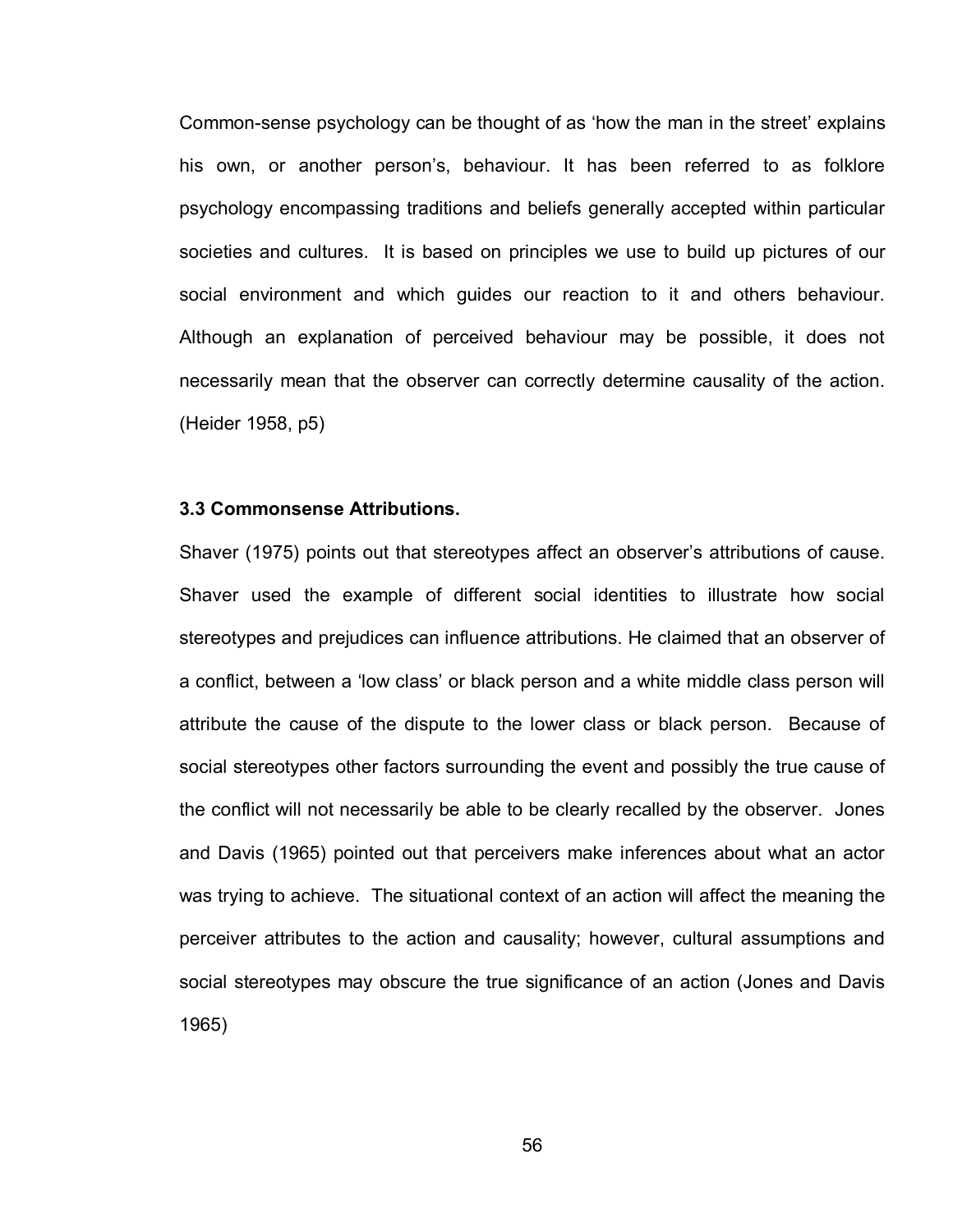Common-sense psychology can be thought of as 'how the man in the street' explains his own, or another person's, behaviour. It has been referred to as folklore psychology encompassing traditions and beliefs generally accepted within particular societies and cultures. It is based on principles we use to build up pictures of our social environment and which guides our reaction to it and others behaviour. Although an explanation of perceived behaviour may be possible, it does not necessarily mean that the observer can correctly determine causality of the action. (Heider 1958, p5)

### 3.3 Commonsense Attributions.

Shaver (1975) points out that stereotypes affect an observer's attributions of cause. Shaver used the example of different social identities to illustrate how social stereotypes and prejudices can influence attributions. He claimed that an observer of a conflict, between a 'low class' or black person and a white middle class person will attribute the cause of the dispute to the lower class or black person. Because of social stereotypes other factors surrounding the event and possibly the true cause of the conflict will not necessarily be able to be clearly recalled by the observer. Jones and Davis (1965) pointed out that perceivers make inferences about what an actor was trying to achieve. The situational context of an action will affect the meaning the perceiver attributes to the action and causality; however, cultural assumptions and social stereotypes may obscure the true significance of an action (Jones and Davis 1965)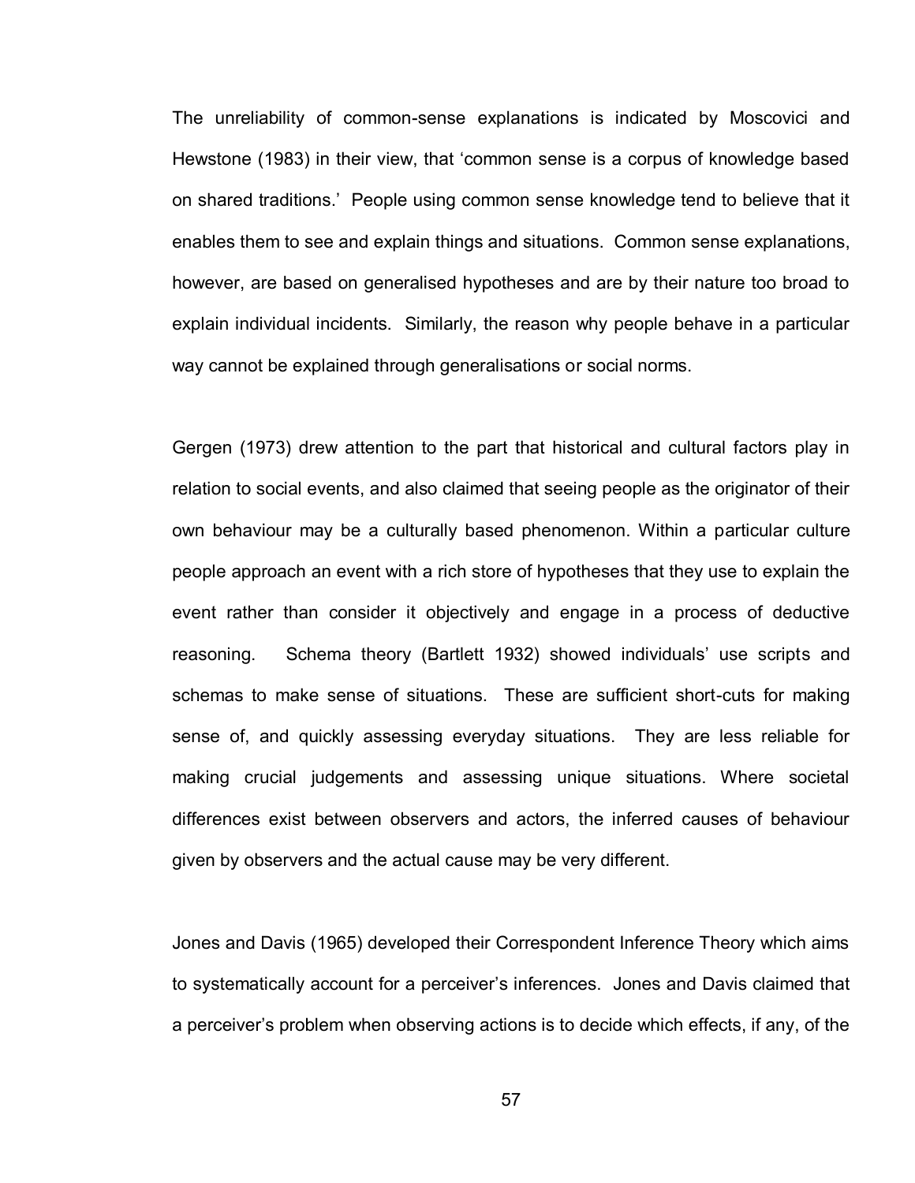The unreliability of common-sense explanations is indicated by Moscovici and Hewstone (1983) in their view, that 'common sense is a corpus of knowledge based on shared traditions.' People using common sense knowledge tend to believe that it enables them to see and explain things and situations. Common sense explanations, however, are based on generalised hypotheses and are by their nature too broad to explain individual incidents. Similarly, the reason why people behave in a particular way cannot be explained through generalisations or social norms.

Gergen (1973) drew attention to the part that historical and cultural factors play in relation to social events, and also claimed that seeing people as the originator of their own behaviour may be a culturally based phenomenon. Within a particular culture people approach an event with a rich store of hypotheses that they use to explain the event rather than consider it objectively and engage in a process of deductive reasoning. Schema theory (Bartlett 1932) showed individuals' use scripts and schemas to make sense of situations. These are sufficient short-cuts for making sense of, and quickly assessing everyday situations. They are less reliable for making crucial judgements and assessing unique situations. Where societal differences exist between observers and actors, the inferred causes of behaviour given by observers and the actual cause may be very different.

Jones and Davis (1965) developed their Correspondent Inference Theory which aims to systematically account for a perceiver's inferences. Jones and Davis claimed that a perceiver's problem when observing actions is to decide which effects, if any, of the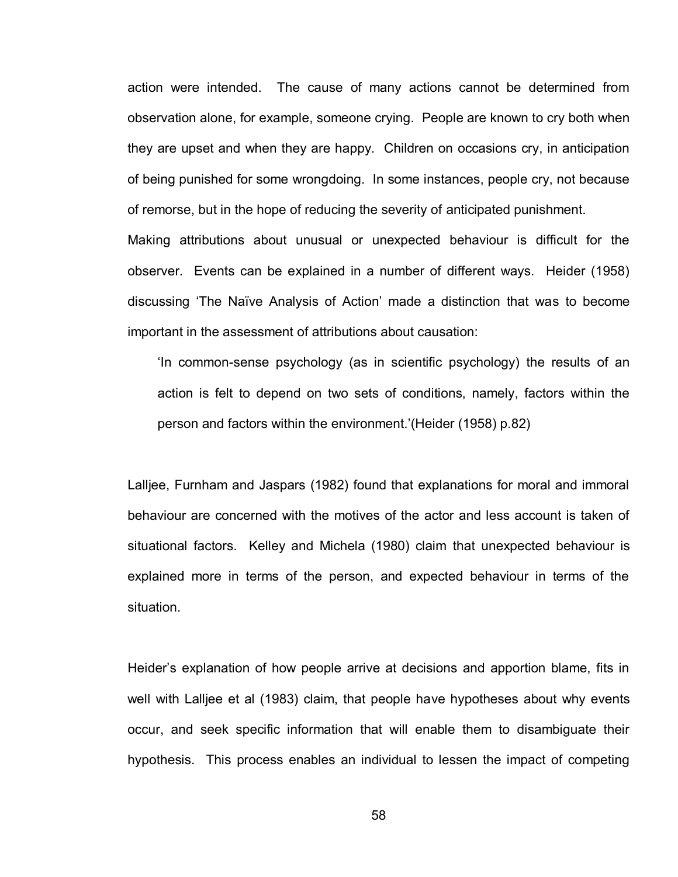action were intended. The cause of many actions cannot be determined from observation alone, for example, someone crying. People are known to cry both when they are upset and when they are happy. Children on occasions cry, in anticipation of being punished for some wrongdoing. In some instances, people cry, not because of remorse, but in the hope of reducing the severity of anticipated punishment.
Making attributions about unusual or unexpected behaviour is difficult for the observer. Events can be explained in a number of different ways. Heider (1958) discussing 'The Naïve Analysis of Action' made a distinction that was to become important in the assessment of attributions about causation:

> 'In common-sense psychology (as in scientific psychology) the results of an action is felt to depend on two sets of conditions, namely, factors within the person and factors within the environment.'(Heider (1958) p.82)

Lalljee, Furnham and Jaspars (1982) found that explanations for moral and immoral behaviour are concerned with the motives of the actor and less account is taken of situational factors. Kelley and Michela (1980) claim that unexpected behaviour is explained more in terms of the person, and expected behaviour in terms of the situation.

Heider's explanation of how people arrive at decisions and apportion blame, fits in well with Lalljee et al (1983) claim, that people have hypotheses about why events occur, and seek specific information that will enable them to disambiguate their hypothesis. This process enables an individual to lessen the impact of competing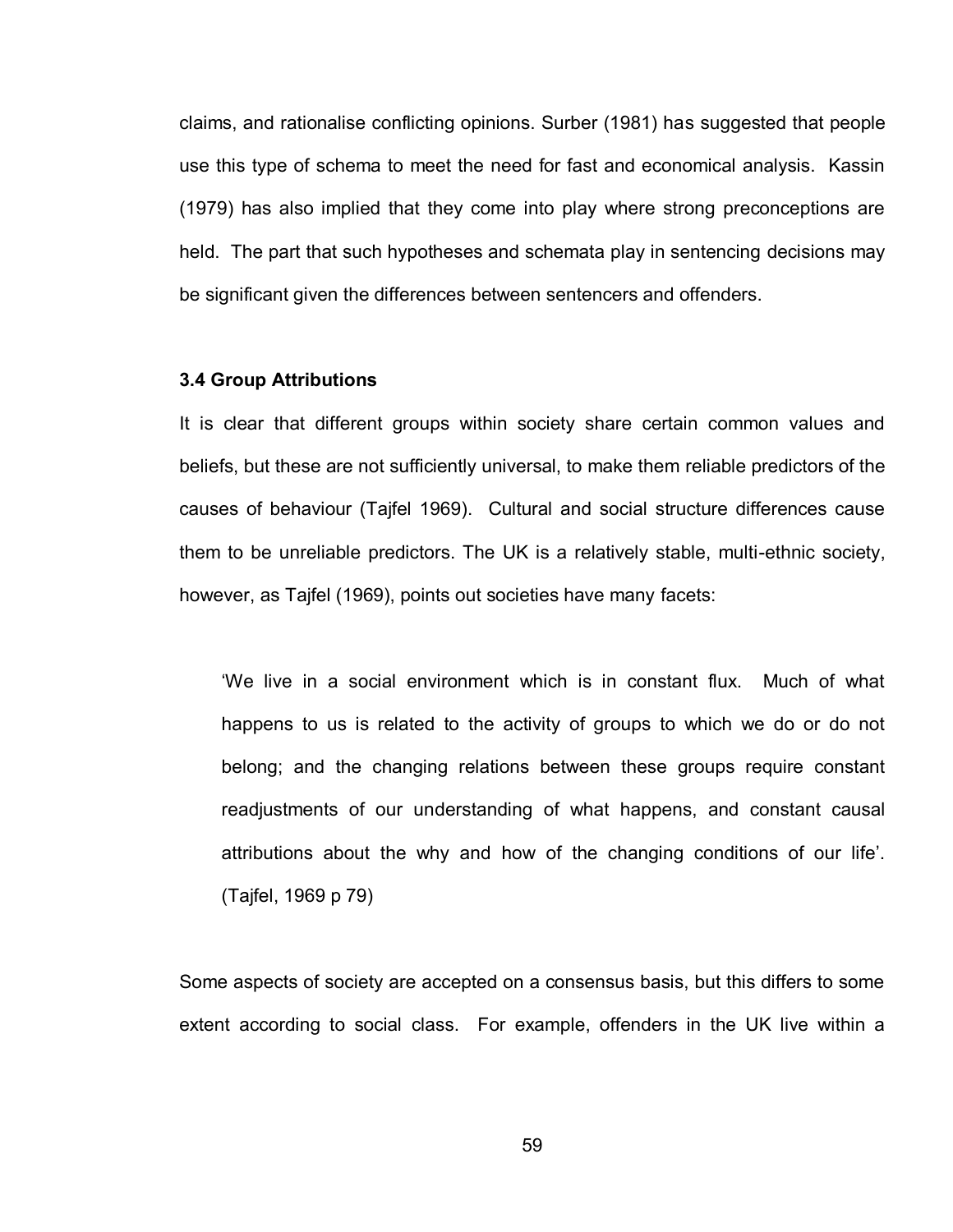claims, and rationalise conflicting opinions. Surber (1981) has suggested that people use this type of schema to meet the need for fast and economical analysis. Kassin (1979) has also implied that they come into play where strong preconceptions are held. The part that such hypotheses and schemata play in sentencing decisions may be significant given the differences between sentencers and offenders.

### 3.4 Group Attributions

It is clear that different groups within society share certain common values and beliefs, but these are not sufficiently universal, to make them reliable predictors of the causes of behaviour (Tajfel 1969). Cultural and social structure differences cause them to be unreliable predictors. The UK is a relatively stable, multi-ethnic society, however, as Tajfel (1969), points out societies have many facets:

> 'We live in a social environment which is in constant flux. Much of what happens to us is related to the activity of groups to which we do or do not belong; and the changing relations between these groups require constant readjustments of our understanding of what happens, and constant causal attributions about the why and how of the changing conditions of our life'. (Tajfel, 1969 p 79)

Some aspects of society are accepted on a consensus basis, but this differs to some extent according to social class. For example, offenders in the UK live within a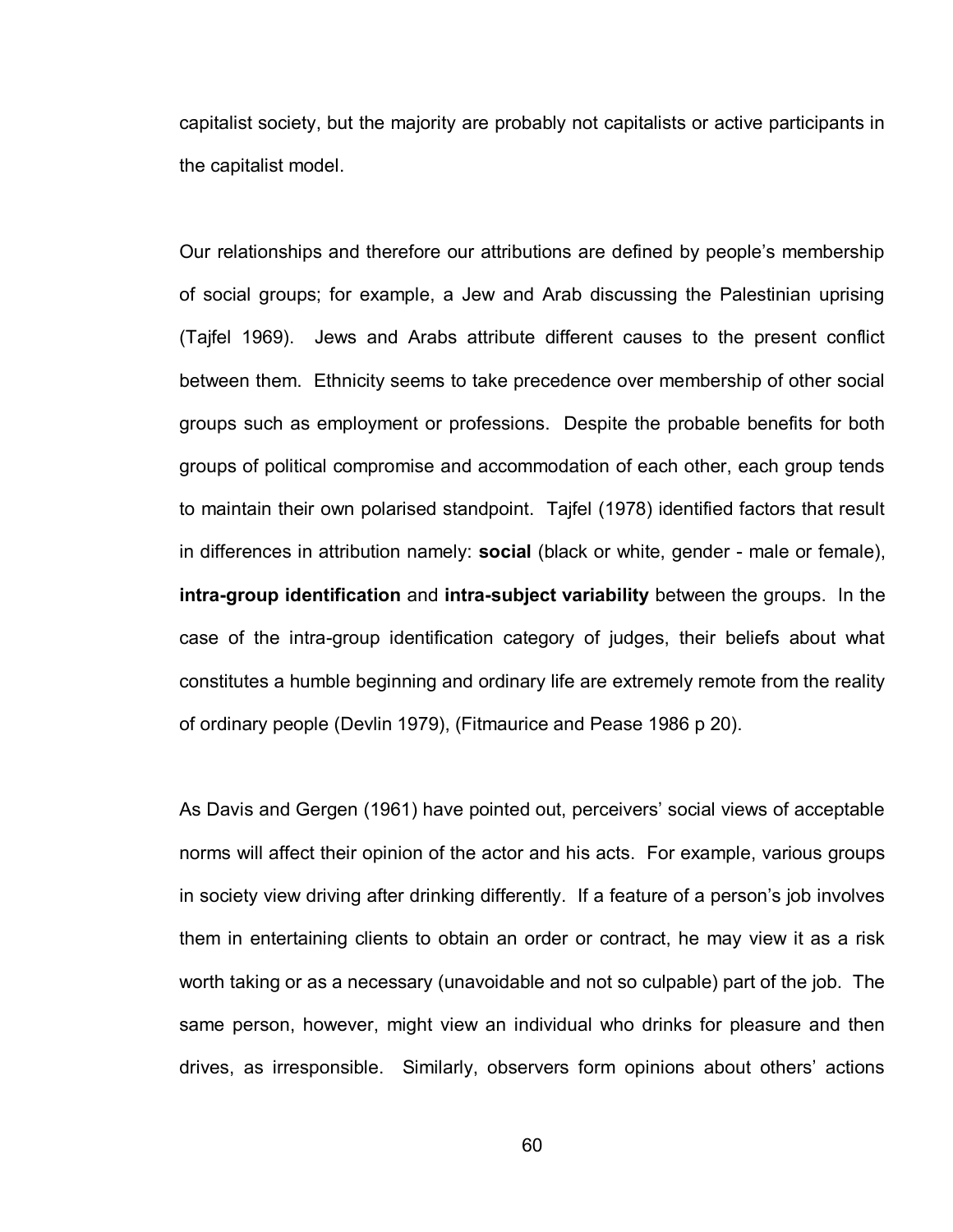capitalist society, but the majority are probably not capitalists or active participants in the capitalist model.

Our relationships and therefore our attributions are defined by people's membership of social groups; for example, a Jew and Arab discussing the Palestinian uprising (Tajfel 1969). Jews and Arabs attribute different causes to the present conflict between them. Ethnicity seems to take precedence over membership of other social groups such as employment or professions. Despite the probable benefits for both groups of political compromise and accommodation of each other, each group tends to maintain their own polarised standpoint. Tajfel (1978) identified factors that result in differences in attribution namely: **social** (black or white, gender - male or female), **intra-group identification** and **intra-subject variability** between the groups. In the case of the intra-group identification category of judges, their beliefs about what constitutes a humble beginning and ordinary life are extremely remote from the reality of ordinary people (Devlin 1979), (Fitmaurice and Pease 1986 p 20).

As Davis and Gergen (1961) have pointed out, perceivers' social views of acceptable norms will affect their opinion of the actor and his acts. For example, various groups in society view driving after drinking differently. If a feature of a person's job involves them in entertaining clients to obtain an order or contract, he may view it as a risk worth taking or as a necessary (unavoidable and not so culpable) part of the job. The same person, however, might view an individual who drinks for pleasure and then drives, as irresponsible. Similarly, observers form opinions about others' actions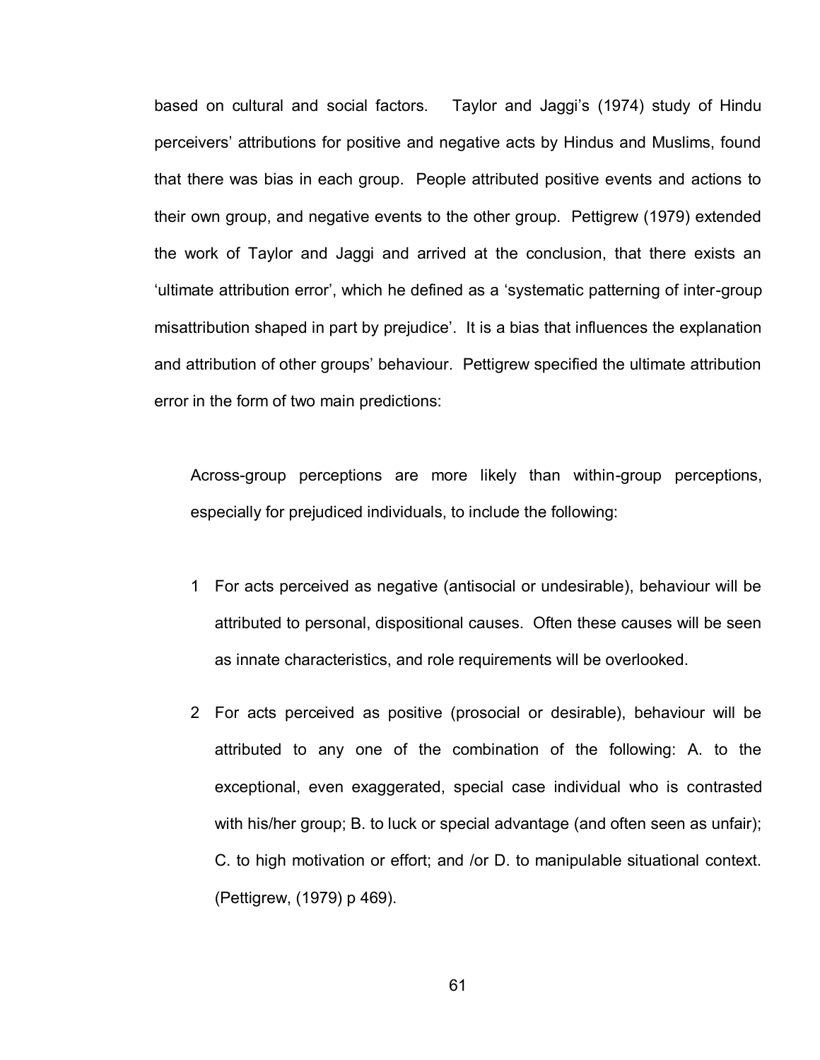based on cultural and social factors. Taylor and Jaggi's (1974) study of Hindu perceivers' attributions for positive and negative acts by Hindus and Muslims, found that there was bias in each group. People attributed positive events and actions to their own group, and negative events to the other group. Pettigrew (1979) extended the work of Taylor and Jaggi and arrived at the conclusion, that there exists an 'ultimate attribution error', which he defined as a 'systematic patterning of inter-group misattribution shaped in part by prejudice'. It is a bias that influences the explanation and attribution of other groups' behaviour. Pettigrew specified the ultimate attribution error in the form of two main predictions:

> Across-group perceptions are more likely than within-group perceptions, especially for prejudiced individuals, to include the following:
>
> 1 For acts perceived as negative (antisocial or undesirable), behaviour will be attributed to personal, dispositional causes. Often these causes will be seen as innate characteristics, and role requirements will be overlooked.
>
> 2 For acts perceived as positive (prosocial or desirable), behaviour will be attributed to any one of the combination of the following: A. to the exceptional, even exaggerated, special case individual who is contrasted with his/her group; B. to luck or special advantage (and often seen as unfair); C. to high motivation or effort; and /or D. to manipulable situational context. (Pettigrew, (1979) p 469).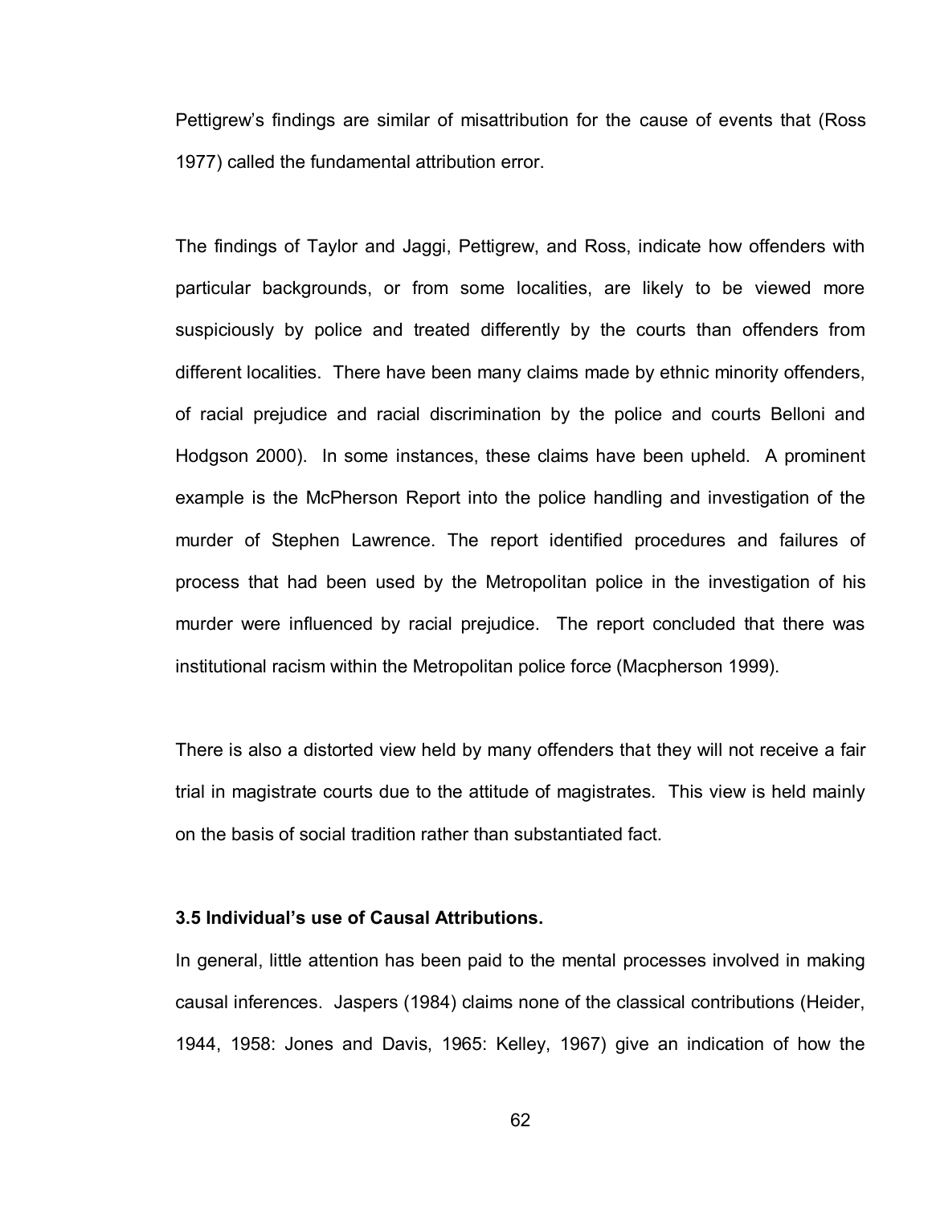Pettigrew's findings are similar of misattribution for the cause of events that (Ross 1977) called the fundamental attribution error.

The findings of Taylor and Jaggi, Pettigrew, and Ross, indicate how offenders with particular backgrounds, or from some localities, are likely to be viewed more suspiciously by police and treated differently by the courts than offenders from different localities. There have been many claims made by ethnic minority offenders, of racial prejudice and racial discrimination by the police and courts Belloni and Hodgson 2000). In some instances, these claims have been upheld. A prominent example is the McPherson Report into the police handling and investigation of the murder of Stephen Lawrence. The report identified procedures and failures of process that had been used by the Metropolitan police in the investigation of his murder were influenced by racial prejudice. The report concluded that there was institutional racism within the Metropolitan police force (Macpherson 1999).

There is also a distorted view held by many offenders that they will not receive a fair trial in magistrate courts due to the attitude of magistrates. This view is held mainly on the basis of social tradition rather than substantiated fact.

### 3.5 Individual's use of Causal Attributions.

In general, little attention has been paid to the mental processes involved in making causal inferences. Jaspers (1984) claims none of the classical contributions (Heider, 1944, 1958: Jones and Davis, 1965: Kelley, 1967) give an indication of how the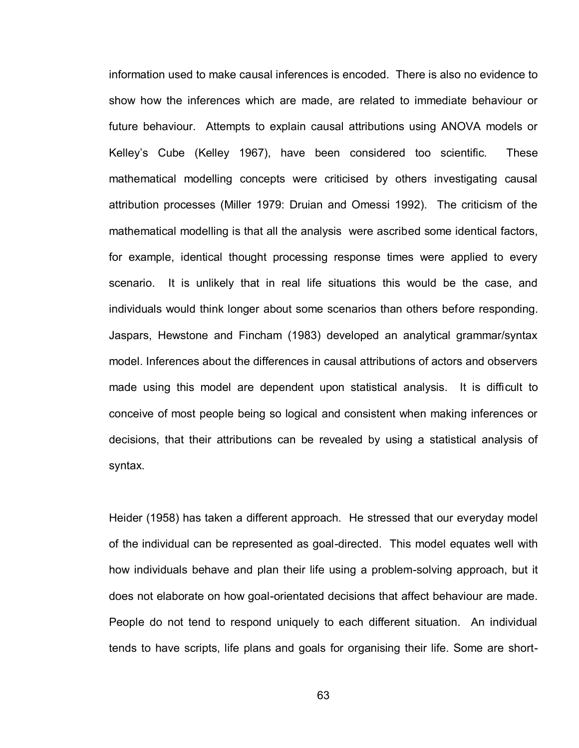information used to make causal inferences is encoded. There is also no evidence to show how the inferences which are made, are related to immediate behaviour or future behaviour. Attempts to explain causal attributions using ANOVA models or Kelley's Cube (Kelley 1967), have been considered too scientific. These mathematical modelling concepts were criticised by others investigating causal attribution processes (Miller 1979: Druian and Omessi 1992). The criticism of the mathematical modelling is that all the analysis were ascribed some identical factors, for example, identical thought processing response times were applied to every scenario. It is unlikely that in real life situations this would be the case, and individuals would think longer about some scenarios than others before responding. Jaspars, Hewstone and Fincham (1983) developed an analytical grammar/syntax model. Inferences about the differences in causal attributions of actors and observers made using this model are dependent upon statistical analysis. It is difficult to conceive of most people being so logical and consistent when making inferences or decisions, that their attributions can be revealed by using a statistical analysis of syntax.

Heider (1958) has taken a different approach. He stressed that our everyday model of the individual can be represented as goal-directed. This model equates well with how individuals behave and plan their life using a problem-solving approach, but it does not elaborate on how goal-orientated decisions that affect behaviour are made. People do not tend to respond uniquely to each different situation. An individual tends to have scripts, life plans and goals for organising their life. Some are short-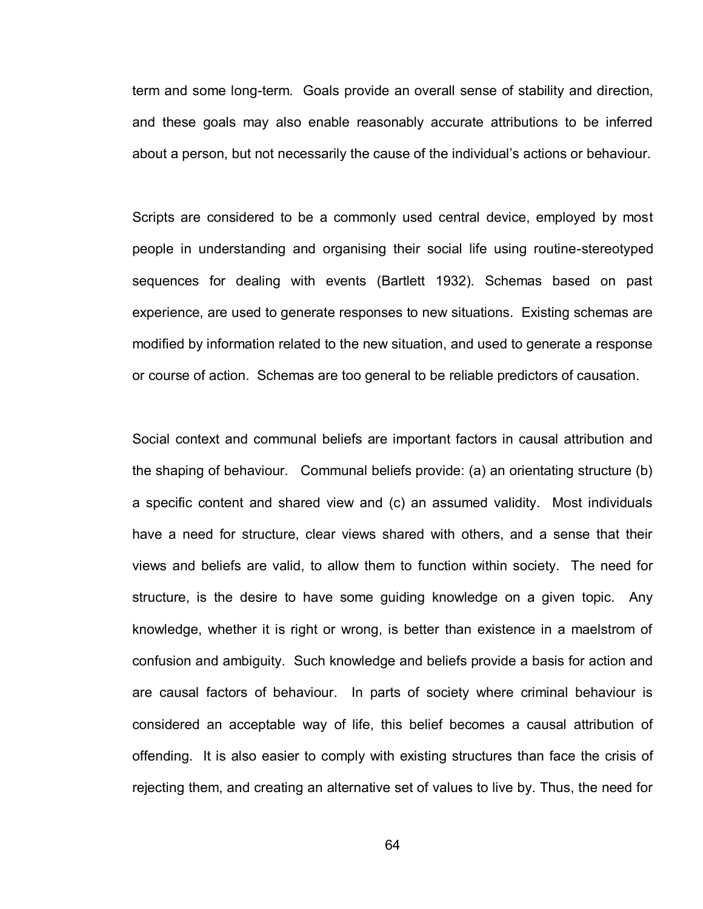term and some long-term. Goals provide an overall sense of stability and direction, and these goals may also enable reasonably accurate attributions to be inferred about a person, but not necessarily the cause of the individual's actions or behaviour.

Scripts are considered to be a commonly used central device, employed by most people in understanding and organising their social life using routine-stereotyped sequences for dealing with events (Bartlett 1932). Schemas based on past experience, are used to generate responses to new situations. Existing schemas are modified by information related to the new situation, and used to generate a response or course of action. Schemas are too general to be reliable predictors of causation.

Social context and communal beliefs are important factors in causal attribution and the shaping of behaviour. Communal beliefs provide: (a) an orientating structure (b) a specific content and shared view and (c) an assumed validity. Most individuals have a need for structure, clear views shared with others, and a sense that their views and beliefs are valid, to allow them to function within society. The need for structure, is the desire to have some guiding knowledge on a given topic. Any knowledge, whether it is right or wrong, is better than existence in a maelstrom of confusion and ambiguity. Such knowledge and beliefs provide a basis for action and are causal factors of behaviour. In parts of society where criminal behaviour is considered an acceptable way of life, this belief becomes a causal attribution of offending. It is also easier to comply with existing structures than face the crisis of rejecting them, and creating an alternative set of values to live by. Thus, the need for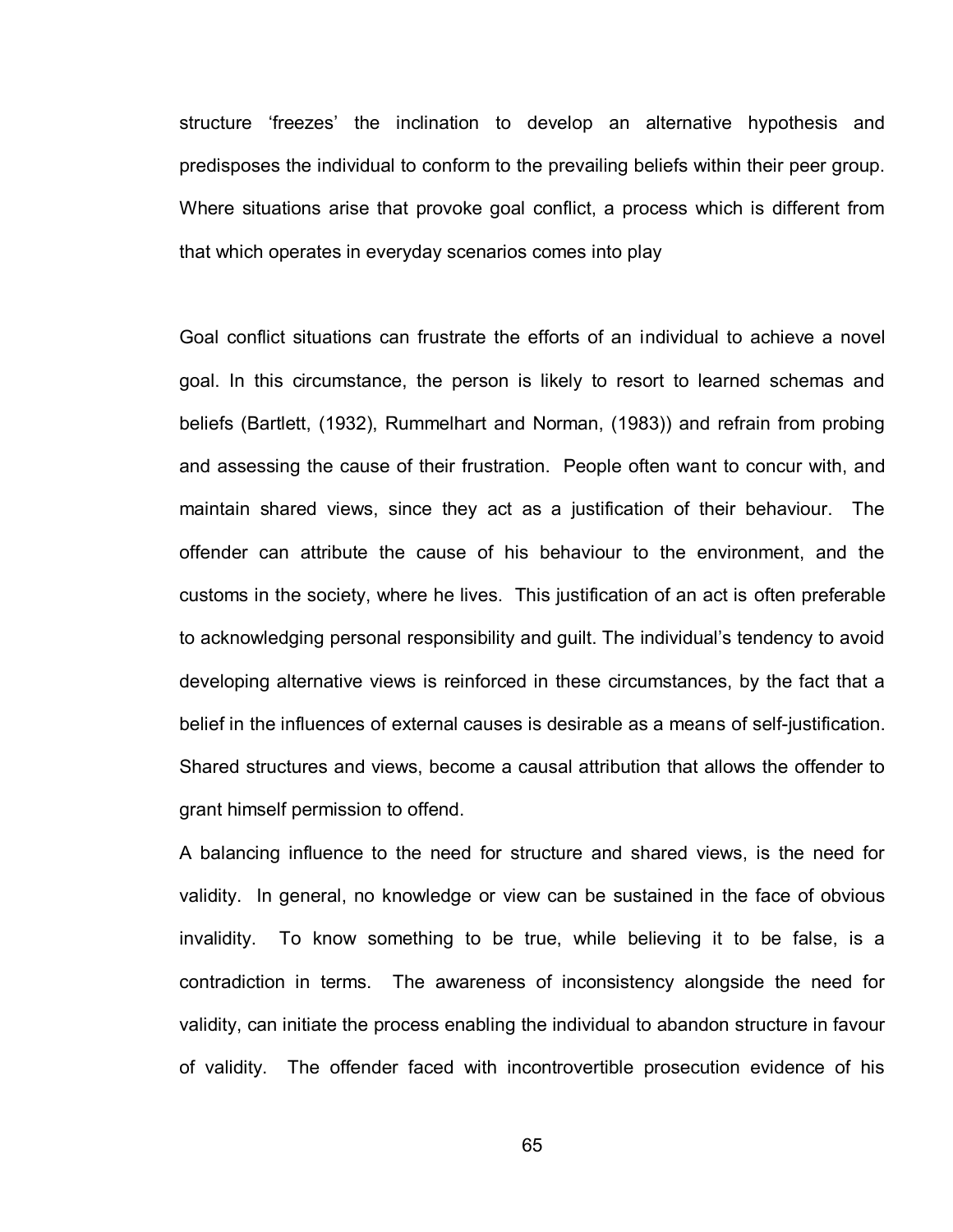structure 'freezes' the inclination to develop an alternative hypothesis and predisposes the individual to conform to the prevailing beliefs within their peer group. Where situations arise that provoke goal conflict, a process which is different from that which operates in everyday scenarios comes into play

Goal conflict situations can frustrate the efforts of an individual to achieve a novel goal. In this circumstance, the person is likely to resort to learned schemas and beliefs (Bartlett, (1932), Rummelhart and Norman, (1983)) and refrain from probing and assessing the cause of their frustration. People often want to concur with, and maintain shared views, since they act as a justification of their behaviour. The offender can attribute the cause of his behaviour to the environment, and the customs in the society, where he lives. This justification of an act is often preferable to acknowledging personal responsibility and guilt. The individual's tendency to avoid developing alternative views is reinforced in these circumstances, by the fact that a belief in the influences of external causes is desirable as a means of self-justification. Shared structures and views, become a causal attribution that allows the offender to grant himself permission to offend.

A balancing influence to the need for structure and shared views, is the need for validity. In general, no knowledge or view can be sustained in the face of obvious invalidity. To know something to be true, while believing it to be false, is a contradiction in terms. The awareness of inconsistency alongside the need for validity, can initiate the process enabling the individual to abandon structure in favour of validity. The offender faced with incontrovertible prosecution evidence of his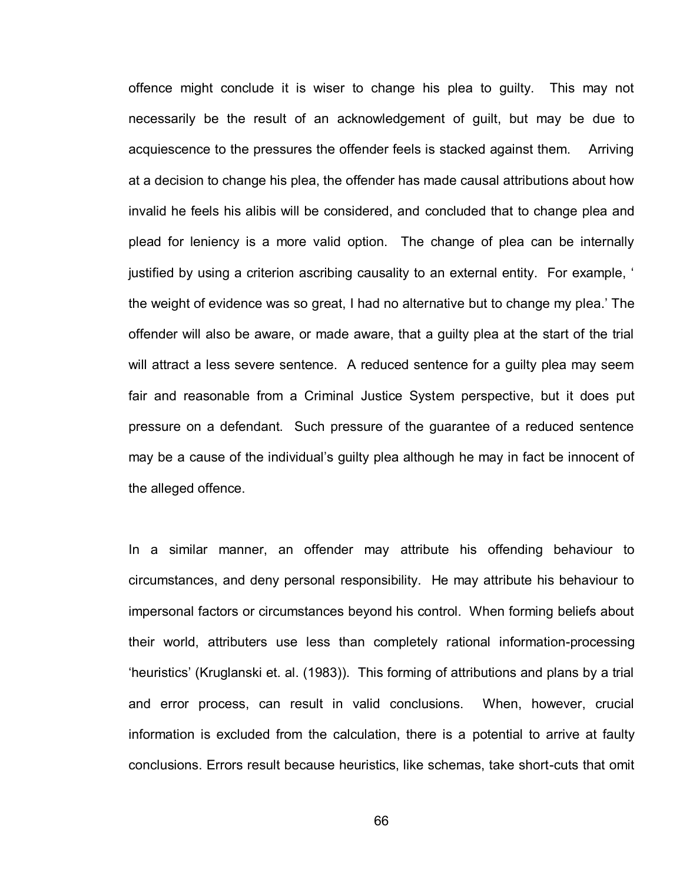offence might conclude it is wiser to change his plea to guilty. This may not necessarily be the result of an acknowledgement of guilt, but may be due to acquiescence to the pressures the offender feels is stacked against them. Arriving at a decision to change his plea, the offender has made causal attributions about how invalid he feels his alibis will be considered, and concluded that to change plea and plead for leniency is a more valid option. The change of plea can be internally justified by using a criterion ascribing causality to an external entity. For example, ' the weight of evidence was so great, I had no alternative but to change my plea.' The offender will also be aware, or made aware, that a guilty plea at the start of the trial will attract a less severe sentence. A reduced sentence for a guilty plea may seem fair and reasonable from a Criminal Justice System perspective, but it does put pressure on a defendant. Such pressure of the guarantee of a reduced sentence may be a cause of the individual's guilty plea although he may in fact be innocent of the alleged offence.

In a similar manner, an offender may attribute his offending behaviour to circumstances, and deny personal responsibility. He may attribute his behaviour to impersonal factors or circumstances beyond his control. When forming beliefs about their world, attributers use less than completely rational information-processing 'heuristics' (Kruglanski et. al. (1983)). This forming of attributions and plans by a trial and error process, can result in valid conclusions. When, however, crucial information is excluded from the calculation, there is a potential to arrive at faulty conclusions. Errors result because heuristics, like schemas, take short-cuts that omit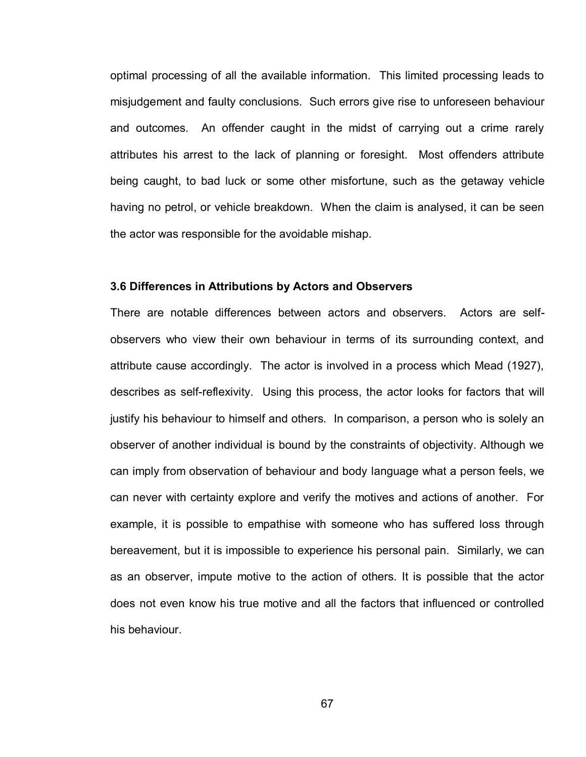optimal processing of all the available information. This limited processing leads to misjudgement and faulty conclusions. Such errors give rise to unforeseen behaviour and outcomes. An offender caught in the midst of carrying out a crime rarely attributes his arrest to the lack of planning or foresight. Most offenders attribute being caught, to bad luck or some other misfortune, such as the getaway vehicle having no petrol, or vehicle breakdown. When the claim is analysed, it can be seen the actor was responsible for the avoidable mishap.

### 3.6 Differences in Attributions by Actors and Observers

There are notable differences between actors and observers. Actors are self-observers who view their own behaviour in terms of its surrounding context, and attribute cause accordingly. The actor is involved in a process which Mead (1927), describes as self-reflexivity. Using this process, the actor looks for factors that will justify his behaviour to himself and others. In comparison, a person who is solely an observer of another individual is bound by the constraints of objectivity. Although we can imply from observation of behaviour and body language what a person feels, we can never with certainty explore and verify the motives and actions of another. For example, it is possible to empathise with someone who has suffered loss through bereavement, but it is impossible to experience his personal pain. Similarly, we can as an observer, impute motive to the action of others. It is possible that the actor does not even know his true motive and all the factors that influenced or controlled his behaviour.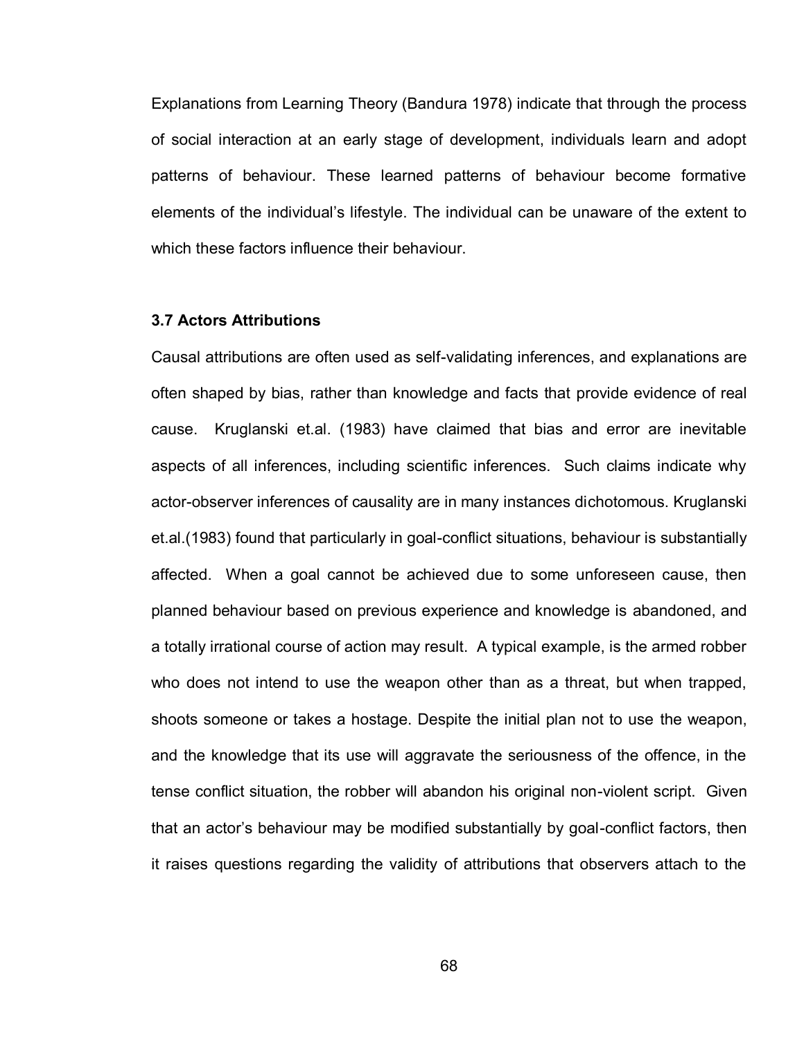Explanations from Learning Theory (Bandura 1978) indicate that through the process of social interaction at an early stage of development, individuals learn and adopt patterns of behaviour. These learned patterns of behaviour become formative elements of the individual's lifestyle. The individual can be unaware of the extent to which these factors influence their behaviour.

### 3.7 Actors Attributions

Causal attributions are often used as self-validating inferences, and explanations are often shaped by bias, rather than knowledge and facts that provide evidence of real cause. Kruglanski et.al. (1983) have claimed that bias and error are inevitable aspects of all inferences, including scientific inferences. Such claims indicate why actor-observer inferences of causality are in many instances dichotomous. Kruglanski et.al.(1983) found that particularly in goal-conflict situations, behaviour is substantially affected. When a goal cannot be achieved due to some unforeseen cause, then planned behaviour based on previous experience and knowledge is abandoned, and a totally irrational course of action may result. A typical example, is the armed robber who does not intend to use the weapon other than as a threat, but when trapped, shoots someone or takes a hostage. Despite the initial plan not to use the weapon, and the knowledge that its use will aggravate the seriousness of the offence, in the tense conflict situation, the robber will abandon his original non-violent script. Given that an actor's behaviour may be modified substantially by goal-conflict factors, then it raises questions regarding the validity of attributions that observers attach to the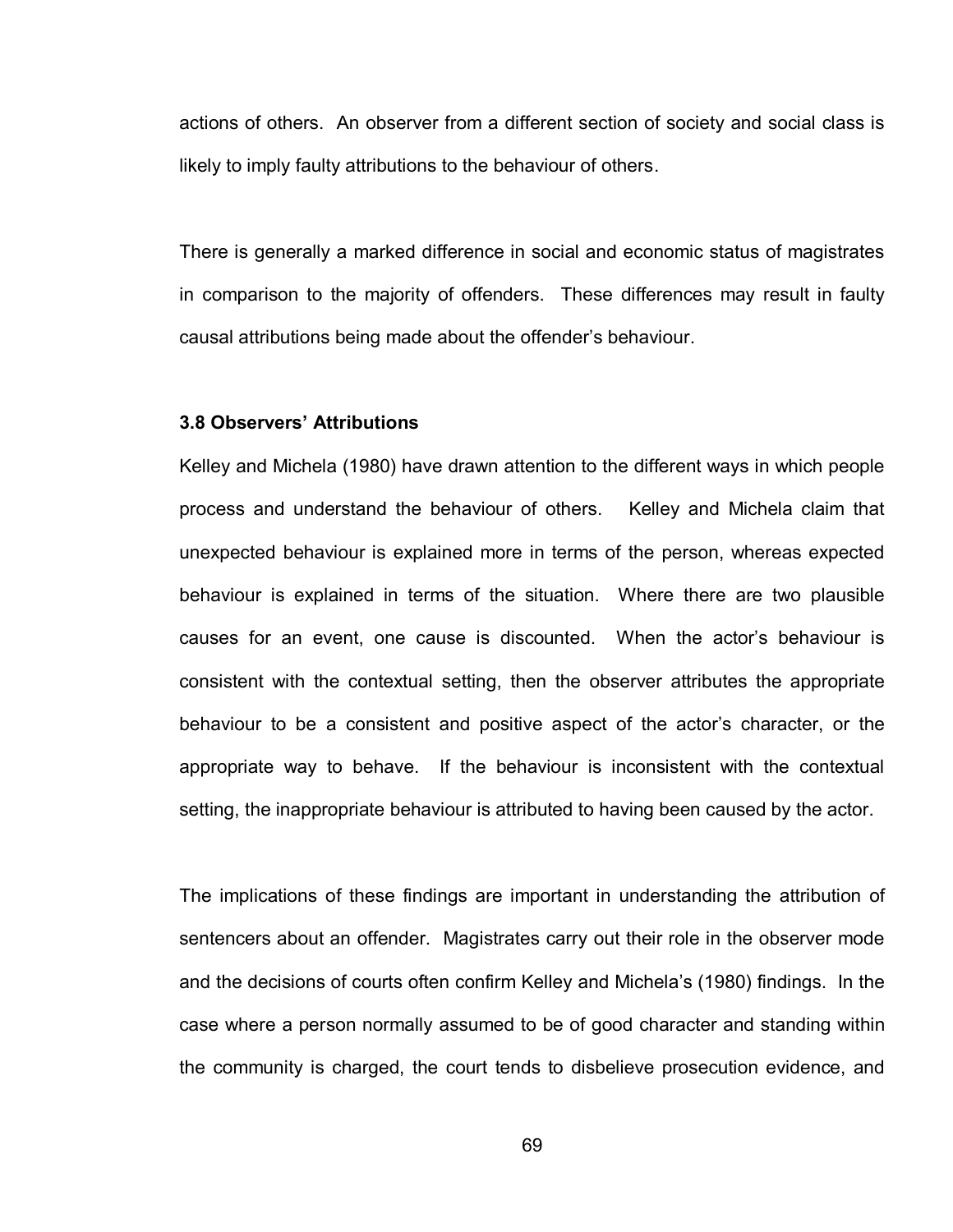actions of others. An observer from a different section of society and social class is likely to imply faulty attributions to the behaviour of others.

There is generally a marked difference in social and economic status of magistrates in comparison to the majority of offenders. These differences may result in faulty causal attributions being made about the offender's behaviour.

### 3.8 Observers' Attributions

Kelley and Michela (1980) have drawn attention to the different ways in which people process and understand the behaviour of others. Kelley and Michela claim that unexpected behaviour is explained more in terms of the person, whereas expected behaviour is explained in terms of the situation. Where there are two plausible causes for an event, one cause is discounted. When the actor's behaviour is consistent with the contextual setting, then the observer attributes the appropriate behaviour to be a consistent and positive aspect of the actor's character, or the appropriate way to behave. If the behaviour is inconsistent with the contextual setting, the inappropriate behaviour is attributed to having been caused by the actor.

The implications of these findings are important in understanding the attribution of sentencers about an offender. Magistrates carry out their role in the observer mode and the decisions of courts often confirm Kelley and Michela's (1980) findings. In the case where a person normally assumed to be of good character and standing within the community is charged, the court tends to disbelieve prosecution evidence, and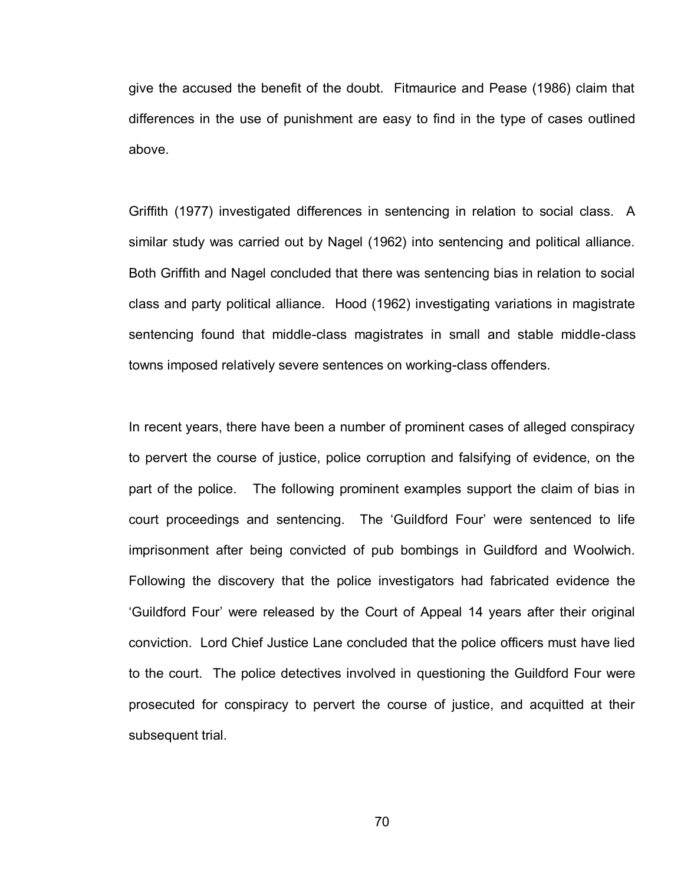give the accused the benefit of the doubt. Fitmaurice and Pease (1986) claim that differences in the use of punishment are easy to find in the type of cases outlined above.

Griffith (1977) investigated differences in sentencing in relation to social class. A similar study was carried out by Nagel (1962) into sentencing and political alliance. Both Griffith and Nagel concluded that there was sentencing bias in relation to social class and party political alliance. Hood (1962) investigating variations in magistrate sentencing found that middle-class magistrates in small and stable middle-class towns imposed relatively severe sentences on working-class offenders.

In recent years, there have been a number of prominent cases of alleged conspiracy to pervert the course of justice, police corruption and falsifying of evidence, on the part of the police. The following prominent examples support the claim of bias in court proceedings and sentencing. The 'Guildford Four' were sentenced to life imprisonment after being convicted of pub bombings in Guildford and Woolwich. Following the discovery that the police investigators had fabricated evidence the 'Guildford Four' were released by the Court of Appeal 14 years after their original conviction. Lord Chief Justice Lane concluded that the police officers must have lied to the court. The police detectives involved in questioning the Guildford Four were prosecuted for conspiracy to pervert the course of justice, and acquitted at their subsequent trial.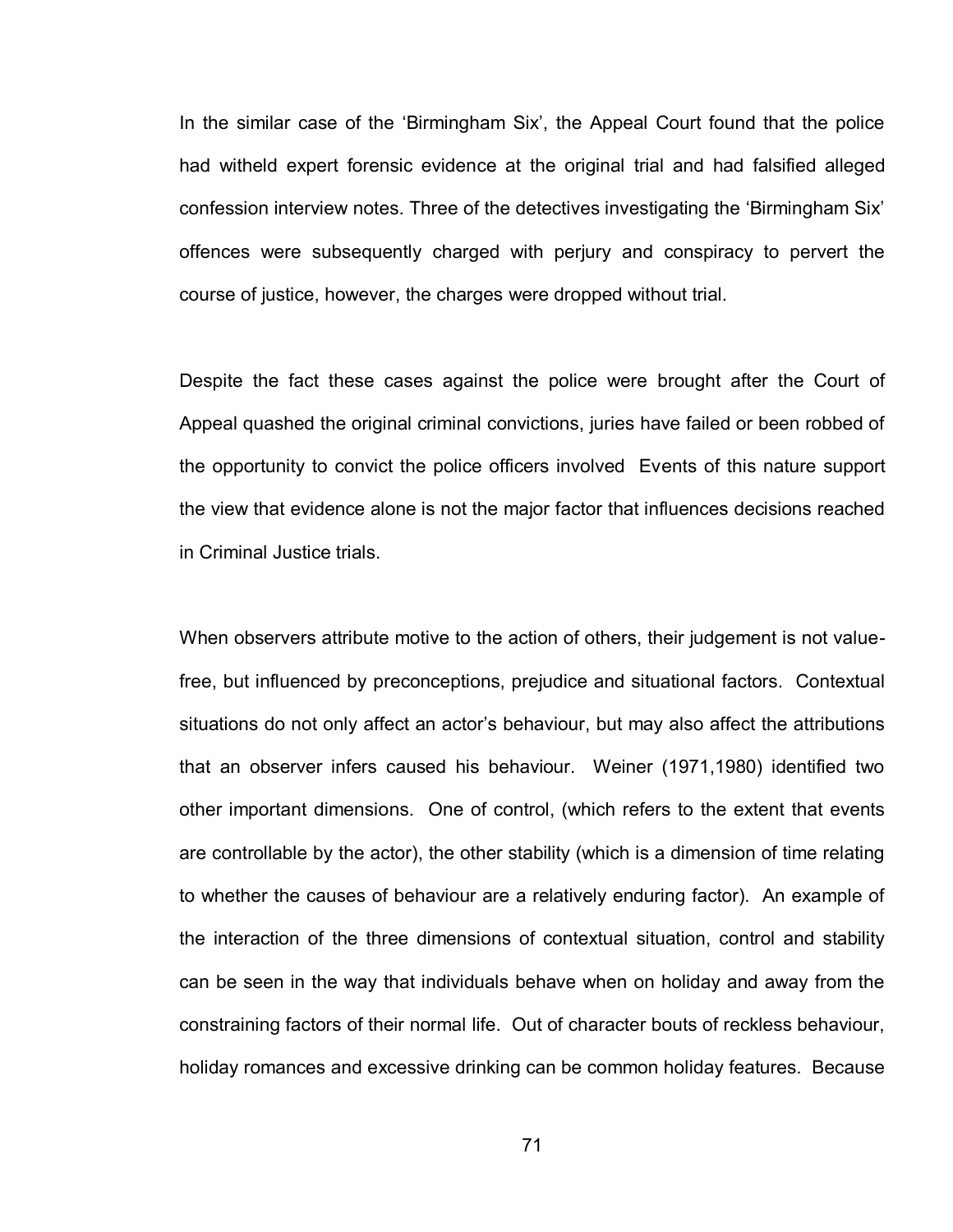In the similar case of the 'Birmingham Six', the Appeal Court found that the police had witheld expert forensic evidence at the original trial and had falsified alleged confession interview notes. Three of the detectives investigating the 'Birmingham Six' offences were subsequently charged with perjury and conspiracy to pervert the course of justice, however, the charges were dropped without trial.

Despite the fact these cases against the police were brought after the Court of Appeal quashed the original criminal convictions, juries have failed or been robbed of the opportunity to convict the police officers involved  Events of this nature support the view that evidence alone is not the major factor that influences decisions reached in Criminal Justice trials.

When observers attribute motive to the action of others, their judgement is not value-free, but influenced by preconceptions, prejudice and situational factors.  Contextual situations do not only affect an actor's behaviour, but may also affect the attributions that an observer infers caused his behaviour.  Weiner (1971,1980) identified two other important dimensions.  One of control, (which refers to the extent that events are controllable by the actor), the other stability (which is a dimension of time relating to whether the causes of behaviour are a relatively enduring factor).  An example of the interaction of the three dimensions of contextual situation, control and stability can be seen in the way that individuals behave when on holiday and away from the constraining factors of their normal life.  Out of character bouts of reckless behaviour, holiday romances and excessive drinking can be common holiday features.  Because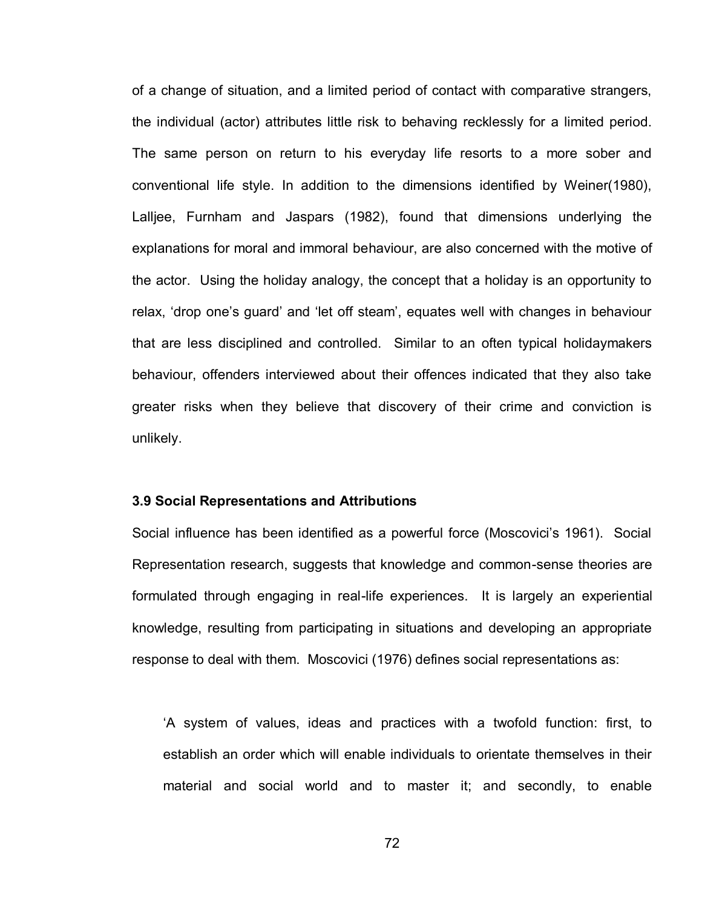of a change of situation, and a limited period of contact with comparative strangers, the individual (actor) attributes little risk to behaving recklessly for a limited period. The same person on return to his everyday life resorts to a more sober and conventional life style. In addition to the dimensions identified by Weiner(1980), Lalljee, Furnham and Jaspars (1982), found that dimensions underlying the explanations for moral and immoral behaviour, are also concerned with the motive of the actor. Using the holiday analogy, the concept that a holiday is an opportunity to relax, 'drop one's guard' and 'let off steam', equates well with changes in behaviour that are less disciplined and controlled. Similar to an often typical holidaymakers behaviour, offenders interviewed about their offences indicated that they also take greater risks when they believe that discovery of their crime and conviction is unlikely.

### 3.9 Social Representations and Attributions

Social influence has been identified as a powerful force (Moscovici's 1961). Social Representation research, suggests that knowledge and common-sense theories are formulated through engaging in real-life experiences. It is largely an experiential knowledge, resulting from participating in situations and developing an appropriate response to deal with them. Moscovici (1976) defines social representations as:

> 'A system of values, ideas and practices with a twofold function: first, to establish an order which will enable individuals to orientate themselves in their material and social world and to master it; and secondly, to enable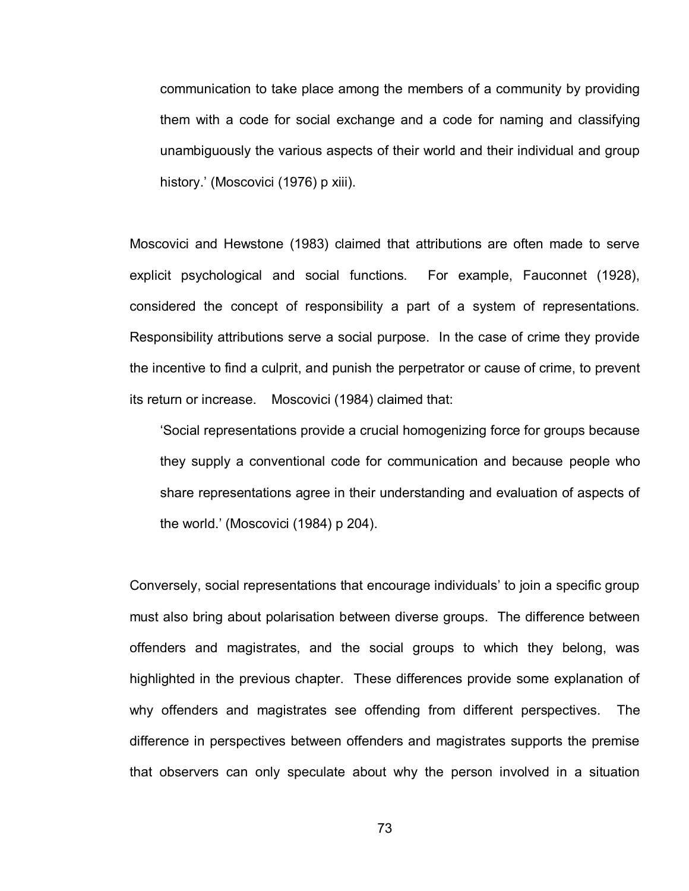> communication to take place among the members of a community by providing them with a code for social exchange and a code for naming and classifying unambiguously the various aspects of their world and their individual and group history.' (Moscovici (1976) p xiii).

Moscovici and Hewstone (1983) claimed that attributions are often made to serve explicit psychological and social functions. For example, Fauconnet (1928), considered the concept of responsibility a part of a system of representations. Responsibility attributions serve a social purpose. In the case of crime they provide the incentive to find a culprit, and punish the perpetrator or cause of crime, to prevent its return or increase. Moscovici (1984) claimed that:

> 'Social representations provide a crucial homogenizing force for groups because they supply a conventional code for communication and because people who share representations agree in their understanding and evaluation of aspects of the world.' (Moscovici (1984) p 204).

Conversely, social representations that encourage individuals' to join a specific group must also bring about polarisation between diverse groups. The difference between offenders and magistrates, and the social groups to which they belong, was highlighted in the previous chapter. These differences provide some explanation of why offenders and magistrates see offending from different perspectives. The difference in perspectives between offenders and magistrates supports the premise that observers can only speculate about why the person involved in a situation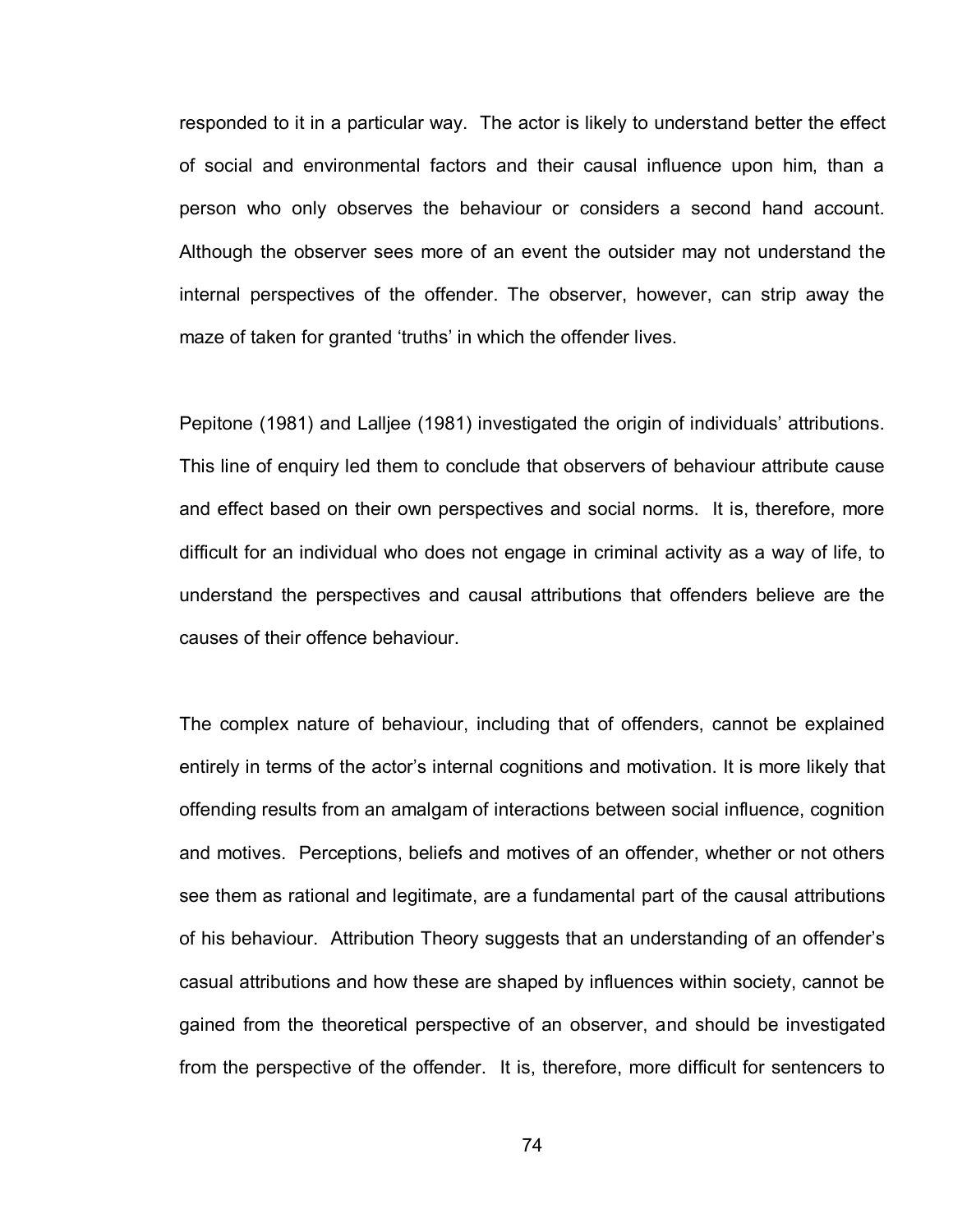responded to it in a particular way. The actor is likely to understand better the effect of social and environmental factors and their causal influence upon him, than a person who only observes the behaviour or considers a second hand account. Although the observer sees more of an event the outsider may not understand the internal perspectives of the offender. The observer, however, can strip away the maze of taken for granted 'truths' in which the offender lives.

Pepitone (1981) and Lalljee (1981) investigated the origin of individuals' attributions. This line of enquiry led them to conclude that observers of behaviour attribute cause and effect based on their own perspectives and social norms. It is, therefore, more difficult for an individual who does not engage in criminal activity as a way of life, to understand the perspectives and causal attributions that offenders believe are the causes of their offence behaviour.

The complex nature of behaviour, including that of offenders, cannot be explained entirely in terms of the actor's internal cognitions and motivation. It is more likely that offending results from an amalgam of interactions between social influence, cognition and motives. Perceptions, beliefs and motives of an offender, whether or not others see them as rational and legitimate, are a fundamental part of the causal attributions of his behaviour. Attribution Theory suggests that an understanding of an offender's casual attributions and how these are shaped by influences within society, cannot be gained from the theoretical perspective of an observer, and should be investigated from the perspective of the offender. It is, therefore, more difficult for sentencers to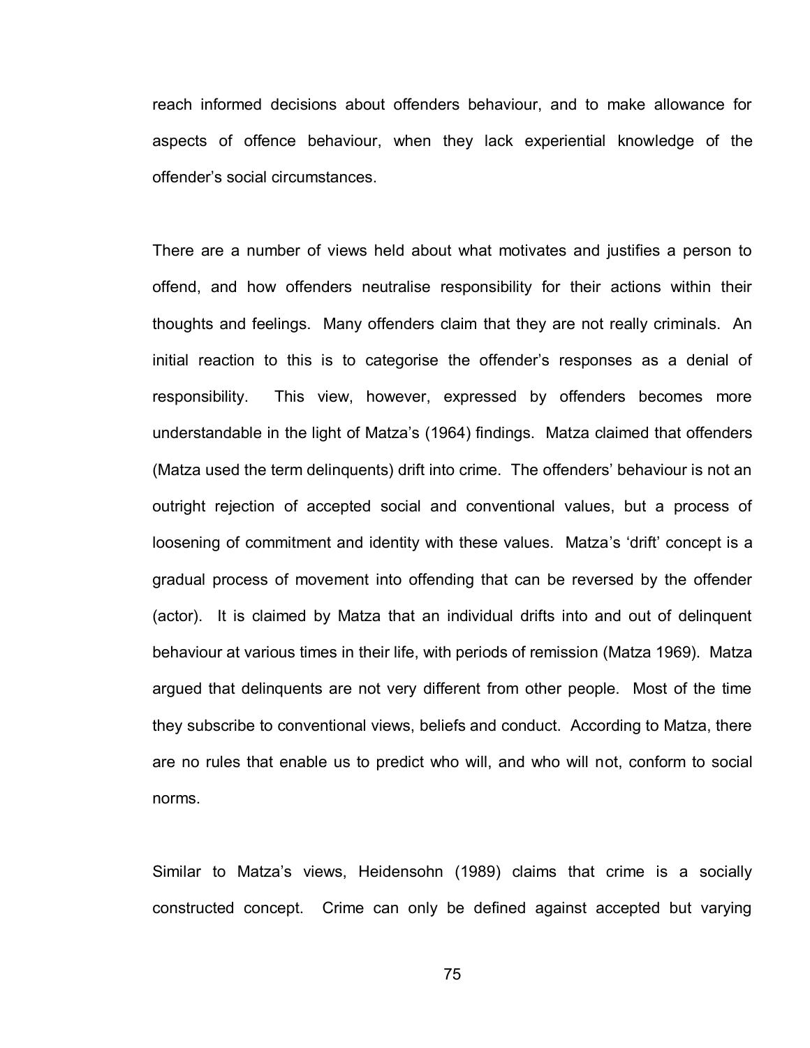reach informed decisions about offenders behaviour, and to make allowance for aspects of offence behaviour, when they lack experiential knowledge of the offender's social circumstances.

There are a number of views held about what motivates and justifies a person to offend, and how offenders neutralise responsibility for their actions within their thoughts and feelings. Many offenders claim that they are not really criminals. An initial reaction to this is to categorise the offender's responses as a denial of responsibility. This view, however, expressed by offenders becomes more understandable in the light of Matza's (1964) findings. Matza claimed that offenders (Matza used the term delinquents) drift into crime. The offenders' behaviour is not an outright rejection of accepted social and conventional values, but a process of loosening of commitment and identity with these values. Matza's 'drift' concept is a gradual process of movement into offending that can be reversed by the offender (actor). It is claimed by Matza that an individual drifts into and out of delinquent behaviour at various times in their life, with periods of remission (Matza 1969). Matza argued that delinquents are not very different from other people. Most of the time they subscribe to conventional views, beliefs and conduct. According to Matza, there are no rules that enable us to predict who will, and who will not, conform to social norms.

Similar to Matza's views, Heidensohn (1989) claims that crime is a socially constructed concept. Crime can only be defined against accepted but varying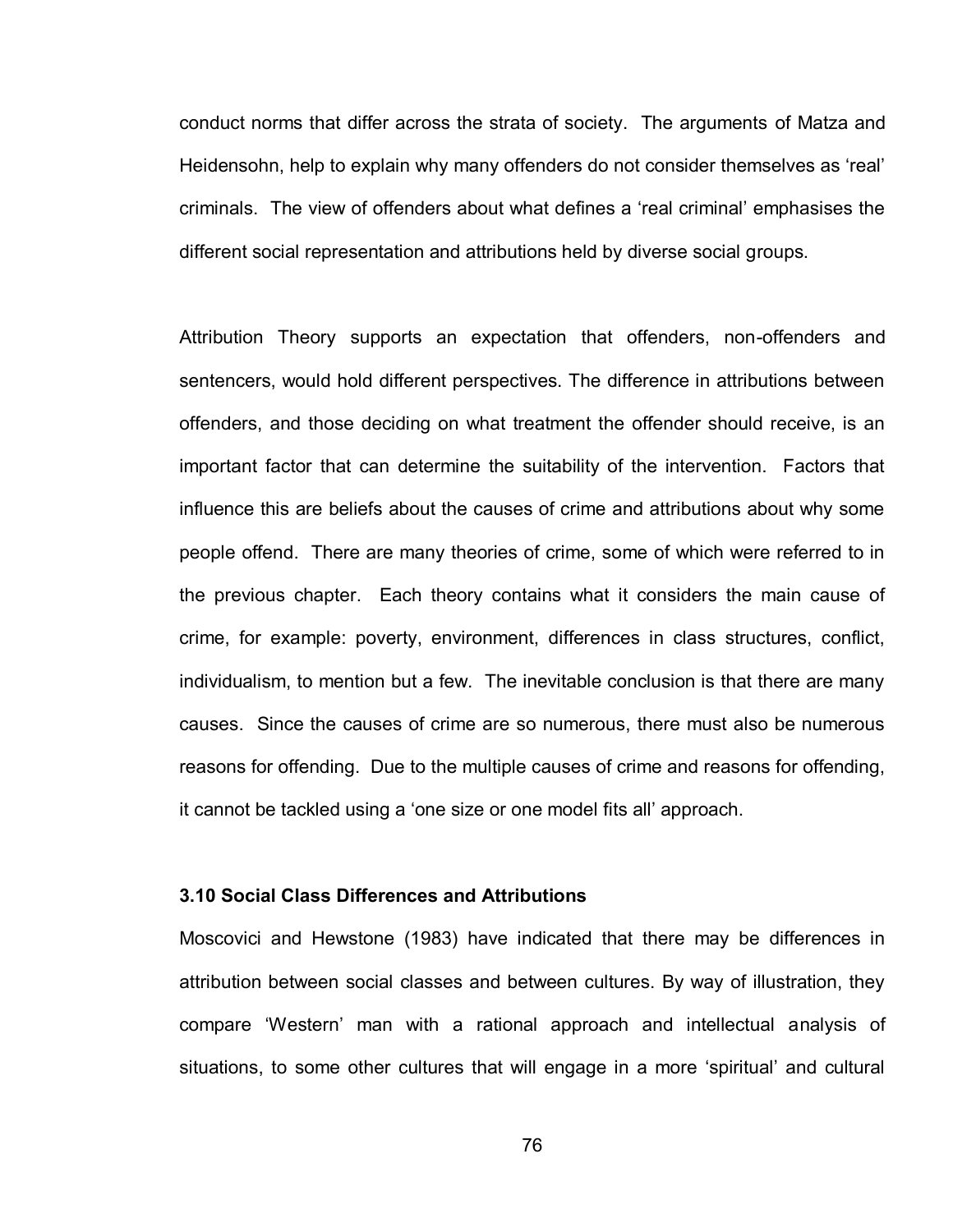conduct norms that differ across the strata of society. The arguments of Matza and Heidensohn, help to explain why many offenders do not consider themselves as 'real' criminals. The view of offenders about what defines a 'real criminal' emphasises the different social representation and attributions held by diverse social groups.

Attribution Theory supports an expectation that offenders, non-offenders and sentencers, would hold different perspectives. The difference in attributions between offenders, and those deciding on what treatment the offender should receive, is an important factor that can determine the suitability of the intervention. Factors that influence this are beliefs about the causes of crime and attributions about why some people offend. There are many theories of crime, some of which were referred to in the previous chapter. Each theory contains what it considers the main cause of crime, for example: poverty, environment, differences in class structures, conflict, individualism, to mention but a few. The inevitable conclusion is that there are many causes. Since the causes of crime are so numerous, there must also be numerous reasons for offending. Due to the multiple causes of crime and reasons for offending, it cannot be tackled using a 'one size or one model fits all' approach.

### 3.10 Social Class Differences and Attributions

Moscovici and Hewstone (1983) have indicated that there may be differences in attribution between social classes and between cultures. By way of illustration, they compare 'Western' man with a rational approach and intellectual analysis of situations, to some other cultures that will engage in a more 'spiritual' and cultural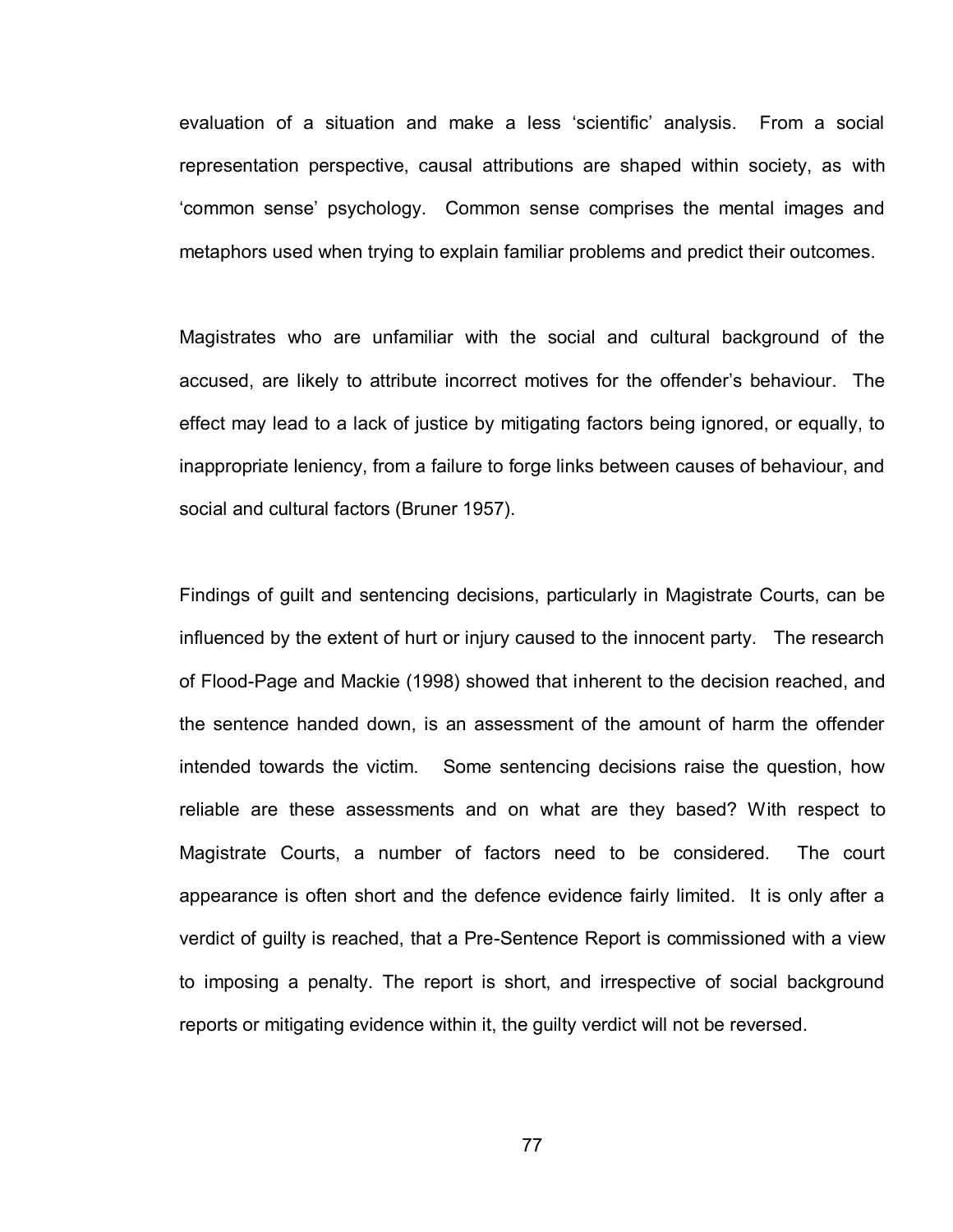evaluation of a situation and make a less 'scientific' analysis. From a social representation perspective, causal attributions are shaped within society, as with 'common sense' psychology. Common sense comprises the mental images and metaphors used when trying to explain familiar problems and predict their outcomes.

Magistrates who are unfamiliar with the social and cultural background of the accused, are likely to attribute incorrect motives for the offender's behaviour. The effect may lead to a lack of justice by mitigating factors being ignored, or equally, to inappropriate leniency, from a failure to forge links between causes of behaviour, and social and cultural factors (Bruner 1957).

Findings of guilt and sentencing decisions, particularly in Magistrate Courts, can be influenced by the extent of hurt or injury caused to the innocent party. The research of Flood-Page and Mackie (1998) showed that inherent to the decision reached, and the sentence handed down, is an assessment of the amount of harm the offender intended towards the victim. Some sentencing decisions raise the question, how reliable are these assessments and on what are they based? With respect to Magistrate Courts, a number of factors need to be considered. The court appearance is often short and the defence evidence fairly limited. It is only after a verdict of guilty is reached, that a Pre-Sentence Report is commissioned with a view to imposing a penalty. The report is short, and irrespective of social background reports or mitigating evidence within it, the guilty verdict will not be reversed.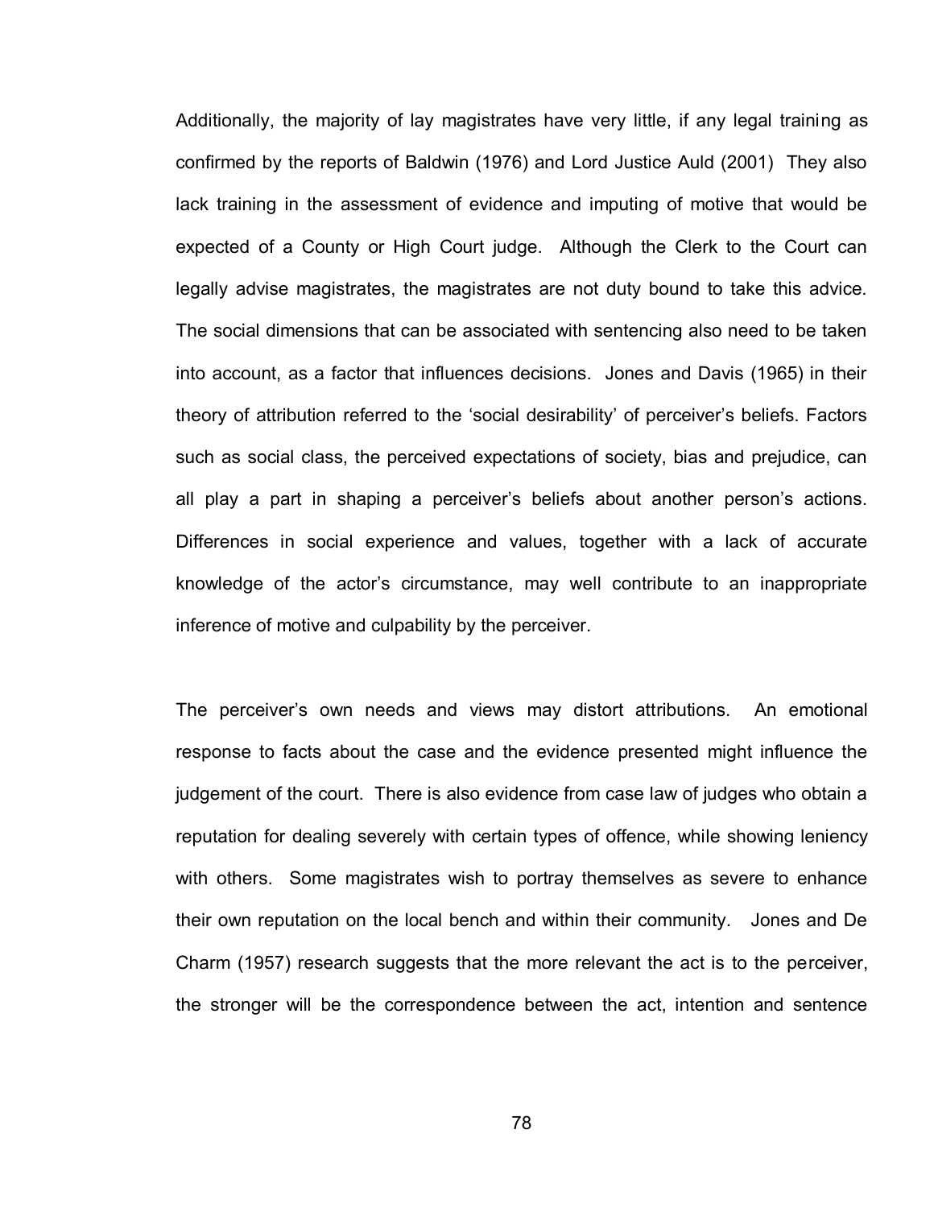Additionally, the majority of lay magistrates have very little, if any legal training as confirmed by the reports of Baldwin (1976) and Lord Justice Auld (2001) They also lack training in the assessment of evidence and imputing of motive that would be expected of a County or High Court judge. Although the Clerk to the Court can legally advise magistrates, the magistrates are not duty bound to take this advice. The social dimensions that can be associated with sentencing also need to be taken into account, as a factor that influences decisions. Jones and Davis (1965) in their theory of attribution referred to the 'social desirability' of perceiver's beliefs. Factors such as social class, the perceived expectations of society, bias and prejudice, can all play a part in shaping a perceiver's beliefs about another person's actions. Differences in social experience and values, together with a lack of accurate knowledge of the actor's circumstance, may well contribute to an inappropriate inference of motive and culpability by the perceiver.

The perceiver's own needs and views may distort attributions. An emotional response to facts about the case and the evidence presented might influence the judgement of the court. There is also evidence from case law of judges who obtain a reputation for dealing severely with certain types of offence, while showing leniency with others. Some magistrates wish to portray themselves as severe to enhance their own reputation on the local bench and within their community. Jones and De Charm (1957) research suggests that the more relevant the act is to the perceiver, the stronger will be the correspondence between the act, intention and sentence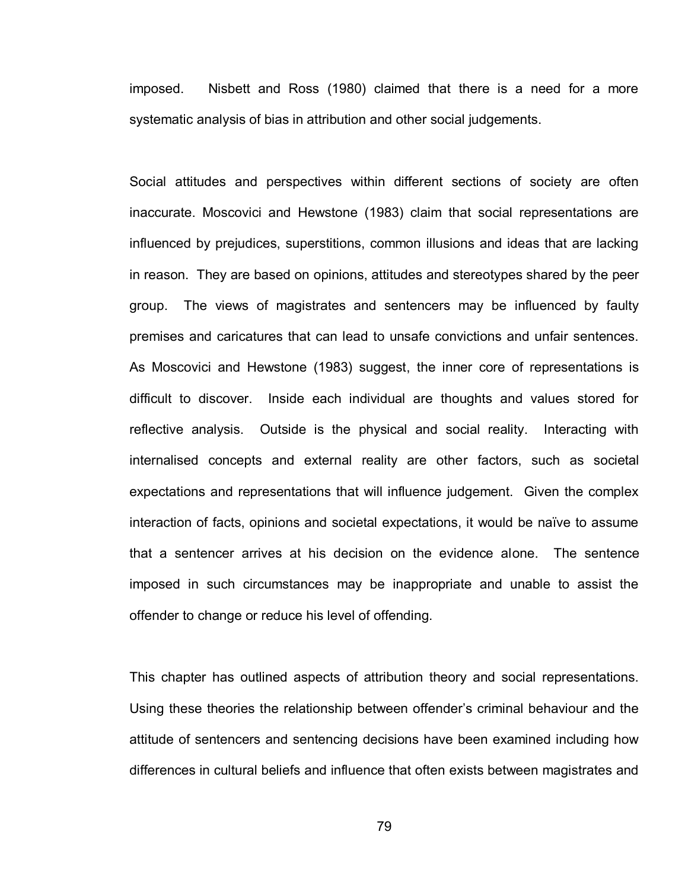imposed. Nisbett and Ross (1980) claimed that there is a need for a more systematic analysis of bias in attribution and other social judgements.

Social attitudes and perspectives within different sections of society are often inaccurate. Moscovici and Hewstone (1983) claim that social representations are influenced by prejudices, superstitions, common illusions and ideas that are lacking in reason. They are based on opinions, attitudes and stereotypes shared by the peer group. The views of magistrates and sentencers may be influenced by faulty premises and caricatures that can lead to unsafe convictions and unfair sentences. As Moscovici and Hewstone (1983) suggest, the inner core of representations is difficult to discover. Inside each individual are thoughts and values stored for reflective analysis. Outside is the physical and social reality. Interacting with internalised concepts and external reality are other factors, such as societal expectations and representations that will influence judgement. Given the complex interaction of facts, opinions and societal expectations, it would be naïve to assume that a sentencer arrives at his decision on the evidence alone. The sentence imposed in such circumstances may be inappropriate and unable to assist the offender to change or reduce his level of offending.

This chapter has outlined aspects of attribution theory and social representations. Using these theories the relationship between offender's criminal behaviour and the attitude of sentencers and sentencing decisions have been examined including how differences in cultural beliefs and influence that often exists between magistrates and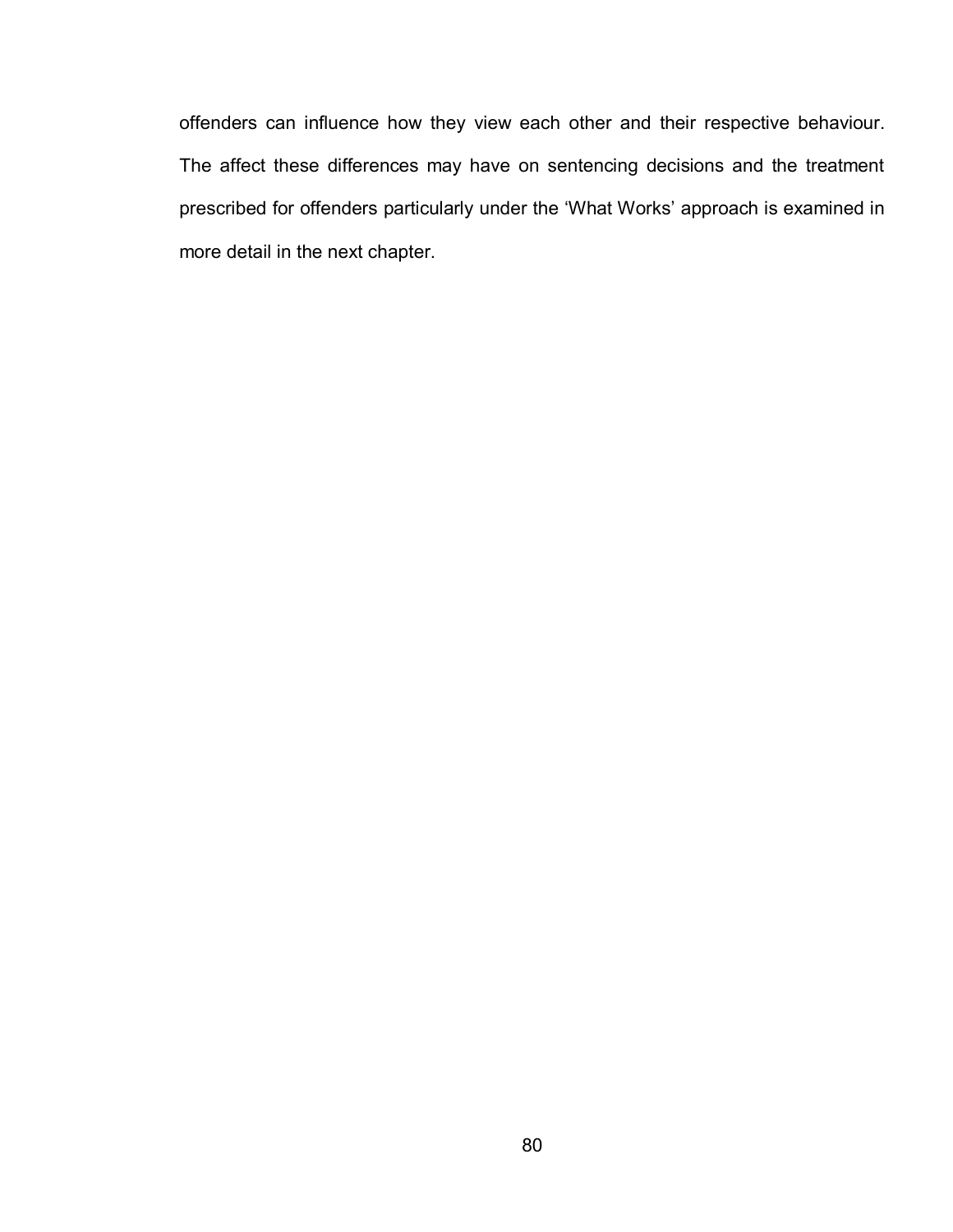offenders can influence how they view each other and their respective behaviour. The affect these differences may have on sentencing decisions and the treatment prescribed for offenders particularly under the 'What Works' approach is examined in more detail in the next chapter.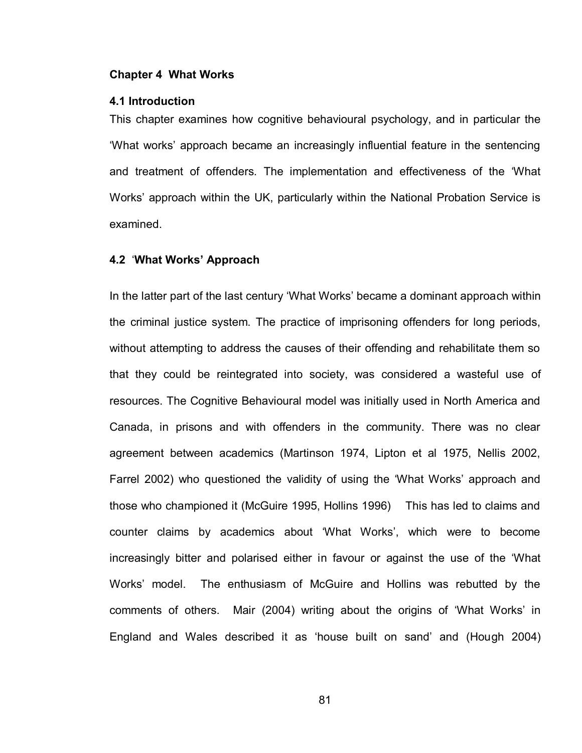## Chapter 4 What Works

### 4.1 Introduction

This chapter examines how cognitive behavioural psychology, and in particular the 'What works' approach became an increasingly influential feature in the sentencing and treatment of offenders. The implementation and effectiveness of the 'What Works' approach within the UK, particularly within the National Probation Service is examined.

### 4.2 'What Works' Approach

In the latter part of the last century 'What Works' became a dominant approach within the criminal justice system. The practice of imprisoning offenders for long periods, without attempting to address the causes of their offending and rehabilitate them so that they could be reintegrated into society, was considered a wasteful use of resources. The Cognitive Behavioural model was initially used in North America and Canada, in prisons and with offenders in the community. There was no clear agreement between academics (Martinson 1974, Lipton et al 1975, Nellis 2002, Farrel 2002) who questioned the validity of using the 'What Works' approach and those who championed it (McGuire 1995, Hollins 1996) This has led to claims and counter claims by academics about 'What Works', which were to become increasingly bitter and polarised either in favour or against the use of the 'What Works' model. The enthusiasm of McGuire and Hollins was rebutted by the comments of others. Mair (2004) writing about the origins of 'What Works' in England and Wales described it as 'house built on sand' and (Hough 2004)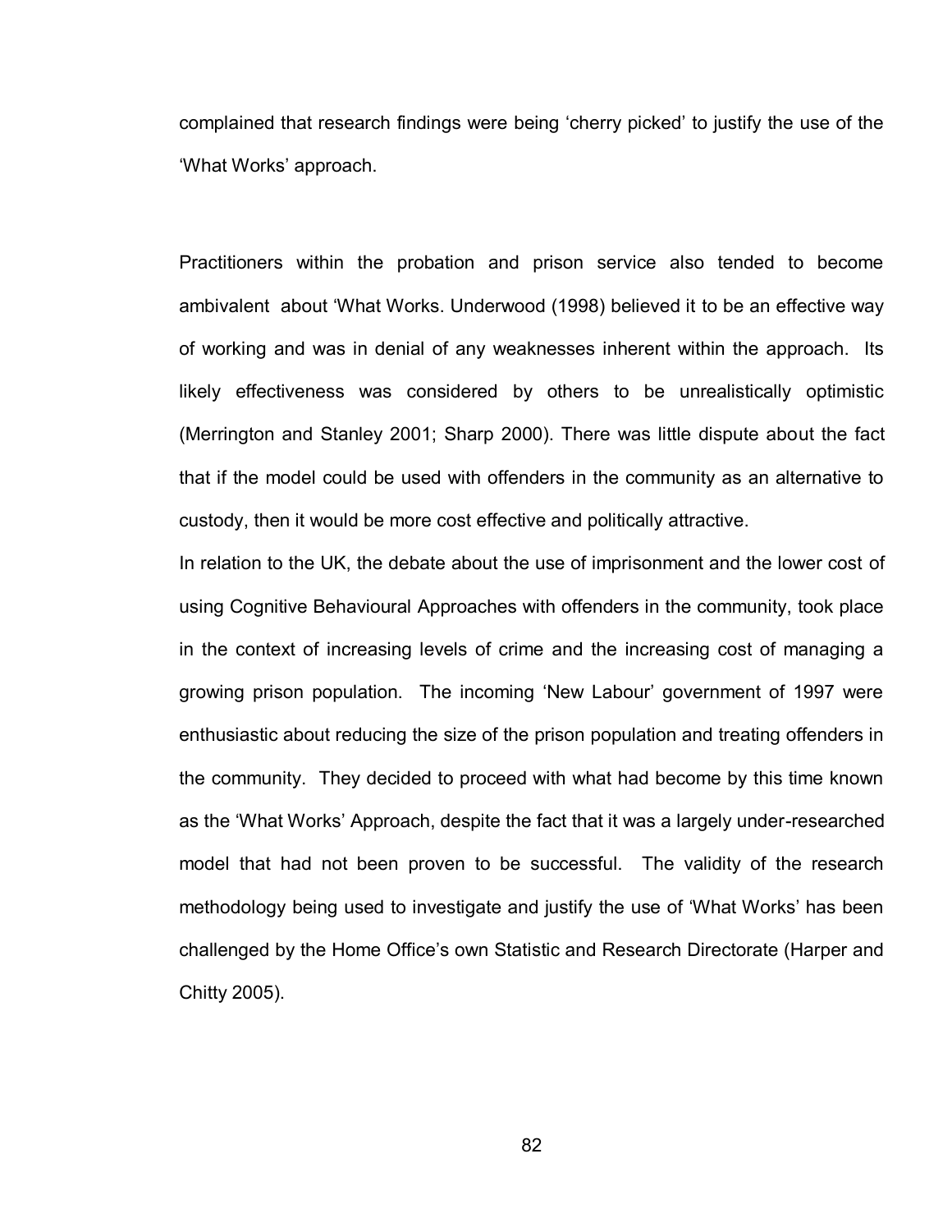complained that research findings were being 'cherry picked' to justify the use of the 'What Works' approach.

Practitioners within the probation and prison service also tended to become ambivalent about 'What Works. Underwood (1998) believed it to be an effective way of working and was in denial of any weaknesses inherent within the approach. Its likely effectiveness was considered by others to be unrealistically optimistic (Merrington and Stanley 2001; Sharp 2000). There was little dispute about the fact that if the model could be used with offenders in the community as an alternative to custody, then it would be more cost effective and politically attractive.

In relation to the UK, the debate about the use of imprisonment and the lower cost of using Cognitive Behavioural Approaches with offenders in the community, took place in the context of increasing levels of crime and the increasing cost of managing a growing prison population. The incoming 'New Labour' government of 1997 were enthusiastic about reducing the size of the prison population and treating offenders in the community. They decided to proceed with what had become by this time known as the 'What Works' Approach, despite the fact that it was a largely under-researched model that had not been proven to be successful. The validity of the research methodology being used to investigate and justify the use of 'What Works' has been challenged by the Home Office's own Statistic and Research Directorate (Harper and Chitty 2005).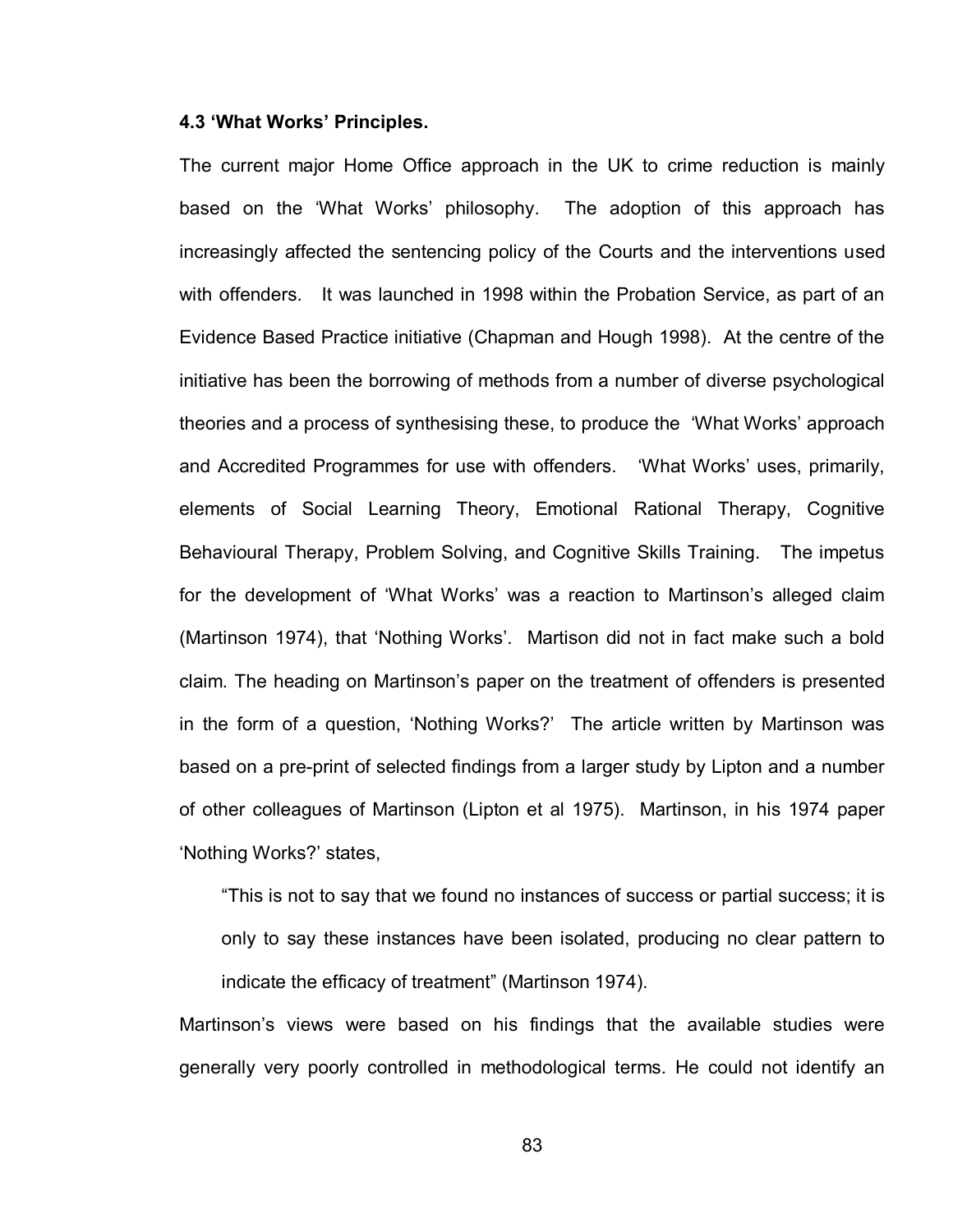### 4.3 'What Works' Principles.

The current major Home Office approach in the UK to crime reduction is mainly based on the 'What Works' philosophy. The adoption of this approach has increasingly affected the sentencing policy of the Courts and the interventions used with offenders. It was launched in 1998 within the Probation Service, as part of an Evidence Based Practice initiative (Chapman and Hough 1998). At the centre of the initiative has been the borrowing of methods from a number of diverse psychological theories and a process of synthesising these, to produce the 'What Works' approach and Accredited Programmes for use with offenders. 'What Works' uses, primarily, elements of Social Learning Theory, Emotional Rational Therapy, Cognitive Behavioural Therapy, Problem Solving, and Cognitive Skills Training. The impetus for the development of 'What Works' was a reaction to Martinson's alleged claim (Martinson 1974), that 'Nothing Works'. Martison did not in fact make such a bold claim. The heading on Martinson's paper on the treatment of offenders is presented in the form of a question, 'Nothing Works?' The article written by Martinson was based on a pre-print of selected findings from a larger study by Lipton and a number of other colleagues of Martinson (Lipton et al 1975). Martinson, in his 1974 paper 'Nothing Works?' states,

> "This is not to say that we found no instances of success or partial success; it is only to say these instances have been isolated, producing no clear pattern to indicate the efficacy of treatment" (Martinson 1974).

Martinson's views were based on his findings that the available studies were generally very poorly controlled in methodological terms. He could not identify an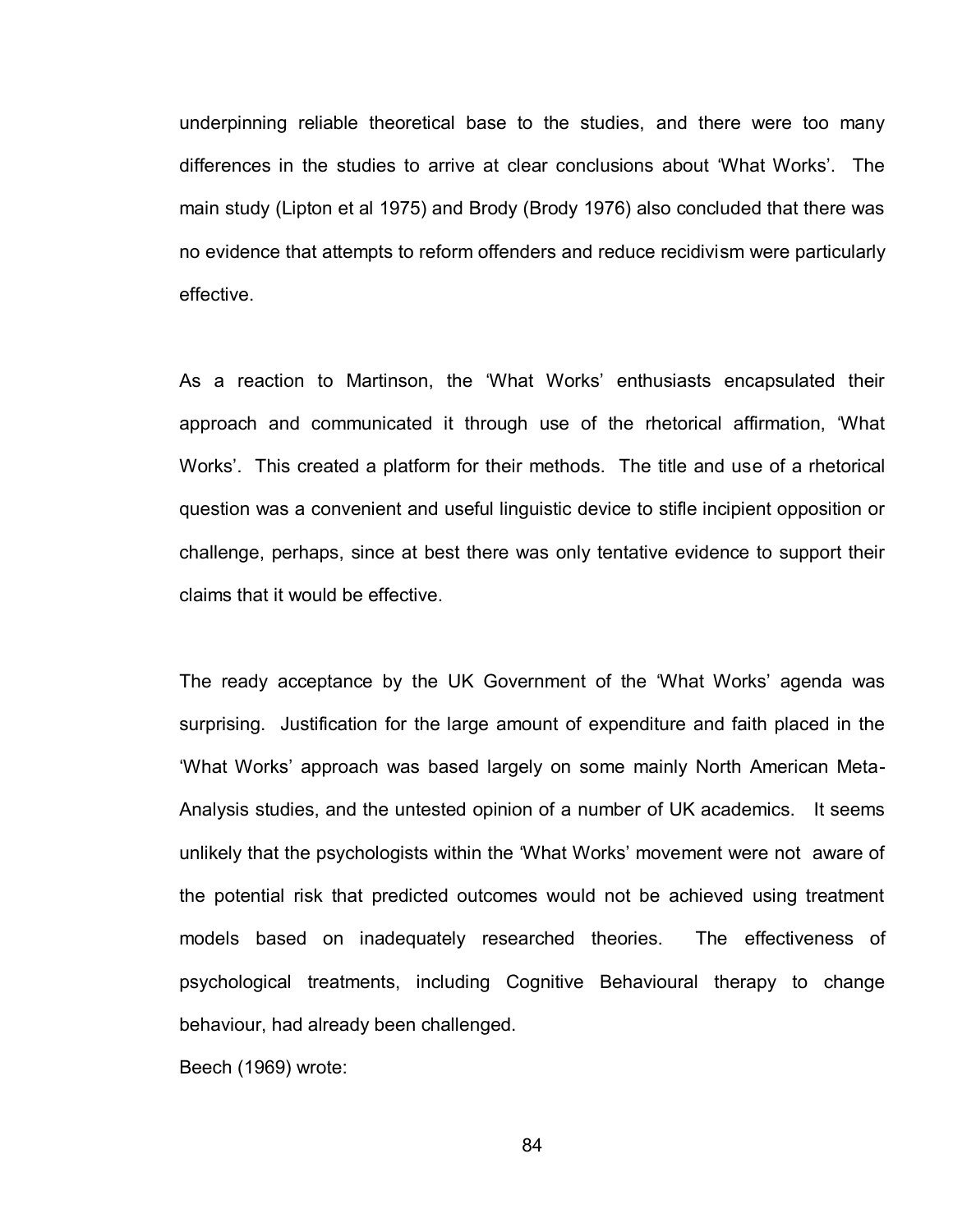underpinning reliable theoretical base to the studies, and there were too many differences in the studies to arrive at clear conclusions about 'What Works'. The main study (Lipton et al 1975) and Brody (Brody 1976) also concluded that there was no evidence that attempts to reform offenders and reduce recidivism were particularly effective.

As a reaction to Martinson, the 'What Works' enthusiasts encapsulated their approach and communicated it through use of the rhetorical affirmation, 'What Works'. This created a platform for their methods. The title and use of a rhetorical question was a convenient and useful linguistic device to stifle incipient opposition or challenge, perhaps, since at best there was only tentative evidence to support their claims that it would be effective.

The ready acceptance by the UK Government of the 'What Works' agenda was surprising. Justification for the large amount of expenditure and faith placed in the 'What Works' approach was based largely on some mainly North American Meta-Analysis studies, and the untested opinion of a number of UK academics. It seems unlikely that the psychologists within the 'What Works' movement were not aware of the potential risk that predicted outcomes would not be achieved using treatment models based on inadequately researched theories. The effectiveness of psychological treatments, including Cognitive Behavioural therapy to change behaviour, had already been challenged.

Beech (1969) wrote: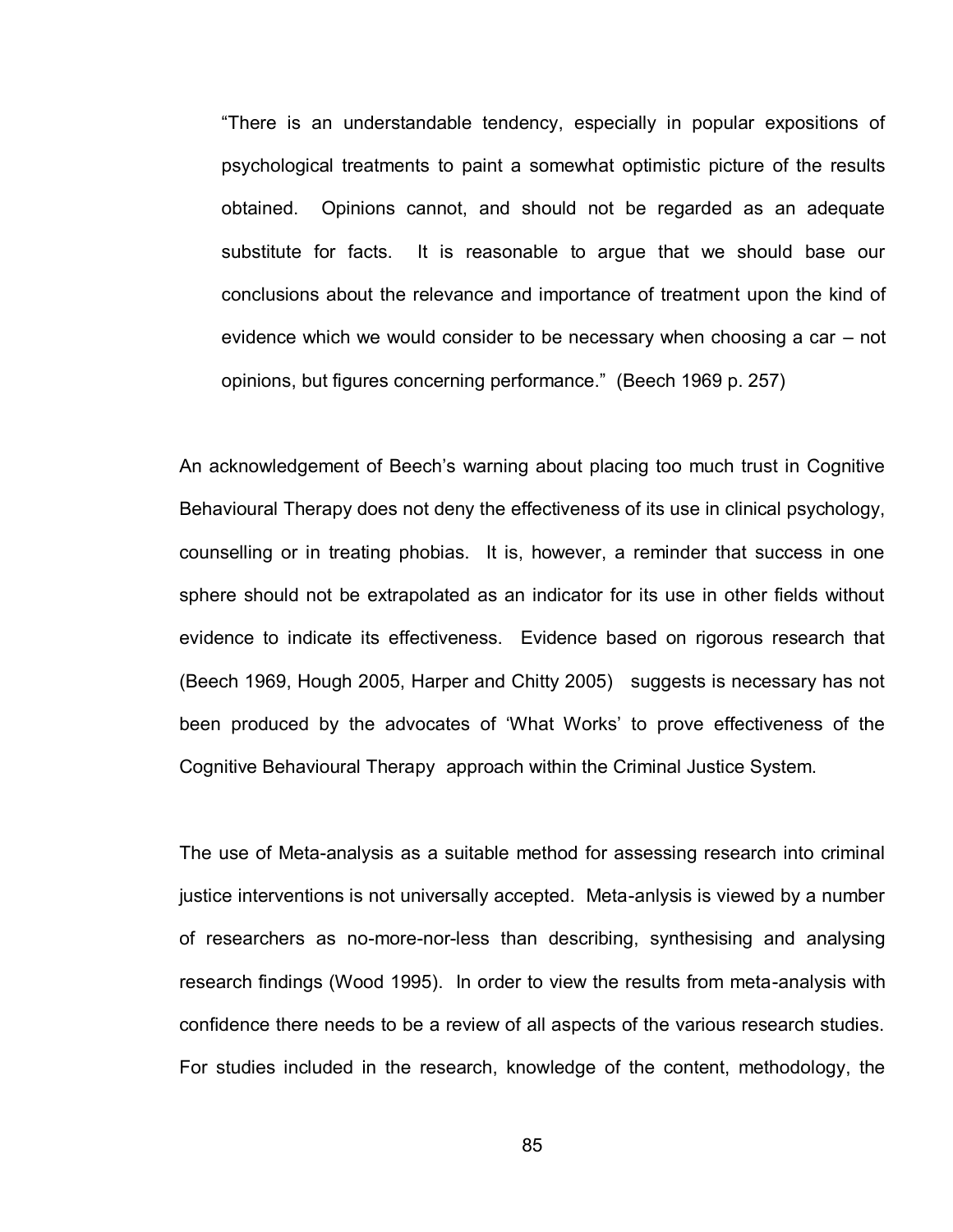> "There is an understandable tendency, especially in popular expositions of psychological treatments to paint a somewhat optimistic picture of the results obtained. Opinions cannot, and should not be regarded as an adequate substitute for facts. It is reasonable to argue that we should base our conclusions about the relevance and importance of treatment upon the kind of evidence which we would consider to be necessary when choosing a car – not opinions, but figures concerning performance." (Beech 1969 p. 257)

An acknowledgement of Beech's warning about placing too much trust in Cognitive Behavioural Therapy does not deny the effectiveness of its use in clinical psychology, counselling or in treating phobias. It is, however, a reminder that success in one sphere should not be extrapolated as an indicator for its use in other fields without evidence to indicate its effectiveness. Evidence based on rigorous research that (Beech 1969, Hough 2005, Harper and Chitty 2005) suggests is necessary has not been produced by the advocates of 'What Works' to prove effectiveness of the Cognitive Behavioural Therapy approach within the Criminal Justice System.

The use of Meta-analysis as a suitable method for assessing research into criminal justice interventions is not universally accepted. Meta-anlysis is viewed by a number of researchers as no-more-nor-less than describing, synthesising and analysing research findings (Wood 1995). In order to view the results from meta-analysis with confidence there needs to be a review of all aspects of the various research studies. For studies included in the research, knowledge of the content, methodology, the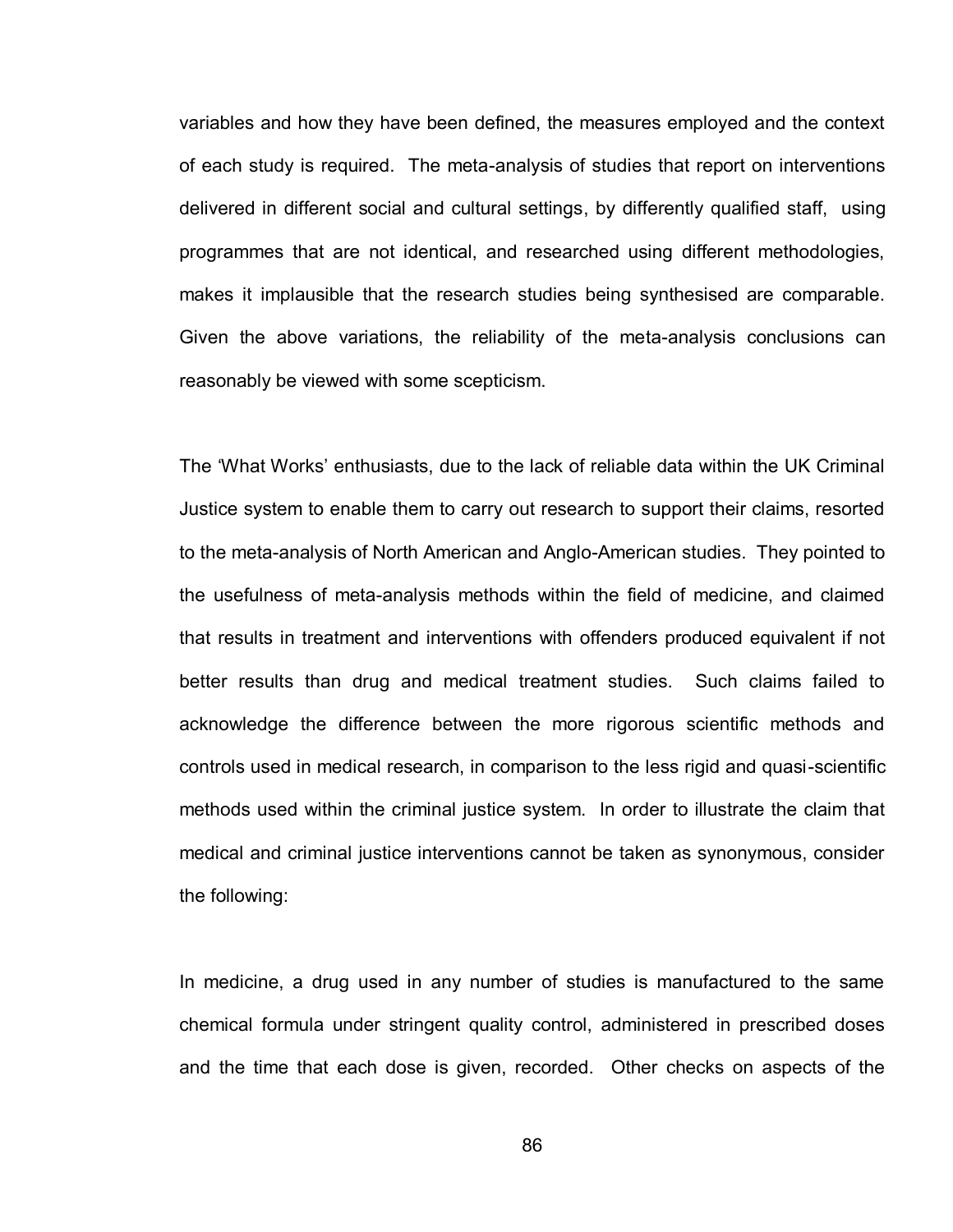variables and how they have been defined, the measures employed and the context of each study is required. The meta-analysis of studies that report on interventions delivered in different social and cultural settings, by differently qualified staff, using programmes that are not identical, and researched using different methodologies, makes it implausible that the research studies being synthesised are comparable. Given the above variations, the reliability of the meta-analysis conclusions can reasonably be viewed with some scepticism.

The 'What Works' enthusiasts, due to the lack of reliable data within the UK Criminal Justice system to enable them to carry out research to support their claims, resorted to the meta-analysis of North American and Anglo-American studies. They pointed to the usefulness of meta-analysis methods within the field of medicine, and claimed that results in treatment and interventions with offenders produced equivalent if not better results than drug and medical treatment studies. Such claims failed to acknowledge the difference between the more rigorous scientific methods and controls used in medical research, in comparison to the less rigid and quasi-scientific methods used within the criminal justice system. In order to illustrate the claim that medical and criminal justice interventions cannot be taken as synonymous, consider the following:

In medicine, a drug used in any number of studies is manufactured to the same chemical formula under stringent quality control, administered in prescribed doses and the time that each dose is given, recorded. Other checks on aspects of the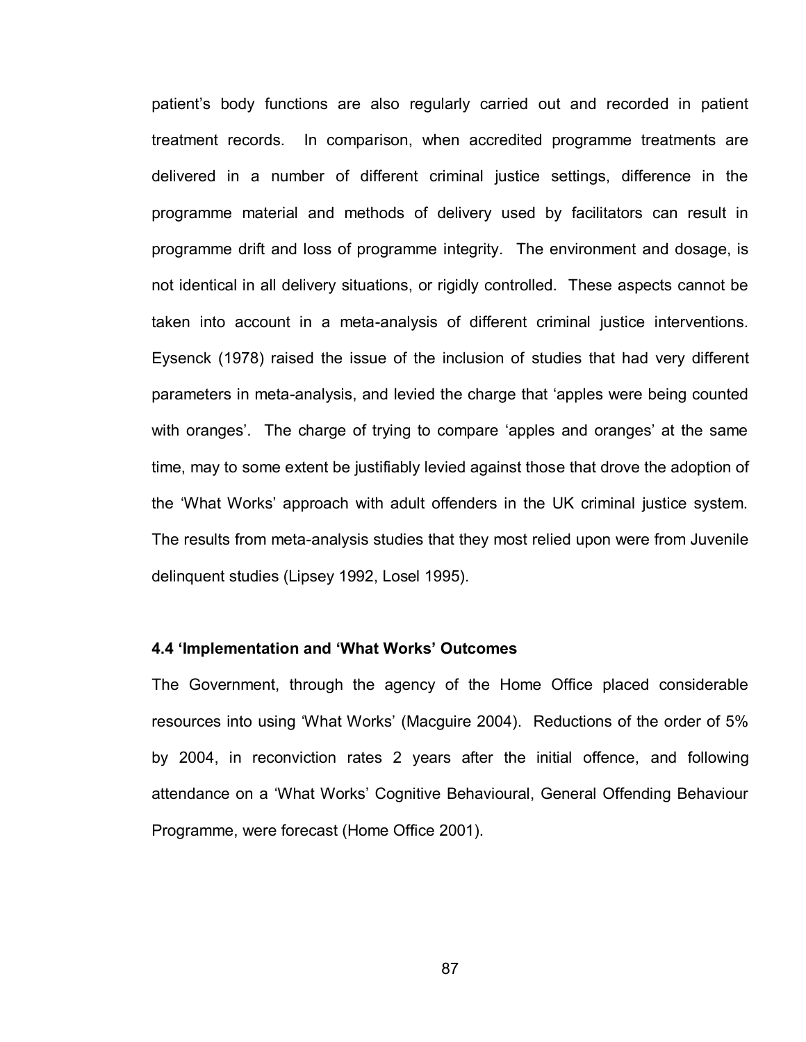patient's body functions are also regularly carried out and recorded in patient treatment records. In comparison, when accredited programme treatments are delivered in a number of different criminal justice settings, difference in the programme material and methods of delivery used by facilitators can result in programme drift and loss of programme integrity. The environment and dosage, is not identical in all delivery situations, or rigidly controlled. These aspects cannot be taken into account in a meta-analysis of different criminal justice interventions. Eysenck (1978) raised the issue of the inclusion of studies that had very different parameters in meta-analysis, and levied the charge that 'apples were being counted with oranges'. The charge of trying to compare 'apples and oranges' at the same time, may to some extent be justifiably levied against those that drove the adoption of the 'What Works' approach with adult offenders in the UK criminal justice system. The results from meta-analysis studies that they most relied upon were from Juvenile delinquent studies (Lipsey 1992, Losel 1995).

### 4.4 'Implementation and 'What Works' Outcomes

The Government, through the agency of the Home Office placed considerable resources into using 'What Works' (Macguire 2004). Reductions of the order of 5% by 2004, in reconviction rates 2 years after the initial offence, and following attendance on a 'What Works' Cognitive Behavioural, General Offending Behaviour Programme, were forecast (Home Office 2001).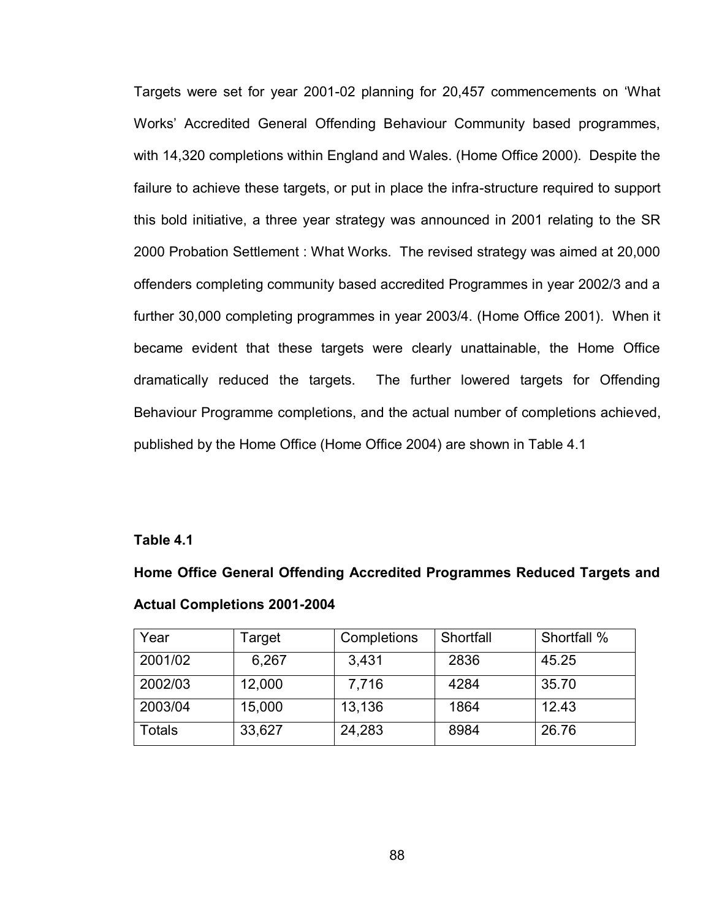Targets were set for year 2001-02 planning for 20,457 commencements on 'What Works' Accredited General Offending Behaviour Community based programmes, with 14,320 completions within England and Wales. (Home Office 2000). Despite the failure to achieve these targets, or put in place the infra-structure required to support this bold initiative, a three year strategy was announced in 2001 relating to the SR 2000 Probation Settlement : What Works. The revised strategy was aimed at 20,000 offenders completing community based accredited Programmes in year 2002/3 and a further 30,000 completing programmes in year 2003/4. (Home Office 2001). When it became evident that these targets were clearly unattainable, the Home Office dramatically reduced the targets. The further lowered targets for Offending Behaviour Programme completions, and the actual number of completions achieved, published by the Home Office (Home Office 2004) are shown in Table 4.1

**Table 4.1**

**Home Office General Offending Accredited Programmes Reduced Targets and Actual Completions 2001-2004**

| Year | Target | Completions | Shortfall | Shortfall % |
|---|---|---|---|---|
| 2001/02 | 6,267 | 3,431 | 2836 | 45.25 |
| 2002/03 | 12,000 | 7,716 | 4284 | 35.70 |
| 2003/04 | 15,000 | 13,136 | 1864 | 12.43 |
| Totals | 33,627 | 24,283 | 8984 | 26.76 |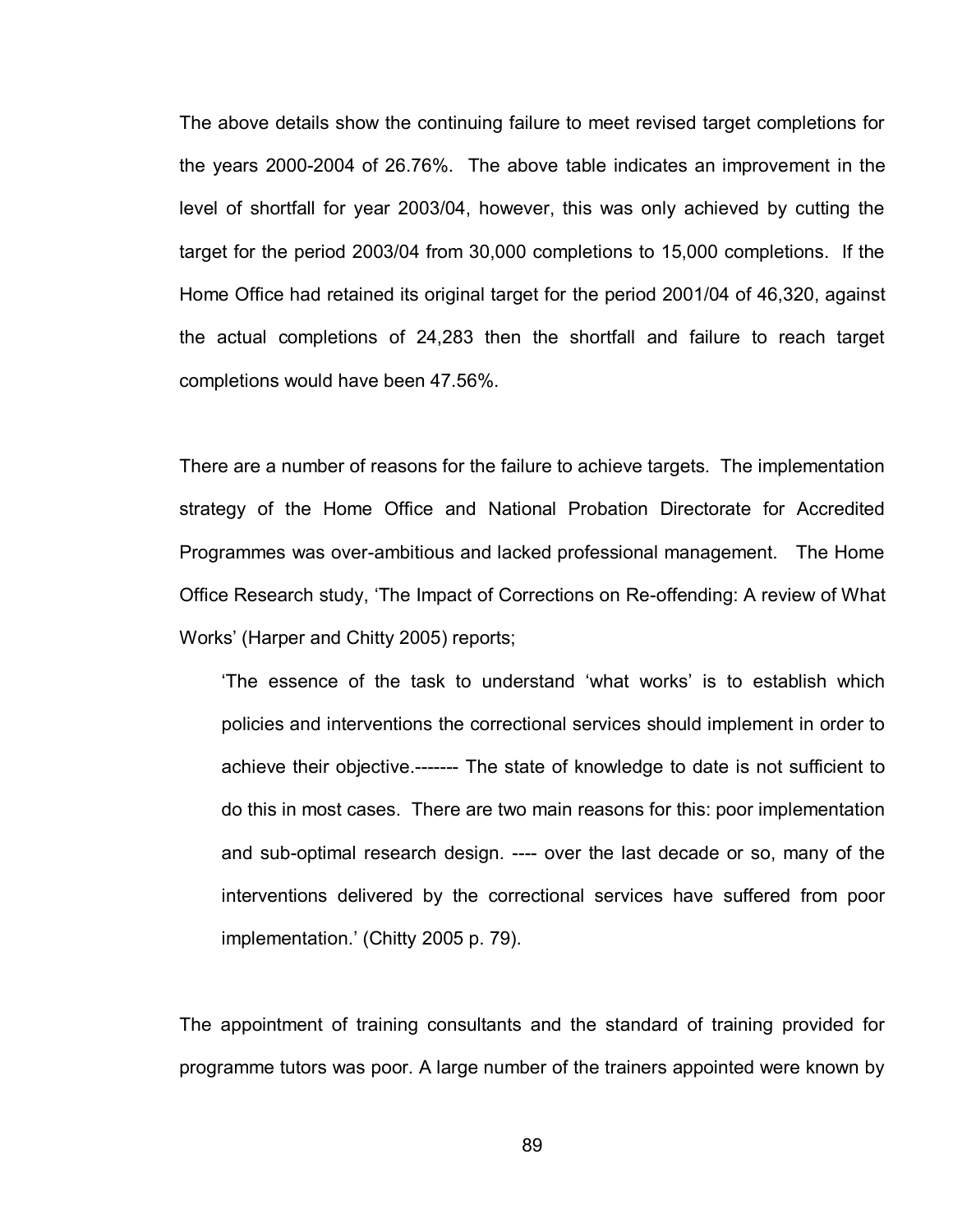The above details show the continuing failure to meet revised target completions for the years 2000-2004 of 26.76%. The above table indicates an improvement in the level of shortfall for year 2003/04, however, this was only achieved by cutting the target for the period 2003/04 from 30,000 completions to 15,000 completions. If the Home Office had retained its original target for the period 2001/04 of 46,320, against the actual completions of 24,283 then the shortfall and failure to reach target completions would have been 47.56%.

There are a number of reasons for the failure to achieve targets. The implementation strategy of the Home Office and National Probation Directorate for Accredited Programmes was over-ambitious and lacked professional management. The Home Office Research study, 'The Impact of Corrections on Re-offending: A review of What Works' (Harper and Chitty 2005) reports;

> 'The essence of the task to understand 'what works' is to establish which policies and interventions the correctional services should implement in order to achieve their objective.------- The state of knowledge to date is not sufficient to do this in most cases. There are two main reasons for this: poor implementation and sub-optimal research design. ---- over the last decade or so, many of the interventions delivered by the correctional services have suffered from poor implementation.' (Chitty 2005 p. 79).

The appointment of training consultants and the standard of training provided for programme tutors was poor. A large number of the trainers appointed were known by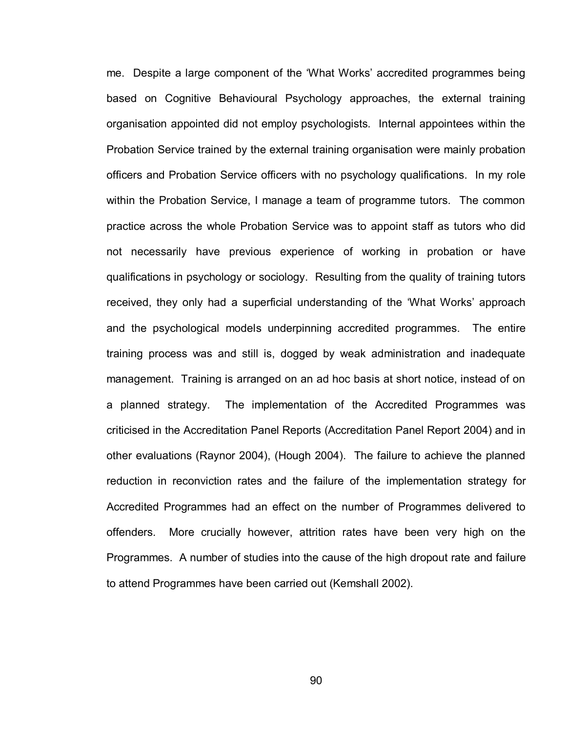me. Despite a large component of the 'What Works' accredited programmes being based on Cognitive Behavioural Psychology approaches, the external training organisation appointed did not employ psychologists. Internal appointees within the Probation Service trained by the external training organisation were mainly probation officers and Probation Service officers with no psychology qualifications. In my role within the Probation Service, I manage a team of programme tutors. The common practice across the whole Probation Service was to appoint staff as tutors who did not necessarily have previous experience of working in probation or have qualifications in psychology or sociology. Resulting from the quality of training tutors received, they only had a superficial understanding of the 'What Works' approach and the psychological models underpinning accredited programmes. The entire training process was and still is, dogged by weak administration and inadequate management. Training is arranged on an ad hoc basis at short notice, instead of on a planned strategy. The implementation of the Accredited Programmes was criticised in the Accreditation Panel Reports (Accreditation Panel Report 2004) and in other evaluations (Raynor 2004), (Hough 2004). The failure to achieve the planned reduction in reconviction rates and the failure of the implementation strategy for Accredited Programmes had an effect on the number of Programmes delivered to offenders. More crucially however, attrition rates have been very high on the Programmes. A number of studies into the cause of the high dropout rate and failure to attend Programmes have been carried out (Kemshall 2002).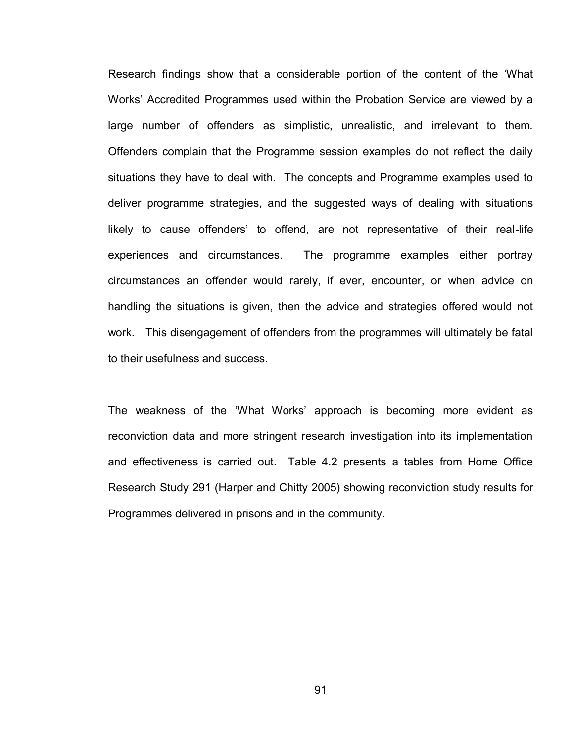Research findings show that a considerable portion of the content of the 'What Works' Accredited Programmes used within the Probation Service are viewed by a large number of offenders as simplistic, unrealistic, and irrelevant to them. Offenders complain that the Programme session examples do not reflect the daily situations they have to deal with. The concepts and Programme examples used to deliver programme strategies, and the suggested ways of dealing with situations likely to cause offenders' to offend, are not representative of their real-life experiences and circumstances. The programme examples either portray circumstances an offender would rarely, if ever, encounter, or when advice on handling the situations is given, then the advice and strategies offered would not work. This disengagement of offenders from the programmes will ultimately be fatal to their usefulness and success.

The weakness of the 'What Works' approach is becoming more evident as reconviction data and more stringent research investigation into its implementation and effectiveness is carried out. Table 4.2 presents a tables from Home Office Research Study 291 (Harper and Chitty 2005) showing reconviction study results for Programmes delivered in prisons and in the community.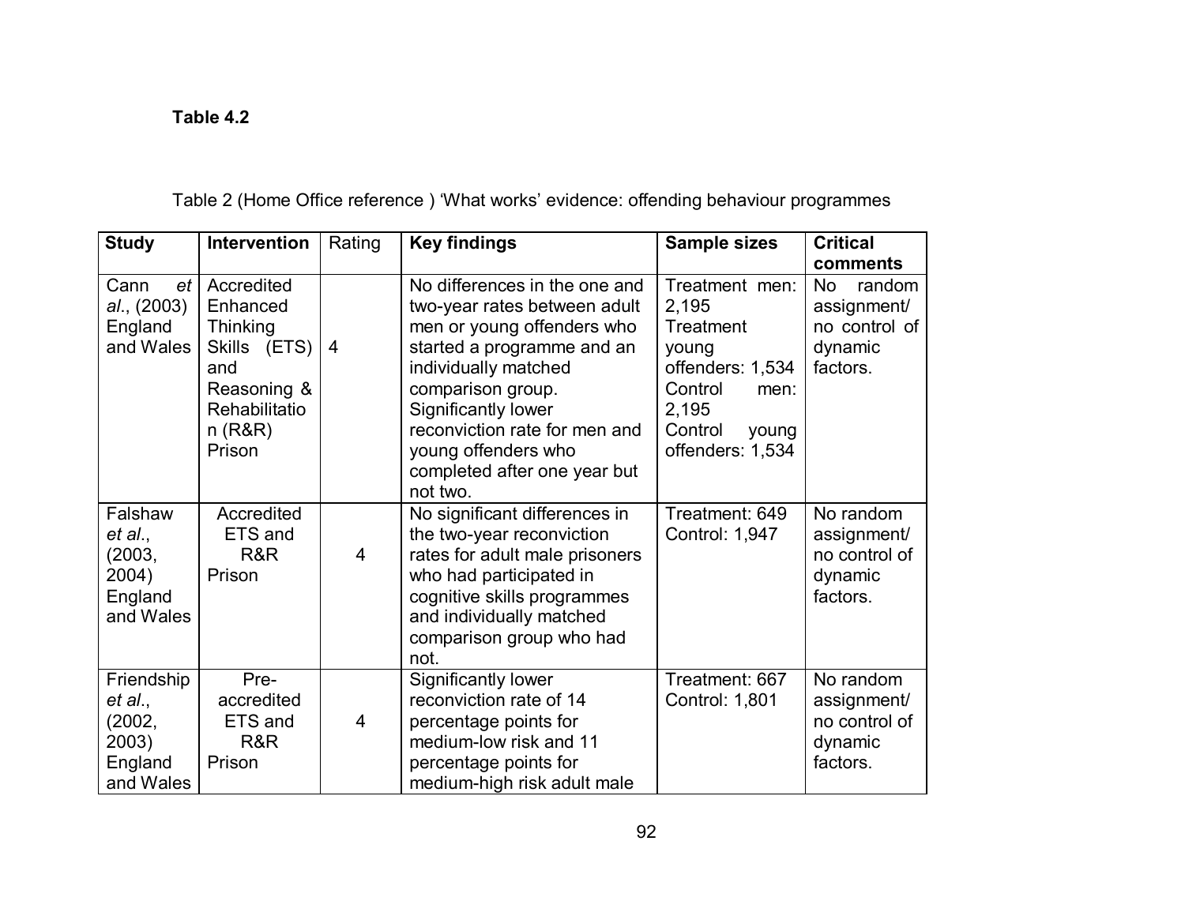**Table 4.2**

Table 2 (Home Office reference ) 'What works' evidence: offending behaviour programmes

| Study | Intervention | Rating | Key findings | Sample sizes | Critical comments |
|---|---|---|---|---|---|
| Cann *et al*., (2003) England and Wales | Accredited Enhanced Thinking Skills (ETS) and Reasoning & Rehabilitation (R&R) Prison | 4 | No differences in the one and two-year rates between adult men or young offenders who started a programme and an individually matched comparison group. Significantly lower reconviction rate for men and young offenders who completed after one year but not two. | Treatment men: 2,195 Treatment young offenders: 1,534 Control men: 2,195 Control young offenders: 1,534 | No random assignment/ no control of dynamic factors. |
| Falshaw *et al*., (2003, 2004) England and Wales | Accredited ETS and R&R Prison | 4 | No significant differences in the two-year reconviction rates for adult male prisoners who had participated in cognitive skills programmes and individually matched comparison group who had not. | Treatment: 649 Control: 1,947 | No random assignment/ no control of dynamic factors. |
| Friendship *et al*., (2002, 2003) England and Wales | Pre-accredited ETS and R&R Prison | 4 | Significantly lower reconviction rate of 14 percentage points for medium-low risk and 11 percentage points for medium-high risk adult male | Treatment: 667 Control: 1,801 | No random assignment/ no control of dynamic factors. |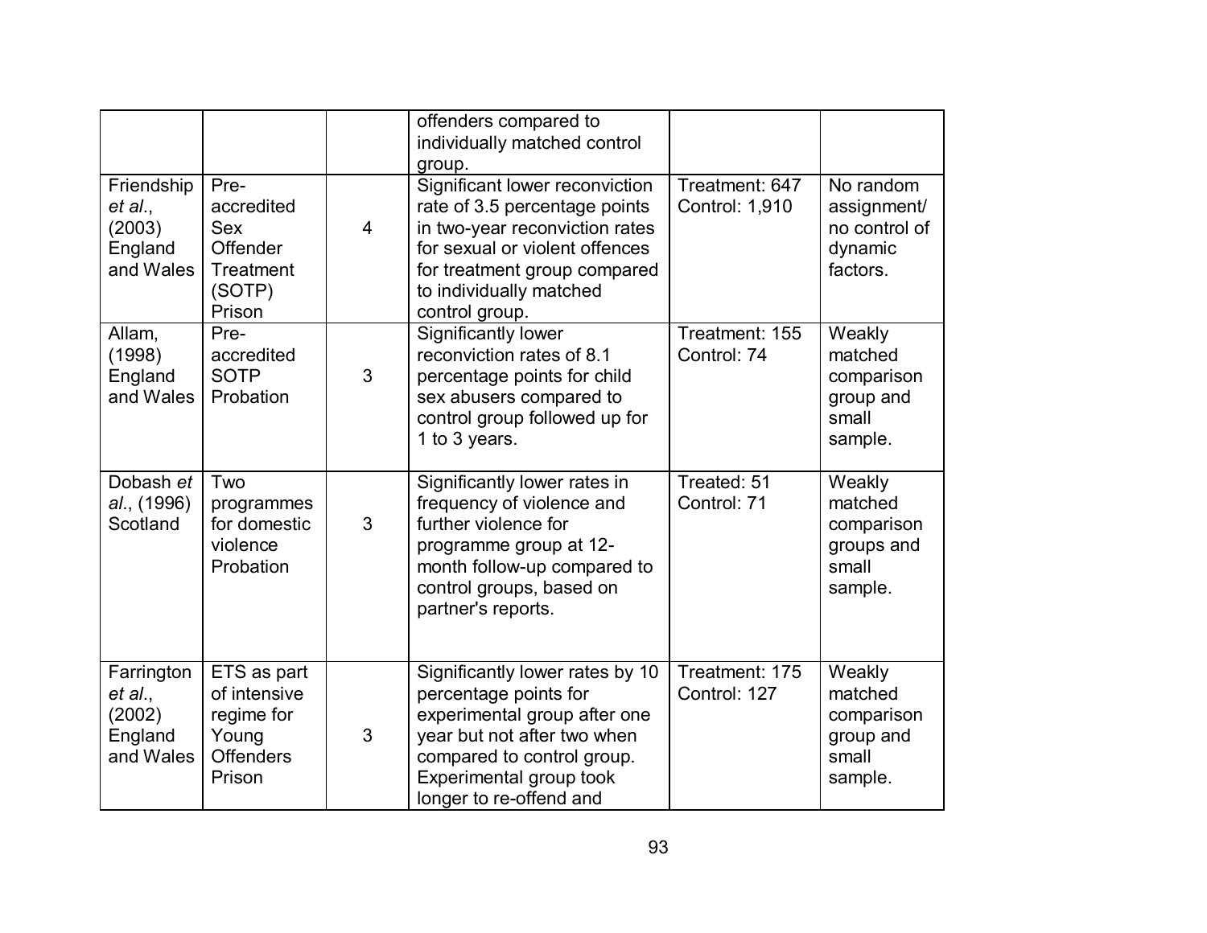| | | | | | |
|---|---|---|---|---|---|
| | | | offenders compared to individually matched control group. | | |
| Friendship *et al*., (2003) England and Wales | Pre-accredited Sex Offender Treatment (SOTP) Prison | 4 | Significant lower reconviction rate of 3.5 percentage points in two-year reconviction rates for sexual or violent offences for treatment group compared to individually matched control group. | Treatment: 647 Control: 1,910 | No random assignment/ no control of dynamic factors. |
| Allam, (1998) England and Wales | Pre-accredited SOTP Probation | 3 | Significantly lower reconviction rates of 8.1 percentage points for child sex abusers compared to control group followed up for 1 to 3 years. | Treatment: 155 Control: 74 | Weakly matched comparison group and small sample. |
| Dobash *et al*., (1996) Scotland | Two programmes for domestic violence Probation | 3 | Significantly lower rates in frequency of violence and further violence for programme group at 12-month follow-up compared to control groups, based on partner's reports. | Treated: 51 Control: 71 | Weakly matched comparison groups and small sample. |
| Farrington *et al*., (2002) England and Wales | ETS as part of intensive regime for Young Offenders Prison | 3 | Significantly lower rates by 10 percentage points for experimental group after one year but not after two when compared to control group. Experimental group took longer to re-offend and | Treatment: 175 Control: 127 | Weakly matched comparison group and small sample. |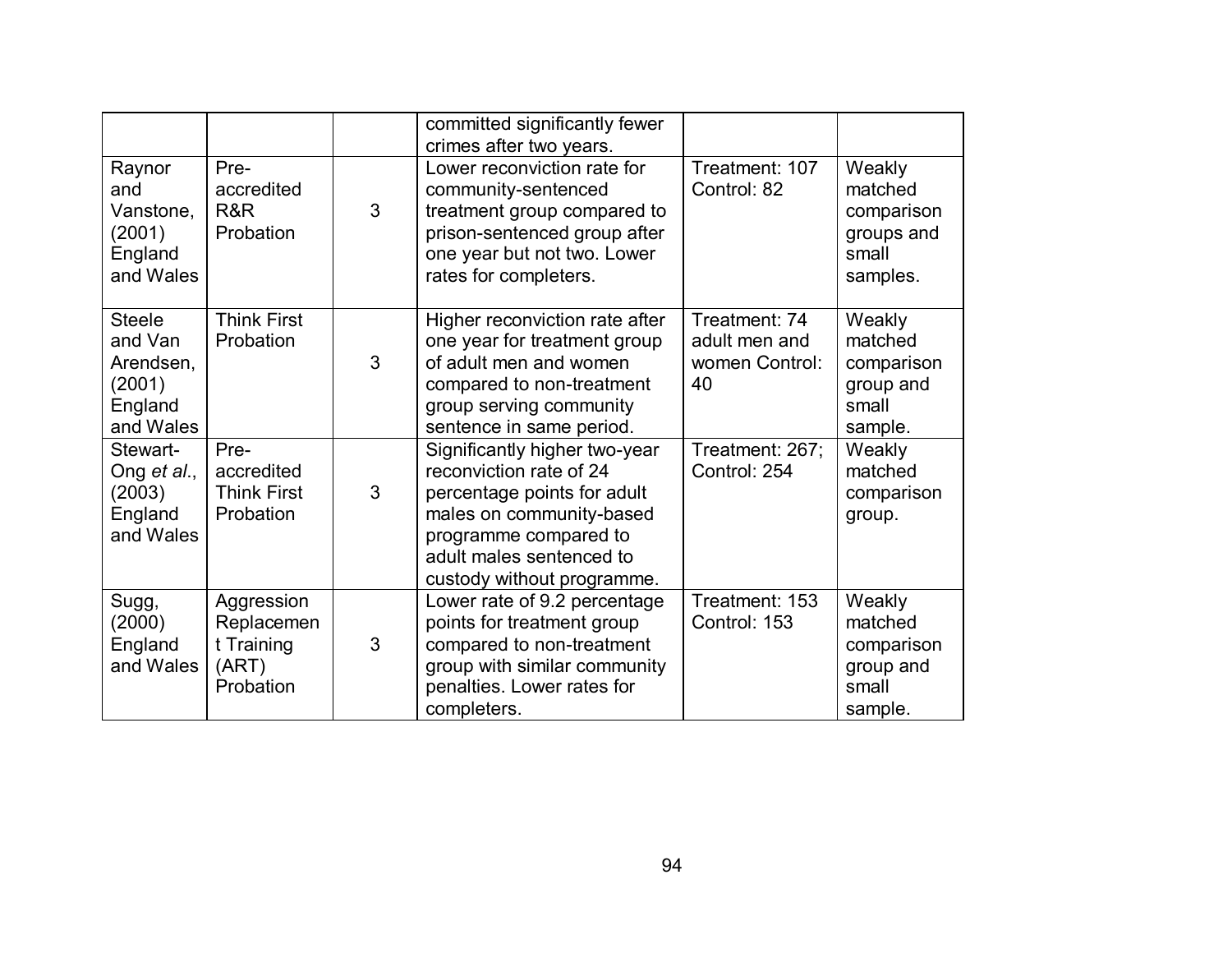| | | | | | |
|---|---|---|---|---|---|
| | | | committed significantly fewer crimes after two years. | | |
| Raynor and Vanstone, (2001) England and Wales | Pre-accredited R&R Probation | 3 | Lower reconviction rate for community-sentenced treatment group compared to prison-sentenced group after one year but not two. Lower rates for completers. | Treatment: 107 Control: 82 | Weakly matched comparison groups and small samples. |
| Steele and Van Arendsen, (2001) England and Wales | Think First Probation | 3 | Higher reconviction rate after one year for treatment group of adult men and women compared to non-treatment group serving community sentence in same period. | Treatment: 74 adult men and women Control: 40 | Weakly matched comparison group and small sample. |
| Stewart-Ong *et al.*, (2003) England and Wales | Pre-accredited Think First Probation | 3 | Significantly higher two-year reconviction rate of 24 percentage points for adult males on community-based programme compared to adult males sentenced to custody without programme. | Treatment: 267; Control: 254 | Weakly matched comparison group. |
| Sugg, (2000) England and Wales | Aggression Replacement Training (ART) Probation | 3 | Lower rate of 9.2 percentage points for treatment group compared to non-treatment group with similar community penalties. Lower rates for completers. | Treatment: 153 Control: 153 | Weakly matched comparison group and small sample. |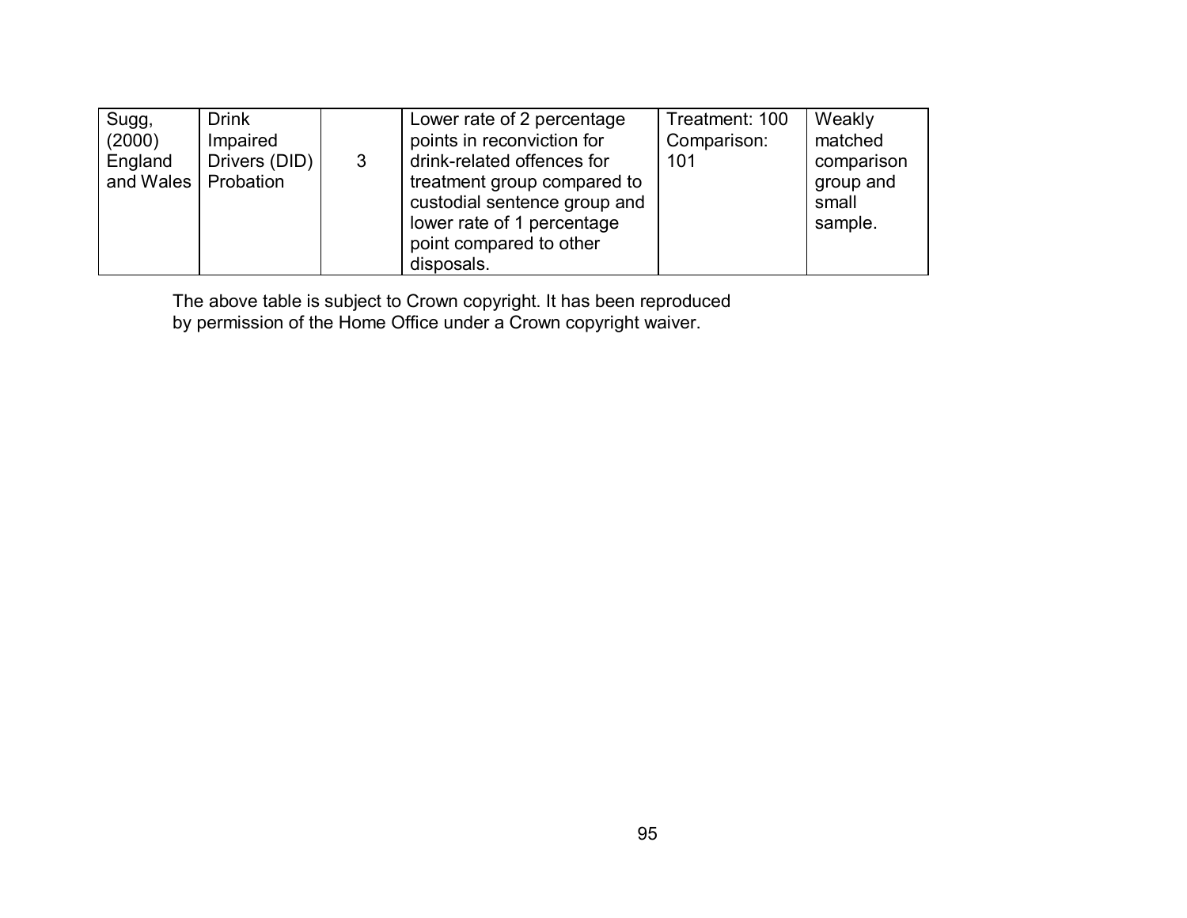| Sugg, (2000) England and Wales | Drink Impaired Drivers (DID) Probation | 3 | Lower rate of 2 percentage points in reconviction for drink-related offences for treatment group compared to custodial sentence group and lower rate of 1 percentage point compared to other disposals. | Treatment: 100 Comparison: 101 | Weakly matched comparison group and small sample. |
|---|---|---|---|---|---|

The above table is subject to Crown copyright. It has been reproduced by permission of the Home Office under a Crown copyright waiver.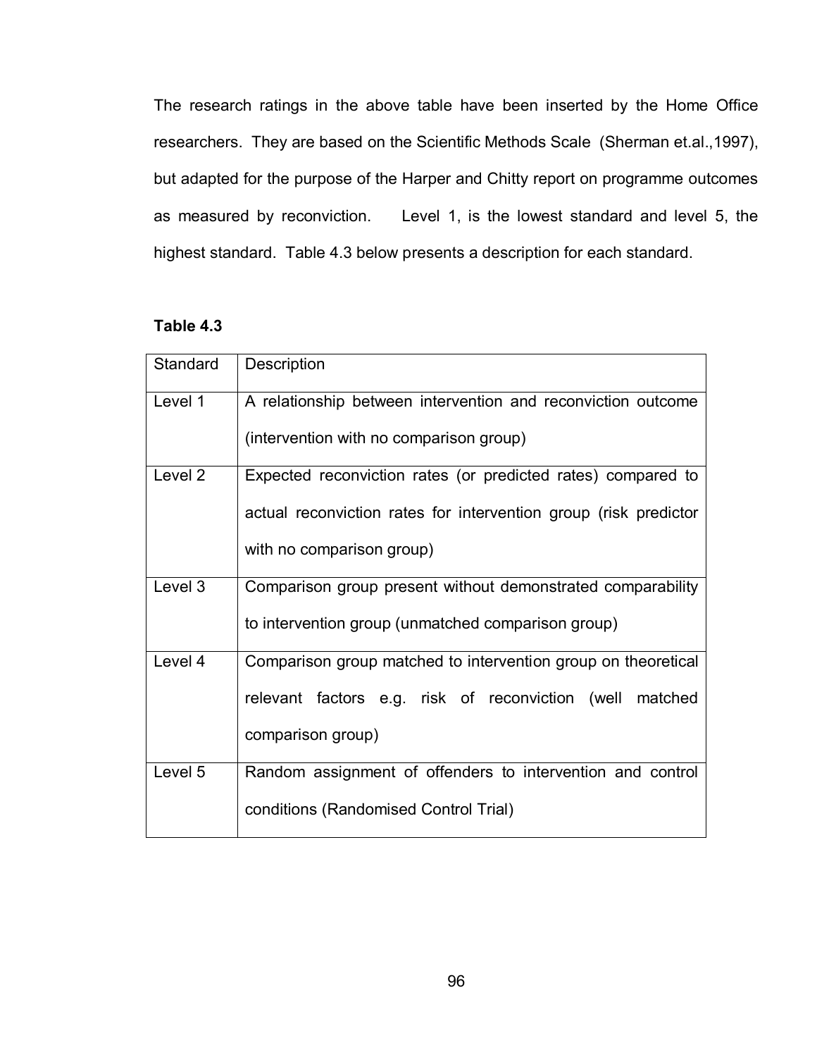The research ratings in the above table have been inserted by the Home Office researchers. They are based on the Scientific Methods Scale (Sherman et.al.,1997), but adapted for the purpose of the Harper and Chitty report on programme outcomes as measured by reconviction. Level 1, is the lowest standard and level 5, the highest standard. Table 4.3 below presents a description for each standard.

**Table 4.3**

| Standard | Description |
| --- | --- |
| Level 1 | A relationship between intervention and reconviction outcome (intervention with no comparison group) |
| Level 2 | Expected reconviction rates (or predicted rates) compared to actual reconviction rates for intervention group (risk predictor with no comparison group) |
| Level 3 | Comparison group present without demonstrated comparability to intervention group (unmatched comparison group) |
| Level 4 | Comparison group matched to intervention group on theoretical relevant factors e.g. risk of reconviction (well matched comparison group) |
| Level 5 | Random assignment of offenders to intervention and control conditions (Randomised Control Trial) |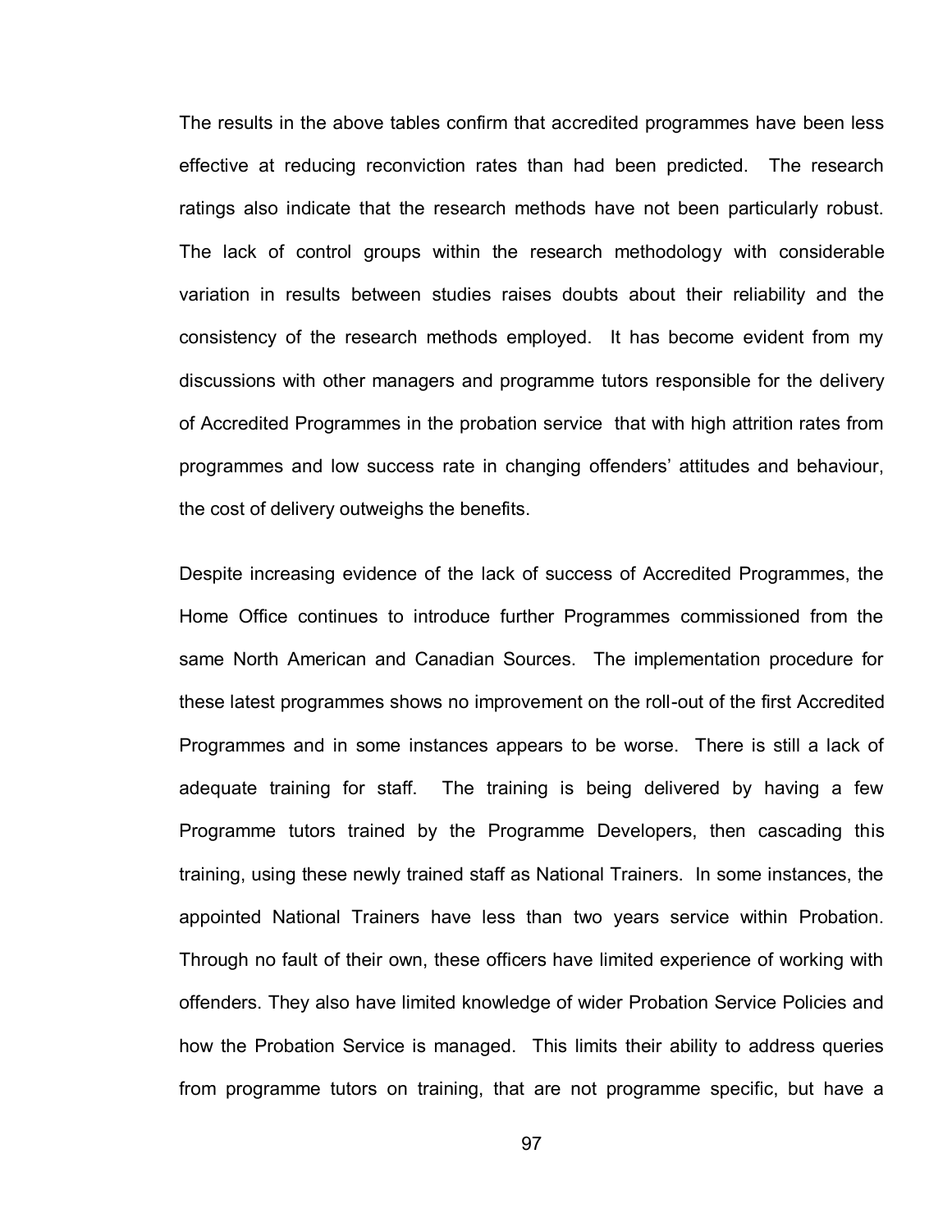The results in the above tables confirm that accredited programmes have been less effective at reducing reconviction rates than had been predicted. The research ratings also indicate that the research methods have not been particularly robust. The lack of control groups within the research methodology with considerable variation in results between studies raises doubts about their reliability and the consistency of the research methods employed. It has become evident from my discussions with other managers and programme tutors responsible for the delivery of Accredited Programmes in the probation service that with high attrition rates from programmes and low success rate in changing offenders' attitudes and behaviour, the cost of delivery outweighs the benefits.

Despite increasing evidence of the lack of success of Accredited Programmes, the Home Office continues to introduce further Programmes commissioned from the same North American and Canadian Sources. The implementation procedure for these latest programmes shows no improvement on the roll-out of the first Accredited Programmes and in some instances appears to be worse. There is still a lack of adequate training for staff. The training is being delivered by having a few Programme tutors trained by the Programme Developers, then cascading this training, using these newly trained staff as National Trainers. In some instances, the appointed National Trainers have less than two years service within Probation. Through no fault of their own, these officers have limited experience of working with offenders. They also have limited knowledge of wider Probation Service Policies and how the Probation Service is managed. This limits their ability to address queries from programme tutors on training, that are not programme specific, but have a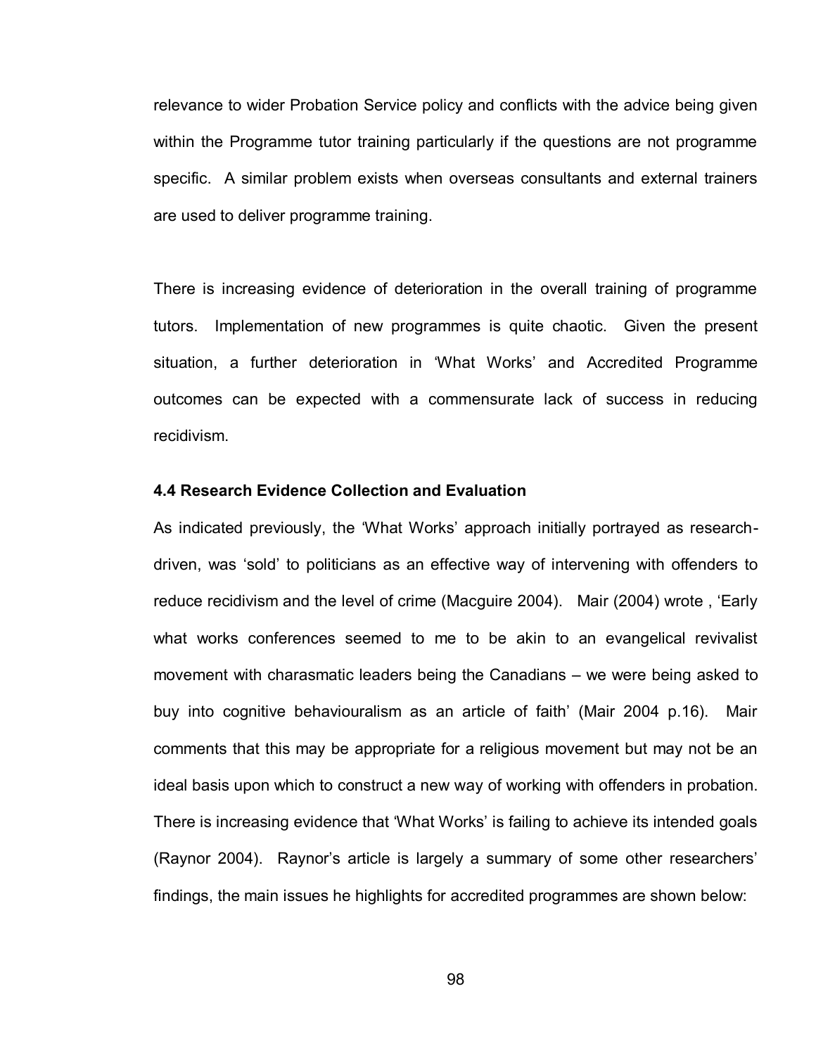relevance to wider Probation Service policy and conflicts with the advice being given within the Programme tutor training particularly if the questions are not programme specific. A similar problem exists when overseas consultants and external trainers are used to deliver programme training.

There is increasing evidence of deterioration in the overall training of programme tutors. Implementation of new programmes is quite chaotic. Given the present situation, a further deterioration in 'What Works' and Accredited Programme outcomes can be expected with a commensurate lack of success in reducing recidivism.

### 4.4 Research Evidence Collection and Evaluation

As indicated previously, the 'What Works' approach initially portrayed as research-driven, was 'sold' to politicians as an effective way of intervening with offenders to reduce recidivism and the level of crime (Macguire 2004). Mair (2004) wrote , 'Early what works conferences seemed to me to be akin to an evangelical revivalist movement with charasmatic leaders being the Canadians – we were being asked to buy into cognitive behaviouralism as an article of faith' (Mair 2004 p.16). Mair comments that this may be appropriate for a religious movement but may not be an ideal basis upon which to construct a new way of working with offenders in probation. There is increasing evidence that 'What Works' is failing to achieve its intended goals (Raynor 2004). Raynor's article is largely a summary of some other researchers' findings, the main issues he highlights for accredited programmes are shown below: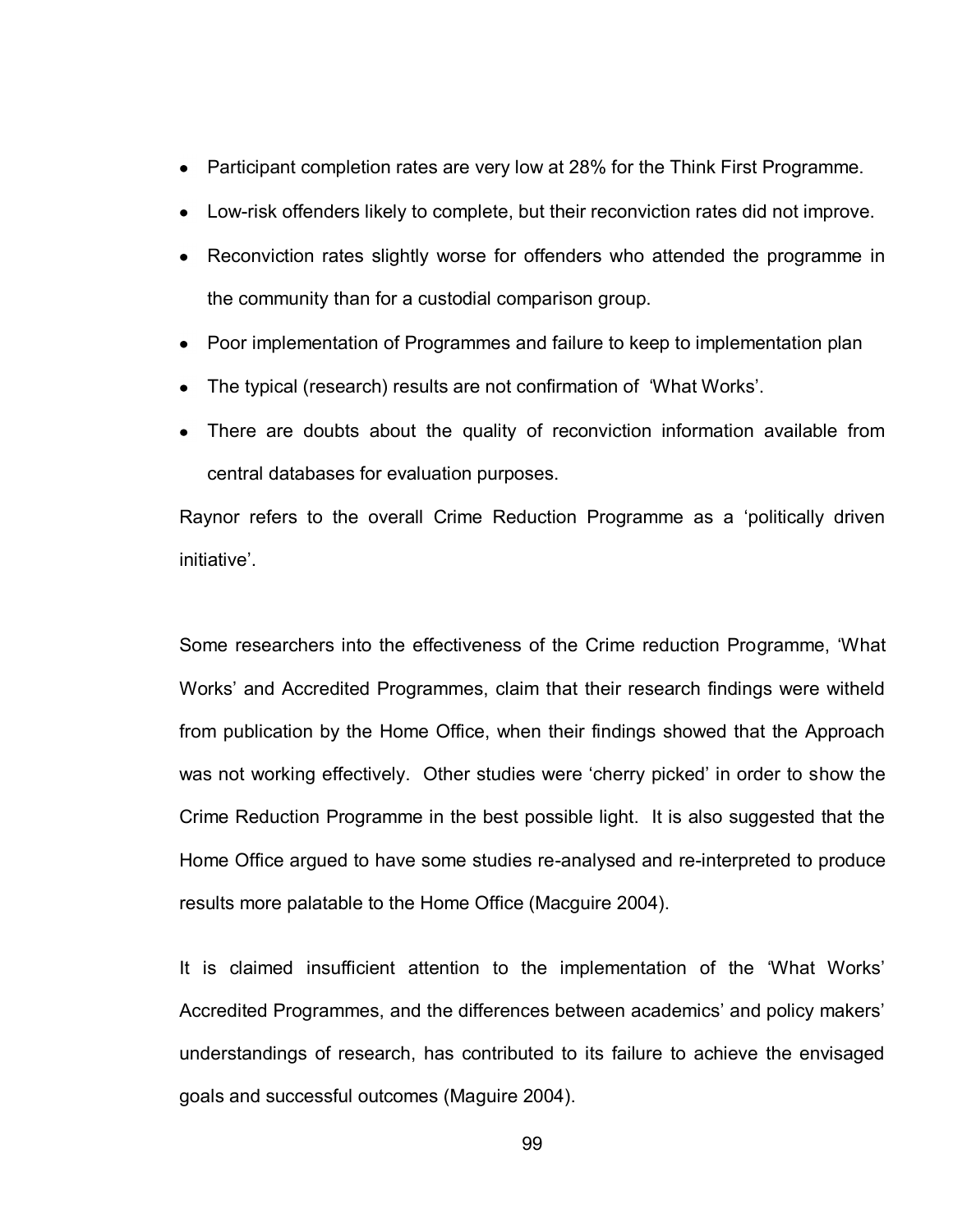- Participant completion rates are very low at 28% for the Think First Programme.
- Low-risk offenders likely to complete, but their reconviction rates did not improve.
- Reconviction rates slightly worse for offenders who attended the programme in the community than for a custodial comparison group.
- Poor implementation of Programmes and failure to keep to implementation plan
- The typical (research) results are not confirmation of 'What Works'.
- There are doubts about the quality of reconviction information available from central databases for evaluation purposes.

Raynor refers to the overall Crime Reduction Programme as a 'politically driven initiative'.

Some researchers into the effectiveness of the Crime reduction Programme, 'What Works' and Accredited Programmes, claim that their research findings were witheld from publication by the Home Office, when their findings showed that the Approach was not working effectively. Other studies were 'cherry picked' in order to show the Crime Reduction Programme in the best possible light. It is also suggested that the Home Office argued to have some studies re-analysed and re-interpreted to produce results more palatable to the Home Office (Macguire 2004).

It is claimed insufficient attention to the implementation of the 'What Works' Accredited Programmes, and the differences between academics' and policy makers' understandings of research, has contributed to its failure to achieve the envisaged goals and successful outcomes (Maguire 2004).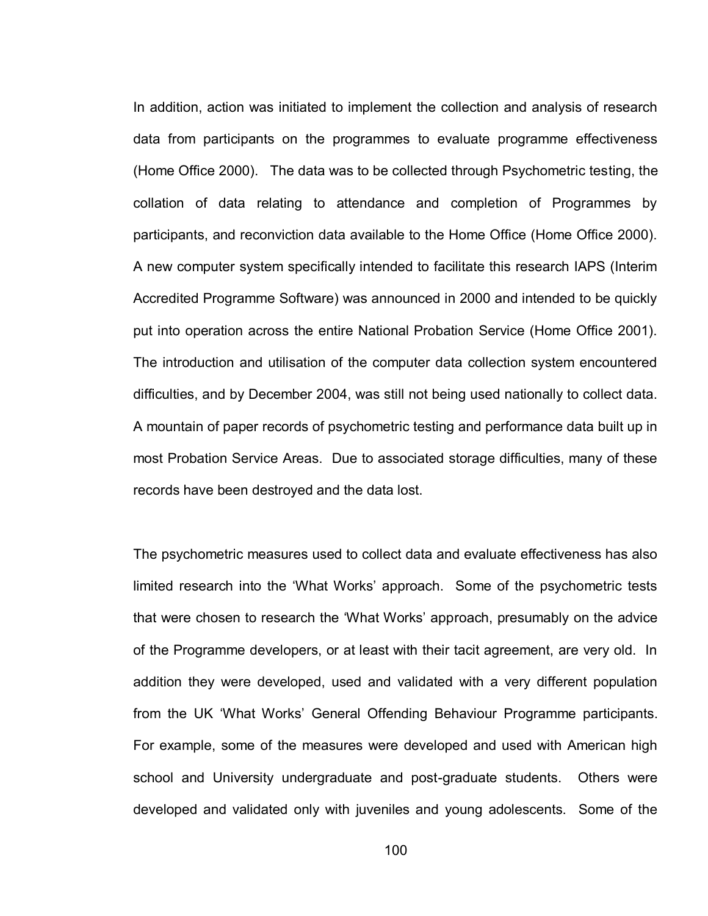In addition, action was initiated to implement the collection and analysis of research data from participants on the programmes to evaluate programme effectiveness (Home Office 2000). The data was to be collected through Psychometric testing, the collation of data relating to attendance and completion of Programmes by participants, and reconviction data available to the Home Office (Home Office 2000). A new computer system specifically intended to facilitate this research IAPS (Interim Accredited Programme Software) was announced in 2000 and intended to be quickly put into operation across the entire National Probation Service (Home Office 2001). The introduction and utilisation of the computer data collection system encountered difficulties, and by December 2004, was still not being used nationally to collect data. A mountain of paper records of psychometric testing and performance data built up in most Probation Service Areas. Due to associated storage difficulties, many of these records have been destroyed and the data lost.

The psychometric measures used to collect data and evaluate effectiveness has also limited research into the 'What Works' approach. Some of the psychometric tests that were chosen to research the 'What Works' approach, presumably on the advice of the Programme developers, or at least with their tacit agreement, are very old. In addition they were developed, used and validated with a very different population from the UK 'What Works' General Offending Behaviour Programme participants. For example, some of the measures were developed and used with American high school and University undergraduate and post-graduate students. Others were developed and validated only with juveniles and young adolescents. Some of the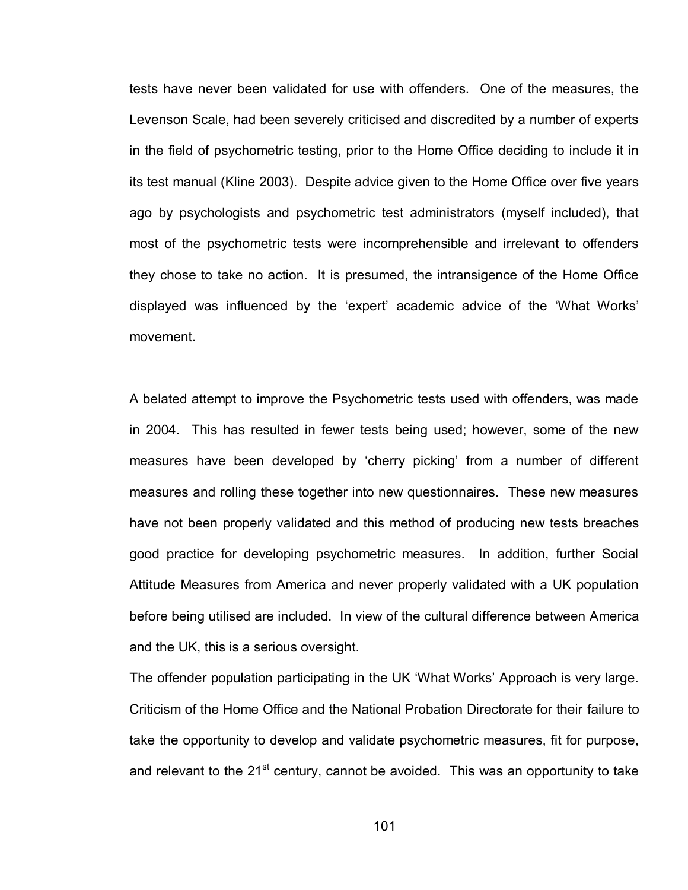tests have never been validated for use with offenders. One of the measures, the Levenson Scale, had been severely criticised and discredited by a number of experts in the field of psychometric testing, prior to the Home Office deciding to include it in its test manual (Kline 2003). Despite advice given to the Home Office over five years ago by psychologists and psychometric test administrators (myself included), that most of the psychometric tests were incomprehensible and irrelevant to offenders they chose to take no action. It is presumed, the intransigence of the Home Office displayed was influenced by the 'expert' academic advice of the 'What Works' movement.

A belated attempt to improve the Psychometric tests used with offenders, was made in 2004. This has resulted in fewer tests being used; however, some of the new measures have been developed by 'cherry picking' from a number of different measures and rolling these together into new questionnaires. These new measures have not been properly validated and this method of producing new tests breaches good practice for developing psychometric measures. In addition, further Social Attitude Measures from America and never properly validated with a UK population before being utilised are included. In view of the cultural difference between America and the UK, this is a serious oversight.

The offender population participating in the UK 'What Works' Approach is very large. Criticism of the Home Office and the National Probation Directorate for their failure to take the opportunity to develop and validate psychometric measures, fit for purpose, and relevant to the 21st century, cannot be avoided. This was an opportunity to take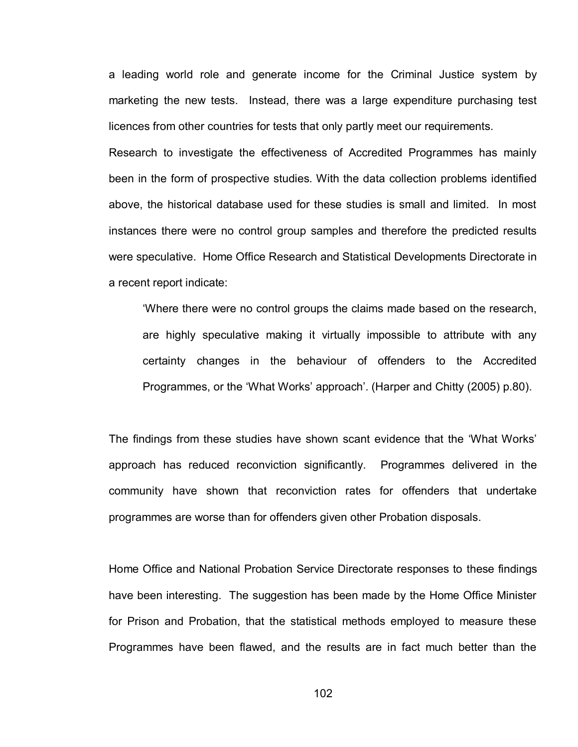a leading world role and generate income for the Criminal Justice system by marketing the new tests. Instead, there was a large expenditure purchasing test licences from other countries for tests that only partly meet our requirements.

Research to investigate the effectiveness of Accredited Programmes has mainly been in the form of prospective studies. With the data collection problems identified above, the historical database used for these studies is small and limited. In most instances there were no control group samples and therefore the predicted results were speculative. Home Office Research and Statistical Developments Directorate in a recent report indicate:

> 'Where there were no control groups the claims made based on the research, are highly speculative making it virtually impossible to attribute with any certainty changes in the behaviour of offenders to the Accredited Programmes, or the 'What Works' approach'. (Harper and Chitty (2005) p.80).

The findings from these studies have shown scant evidence that the 'What Works' approach has reduced reconviction significantly. Programmes delivered in the community have shown that reconviction rates for offenders that undertake programmes are worse than for offenders given other Probation disposals.

Home Office and National Probation Service Directorate responses to these findings have been interesting. The suggestion has been made by the Home Office Minister for Prison and Probation, that the statistical methods employed to measure these Programmes have been flawed, and the results are in fact much better than the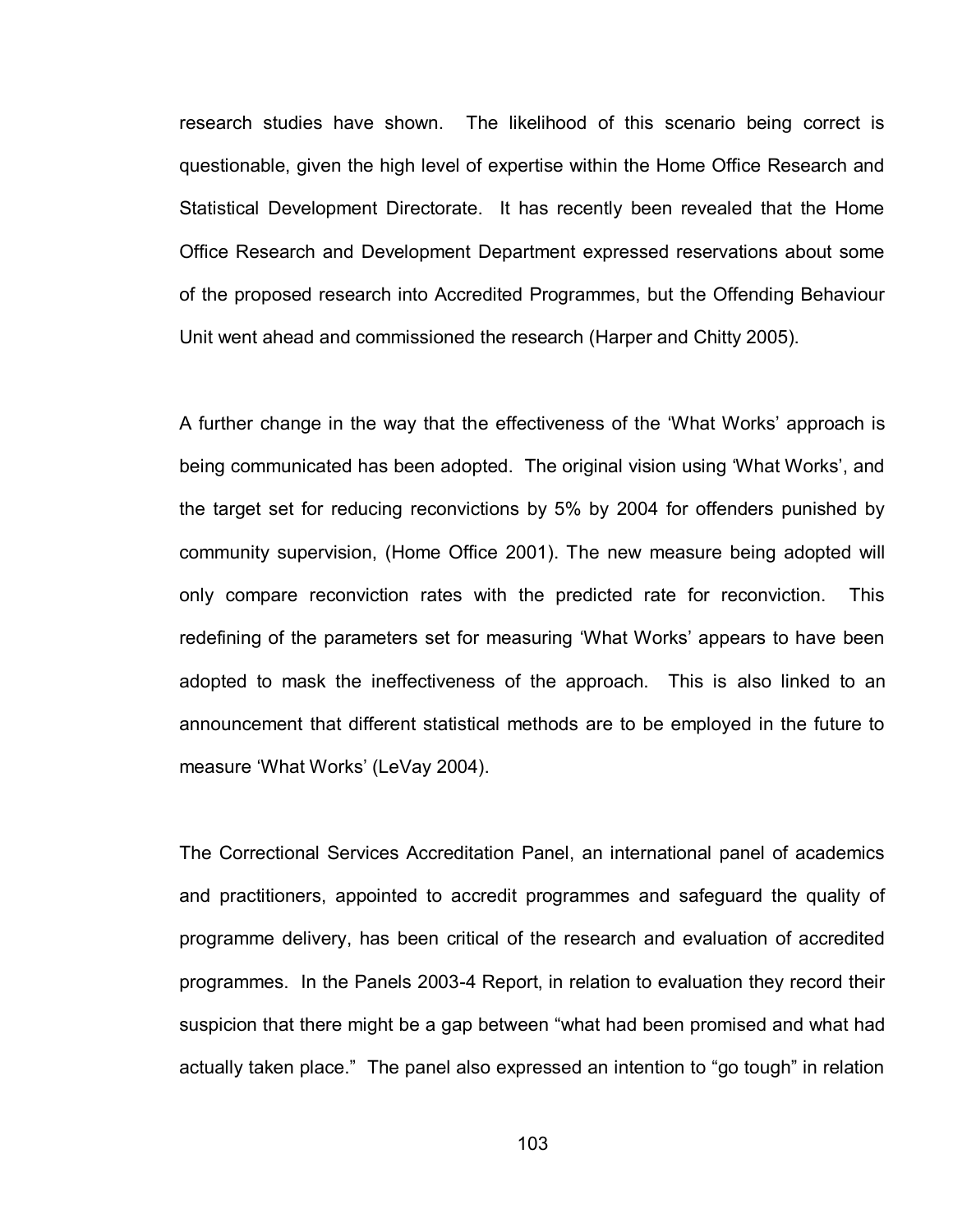research studies have shown. The likelihood of this scenario being correct is questionable, given the high level of expertise within the Home Office Research and Statistical Development Directorate. It has recently been revealed that the Home Office Research and Development Department expressed reservations about some of the proposed research into Accredited Programmes, but the Offending Behaviour Unit went ahead and commissioned the research (Harper and Chitty 2005).

A further change in the way that the effectiveness of the 'What Works' approach is being communicated has been adopted. The original vision using 'What Works', and the target set for reducing reconvictions by 5% by 2004 for offenders punished by community supervision, (Home Office 2001). The new measure being adopted will only compare reconviction rates with the predicted rate for reconviction. This redefining of the parameters set for measuring 'What Works' appears to have been adopted to mask the ineffectiveness of the approach. This is also linked to an announcement that different statistical methods are to be employed in the future to measure 'What Works' (LeVay 2004).

The Correctional Services Accreditation Panel, an international panel of academics and practitioners, appointed to accredit programmes and safeguard the quality of programme delivery, has been critical of the research and evaluation of accredited programmes. In the Panels 2003-4 Report, in relation to evaluation they record their suspicion that there might be a gap between "what had been promised and what had actually taken place." The panel also expressed an intention to "go tough" in relation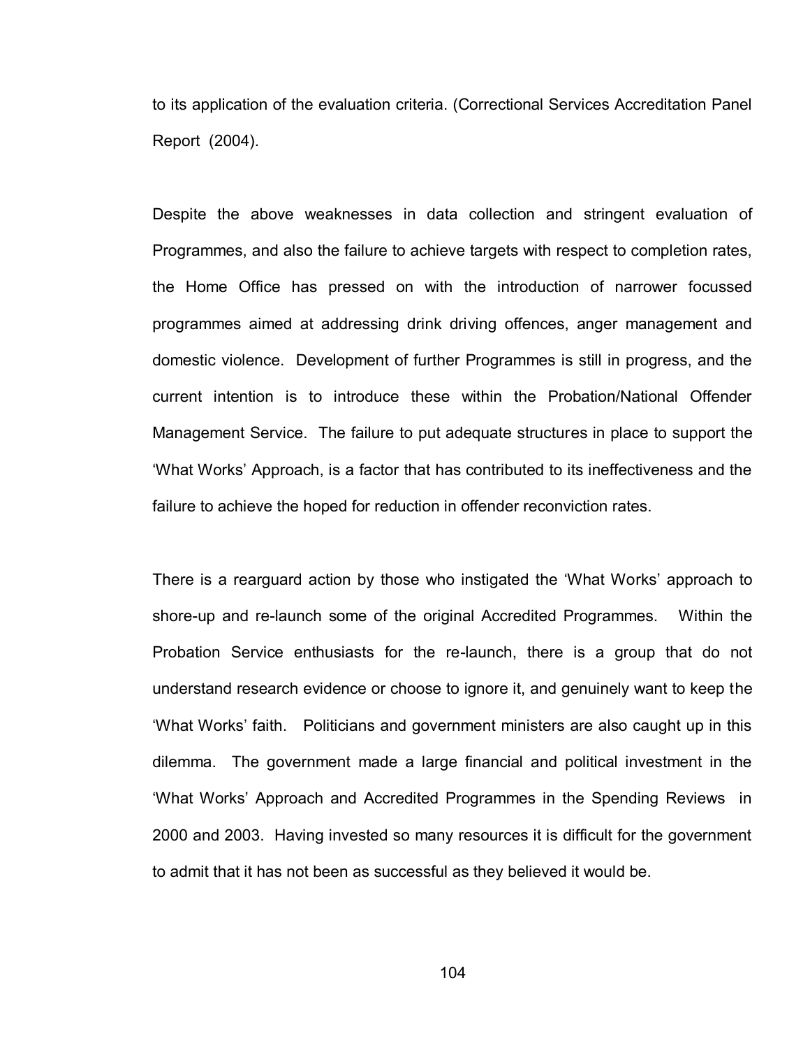to its application of the evaluation criteria. (Correctional Services Accreditation Panel Report (2004).

Despite the above weaknesses in data collection and stringent evaluation of Programmes, and also the failure to achieve targets with respect to completion rates, the Home Office has pressed on with the introduction of narrower focussed programmes aimed at addressing drink driving offences, anger management and domestic violence. Development of further Programmes is still in progress, and the current intention is to introduce these within the Probation/National Offender Management Service. The failure to put adequate structures in place to support the 'What Works' Approach, is a factor that has contributed to its ineffectiveness and the failure to achieve the hoped for reduction in offender reconviction rates.

There is a rearguard action by those who instigated the 'What Works' approach to shore-up and re-launch some of the original Accredited Programmes. Within the Probation Service enthusiasts for the re-launch, there is a group that do not understand research evidence or choose to ignore it, and genuinely want to keep the 'What Works' faith. Politicians and government ministers are also caught up in this dilemma. The government made a large financial and political investment in the 'What Works' Approach and Accredited Programmes in the Spending Reviews in 2000 and 2003. Having invested so many resources it is difficult for the government to admit that it has not been as successful as they believed it would be.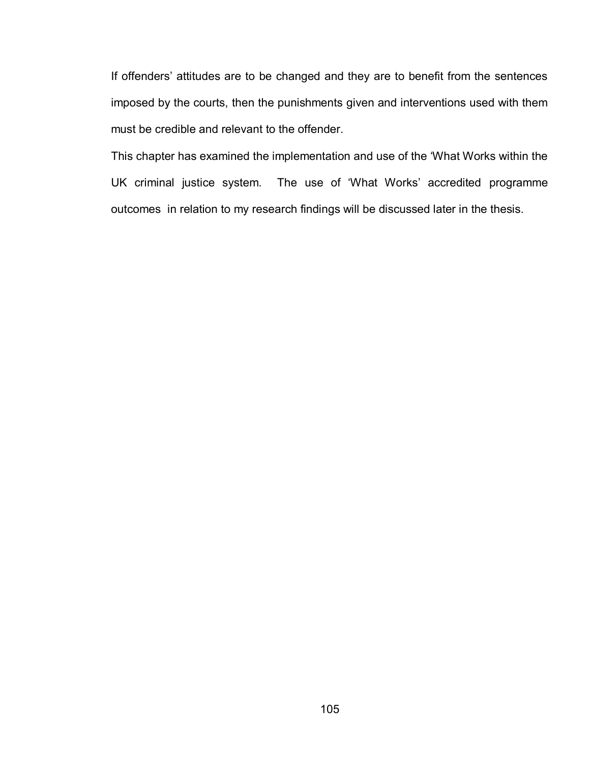If offenders' attitudes are to be changed and they are to benefit from the sentences imposed by the courts, then the punishments given and interventions used with them must be credible and relevant to the offender.

This chapter has examined the implementation and use of the 'What Works within the UK criminal justice system. The use of 'What Works' accredited programme outcomes in relation to my research findings will be discussed later in the thesis.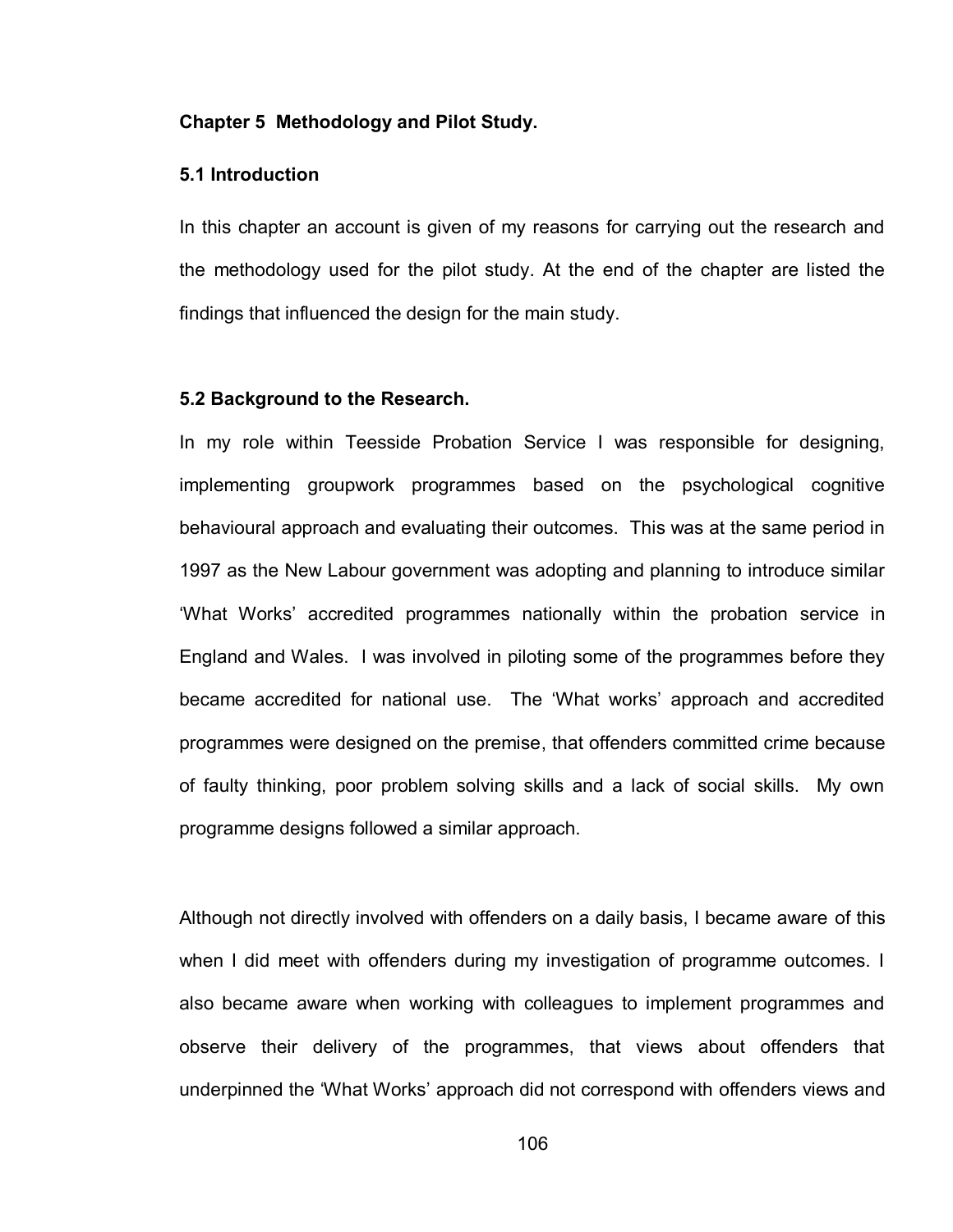## Chapter 5 Methodology and Pilot Study.

### 5.1 Introduction

In this chapter an account is given of my reasons for carrying out the research and the methodology used for the pilot study. At the end of the chapter are listed the findings that influenced the design for the main study.

### 5.2 Background to the Research.

In my role within Teesside Probation Service I was responsible for designing, implementing groupwork programmes based on the psychological cognitive behavioural approach and evaluating their outcomes. This was at the same period in 1997 as the New Labour government was adopting and planning to introduce similar 'What Works' accredited programmes nationally within the probation service in England and Wales. I was involved in piloting some of the programmes before they became accredited for national use. The 'What works' approach and accredited programmes were designed on the premise, that offenders committed crime because of faulty thinking, poor problem solving skills and a lack of social skills. My own programme designs followed a similar approach.

Although not directly involved with offenders on a daily basis, I became aware of this when I did meet with offenders during my investigation of programme outcomes. I also became aware when working with colleagues to implement programmes and observe their delivery of the programmes, that views about offenders that underpinned the 'What Works' approach did not correspond with offenders views and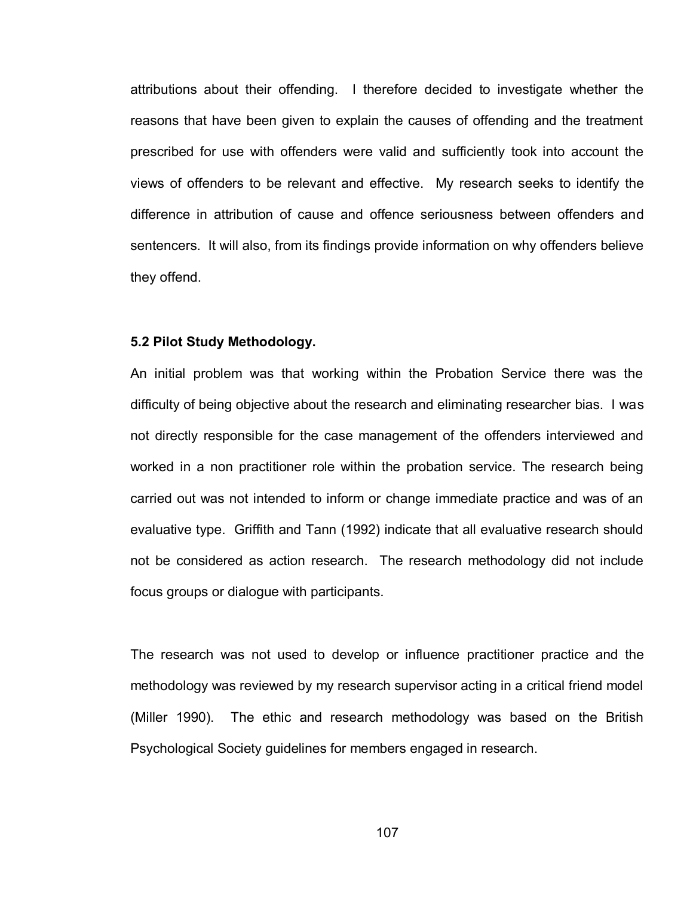attributions about their offending. I therefore decided to investigate whether the reasons that have been given to explain the causes of offending and the treatment prescribed for use with offenders were valid and sufficiently took into account the views of offenders to be relevant and effective. My research seeks to identify the difference in attribution of cause and offence seriousness between offenders and sentencers. It will also, from its findings provide information on why offenders believe they offend.

### 5.2 Pilot Study Methodology.

An initial problem was that working within the Probation Service there was the difficulty of being objective about the research and eliminating researcher bias. I was not directly responsible for the case management of the offenders interviewed and worked in a non practitioner role within the probation service. The research being carried out was not intended to inform or change immediate practice and was of an evaluative type. Griffith and Tann (1992) indicate that all evaluative research should not be considered as action research. The research methodology did not include focus groups or dialogue with participants.

The research was not used to develop or influence practitioner practice and the methodology was reviewed by my research supervisor acting in a critical friend model (Miller 1990). The ethic and research methodology was based on the British Psychological Society guidelines for members engaged in research.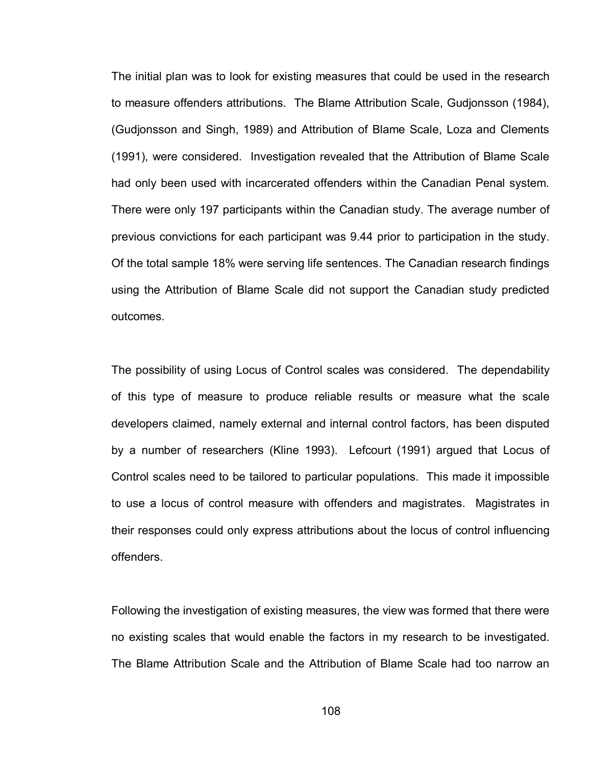The initial plan was to look for existing measures that could be used in the research to measure offenders attributions. The Blame Attribution Scale, Gudjonsson (1984), (Gudjonsson and Singh, 1989) and Attribution of Blame Scale, Loza and Clements (1991), were considered. Investigation revealed that the Attribution of Blame Scale had only been used with incarcerated offenders within the Canadian Penal system. There were only 197 participants within the Canadian study. The average number of previous convictions for each participant was 9.44 prior to participation in the study. Of the total sample 18% were serving life sentences. The Canadian research findings using the Attribution of Blame Scale did not support the Canadian study predicted outcomes.

The possibility of using Locus of Control scales was considered. The dependability of this type of measure to produce reliable results or measure what the scale developers claimed, namely external and internal control factors, has been disputed by a number of researchers (Kline 1993). Lefcourt (1991) argued that Locus of Control scales need to be tailored to particular populations. This made it impossible to use a locus of control measure with offenders and magistrates. Magistrates in their responses could only express attributions about the locus of control influencing offenders.

Following the investigation of existing measures, the view was formed that there were no existing scales that would enable the factors in my research to be investigated. The Blame Attribution Scale and the Attribution of Blame Scale had too narrow an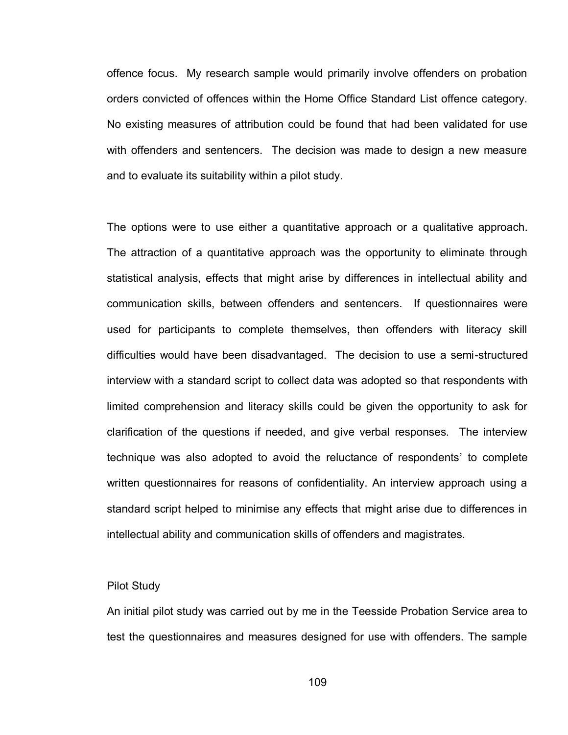offence focus. My research sample would primarily involve offenders on probation orders convicted of offences within the Home Office Standard List offence category. No existing measures of attribution could be found that had been validated for use with offenders and sentencers. The decision was made to design a new measure and to evaluate its suitability within a pilot study.

The options were to use either a quantitative approach or a qualitative approach. The attraction of a quantitative approach was the opportunity to eliminate through statistical analysis, effects that might arise by differences in intellectual ability and communication skills, between offenders and sentencers. If questionnaires were used for participants to complete themselves, then offenders with literacy skill difficulties would have been disadvantaged. The decision to use a semi-structured interview with a standard script to collect data was adopted so that respondents with limited comprehension and literacy skills could be given the opportunity to ask for clarification of the questions if needed, and give verbal responses. The interview technique was also adopted to avoid the reluctance of respondents' to complete written questionnaires for reasons of confidentiality. An interview approach using a standard script helped to minimise any effects that might arise due to differences in intellectual ability and communication skills of offenders and magistrates.

## Pilot Study

An initial pilot study was carried out by me in the Teesside Probation Service area to test the questionnaires and measures designed for use with offenders. The sample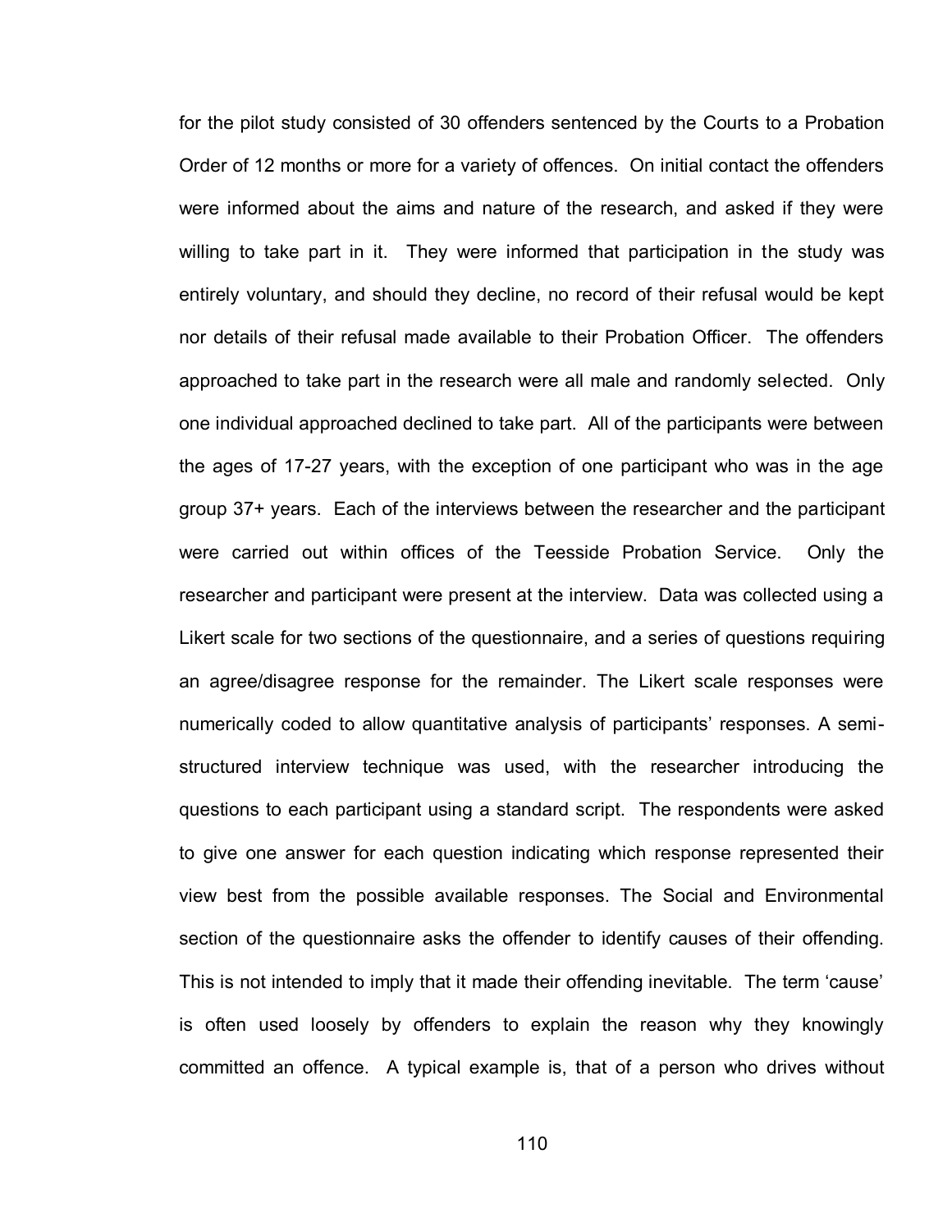for the pilot study consisted of 30 offenders sentenced by the Courts to a Probation Order of 12 months or more for a variety of offences. On initial contact the offenders were informed about the aims and nature of the research, and asked if they were willing to take part in it. They were informed that participation in the study was entirely voluntary, and should they decline, no record of their refusal would be kept nor details of their refusal made available to their Probation Officer. The offenders approached to take part in the research were all male and randomly selected. Only one individual approached declined to take part. All of the participants were between the ages of 17-27 years, with the exception of one participant who was in the age group 37+ years. Each of the interviews between the researcher and the participant were carried out within offices of the Teesside Probation Service. Only the researcher and participant were present at the interview. Data was collected using a Likert scale for two sections of the questionnaire, and a series of questions requiring an agree/disagree response for the remainder. The Likert scale responses were numerically coded to allow quantitative analysis of participants' responses. A semi-structured interview technique was used, with the researcher introducing the questions to each participant using a standard script. The respondents were asked to give one answer for each question indicating which response represented their view best from the possible available responses. The Social and Environmental section of the questionnaire asks the offender to identify causes of their offending. This is not intended to imply that it made their offending inevitable. The term 'cause' is often used loosely by offenders to explain the reason why they knowingly committed an offence. A typical example is, that of a person who drives without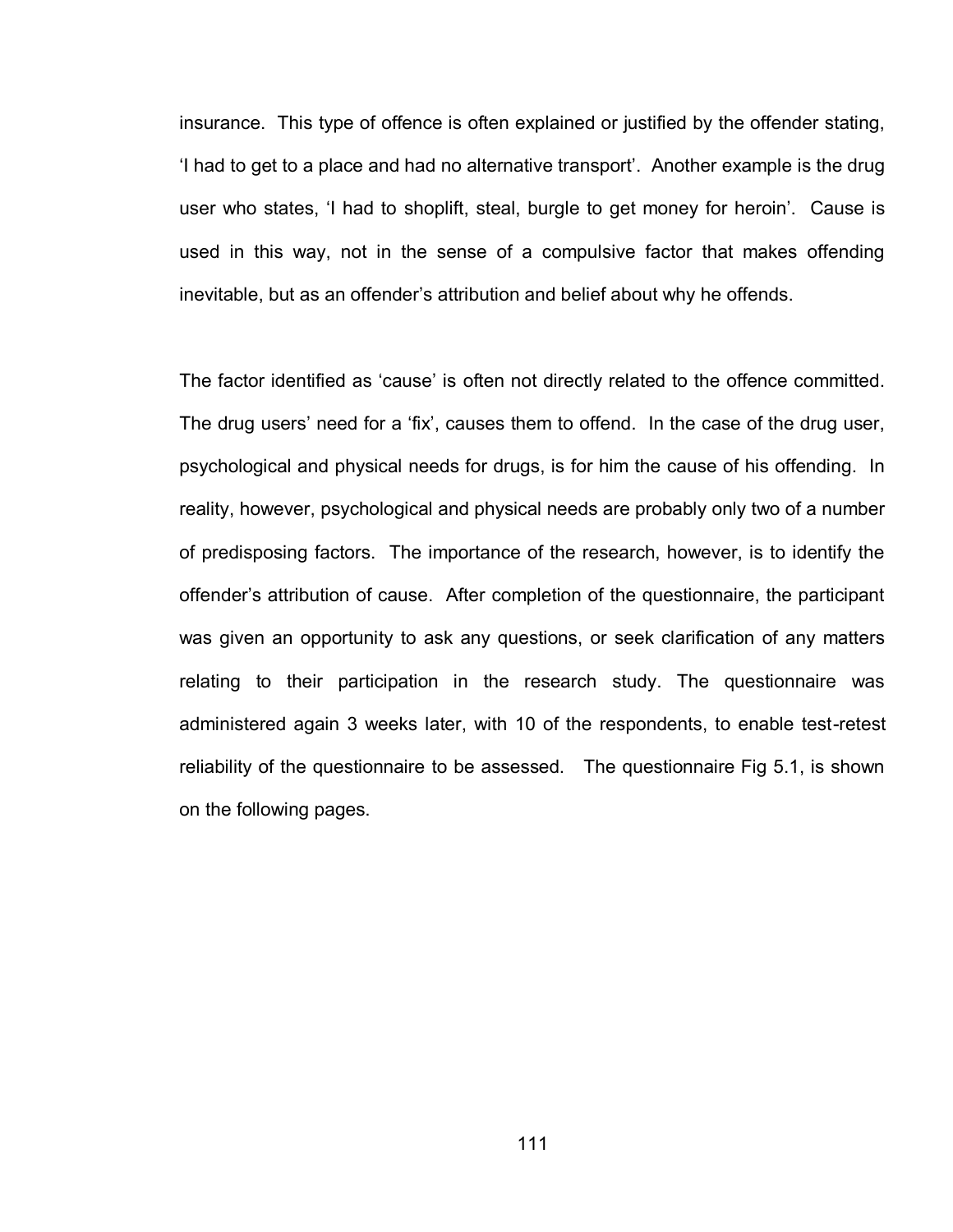insurance. This type of offence is often explained or justified by the offender stating, 'I had to get to a place and had no alternative transport'. Another example is the drug user who states, 'I had to shoplift, steal, burgle to get money for heroin'. Cause is used in this way, not in the sense of a compulsive factor that makes offending inevitable, but as an offender's attribution and belief about why he offends.

The factor identified as 'cause' is often not directly related to the offence committed. The drug users' need for a 'fix', causes them to offend. In the case of the drug user, psychological and physical needs for drugs, is for him the cause of his offending. In reality, however, psychological and physical needs are probably only two of a number of predisposing factors. The importance of the research, however, is to identify the offender's attribution of cause. After completion of the questionnaire, the participant was given an opportunity to ask any questions, or seek clarification of any matters relating to their participation in the research study. The questionnaire was administered again 3 weeks later, with 10 of the respondents, to enable test-retest reliability of the questionnaire to be assessed. The questionnaire Fig 5.1, is shown on the following pages.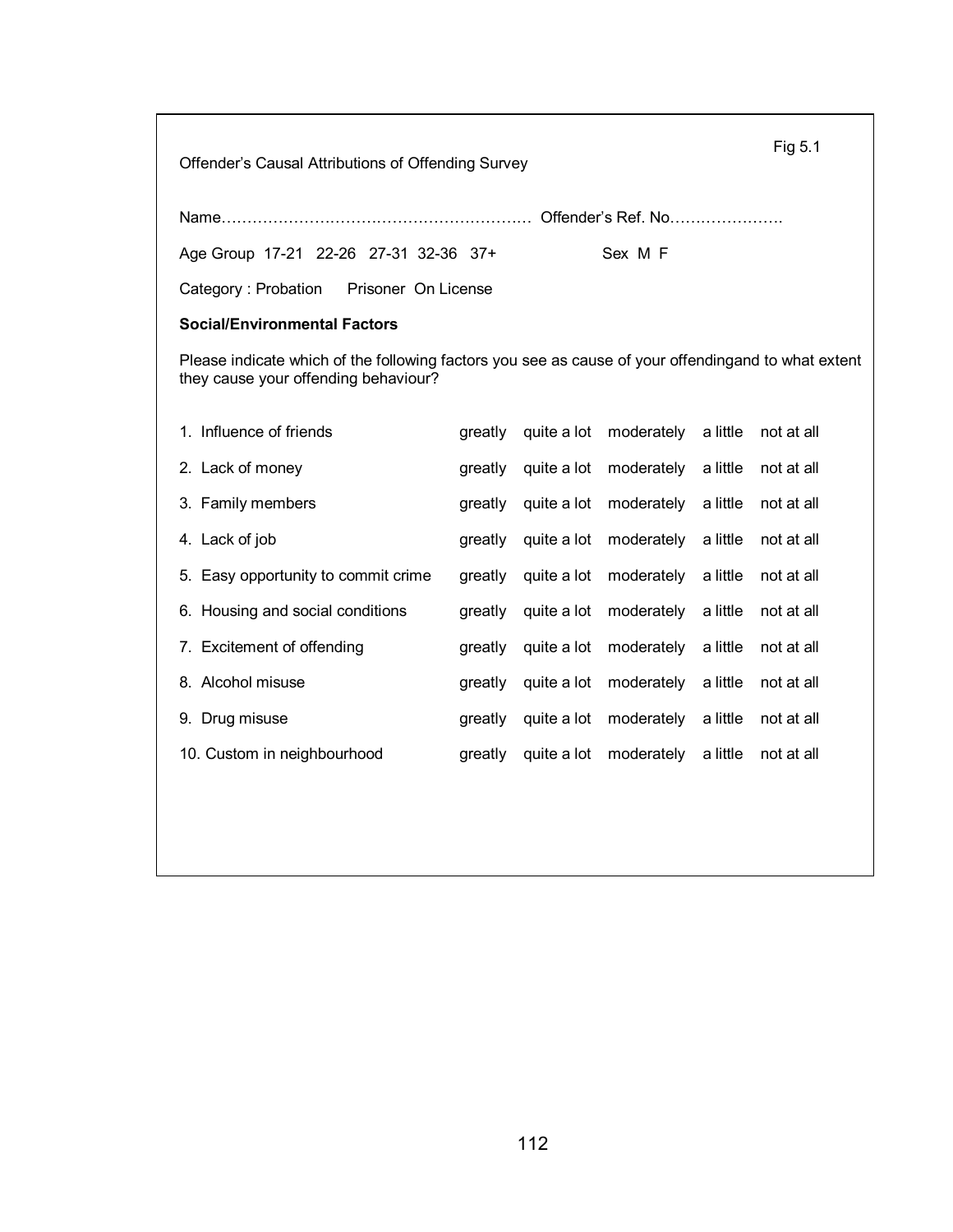Fig 5.1

Offender's Causal Attributions of Offending Survey

Name…………………………………………………… Offender's Ref. No………………….

Age Group 17-21 22-26 27-31 32-36 37+ Sex M F

Category : Probation Prisoner On License

**Social/Environmental Factors**

Please indicate which of the following factors you see as cause of your offendingand to what extent they cause your offending behaviour?

| | | | | | |
|---|---|---|---|---|---|
| 1. Influence of friends | greatly | quite a lot | moderately | a little | not at all |
| 2. Lack of money | greatly | quite a lot | moderately | a little | not at all |
| 3. Family members | greatly | quite a lot | moderately | a little | not at all |
| 4. Lack of job | greatly | quite a lot | moderately | a little | not at all |
| 5. Easy opportunity to commit crime | greatly | quite a lot | moderately | a little | not at all |
| 6. Housing and social conditions | greatly | quite a lot | moderately | a little | not at all |
| 7. Excitement of offending | greatly | quite a lot | moderately | a little | not at all |
| 8. Alcohol misuse | greatly | quite a lot | moderately | a little | not at all |
| 9. Drug misuse | greatly | quite a lot | moderately | a little | not at all |
| 10. Custom in neighbourhood | greatly | quite a lot | moderately | a little | not at all |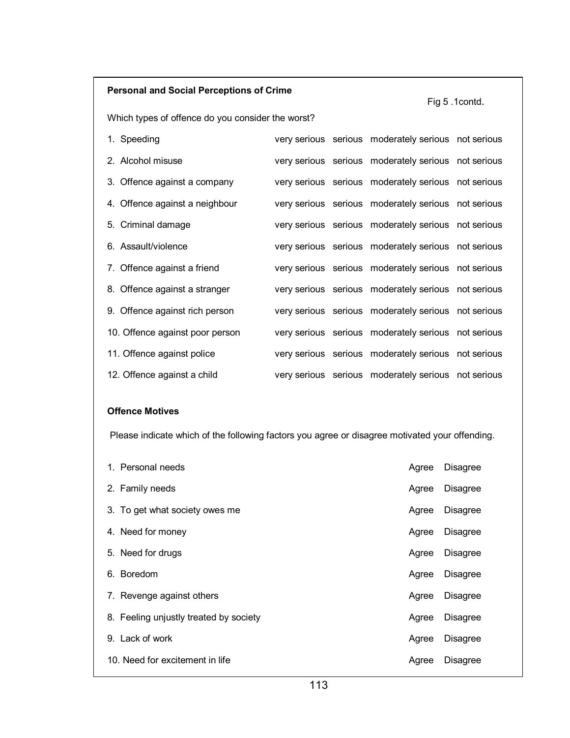**Personal and Social Perceptions of Crime**

Fig 5 .1contd.

Which types of offence do you consider the worst?

| | | | | |
|---|---|---|---|---|
| 1. Speeding | very serious | serious | moderately serious | not serious |
| 2. Alcohol misuse | very serious | serious | moderately serious | not serious |
| 3. Offence against a company | very serious | serious | moderately serious | not serious |
| 4. Offence against a neighbour | very serious | serious | moderately serious | not serious |
| 5. Criminal damage | very serious | serious | moderately serious | not serious |
| 6. Assault/violence | very serious | serious | moderately serious | not serious |
| 7. Offence against a friend | very serious | serious | moderately serious | not serious |
| 8. Offence against a stranger | very serious | serious | moderately serious | not serious |
| 9. Offence against rich person | very serious | serious | moderately serious | not serious |
| 10. Offence against poor person | very serious | serious | moderately serious | not serious |
| 11. Offence against police | very serious | serious | moderately serious | not serious |
| 12. Offence against a child | very serious | serious | moderately serious | not serious |

**Offence Motives**

Please indicate which of the following factors you agree or disagree motivated your offending.

| | | |
|---|---|---|
| 1. Personal needs | Agree | Disagree |
| 2. Family needs | Agree | Disagree |
| 3. To get what society owes me | Agree | Disagree |
| 4. Need for money | Agree | Disagree |
| 5. Need for drugs | Agree | Disagree |
| 6. Boredom | Agree | Disagree |
| 7. Revenge against others | Agree | Disagree |
| 8. Feeling unjustly treated by society | Agree | Disagree |
| 9. Lack of work | Agree | Disagree |
| 10. Need for excitement in life | Agree | Disagree |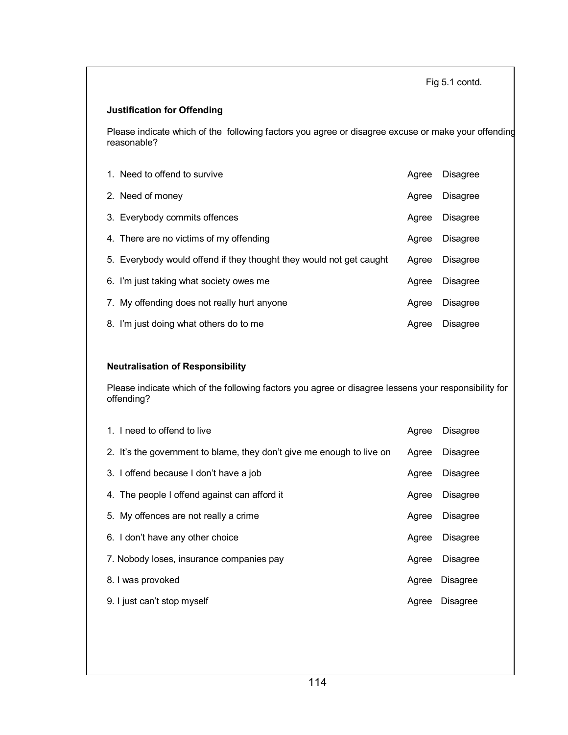Fig 5.1 contd.

**Justification for Offending**

Please indicate which of the following factors you agree or disagree excuse or make your offending reasonable?

| | | |
|---|---|---|
| 1. Need to offend to survive | Agree | Disagree |
| 2. Need of money | Agree | Disagree |
| 3. Everybody commits offences | Agree | Disagree |
| 4. There are no victims of my offending | Agree | Disagree |
| 5. Everybody would offend if they thought they would not get caught | Agree | Disagree |
| 6. I'm just taking what society owes me | Agree | Disagree |
| 7. My offending does not really hurt anyone | Agree | Disagree |
| 8. I'm just doing what others do to me | Agree | Disagree |

**Neutralisation of Responsibility**

Please indicate which of the following factors you agree or disagree lessens your responsibility for offending?

| | | |
|---|---|---|
| 1. I need to offend to live | Agree | Disagree |
| 2. It's the government to blame, they don't give me enough to live on | Agree | Disagree |
| 3. I offend because I don't have a job | Agree | Disagree |
| 4. The people I offend against can afford it | Agree | Disagree |
| 5. My offences are not really a crime | Agree | Disagree |
| 6. I don't have any other choice | Agree | Disagree |
| 7. Nobody loses, insurance companies pay | Agree | Disagree |
| 8. I was provoked | Agree | Disagree |
| 9. I just can't stop myself | Agree | Disagree |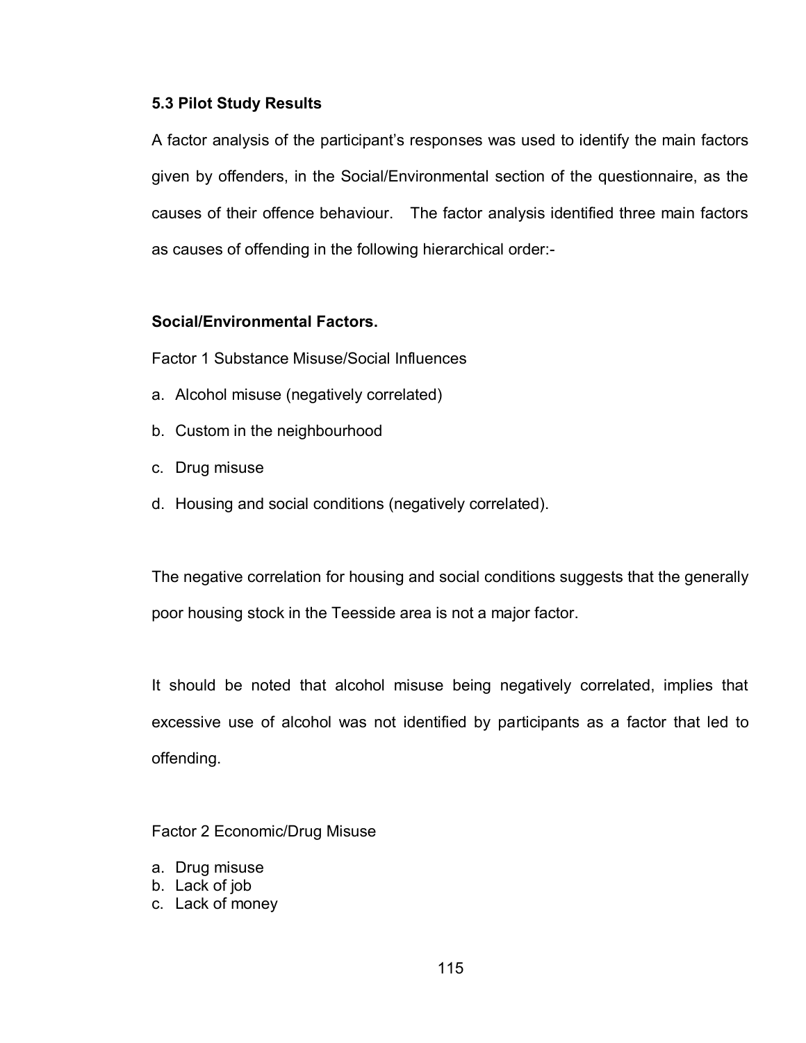### 5.3 Pilot Study Results

A factor analysis of the participant's responses was used to identify the main factors given by offenders, in the Social/Environmental section of the questionnaire, as the causes of their offence behaviour. The factor analysis identified three main factors as causes of offending in the following hierarchical order:-

**Social/Environmental Factors.**

Factor 1 Substance Misuse/Social Influences

a. Alcohol misuse (negatively correlated)
b. Custom in the neighbourhood
c. Drug misuse
d. Housing and social conditions (negatively correlated).

The negative correlation for housing and social conditions suggests that the generally poor housing stock in the Teesside area is not a major factor.

It should be noted that alcohol misuse being negatively correlated, implies that excessive use of alcohol was not identified by participants as a factor that led to offending.

Factor 2 Economic/Drug Misuse

a. Drug misuse
b. Lack of job
c. Lack of money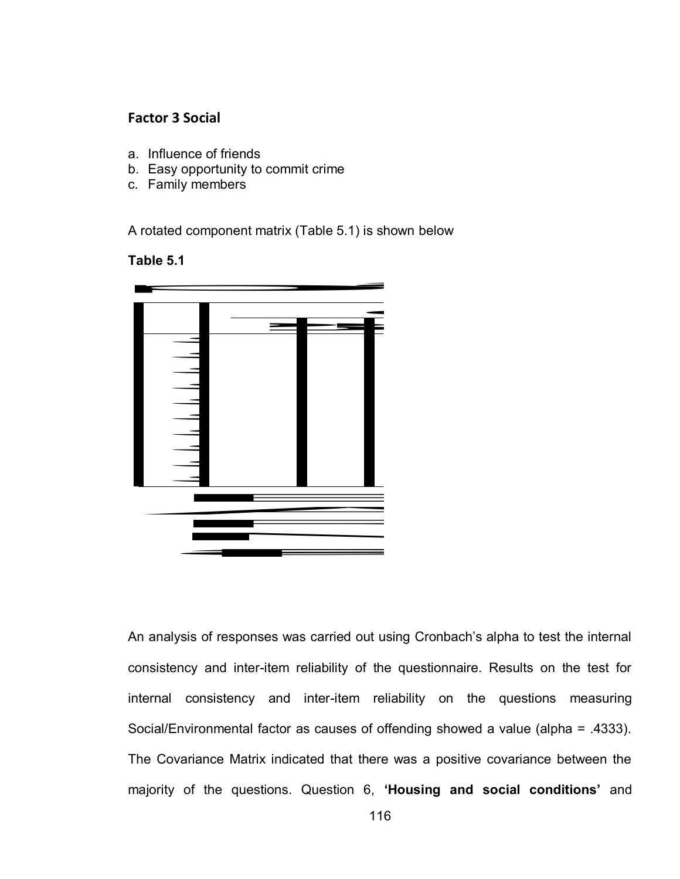### Factor 3 Social

a. Influence of friends
b. Easy opportunity to commit crime
c. Family members

A rotated component matrix (Table 5.1) is shown below

**Table 5.1**

An analysis of responses was carried out using Cronbach's alpha to test the internal consistency and inter-item reliability of the questionnaire. Results on the test for internal consistency and inter-item reliability on the questions measuring Social/Environmental factor as causes of offending showed a value (alpha = .4333). The Covariance Matrix indicated that there was a positive covariance between the majority of the questions. Question 6, **'Housing and social conditions'** and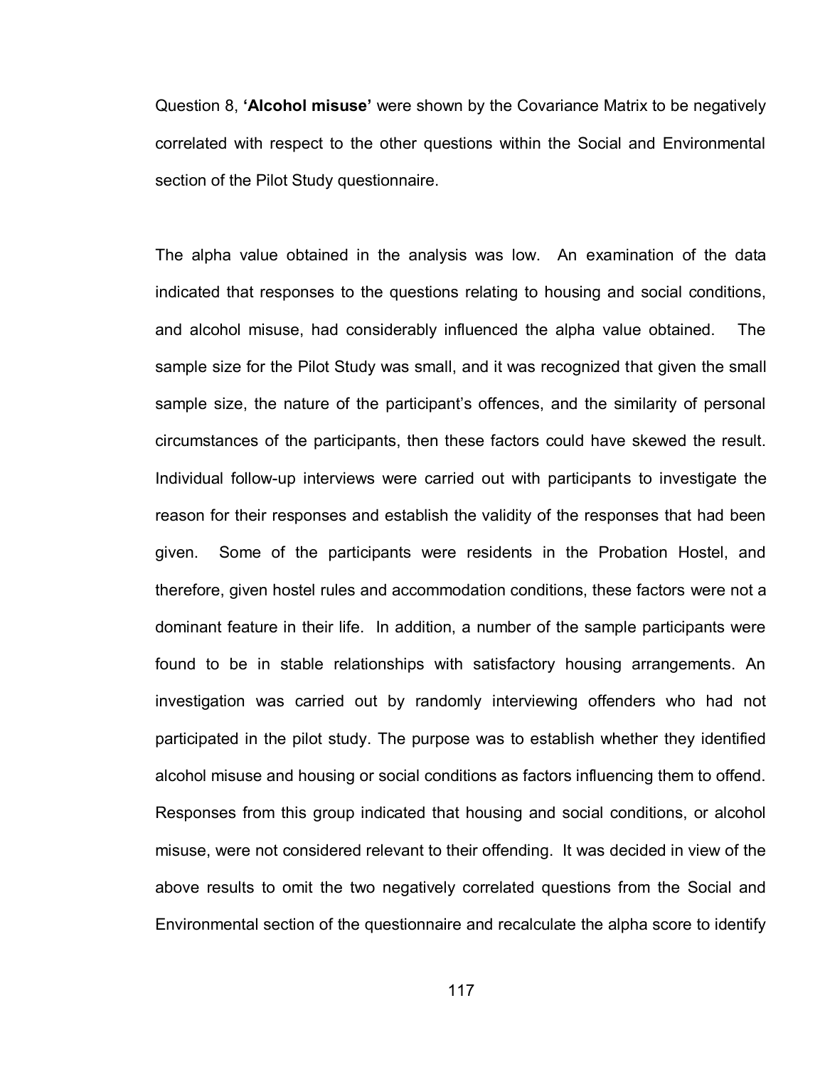Question 8, **'Alcohol misuse'** were shown by the Covariance Matrix to be negatively correlated with respect to the other questions within the Social and Environmental section of the Pilot Study questionnaire.

The alpha value obtained in the analysis was low. An examination of the data indicated that responses to the questions relating to housing and social conditions, and alcohol misuse, had considerably influenced the alpha value obtained. The sample size for the Pilot Study was small, and it was recognized that given the small sample size, the nature of the participant's offences, and the similarity of personal circumstances of the participants, then these factors could have skewed the result. Individual follow-up interviews were carried out with participants to investigate the reason for their responses and establish the validity of the responses that had been given. Some of the participants were residents in the Probation Hostel, and therefore, given hostel rules and accommodation conditions, these factors were not a dominant feature in their life. In addition, a number of the sample participants were found to be in stable relationships with satisfactory housing arrangements. An investigation was carried out by randomly interviewing offenders who had not participated in the pilot study. The purpose was to establish whether they identified alcohol misuse and housing or social conditions as factors influencing them to offend. Responses from this group indicated that housing and social conditions, or alcohol misuse, were not considered relevant to their offending. It was decided in view of the above results to omit the two negatively correlated questions from the Social and Environmental section of the questionnaire and recalculate the alpha score to identify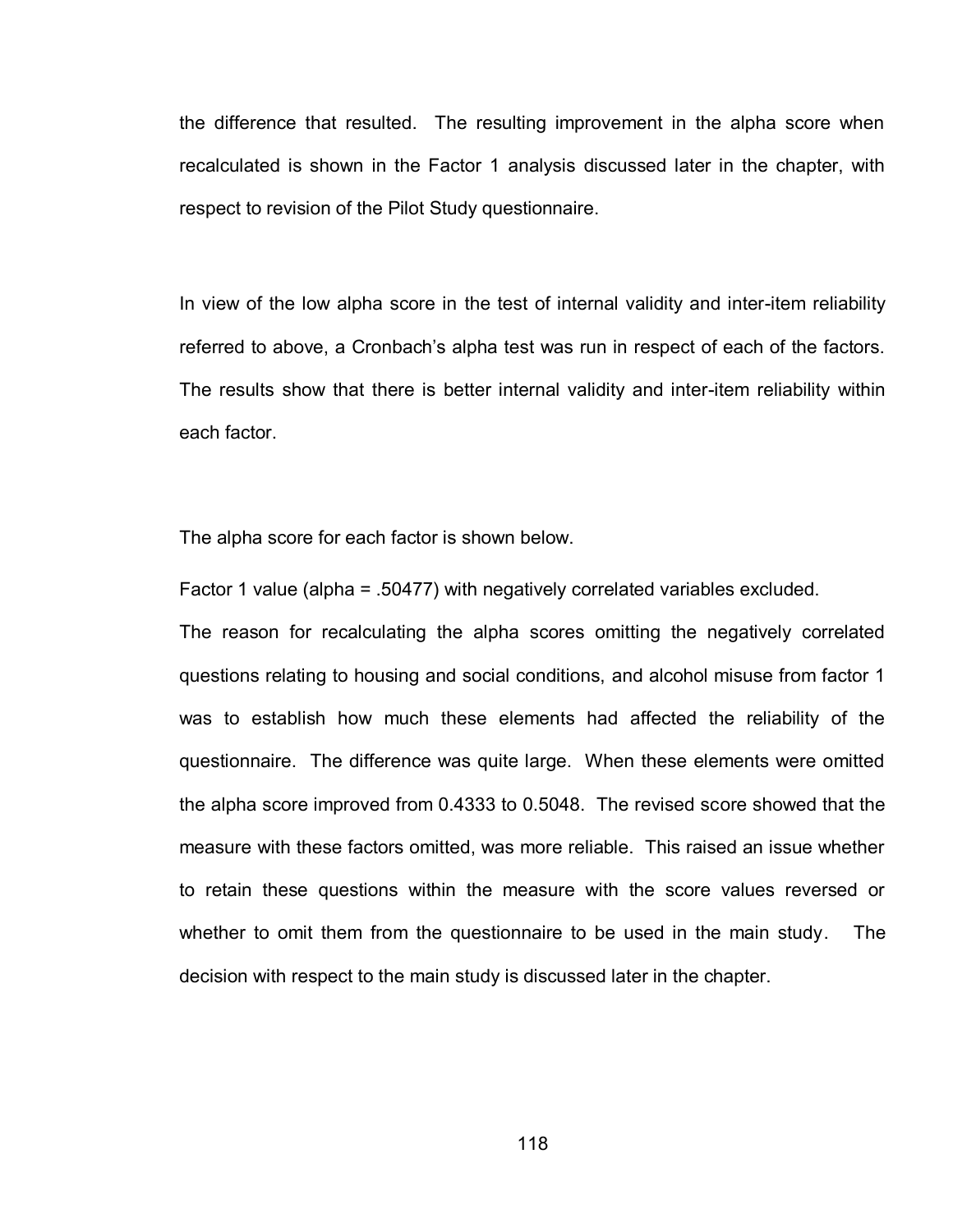the difference that resulted. The resulting improvement in the alpha score when recalculated is shown in the Factor 1 analysis discussed later in the chapter, with respect to revision of the Pilot Study questionnaire.

In view of the low alpha score in the test of internal validity and inter-item reliability referred to above, a Cronbach's alpha test was run in respect of each of the factors. The results show that there is better internal validity and inter-item reliability within each factor.

The alpha score for each factor is shown below.

Factor 1 value (alpha = .50477) with negatively correlated variables excluded.

The reason for recalculating the alpha scores omitting the negatively correlated questions relating to housing and social conditions, and alcohol misuse from factor 1 was to establish how much these elements had affected the reliability of the questionnaire. The difference was quite large. When these elements were omitted the alpha score improved from 0.4333 to 0.5048. The revised score showed that the measure with these factors omitted, was more reliable. This raised an issue whether to retain these questions within the measure with the score values reversed or whether to omit them from the questionnaire to be used in the main study. The decision with respect to the main study is discussed later in the chapter.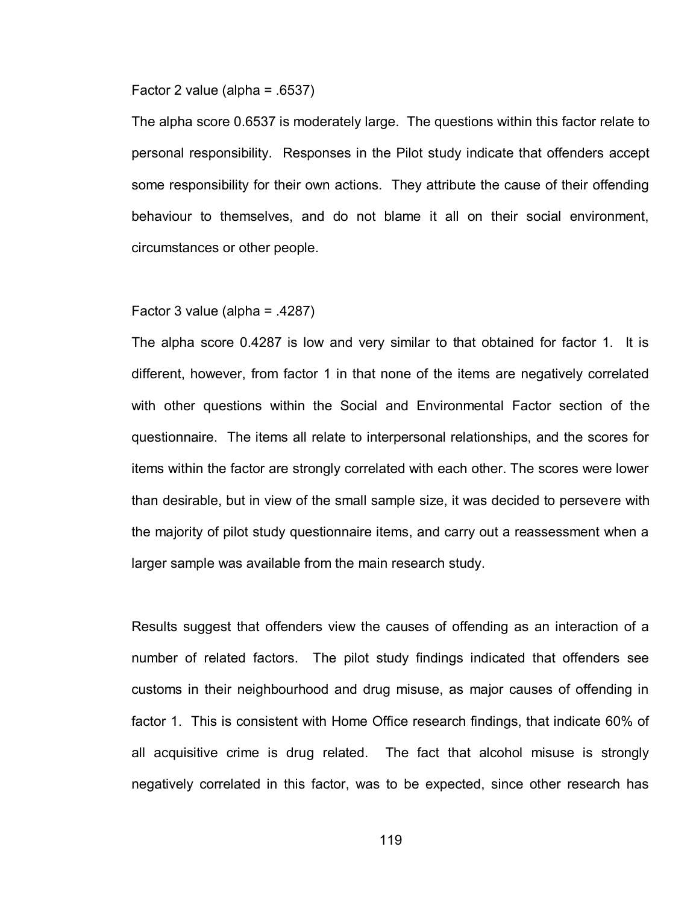Factor 2 value (alpha = .6537)

The alpha score 0.6537 is moderately large. The questions within this factor relate to personal responsibility. Responses in the Pilot study indicate that offenders accept some responsibility for their own actions. They attribute the cause of their offending behaviour to themselves, and do not blame it all on their social environment, circumstances or other people.

Factor 3 value (alpha = .4287)

The alpha score 0.4287 is low and very similar to that obtained for factor 1. It is different, however, from factor 1 in that none of the items are negatively correlated with other questions within the Social and Environmental Factor section of the questionnaire. The items all relate to interpersonal relationships, and the scores for items within the factor are strongly correlated with each other. The scores were lower than desirable, but in view of the small sample size, it was decided to persevere with the majority of pilot study questionnaire items, and carry out a reassessment when a larger sample was available from the main research study.

Results suggest that offenders view the causes of offending as an interaction of a number of related factors. The pilot study findings indicated that offenders see customs in their neighbourhood and drug misuse, as major causes of offending in factor 1. This is consistent with Home Office research findings, that indicate 60% of all acquisitive crime is drug related. The fact that alcohol misuse is strongly negatively correlated in this factor, was to be expected, since other research has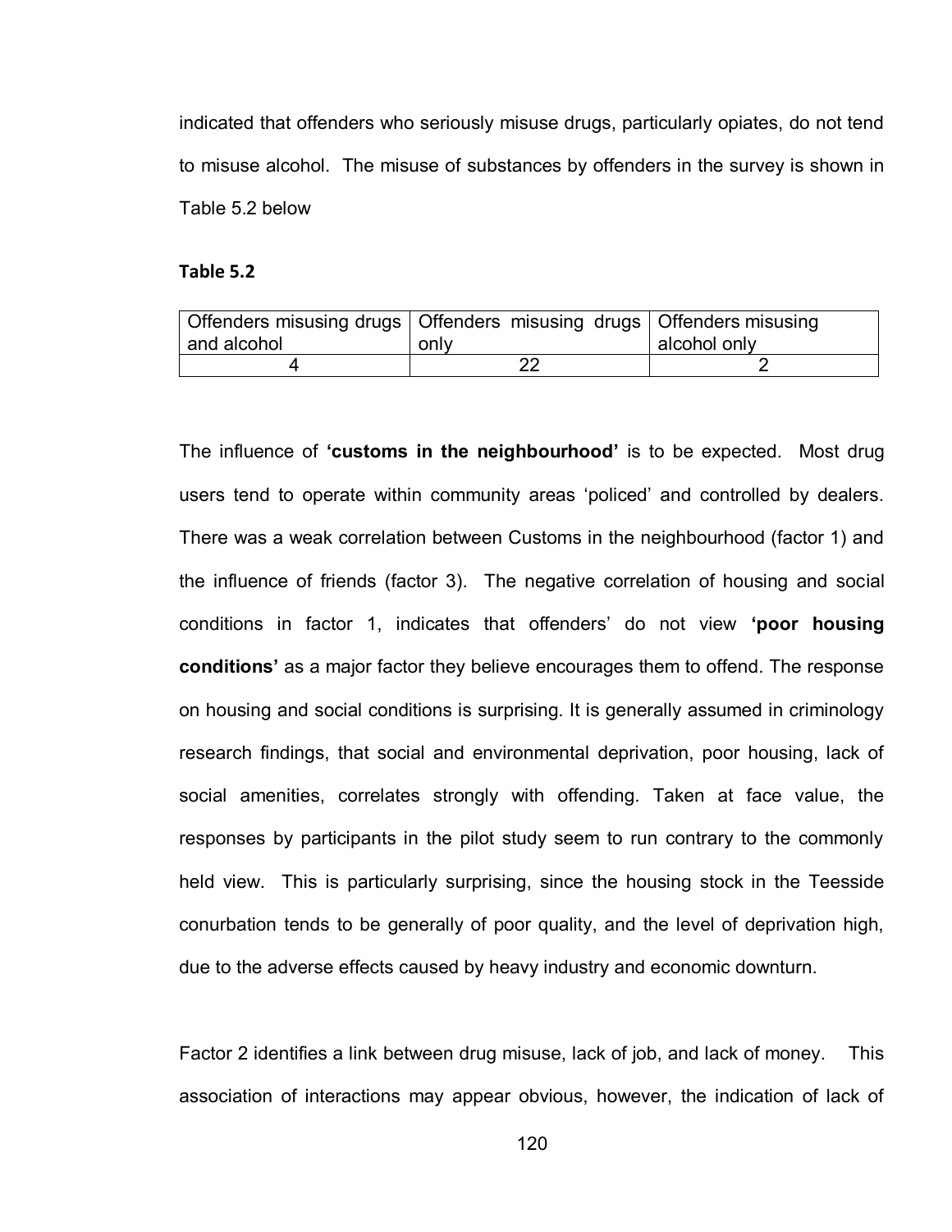indicated that offenders who seriously misuse drugs, particularly opiates, do not tend to misuse alcohol. The misuse of substances by offenders in the survey is shown in Table 5.2 below

**Table 5.2**

| Offenders misusing drugs and alcohol | Offenders misusing drugs only | Offenders misusing alcohol only |
|---|---|---|
| 4 | 22 | 2 |

The influence of **'customs in the neighbourhood'** is to be expected. Most drug users tend to operate within community areas 'policed' and controlled by dealers. There was a weak correlation between Customs in the neighbourhood (factor 1) and the influence of friends (factor 3). The negative correlation of housing and social conditions in factor 1, indicates that offenders' do not view **'poor housing conditions'** as a major factor they believe encourages them to offend. The response on housing and social conditions is surprising. It is generally assumed in criminology research findings, that social and environmental deprivation, poor housing, lack of social amenities, correlates strongly with offending. Taken at face value, the responses by participants in the pilot study seem to run contrary to the commonly held view. This is particularly surprising, since the housing stock in the Teesside conurbation tends to be generally of poor quality, and the level of deprivation high, due to the adverse effects caused by heavy industry and economic downturn.

Factor 2 identifies a link between drug misuse, lack of job, and lack of money. This association of interactions may appear obvious, however, the indication of lack of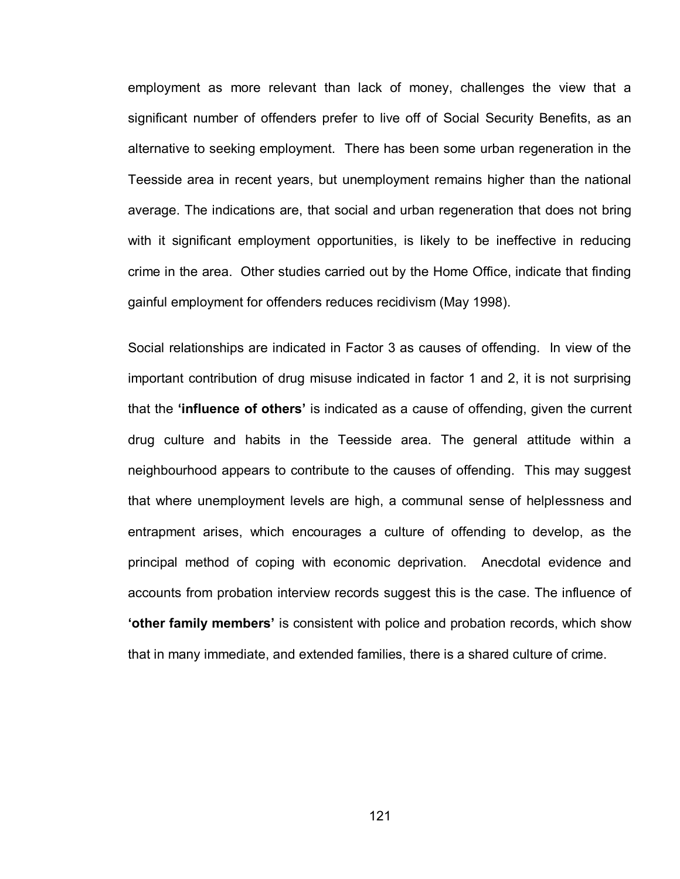employment as more relevant than lack of money, challenges the view that a significant number of offenders prefer to live off of Social Security Benefits, as an alternative to seeking employment. There has been some urban regeneration in the Teesside area in recent years, but unemployment remains higher than the national average. The indications are, that social and urban regeneration that does not bring with it significant employment opportunities, is likely to be ineffective in reducing crime in the area. Other studies carried out by the Home Office, indicate that finding gainful employment for offenders reduces recidivism (May 1998).

Social relationships are indicated in Factor 3 as causes of offending. In view of the important contribution of drug misuse indicated in factor 1 and 2, it is not surprising that the **'influence of others'** is indicated as a cause of offending, given the current drug culture and habits in the Teesside area. The general attitude within a neighbourhood appears to contribute to the causes of offending. This may suggest that where unemployment levels are high, a communal sense of helplessness and entrapment arises, which encourages a culture of offending to develop, as the principal method of coping with economic deprivation. Anecdotal evidence and accounts from probation interview records suggest this is the case. The influence of **'other family members'** is consistent with police and probation records, which show that in many immediate, and extended families, there is a shared culture of crime.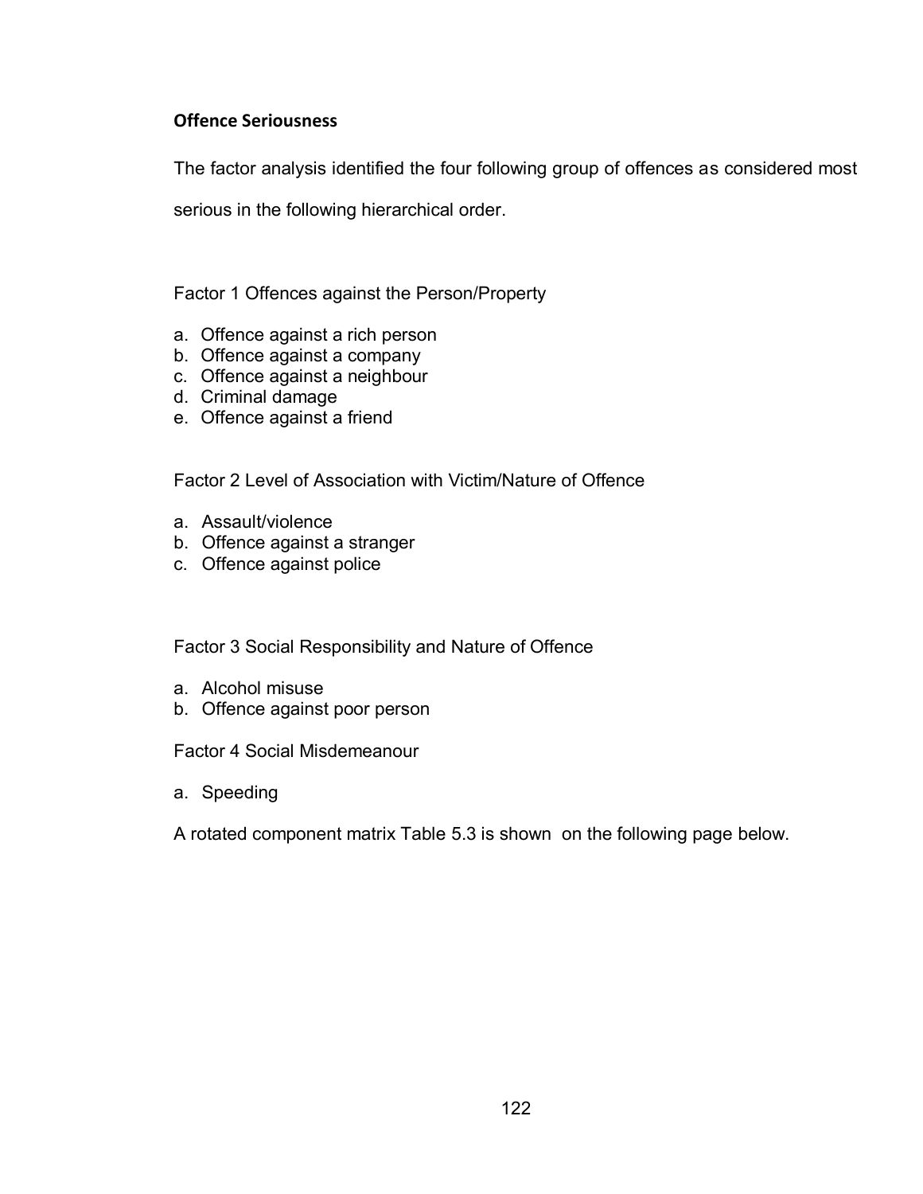**Offence Seriousness**

The factor analysis identified the four following group of offences as considered most serious in the following hierarchical order.

Factor 1 Offences against the Person/Property

a. Offence against a rich person
b. Offence against a company
c. Offence against a neighbour
d. Criminal damage
e. Offence against a friend

Factor 2 Level of Association with Victim/Nature of Offence

a. Assault/violence
b. Offence against a stranger
c. Offence against police

Factor 3 Social Responsibility and Nature of Offence

a. Alcohol misuse
b. Offence against poor person

Factor 4 Social Misdemeanour

a. Speeding

A rotated component matrix Table 5.3 is shown on the following page below.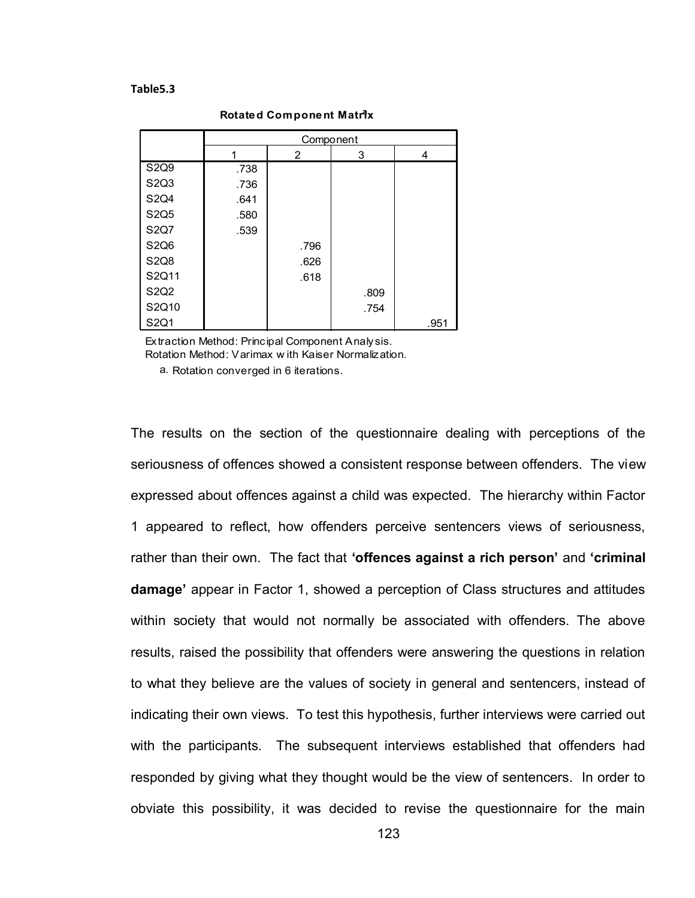**Table5.3**

**Rotated Component Matrix**[a]

| | Component | | | |
|---|---|---|---|---|
| | 1 | 2 | 3 | 4 |
| S2Q9 | .738 | | | |
| S2Q3 | .736 | | | |
| S2Q4 | .641 | | | |
| S2Q5 | .580 | | | |
| S2Q7 | .539 | | | |
| S2Q6 | | .796 | | |
| S2Q8 | | .626 | | |
| S2Q11 | | .618 | | |
| S2Q2 | | | .809 | |
| S2Q10 | | | .754 | |
| S2Q1 | | | | .951 |

Extraction Method: Principal Component Analysis.
Rotation Method: Varimax with Kaiser Normalization.

a. Rotation converged in 6 iterations.

The results on the section of the questionnaire dealing with perceptions of the seriousness of offences showed a consistent response between offenders. The view expressed about offences against a child was expected. The hierarchy within Factor 1 appeared to reflect, how offenders perceive sentencers views of seriousness, rather than their own. The fact that **'offences against a rich person'** and **'criminal damage'** appear in Factor 1, showed a perception of Class structures and attitudes within society that would not normally be associated with offenders. The above results, raised the possibility that offenders were answering the questions in relation to what they believe are the values of society in general and sentencers, instead of indicating their own views. To test this hypothesis, further interviews were carried out with the participants. The subsequent interviews established that offenders had responded by giving what they thought would be the view of sentencers. In order to obviate this possibility, it was decided to revise the questionnaire for the main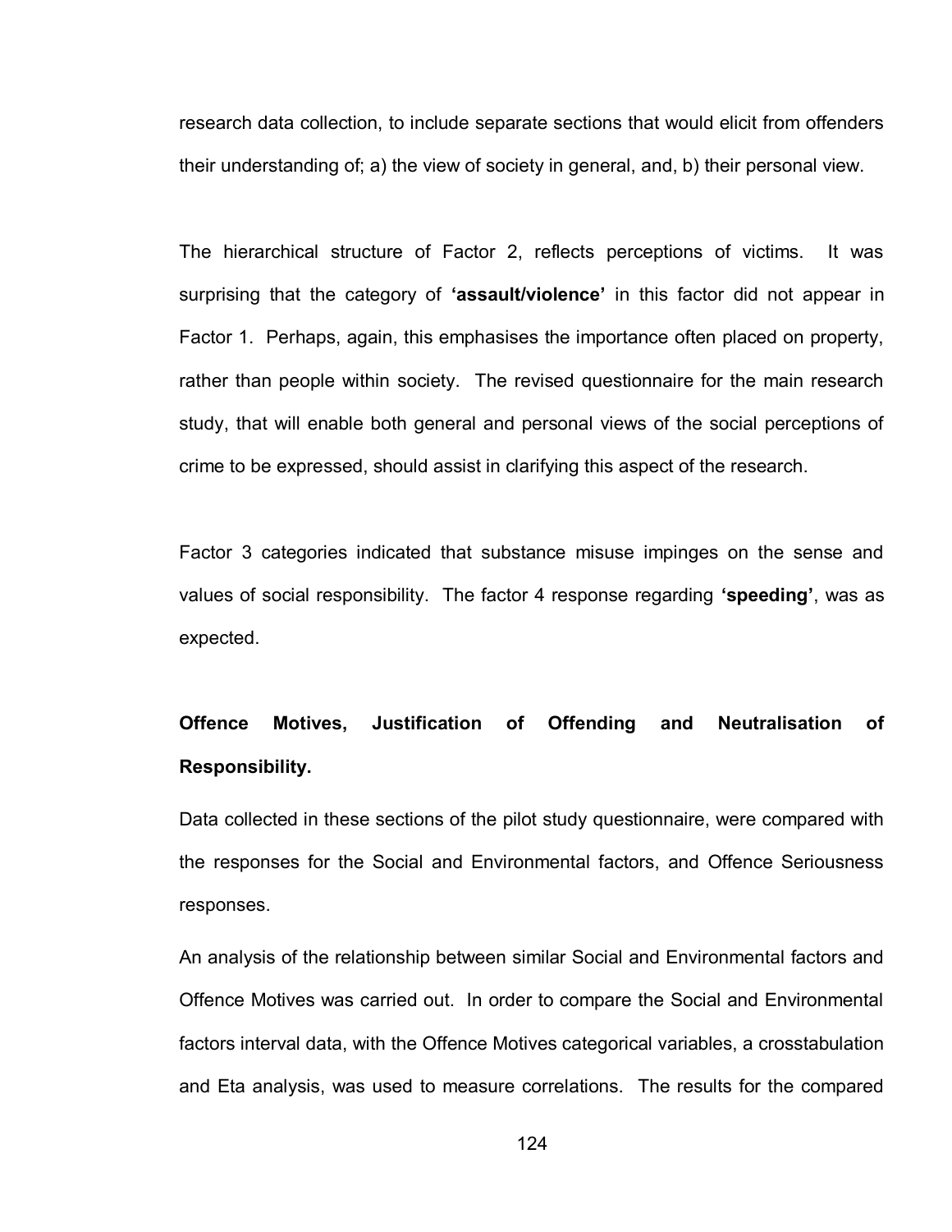research data collection, to include separate sections that would elicit from offenders their understanding of; a) the view of society in general, and, b) their personal view.

The hierarchical structure of Factor 2, reflects perceptions of victims. It was surprising that the category of **'assault/violence'** in this factor did not appear in Factor 1. Perhaps, again, this emphasises the importance often placed on property, rather than people within society. The revised questionnaire for the main research study, that will enable both general and personal views of the social perceptions of crime to be expressed, should assist in clarifying this aspect of the research.

Factor 3 categories indicated that substance misuse impinges on the sense and values of social responsibility. The factor 4 response regarding **'speeding'**, was as expected.

**Offence Motives, Justification of Offending and Neutralisation of Responsibility.**

Data collected in these sections of the pilot study questionnaire, were compared with the responses for the Social and Environmental factors, and Offence Seriousness responses.

An analysis of the relationship between similar Social and Environmental factors and Offence Motives was carried out. In order to compare the Social and Environmental factors interval data, with the Offence Motives categorical variables, a crosstabulation and Eta analysis, was used to measure correlations. The results for the compared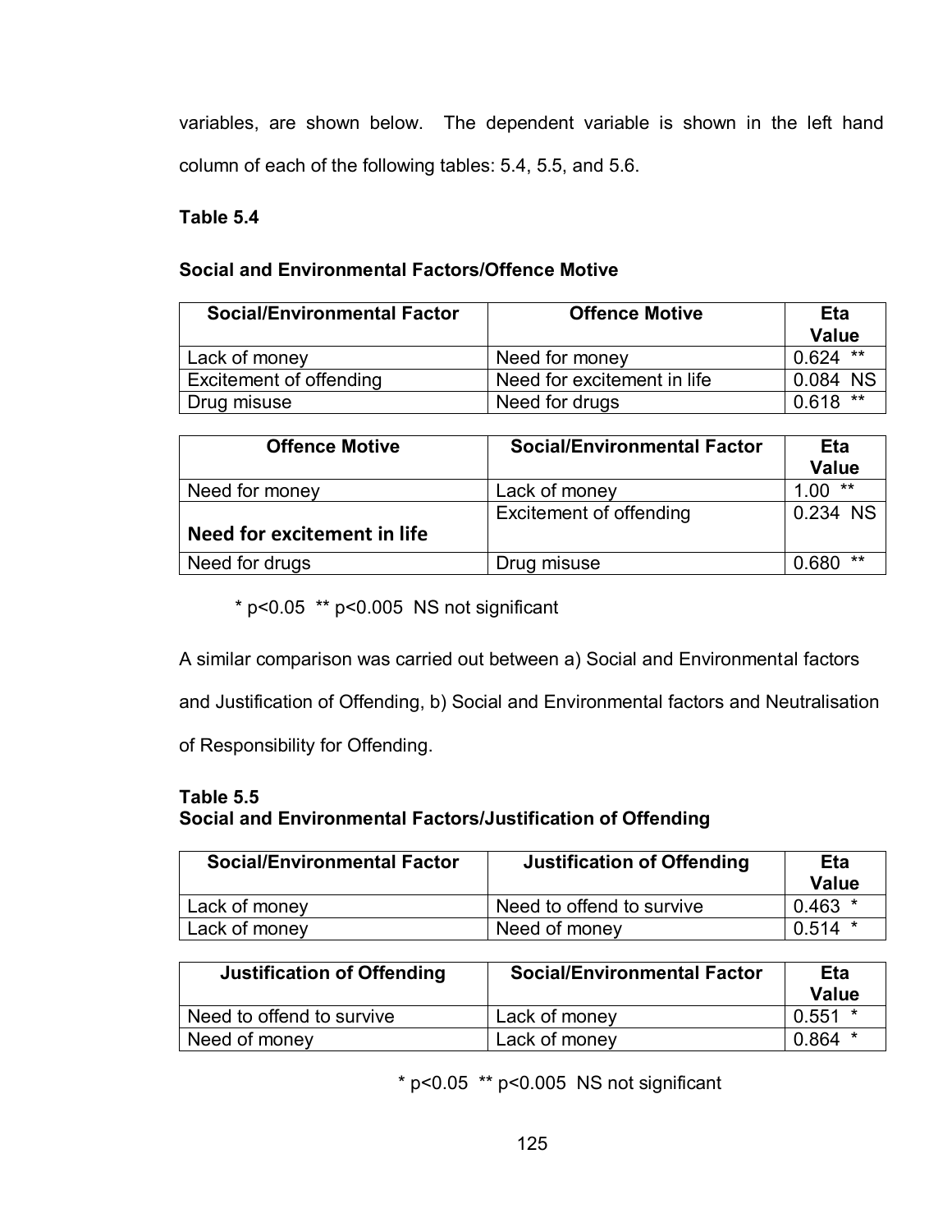variables, are shown below. The dependent variable is shown in the left hand column of each of the following tables: 5.4, 5.5, and 5.6.

**Table 5.4**

**Social and Environmental Factors/Offence Motive**

| Social/Environmental Factor | Offence Motive | Eta Value |
|---|---|---|
| Lack of money | Need for money | 0.624 ** |
| Excitement of offending | Need for excitement in life | 0.084 NS |
| Drug misuse | Need for drugs | 0.618 ** |

| Offence Motive | Social/Environmental Factor | Eta Value |
|---|---|---|
| Need for money | Lack of money | 1.00 ** |
| Need for excitement in life | Excitement of offending | 0.234 NS |
| Need for drugs | Drug misuse | 0.680 ** |

* p<0.05 ** p<0.005 NS not significant

A similar comparison was carried out between a) Social and Environmental factors and Justification of Offending, b) Social and Environmental factors and Neutralisation of Responsibility for Offending.

**Table 5.5**
**Social and Environmental Factors/Justification of Offending**

| Social/Environmental Factor | Justification of Offending | Eta Value |
|---|---|---|
| Lack of money | Need to offend to survive | 0.463 * |
| Lack of money | Need of money | 0.514 * |

| Justification of Offending | Social/Environmental Factor | Eta Value |
|---|---|---|
| Need to offend to survive | Lack of money | 0.551 * |
| Need of money | Lack of money | 0.864 * |

* p<0.05 ** p<0.005 NS not significant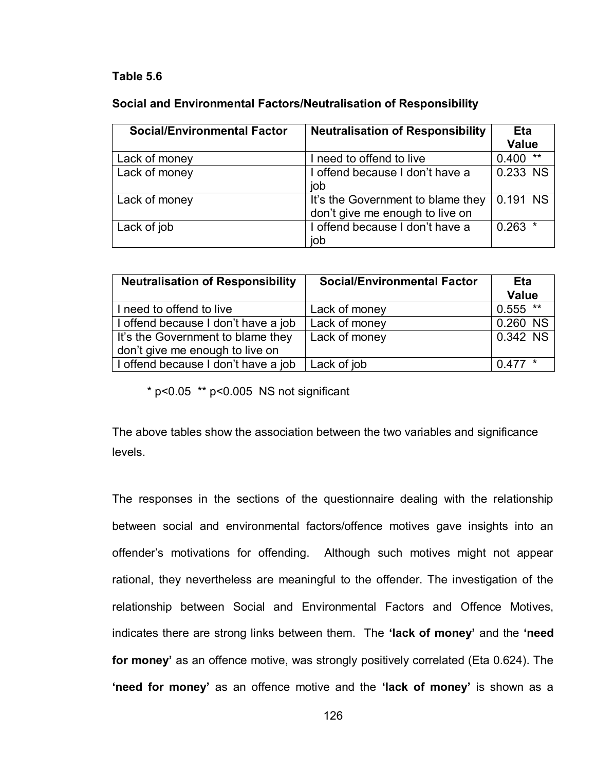**Table 5.6**

**Social and Environmental Factors/Neutralisation of Responsibility**

| Social/Environmental Factor | Neutralisation of Responsibility | Eta Value |
|---|---|---|
| Lack of money | I need to offend to live | 0.400 ** |
| Lack of money | I offend because I don't have a job | 0.233 NS |
| Lack of money | It's the Government to blame they don't give me enough to live on | 0.191 NS |
| Lack of job | I offend because I don't have a job | 0.263 * |

| Neutralisation of Responsibility | Social/Environmental Factor | Eta Value |
|---|---|---|
| I need to offend to live | Lack of money | 0.555 ** |
| I offend because I don't have a job | Lack of money | 0.260 NS |
| It's the Government to blame they don't give me enough to live on | Lack of money | 0.342 NS |
| I offend because I don't have a job | Lack of job | 0.477 * |

* p<0.05 ** p<0.005 NS not significant

The above tables show the association between the two variables and significance levels.

The responses in the sections of the questionnaire dealing with the relationship between social and environmental factors/offence motives gave insights into an offender's motivations for offending. Although such motives might not appear rational, they nevertheless are meaningful to the offender. The investigation of the relationship between Social and Environmental Factors and Offence Motives, indicates there are strong links between them. The **'lack of money'** and the **'need for money'** as an offence motive, was strongly positively correlated (Eta 0.624). The **'need for money'** as an offence motive and the **'lack of money'** is shown as a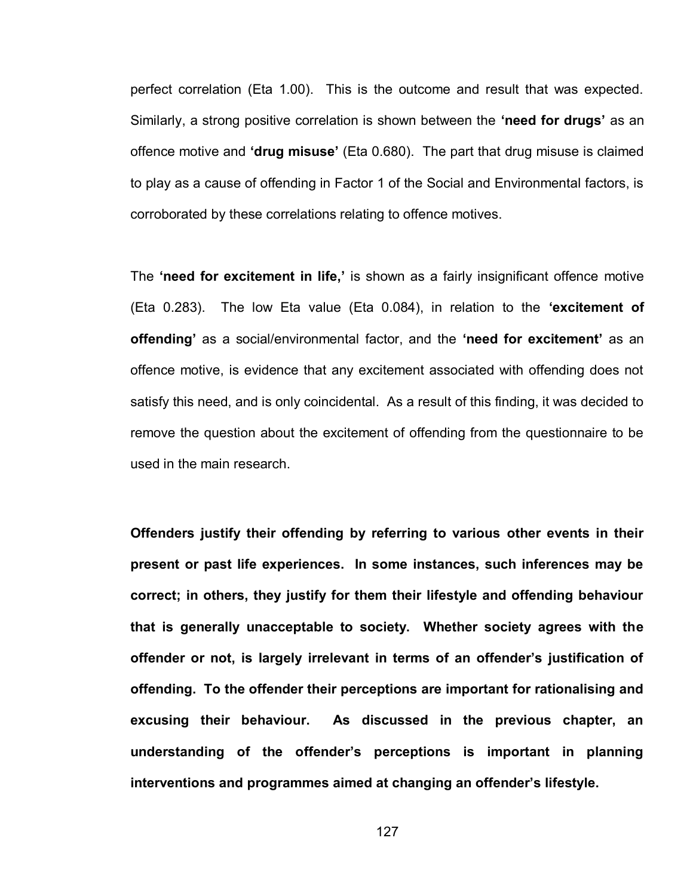perfect correlation (Eta 1.00). This is the outcome and result that was expected. Similarly, a strong positive correlation is shown between the **'need for drugs'** as an offence motive and **'drug misuse'** (Eta 0.680). The part that drug misuse is claimed to play as a cause of offending in Factor 1 of the Social and Environmental factors, is corroborated by these correlations relating to offence motives.

The **'need for excitement in life,'** is shown as a fairly insignificant offence motive (Eta 0.283). The low Eta value (Eta 0.084), in relation to the **'excitement of offending'** as a social/environmental factor, and the **'need for excitement'** as an offence motive, is evidence that any excitement associated with offending does not satisfy this need, and is only coincidental. As a result of this finding, it was decided to remove the question about the excitement of offending from the questionnaire to be used in the main research.

**Offenders justify their offending by referring to various other events in their present or past life experiences. In some instances, such inferences may be correct; in others, they justify for them their lifestyle and offending behaviour that is generally unacceptable to society. Whether society agrees with the offender or not, is largely irrelevant in terms of an offender's justification of offending. To the offender their perceptions are important for rationalising and excusing their behaviour. As discussed in the previous chapter, an understanding of the offender's perceptions is important in planning interventions and programmes aimed at changing an offender's lifestyle.**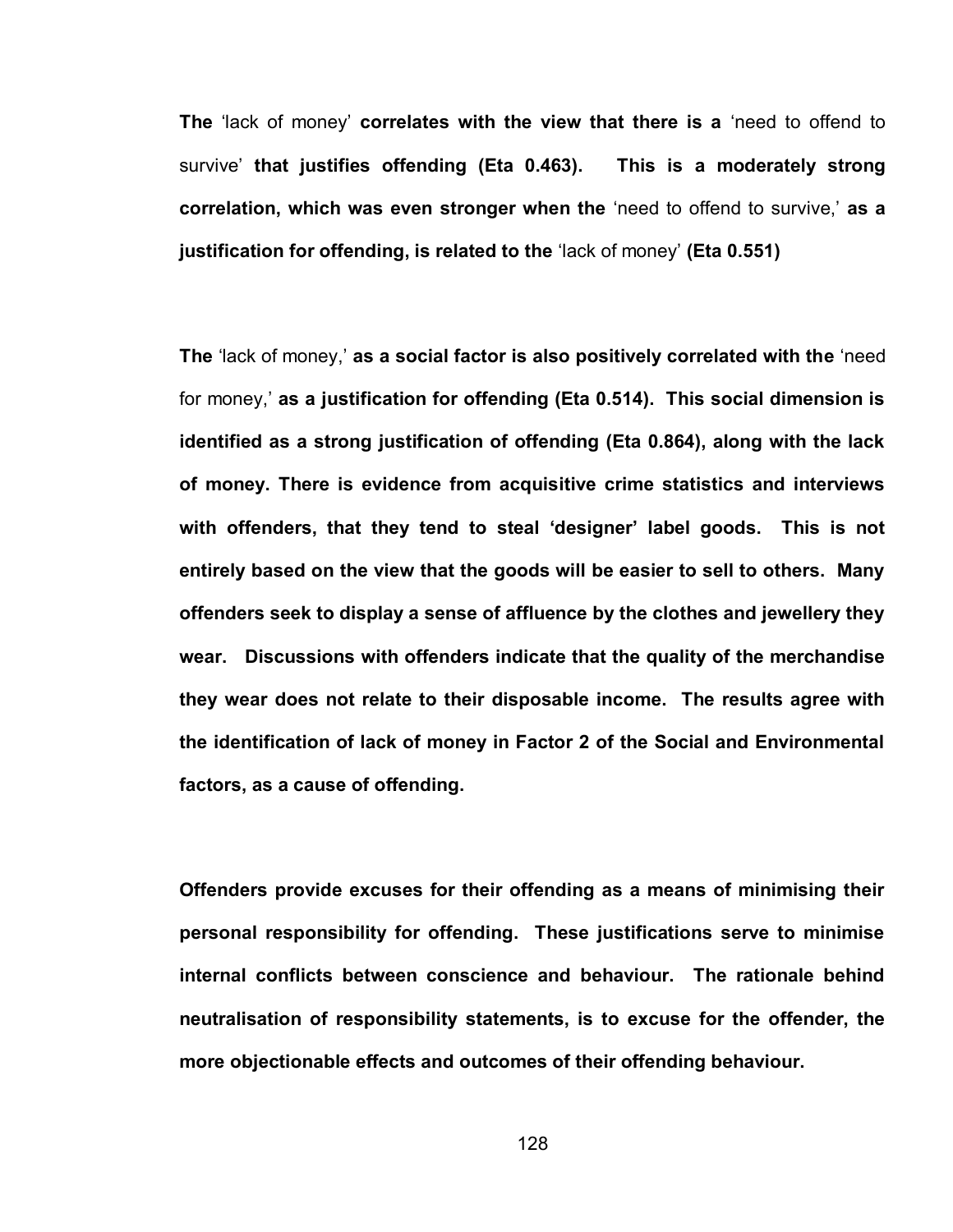**The** 'lack of money' **correlates with the view that there is a** 'need to offend to survive' **that justifies offending (Eta 0.463). This is a moderately strong correlation, which was even stronger when the** 'need to offend to survive,' **as a justification for offending, is related to the** 'lack of money' **(Eta 0.551)**

**The** 'lack of money,' **as a social factor is also positively correlated with the** 'need for money,' **as a justification for offending (Eta 0.514). This social dimension is identified as a strong justification of offending (Eta 0.864), along with the lack of money. There is evidence from acquisitive crime statistics and interviews with offenders, that they tend to steal 'designer' label goods. This is not entirely based on the view that the goods will be easier to sell to others. Many offenders seek to display a sense of affluence by the clothes and jewellery they wear. Discussions with offenders indicate that the quality of the merchandise they wear does not relate to their disposable income. The results agree with the identification of lack of money in Factor 2 of the Social and Environmental factors, as a cause of offending.**

**Offenders provide excuses for their offending as a means of minimising their personal responsibility for offending. These justifications serve to minimise internal conflicts between conscience and behaviour. The rationale behind neutralisation of responsibility statements, is to excuse for the offender, the more objectionable effects and outcomes of their offending behaviour.**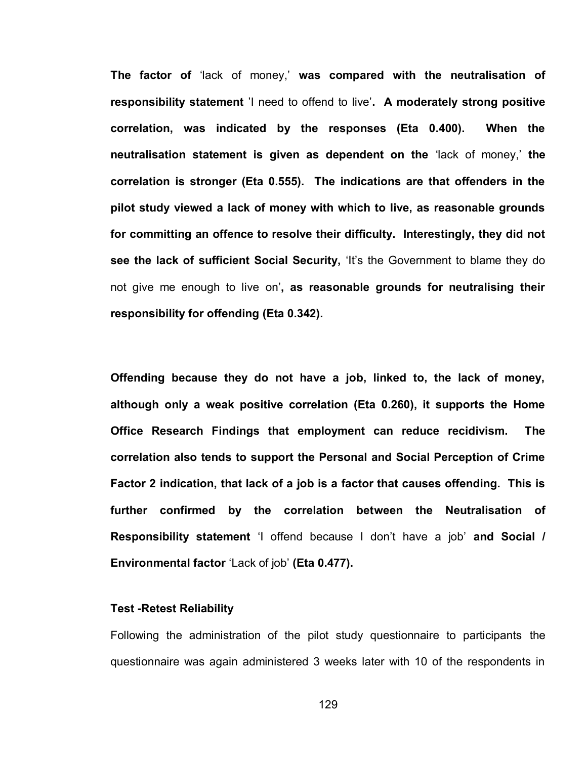**The factor of** 'lack of money,' **was compared with the neutralisation of responsibility statement** 'I need to offend to live'**. A moderately strong positive correlation, was indicated by the responses (Eta 0.400). When the neutralisation statement is given as dependent on the** 'lack of money,' **the correlation is stronger (Eta 0.555). The indications are that offenders in the pilot study viewed a lack of money with which to live, as reasonable grounds for committing an offence to resolve their difficulty. Interestingly, they did not see the lack of sufficient Social Security,** 'It's the Government to blame they do not give me enough to live on'**, as reasonable grounds for neutralising their responsibility for offending (Eta 0.342).**

**Offending because they do not have a job, linked to, the lack of money, although only a weak positive correlation (Eta 0.260), it supports the Home Office Research Findings that employment can reduce recidivism. The correlation also tends to support the Personal and Social Perception of Crime Factor 2 indication, that lack of a job is a factor that causes offending. This is further confirmed by the correlation between the Neutralisation of Responsibility statement** 'I offend because I don't have a job' **and Social / Environmental factor** 'Lack of job' **(Eta 0.477).**

**Test -Retest Reliability**

Following the administration of the pilot study questionnaire to participants the questionnaire was again administered 3 weeks later with 10 of the respondents in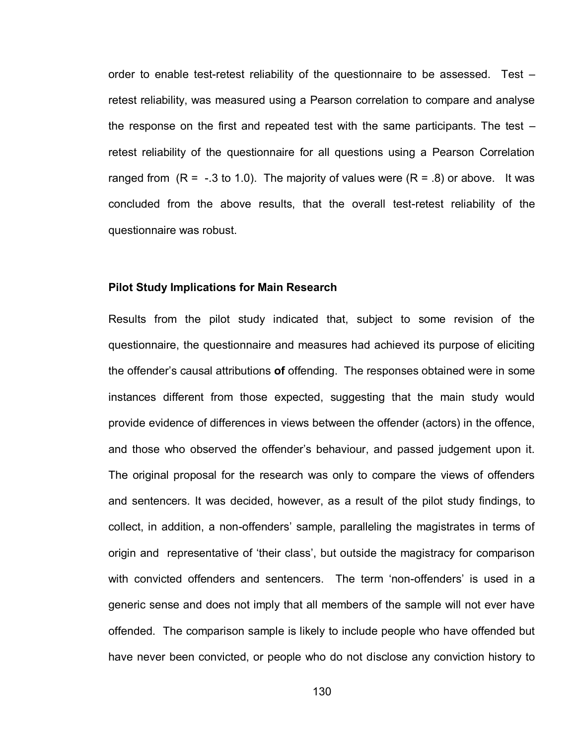order to enable test-retest reliability of the questionnaire to be assessed. Test – retest reliability, was measured using a Pearson correlation to compare and analyse the response on the first and repeated test with the same participants. The test – retest reliability of the questionnaire for all questions using a Pearson Correlation ranged from ($R = -.3$ to $1.0$). The majority of values were ($R = .8$) or above. It was concluded from the above results, that the overall test-retest reliability of the questionnaire was robust.

### Pilot Study Implications for Main Research

Results from the pilot study indicated that, subject to some revision of the questionnaire, the questionnaire and measures had achieved its purpose of eliciting the offender's causal attributions **of** offending. The responses obtained were in some instances different from those expected, suggesting that the main study would provide evidence of differences in views between the offender (actors) in the offence, and those who observed the offender's behaviour, and passed judgement upon it. The original proposal for the research was only to compare the views of offenders and sentencers. It was decided, however, as a result of the pilot study findings, to collect, in addition, a non-offenders' sample, paralleling the magistrates in terms of origin and representative of 'their class', but outside the magistracy for comparison with convicted offenders and sentencers. The term 'non-offenders' is used in a generic sense and does not imply that all members of the sample will not ever have offended. The comparison sample is likely to include people who have offended but have never been convicted, or people who do not disclose any conviction history to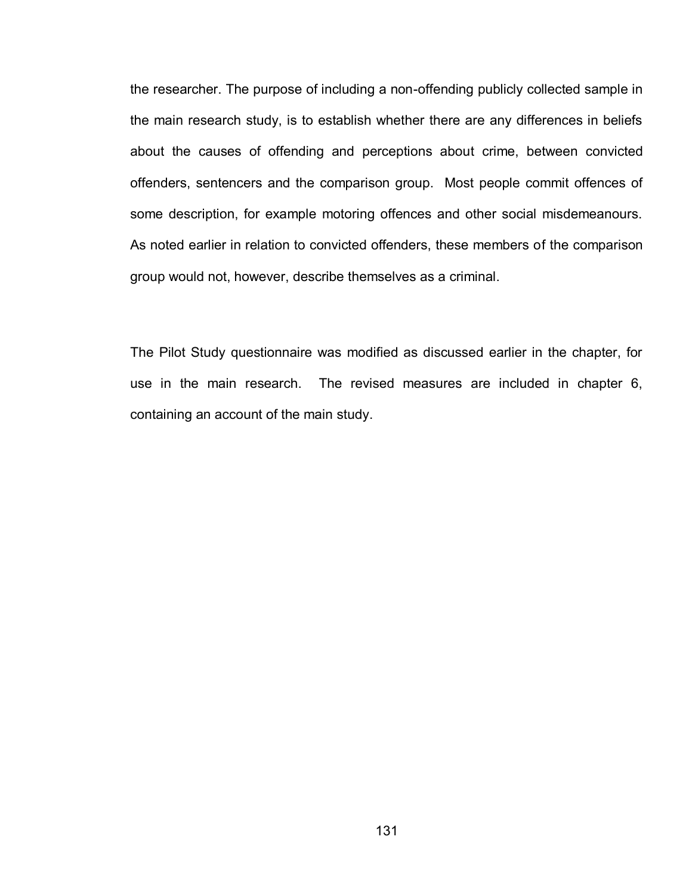the researcher. The purpose of including a non-offending publicly collected sample in the main research study, is to establish whether there are any differences in beliefs about the causes of offending and perceptions about crime, between convicted offenders, sentencers and the comparison group. Most people commit offences of some description, for example motoring offences and other social misdemeanours. As noted earlier in relation to convicted offenders, these members of the comparison group would not, however, describe themselves as a criminal.

The Pilot Study questionnaire was modified as discussed earlier in the chapter, for use in the main research. The revised measures are included in chapter 6, containing an account of the main study.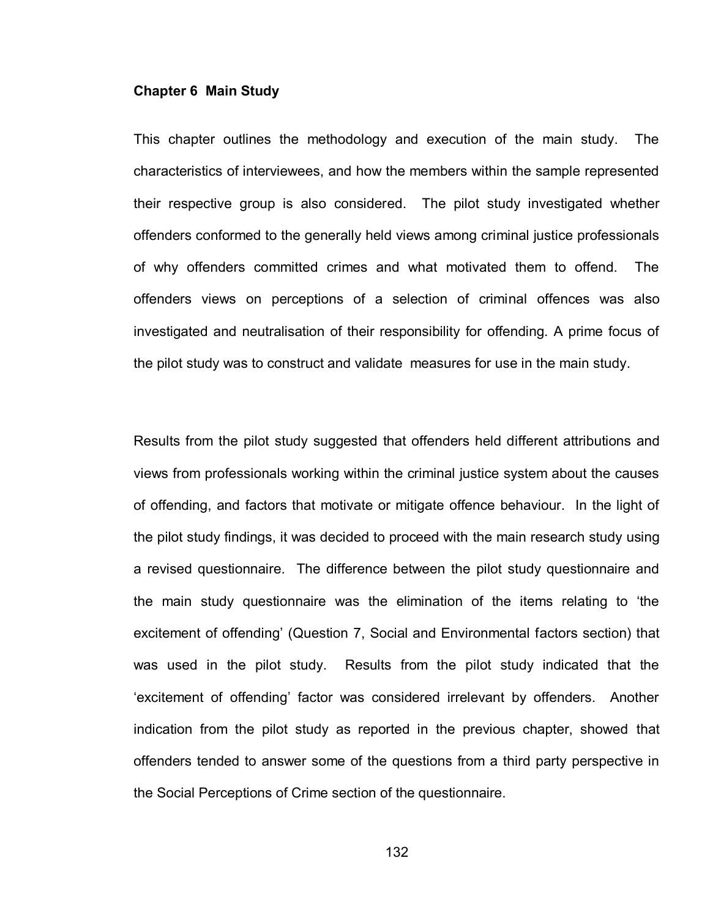# Chapter 6 Main Study

This chapter outlines the methodology and execution of the main study. The characteristics of interviewees, and how the members within the sample represented their respective group is also considered. The pilot study investigated whether offenders conformed to the generally held views among criminal justice professionals of why offenders committed crimes and what motivated them to offend. The offenders views on perceptions of a selection of criminal offences was also investigated and neutralisation of their responsibility for offending. A prime focus of the pilot study was to construct and validate measures for use in the main study.

Results from the pilot study suggested that offenders held different attributions and views from professionals working within the criminal justice system about the causes of offending, and factors that motivate or mitigate offence behaviour. In the light of the pilot study findings, it was decided to proceed with the main research study using a revised questionnaire. The difference between the pilot study questionnaire and the main study questionnaire was the elimination of the items relating to 'the excitement of offending' (Question 7, Social and Environmental factors section) that was used in the pilot study. Results from the pilot study indicated that the 'excitement of offending' factor was considered irrelevant by offenders. Another indication from the pilot study as reported in the previous chapter, showed that offenders tended to answer some of the questions from a third party perspective in the Social Perceptions of Crime section of the questionnaire.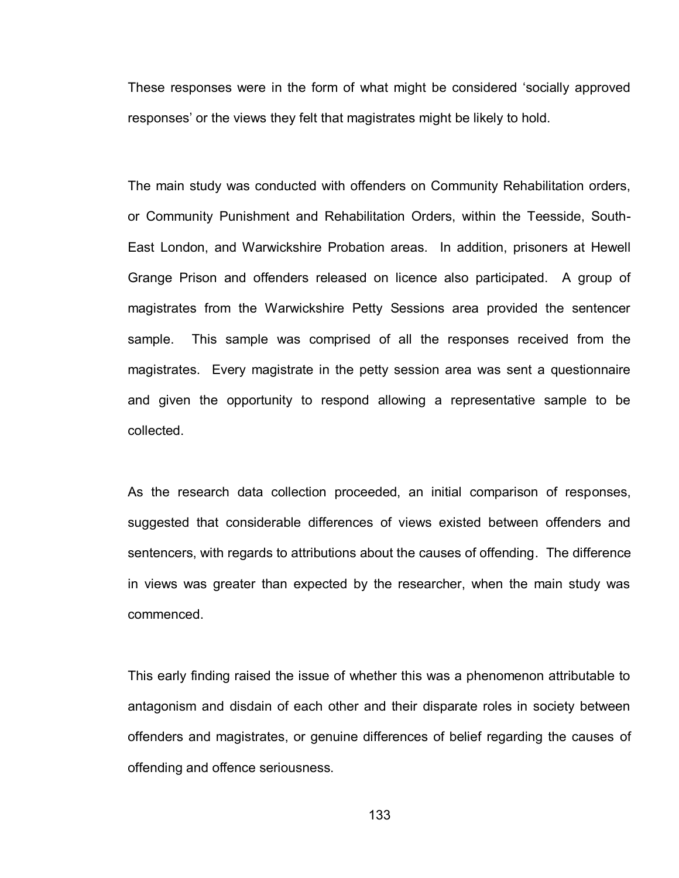These responses were in the form of what might be considered 'socially approved responses' or the views they felt that magistrates might be likely to hold.

The main study was conducted with offenders on Community Rehabilitation orders, or Community Punishment and Rehabilitation Orders, within the Teesside, South-East London, and Warwickshire Probation areas. In addition, prisoners at Hewell Grange Prison and offenders released on licence also participated. A group of magistrates from the Warwickshire Petty Sessions area provided the sentencer sample. This sample was comprised of all the responses received from the magistrates. Every magistrate in the petty session area was sent a questionnaire and given the opportunity to respond allowing a representative sample to be collected.

As the research data collection proceeded, an initial comparison of responses, suggested that considerable differences of views existed between offenders and sentencers, with regards to attributions about the causes of offending. The difference in views was greater than expected by the researcher, when the main study was commenced.

This early finding raised the issue of whether this was a phenomenon attributable to antagonism and disdain of each other and their disparate roles in society between offenders and magistrates, or genuine differences of belief regarding the causes of offending and offence seriousness.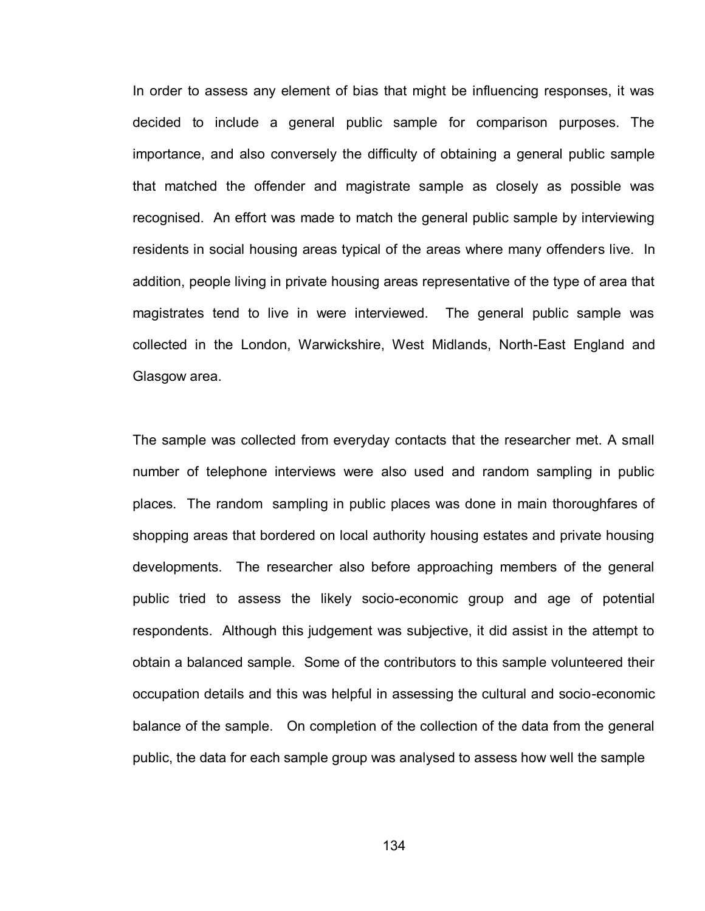In order to assess any element of bias that might be influencing responses, it was decided to include a general public sample for comparison purposes. The importance, and also conversely the difficulty of obtaining a general public sample that matched the offender and magistrate sample as closely as possible was recognised. An effort was made to match the general public sample by interviewing residents in social housing areas typical of the areas where many offenders live. In addition, people living in private housing areas representative of the type of area that magistrates tend to live in were interviewed. The general public sample was collected in the London, Warwickshire, West Midlands, North-East England and Glasgow area.

The sample was collected from everyday contacts that the researcher met. A small number of telephone interviews were also used and random sampling in public places. The random sampling in public places was done in main thoroughfares of shopping areas that bordered on local authority housing estates and private housing developments. The researcher also before approaching members of the general public tried to assess the likely socio-economic group and age of potential respondents. Although this judgement was subjective, it did assist in the attempt to obtain a balanced sample. Some of the contributors to this sample volunteered their occupation details and this was helpful in assessing the cultural and socio-economic balance of the sample. On completion of the collection of the data from the general public, the data for each sample group was analysed to assess how well the sample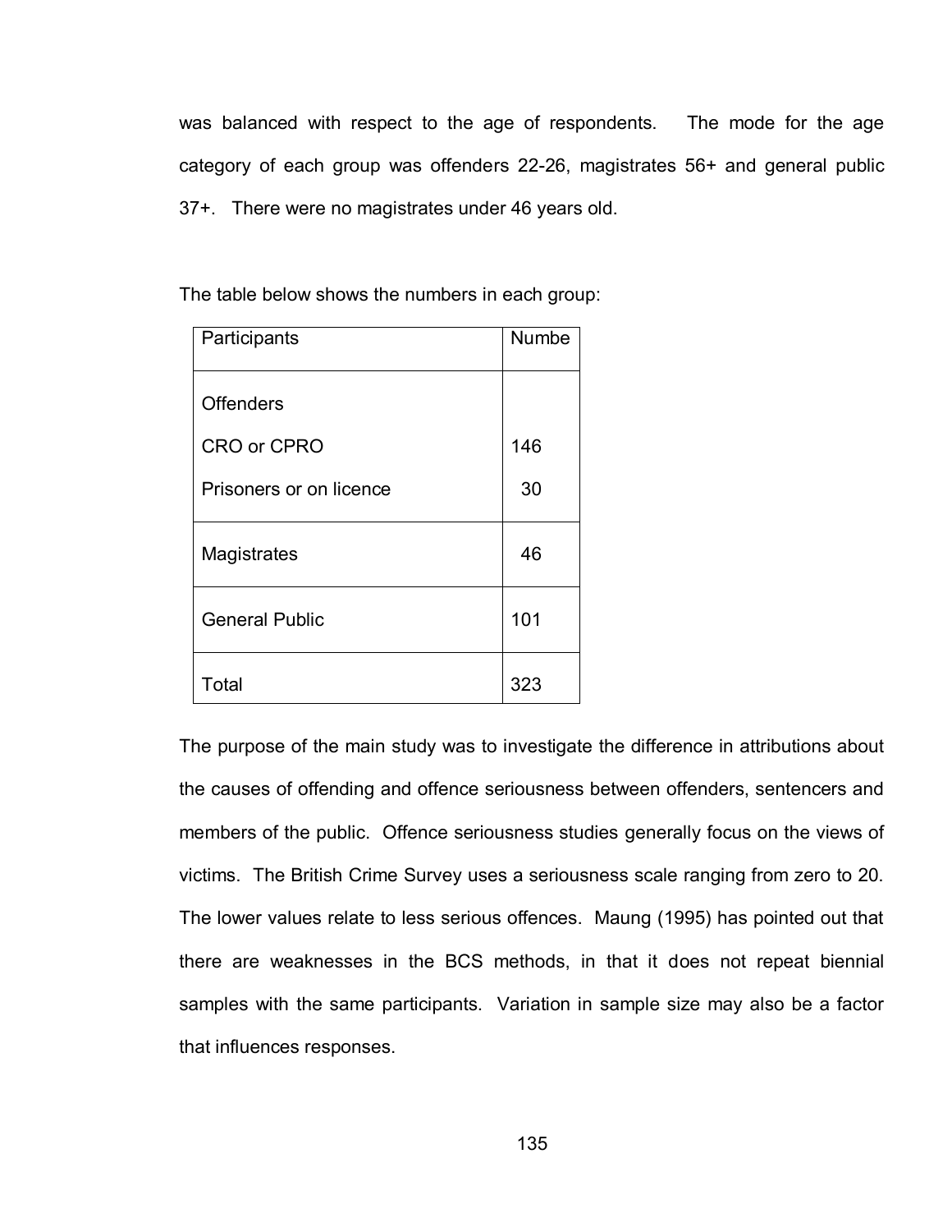was balanced with respect to the age of respondents. The mode for the age category of each group was offenders 22-26, magistrates 56+ and general public 37+. There were no magistrates under 46 years old.

The table below shows the numbers in each group:

| Participants | Numbe |
|---|---|
| Offenders | |
| CRO or CPRO | 146 |
| Prisoners or on licence | 30 |
| Magistrates | 46 |
| General Public | 101 |
| Total | 323 |

The purpose of the main study was to investigate the difference in attributions about the causes of offending and offence seriousness between offenders, sentencers and members of the public. Offence seriousness studies generally focus on the views of victims. The British Crime Survey uses a seriousness scale ranging from zero to 20. The lower values relate to less serious offences. Maung (1995) has pointed out that there are weaknesses in the BCS methods, in that it does not repeat biennial samples with the same participants. Variation in sample size may also be a factor that influences responses.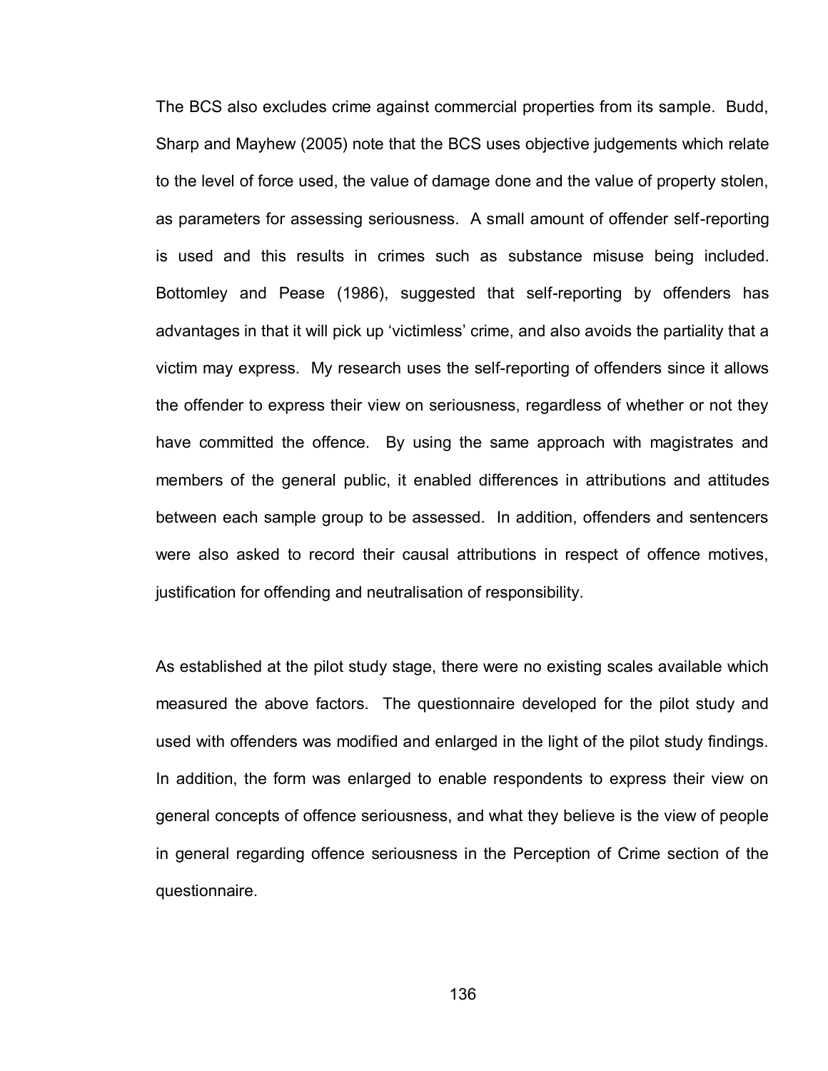The BCS also excludes crime against commercial properties from its sample. Budd, Sharp and Mayhew (2005) note that the BCS uses objective judgements which relate to the level of force used, the value of damage done and the value of property stolen, as parameters for assessing seriousness. A small amount of offender self-reporting is used and this results in crimes such as substance misuse being included. Bottomley and Pease (1986), suggested that self-reporting by offenders has advantages in that it will pick up 'victimless' crime, and also avoids the partiality that a victim may express. My research uses the self-reporting of offenders since it allows the offender to express their view on seriousness, regardless of whether or not they have committed the offence. By using the same approach with magistrates and members of the general public, it enabled differences in attributions and attitudes between each sample group to be assessed. In addition, offenders and sentencers were also asked to record their causal attributions in respect of offence motives, justification for offending and neutralisation of responsibility.

As established at the pilot study stage, there were no existing scales available which measured the above factors. The questionnaire developed for the pilot study and used with offenders was modified and enlarged in the light of the pilot study findings. In addition, the form was enlarged to enable respondents to express their view on general concepts of offence seriousness, and what they believe is the view of people in general regarding offence seriousness in the Perception of Crime section of the questionnaire.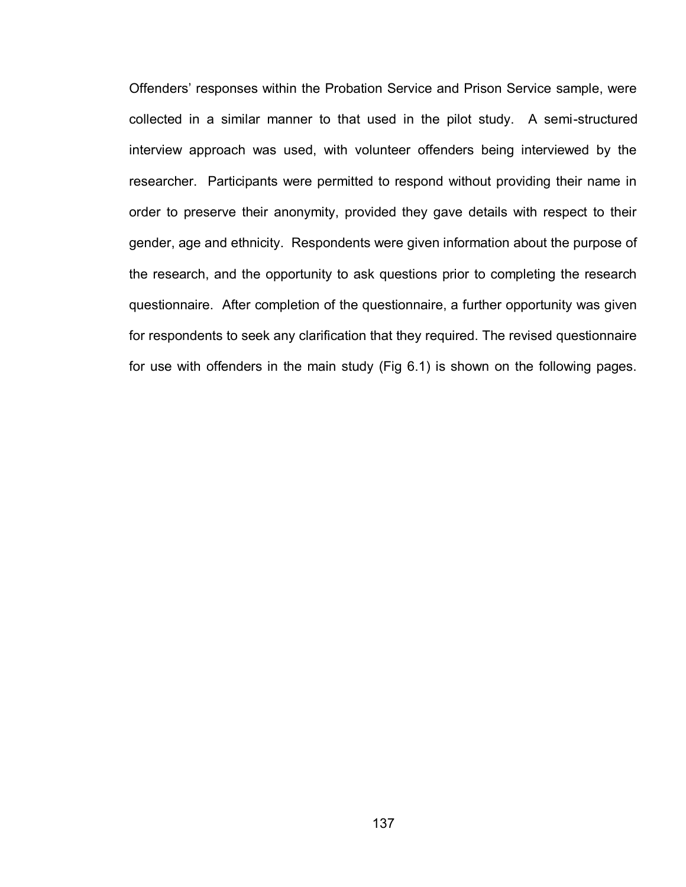Offenders' responses within the Probation Service and Prison Service sample, were collected in a similar manner to that used in the pilot study. A semi-structured interview approach was used, with volunteer offenders being interviewed by the researcher. Participants were permitted to respond without providing their name in order to preserve their anonymity, provided they gave details with respect to their gender, age and ethnicity. Respondents were given information about the purpose of the research, and the opportunity to ask questions prior to completing the research questionnaire. After completion of the questionnaire, a further opportunity was given for respondents to seek any clarification that they required. The revised questionnaire for use with offenders in the main study (Fig 6.1) is shown on the following pages.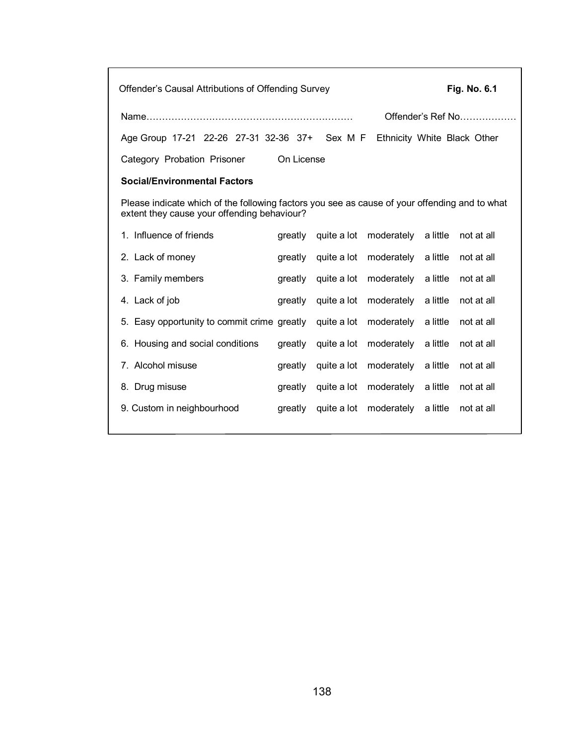Offender's Causal Attributions of Offending Survey **Fig. No. 6.1**

Name………………………………………………………… Offender's Ref No………………

Age Group 17-21 22-26 27-31 32-36 37+ Sex M F Ethnicity White Black Other

Category Probation Prisoner On License

**Social/Environmental Factors**

Please indicate which of the following factors you see as cause of your offending and to what extent they cause your offending behaviour?

| Factor | | | | | |
|---|---|---|---|---|---|
| 1. Influence of friends | greatly | quite a lot | moderately | a little | not at all |
| 2. Lack of money | greatly | quite a lot | moderately | a little | not at all |
| 3. Family members | greatly | quite a lot | moderately | a little | not at all |
| 4. Lack of job | greatly | quite a lot | moderately | a little | not at all |
| 5. Easy opportunity to commit crime | greatly | quite a lot | moderately | a little | not at all |
| 6. Housing and social conditions | greatly | quite a lot | moderately | a little | not at all |
| 7. Alcohol misuse | greatly | quite a lot | moderately | a little | not at all |
| 8. Drug misuse | greatly | quite a lot | moderately | a little | not at all |
| 9. Custom in neighbourhood | greatly | quite a lot | moderately | a little | not at all |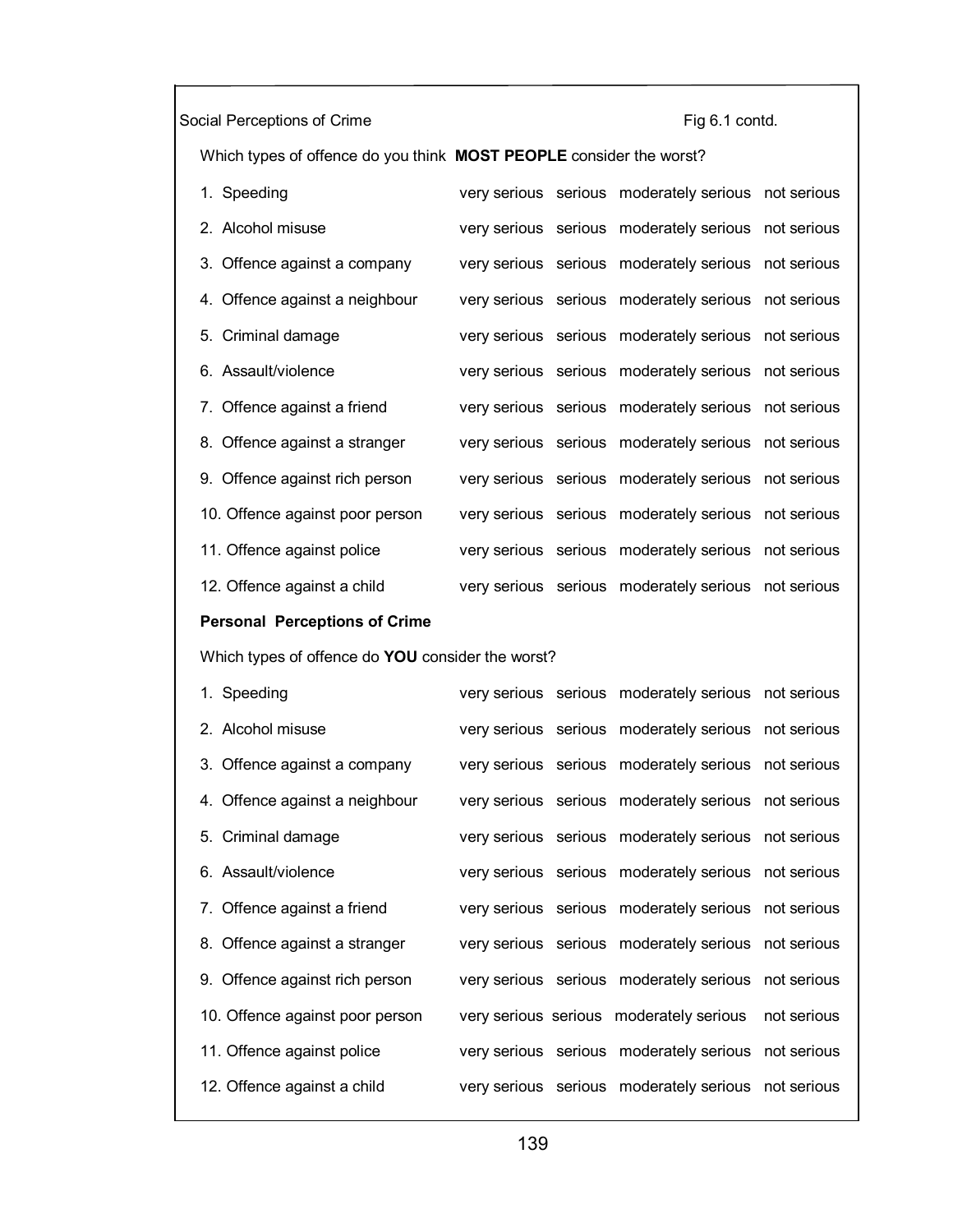Social Perceptions of Crime Fig 6.1 contd.

Which types of offence do you think **MOST PEOPLE** consider the worst?

| | | | | |
|---|---|---|---|---|
| 1. Speeding | very serious | serious | moderately serious | not serious |
| 2. Alcohol misuse | very serious | serious | moderately serious | not serious |
| 3. Offence against a company | very serious | serious | moderately serious | not serious |
| 4. Offence against a neighbour | very serious | serious | moderately serious | not serious |
| 5. Criminal damage | very serious | serious | moderately serious | not serious |
| 6. Assault/violence | very serious | serious | moderately serious | not serious |
| 7. Offence against a friend | very serious | serious | moderately serious | not serious |
| 8. Offence against a stranger | very serious | serious | moderately serious | not serious |
| 9. Offence against rich person | very serious | serious | moderately serious | not serious |
| 10. Offence against poor person | very serious | serious | moderately serious | not serious |
| 11. Offence against police | very serious | serious | moderately serious | not serious |
| 12. Offence against a child | very serious | serious | moderately serious | not serious |

**Personal Perceptions of Crime**

Which types of offence do **YOU** consider the worst?

| | | | | |
|---|---|---|---|---|
| 1. Speeding | very serious | serious | moderately serious | not serious |
| 2. Alcohol misuse | very serious | serious | moderately serious | not serious |
| 3. Offence against a company | very serious | serious | moderately serious | not serious |
| 4. Offence against a neighbour | very serious | serious | moderately serious | not serious |
| 5. Criminal damage | very serious | serious | moderately serious | not serious |
| 6. Assault/violence | very serious | serious | moderately serious | not serious |
| 7. Offence against a friend | very serious | serious | moderately serious | not serious |
| 8. Offence against a stranger | very serious | serious | moderately serious | not serious |
| 9. Offence against rich person | very serious | serious | moderately serious | not serious |
| 10. Offence against poor person | very serious | serious | moderately serious | not serious |
| 11. Offence against police | very serious | serious | moderately serious | not serious |
| 12. Offence against a child | very serious | serious | moderately serious | not serious |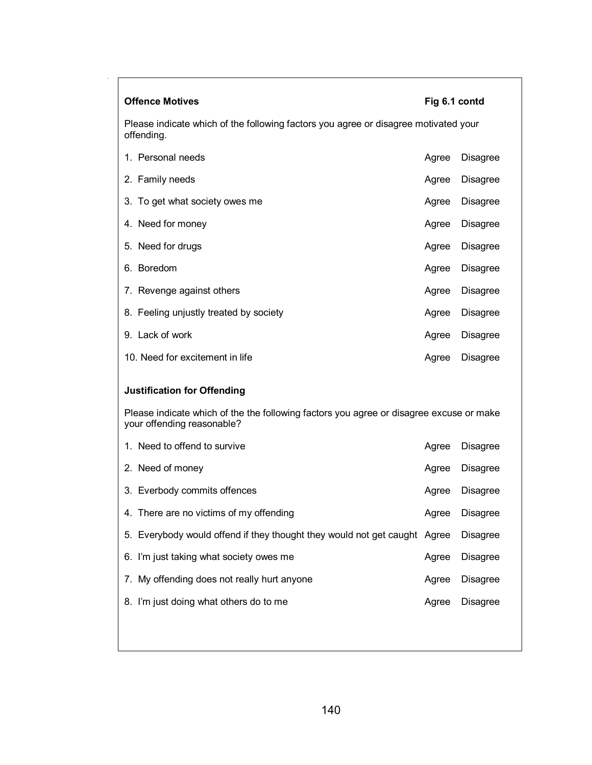**Offence Motives** **Fig 6.1 contd**

Please indicate which of the following factors you agree or disagree motivated your offending.

1. Personal needs Agree Disagree
2. Family needs Agree Disagree
3. To get what society owes me Agree Disagree
4. Need for money Agree Disagree
5. Need for drugs Agree Disagree
6. Boredom Agree Disagree
7. Revenge against others Agree Disagree
8. Feeling unjustly treated by society Agree Disagree
9. Lack of work Agree Disagree
10. Need for excitement in life Agree Disagree

**Justification for Offending**

Please indicate which of the the following factors you agree or disagree excuse or make your offending reasonable?

1. Need to offend to survive Agree Disagree
2. Need of money Agree Disagree
3. Everbody commits offences Agree Disagree
4. There are no victims of my offending Agree Disagree
5. Everybody would offend if they thought they would not get caught Agree Disagree
6. I'm just taking what society owes me Agree Disagree
7. My offending does not really hurt anyone Agree Disagree
8. I'm just doing what others do to me Agree Disagree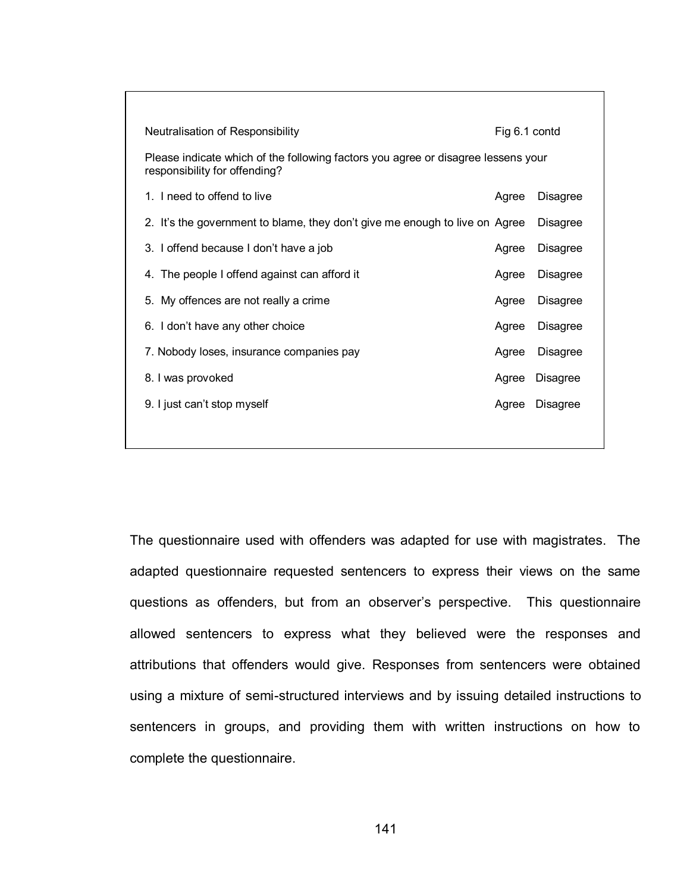Neutralisation of Responsibility — Fig 6.1 contd

Please indicate which of the following factors you agree or disagree lessens your responsibility for offending?

| Statement | | |
|---|---|---|
| 1. I need to offend to live | Agree | Disagree |
| 2. It's the government to blame, they don't give me enough to live on | Agree | Disagree |
| 3. I offend because I don't have a job | Agree | Disagree |
| 4. The people I offend against can afford it | Agree | Disagree |
| 5. My offences are not really a crime | Agree | Disagree |
| 6. I don't have any other choice | Agree | Disagree |
| 7. Nobody loses, insurance companies pay | Agree | Disagree |
| 8. I was provoked | Agree | Disagree |
| 9. I just can't stop myself | Agree | Disagree |

The questionnaire used with offenders was adapted for use with magistrates. The adapted questionnaire requested sentencers to express their views on the same questions as offenders, but from an observer's perspective. This questionnaire allowed sentencers to express what they believed were the responses and attributions that offenders would give. Responses from sentencers were obtained using a mixture of semi-structured interviews and by issuing detailed instructions to sentencers in groups, and providing them with written instructions on how to complete the questionnaire.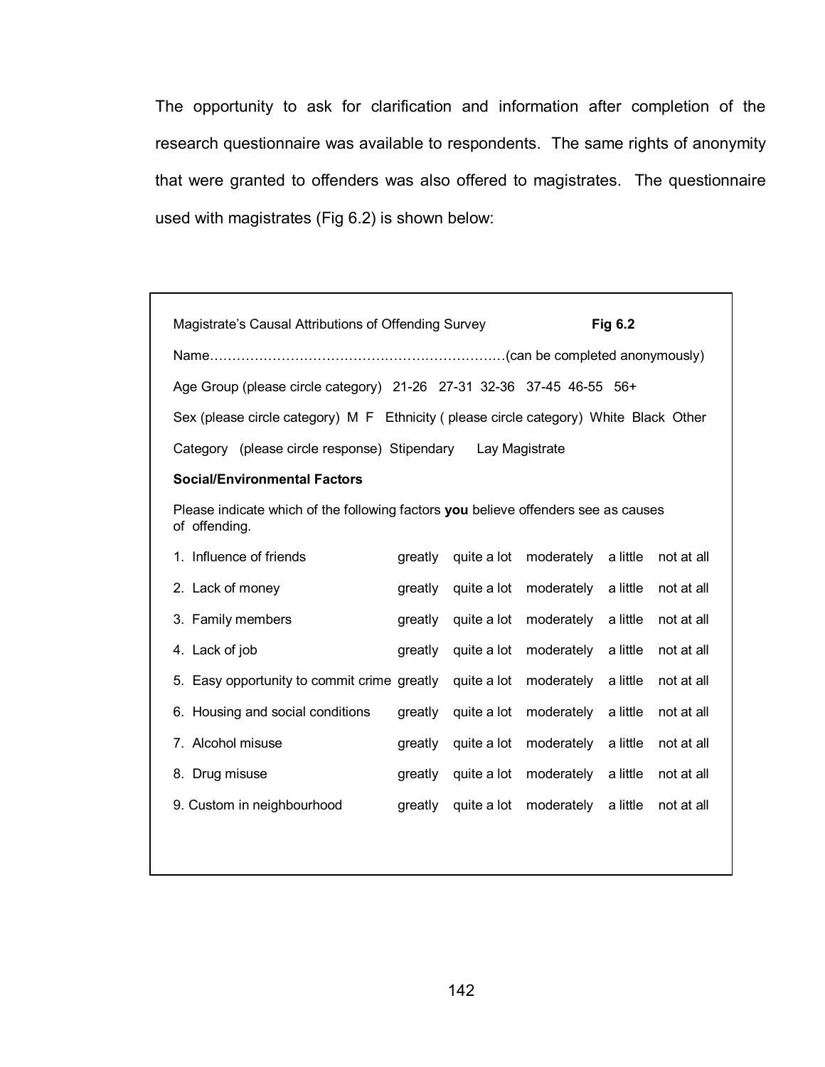The opportunity to ask for clarification and information after completion of the research questionnaire was available to respondents. The same rights of anonymity that were granted to offenders was also offered to magistrates. The questionnaire used with magistrates (Fig 6.2) is shown below:

Magistrate's Causal Attributions of Offending Survey **Fig 6.2**

Name…………………………………………………………(can be completed anonymously)

Age Group (please circle category) 21-26 27-31 32-36 37-45 46-55 56+

Sex (please circle category) M F Ethnicity ( please circle category) White Black Other

Category (please circle response) Stipendary Lay Magistrate

**Social/Environmental Factors**

Please indicate which of the following factors **you** believe offenders see as causes of offending.

| | | | | | |
|---|---|---|---|---|---|
| 1. Influence of friends | greatly | quite a lot | moderately | a little | not at all |
| 2. Lack of money | greatly | quite a lot | moderately | a little | not at all |
| 3. Family members | greatly | quite a lot | moderately | a little | not at all |
| 4. Lack of job | greatly | quite a lot | moderately | a little | not at all |
| 5. Easy opportunity to commit crime | greatly | quite a lot | moderately | a little | not at all |
| 6. Housing and social conditions | greatly | quite a lot | moderately | a little | not at all |
| 7. Alcohol misuse | greatly | quite a lot | moderately | a little | not at all |
| 8. Drug misuse | greatly | quite a lot | moderately | a little | not at all |
| 9. Custom in neighbourhood | greatly | quite a lot | moderately | a little | not at all |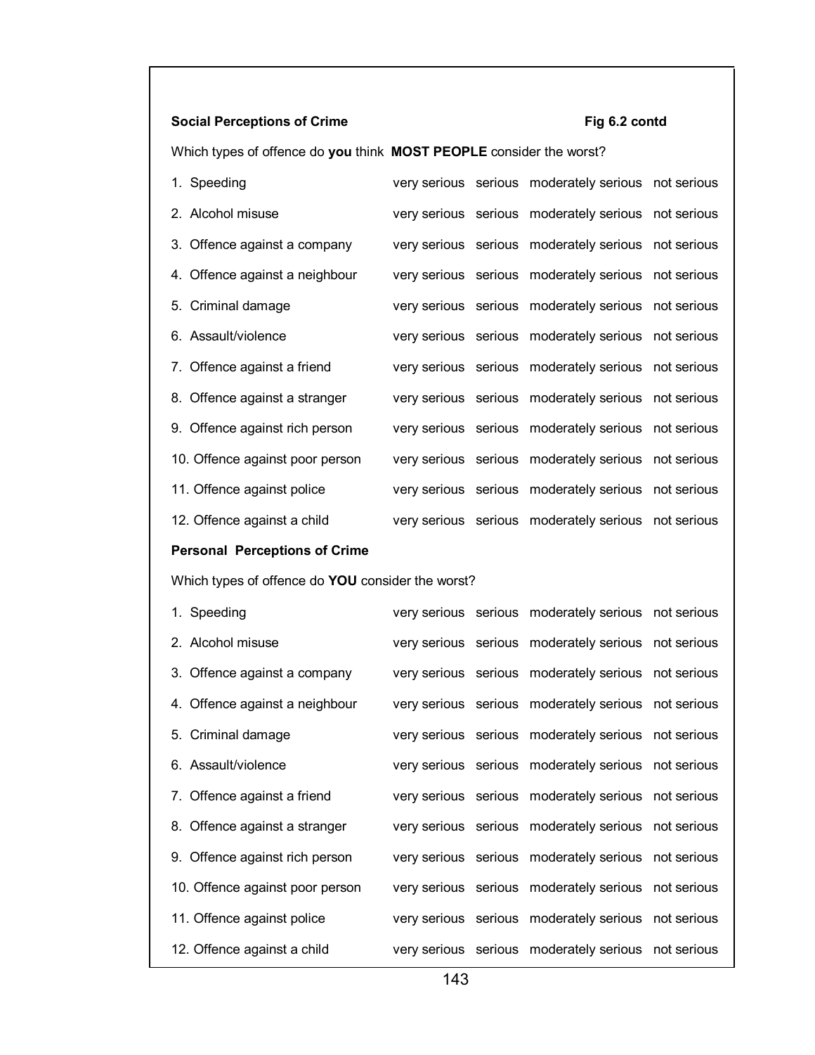**Social Perceptions of Crime** **Fig 6.2 contd**

Which types of offence do **you** think **MOST PEOPLE** consider the worst?

| | | | | |
|---|---|---|---|---|
| 1. Speeding | very serious | serious | moderately serious | not serious |
| 2. Alcohol misuse | very serious | serious | moderately serious | not serious |
| 3. Offence against a company | very serious | serious | moderately serious | not serious |
| 4. Offence against a neighbour | very serious | serious | moderately serious | not serious |
| 5. Criminal damage | very serious | serious | moderately serious | not serious |
| 6. Assault/violence | very serious | serious | moderately serious | not serious |
| 7. Offence against a friend | very serious | serious | moderately serious | not serious |
| 8. Offence against a stranger | very serious | serious | moderately serious | not serious |
| 9. Offence against rich person | very serious | serious | moderately serious | not serious |
| 10. Offence against poor person | very serious | serious | moderately serious | not serious |
| 11. Offence against police | very serious | serious | moderately serious | not serious |
| 12. Offence against a child | very serious | serious | moderately serious | not serious |

**Personal Perceptions of Crime**

Which types of offence do **YOU** consider the worst?

| | | | | |
|---|---|---|---|---|
| 1. Speeding | very serious | serious | moderately serious | not serious |
| 2. Alcohol misuse | very serious | serious | moderately serious | not serious |
| 3. Offence against a company | very serious | serious | moderately serious | not serious |
| 4. Offence against a neighbour | very serious | serious | moderately serious | not serious |
| 5. Criminal damage | very serious | serious | moderately serious | not serious |
| 6. Assault/violence | very serious | serious | moderately serious | not serious |
| 7. Offence against a friend | very serious | serious | moderately serious | not serious |
| 8. Offence against a stranger | very serious | serious | moderately serious | not serious |
| 9. Offence against rich person | very serious | serious | moderately serious | not serious |
| 10. Offence against poor person | very serious | serious | moderately serious | not serious |
| 11. Offence against police | very serious | serious | moderately serious | not serious |
| 12. Offence against a child | very serious | serious | moderately serious | not serious |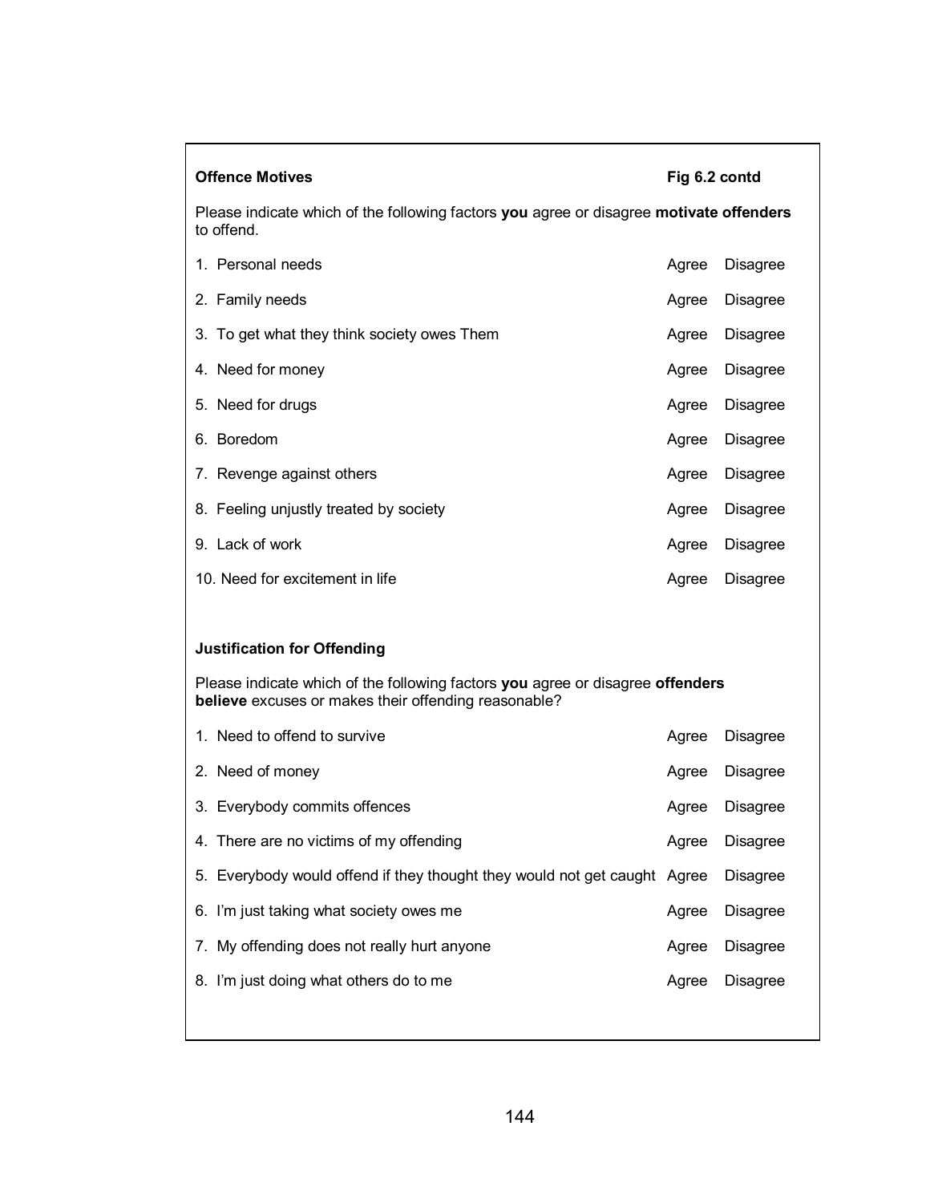**Offence Motives** **Fig 6.2 contd**

Please indicate which of the following factors **you** agree or disagree **motivate offenders** to offend.

1. Personal needs Agree Disagree
2. Family needs Agree Disagree
3. To get what they think society owes Them Agree Disagree
4. Need for money Agree Disagree
5. Need for drugs Agree Disagree
6. Boredom Agree Disagree
7. Revenge against others Agree Disagree
8. Feeling unjustly treated by society Agree Disagree
9. Lack of work Agree Disagree
10. Need for excitement in life Agree Disagree

**Justification for Offending**

Please indicate which of the following factors **you** agree or disagree **offenders believe** excuses or makes their offending reasonable?

1. Need to offend to survive Agree Disagree
2. Need of money Agree Disagree
3. Everybody commits offences Agree Disagree
4. There are no victims of my offending Agree Disagree
5. Everybody would offend if they thought they would not get caught Agree Disagree
6. I'm just taking what society owes me Agree Disagree
7. My offending does not really hurt anyone Agree Disagree
8. I'm just doing what others do to me Agree Disagree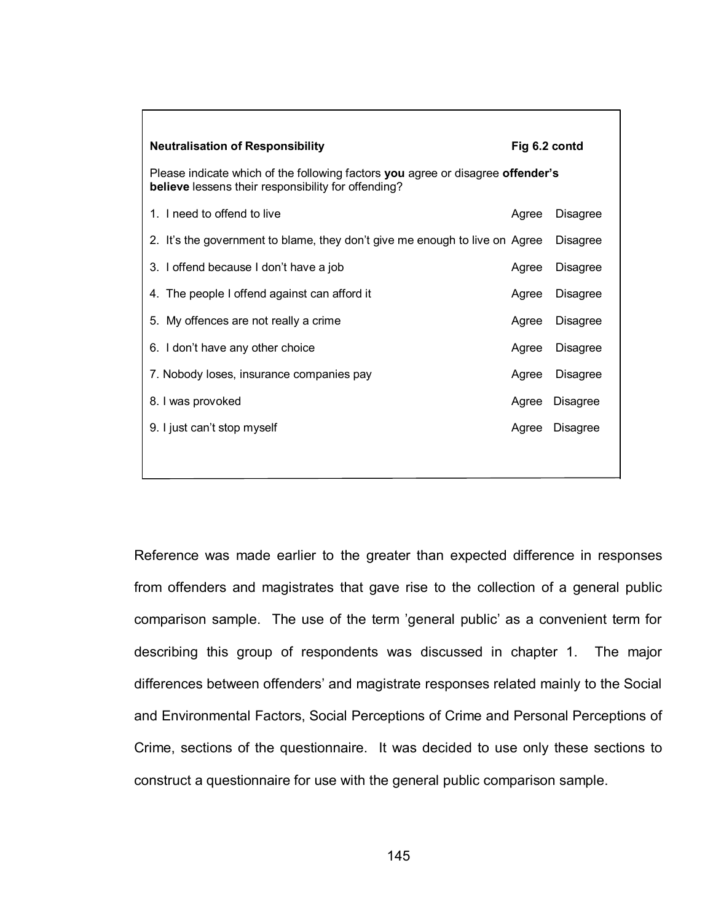**Neutralisation of Responsibility** **Fig 6.2 contd**

Please indicate which of the following factors **you** agree or disagree **offender's believe** lessens their responsibility for offending?

| | | |
|---|---|---|
| 1. I need to offend to live | Agree | Disagree |
| 2. It's the government to blame, they don't give me enough to live on | Agree | Disagree |
| 3. I offend because I don't have a job | Agree | Disagree |
| 4. The people I offend against can afford it | Agree | Disagree |
| 5. My offences are not really a crime | Agree | Disagree |
| 6. I don't have any other choice | Agree | Disagree |
| 7. Nobody loses, insurance companies pay | Agree | Disagree |
| 8. I was provoked | Agree | Disagree |
| 9. I just can't stop myself | Agree | Disagree |

Reference was made earlier to the greater than expected difference in responses from offenders and magistrates that gave rise to the collection of a general public comparison sample. The use of the term 'general public' as a convenient term for describing this group of respondents was discussed in chapter 1. The major differences between offenders' and magistrate responses related mainly to the Social and Environmental Factors, Social Perceptions of Crime and Personal Perceptions of Crime, sections of the questionnaire. It was decided to use only these sections to construct a questionnaire for use with the general public comparison sample.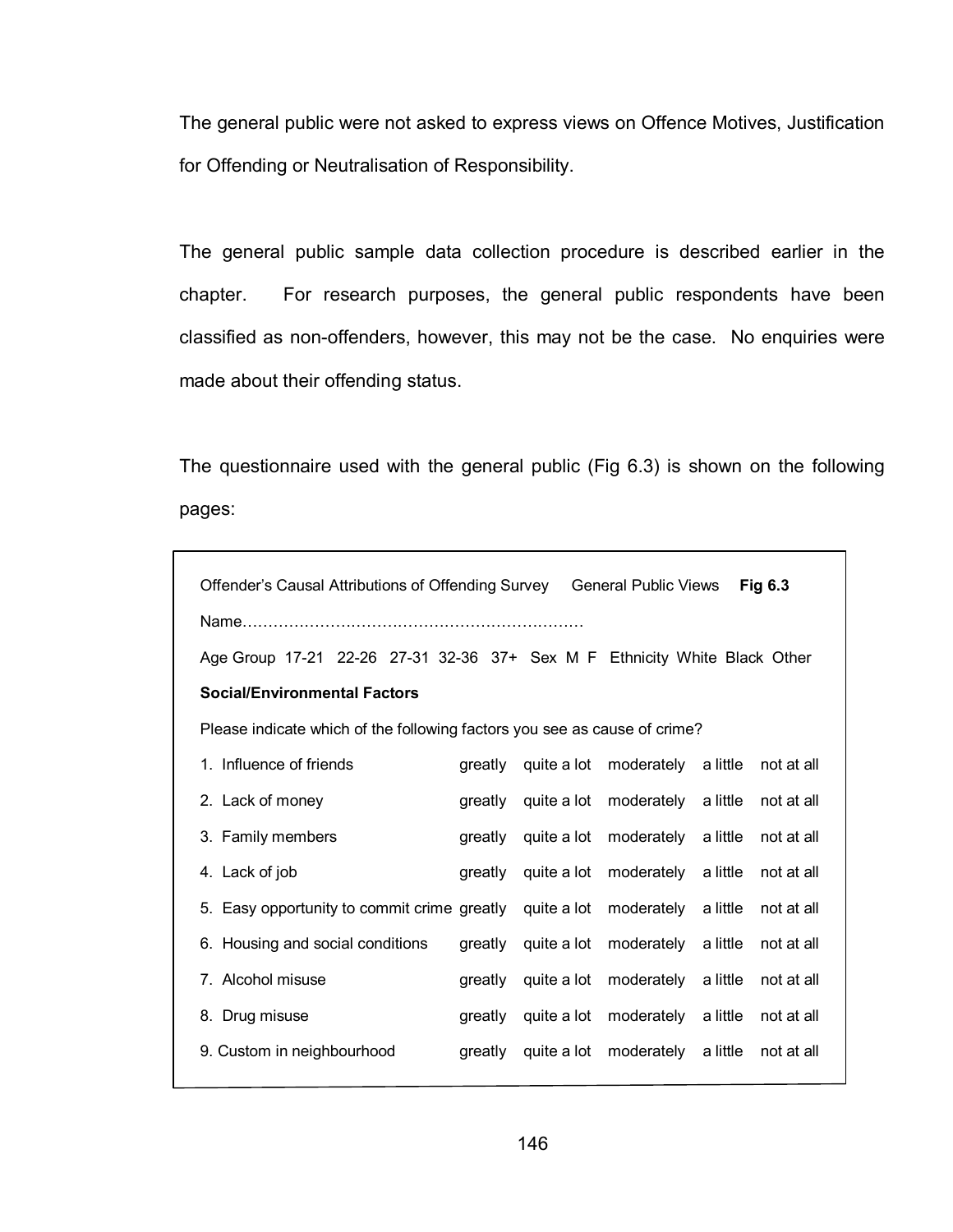The general public were not asked to express views on Offence Motives, Justification for Offending or Neutralisation of Responsibility.

The general public sample data collection procedure is described earlier in the chapter. For research purposes, the general public respondents have been classified as non-offenders, however, this may not be the case. No enquiries were made about their offending status.

The questionnaire used with the general public (Fig 6.3) is shown on the following pages:

Offender's Causal Attributions of Offending Survey General Public Views **Fig 6.3**

Name…………………………………………………………

Age Group 17-21 22-26 27-31 32-36 37+ Sex M F Ethnicity White Black Other

**Social/Environmental Factors**

Please indicate which of the following factors you see as cause of crime?

| | | | | | |
|---|---|---|---|---|---|
| 1. Influence of friends | greatly | quite a lot | moderately | a little | not at all |
| 2. Lack of money | greatly | quite a lot | moderately | a little | not at all |
| 3. Family members | greatly | quite a lot | moderately | a little | not at all |
| 4. Lack of job | greatly | quite a lot | moderately | a little | not at all |
| 5. Easy opportunity to commit crime | greatly | quite a lot | moderately | a little | not at all |
| 6. Housing and social conditions | greatly | quite a lot | moderately | a little | not at all |
| 7. Alcohol misuse | greatly | quite a lot | moderately | a little | not at all |
| 8. Drug misuse | greatly | quite a lot | moderately | a little | not at all |
| 9. Custom in neighbourhood | greatly | quite a lot | moderately | a little | not at all |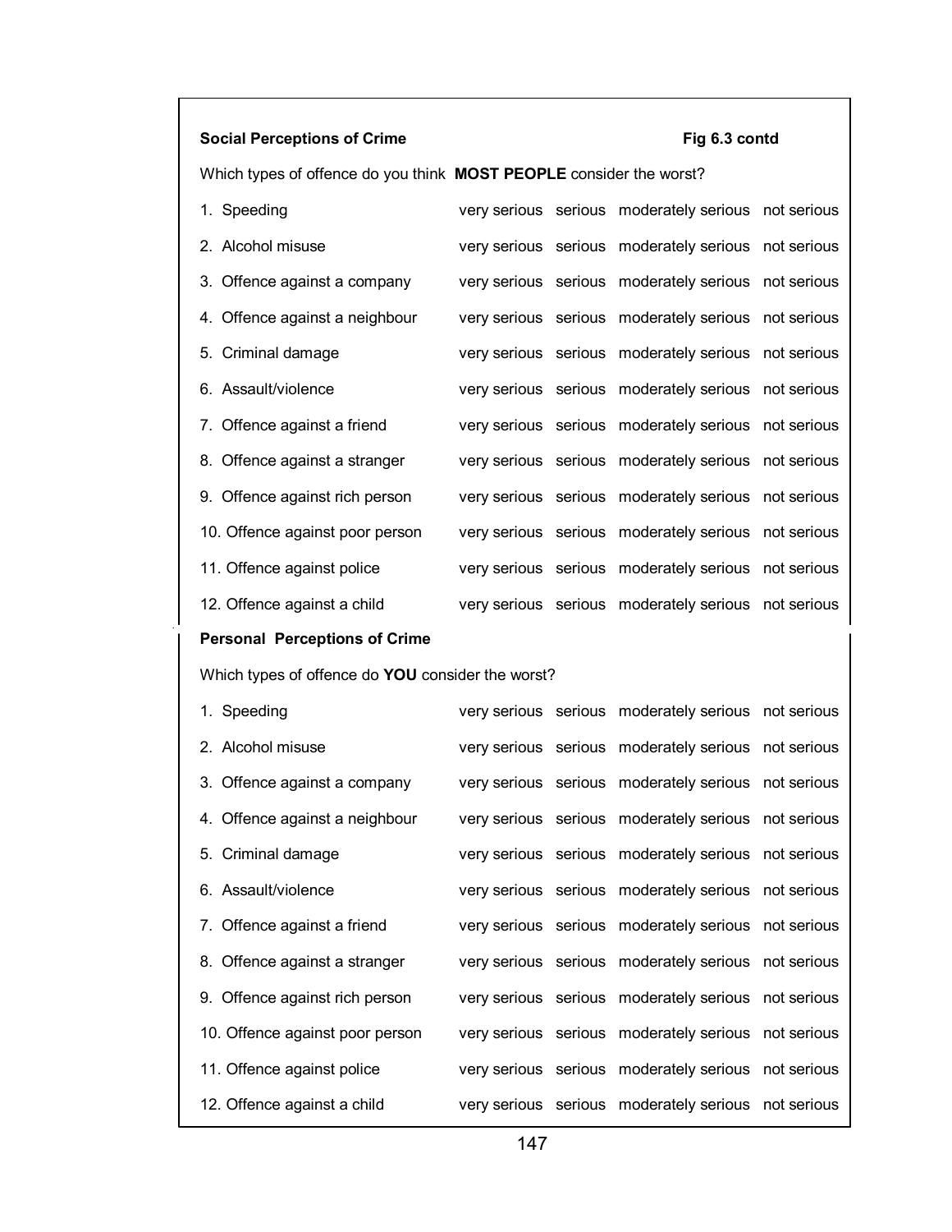**Social Perceptions of Crime** **Fig 6.3 contd**

Which types of offence do you think **MOST PEOPLE** consider the worst?

| | | | | |
|---|---|---|---|---|
| 1. Speeding | very serious | serious | moderately serious | not serious |
| 2. Alcohol misuse | very serious | serious | moderately serious | not serious |
| 3. Offence against a company | very serious | serious | moderately serious | not serious |
| 4. Offence against a neighbour | very serious | serious | moderately serious | not serious |
| 5. Criminal damage | very serious | serious | moderately serious | not serious |
| 6. Assault/violence | very serious | serious | moderately serious | not serious |
| 7. Offence against a friend | very serious | serious | moderately serious | not serious |
| 8. Offence against a stranger | very serious | serious | moderately serious | not serious |
| 9. Offence against rich person | very serious | serious | moderately serious | not serious |
| 10. Offence against poor person | very serious | serious | moderately serious | not serious |
| 11. Offence against police | very serious | serious | moderately serious | not serious |
| 12. Offence against a child | very serious | serious | moderately serious | not serious |

**Personal Perceptions of Crime**

Which types of offence do **YOU** consider the worst?

| | | | | |
|---|---|---|---|---|
| 1. Speeding | very serious | serious | moderately serious | not serious |
| 2. Alcohol misuse | very serious | serious | moderately serious | not serious |
| 3. Offence against a company | very serious | serious | moderately serious | not serious |
| 4. Offence against a neighbour | very serious | serious | moderately serious | not serious |
| 5. Criminal damage | very serious | serious | moderately serious | not serious |
| 6. Assault/violence | very serious | serious | moderately serious | not serious |
| 7. Offence against a friend | very serious | serious | moderately serious | not serious |
| 8. Offence against a stranger | very serious | serious | moderately serious | not serious |
| 9. Offence against rich person | very serious | serious | moderately serious | not serious |
| 10. Offence against poor person | very serious | serious | moderately serious | not serious |
| 11. Offence against police | very serious | serious | moderately serious | not serious |
| 12. Offence against a child | very serious | serious | moderately serious | not serious |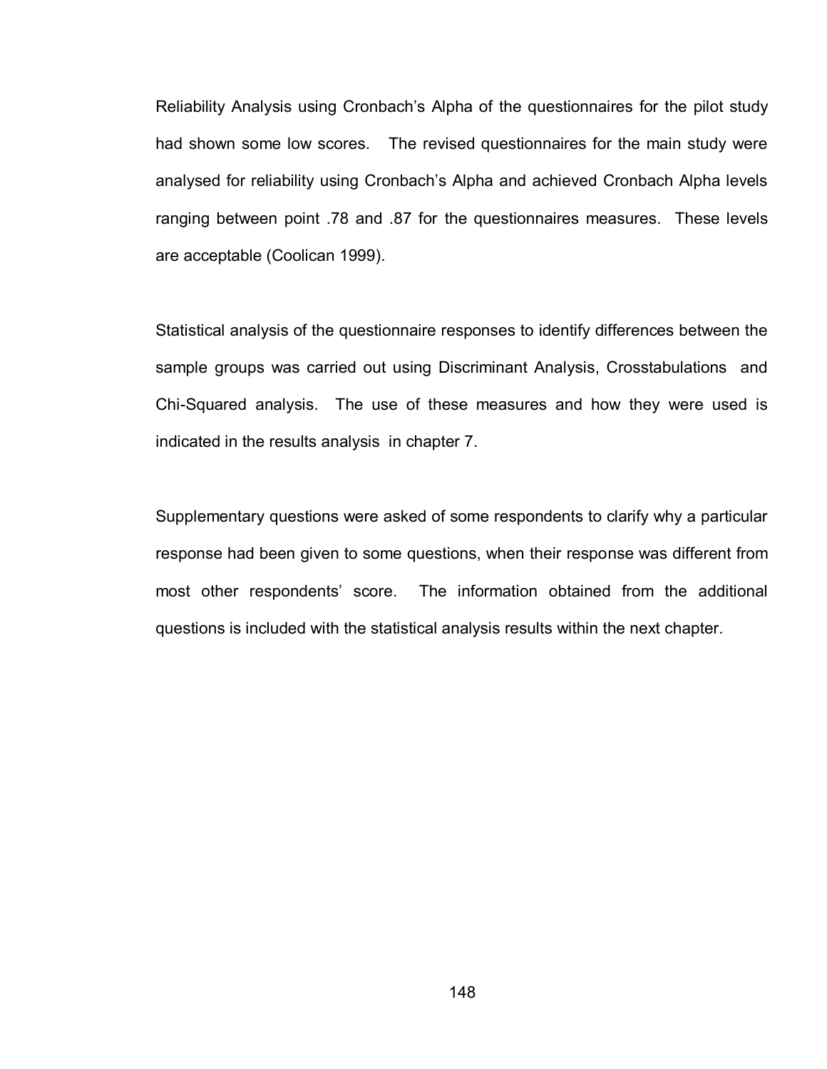Reliability Analysis using Cronbach's Alpha of the questionnaires for the pilot study had shown some low scores. The revised questionnaires for the main study were analysed for reliability using Cronbach's Alpha and achieved Cronbach Alpha levels ranging between point .78 and .87 for the questionnaires measures. These levels are acceptable (Coolican 1999).

Statistical analysis of the questionnaire responses to identify differences between the sample groups was carried out using Discriminant Analysis, Crosstabulations and Chi-Squared analysis. The use of these measures and how they were used is indicated in the results analysis in chapter 7.

Supplementary questions were asked of some respondents to clarify why a particular response had been given to some questions, when their response was different from most other respondents' score. The information obtained from the additional questions is included with the statistical analysis results within the next chapter.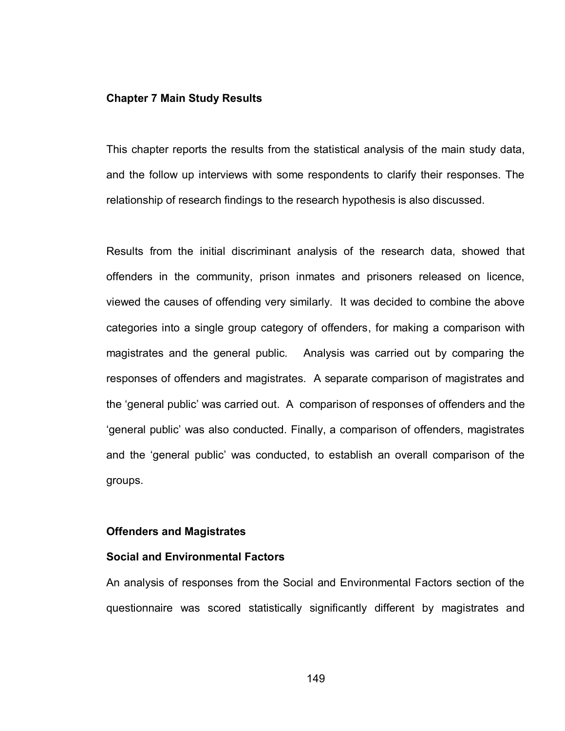# Chapter 7 Main Study Results

This chapter reports the results from the statistical analysis of the main study data, and the follow up interviews with some respondents to clarify their responses. The relationship of research findings to the research hypothesis is also discussed.

Results from the initial discriminant analysis of the research data, showed that offenders in the community, prison inmates and prisoners released on licence, viewed the causes of offending very similarly. It was decided to combine the above categories into a single group category of offenders, for making a comparison with magistrates and the general public. Analysis was carried out by comparing the responses of offenders and magistrates. A separate comparison of magistrates and the 'general public' was carried out. A comparison of responses of offenders and the 'general public' was also conducted. Finally, a comparison of offenders, magistrates and the 'general public' was conducted, to establish an overall comparison of the groups.

## Offenders and Magistrates

### Social and Environmental Factors

An analysis of responses from the Social and Environmental Factors section of the questionnaire was scored statistically significantly different by magistrates and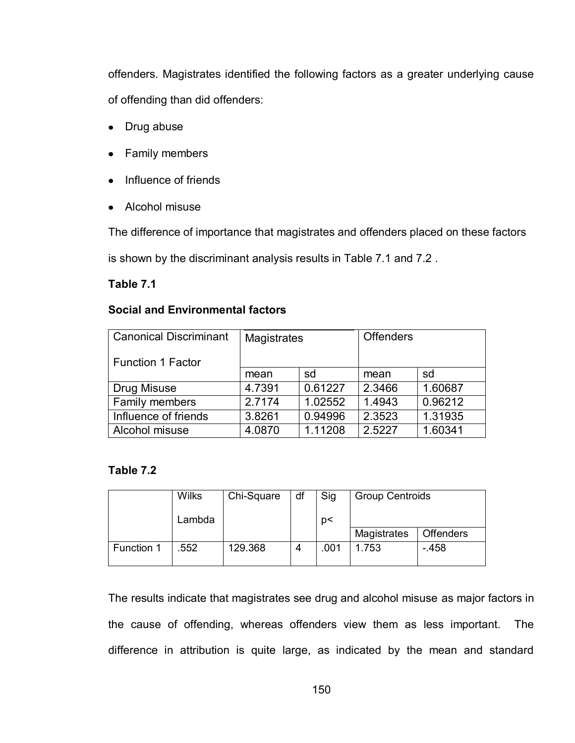offenders. Magistrates identified the following factors as a greater underlying cause of offending than did offenders:

- Drug abuse
- Family members
- Influence of friends
- Alcohol misuse

The difference of importance that magistrates and offenders placed on these factors is shown by the discriminant analysis results in Table 7.1 and 7.2 .

**Table 7.1**

**Social and Environmental factors**

| Canonical Discriminant Function 1 Factor | Magistrates | | Offenders | |
|---|---|---|---|---|
| | mean | sd | mean | sd |
| Drug Misuse | 4.7391 | 0.61227 | 2.3466 | 1.60687 |
| Family members | 2.7174 | 1.02552 | 1.4943 | 0.96212 |
| Influence of friends | 3.8261 | 0.94996 | 2.3523 | 1.31935 |
| Alcohol misuse | 4.0870 | 1.11208 | 2.5227 | 1.60341 |

**Table 7.2**

| | Wilks Lambda | Chi-Square | df | Sig p< | Group Centroids | |
|---|---|---|---|---|---|---|
| | | | | | Magistrates | Offenders |
| Function 1 | .552 | 129.368 | 4 | .001 | 1.753 | -.458 |

The results indicate that magistrates see drug and alcohol misuse as major factors in the cause of offending, whereas offenders view them as less important. The difference in attribution is quite large, as indicated by the mean and standard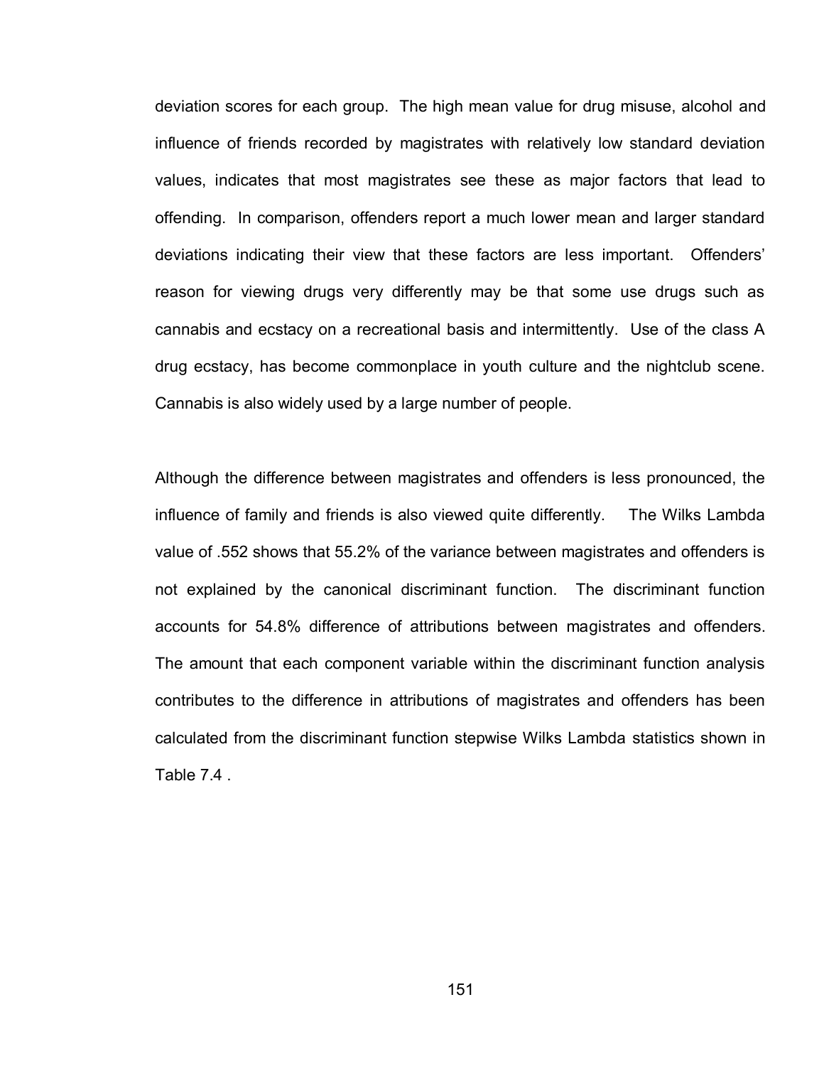deviation scores for each group. The high mean value for drug misuse, alcohol and influence of friends recorded by magistrates with relatively low standard deviation values, indicates that most magistrates see these as major factors that lead to offending. In comparison, offenders report a much lower mean and larger standard deviations indicating their view that these factors are less important. Offenders' reason for viewing drugs very differently may be that some use drugs such as cannabis and ecstacy on a recreational basis and intermittently. Use of the class A drug ecstacy, has become commonplace in youth culture and the nightclub scene. Cannabis is also widely used by a large number of people.

Although the difference between magistrates and offenders is less pronounced, the influence of family and friends is also viewed quite differently. The Wilks Lambda value of .552 shows that 55.2% of the variance between magistrates and offenders is not explained by the canonical discriminant function. The discriminant function accounts for 54.8% difference of attributions between magistrates and offenders. The amount that each component variable within the discriminant function analysis contributes to the difference in attributions of magistrates and offenders has been calculated from the discriminant function stepwise Wilks Lambda statistics shown in Table 7.4 .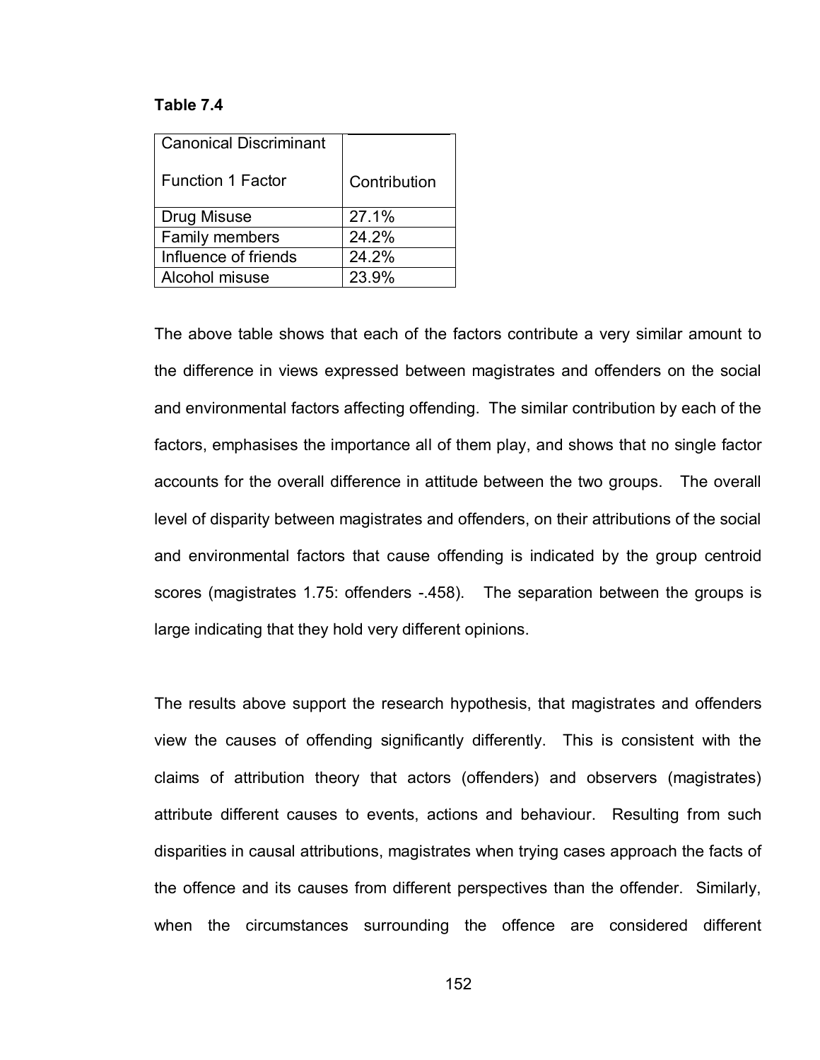**Table 7.4**

| Canonical Discriminant Function 1 Factor | Contribution |
|---|---|
| Drug Misuse | 27.1% |
| Family members | 24.2% |
| Influence of friends | 24.2% |
| Alcohol misuse | 23.9% |

The above table shows that each of the factors contribute a very similar amount to the difference in views expressed between magistrates and offenders on the social and environmental factors affecting offending. The similar contribution by each of the factors, emphasises the importance all of them play, and shows that no single factor accounts for the overall difference in attitude between the two groups. The overall level of disparity between magistrates and offenders, on their attributions of the social and environmental factors that cause offending is indicated by the group centroid scores (magistrates 1.75: offenders -.458). The separation between the groups is large indicating that they hold very different opinions.

The results above support the research hypothesis, that magistrates and offenders view the causes of offending significantly differently. This is consistent with the claims of attribution theory that actors (offenders) and observers (magistrates) attribute different causes to events, actions and behaviour. Resulting from such disparities in causal attributions, magistrates when trying cases approach the facts of the offence and its causes from different perspectives than the offender. Similarly, when the circumstances surrounding the offence are considered different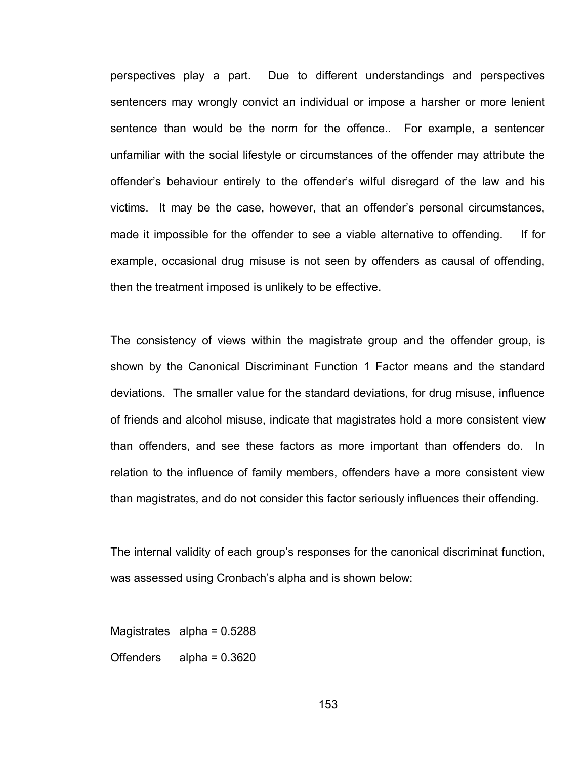perspectives play a part. Due to different understandings and perspectives sentencers may wrongly convict an individual or impose a harsher or more lenient sentence than would be the norm for the offence.. For example, a sentencer unfamiliar with the social lifestyle or circumstances of the offender may attribute the offender's behaviour entirely to the offender's wilful disregard of the law and his victims. It may be the case, however, that an offender's personal circumstances, made it impossible for the offender to see a viable alternative to offending. If for example, occasional drug misuse is not seen by offenders as causal of offending, then the treatment imposed is unlikely to be effective.

The consistency of views within the magistrate group and the offender group, is shown by the Canonical Discriminant Function 1 Factor means and the standard deviations. The smaller value for the standard deviations, for drug misuse, influence of friends and alcohol misuse, indicate that magistrates hold a more consistent view than offenders, and see these factors as more important than offenders do. In relation to the influence of family members, offenders have a more consistent view than magistrates, and do not consider this factor seriously influences their offending.

The internal validity of each group's responses for the canonical discriminat function, was assessed using Cronbach's alpha and is shown below:

Magistrates alpha = 0.5288

Offenders alpha = 0.3620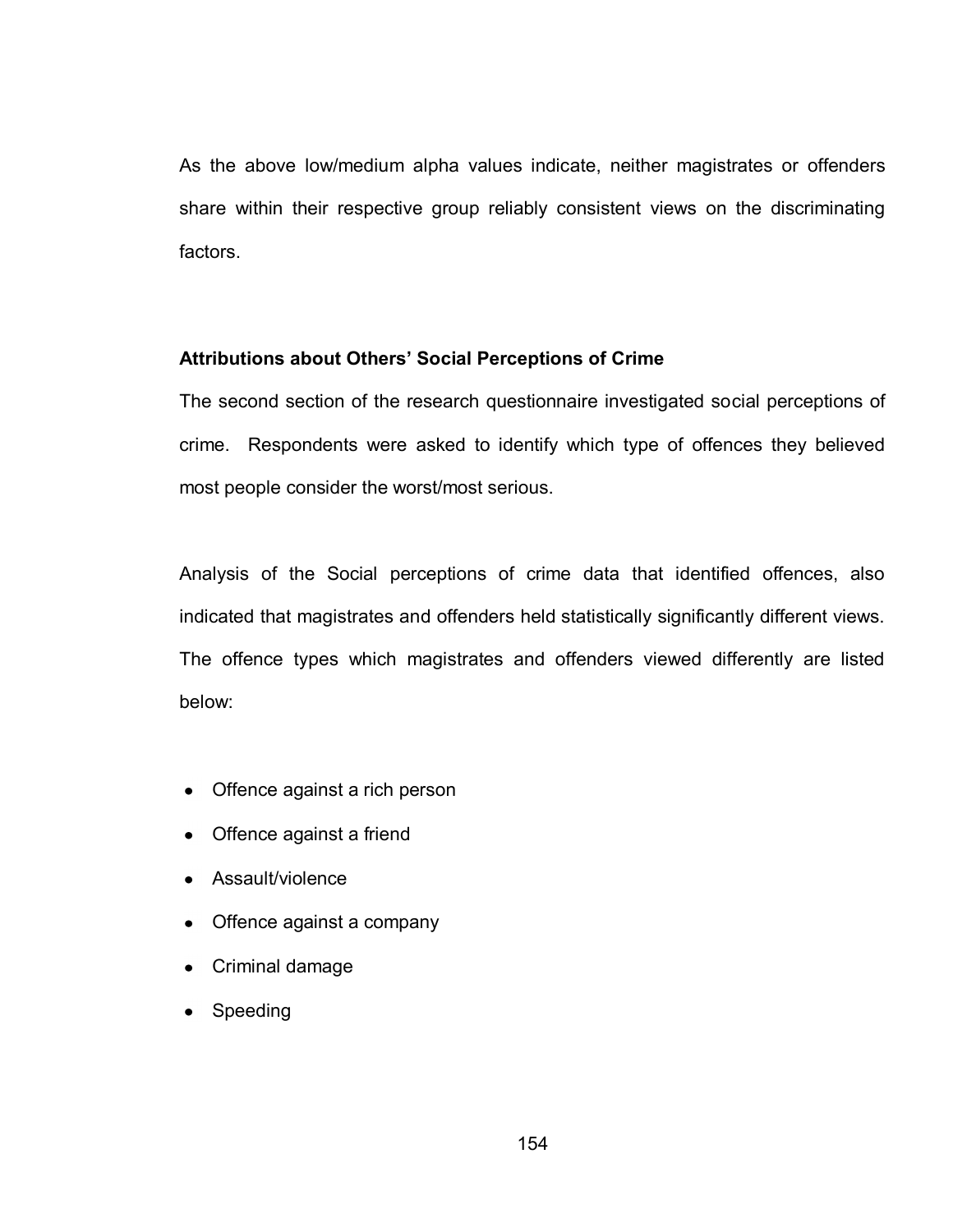As the above low/medium alpha values indicate, neither magistrates or offenders share within their respective group reliably consistent views on the discriminating factors.

**Attributions about Others' Social Perceptions of Crime**

The second section of the research questionnaire investigated social perceptions of crime. Respondents were asked to identify which type of offences they believed most people consider the worst/most serious.

Analysis of the Social perceptions of crime data that identified offences, also indicated that magistrates and offenders held statistically significantly different views. The offence types which magistrates and offenders viewed differently are listed below:

- Offence against a rich person
- Offence against a friend
- Assault/violence
- Offence against a company
- Criminal damage
- Speeding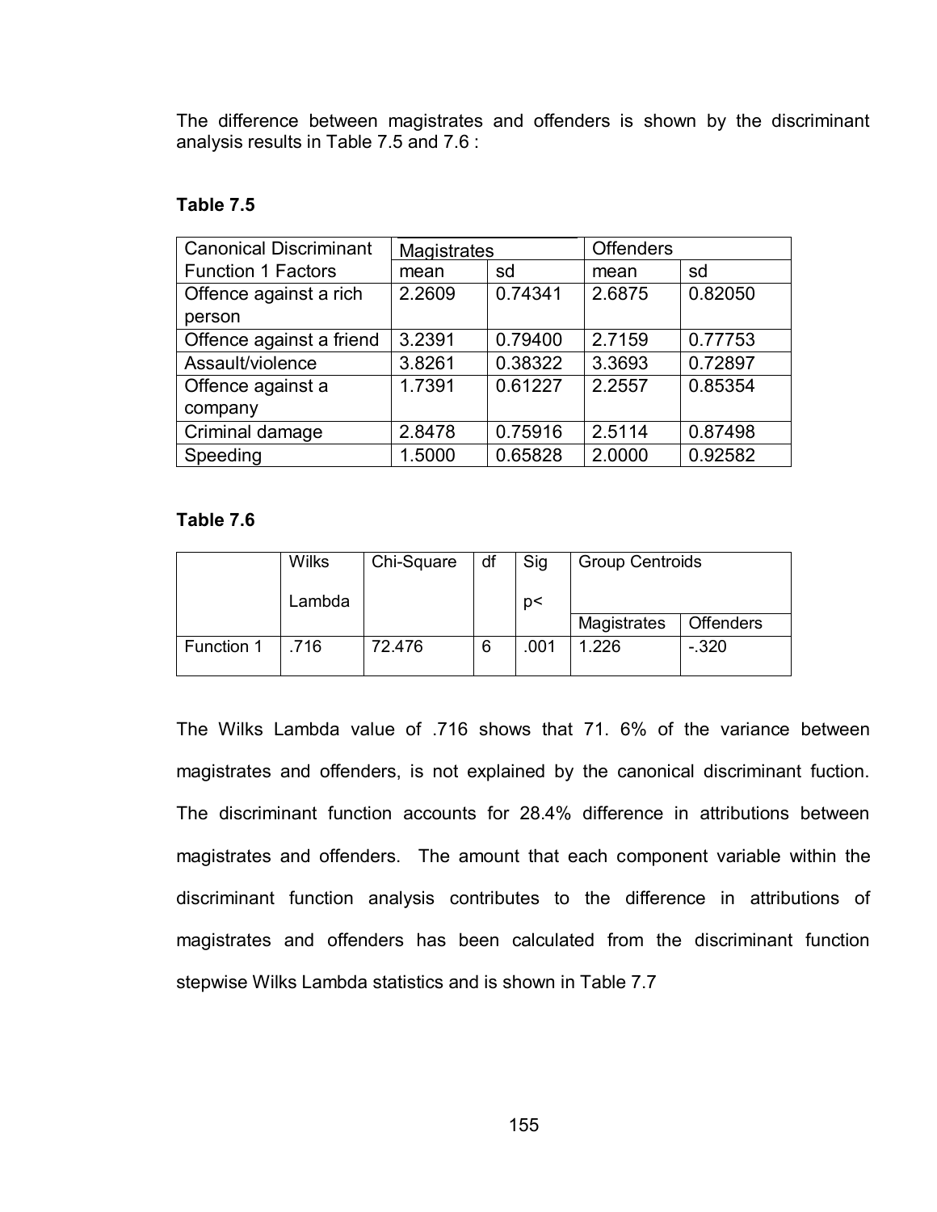The difference between magistrates and offenders is shown by the discriminant analysis results in Table 7.5 and 7.6 :

**Table 7.5**

| Canonical Discriminant Function 1 Factors | Magistrates | | Offenders | |
|---|---|---|---|---|
| | mean | sd | mean | sd |
| Offence against a rich person | 2.2609 | 0.74341 | 2.6875 | 0.82050 |
| Offence against a friend | 3.2391 | 0.79400 | 2.7159 | 0.77753 |
| Assault/violence | 3.8261 | 0.38322 | 3.3693 | 0.72897 |
| Offence against a company | 1.7391 | 0.61227 | 2.2557 | 0.85354 |
| Criminal damage | 2.8478 | 0.75916 | 2.5114 | 0.87498 |
| Speeding | 1.5000 | 0.65828 | 2.0000 | 0.92582 |

**Table 7.6**

| | Wilks Lambda | Chi-Square | df | Sig p< | Group Centroids | |
|---|---|---|---|---|---|---|
| | | | | | Magistrates | Offenders |
| Function 1 | .716 | 72.476 | 6 | .001 | 1.226 | -.320 |

The Wilks Lambda value of .716 shows that 71. 6% of the variance between magistrates and offenders, is not explained by the canonical discriminant fuction. The discriminant function accounts for 28.4% difference in attributions between magistrates and offenders. The amount that each component variable within the discriminant function analysis contributes to the difference in attributions of magistrates and offenders has been calculated from the discriminant function stepwise Wilks Lambda statistics and is shown in Table 7.7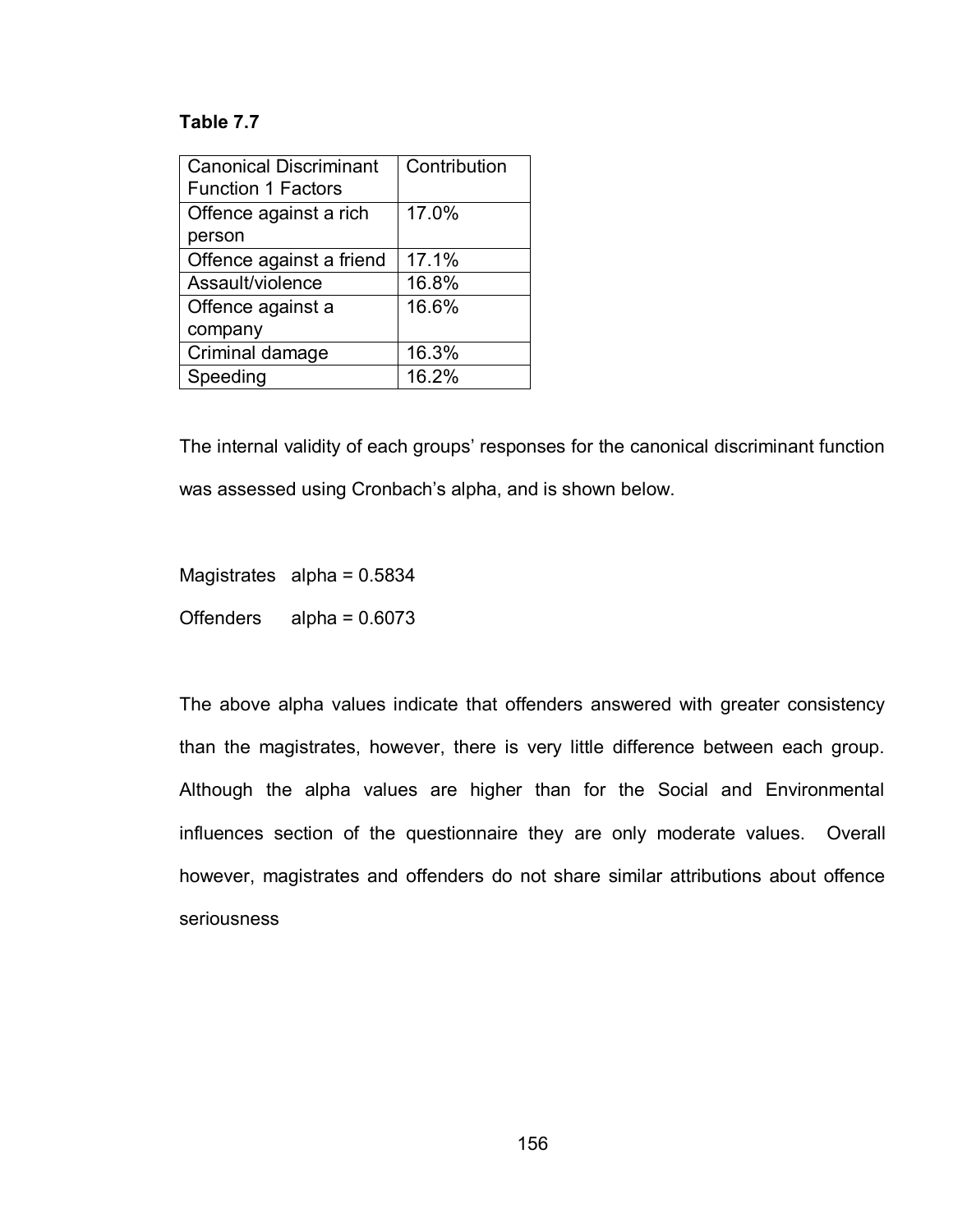**Table 7.7**

| Canonical Discriminant Function 1 Factors | Contribution |
| --- | --- |
| Offence against a rich person | 17.0% |
| Offence against a friend | 17.1% |
| Assault/violence | 16.8% |
| Offence against a company | 16.6% |
| Criminal damage | 16.3% |
| Speeding | 16.2% |

The internal validity of each groups' responses for the canonical discriminant function was assessed using Cronbach's alpha, and is shown below.

Magistrates alpha = 0.5834

Offenders alpha = 0.6073

The above alpha values indicate that offenders answered with greater consistency than the magistrates, however, there is very little difference between each group. Although the alpha values are higher than for the Social and Environmental influences section of the questionnaire they are only moderate values. Overall however, magistrates and offenders do not share similar attributions about offence seriousness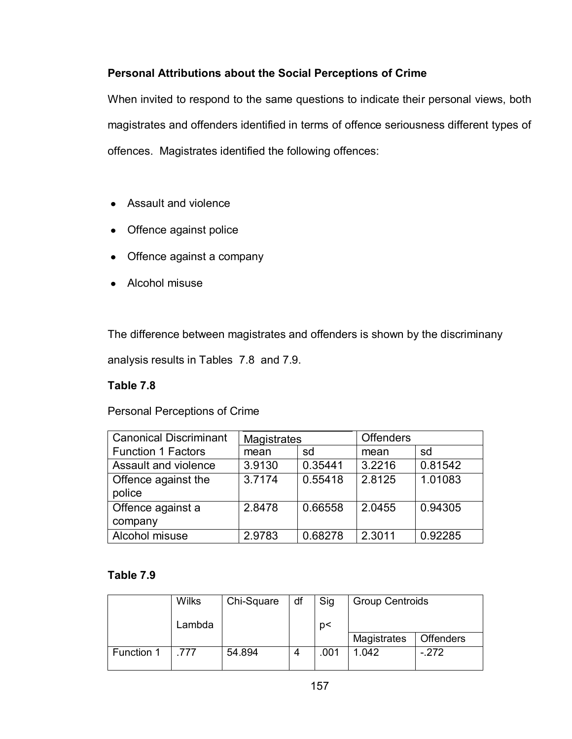**Personal Attributions about the Social Perceptions of Crime**

When invited to respond to the same questions to indicate their personal views, both magistrates and offenders identified in terms of offence seriousness different types of offences. Magistrates identified the following offences:

- Assault and violence
- Offence against police
- Offence against a company
- Alcohol misuse

The difference between magistrates and offenders is shown by the discriminany analysis results in Tables 7.8 and 7.9.

**Table 7.8**

Personal Perceptions of Crime

| Canonical Discriminant Function 1 Factors | Magistrates | | Offenders | |
|---|---|---|---|---|
| | mean | sd | mean | sd |
| Assault and violence | 3.9130 | 0.35441 | 3.2216 | 0.81542 |
| Offence against the police | 3.7174 | 0.55418 | 2.8125 | 1.01083 |
| Offence against a company | 2.8478 | 0.66558 | 2.0455 | 0.94305 |
| Alcohol misuse | 2.9783 | 0.68278 | 2.3011 | 0.92285 |

**Table 7.9**

| | Wilks Lambda | Chi-Square | df | Sig p< | Group Centroids | |
|---|---|---|---|---|---|---|
| | | | | | Magistrates | Offenders |
| Function 1 | .777 | 54.894 | 4 | .001 | 1.042 | -.272 |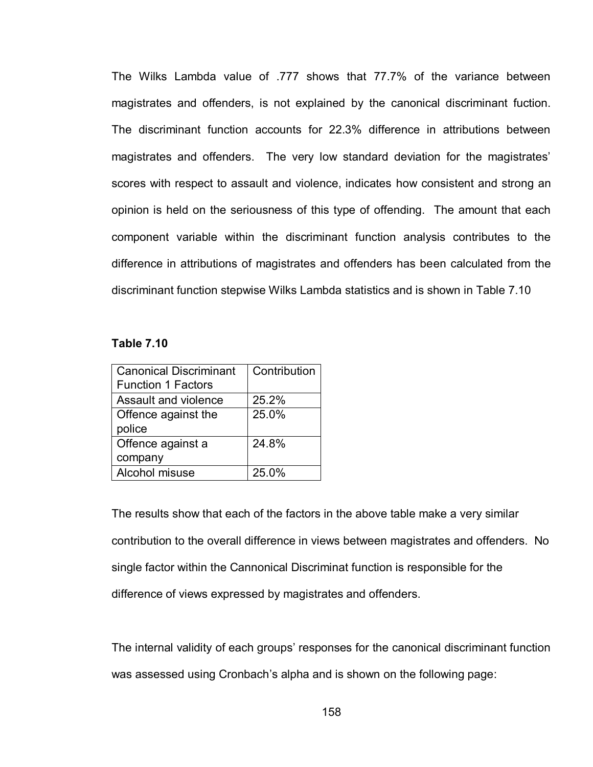The Wilks Lambda value of .777 shows that 77.7% of the variance between magistrates and offenders, is not explained by the canonical discriminant fuction. The discriminant function accounts for 22.3% difference in attributions between magistrates and offenders. The very low standard deviation for the magistrates' scores with respect to assault and violence, indicates how consistent and strong an opinion is held on the seriousness of this type of offending. The amount that each component variable within the discriminant function analysis contributes to the difference in attributions of magistrates and offenders has been calculated from the discriminant function stepwise Wilks Lambda statistics and is shown in Table 7.10

**Table 7.10**

| Canonical Discriminant Function 1 Factors | Contribution |
| --- | --- |
| Assault and violence | 25.2% |
| Offence against the police | 25.0% |
| Offence against a company | 24.8% |
| Alcohol misuse | 25.0% |

The results show that each of the factors in the above table make a very similar contribution to the overall difference in views between magistrates and offenders. No single factor within the Cannonical Discriminat function is responsible for the difference of views expressed by magistrates and offenders.

The internal validity of each groups' responses for the canonical discriminant function was assessed using Cronbach's alpha and is shown on the following page: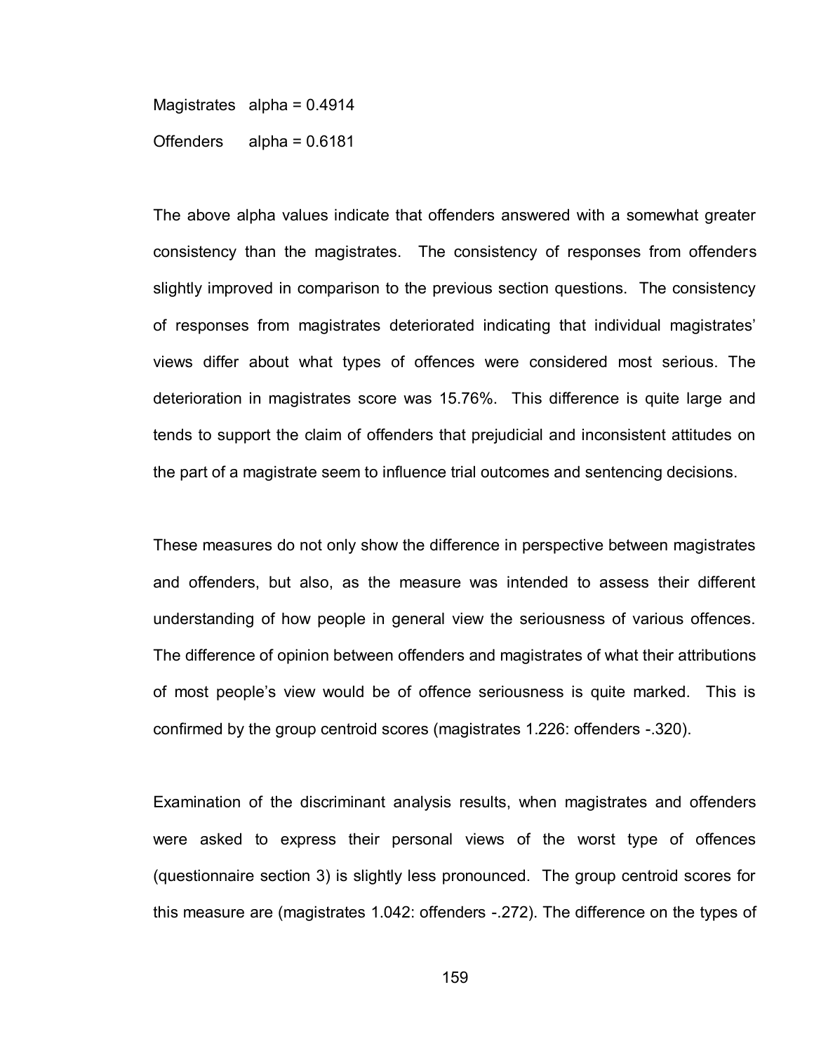Magistrates alpha = 0.4914

Offenders alpha = 0.6181

The above alpha values indicate that offenders answered with a somewhat greater consistency than the magistrates. The consistency of responses from offenders slightly improved in comparison to the previous section questions. The consistency of responses from magistrates deteriorated indicating that individual magistrates' views differ about what types of offences were considered most serious. The deterioration in magistrates score was 15.76%. This difference is quite large and tends to support the claim of offenders that prejudicial and inconsistent attitudes on the part of a magistrate seem to influence trial outcomes and sentencing decisions.

These measures do not only show the difference in perspective between magistrates and offenders, but also, as the measure was intended to assess their different understanding of how people in general view the seriousness of various offences. The difference of opinion between offenders and magistrates of what their attributions of most people's view would be of offence seriousness is quite marked. This is confirmed by the group centroid scores (magistrates 1.226: offenders -.320).

Examination of the discriminant analysis results, when magistrates and offenders were asked to express their personal views of the worst type of offences (questionnaire section 3) is slightly less pronounced. The group centroid scores for this measure are (magistrates 1.042: offenders -.272). The difference on the types of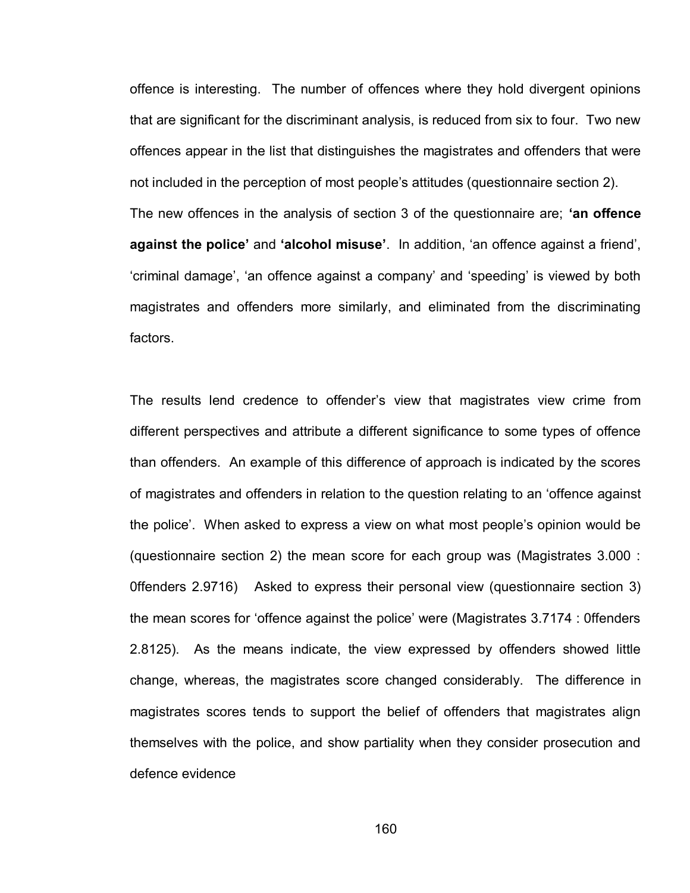offence is interesting. The number of offences where they hold divergent opinions that are significant for the discriminant analysis, is reduced from six to four. Two new offences appear in the list that distinguishes the magistrates and offenders that were not included in the perception of most people's attitudes (questionnaire section 2). The new offences in the analysis of section 3 of the questionnaire are; **'an offence against the police'** and **'alcohol misuse'**. In addition, 'an offence against a friend', 'criminal damage', 'an offence against a company' and 'speeding' is viewed by both magistrates and offenders more similarly, and eliminated from the discriminating factors.

The results lend credence to offender's view that magistrates view crime from different perspectives and attribute a different significance to some types of offence than offenders. An example of this difference of approach is indicated by the scores of magistrates and offenders in relation to the question relating to an 'offence against the police'. When asked to express a view on what most people's opinion would be (questionnaire section 2) the mean score for each group was (Magistrates 3.000 : 0ffenders 2.9716) Asked to express their personal view (questionnaire section 3) the mean scores for 'offence against the police' were (Magistrates 3.7174 : 0ffenders 2.8125). As the means indicate, the view expressed by offenders showed little change, whereas, the magistrates score changed considerably. The difference in magistrates scores tends to support the belief of offenders that magistrates align themselves with the police, and show partiality when they consider prosecution and defence evidence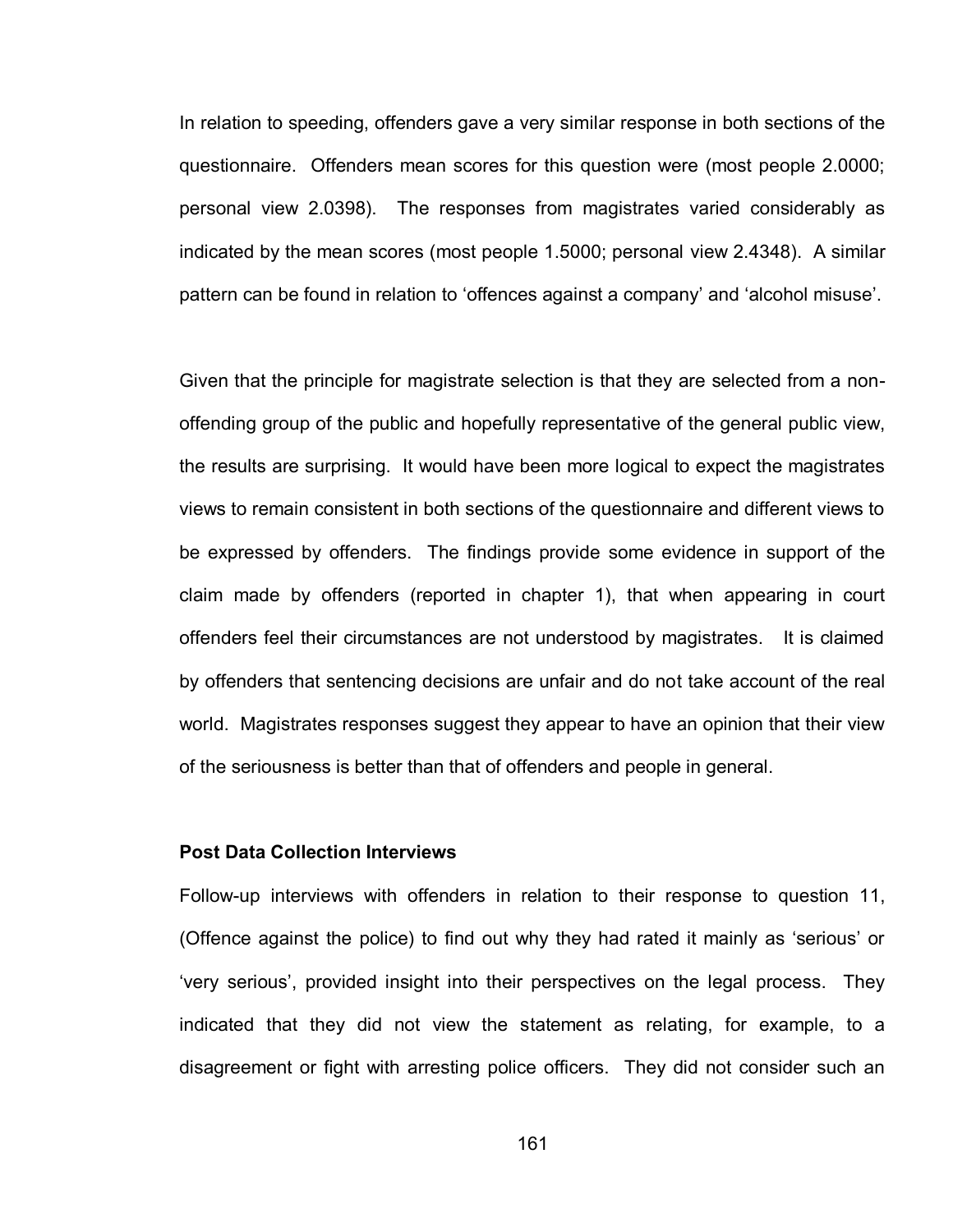In relation to speeding, offenders gave a very similar response in both sections of the questionnaire. Offenders mean scores for this question were (most people 2.0000; personal view 2.0398). The responses from magistrates varied considerably as indicated by the mean scores (most people 1.5000; personal view 2.4348). A similar pattern can be found in relation to 'offences against a company' and 'alcohol misuse'.

Given that the principle for magistrate selection is that they are selected from a non-offending group of the public and hopefully representative of the general public view, the results are surprising. It would have been more logical to expect the magistrates views to remain consistent in both sections of the questionnaire and different views to be expressed by offenders. The findings provide some evidence in support of the claim made by offenders (reported in chapter 1), that when appearing in court offenders feel their circumstances are not understood by magistrates. It is claimed by offenders that sentencing decisions are unfair and do not take account of the real world. Magistrates responses suggest they appear to have an opinion that their view of the seriousness is better than that of offenders and people in general.

**Post Data Collection Interviews**

Follow-up interviews with offenders in relation to their response to question 11, (Offence against the police) to find out why they had rated it mainly as 'serious' or 'very serious', provided insight into their perspectives on the legal process. They indicated that they did not view the statement as relating, for example, to a disagreement or fight with arresting police officers. They did not consider such an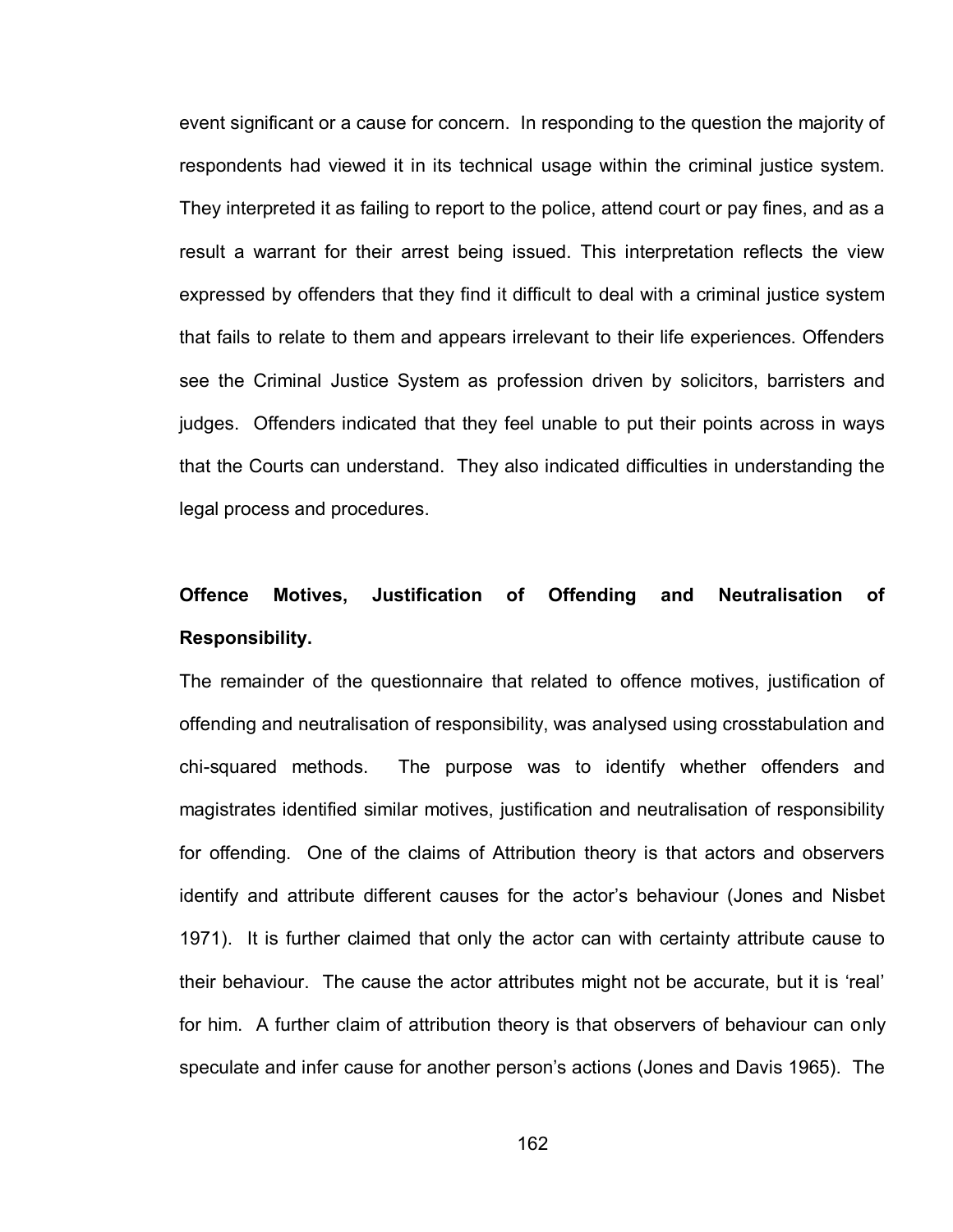event significant or a cause for concern. In responding to the question the majority of respondents had viewed it in its technical usage within the criminal justice system. They interpreted it as failing to report to the police, attend court or pay fines, and as a result a warrant for their arrest being issued. This interpretation reflects the view expressed by offenders that they find it difficult to deal with a criminal justice system that fails to relate to them and appears irrelevant to their life experiences. Offenders see the Criminal Justice System as profession driven by solicitors, barristers and judges. Offenders indicated that they feel unable to put their points across in ways that the Courts can understand. They also indicated difficulties in understanding the legal process and procedures.

**Offence Motives, Justification of Offending and Neutralisation of Responsibility.**

The remainder of the questionnaire that related to offence motives, justification of offending and neutralisation of responsibility, was analysed using crosstabulation and chi-squared methods. The purpose was to identify whether offenders and magistrates identified similar motives, justification and neutralisation of responsibility for offending. One of the claims of Attribution theory is that actors and observers identify and attribute different causes for the actor's behaviour (Jones and Nisbet 1971). It is further claimed that only the actor can with certainty attribute cause to their behaviour. The cause the actor attributes might not be accurate, but it is 'real' for him. A further claim of attribution theory is that observers of behaviour can only speculate and infer cause for another person's actions (Jones and Davis 1965). The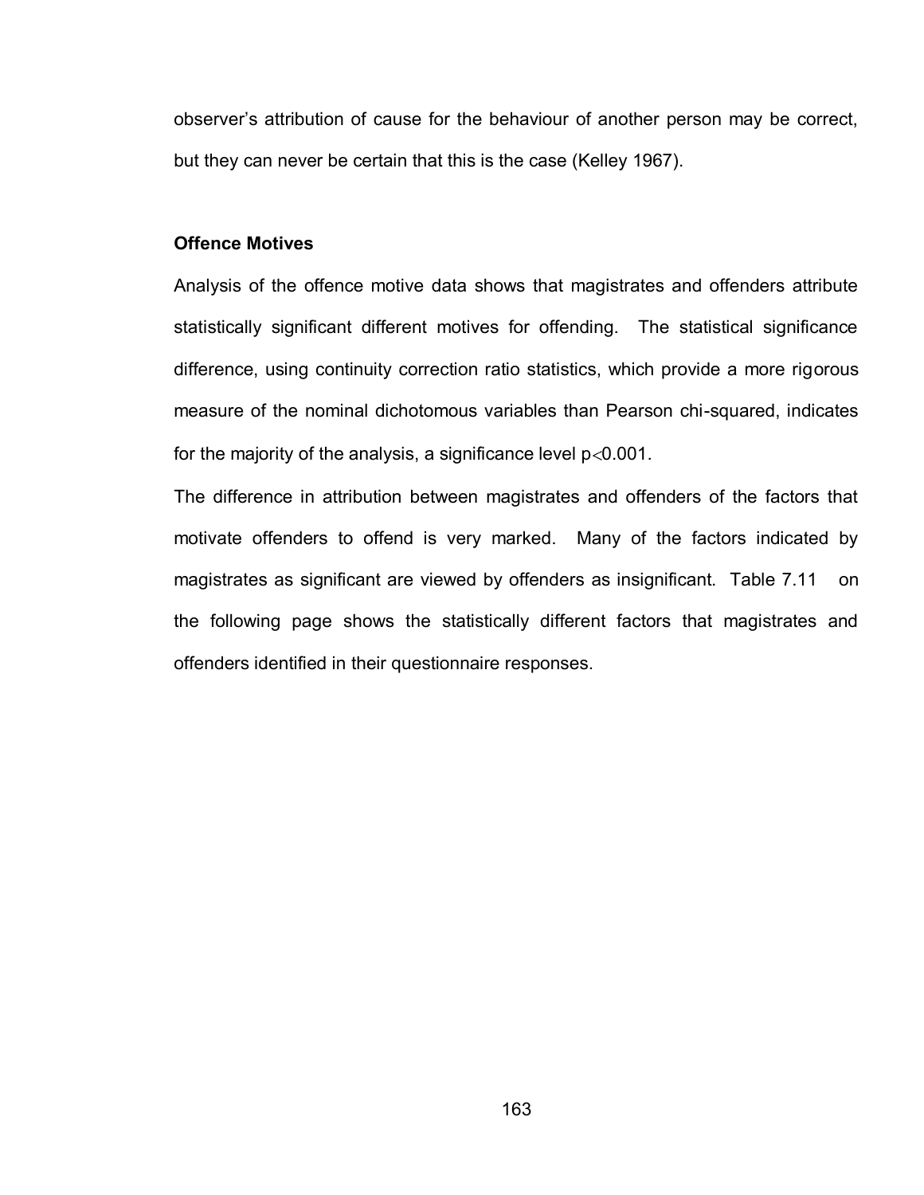observer's attribution of cause for the behaviour of another person may be correct, but they can never be certain that this is the case (Kelley 1967).

**Offence Motives**

Analysis of the offence motive data shows that magistrates and offenders attribute statistically significant different motives for offending. The statistical significance difference, using continuity correction ratio statistics, which provide a more rigorous measure of the nominal dichotomous variables than Pearson chi-squared, indicates for the majority of the analysis, a significance level $p<0.001$.

The difference in attribution between magistrates and offenders of the factors that motivate offenders to offend is very marked. Many of the factors indicated by magistrates as significant are viewed by offenders as insignificant. Table 7.11 on the following page shows the statistically different factors that magistrates and offenders identified in their questionnaire responses.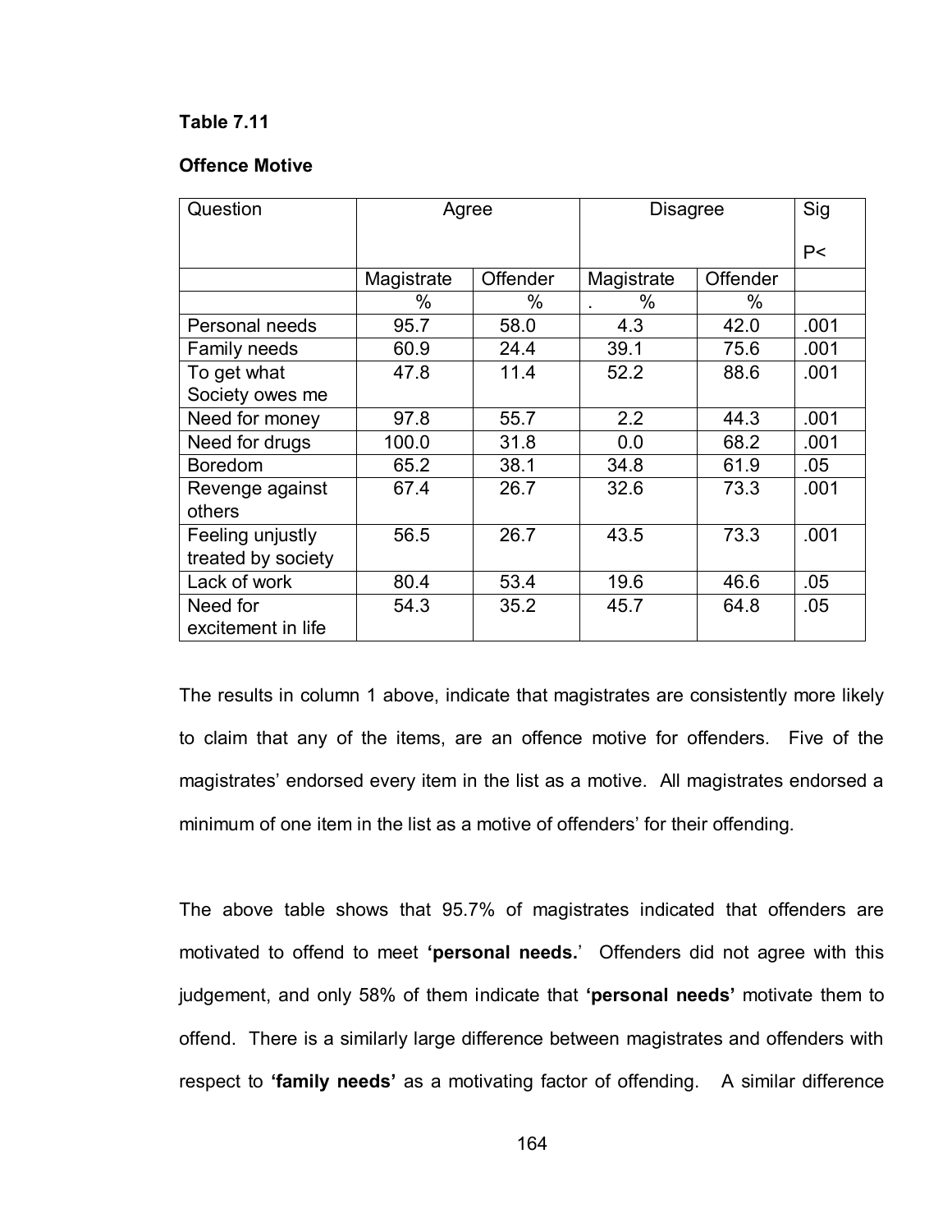**Table 7.11**

**Offence Motive**

| Question | Agree | | Disagree | | Sig<br>P< |
|---|---|---|---|---|---|
| | Magistrate | Offender | Magistrate | Offender | |
| | % | % | . % | % | |
| Personal needs | 95.7 | 58.0 | 4.3 | 42.0 | .001 |
| Family needs | 60.9 | 24.4 | 39.1 | 75.6 | .001 |
| To get what Society owes me | 47.8 | 11.4 | 52.2 | 88.6 | .001 |
| Need for money | 97.8 | 55.7 | 2.2 | 44.3 | .001 |
| Need for drugs | 100.0 | 31.8 | 0.0 | 68.2 | .001 |
| Boredom | 65.2 | 38.1 | 34.8 | 61.9 | .05 |
| Revenge against others | 67.4 | 26.7 | 32.6 | 73.3 | .001 |
| Feeling unjustly treated by society | 56.5 | 26.7 | 43.5 | 73.3 | .001 |
| Lack of work | 80.4 | 53.4 | 19.6 | 46.6 | .05 |
| Need for excitement in life | 54.3 | 35.2 | 45.7 | 64.8 | .05 |

The results in column 1 above, indicate that magistrates are consistently more likely to claim that any of the items, are an offence motive for offenders. Five of the magistrates' endorsed every item in the list as a motive. All magistrates endorsed a minimum of one item in the list as a motive of offenders' for their offending.

The above table shows that 95.7% of magistrates indicated that offenders are motivated to offend to meet **'personal needs.'** Offenders did not agree with this judgement, and only 58% of them indicate that **'personal needs'** motivate them to offend. There is a similarly large difference between magistrates and offenders with respect to **'family needs'** as a motivating factor of offending. A similar difference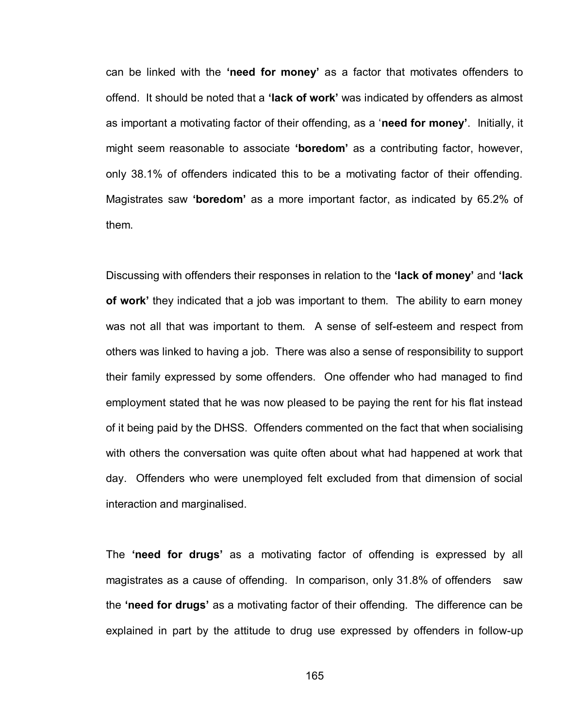can be linked with the **'need for money'** as a factor that motivates offenders to offend. It should be noted that a **'lack of work'** was indicated by offenders as almost as important a motivating factor of their offending, as a '**need for money'**. Initially, it might seem reasonable to associate **'boredom'** as a contributing factor, however, only 38.1% of offenders indicated this to be a motivating factor of their offending. Magistrates saw **'boredom'** as a more important factor, as indicated by 65.2% of them.

Discussing with offenders their responses in relation to the **'lack of money'** and **'lack of work'** they indicated that a job was important to them. The ability to earn money was not all that was important to them. A sense of self-esteem and respect from others was linked to having a job. There was also a sense of responsibility to support their family expressed by some offenders. One offender who had managed to find employment stated that he was now pleased to be paying the rent for his flat instead of it being paid by the DHSS. Offenders commented on the fact that when socialising with others the conversation was quite often about what had happened at work that day. Offenders who were unemployed felt excluded from that dimension of social interaction and marginalised.

The **'need for drugs'** as a motivating factor of offending is expressed by all magistrates as a cause of offending. In comparison, only 31.8% of offenders saw the **'need for drugs'** as a motivating factor of their offending. The difference can be explained in part by the attitude to drug use expressed by offenders in follow-up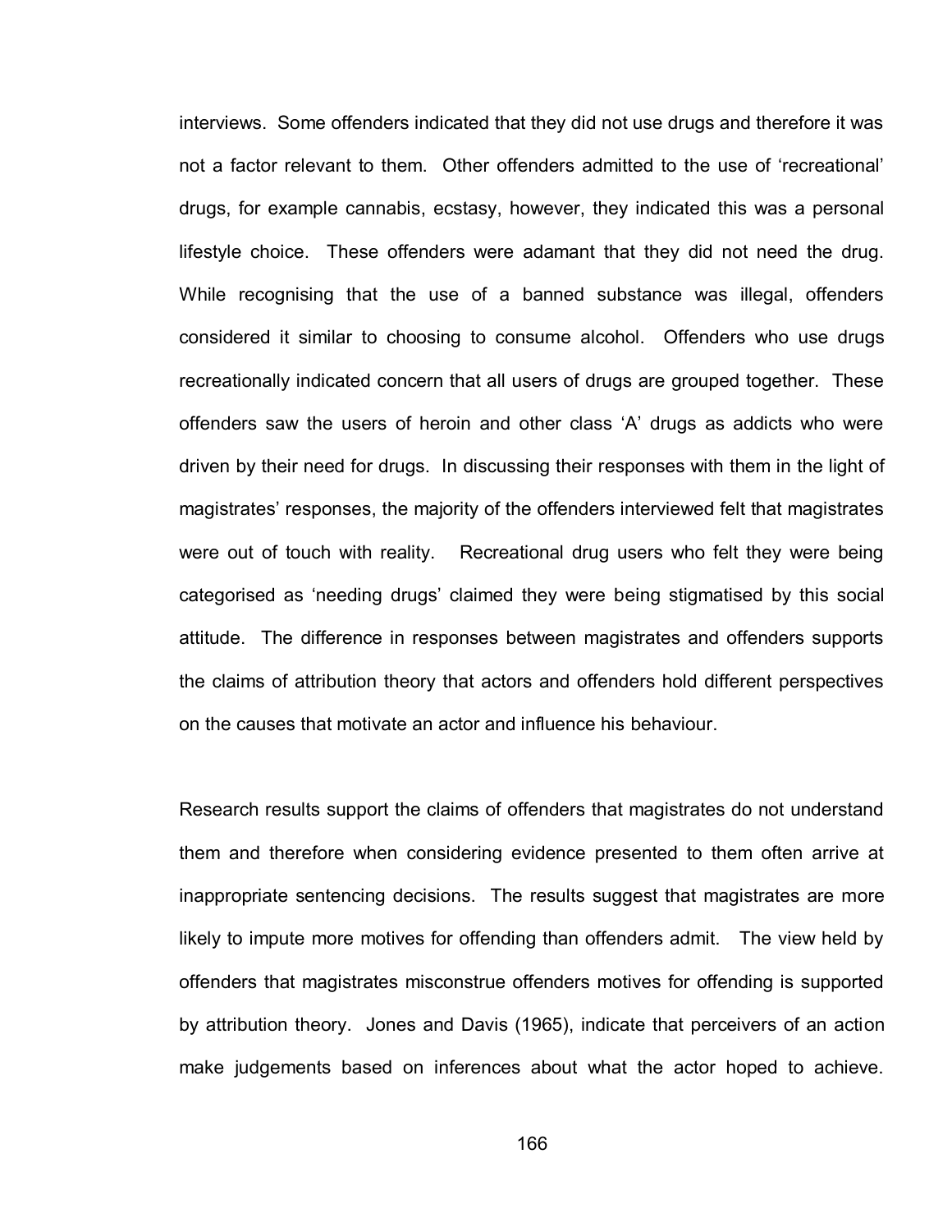interviews. Some offenders indicated that they did not use drugs and therefore it was not a factor relevant to them. Other offenders admitted to the use of 'recreational' drugs, for example cannabis, ecstasy, however, they indicated this was a personal lifestyle choice. These offenders were adamant that they did not need the drug. While recognising that the use of a banned substance was illegal, offenders considered it similar to choosing to consume alcohol. Offenders who use drugs recreationally indicated concern that all users of drugs are grouped together. These offenders saw the users of heroin and other class 'A' drugs as addicts who were driven by their need for drugs. In discussing their responses with them in the light of magistrates' responses, the majority of the offenders interviewed felt that magistrates were out of touch with reality. Recreational drug users who felt they were being categorised as 'needing drugs' claimed they were being stigmatised by this social attitude. The difference in responses between magistrates and offenders supports the claims of attribution theory that actors and offenders hold different perspectives on the causes that motivate an actor and influence his behaviour.

Research results support the claims of offenders that magistrates do not understand them and therefore when considering evidence presented to them often arrive at inappropriate sentencing decisions. The results suggest that magistrates are more likely to impute more motives for offending than offenders admit. The view held by offenders that magistrates misconstrue offenders motives for offending is supported by attribution theory. Jones and Davis (1965), indicate that perceivers of an action make judgements based on inferences about what the actor hoped to achieve.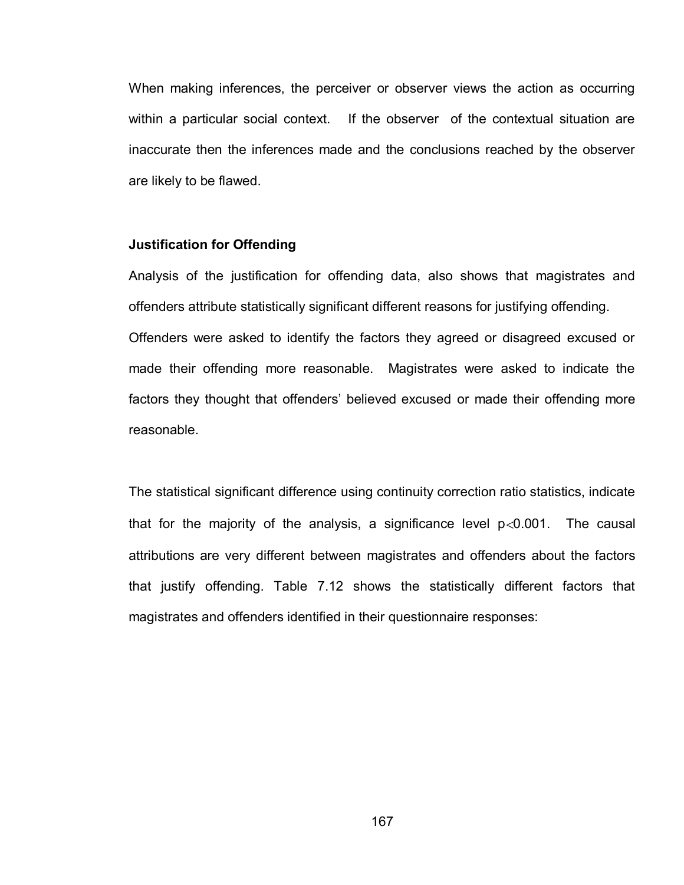When making inferences, the perceiver or observer views the action as occurring within a particular social context. If the observer of the contextual situation are inaccurate then the inferences made and the conclusions reached by the observer are likely to be flawed.

**Justification for Offending**

Analysis of the justification for offending data, also shows that magistrates and offenders attribute statistically significant different reasons for justifying offending. Offenders were asked to identify the factors they agreed or disagreed excused or made their offending more reasonable. Magistrates were asked to indicate the factors they thought that offenders' believed excused or made their offending more reasonable.

The statistical significant difference using continuity correction ratio statistics, indicate that for the majority of the analysis, a significance level $p<0.001$. The causal attributions are very different between magistrates and offenders about the factors that justify offending. Table 7.12 shows the statistically different factors that magistrates and offenders identified in their questionnaire responses: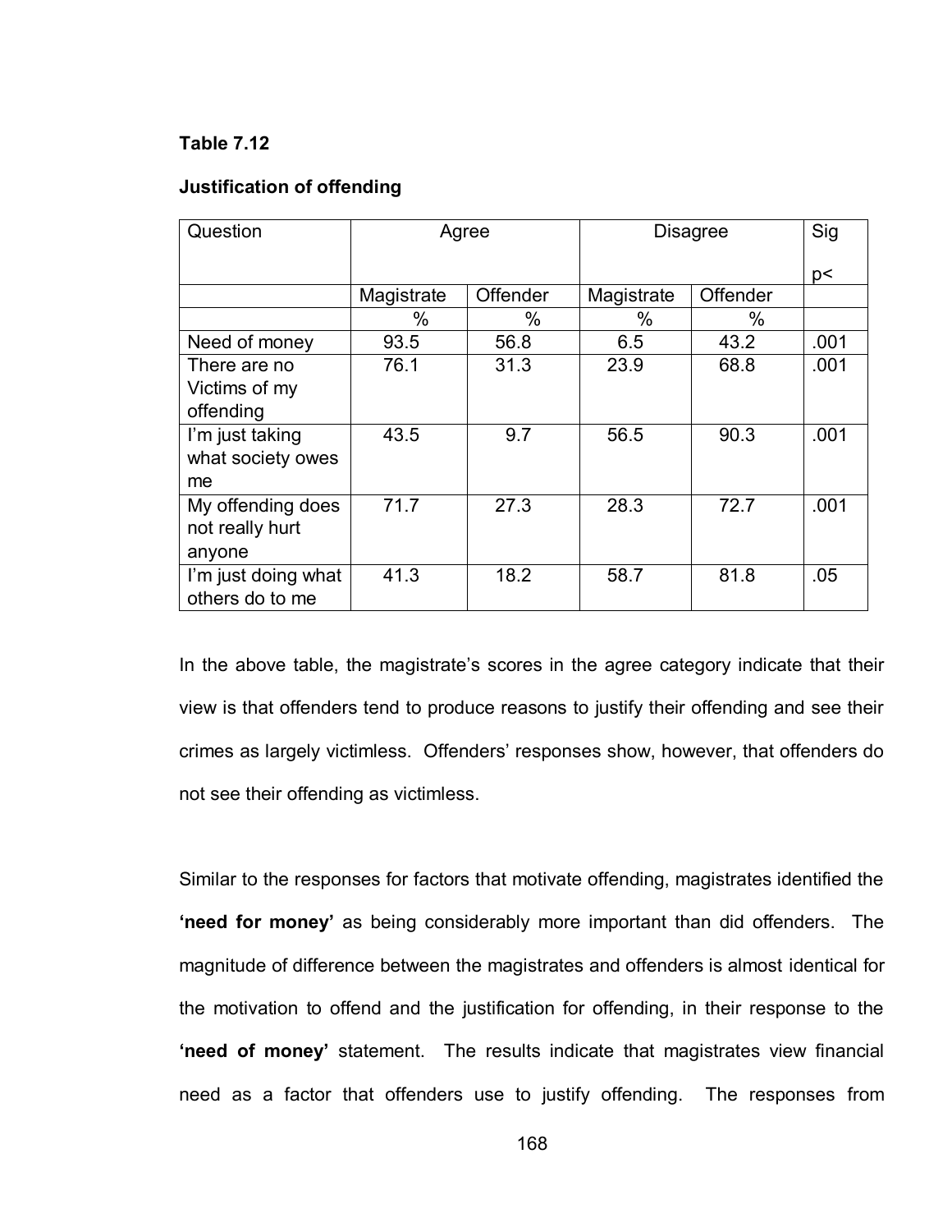**Table 7.12**

**Justification of offending**

| Question | Agree | | Disagree | | Sig p< |
|---|---|---|---|---|---|
| | Magistrate | Offender | Magistrate | Offender | |
| | % | % | % | % | |
| Need of money | 93.5 | 56.8 | 6.5 | 43.2 | .001 |
| There are no Victims of my offending | 76.1 | 31.3 | 23.9 | 68.8 | .001 |
| I'm just taking what society owes me | 43.5 | 9.7 | 56.5 | 90.3 | .001 |
| My offending does not really hurt anyone | 71.7 | 27.3 | 28.3 | 72.7 | .001 |
| I'm just doing what others do to me | 41.3 | 18.2 | 58.7 | 81.8 | .05 |

In the above table, the magistrate's scores in the agree category indicate that their view is that offenders tend to produce reasons to justify their offending and see their crimes as largely victimless. Offenders' responses show, however, that offenders do not see their offending as victimless.

Similar to the responses for factors that motivate offending, magistrates identified the **'need for money'** as being considerably more important than did offenders. The magnitude of difference between the magistrates and offenders is almost identical for the motivation to offend and the justification for offending, in their response to the **'need of money'** statement. The results indicate that magistrates view financial need as a factor that offenders use to justify offending. The responses from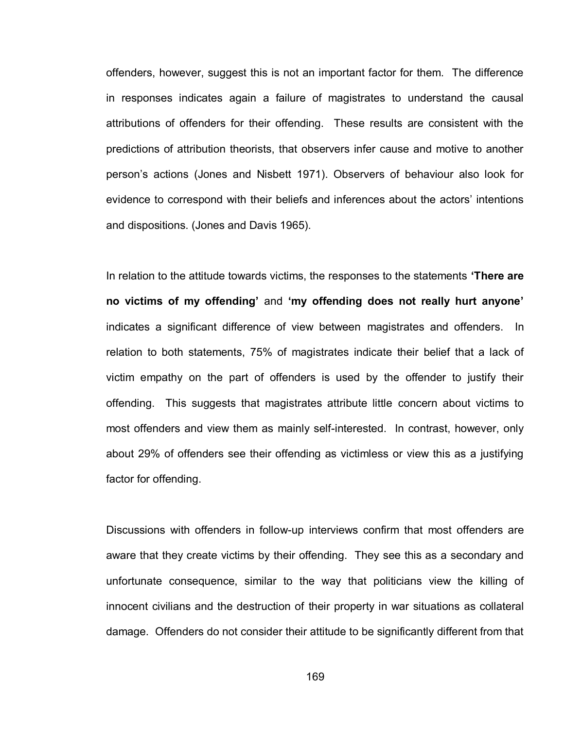offenders, however, suggest this is not an important factor for them. The difference in responses indicates again a failure of magistrates to understand the causal attributions of offenders for their offending. These results are consistent with the predictions of attribution theorists, that observers infer cause and motive to another person's actions (Jones and Nisbett 1971). Observers of behaviour also look for evidence to correspond with their beliefs and inferences about the actors' intentions and dispositions. (Jones and Davis 1965).

In relation to the attitude towards victims, the responses to the statements **'There are no victims of my offending'** and **'my offending does not really hurt anyone'** indicates a significant difference of view between magistrates and offenders. In relation to both statements, 75% of magistrates indicate their belief that a lack of victim empathy on the part of offenders is used by the offender to justify their offending. This suggests that magistrates attribute little concern about victims to most offenders and view them as mainly self-interested. In contrast, however, only about 29% of offenders see their offending as victimless or view this as a justifying factor for offending.

Discussions with offenders in follow-up interviews confirm that most offenders are aware that they create victims by their offending. They see this as a secondary and unfortunate consequence, similar to the way that politicians view the killing of innocent civilians and the destruction of their property in war situations as collateral damage. Offenders do not consider their attitude to be significantly different from that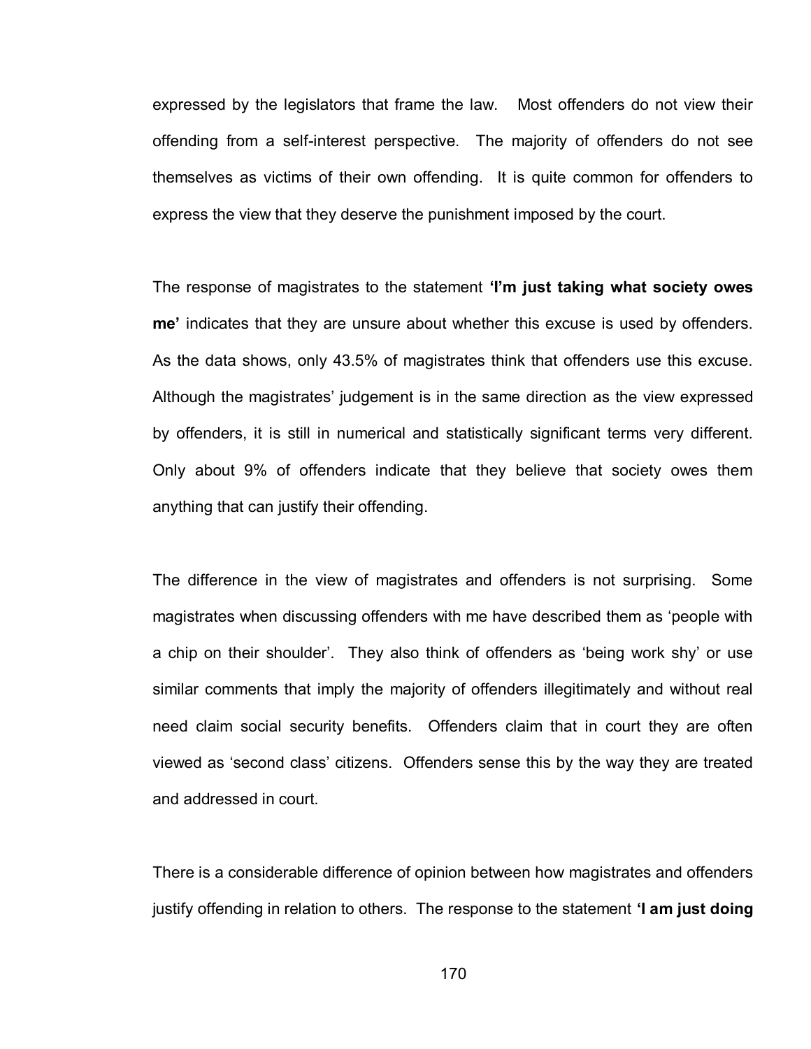expressed by the legislators that frame the law. Most offenders do not view their offending from a self-interest perspective. The majority of offenders do not see themselves as victims of their own offending. It is quite common for offenders to express the view that they deserve the punishment imposed by the court.

The response of magistrates to the statement **'I'm just taking what society owes me'** indicates that they are unsure about whether this excuse is used by offenders. As the data shows, only 43.5% of magistrates think that offenders use this excuse. Although the magistrates' judgement is in the same direction as the view expressed by offenders, it is still in numerical and statistically significant terms very different. Only about 9% of offenders indicate that they believe that society owes them anything that can justify their offending.

The difference in the view of magistrates and offenders is not surprising. Some magistrates when discussing offenders with me have described them as 'people with a chip on their shoulder'. They also think of offenders as 'being work shy' or use similar comments that imply the majority of offenders illegitimately and without real need claim social security benefits. Offenders claim that in court they are often viewed as 'second class' citizens. Offenders sense this by the way they are treated and addressed in court.

There is a considerable difference of opinion between how magistrates and offenders justify offending in relation to others. The response to the statement **'I am just doing**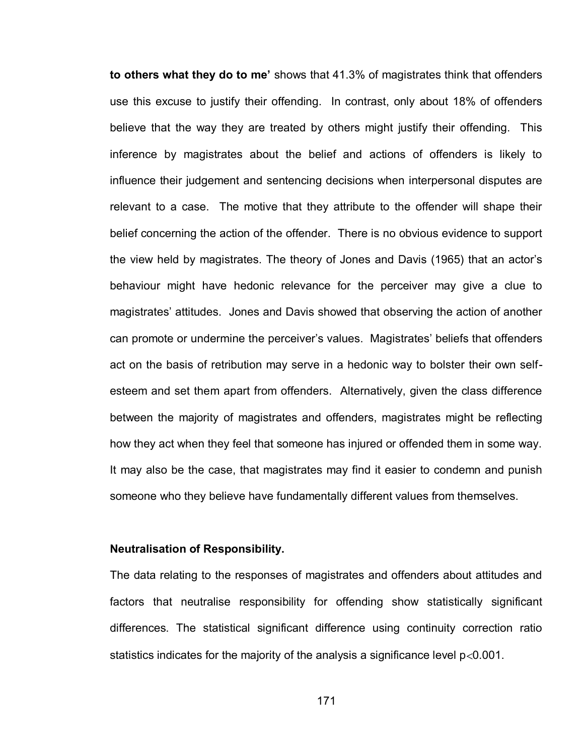**to others what they do to me'** shows that 41.3% of magistrates think that offenders use this excuse to justify their offending. In contrast, only about 18% of offenders believe that the way they are treated by others might justify their offending. This inference by magistrates about the belief and actions of offenders is likely to influence their judgement and sentencing decisions when interpersonal disputes are relevant to a case. The motive that they attribute to the offender will shape their belief concerning the action of the offender. There is no obvious evidence to support the view held by magistrates. The theory of Jones and Davis (1965) that an actor's behaviour might have hedonic relevance for the perceiver may give a clue to magistrates' attitudes. Jones and Davis showed that observing the action of another can promote or undermine the perceiver's values. Magistrates' beliefs that offenders act on the basis of retribution may serve in a hedonic way to bolster their own self-esteem and set them apart from offenders. Alternatively, given the class difference between the majority of magistrates and offenders, magistrates might be reflecting how they act when they feel that someone has injured or offended them in some way. It may also be the case, that magistrates may find it easier to condemn and punish someone who they believe have fundamentally different values from themselves.

**Neutralisation of Responsibility.**

The data relating to the responses of magistrates and offenders about attitudes and factors that neutralise responsibility for offending show statistically significant differences. The statistical significant difference using continuity correction ratio statistics indicates for the majority of the analysis a significance level $p < 0.001$.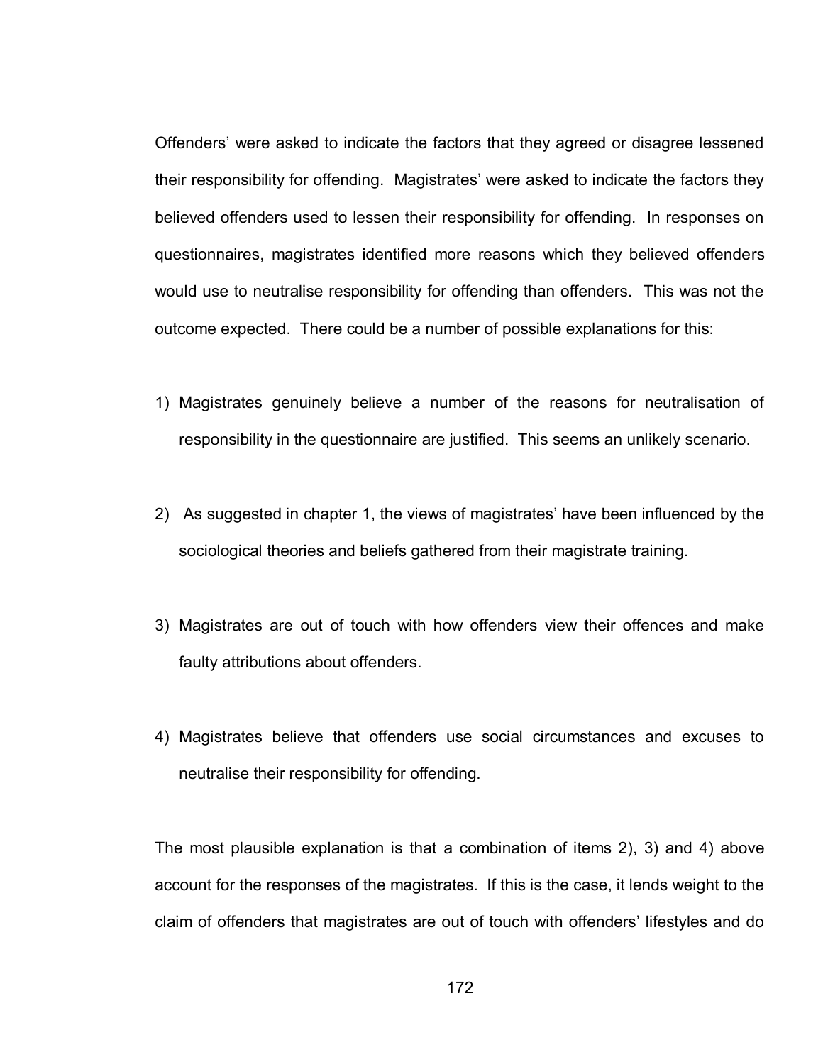Offenders' were asked to indicate the factors that they agreed or disagree lessened their responsibility for offending. Magistrates' were asked to indicate the factors they believed offenders used to lessen their responsibility for offending. In responses on questionnaires, magistrates identified more reasons which they believed offenders would use to neutralise responsibility for offending than offenders. This was not the outcome expected. There could be a number of possible explanations for this:

1) Magistrates genuinely believe a number of the reasons for neutralisation of responsibility in the questionnaire are justified. This seems an unlikely scenario.

2) As suggested in chapter 1, the views of magistrates' have been influenced by the sociological theories and beliefs gathered from their magistrate training.

3) Magistrates are out of touch with how offenders view their offences and make faulty attributions about offenders.

4) Magistrates believe that offenders use social circumstances and excuses to neutralise their responsibility for offending.

The most plausible explanation is that a combination of items 2), 3) and 4) above account for the responses of the magistrates. If this is the case, it lends weight to the claim of offenders that magistrates are out of touch with offenders' lifestyles and do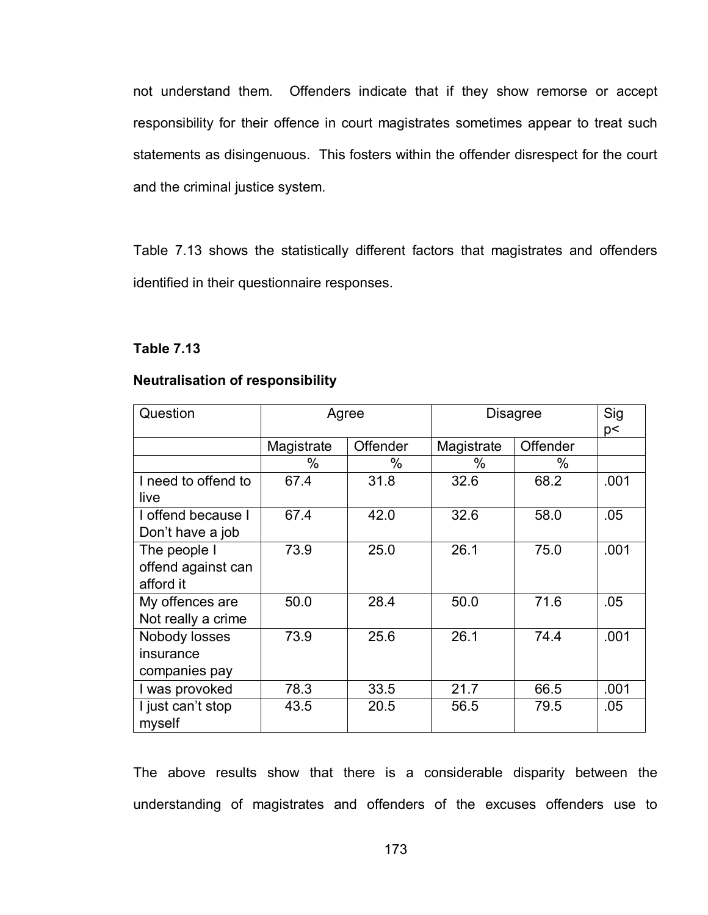not understand them. Offenders indicate that if they show remorse or accept responsibility for their offence in court magistrates sometimes appear to treat such statements as disingenuous. This fosters within the offender disrespect for the court and the criminal justice system.

Table 7.13 shows the statistically different factors that magistrates and offenders identified in their questionnaire responses.

**Table 7.13**

**Neutralisation of responsibility**

| Question | Agree | | Disagree | | Sig p< |
|---|---|---|---|---|---|
| | Magistrate | Offender | Magistrate | Offender | |
| | % | % | % | % | |
| I need to offend to live | 67.4 | 31.8 | 32.6 | 68.2 | .001 |
| I offend because I Don't have a job | 67.4 | 42.0 | 32.6 | 58.0 | .05 |
| The people I offend against can afford it | 73.9 | 25.0 | 26.1 | 75.0 | .001 |
| My offences are Not really a crime | 50.0 | 28.4 | 50.0 | 71.6 | .05 |
| Nobody losses insurance companies pay | 73.9 | 25.6 | 26.1 | 74.4 | .001 |
| I was provoked | 78.3 | 33.5 | 21.7 | 66.5 | .001 |
| I just can't stop myself | 43.5 | 20.5 | 56.5 | 79.5 | .05 |

The above results show that there is a considerable disparity between the understanding of magistrates and offenders of the excuses offenders use to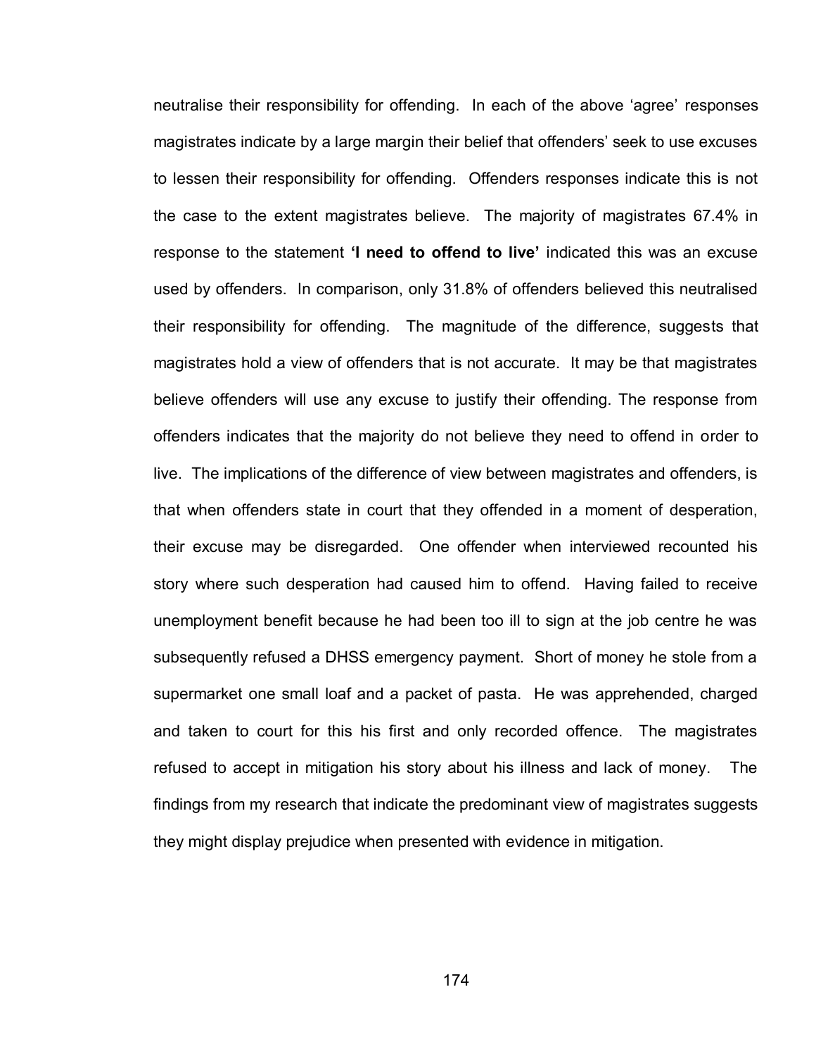neutralise their responsibility for offending. In each of the above 'agree' responses magistrates indicate by a large margin their belief that offenders' seek to use excuses to lessen their responsibility for offending. Offenders responses indicate this is not the case to the extent magistrates believe. The majority of magistrates 67.4% in response to the statement **'I need to offend to live'** indicated this was an excuse used by offenders. In comparison, only 31.8% of offenders believed this neutralised their responsibility for offending. The magnitude of the difference, suggests that magistrates hold a view of offenders that is not accurate. It may be that magistrates believe offenders will use any excuse to justify their offending. The response from offenders indicates that the majority do not believe they need to offend in order to live. The implications of the difference of view between magistrates and offenders, is that when offenders state in court that they offended in a moment of desperation, their excuse may be disregarded. One offender when interviewed recounted his story where such desperation had caused him to offend. Having failed to receive unemployment benefit because he had been too ill to sign at the job centre he was subsequently refused a DHSS emergency payment. Short of money he stole from a supermarket one small loaf and a packet of pasta. He was apprehended, charged and taken to court for this his first and only recorded offence. The magistrates refused to accept in mitigation his story about his illness and lack of money. The findings from my research that indicate the predominant view of magistrates suggests they might display prejudice when presented with evidence in mitigation.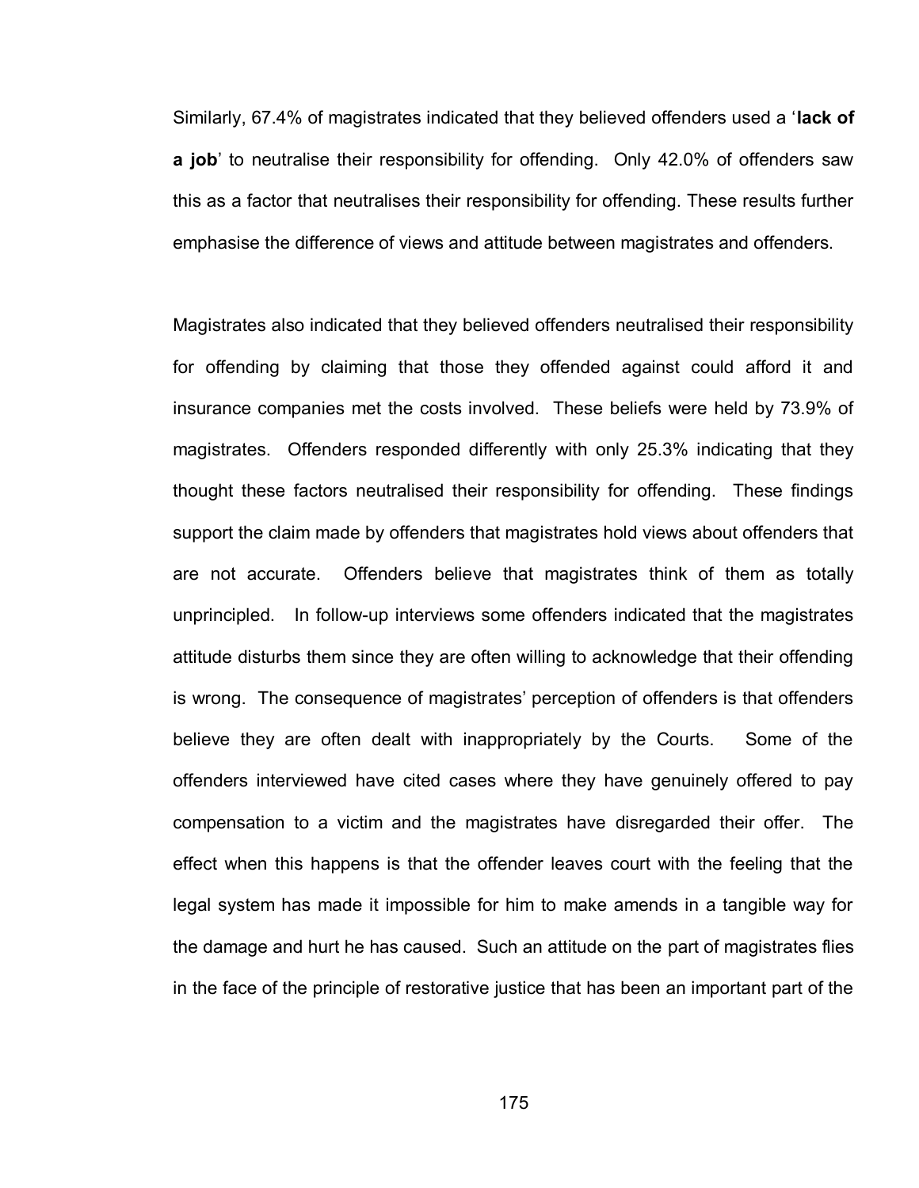Similarly, 67.4% of magistrates indicated that they believed offenders used a '**lack of a job**' to neutralise their responsibility for offending. Only 42.0% of offenders saw this as a factor that neutralises their responsibility for offending. These results further emphasise the difference of views and attitude between magistrates and offenders.

Magistrates also indicated that they believed offenders neutralised their responsibility for offending by claiming that those they offended against could afford it and insurance companies met the costs involved. These beliefs were held by 73.9% of magistrates. Offenders responded differently with only 25.3% indicating that they thought these factors neutralised their responsibility for offending. These findings support the claim made by offenders that magistrates hold views about offenders that are not accurate. Offenders believe that magistrates think of them as totally unprincipled. In follow-up interviews some offenders indicated that the magistrates attitude disturbs them since they are often willing to acknowledge that their offending is wrong. The consequence of magistrates' perception of offenders is that offenders believe they are often dealt with inappropriately by the Courts. Some of the offenders interviewed have cited cases where they have genuinely offered to pay compensation to a victim and the magistrates have disregarded their offer. The effect when this happens is that the offender leaves court with the feeling that the legal system has made it impossible for him to make amends in a tangible way for the damage and hurt he has caused. Such an attitude on the part of magistrates flies in the face of the principle of restorative justice that has been an important part of the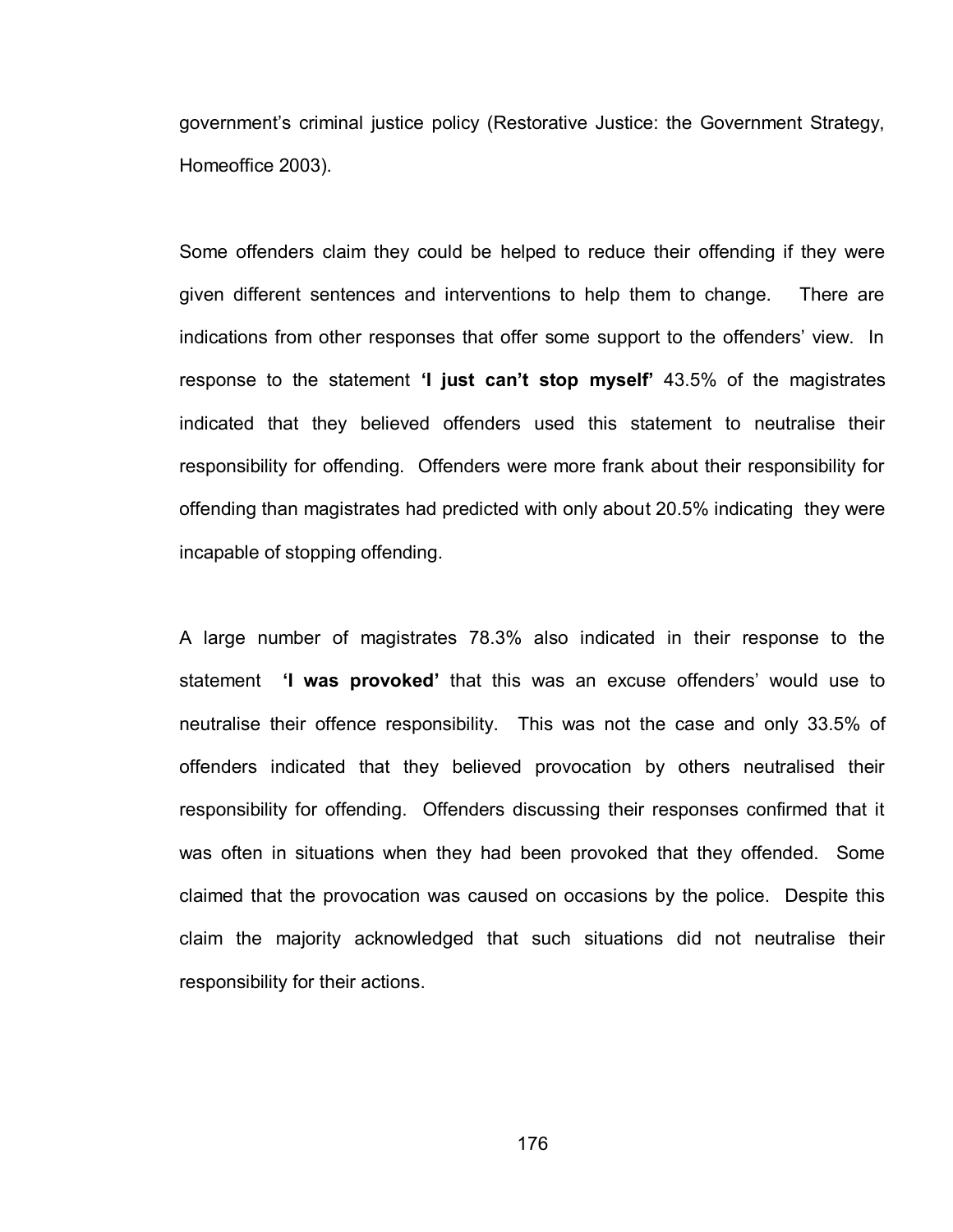government's criminal justice policy (Restorative Justice: the Government Strategy, Homeoffice 2003).

Some offenders claim they could be helped to reduce their offending if they were given different sentences and interventions to help them to change. There are indications from other responses that offer some support to the offenders' view. In response to the statement **'I just can't stop myself'** 43.5% of the magistrates indicated that they believed offenders used this statement to neutralise their responsibility for offending. Offenders were more frank about their responsibility for offending than magistrates had predicted with only about 20.5% indicating they were incapable of stopping offending.

A large number of magistrates 78.3% also indicated in their response to the statement **'I was provoked'** that this was an excuse offenders' would use to neutralise their offence responsibility. This was not the case and only 33.5% of offenders indicated that they believed provocation by others neutralised their responsibility for offending. Offenders discussing their responses confirmed that it was often in situations when they had been provoked that they offended. Some claimed that the provocation was caused on occasions by the police. Despite this claim the majority acknowledged that such situations did not neutralise their responsibility for their actions.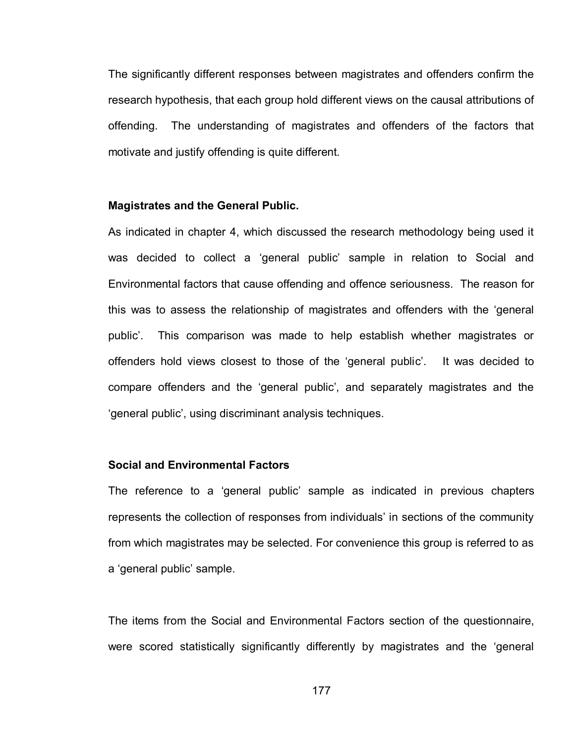The significantly different responses between magistrates and offenders confirm the research hypothesis, that each group hold different views on the causal attributions of offending. The understanding of magistrates and offenders of the factors that motivate and justify offending is quite different.

**Magistrates and the General Public.**

As indicated in chapter 4, which discussed the research methodology being used it was decided to collect a 'general public' sample in relation to Social and Environmental factors that cause offending and offence seriousness. The reason for this was to assess the relationship of magistrates and offenders with the 'general public'. This comparison was made to help establish whether magistrates or offenders hold views closest to those of the 'general public'. It was decided to compare offenders and the 'general public', and separately magistrates and the 'general public', using discriminant analysis techniques.

**Social and Environmental Factors**

The reference to a 'general public' sample as indicated in previous chapters represents the collection of responses from individuals' in sections of the community from which magistrates may be selected. For convenience this group is referred to as a 'general public' sample.

The items from the Social and Environmental Factors section of the questionnaire, were scored statistically significantly differently by magistrates and the 'general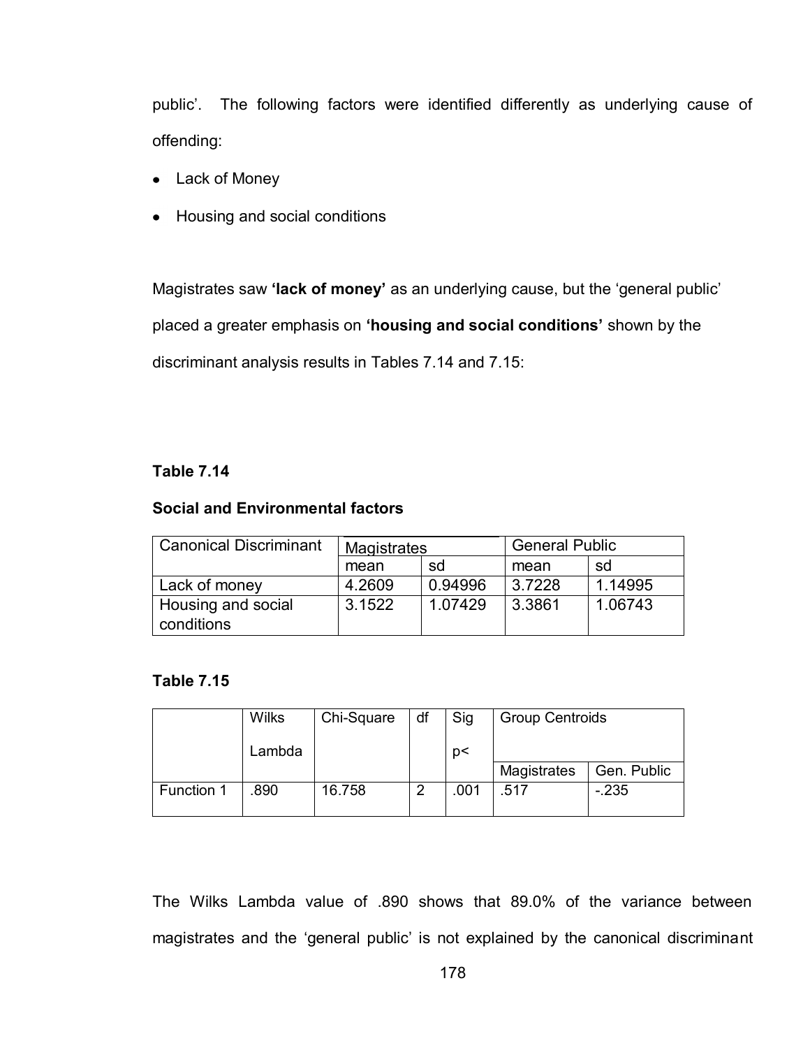public'. The following factors were identified differently as underlying cause of offending:

- Lack of Money
- Housing and social conditions

Magistrates saw **'lack of money'** as an underlying cause, but the 'general public' placed a greater emphasis on **'housing and social conditions'** shown by the discriminant analysis results in Tables 7.14 and 7.15:

**Table 7.14**

**Social and Environmental factors**

| Canonical Discriminant | Magistrates | | General Public | |
|---|---|---|---|---|
| | mean | sd | mean | sd |
| Lack of money | 4.2609 | 0.94996 | 3.7228 | 1.14995 |
| Housing and social conditions | 3.1522 | 1.07429 | 3.3861 | 1.06743 |

**Table 7.15**

| | Wilks Lambda | Chi-Square | df | Sig p< | Group Centroids | |
|---|---|---|---|---|---|---|
| | | | | | Magistrates | Gen. Public |
| Function 1 | .890 | 16.758 | 2 | .001 | .517 | -.235 |

The Wilks Lambda value of .890 shows that 89.0% of the variance between magistrates and the 'general public' is not explained by the canonical discriminant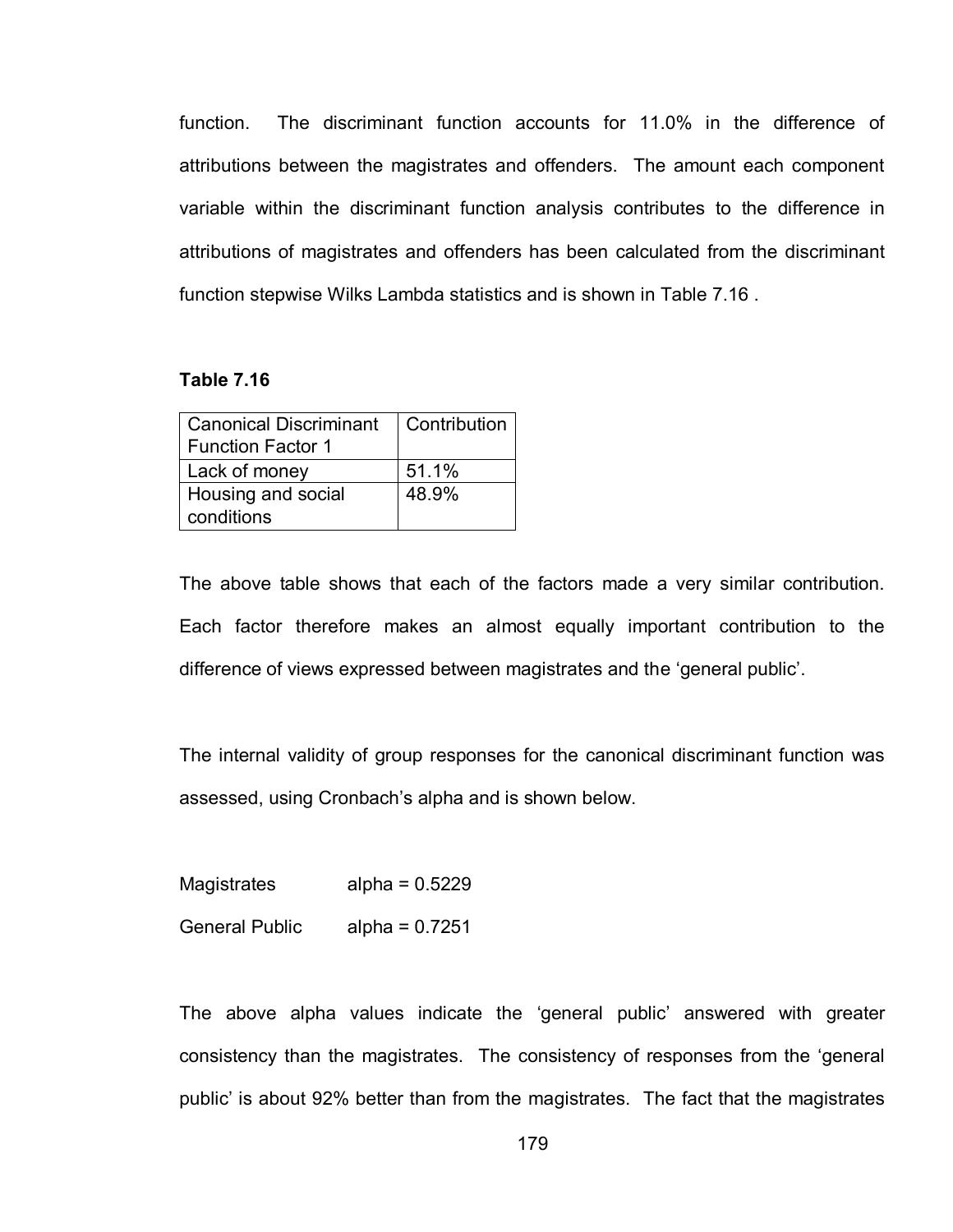function. The discriminant function accounts for 11.0% in the difference of attributions between the magistrates and offenders. The amount each component variable within the discriminant function analysis contributes to the difference in attributions of magistrates and offenders has been calculated from the discriminant function stepwise Wilks Lambda statistics and is shown in Table 7.16 .

**Table 7.16**

| Canonical Discriminant Function Factor 1 | Contribution |
|---|---|
| Lack of money | 51.1% |
| Housing and social conditions | 48.9% |

The above table shows that each of the factors made a very similar contribution. Each factor therefore makes an almost equally important contribution to the difference of views expressed between magistrates and the 'general public'.

The internal validity of group responses for the canonical discriminant function was assessed, using Cronbach's alpha and is shown below.

Magistrates alpha = 0.5229

General Public alpha = 0.7251

The above alpha values indicate the 'general public' answered with greater consistency than the magistrates. The consistency of responses from the 'general public' is about 92% better than from the magistrates. The fact that the magistrates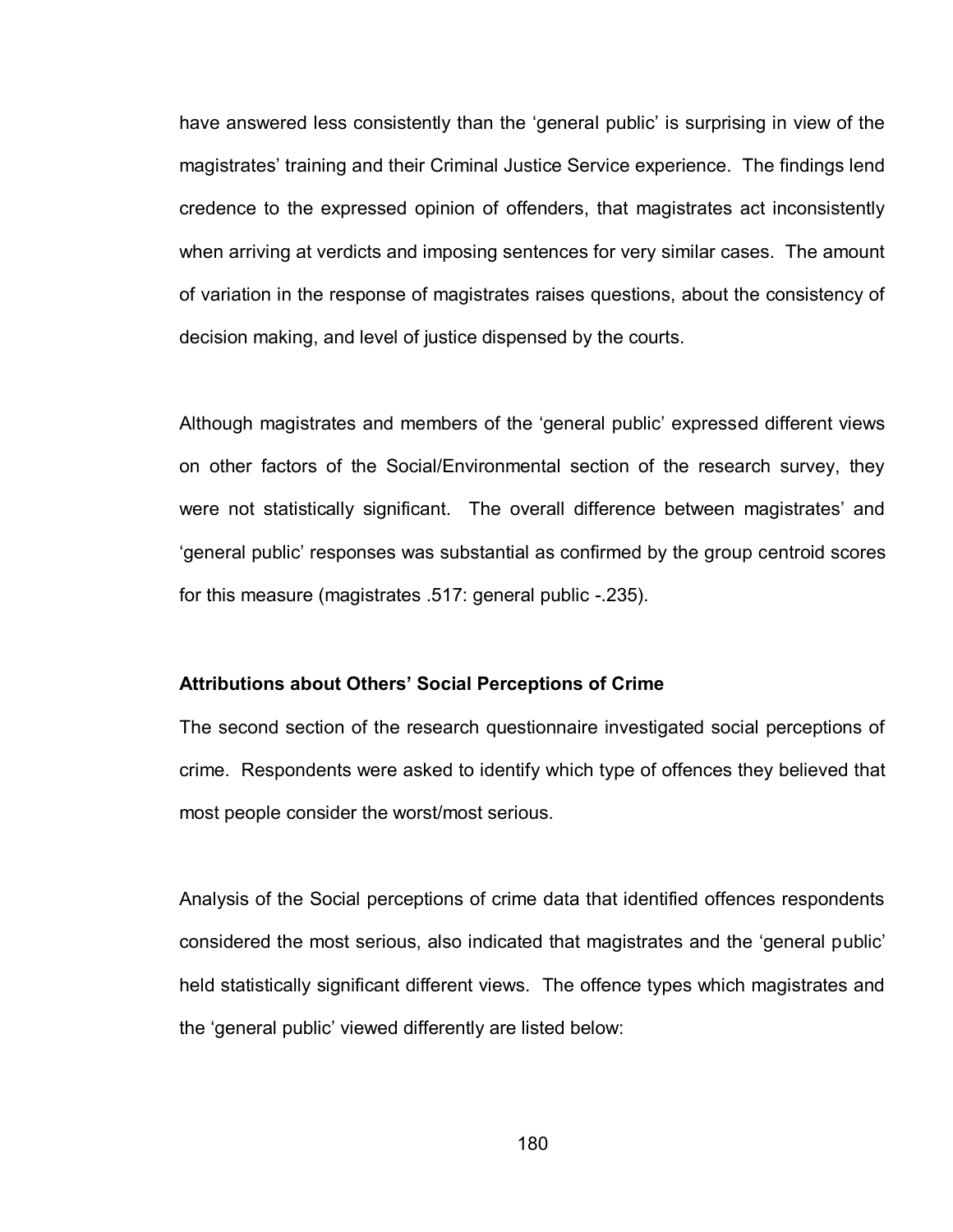have answered less consistently than the 'general public' is surprising in view of the magistrates' training and their Criminal Justice Service experience. The findings lend credence to the expressed opinion of offenders, that magistrates act inconsistently when arriving at verdicts and imposing sentences for very similar cases. The amount of variation in the response of magistrates raises questions, about the consistency of decision making, and level of justice dispensed by the courts.

Although magistrates and members of the 'general public' expressed different views on other factors of the Social/Environmental section of the research survey, they were not statistically significant. The overall difference between magistrates' and 'general public' responses was substantial as confirmed by the group centroid scores for this measure (magistrates .517: general public -.235).

**Attributions about Others' Social Perceptions of Crime**

The second section of the research questionnaire investigated social perceptions of crime. Respondents were asked to identify which type of offences they believed that most people consider the worst/most serious.

Analysis of the Social perceptions of crime data that identified offences respondents considered the most serious, also indicated that magistrates and the 'general public' held statistically significant different views. The offence types which magistrates and the 'general public' viewed differently are listed below: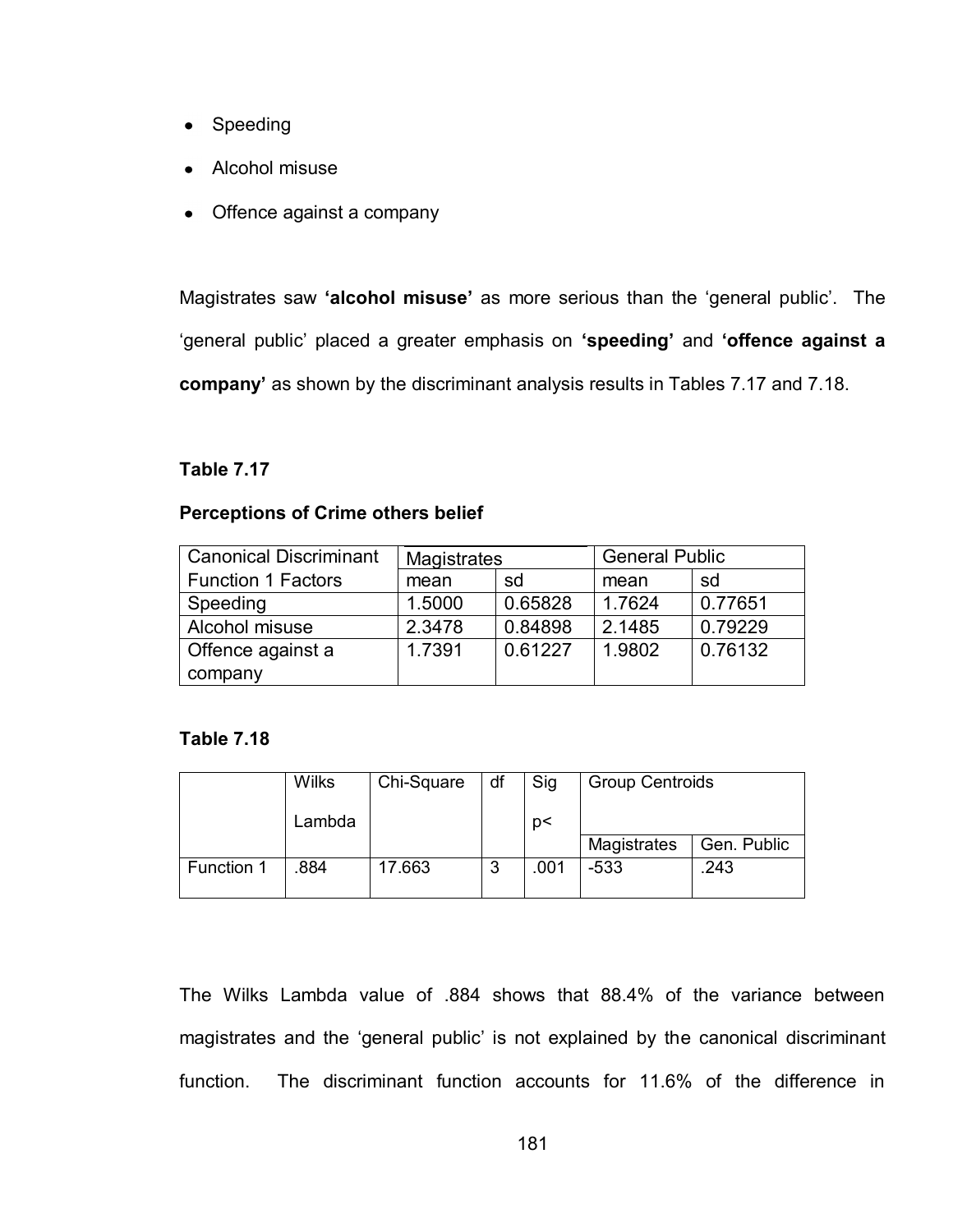- Speeding
- Alcohol misuse
- Offence against a company

Magistrates saw **'alcohol misuse'** as more serious than the 'general public'. The 'general public' placed a greater emphasis on **'speeding'** and **'offence against a company'** as shown by the discriminant analysis results in Tables 7.17 and 7.18.

**Table 7.17**

**Perceptions of Crime others belief**

| Canonical Discriminant Function 1 Factors | Magistrates | | General Public | |
|---|---|---|---|---|
| | mean | sd | mean | sd |
| Speeding | 1.5000 | 0.65828 | 1.7624 | 0.77651 |
| Alcohol misuse | 2.3478 | 0.84898 | 2.1485 | 0.79229 |
| Offence against a company | 1.7391 | 0.61227 | 1.9802 | 0.76132 |

**Table 7.18**

| | Wilks Lambda | Chi-Square | df | Sig p< | Group Centroids | |
|---|---|---|---|---|---|---|
| | | | | | Magistrates | Gen. Public |
| Function 1 | .884 | 17.663 | 3 | .001 | -533 | .243 |

The Wilks Lambda value of .884 shows that 88.4% of the variance between magistrates and the 'general public' is not explained by the canonical discriminant function. The discriminant function accounts for 11.6% of the difference in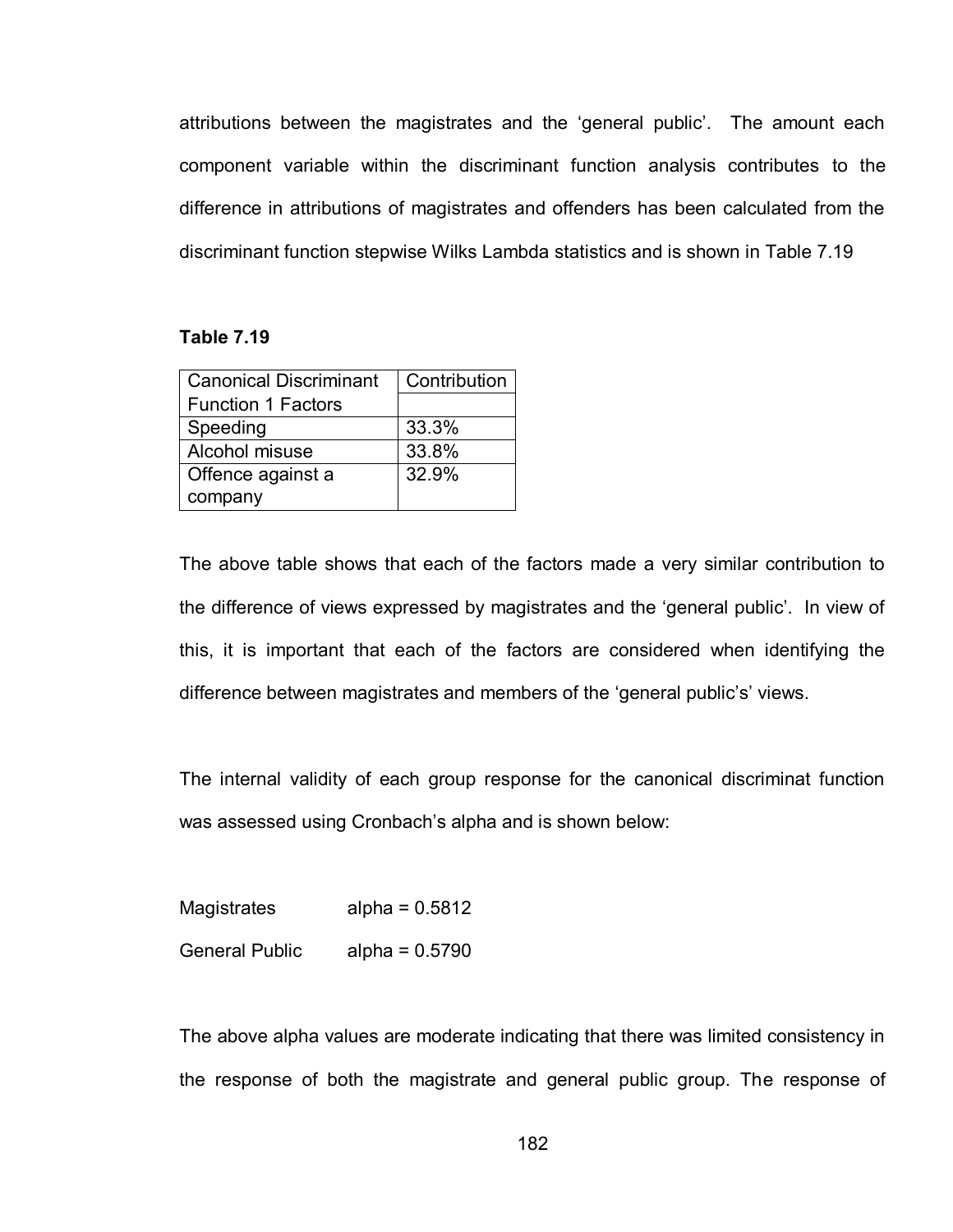attributions between the magistrates and the 'general public'. The amount each component variable within the discriminant function analysis contributes to the difference in attributions of magistrates and offenders has been calculated from the discriminant function stepwise Wilks Lambda statistics and is shown in Table 7.19

**Table 7.19**

| Canonical Discriminant Function 1 Factors | Contribution |
|---|---|
| Speeding | 33.3% |
| Alcohol misuse | 33.8% |
| Offence against a company | 32.9% |

The above table shows that each of the factors made a very similar contribution to the difference of views expressed by magistrates and the 'general public'. In view of this, it is important that each of the factors are considered when identifying the difference between magistrates and members of the 'general public's' views.

The internal validity of each group response for the canonical discriminat function was assessed using Cronbach's alpha and is shown below:

Magistrates alpha = 0.5812

General Public alpha = 0.5790

The above alpha values are moderate indicating that there was limited consistency in the response of both the magistrate and general public group. The response of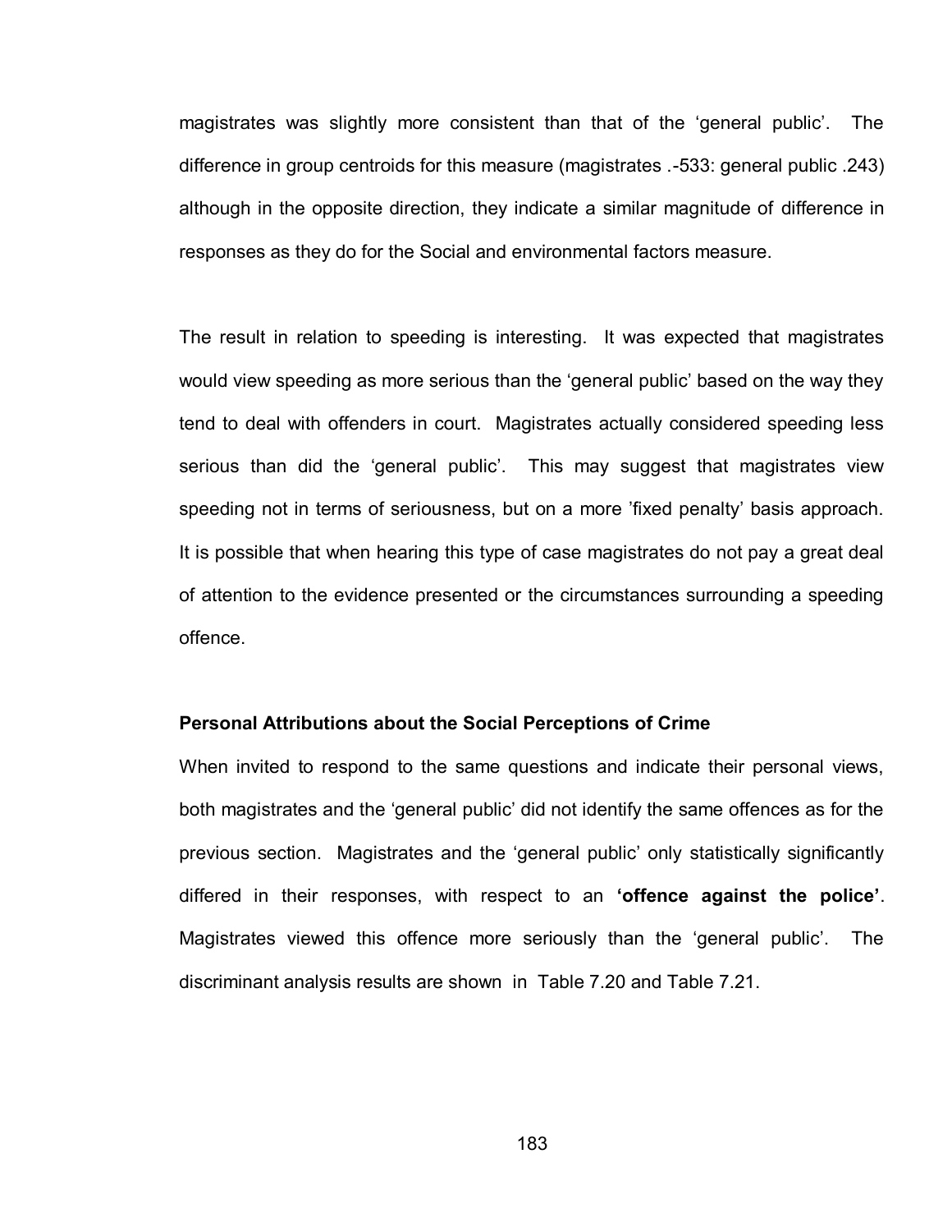magistrates was slightly more consistent than that of the 'general public'. The difference in group centroids for this measure (magistrates .-533: general public .243) although in the opposite direction, they indicate a similar magnitude of difference in responses as they do for the Social and environmental factors measure.

The result in relation to speeding is interesting. It was expected that magistrates would view speeding as more serious than the 'general public' based on the way they tend to deal with offenders in court. Magistrates actually considered speeding less serious than did the 'general public'. This may suggest that magistrates view speeding not in terms of seriousness, but on a more 'fixed penalty' basis approach. It is possible that when hearing this type of case magistrates do not pay a great deal of attention to the evidence presented or the circumstances surrounding a speeding offence.

**Personal Attributions about the Social Perceptions of Crime**

When invited to respond to the same questions and indicate their personal views, both magistrates and the 'general public' did not identify the same offences as for the previous section. Magistrates and the 'general public' only statistically significantly differed in their responses, with respect to an **'offence against the police'**. Magistrates viewed this offence more seriously than the 'general public'. The discriminant analysis results are shown in Table 7.20 and Table 7.21.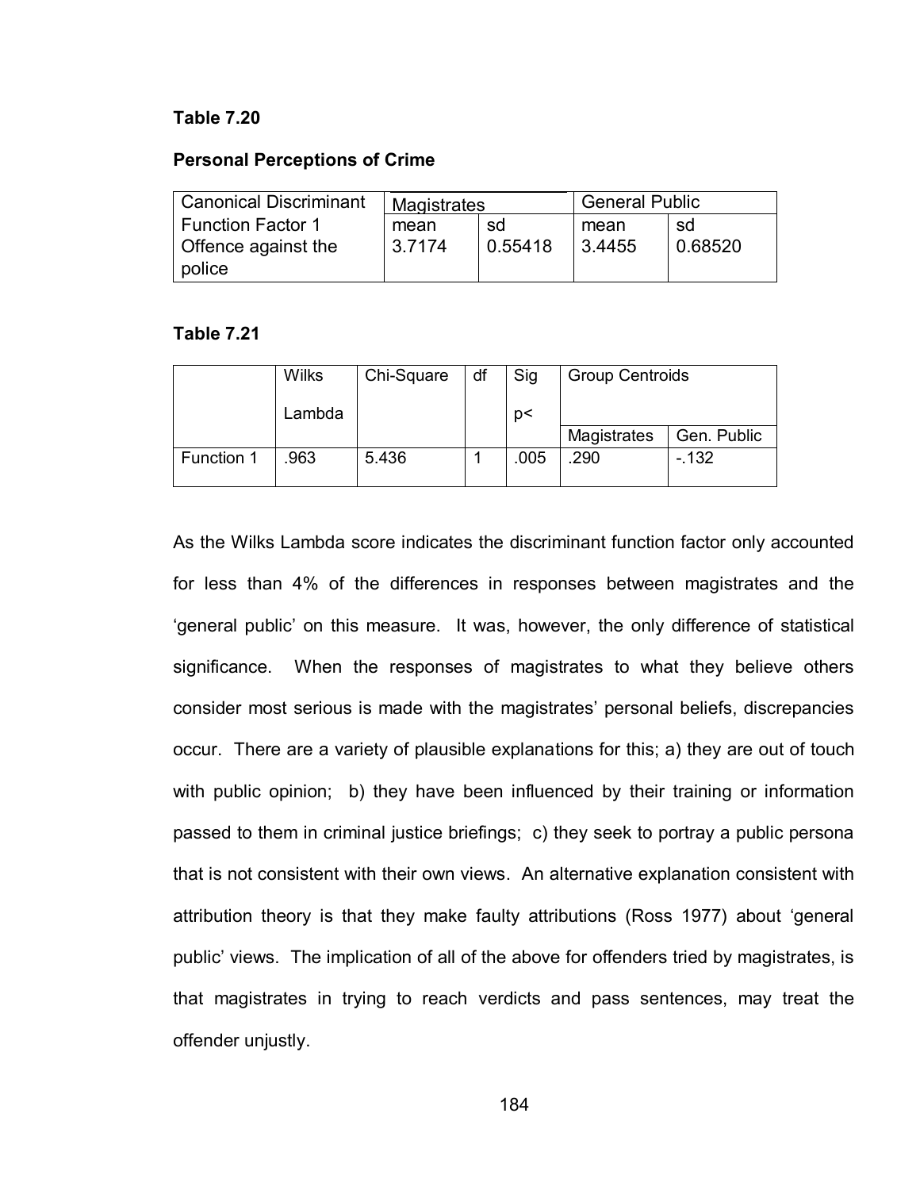**Table 7.20**

**Personal Perceptions of Crime**

| Canonical Discriminant Function Factor 1 Offence against the police | Magistrates | | General Public | |
|---|---|---|---|---|
| | mean | sd | mean | sd |
| | 3.7174 | 0.55418 | 3.4455 | 0.68520 |

**Table 7.21**

| | Wilks Lambda | Chi-Square | df | Sig p< | Group Centroids | |
|---|---|---|---|---|---|---|
| | | | | | Magistrates | Gen. Public |
| Function 1 | .963 | 5.436 | 1 | .005 | .290 | -.132 |

As the Wilks Lambda score indicates the discriminant function factor only accounted for less than 4% of the differences in responses between magistrates and the 'general public' on this measure. It was, however, the only difference of statistical significance. When the responses of magistrates to what they believe others consider most serious is made with the magistrates' personal beliefs, discrepancies occur. There are a variety of plausible explanations for this; a) they are out of touch with public opinion; b) they have been influenced by their training or information passed to them in criminal justice briefings; c) they seek to portray a public persona that is not consistent with their own views. An alternative explanation consistent with attribution theory is that they make faulty attributions (Ross 1977) about 'general public' views. The implication of all of the above for offenders tried by magistrates, is that magistrates in trying to reach verdicts and pass sentences, may treat the offender unjustly.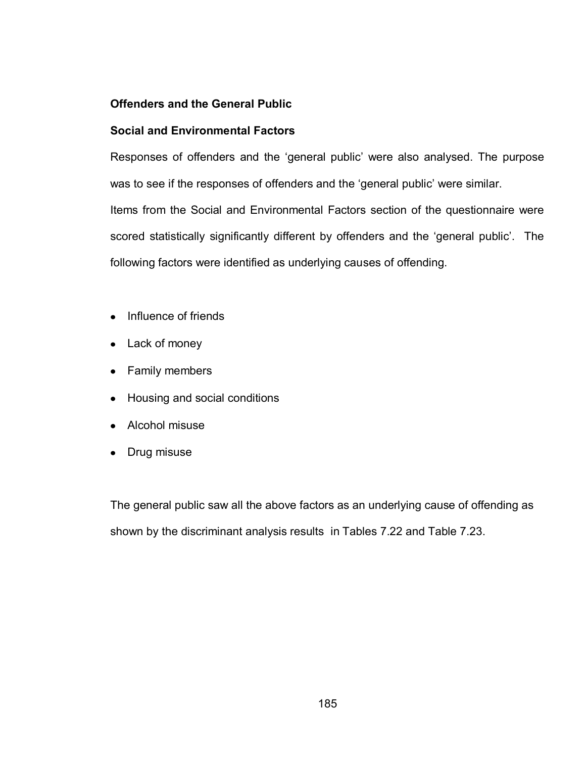**Offenders and the General Public**

**Social and Environmental Factors**

Responses of offenders and the ‘general public’ were also analysed. The purpose was to see if the responses of offenders and the ‘general public’ were similar.

Items from the Social and Environmental Factors section of the questionnaire were scored statistically significantly different by offenders and the ‘general public’. The following factors were identified as underlying causes of offending.

- Influence of friends
- Lack of money
- Family members
- Housing and social conditions
- Alcohol misuse
- Drug misuse

The general public saw all the above factors as an underlying cause of offending as shown by the discriminant analysis results in Tables 7.22 and Table 7.23.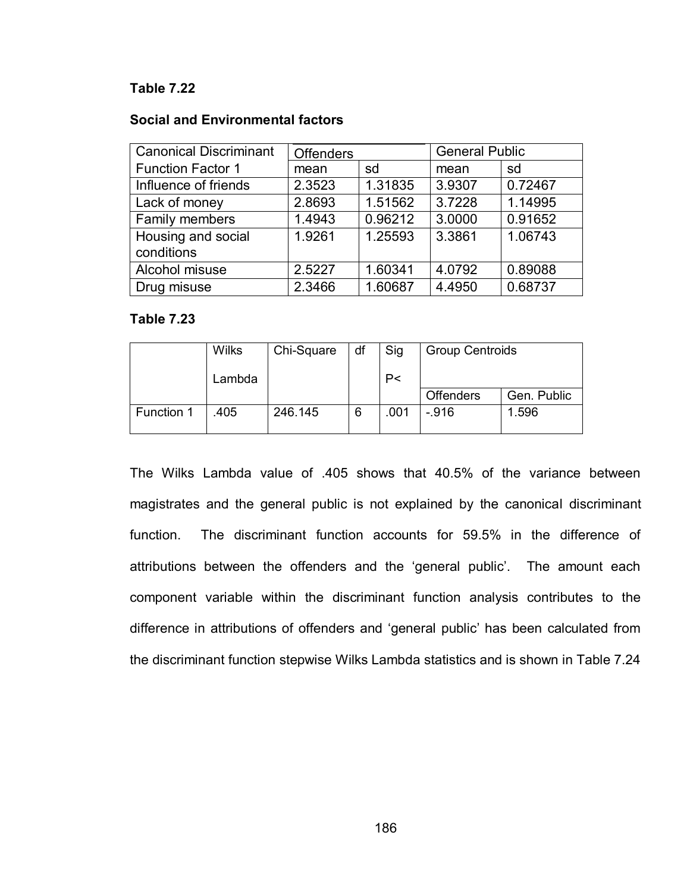**Table 7.22**

**Social and Environmental factors**

| Canonical Discriminant Function Factor 1 | Offenders | | General Public | |
|---|---|---|---|---|
| | mean | sd | mean | sd |
| Influence of friends | 2.3523 | 1.31835 | 3.9307 | 0.72467 |
| Lack of money | 2.8693 | 1.51562 | 3.7228 | 1.14995 |
| Family members | 1.4943 | 0.96212 | 3.0000 | 0.91652 |
| Housing and social conditions | 1.9261 | 1.25593 | 3.3861 | 1.06743 |
| Alcohol misuse | 2.5227 | 1.60341 | 4.0792 | 0.89088 |
| Drug misuse | 2.3466 | 1.60687 | 4.4950 | 0.68737 |

**Table 7.23**

| | Wilks Lambda | Chi-Square | df | Sig P< | Group Centroids | |
|---|---|---|---|---|---|---|
| | | | | | Offenders | Gen. Public |
| Function 1 | .405 | 246.145 | 6 | .001 | -.916 | 1.596 |

The Wilks Lambda value of .405 shows that 40.5% of the variance between magistrates and the general public is not explained by the canonical discriminant function. The discriminant function accounts for 59.5% in the difference of attributions between the offenders and the 'general public'. The amount each component variable within the discriminant function analysis contributes to the difference in attributions of offenders and 'general public' has been calculated from the discriminant function stepwise Wilks Lambda statistics and is shown in Table 7.24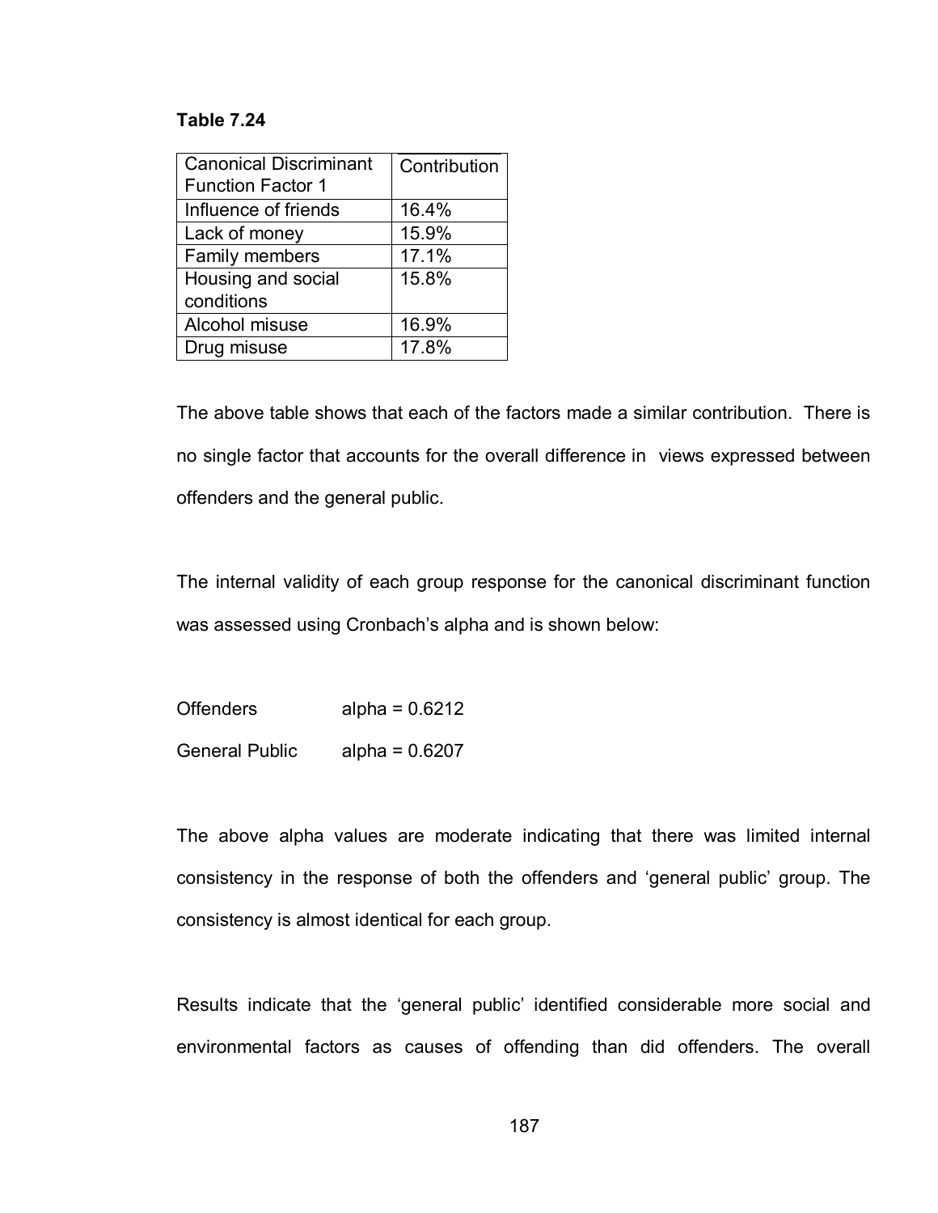**Table 7.24**

| Canonical Discriminant Function Factor 1 | Contribution |
|---|---|
| Influence of friends | 16.4% |
| Lack of money | 15.9% |
| Family members | 17.1% |
| Housing and social conditions | 15.8% |
| Alcohol misuse | 16.9% |
| Drug misuse | 17.8% |

The above table shows that each of the factors made a similar contribution. There is no single factor that accounts for the overall difference in views expressed between offenders and the general public.

The internal validity of each group response for the canonical discriminant function was assessed using Cronbach's alpha and is shown below:

Offenders alpha = 0.6212

General Public alpha = 0.6207

The above alpha values are moderate indicating that there was limited internal consistency in the response of both the offenders and 'general public' group. The consistency is almost identical for each group.

Results indicate that the 'general public' identified considerable more social and environmental factors as causes of offending than did offenders. The overall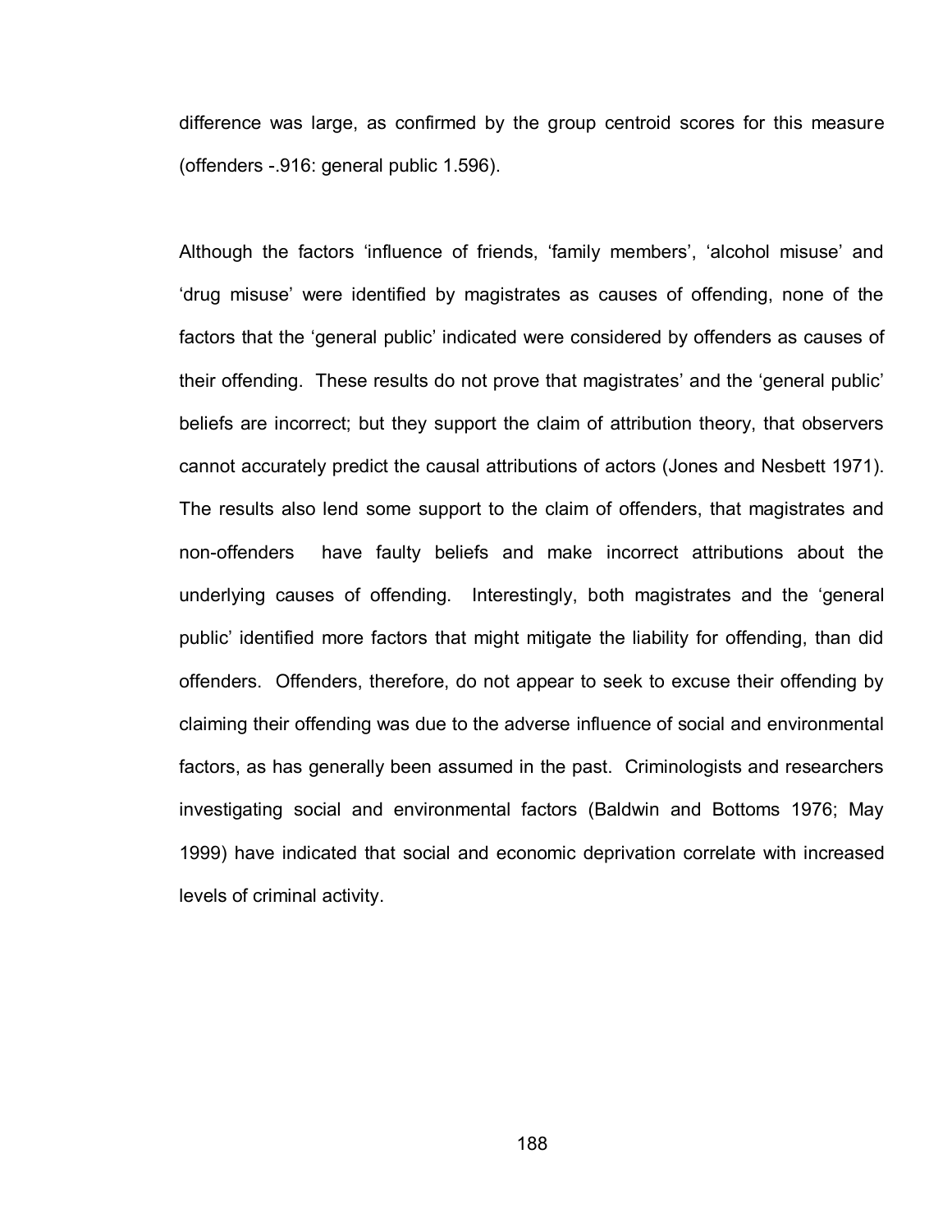difference was large, as confirmed by the group centroid scores for this measure (offenders -.916: general public 1.596).

Although the factors 'influence of friends, 'family members', 'alcohol misuse' and 'drug misuse' were identified by magistrates as causes of offending, none of the factors that the 'general public' indicated were considered by offenders as causes of their offending. These results do not prove that magistrates' and the 'general public' beliefs are incorrect; but they support the claim of attribution theory, that observers cannot accurately predict the causal attributions of actors (Jones and Nesbett 1971). The results also lend some support to the claim of offenders, that magistrates and non-offenders have faulty beliefs and make incorrect attributions about the underlying causes of offending. Interestingly, both magistrates and the 'general public' identified more factors that might mitigate the liability for offending, than did offenders. Offenders, therefore, do not appear to seek to excuse their offending by claiming their offending was due to the adverse influence of social and environmental factors, as has generally been assumed in the past. Criminologists and researchers investigating social and environmental factors (Baldwin and Bottoms 1976; May 1999) have indicated that social and economic deprivation correlate with increased levels of criminal activity.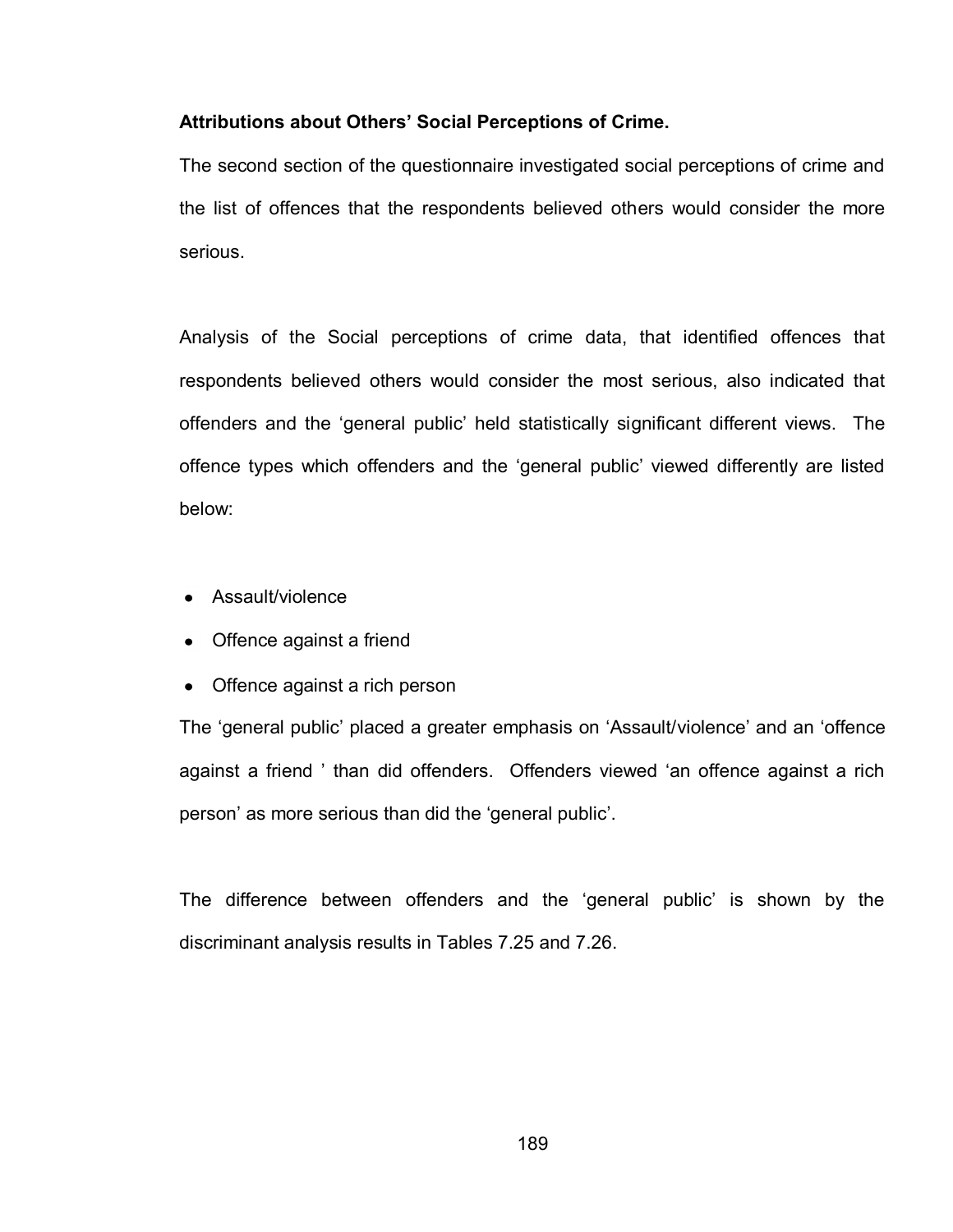**Attributions about Others' Social Perceptions of Crime.**

The second section of the questionnaire investigated social perceptions of crime and the list of offences that the respondents believed others would consider the more serious.

Analysis of the Social perceptions of crime data, that identified offences that respondents believed others would consider the most serious, also indicated that offenders and the 'general public' held statistically significant different views. The offence types which offenders and the 'general public' viewed differently are listed below:

- Assault/violence
- Offence against a friend
- Offence against a rich person

The 'general public' placed a greater emphasis on 'Assault/violence' and an 'offence against a friend ' than did offenders. Offenders viewed 'an offence against a rich person' as more serious than did the 'general public'.

The difference between offenders and the 'general public' is shown by the discriminant analysis results in Tables 7.25 and 7.26.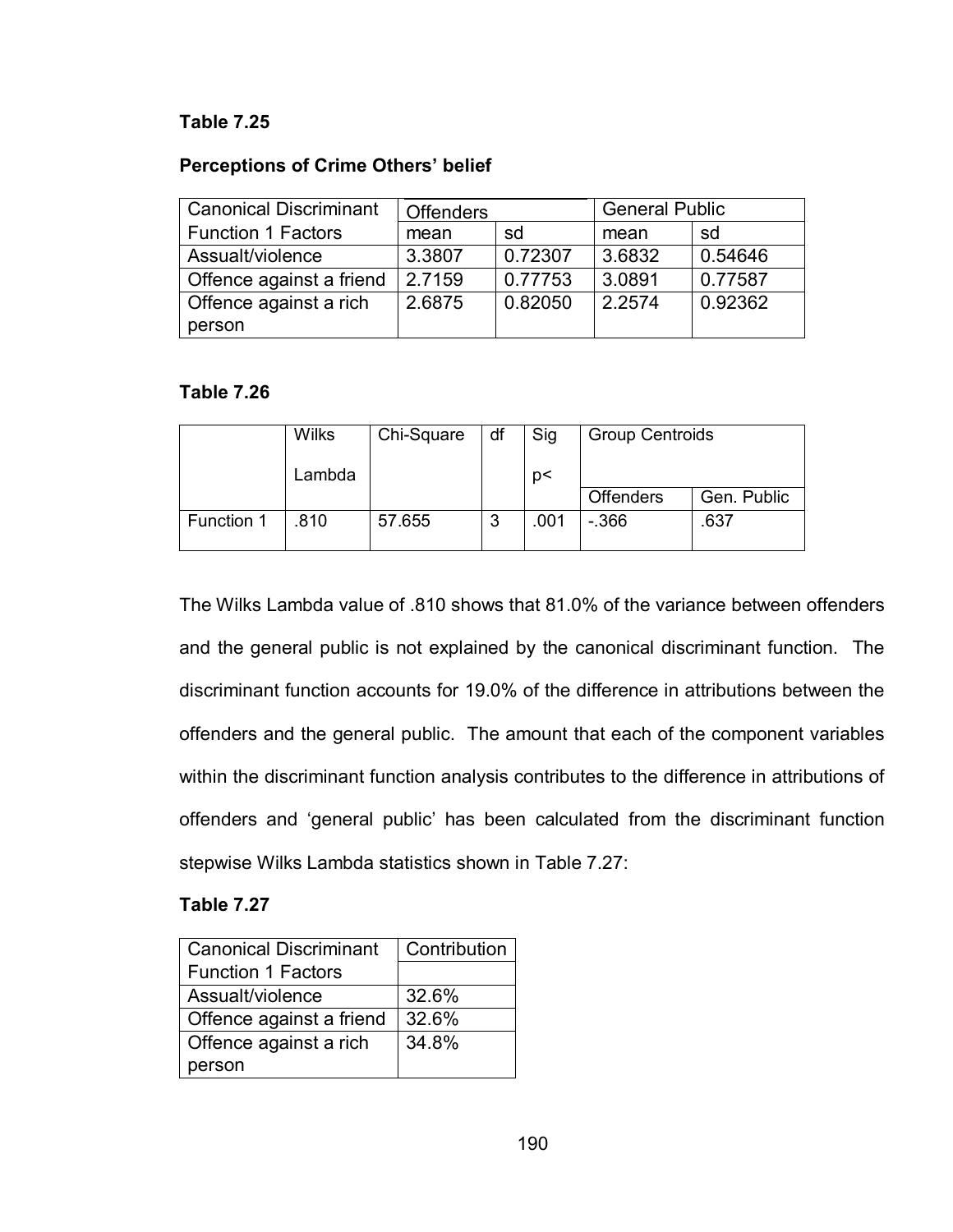**Table 7.25**

**Perceptions of Crime Others' belief**

| Canonical Discriminant Function 1 Factors | Offenders | | General Public | |
|---|---|---|---|---|
| | mean | sd | mean | sd |
| Assualt/violence | 3.3807 | 0.72307 | 3.6832 | 0.54646 |
| Offence against a friend | 2.7159 | 0.77753 | 3.0891 | 0.77587 |
| Offence against a rich person | 2.6875 | 0.82050 | 2.2574 | 0.92362 |

**Table 7.26**

| | Wilks Lambda | Chi-Square | df | Sig p< | Group Centroids | |
|---|---|---|---|---|---|---|
| | | | | | Offenders | Gen. Public |
| Function 1 | .810 | 57.655 | 3 | .001 | -.366 | .637 |

The Wilks Lambda value of .810 shows that 81.0% of the variance between offenders and the general public is not explained by the canonical discriminant function. The discriminant function accounts for 19.0% of the difference in attributions between the offenders and the general public. The amount that each of the component variables within the discriminant function analysis contributes to the difference in attributions of offenders and 'general public' has been calculated from the discriminant function stepwise Wilks Lambda statistics shown in Table 7.27:

**Table 7.27**

| Canonical Discriminant Function 1 Factors | Contribution |
|---|---|
| Assualt/violence | 32.6% |
| Offence against a friend | 32.6% |
| Offence against a rich person | 34.8% |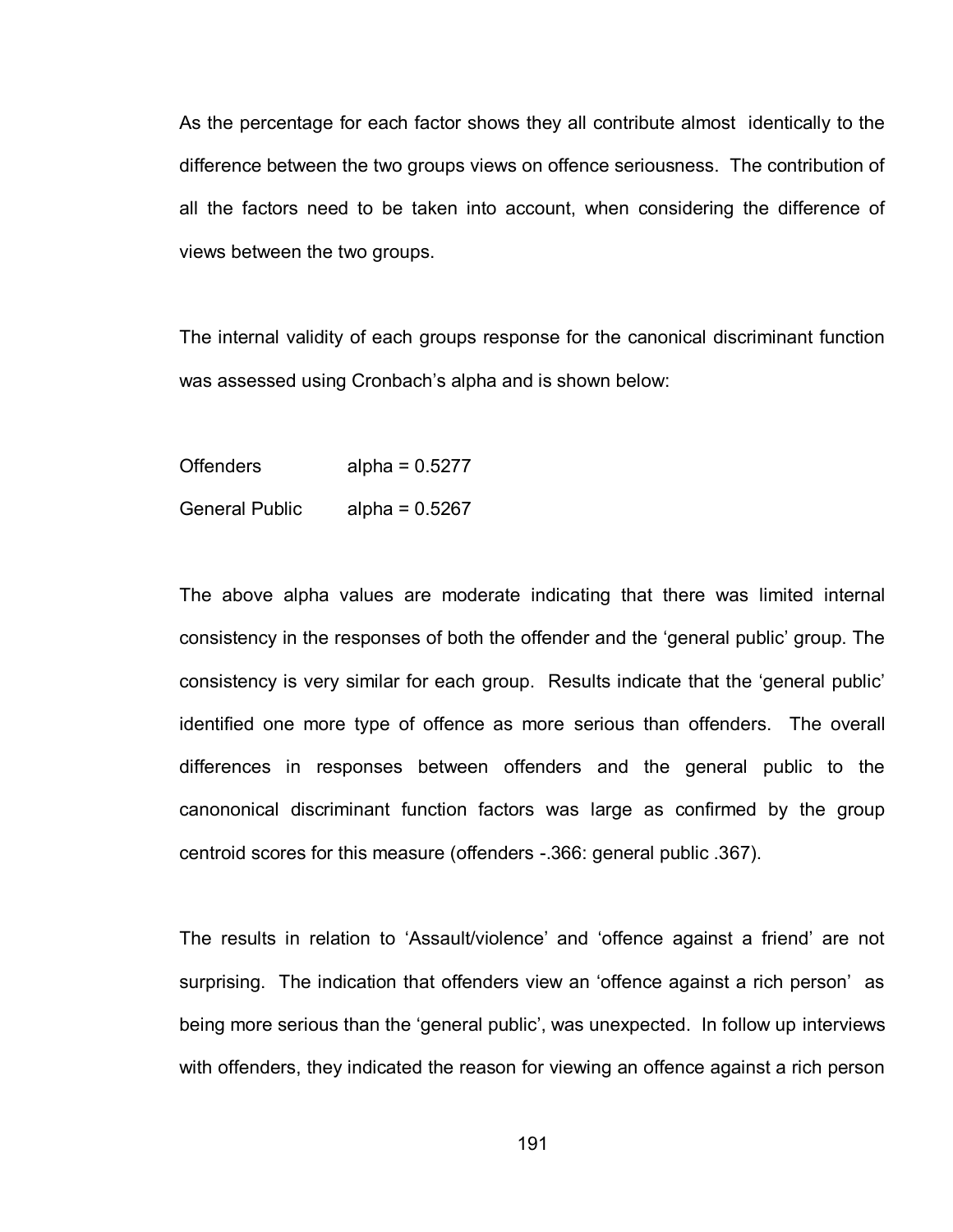As the percentage for each factor shows they all contribute almost identically to the difference between the two groups views on offence seriousness. The contribution of all the factors need to be taken into account, when considering the difference of views between the two groups.

The internal validity of each groups response for the canonical discriminant function was assessed using Cronbach's alpha and is shown below:

Offenders alpha = 0.5277

General Public alpha = 0.5267

The above alpha values are moderate indicating that there was limited internal consistency in the responses of both the offender and the 'general public' group. The consistency is very similar for each group. Results indicate that the 'general public' identified one more type of offence as more serious than offenders. The overall differences in responses between offenders and the general public to the canononical discriminant function factors was large as confirmed by the group centroid scores for this measure (offenders -.366: general public .367).

The results in relation to 'Assault/violence' and 'offence against a friend' are not surprising. The indication that offenders view an 'offence against a rich person' as being more serious than the 'general public', was unexpected. In follow up interviews with offenders, they indicated the reason for viewing an offence against a rich person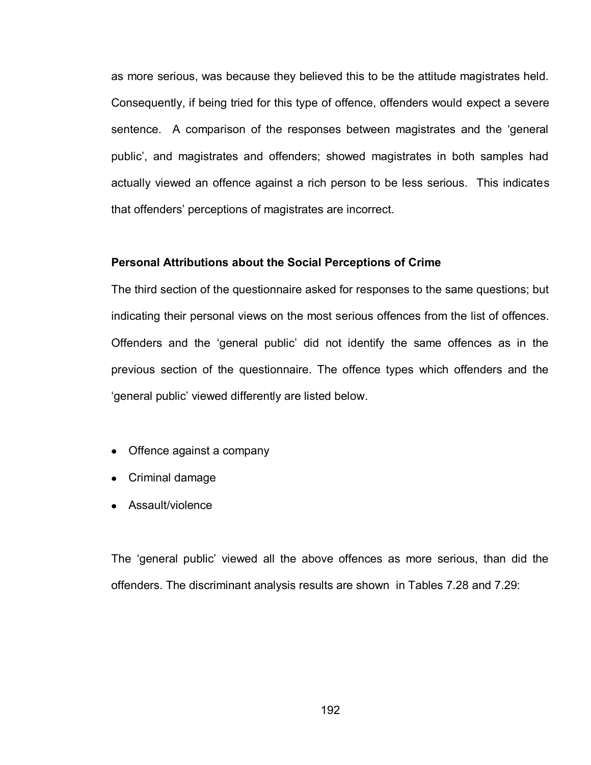as more serious, was because they believed this to be the attitude magistrates held. Consequently, if being tried for this type of offence, offenders would expect a severe sentence. A comparison of the responses between magistrates and the 'general public', and magistrates and offenders; showed magistrates in both samples had actually viewed an offence against a rich person to be less serious. This indicates that offenders' perceptions of magistrates are incorrect.

### Personal Attributions about the Social Perceptions of Crime

The third section of the questionnaire asked for responses to the same questions; but indicating their personal views on the most serious offences from the list of offences. Offenders and the 'general public' did not identify the same offences as in the previous section of the questionnaire. The offence types which offenders and the 'general public' viewed differently are listed below.

- Offence against a company
- Criminal damage
- Assault/violence

The 'general public' viewed all the above offences as more serious, than did the offenders. The discriminant analysis results are shown in Tables 7.28 and 7.29: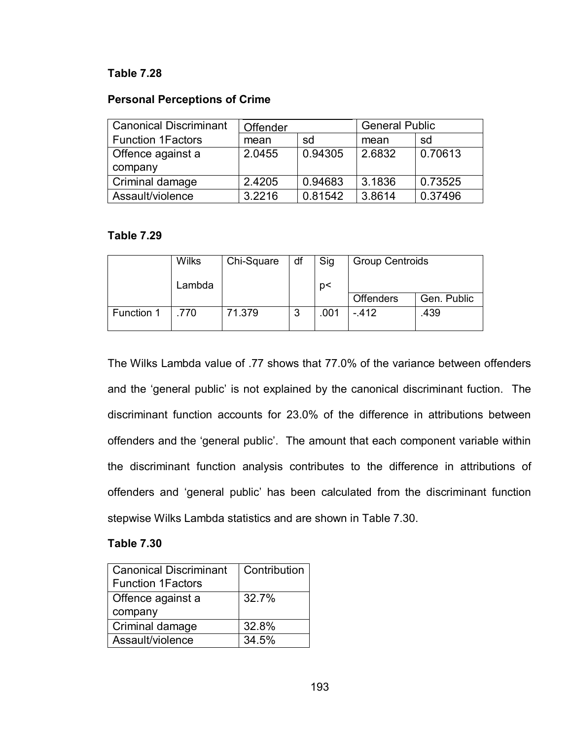**Table 7.28**

**Personal Perceptions of Crime**

| Canonical Discriminant Function 1Factors | Offender | | General Public | |
|---|---|---|---|---|
| | mean | sd | mean | sd |
| Offence against a company | 2.0455 | 0.94305 | 2.6832 | 0.70613 |
| Criminal damage | 2.4205 | 0.94683 | 3.1836 | 0.73525 |
| Assault/violence | 3.2216 | 0.81542 | 3.8614 | 0.37496 |

**Table 7.29**

| | Wilks Lambda | Chi-Square | df | Sig p< | Group Centroids | |
|---|---|---|---|---|---|---|
| | | | | | Offenders | Gen. Public |
| Function 1 | .770 | 71.379 | 3 | .001 | -.412 | .439 |

The Wilks Lambda value of .77 shows that 77.0% of the variance between offenders and the 'general public' is not explained by the canonical discriminant fuction. The discriminant function accounts for 23.0% of the difference in attributions between offenders and the 'general public'. The amount that each component variable within the discriminant function analysis contributes to the difference in attributions of offenders and 'general public' has been calculated from the discriminant function stepwise Wilks Lambda statistics and are shown in Table 7.30.

**Table 7.30**

| Canonical Discriminant Function 1Factors | Contribution |
|---|---|
| Offence against a company | 32.7% |
| Criminal damage | 32.8% |
| Assault/violence | 34.5% |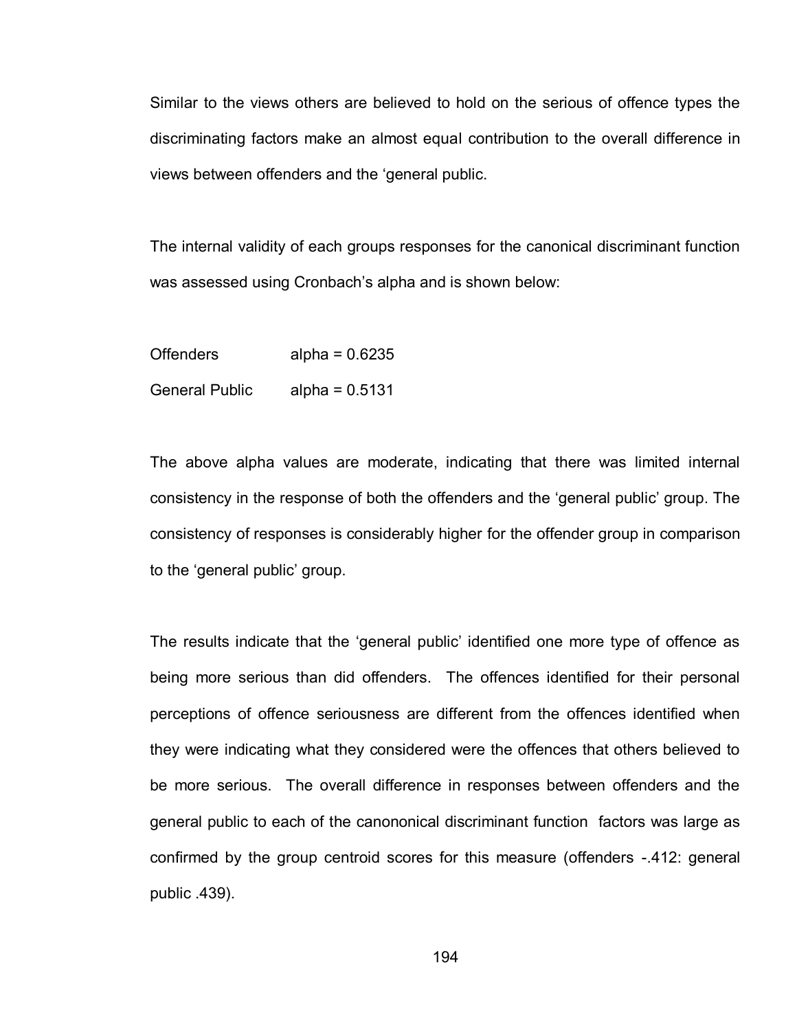Similar to the views others are believed to hold on the serious of offence types the discriminating factors make an almost equal contribution to the overall difference in views between offenders and the 'general public.

The internal validity of each groups responses for the canonical discriminant function was assessed using Cronbach's alpha and is shown below:

Offenders alpha = 0.6235

General Public alpha = 0.5131

The above alpha values are moderate, indicating that there was limited internal consistency in the response of both the offenders and the 'general public' group. The consistency of responses is considerably higher for the offender group in comparison to the 'general public' group.

The results indicate that the 'general public' identified one more type of offence as being more serious than did offenders. The offences identified for their personal perceptions of offence seriousness are different from the offences identified when they were indicating what they considered were the offences that others believed to be more serious. The overall difference in responses between offenders and the general public to each of the canononical discriminant function factors was large as confirmed by the group centroid scores for this measure (offenders -.412: general public .439).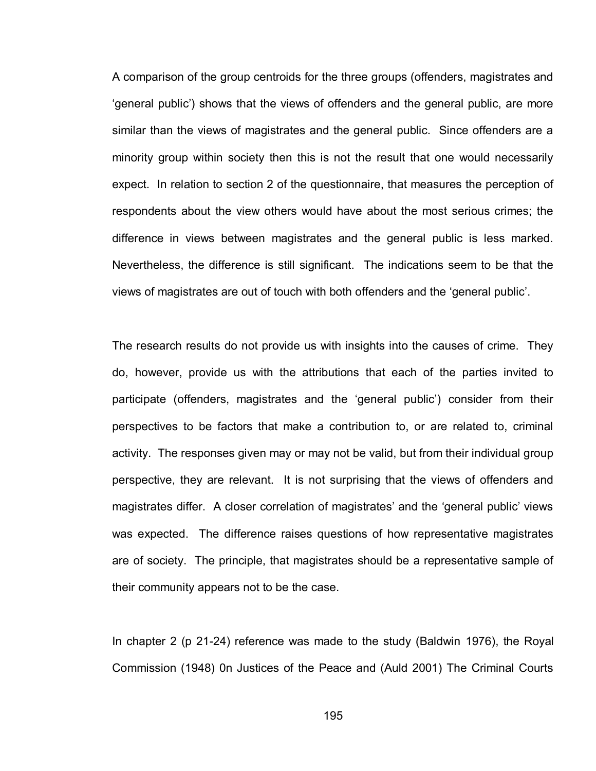A comparison of the group centroids for the three groups (offenders, magistrates and 'general public') shows that the views of offenders and the general public, are more similar than the views of magistrates and the general public. Since offenders are a minority group within society then this is not the result that one would necessarily expect. In relation to section 2 of the questionnaire, that measures the perception of respondents about the view others would have about the most serious crimes; the difference in views between magistrates and the general public is less marked. Nevertheless, the difference is still significant. The indications seem to be that the views of magistrates are out of touch with both offenders and the 'general public'.

The research results do not provide us with insights into the causes of crime. They do, however, provide us with the attributions that each of the parties invited to participate (offenders, magistrates and the 'general public') consider from their perspectives to be factors that make a contribution to, or are related to, criminal activity. The responses given may or may not be valid, but from their individual group perspective, they are relevant. It is not surprising that the views of offenders and magistrates differ. A closer correlation of magistrates' and the 'general public' views was expected. The difference raises questions of how representative magistrates are of society. The principle, that magistrates should be a representative sample of their community appears not to be the case.

In chapter 2 (p 21-24) reference was made to the study (Baldwin 1976), the Royal Commission (1948) 0n Justices of the Peace and (Auld 2001) The Criminal Courts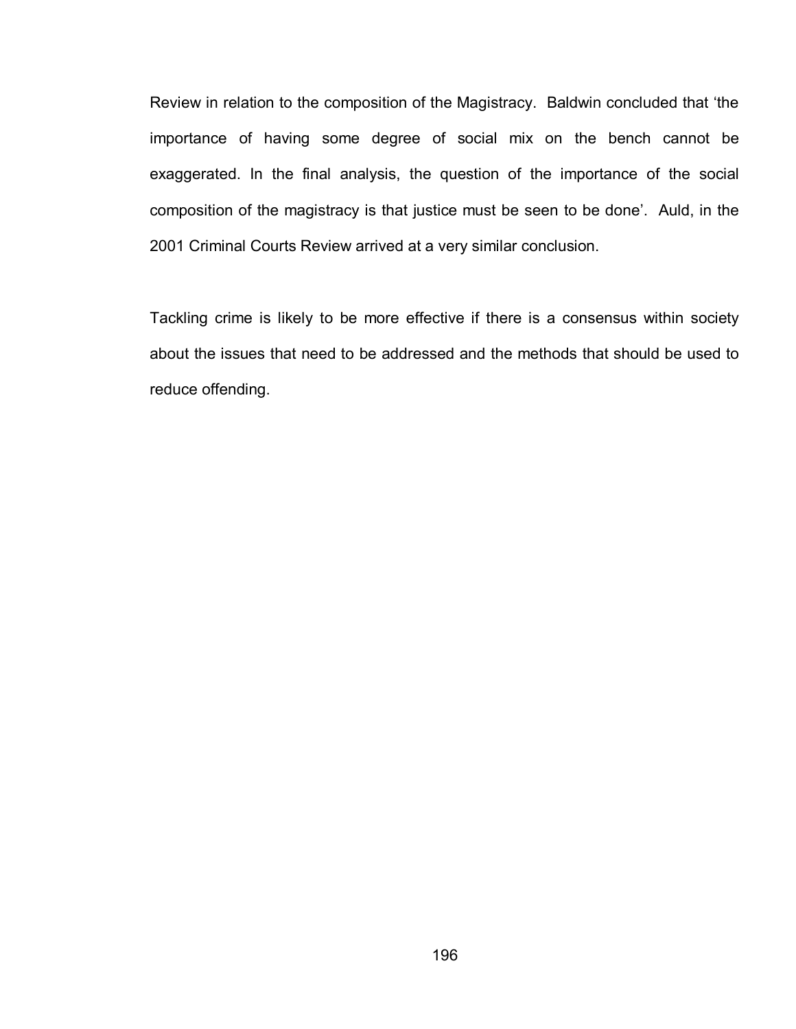Review in relation to the composition of the Magistracy. Baldwin concluded that 'the importance of having some degree of social mix on the bench cannot be exaggerated. In the final analysis, the question of the importance of the social composition of the magistracy is that justice must be seen to be done'. Auld, in the 2001 Criminal Courts Review arrived at a very similar conclusion.

Tackling crime is likely to be more effective if there is a consensus within society about the issues that need to be addressed and the methods that should be used to reduce offending.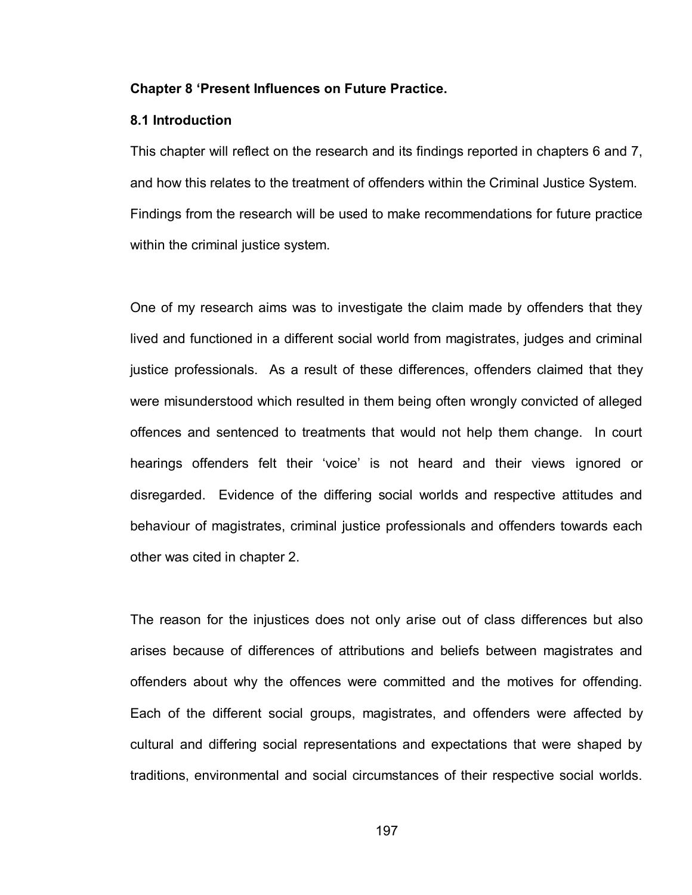## Chapter 8 ‘Present Influences on Future Practice.

### 8.1 Introduction

This chapter will reflect on the research and its findings reported in chapters 6 and 7, and how this relates to the treatment of offenders within the Criminal Justice System. Findings from the research will be used to make recommendations for future practice within the criminal justice system.

One of my research aims was to investigate the claim made by offenders that they lived and functioned in a different social world from magistrates, judges and criminal justice professionals. As a result of these differences, offenders claimed that they were misunderstood which resulted in them being often wrongly convicted of alleged offences and sentenced to treatments that would not help them change. In court hearings offenders felt their ‘voice’ is not heard and their views ignored or disregarded. Evidence of the differing social worlds and respective attitudes and behaviour of magistrates, criminal justice professionals and offenders towards each other was cited in chapter 2.

The reason for the injustices does not only arise out of class differences but also arises because of differences of attributions and beliefs between magistrates and offenders about why the offences were committed and the motives for offending. Each of the different social groups, magistrates, and offenders were affected by cultural and differing social representations and expectations that were shaped by traditions, environmental and social circumstances of their respective social worlds.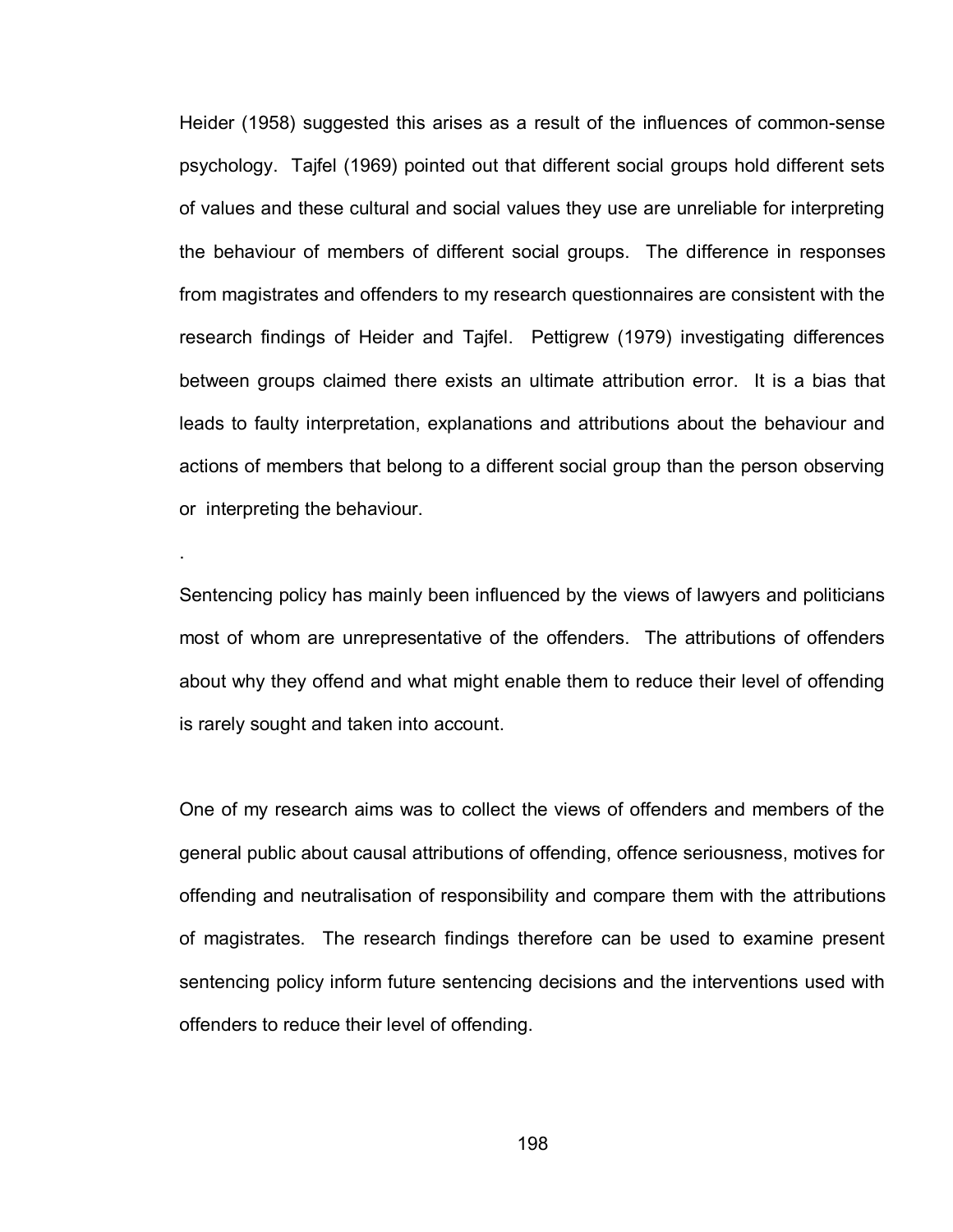Heider (1958) suggested this arises as a result of the influences of common-sense psychology. Tajfel (1969) pointed out that different social groups hold different sets of values and these cultural and social values they use are unreliable for interpreting the behaviour of members of different social groups. The difference in responses from magistrates and offenders to my research questionnaires are consistent with the research findings of Heider and Tajfel. Pettigrew (1979) investigating differences between groups claimed there exists an ultimate attribution error. It is a bias that leads to faulty interpretation, explanations and attributions about the behaviour and actions of members that belong to a different social group than the person observing or interpreting the behaviour.

.

Sentencing policy has mainly been influenced by the views of lawyers and politicians most of whom are unrepresentative of the offenders. The attributions of offenders about why they offend and what might enable them to reduce their level of offending is rarely sought and taken into account.

One of my research aims was to collect the views of offenders and members of the general public about causal attributions of offending, offence seriousness, motives for offending and neutralisation of responsibility and compare them with the attributions of magistrates. The research findings therefore can be used to examine present sentencing policy inform future sentencing decisions and the interventions used with offenders to reduce their level of offending.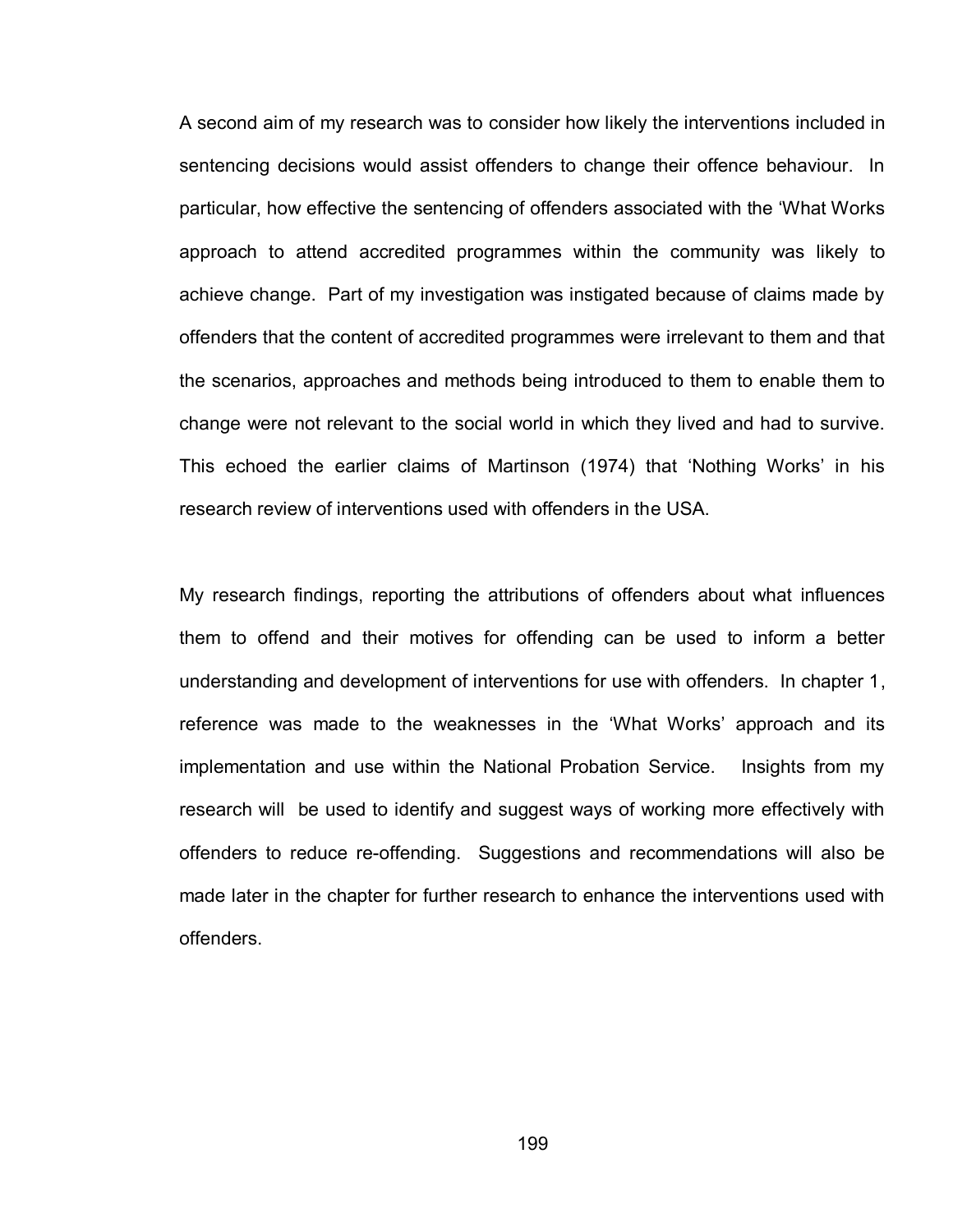A second aim of my research was to consider how likely the interventions included in sentencing decisions would assist offenders to change their offence behaviour. In particular, how effective the sentencing of offenders associated with the 'What Works approach to attend accredited programmes within the community was likely to achieve change. Part of my investigation was instigated because of claims made by offenders that the content of accredited programmes were irrelevant to them and that the scenarios, approaches and methods being introduced to them to enable them to change were not relevant to the social world in which they lived and had to survive. This echoed the earlier claims of Martinson (1974) that 'Nothing Works' in his research review of interventions used with offenders in the USA.

My research findings, reporting the attributions of offenders about what influences them to offend and their motives for offending can be used to inform a better understanding and development of interventions for use with offenders. In chapter 1, reference was made to the weaknesses in the 'What Works' approach and its implementation and use within the National Probation Service. Insights from my research will be used to identify and suggest ways of working more effectively with offenders to reduce re-offending. Suggestions and recommendations will also be made later in the chapter for further research to enhance the interventions used with offenders.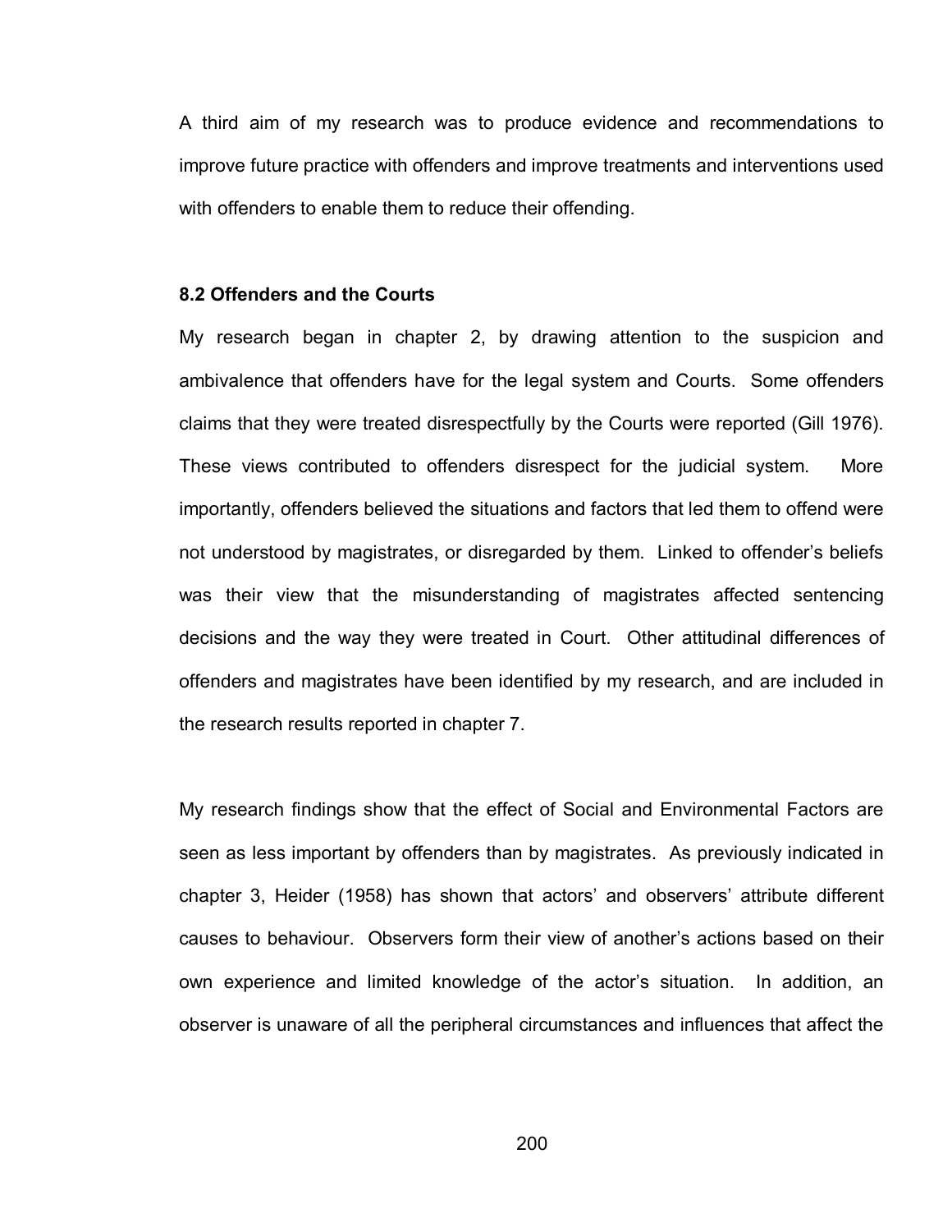A third aim of my research was to produce evidence and recommendations to improve future practice with offenders and improve treatments and interventions used with offenders to enable them to reduce their offending.

### 8.2 Offenders and the Courts

My research began in chapter 2, by drawing attention to the suspicion and ambivalence that offenders have for the legal system and Courts. Some offenders claims that they were treated disrespectfully by the Courts were reported (Gill 1976). These views contributed to offenders disrespect for the judicial system. More importantly, offenders believed the situations and factors that led them to offend were not understood by magistrates, or disregarded by them. Linked to offender's beliefs was their view that the misunderstanding of magistrates affected sentencing decisions and the way they were treated in Court. Other attitudinal differences of offenders and magistrates have been identified by my research, and are included in the research results reported in chapter 7.

My research findings show that the effect of Social and Environmental Factors are seen as less important by offenders than by magistrates. As previously indicated in chapter 3, Heider (1958) has shown that actors' and observers' attribute different causes to behaviour. Observers form their view of another's actions based on their own experience and limited knowledge of the actor's situation. In addition, an observer is unaware of all the peripheral circumstances and influences that affect the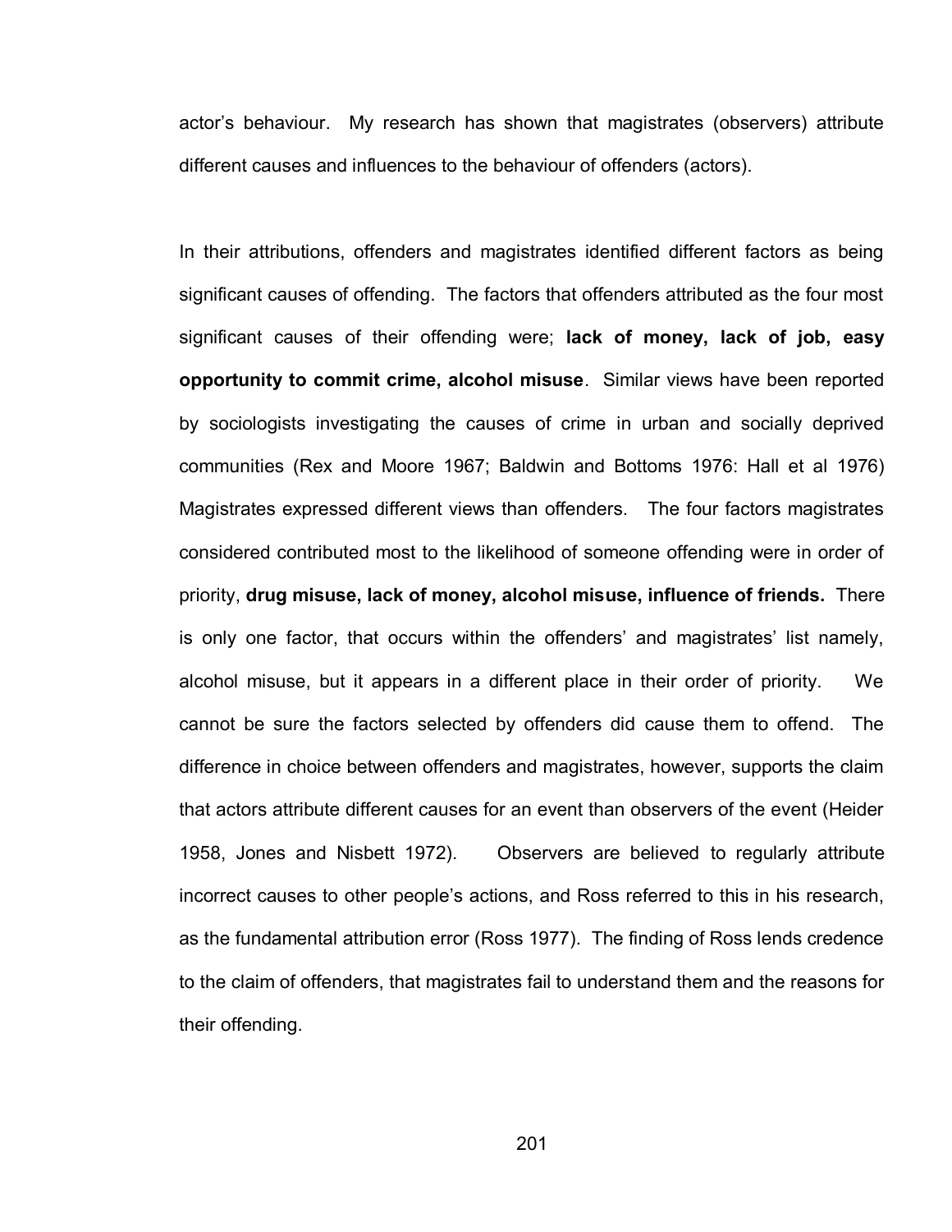actor's behaviour. My research has shown that magistrates (observers) attribute different causes and influences to the behaviour of offenders (actors).

In their attributions, offenders and magistrates identified different factors as being significant causes of offending. The factors that offenders attributed as the four most significant causes of their offending were; **lack of money, lack of job, easy opportunity to commit crime, alcohol misuse**. Similar views have been reported by sociologists investigating the causes of crime in urban and socially deprived communities (Rex and Moore 1967; Baldwin and Bottoms 1976: Hall et al 1976) Magistrates expressed different views than offenders. The four factors magistrates considered contributed most to the likelihood of someone offending were in order of priority, **drug misuse, lack of money, alcohol misuse, influence of friends.** There is only one factor, that occurs within the offenders' and magistrates' list namely, alcohol misuse, but it appears in a different place in their order of priority. We cannot be sure the factors selected by offenders did cause them to offend. The difference in choice between offenders and magistrates, however, supports the claim that actors attribute different causes for an event than observers of the event (Heider 1958, Jones and Nisbett 1972). Observers are believed to regularly attribute incorrect causes to other people's actions, and Ross referred to this in his research, as the fundamental attribution error (Ross 1977). The finding of Ross lends credence to the claim of offenders, that magistrates fail to understand them and the reasons for their offending.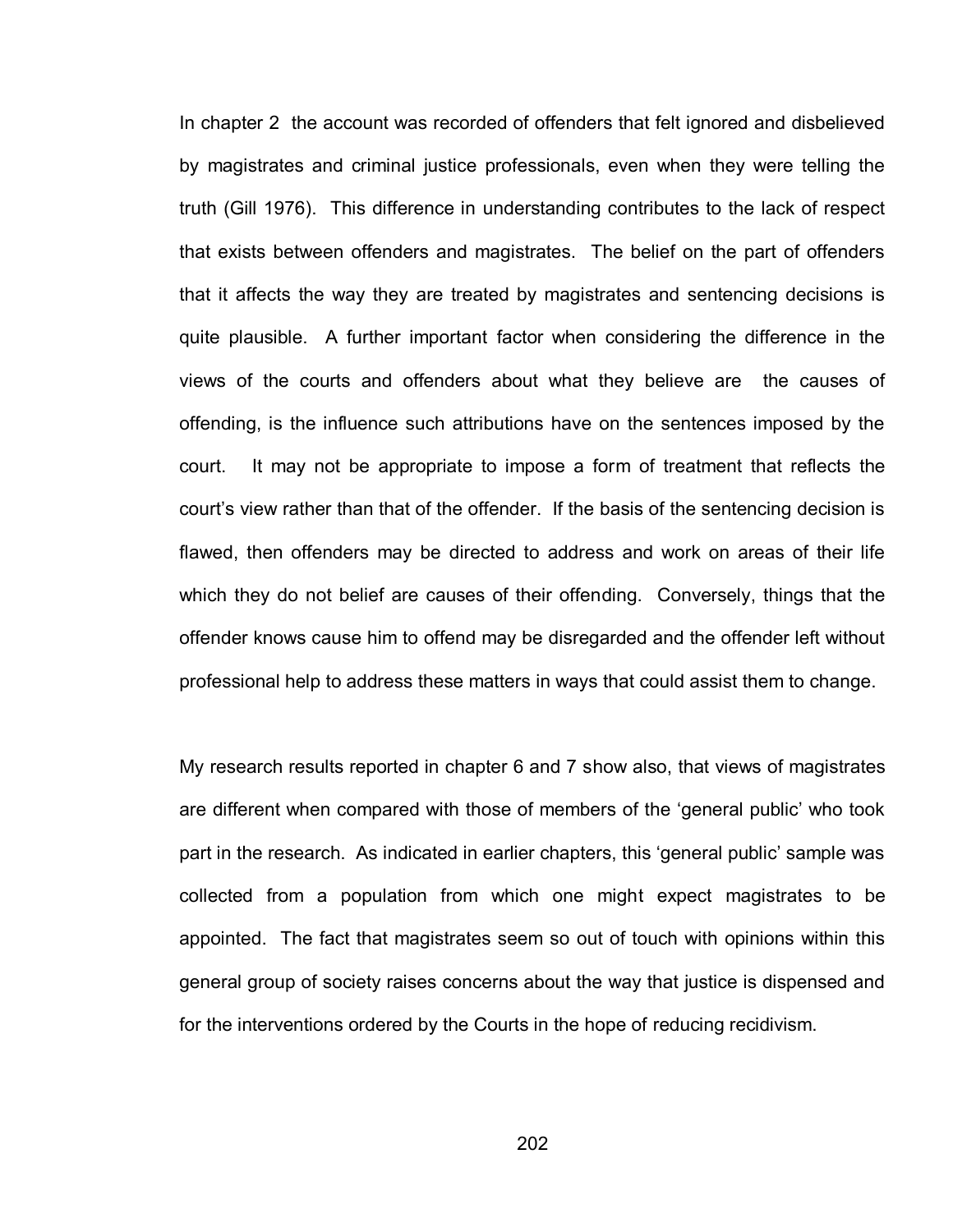In chapter 2 the account was recorded of offenders that felt ignored and disbelieved by magistrates and criminal justice professionals, even when they were telling the truth (Gill 1976). This difference in understanding contributes to the lack of respect that exists between offenders and magistrates. The belief on the part of offenders that it affects the way they are treated by magistrates and sentencing decisions is quite plausible. A further important factor when considering the difference in the views of the courts and offenders about what they believe are the causes of offending, is the influence such attributions have on the sentences imposed by the court. It may not be appropriate to impose a form of treatment that reflects the court's view rather than that of the offender. If the basis of the sentencing decision is flawed, then offenders may be directed to address and work on areas of their life which they do not belief are causes of their offending. Conversely, things that the offender knows cause him to offend may be disregarded and the offender left without professional help to address these matters in ways that could assist them to change.

My research results reported in chapter 6 and 7 show also, that views of magistrates are different when compared with those of members of the 'general public' who took part in the research. As indicated in earlier chapters, this 'general public' sample was collected from a population from which one might expect magistrates to be appointed. The fact that magistrates seem so out of touch with opinions within this general group of society raises concerns about the way that justice is dispensed and for the interventions ordered by the Courts in the hope of reducing recidivism.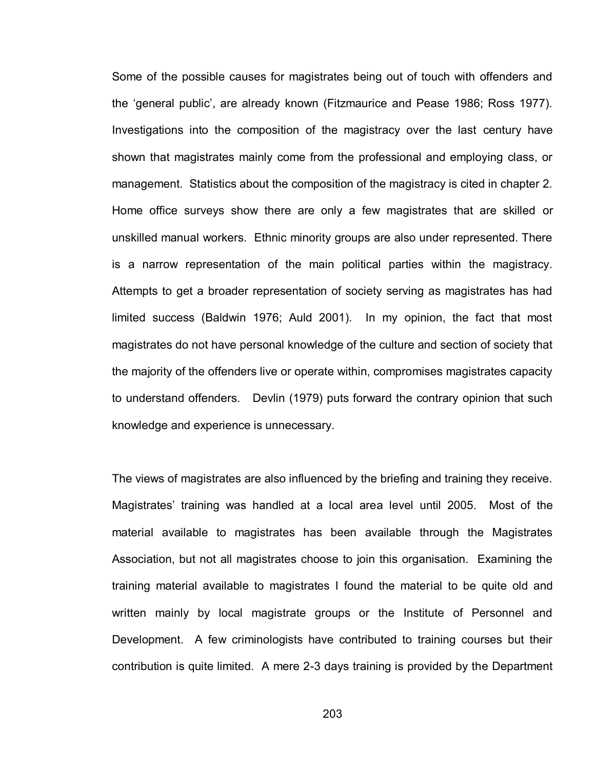Some of the possible causes for magistrates being out of touch with offenders and the 'general public', are already known (Fitzmaurice and Pease 1986; Ross 1977). Investigations into the composition of the magistracy over the last century have shown that magistrates mainly come from the professional and employing class, or management. Statistics about the composition of the magistracy is cited in chapter 2. Home office surveys show there are only a few magistrates that are skilled or unskilled manual workers. Ethnic minority groups are also under represented. There is a narrow representation of the main political parties within the magistracy. Attempts to get a broader representation of society serving as magistrates has had limited success (Baldwin 1976; Auld 2001). In my opinion, the fact that most magistrates do not have personal knowledge of the culture and section of society that the majority of the offenders live or operate within, compromises magistrates capacity to understand offenders. Devlin (1979) puts forward the contrary opinion that such knowledge and experience is unnecessary.

The views of magistrates are also influenced by the briefing and training they receive. Magistrates' training was handled at a local area level until 2005. Most of the material available to magistrates has been available through the Magistrates Association, but not all magistrates choose to join this organisation. Examining the training material available to magistrates I found the material to be quite old and written mainly by local magistrate groups or the Institute of Personnel and Development. A few criminologists have contributed to training courses but their contribution is quite limited. A mere 2-3 days training is provided by the Department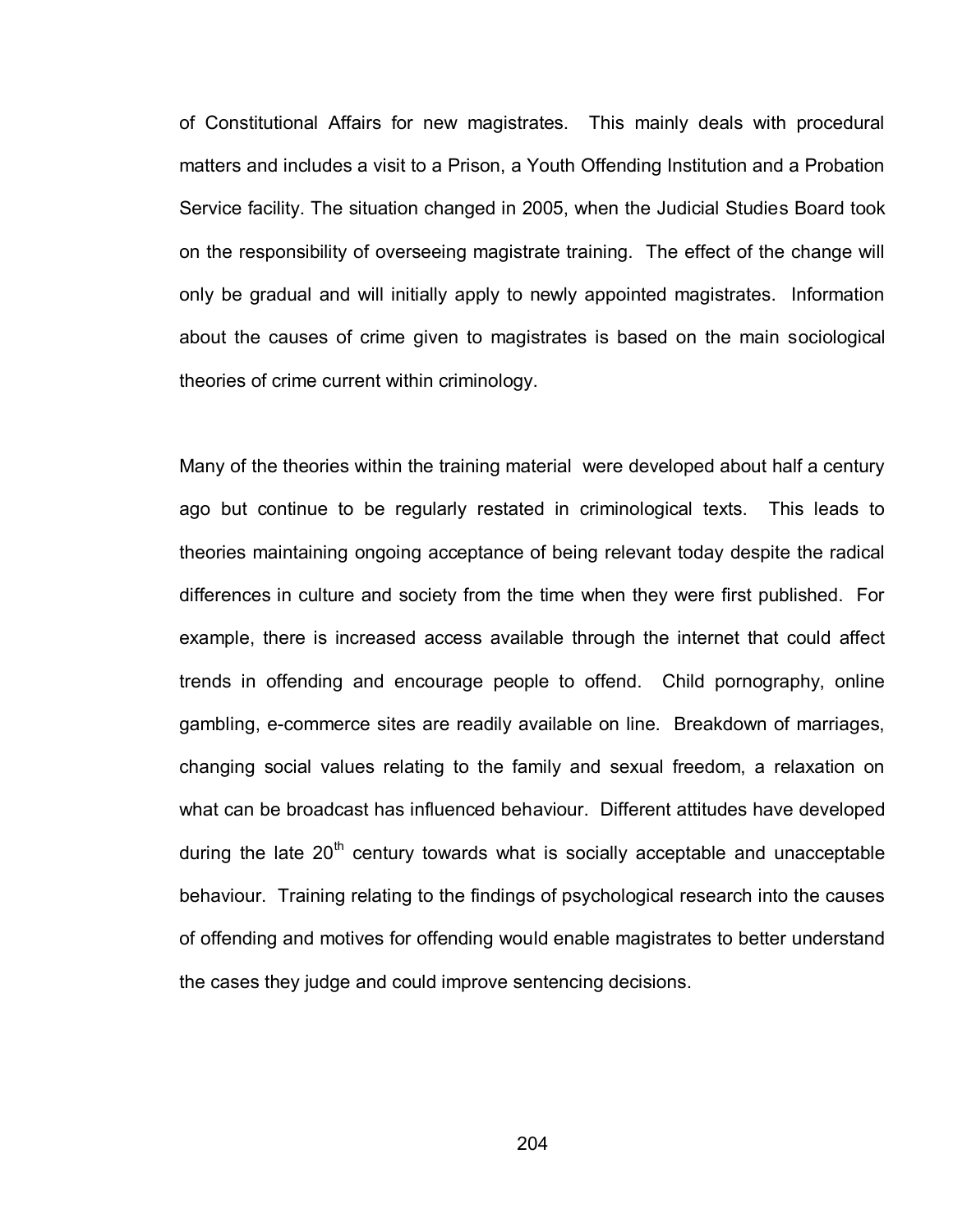of Constitutional Affairs for new magistrates. This mainly deals with procedural matters and includes a visit to a Prison, a Youth Offending Institution and a Probation Service facility. The situation changed in 2005, when the Judicial Studies Board took on the responsibility of overseeing magistrate training. The effect of the change will only be gradual and will initially apply to newly appointed magistrates. Information about the causes of crime given to magistrates is based on the main sociological theories of crime current within criminology.

Many of the theories within the training material were developed about half a century ago but continue to be regularly restated in criminological texts. This leads to theories maintaining ongoing acceptance of being relevant today despite the radical differences in culture and society from the time when they were first published. For example, there is increased access available through the internet that could affect trends in offending and encourage people to offend. Child pornography, online gambling, e-commerce sites are readily available on line. Breakdown of marriages, changing social values relating to the family and sexual freedom, a relaxation on what can be broadcast has influenced behaviour. Different attitudes have developed during the late 20th century towards what is socially acceptable and unacceptable behaviour. Training relating to the findings of psychological research into the causes of offending and motives for offending would enable magistrates to better understand the cases they judge and could improve sentencing decisions.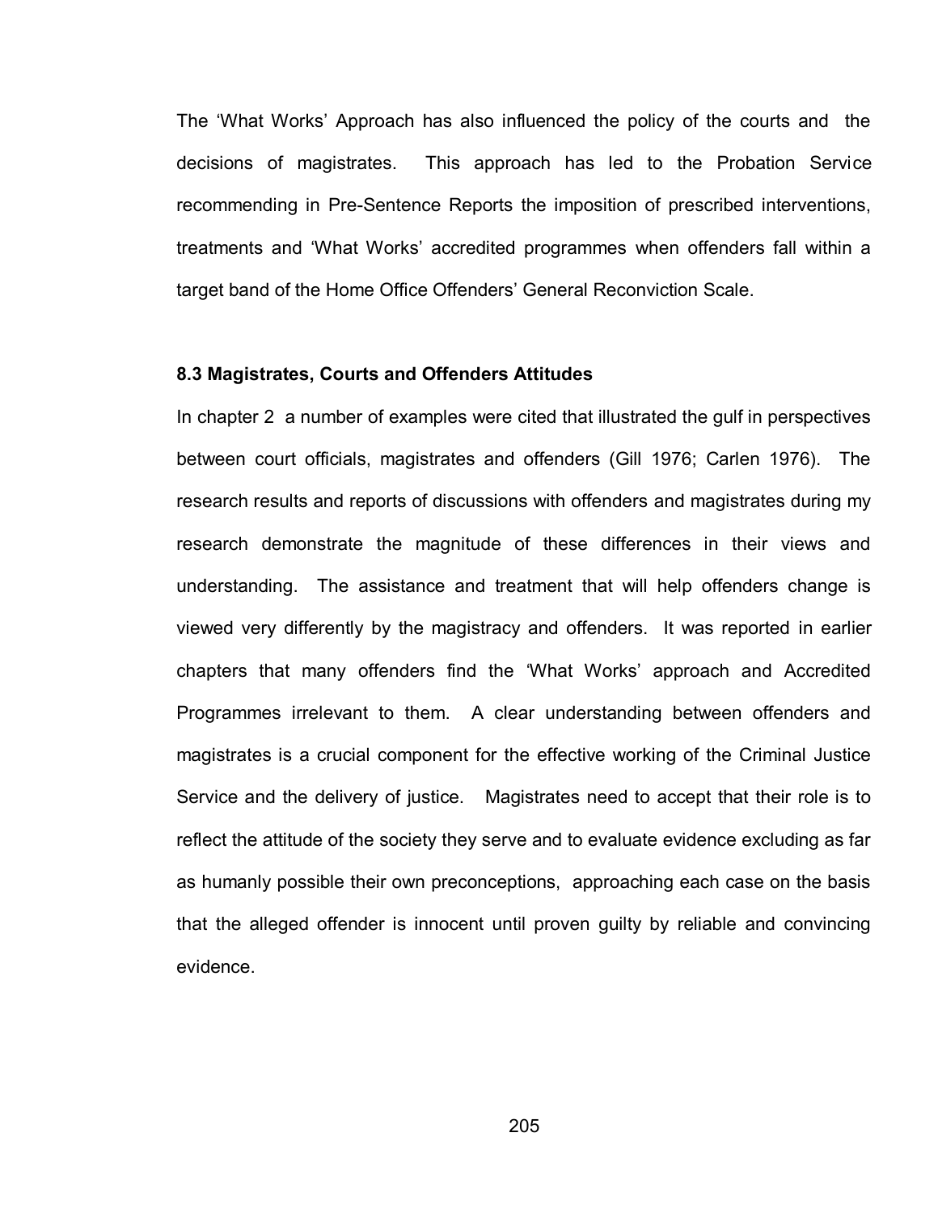The 'What Works' Approach has also influenced the policy of the courts and the decisions of magistrates. This approach has led to the Probation Service recommending in Pre-Sentence Reports the imposition of prescribed interventions, treatments and 'What Works' accredited programmes when offenders fall within a target band of the Home Office Offenders' General Reconviction Scale.

### 8.3 Magistrates, Courts and Offenders Attitudes

In chapter 2 a number of examples were cited that illustrated the gulf in perspectives between court officials, magistrates and offenders (Gill 1976; Carlen 1976). The research results and reports of discussions with offenders and magistrates during my research demonstrate the magnitude of these differences in their views and understanding. The assistance and treatment that will help offenders change is viewed very differently by the magistracy and offenders. It was reported in earlier chapters that many offenders find the 'What Works' approach and Accredited Programmes irrelevant to them. A clear understanding between offenders and magistrates is a crucial component for the effective working of the Criminal Justice Service and the delivery of justice. Magistrates need to accept that their role is to reflect the attitude of the society they serve and to evaluate evidence excluding as far as humanly possible their own preconceptions, approaching each case on the basis that the alleged offender is innocent until proven guilty by reliable and convincing evidence.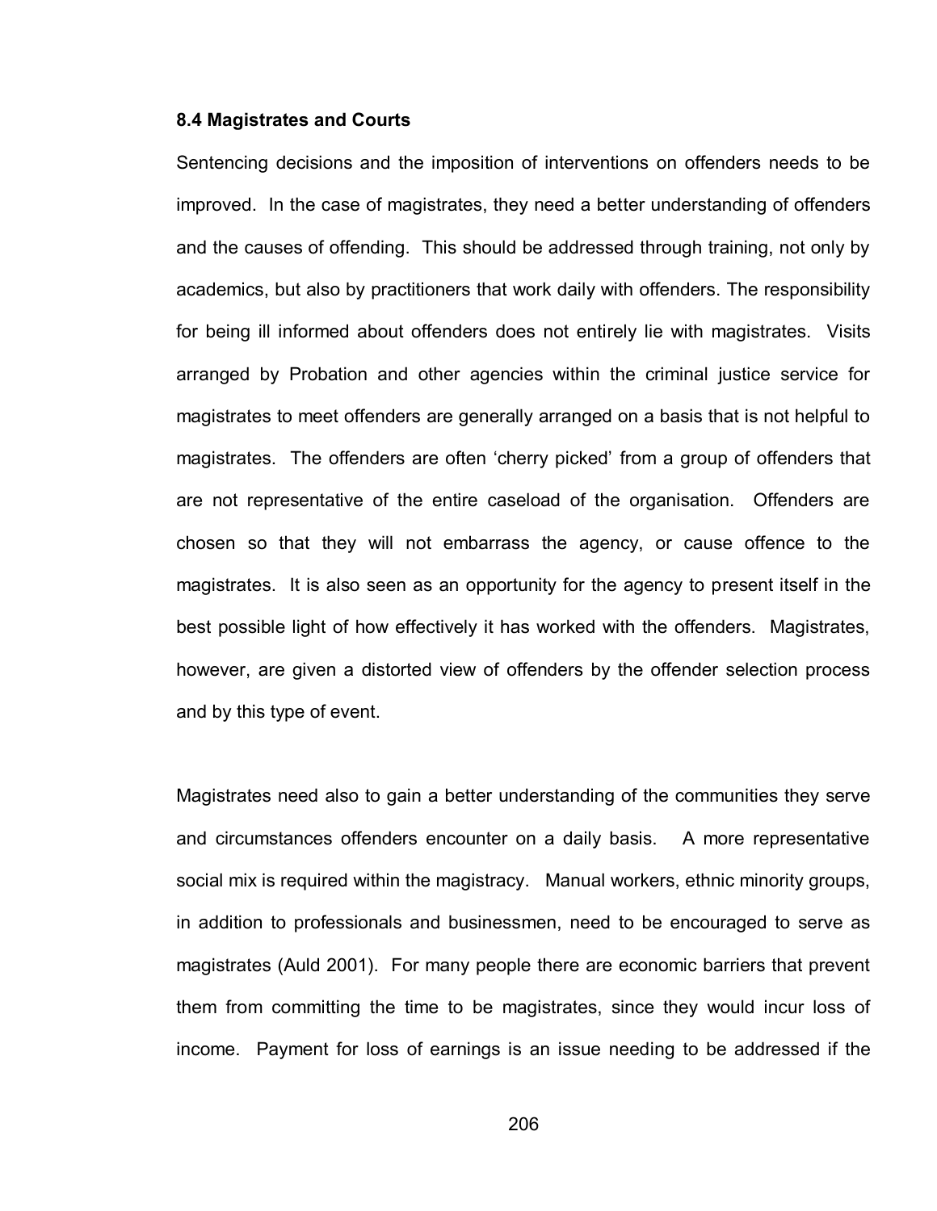### 8.4 Magistrates and Courts

Sentencing decisions and the imposition of interventions on offenders needs to be improved. In the case of magistrates, they need a better understanding of offenders and the causes of offending. This should be addressed through training, not only by academics, but also by practitioners that work daily with offenders. The responsibility for being ill informed about offenders does not entirely lie with magistrates. Visits arranged by Probation and other agencies within the criminal justice service for magistrates to meet offenders are generally arranged on a basis that is not helpful to magistrates. The offenders are often 'cherry picked' from a group of offenders that are not representative of the entire caseload of the organisation. Offenders are chosen so that they will not embarrass the agency, or cause offence to the magistrates. It is also seen as an opportunity for the agency to present itself in the best possible light of how effectively it has worked with the offenders. Magistrates, however, are given a distorted view of offenders by the offender selection process and by this type of event.

Magistrates need also to gain a better understanding of the communities they serve and circumstances offenders encounter on a daily basis. A more representative social mix is required within the magistracy. Manual workers, ethnic minority groups, in addition to professionals and businessmen, need to be encouraged to serve as magistrates (Auld 2001). For many people there are economic barriers that prevent them from committing the time to be magistrates, since they would incur loss of income. Payment for loss of earnings is an issue needing to be addressed if the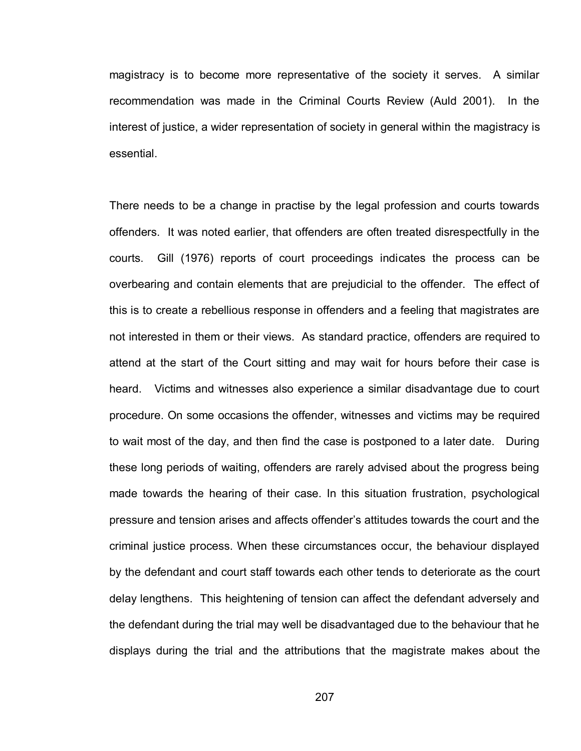magistracy is to become more representative of the society it serves. A similar recommendation was made in the Criminal Courts Review (Auld 2001). In the interest of justice, a wider representation of society in general within the magistracy is essential.

There needs to be a change in practise by the legal profession and courts towards offenders. It was noted earlier, that offenders are often treated disrespectfully in the courts. Gill (1976) reports of court proceedings indicates the process can be overbearing and contain elements that are prejudicial to the offender. The effect of this is to create a rebellious response in offenders and a feeling that magistrates are not interested in them or their views. As standard practice, offenders are required to attend at the start of the Court sitting and may wait for hours before their case is heard. Victims and witnesses also experience a similar disadvantage due to court procedure. On some occasions the offender, witnesses and victims may be required to wait most of the day, and then find the case is postponed to a later date. During these long periods of waiting, offenders are rarely advised about the progress being made towards the hearing of their case. In this situation frustration, psychological pressure and tension arises and affects offender's attitudes towards the court and the criminal justice process. When these circumstances occur, the behaviour displayed by the defendant and court staff towards each other tends to deteriorate as the court delay lengthens. This heightening of tension can affect the defendant adversely and the defendant during the trial may well be disadvantaged due to the behaviour that he displays during the trial and the attributions that the magistrate makes about the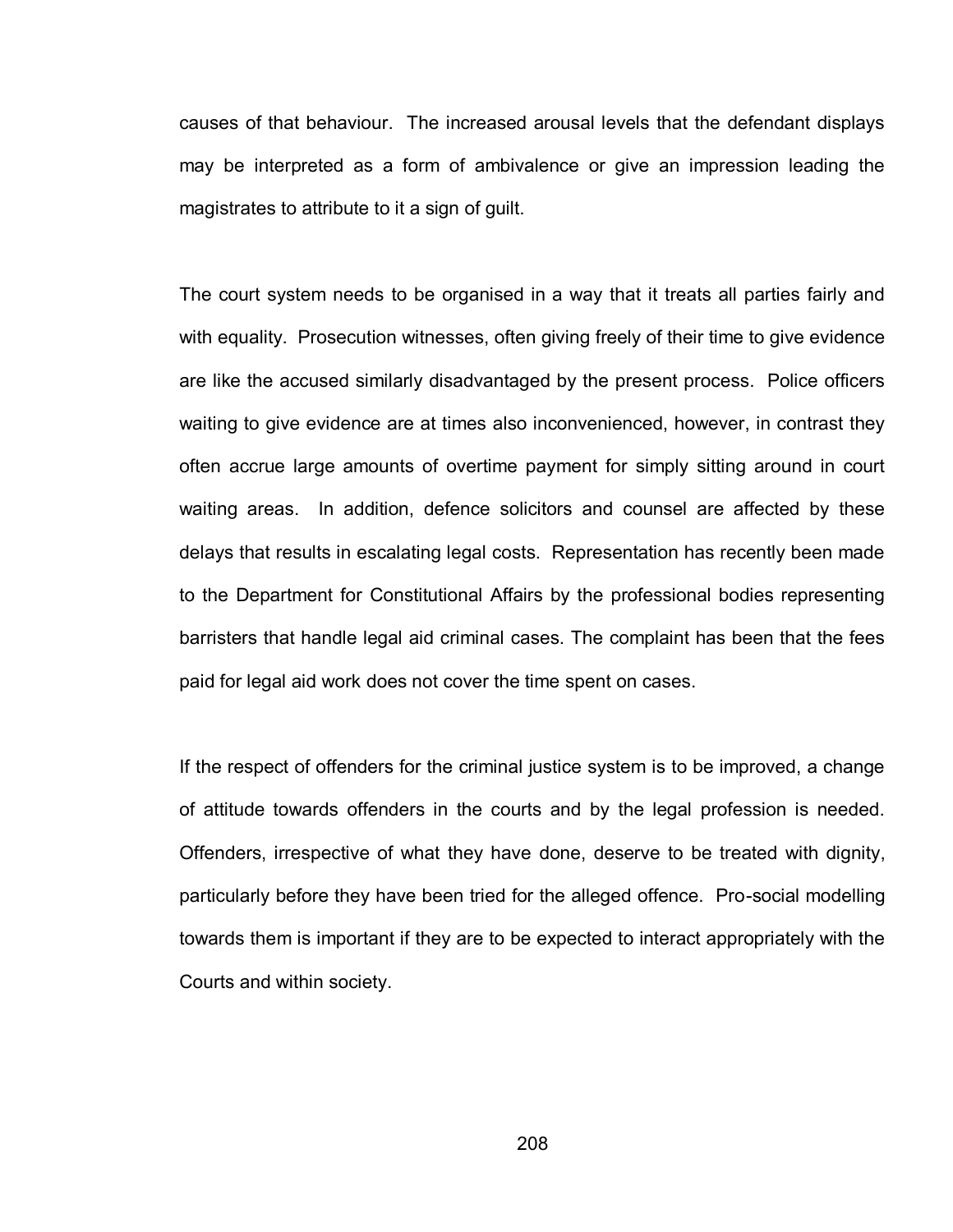causes of that behaviour. The increased arousal levels that the defendant displays may be interpreted as a form of ambivalence or give an impression leading the magistrates to attribute to it a sign of guilt.

The court system needs to be organised in a way that it treats all parties fairly and with equality. Prosecution witnesses, often giving freely of their time to give evidence are like the accused similarly disadvantaged by the present process. Police officers waiting to give evidence are at times also inconvenienced, however, in contrast they often accrue large amounts of overtime payment for simply sitting around in court waiting areas. In addition, defence solicitors and counsel are affected by these delays that results in escalating legal costs. Representation has recently been made to the Department for Constitutional Affairs by the professional bodies representing barristers that handle legal aid criminal cases. The complaint has been that the fees paid for legal aid work does not cover the time spent on cases.

If the respect of offenders for the criminal justice system is to be improved, a change of attitude towards offenders in the courts and by the legal profession is needed. Offenders, irrespective of what they have done, deserve to be treated with dignity, particularly before they have been tried for the alleged offence. Pro-social modelling towards them is important if they are to be expected to interact appropriately with the Courts and within society.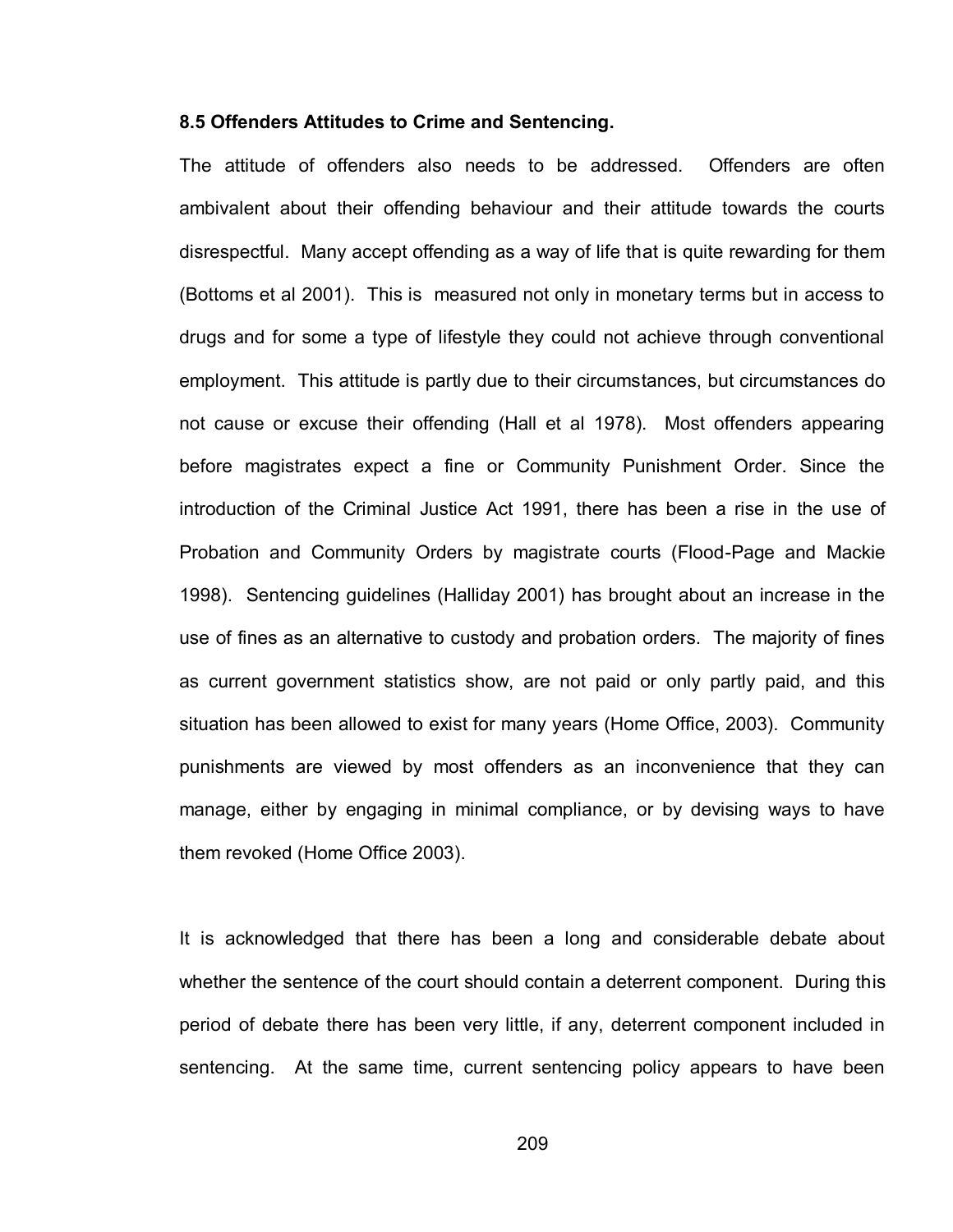**8.5 Offenders Attitudes to Crime and Sentencing.**

The attitude of offenders also needs to be addressed. Offenders are often ambivalent about their offending behaviour and their attitude towards the courts disrespectful. Many accept offending as a way of life that is quite rewarding for them (Bottoms et al 2001). This is measured not only in monetary terms but in access to drugs and for some a type of lifestyle they could not achieve through conventional employment. This attitude is partly due to their circumstances, but circumstances do not cause or excuse their offending (Hall et al 1978). Most offenders appearing before magistrates expect a fine or Community Punishment Order. Since the introduction of the Criminal Justice Act 1991, there has been a rise in the use of Probation and Community Orders by magistrate courts (Flood-Page and Mackie 1998). Sentencing guidelines (Halliday 2001) has brought about an increase in the use of fines as an alternative to custody and probation orders. The majority of fines as current government statistics show, are not paid or only partly paid, and this situation has been allowed to exist for many years (Home Office, 2003). Community punishments are viewed by most offenders as an inconvenience that they can manage, either by engaging in minimal compliance, or by devising ways to have them revoked (Home Office 2003).

It is acknowledged that there has been a long and considerable debate about whether the sentence of the court should contain a deterrent component. During this period of debate there has been very little, if any, deterrent component included in sentencing. At the same time, current sentencing policy appears to have been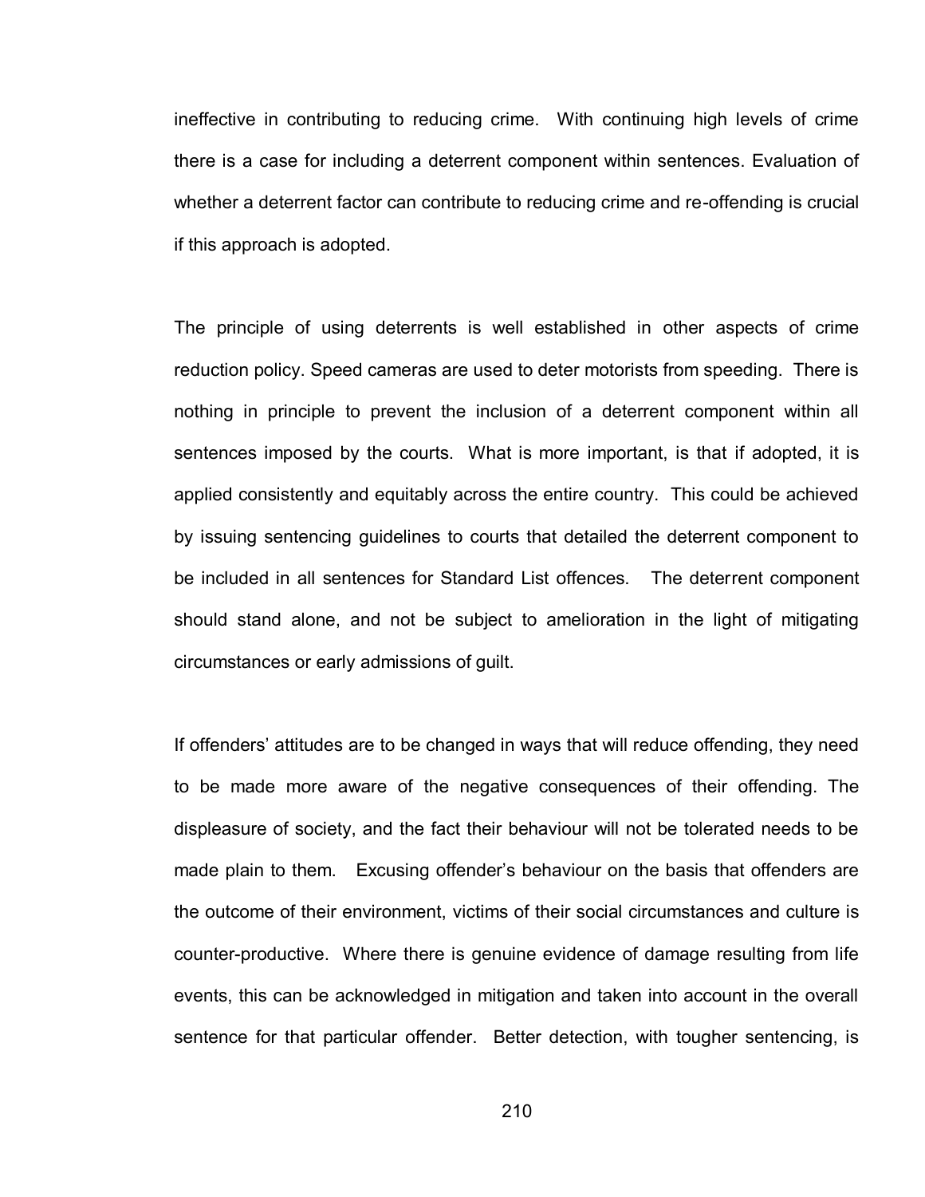ineffective in contributing to reducing crime. With continuing high levels of crime there is a case for including a deterrent component within sentences. Evaluation of whether a deterrent factor can contribute to reducing crime and re-offending is crucial if this approach is adopted.

The principle of using deterrents is well established in other aspects of crime reduction policy. Speed cameras are used to deter motorists from speeding. There is nothing in principle to prevent the inclusion of a deterrent component within all sentences imposed by the courts. What is more important, is that if adopted, it is applied consistently and equitably across the entire country. This could be achieved by issuing sentencing guidelines to courts that detailed the deterrent component to be included in all sentences for Standard List offences. The deterrent component should stand alone, and not be subject to amelioration in the light of mitigating circumstances or early admissions of guilt.

If offenders' attitudes are to be changed in ways that will reduce offending, they need to be made more aware of the negative consequences of their offending. The displeasure of society, and the fact their behaviour will not be tolerated needs to be made plain to them. Excusing offender's behaviour on the basis that offenders are the outcome of their environment, victims of their social circumstances and culture is counter-productive. Where there is genuine evidence of damage resulting from life events, this can be acknowledged in mitigation and taken into account in the overall sentence for that particular offender. Better detection, with tougher sentencing, is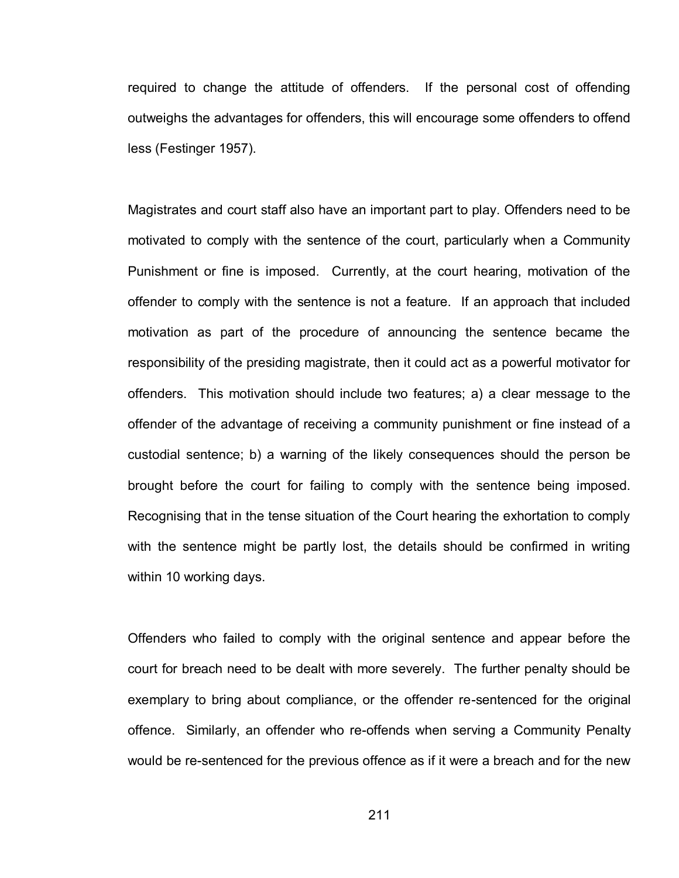required to change the attitude of offenders. If the personal cost of offending outweighs the advantages for offenders, this will encourage some offenders to offend less (Festinger 1957).

Magistrates and court staff also have an important part to play. Offenders need to be motivated to comply with the sentence of the court, particularly when a Community Punishment or fine is imposed. Currently, at the court hearing, motivation of the offender to comply with the sentence is not a feature. If an approach that included motivation as part of the procedure of announcing the sentence became the responsibility of the presiding magistrate, then it could act as a powerful motivator for offenders. This motivation should include two features; a) a clear message to the offender of the advantage of receiving a community punishment or fine instead of a custodial sentence; b) a warning of the likely consequences should the person be brought before the court for failing to comply with the sentence being imposed. Recognising that in the tense situation of the Court hearing the exhortation to comply with the sentence might be partly lost, the details should be confirmed in writing within 10 working days.

Offenders who failed to comply with the original sentence and appear before the court for breach need to be dealt with more severely. The further penalty should be exemplary to bring about compliance, or the offender re-sentenced for the original offence. Similarly, an offender who re-offends when serving a Community Penalty would be re-sentenced for the previous offence as if it were a breach and for the new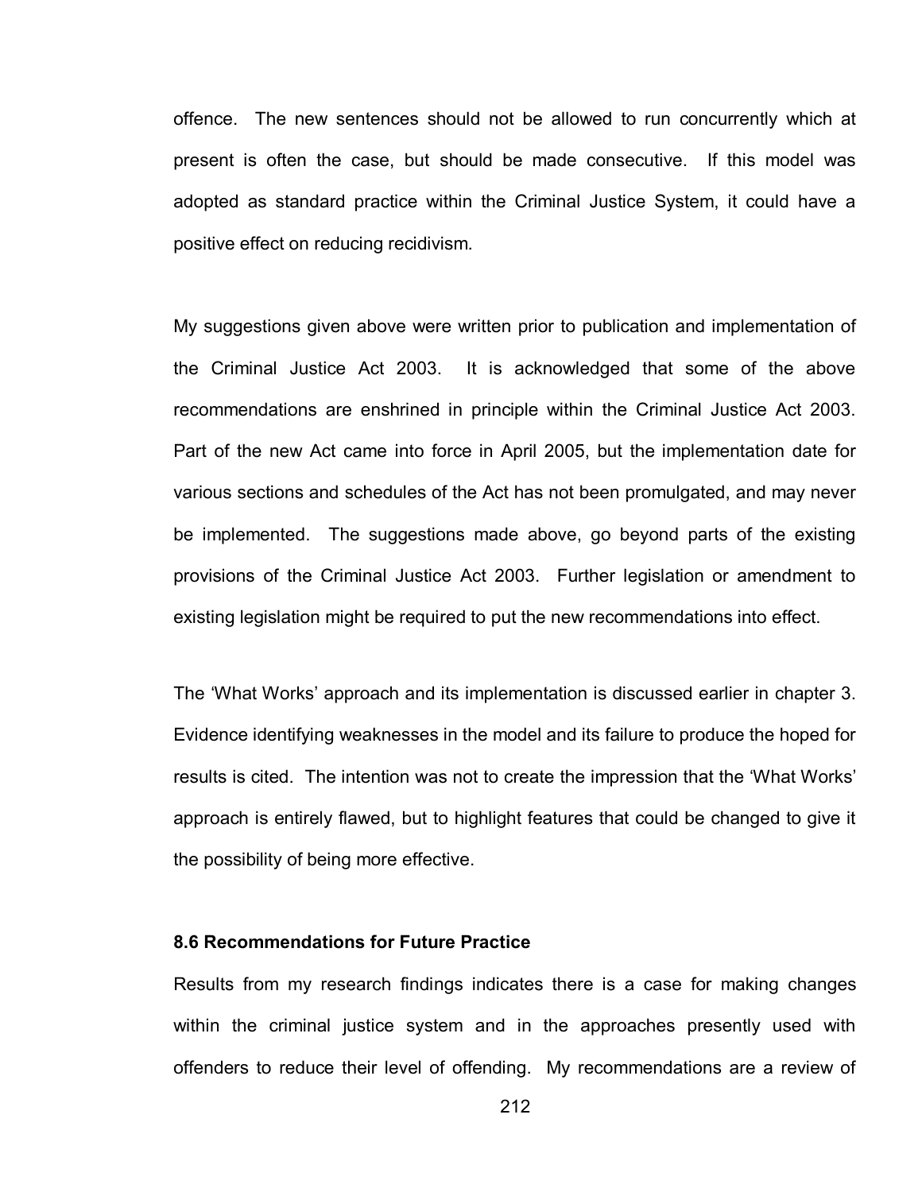offence. The new sentences should not be allowed to run concurrently which at present is often the case, but should be made consecutive. If this model was adopted as standard practice within the Criminal Justice System, it could have a positive effect on reducing recidivism.

My suggestions given above were written prior to publication and implementation of the Criminal Justice Act 2003. It is acknowledged that some of the above recommendations are enshrined in principle within the Criminal Justice Act 2003. Part of the new Act came into force in April 2005, but the implementation date for various sections and schedules of the Act has not been promulgated, and may never be implemented. The suggestions made above, go beyond parts of the existing provisions of the Criminal Justice Act 2003. Further legislation or amendment to existing legislation might be required to put the new recommendations into effect.

The 'What Works' approach and its implementation is discussed earlier in chapter 3. Evidence identifying weaknesses in the model and its failure to produce the hoped for results is cited. The intention was not to create the impression that the 'What Works' approach is entirely flawed, but to highlight features that could be changed to give it the possibility of being more effective.

### 8.6 Recommendations for Future Practice

Results from my research findings indicates there is a case for making changes within the criminal justice system and in the approaches presently used with offenders to reduce their level of offending. My recommendations are a review of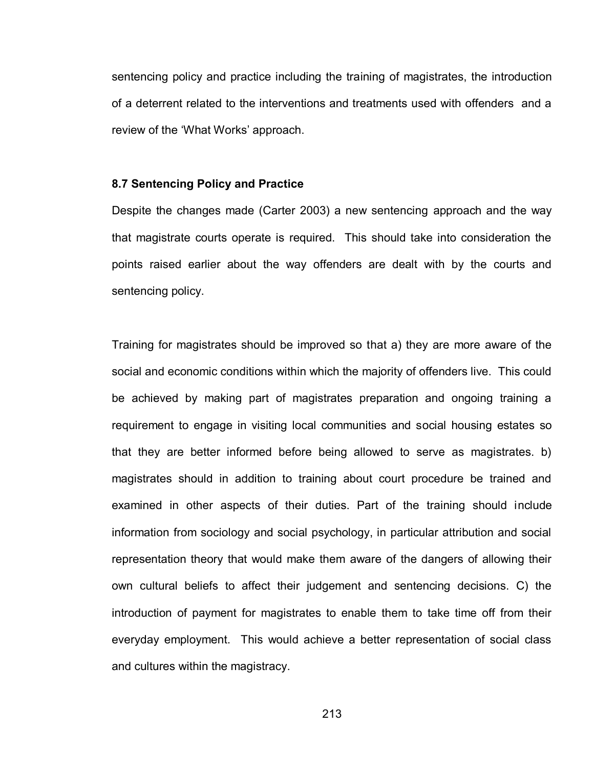sentencing policy and practice including the training of magistrates, the introduction of a deterrent related to the interventions and treatments used with offenders and a review of the 'What Works' approach.

### 8.7 Sentencing Policy and Practice

Despite the changes made (Carter 2003) a new sentencing approach and the way that magistrate courts operate is required. This should take into consideration the points raised earlier about the way offenders are dealt with by the courts and sentencing policy.

Training for magistrates should be improved so that a) they are more aware of the social and economic conditions within which the majority of offenders live. This could be achieved by making part of magistrates preparation and ongoing training a requirement to engage in visiting local communities and social housing estates so that they are better informed before being allowed to serve as magistrates. b) magistrates should in addition to training about court procedure be trained and examined in other aspects of their duties. Part of the training should include information from sociology and social psychology, in particular attribution and social representation theory that would make them aware of the dangers of allowing their own cultural beliefs to affect their judgement and sentencing decisions. C) the introduction of payment for magistrates to enable them to take time off from their everyday employment. This would achieve a better representation of social class and cultures within the magistracy.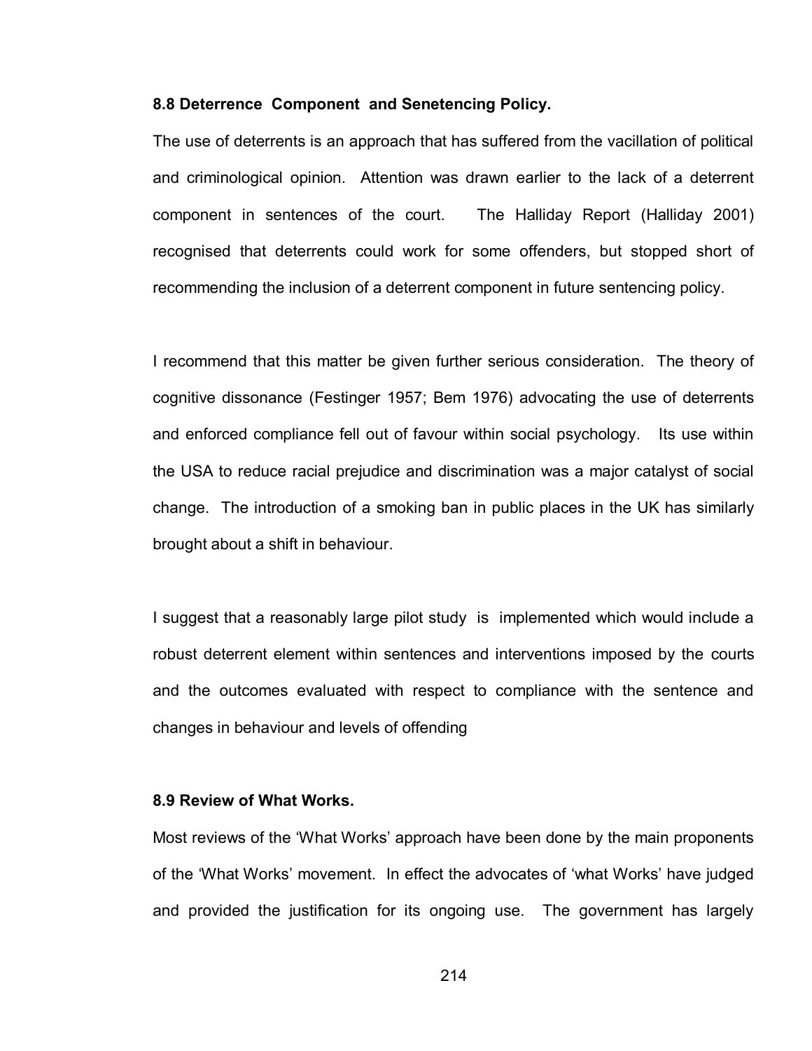### 8.8 Deterrence Component and Senetencing Policy.

The use of deterrents is an approach that has suffered from the vacillation of political and criminological opinion. Attention was drawn earlier to the lack of a deterrent component in sentences of the court. The Halliday Report (Halliday 2001) recognised that deterrents could work for some offenders, but stopped short of recommending the inclusion of a deterrent component in future sentencing policy.

I recommend that this matter be given further serious consideration. The theory of cognitive dissonance (Festinger 1957; Bem 1976) advocating the use of deterrents and enforced compliance fell out of favour within social psychology. Its use within the USA to reduce racial prejudice and discrimination was a major catalyst of social change. The introduction of a smoking ban in public places in the UK has similarly brought about a shift in behaviour.

I suggest that a reasonably large pilot study is implemented which would include a robust deterrent element within sentences and interventions imposed by the courts and the outcomes evaluated with respect to compliance with the sentence and changes in behaviour and levels of offending

### 8.9 Review of What Works.

Most reviews of the 'What Works' approach have been done by the main proponents of the 'What Works' movement. In effect the advocates of 'what Works' have judged and provided the justification for its ongoing use. The government has largely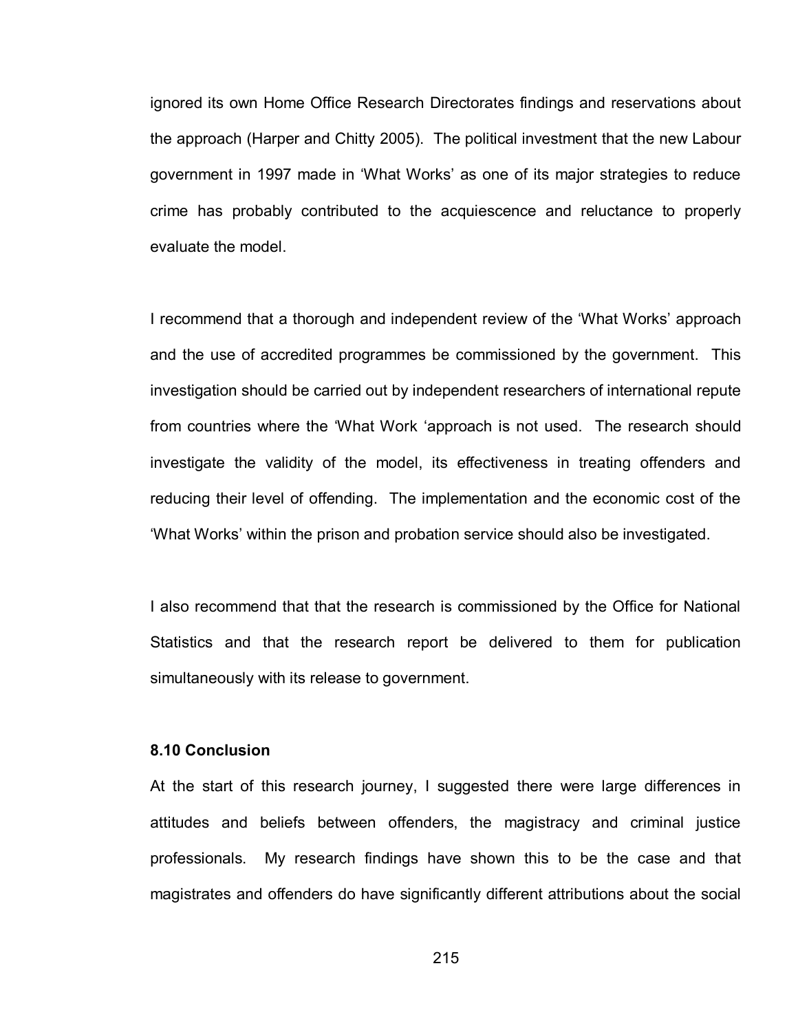ignored its own Home Office Research Directorates findings and reservations about the approach (Harper and Chitty 2005). The political investment that the new Labour government in 1997 made in 'What Works' as one of its major strategies to reduce crime has probably contributed to the acquiescence and reluctance to properly evaluate the model.

I recommend that a thorough and independent review of the 'What Works' approach and the use of accredited programmes be commissioned by the government. This investigation should be carried out by independent researchers of international repute from countries where the 'What Work 'approach is not used. The research should investigate the validity of the model, its effectiveness in treating offenders and reducing their level of offending. The implementation and the economic cost of the 'What Works' within the prison and probation service should also be investigated.

I also recommend that that the research is commissioned by the Office for National Statistics and that the research report be delivered to them for publication simultaneously with its release to government.

### 8.10 Conclusion

At the start of this research journey, I suggested there were large differences in attitudes and beliefs between offenders, the magistracy and criminal justice professionals. My research findings have shown this to be the case and that magistrates and offenders do have significantly different attributions about the social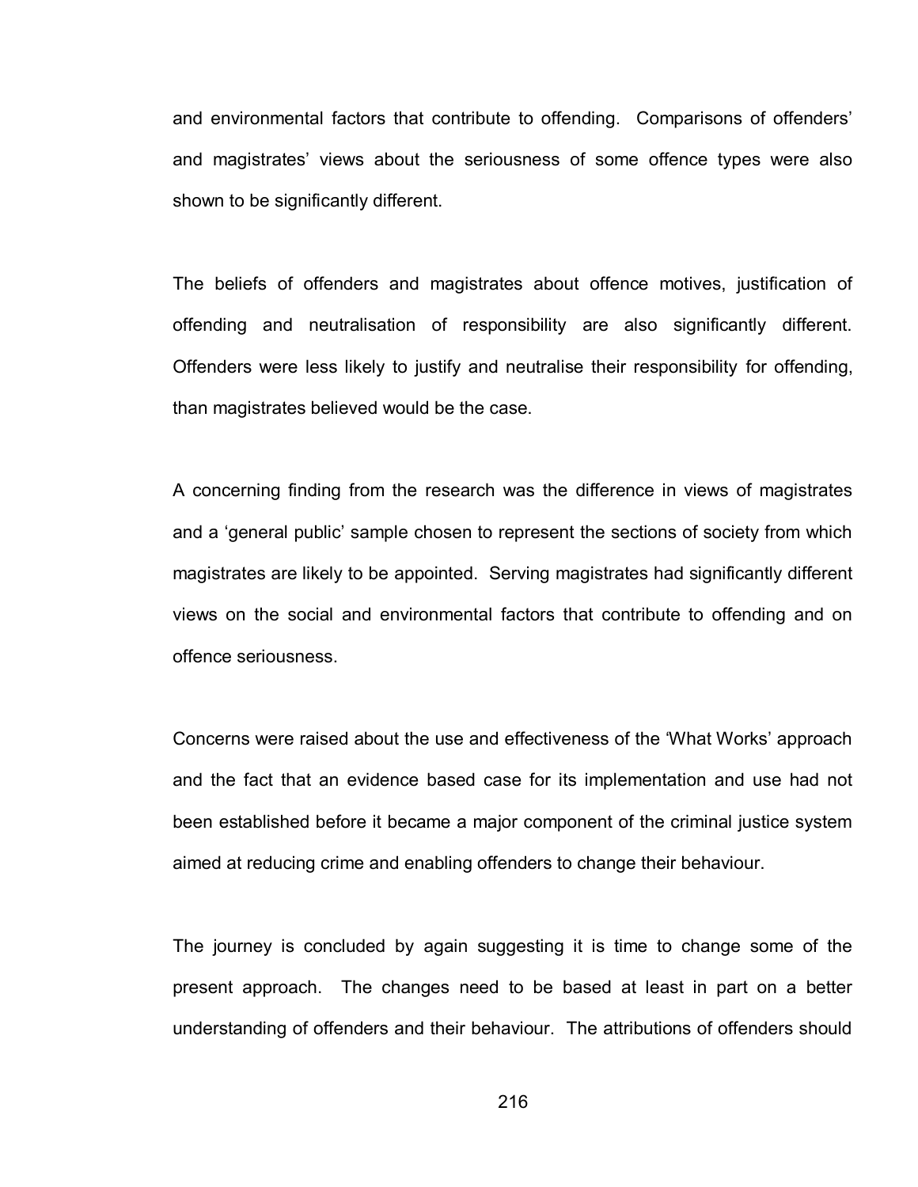and environmental factors that contribute to offending. Comparisons of offenders' and magistrates' views about the seriousness of some offence types were also shown to be significantly different.

The beliefs of offenders and magistrates about offence motives, justification of offending and neutralisation of responsibility are also significantly different. Offenders were less likely to justify and neutralise their responsibility for offending, than magistrates believed would be the case.

A concerning finding from the research was the difference in views of magistrates and a 'general public' sample chosen to represent the sections of society from which magistrates are likely to be appointed. Serving magistrates had significantly different views on the social and environmental factors that contribute to offending and on offence seriousness.

Concerns were raised about the use and effectiveness of the 'What Works' approach and the fact that an evidence based case for its implementation and use had not been established before it became a major component of the criminal justice system aimed at reducing crime and enabling offenders to change their behaviour.

The journey is concluded by again suggesting it is time to change some of the present approach. The changes need to be based at least in part on a better understanding of offenders and their behaviour. The attributions of offenders should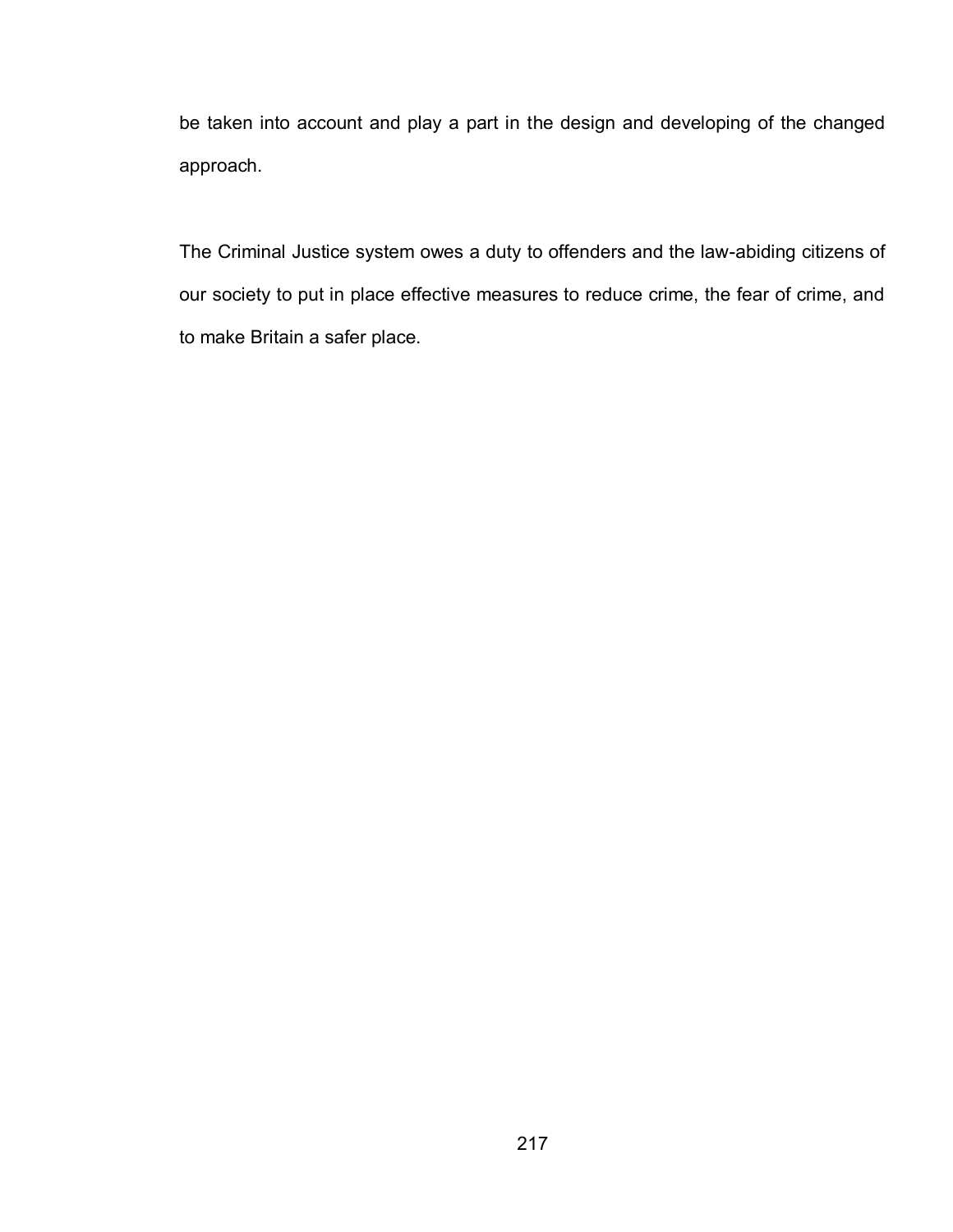be taken into account and play a part in the design and developing of the changed approach.

The Criminal Justice system owes a duty to offenders and the law-abiding citizens of our society to put in place effective measures to reduce crime, the fear of crime, and to make Britain a safer place.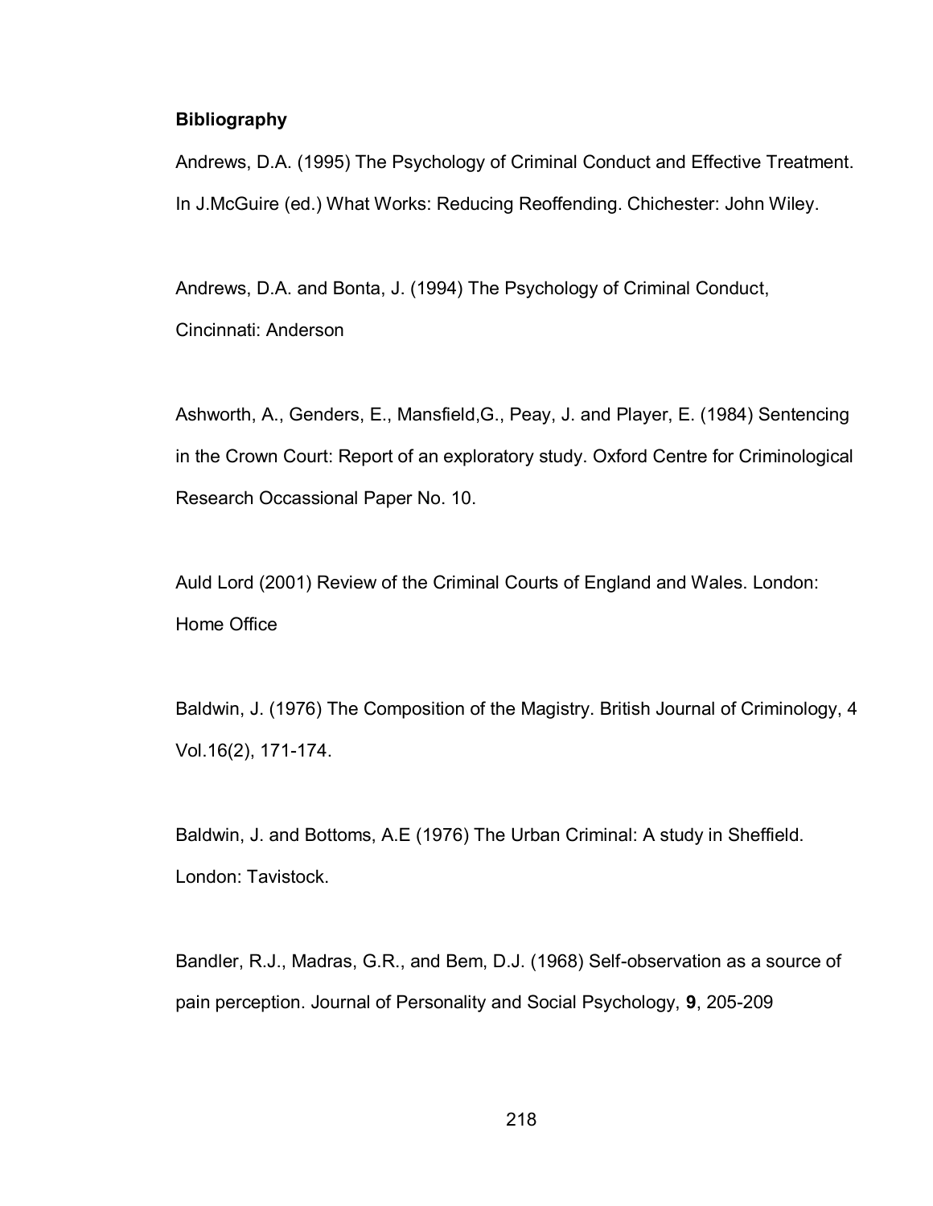**Bibliography**

Andrews, D.A. (1995) The Psychology of Criminal Conduct and Effective Treatment. In J.McGuire (ed.) What Works: Reducing Reoffending. Chichester: John Wiley.

Andrews, D.A. and Bonta, J. (1994) The Psychology of Criminal Conduct, Cincinnati: Anderson

Ashworth, A., Genders, E., Mansfield,G., Peay, J. and Player, E. (1984) Sentencing in the Crown Court: Report of an exploratory study. Oxford Centre for Criminological Research Occassional Paper No. 10.

Auld Lord (2001) Review of the Criminal Courts of England and Wales. London: Home Office

Baldwin, J. (1976) The Composition of the Magistry. British Journal of Criminology, 4 Vol.16(2), 171-174.

Baldwin, J. and Bottoms, A.E (1976) The Urban Criminal: A study in Sheffield. London: Tavistock.

Bandler, R.J., Madras, G.R., and Bem, D.J. (1968) Self-observation as a source of pain perception. Journal of Personality and Social Psychology, **9**, 205-209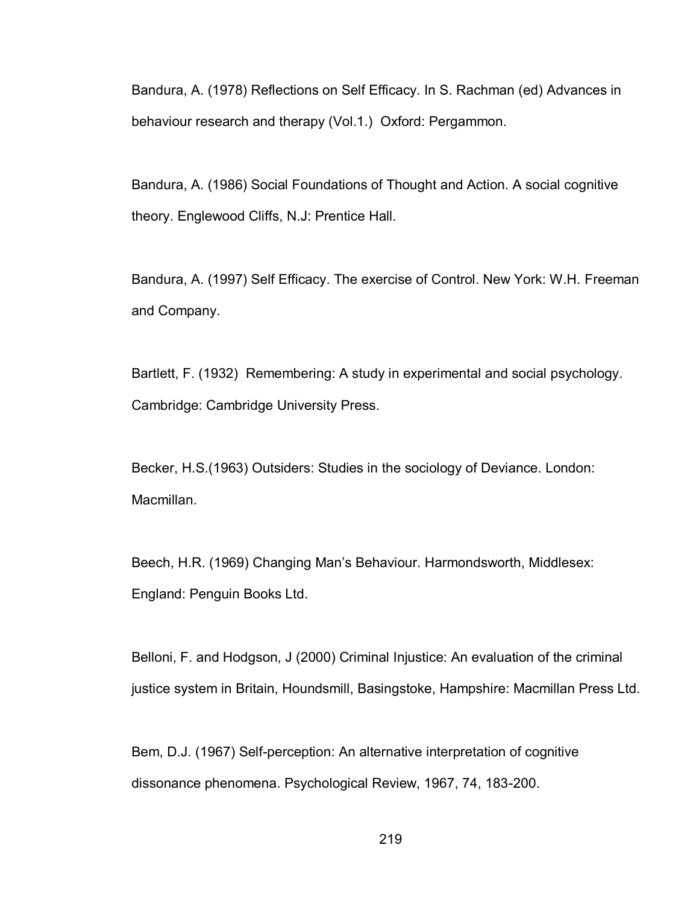Bandura, A. (1978) Reflections on Self Efficacy. In S. Rachman (ed) Advances in behaviour research and therapy (Vol.1.) Oxford: Pergammon.

Bandura, A. (1986) Social Foundations of Thought and Action. A social cognitive theory. Englewood Cliffs, N.J: Prentice Hall.

Bandura, A. (1997) Self Efficacy. The exercise of Control. New York: W.H. Freeman and Company.

Bartlett, F. (1932) Remembering: A study in experimental and social psychology. Cambridge: Cambridge University Press.

Becker, H.S.(1963) Outsiders: Studies in the sociology of Deviance. London: Macmillan.

Beech, H.R. (1969) Changing Man's Behaviour. Harmondsworth, Middlesex: England: Penguin Books Ltd.

Belloni, F. and Hodgson, J (2000) Criminal Injustice: An evaluation of the criminal justice system in Britain, Houndsmill, Basingstoke, Hampshire: Macmillan Press Ltd.

Bem, D.J. (1967) Self-perception: An alternative interpretation of cognitive dissonance phenomena. Psychological Review, 1967, 74, 183-200.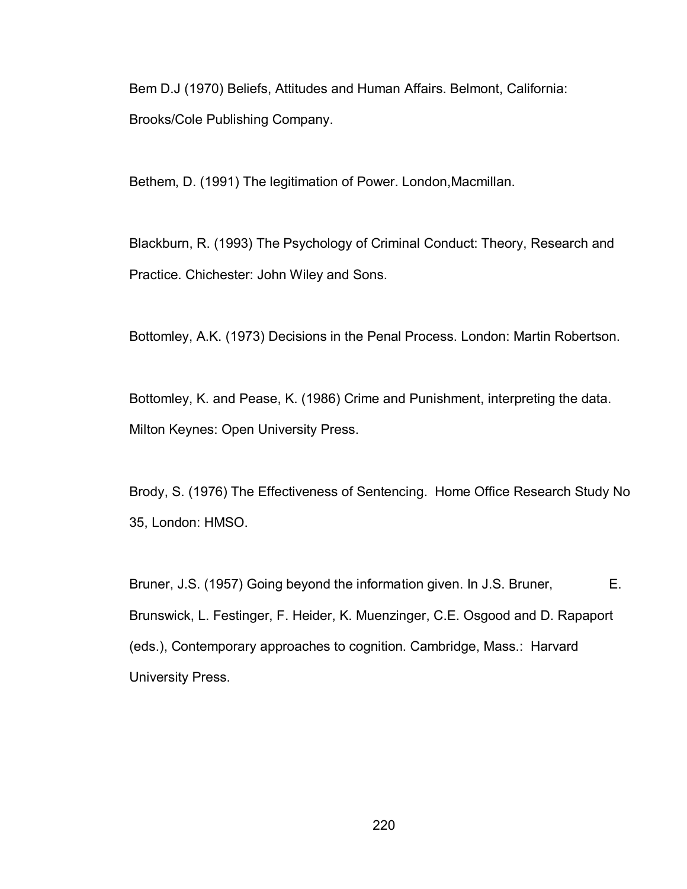Bem D.J (1970) Beliefs, Attitudes and Human Affairs. Belmont, California: Brooks/Cole Publishing Company.

Bethem, D. (1991) The legitimation of Power. London,Macmillan.

Blackburn, R. (1993) The Psychology of Criminal Conduct: Theory, Research and Practice. Chichester: John Wiley and Sons.

Bottomley, A.K. (1973) Decisions in the Penal Process. London: Martin Robertson.

Bottomley, K. and Pease, K. (1986) Crime and Punishment, interpreting the data. Milton Keynes: Open University Press.

Brody, S. (1976) The Effectiveness of Sentencing. Home Office Research Study No 35, London: HMSO.

Bruner, J.S. (1957) Going beyond the information given. In J.S. Bruner, E. Brunswick, L. Festinger, F. Heider, K. Muenzinger, C.E. Osgood and D. Rapaport (eds.), Contemporary approaches to cognition. Cambridge, Mass.: Harvard University Press.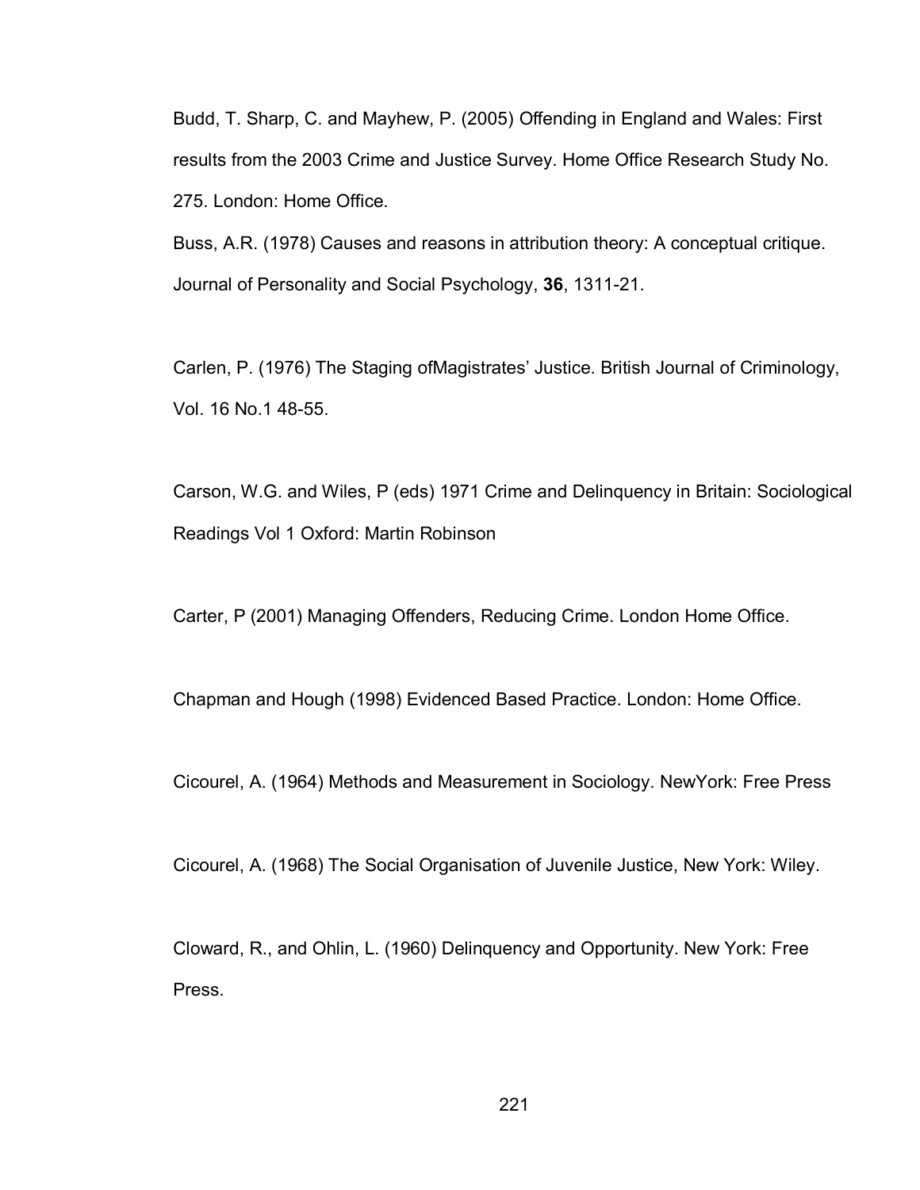Budd, T. Sharp, C. and Mayhew, P. (2005) Offending in England and Wales: First results from the 2003 Crime and Justice Survey. Home Office Research Study No. 275. London: Home Office.

Buss, A.R. (1978) Causes and reasons in attribution theory: A conceptual critique. Journal of Personality and Social Psychology, **36**, 1311-21.

Carlen, P. (1976) The Staging ofMagistrates' Justice. British Journal of Criminology, Vol. 16 No.1 48-55.

Carson, W.G. and Wiles, P (eds) 1971 Crime and Delinquency in Britain: Sociological Readings Vol 1 Oxford: Martin Robinson

Carter, P (2001) Managing Offenders, Reducing Crime. London Home Office.

Chapman and Hough (1998) Evidenced Based Practice. London: Home Office.

Cicourel, A. (1964) Methods and Measurement in Sociology. NewYork: Free Press

Cicourel, A. (1968) The Social Organisation of Juvenile Justice, New York: Wiley.

Cloward, R., and Ohlin, L. (1960) Delinquency and Opportunity. New York: Free Press.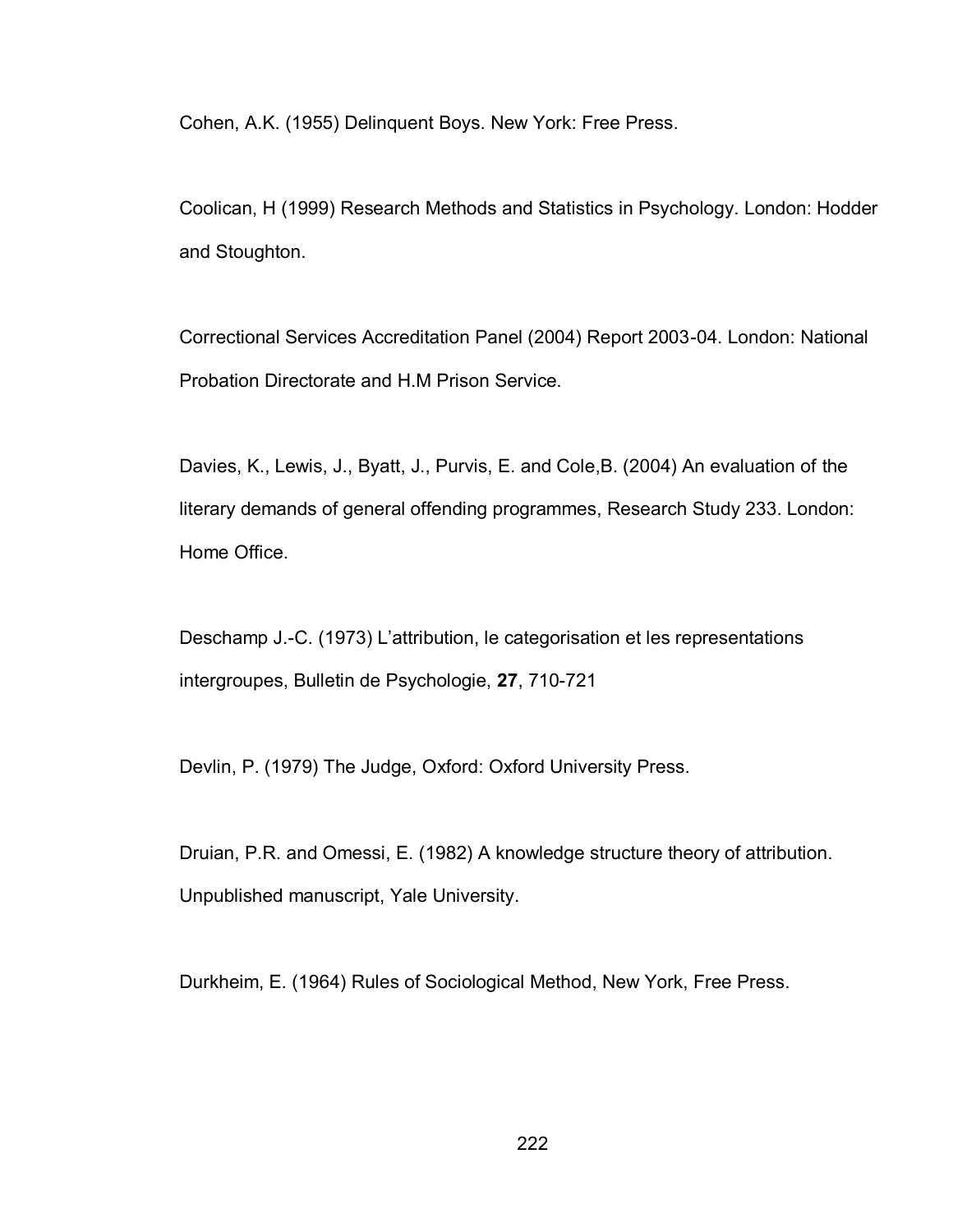Cohen, A.K. (1955) Delinquent Boys. New York: Free Press.

Coolican, H (1999) Research Methods and Statistics in Psychology. London: Hodder and Stoughton.

Correctional Services Accreditation Panel (2004) Report 2003-04. London: National Probation Directorate and H.M Prison Service.

Davies, K., Lewis, J., Byatt, J., Purvis, E. and Cole,B. (2004) An evaluation of the literary demands of general offending programmes, Research Study 233. London: Home Office.

Deschamp J.-C. (1973) L'attribution, le categorisation et les representations intergroupes, Bulletin de Psychologie, **27**, 710-721

Devlin, P. (1979) The Judge, Oxford: Oxford University Press.

Druian, P.R. and Omessi, E. (1982) A knowledge structure theory of attribution. Unpublished manuscript, Yale University.

Durkheim, E. (1964) Rules of Sociological Method, New York, Free Press.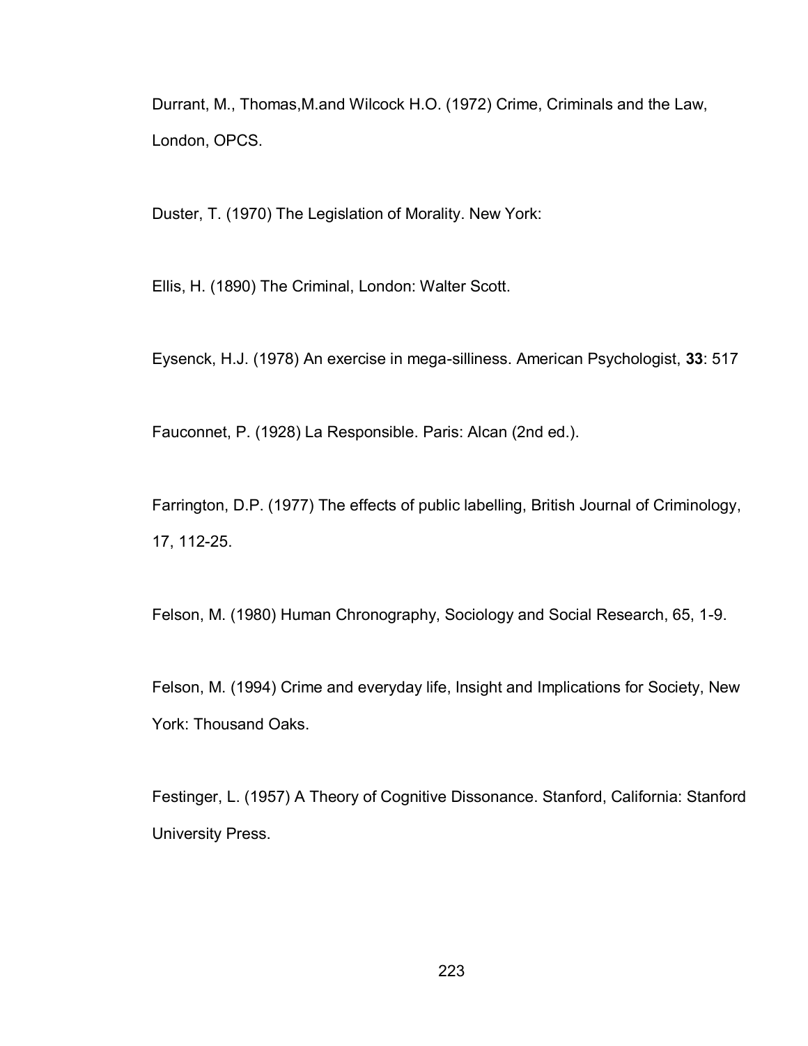Durrant, M., Thomas,M.and Wilcock H.O. (1972) Crime, Criminals and the Law, London, OPCS.

Duster, T. (1970) The Legislation of Morality. New York:

Ellis, H. (1890) The Criminal, London: Walter Scott.

Eysenck, H.J. (1978) An exercise in mega-silliness. American Psychologist, **33**: 517

Fauconnet, P. (1928) La Responsible. Paris: Alcan (2nd ed.).

Farrington, D.P. (1977) The effects of public labelling, British Journal of Criminology, 17, 112-25.

Felson, M. (1980) Human Chronography, Sociology and Social Research, 65, 1-9.

Felson, M. (1994) Crime and everyday life, Insight and Implications for Society, New York: Thousand Oaks.

Festinger, L. (1957) A Theory of Cognitive Dissonance. Stanford, California: Stanford University Press.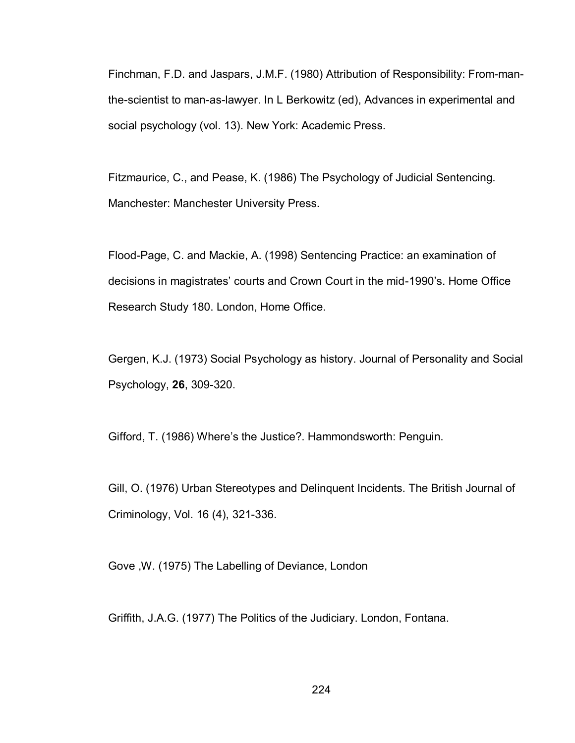Finchman, F.D. and Jaspars, J.M.F. (1980) Attribution of Responsibility: From-man-the-scientist to man-as-lawyer. In L Berkowitz (ed), Advances in experimental and social psychology (vol. 13). New York: Academic Press.

Fitzmaurice, C., and Pease, K. (1986) The Psychology of Judicial Sentencing. Manchester: Manchester University Press.

Flood-Page, C. and Mackie, A. (1998) Sentencing Practice: an examination of decisions in magistrates' courts and Crown Court in the mid-1990's. Home Office Research Study 180. London, Home Office.

Gergen, K.J. (1973) Social Psychology as history. Journal of Personality and Social Psychology, **26**, 309-320.

Gifford, T. (1986) Where's the Justice?. Hammondsworth: Penguin.

Gill, O. (1976) Urban Stereotypes and Delinquent Incidents. The British Journal of Criminology, Vol. 16 (4), 321-336.

Gove ,W. (1975) The Labelling of Deviance, London

Griffith, J.A.G. (1977) The Politics of the Judiciary. London, Fontana.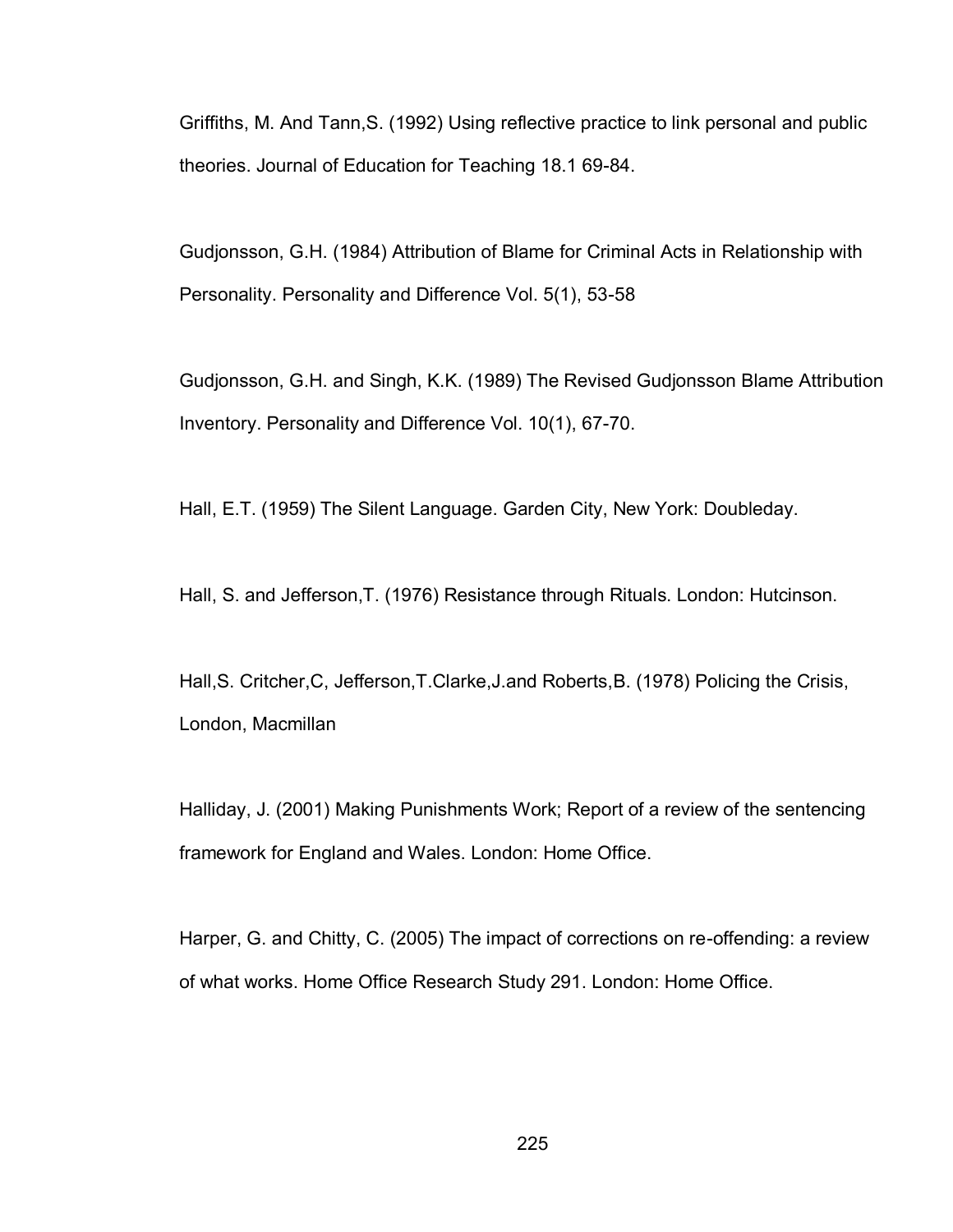Griffiths, M. And Tann,S. (1992) Using reflective practice to link personal and public theories. Journal of Education for Teaching 18.1 69-84.

Gudjonsson, G.H. (1984) Attribution of Blame for Criminal Acts in Relationship with Personality. Personality and Difference Vol. 5(1), 53-58

Gudjonsson, G.H. and Singh, K.K. (1989) The Revised Gudjonsson Blame Attribution Inventory. Personality and Difference Vol. 10(1), 67-70.

Hall, E.T. (1959) The Silent Language. Garden City, New York: Doubleday.

Hall, S. and Jefferson,T. (1976) Resistance through Rituals. London: Hutcinson.

Hall,S. Critcher,C, Jefferson,T.Clarke,J.and Roberts,B. (1978) Policing the Crisis, London, Macmillan

Halliday, J. (2001) Making Punishments Work; Report of a review of the sentencing framework for England and Wales. London: Home Office.

Harper, G. and Chitty, C. (2005) The impact of corrections on re-offending: a review of what works. Home Office Research Study 291. London: Home Office.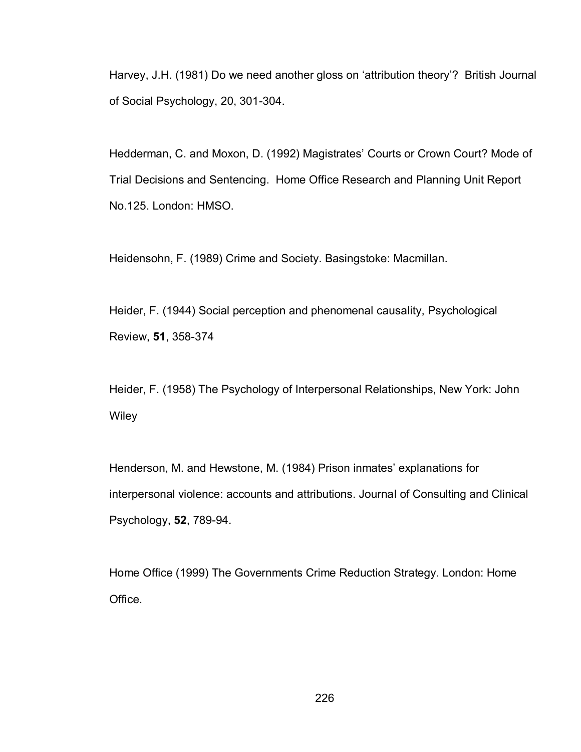Harvey, J.H. (1981) Do we need another gloss on ‘attribution theory’? British Journal of Social Psychology, 20, 301-304.

Hedderman, C. and Moxon, D. (1992) Magistrates’ Courts or Crown Court? Mode of Trial Decisions and Sentencing. Home Office Research and Planning Unit Report No.125. London: HMSO.

Heidensohn, F. (1989) Crime and Society. Basingstoke: Macmillan.

Heider, F. (1944) Social perception and phenomenal causality, Psychological Review, **51**, 358-374

Heider, F. (1958) The Psychology of Interpersonal Relationships, New York: John Wiley

Henderson, M. and Hewstone, M. (1984) Prison inmates’ explanations for interpersonal violence: accounts and attributions. Journal of Consulting and Clinical Psychology, **52**, 789-94.

Home Office (1999) The Governments Crime Reduction Strategy. London: Home Office.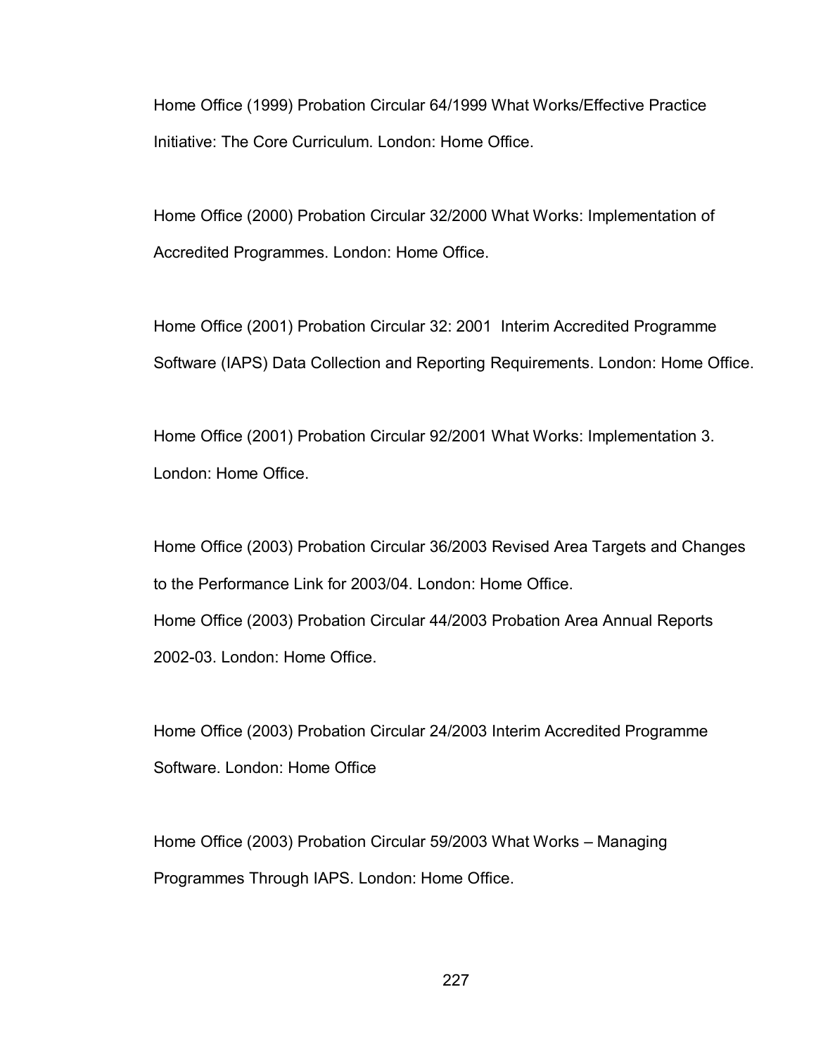Home Office (1999) Probation Circular 64/1999 What Works/Effective Practice Initiative: The Core Curriculum. London: Home Office.

Home Office (2000) Probation Circular 32/2000 What Works: Implementation of Accredited Programmes. London: Home Office.

Home Office (2001) Probation Circular 32: 2001 Interim Accredited Programme Software (IAPS) Data Collection and Reporting Requirements. London: Home Office.

Home Office (2001) Probation Circular 92/2001 What Works: Implementation 3. London: Home Office.

Home Office (2003) Probation Circular 36/2003 Revised Area Targets and Changes to the Performance Link for 2003/04. London: Home Office.

Home Office (2003) Probation Circular 44/2003 Probation Area Annual Reports 2002-03. London: Home Office.

Home Office (2003) Probation Circular 24/2003 Interim Accredited Programme Software. London: Home Office

Home Office (2003) Probation Circular 59/2003 What Works – Managing Programmes Through IAPS. London: Home Office.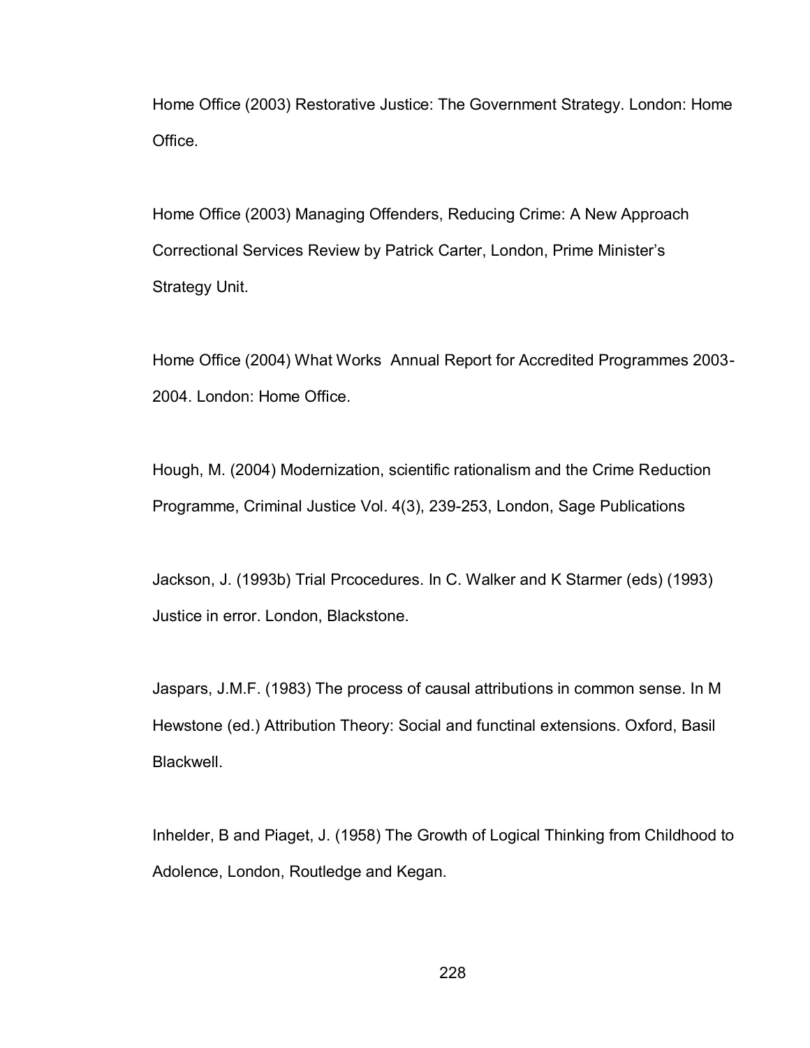Home Office (2003) Restorative Justice: The Government Strategy. London: Home Office.

Home Office (2003) Managing Offenders, Reducing Crime: A New Approach Correctional Services Review by Patrick Carter, London, Prime Minister's Strategy Unit.

Home Office (2004) What Works  Annual Report for Accredited Programmes 2003-2004. London: Home Office.

Hough, M. (2004) Modernization, scientific rationalism and the Crime Reduction Programme, Criminal Justice Vol. 4(3), 239-253, London, Sage Publications

Jackson, J. (1993b) Trial Prcocedures. In C. Walker and K Starmer (eds) (1993) Justice in error. London, Blackstone.

Jaspars, J.M.F. (1983) The process of causal attributions in common sense. In M Hewstone (ed.) Attribution Theory: Social and functinal extensions. Oxford, Basil Blackwell.

Inhelder, B and Piaget, J. (1958) The Growth of Logical Thinking from Childhood to Adolence, London, Routledge and Kegan.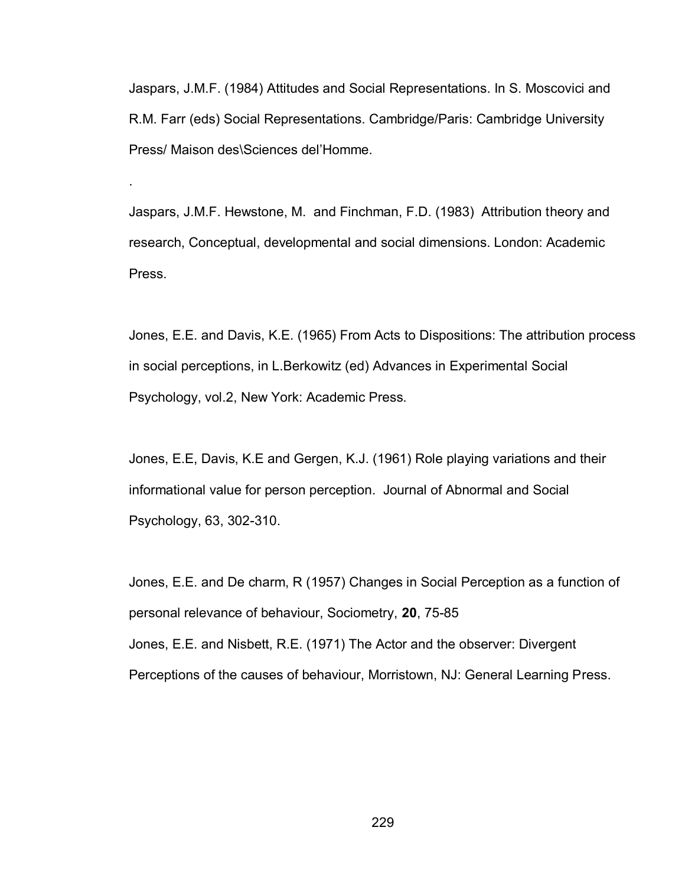Jaspars, J.M.F. (1984) Attitudes and Social Representations. In S. Moscovici and R.M. Farr (eds) Social Representations. Cambridge/Paris: Cambridge University Press/ Maison des\Sciences del'Homme.

.

Jaspars, J.M.F. Hewstone, M. and Finchman, F.D. (1983) Attribution theory and research, Conceptual, developmental and social dimensions. London: Academic Press.

Jones, E.E. and Davis, K.E. (1965) From Acts to Dispositions: The attribution process in social perceptions, in L.Berkowitz (ed) Advances in Experimental Social Psychology, vol.2, New York: Academic Press.

Jones, E.E, Davis, K.E and Gergen, K.J. (1961) Role playing variations and their informational value for person perception. Journal of Abnormal and Social Psychology, 63, 302-310.

Jones, E.E. and De charm, R (1957) Changes in Social Perception as a function of personal relevance of behaviour, Sociometry, **20**, 75-85

Jones, E.E. and Nisbett, R.E. (1971) The Actor and the observer: Divergent Perceptions of the causes of behaviour, Morristown, NJ: General Learning Press.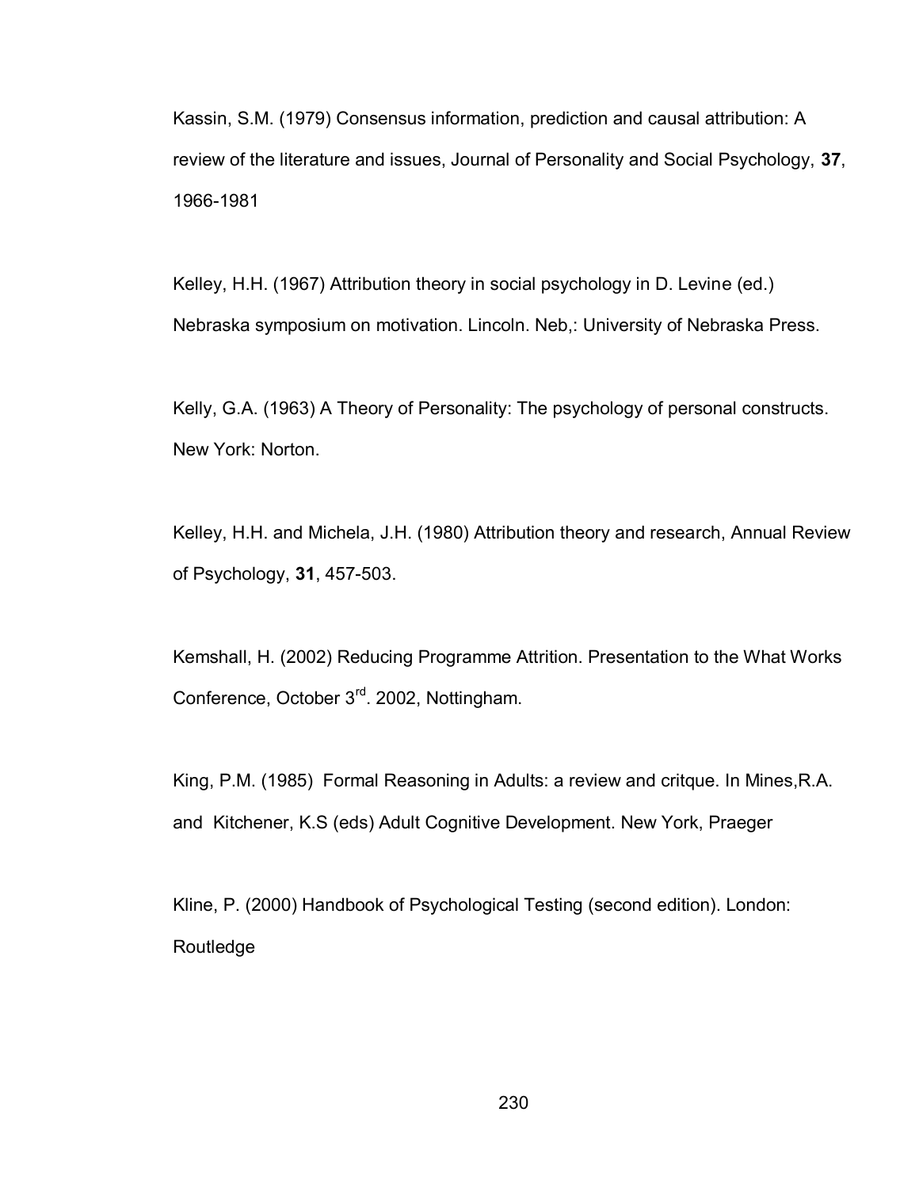Kassin, S.M. (1979) Consensus information, prediction and causal attribution: A review of the literature and issues, Journal of Personality and Social Psychology, **37**, 1966-1981

Kelley, H.H. (1967) Attribution theory in social psychology in D. Levine (ed.) Nebraska symposium on motivation. Lincoln. Neb,: University of Nebraska Press.

Kelly, G.A. (1963) A Theory of Personality: The psychology of personal constructs. New York: Norton.

Kelley, H.H. and Michela, J.H. (1980) Attribution theory and research, Annual Review of Psychology, **31**, 457-503.

Kemshall, H. (2002) Reducing Programme Attrition. Presentation to the What Works Conference, October 3rd. 2002, Nottingham.

King, P.M. (1985) Formal Reasoning in Adults: a review and critque. In Mines,R.A. and Kitchener, K.S (eds) Adult Cognitive Development. New York, Praeger

Kline, P. (2000) Handbook of Psychological Testing (second edition). London: Routledge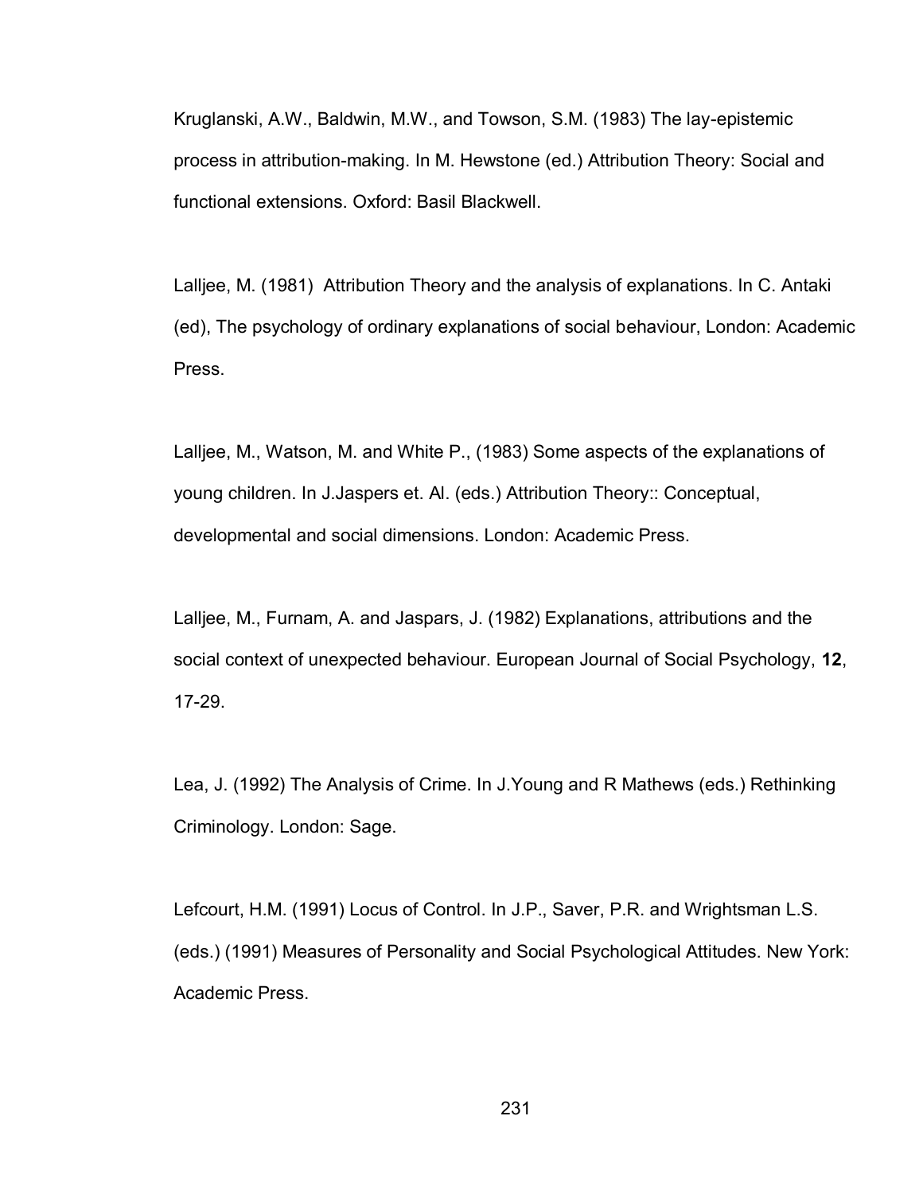Kruglanski, A.W., Baldwin, M.W., and Towson, S.M. (1983) The lay-epistemic process in attribution-making. In M. Hewstone (ed.) Attribution Theory: Social and functional extensions. Oxford: Basil Blackwell.

Lalljee, M. (1981) Attribution Theory and the analysis of explanations. In C. Antaki (ed), The psychology of ordinary explanations of social behaviour, London: Academic Press.

Lalljee, M., Watson, M. and White P., (1983) Some aspects of the explanations of young children. In J.Jaspers et. Al. (eds.) Attribution Theory:: Conceptual, developmental and social dimensions. London: Academic Press.

Lalljee, M., Furnam, A. and Jaspars, J. (1982) Explanations, attributions and the social context of unexpected behaviour. European Journal of Social Psychology, **12**, 17-29.

Lea, J. (1992) The Analysis of Crime. In J.Young and R Mathews (eds.) Rethinking Criminology. London: Sage.

Lefcourt, H.M. (1991) Locus of Control. In J.P., Saver, P.R. and Wrightsman L.S. (eds.) (1991) Measures of Personality and Social Psychological Attitudes. New York: Academic Press.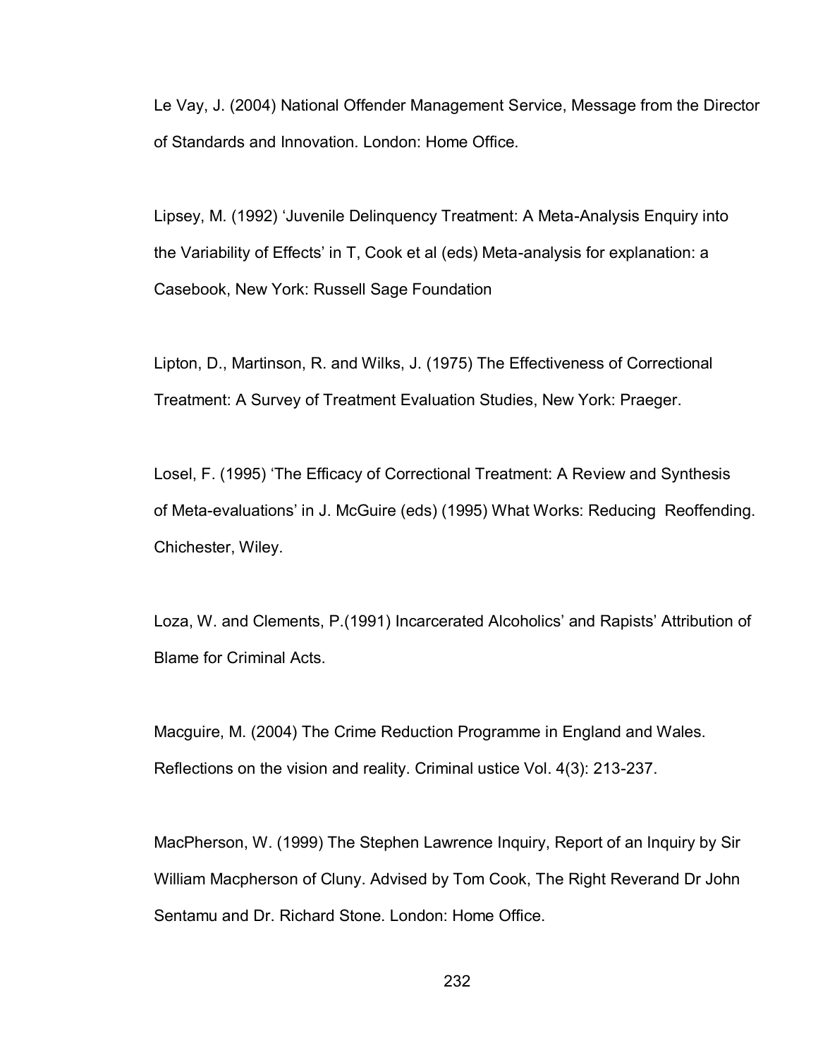Le Vay, J. (2004) National Offender Management Service, Message from the Director of Standards and Innovation. London: Home Office.

Lipsey, M. (1992) 'Juvenile Delinquency Treatment: A Meta-Analysis Enquiry into the Variability of Effects' in T, Cook et al (eds) Meta-analysis for explanation: a Casebook, New York: Russell Sage Foundation

Lipton, D., Martinson, R. and Wilks, J. (1975) The Effectiveness of Correctional Treatment: A Survey of Treatment Evaluation Studies, New York: Praeger.

Losel, F. (1995) 'The Efficacy of Correctional Treatment: A Review and Synthesis of Meta-evaluations' in J. McGuire (eds) (1995) What Works: Reducing Reoffending. Chichester, Wiley.

Loza, W. and Clements, P.(1991) Incarcerated Alcoholics' and Rapists' Attribution of Blame for Criminal Acts.

Macguire, M. (2004) The Crime Reduction Programme in England and Wales. Reflections on the vision and reality. Criminal ustice Vol. 4(3): 213-237.

MacPherson, W. (1999) The Stephen Lawrence Inquiry, Report of an Inquiry by Sir William Macpherson of Cluny. Advised by Tom Cook, The Right Reverand Dr John Sentamu and Dr. Richard Stone. London: Home Office.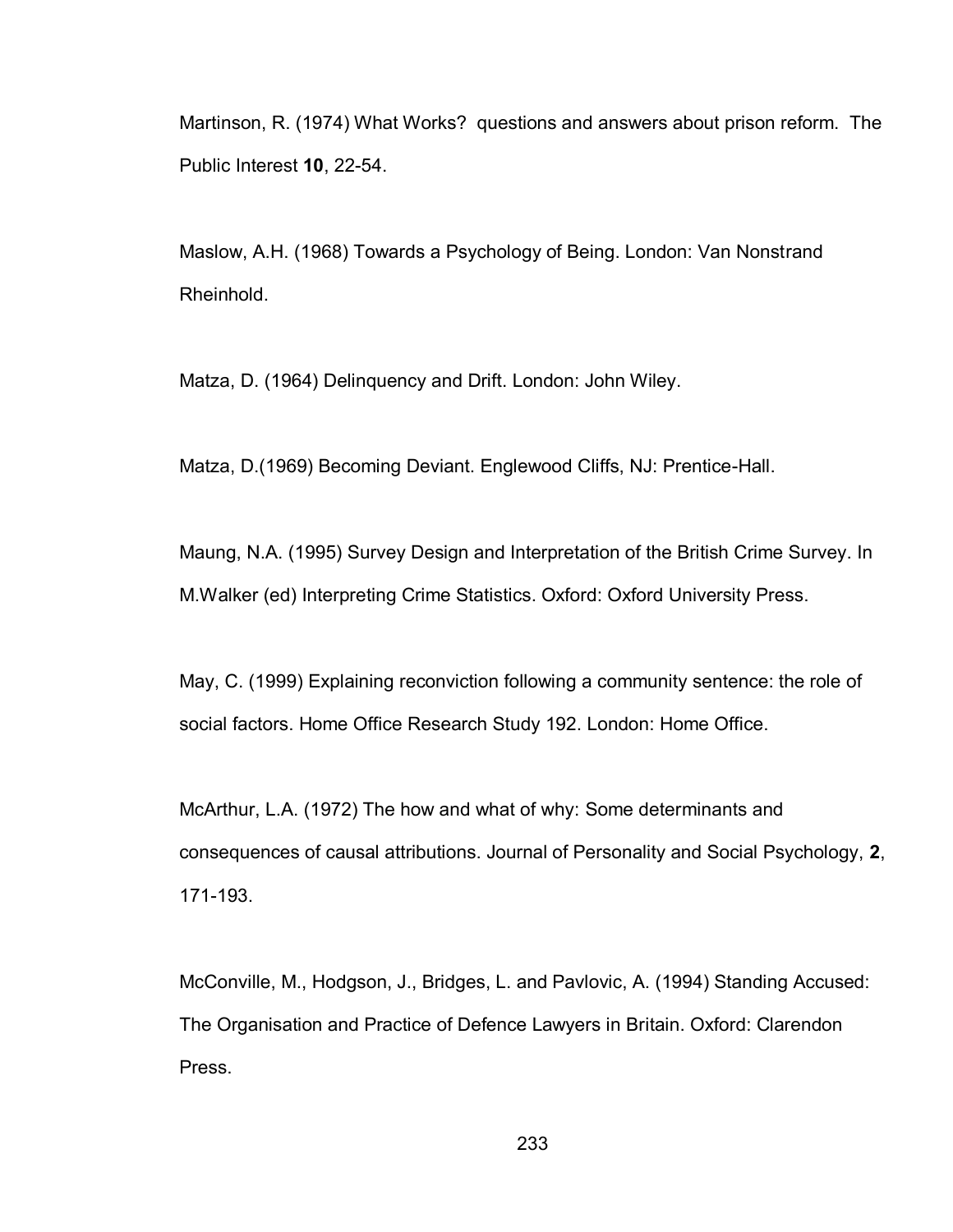Martinson, R. (1974) What Works? questions and answers about prison reform. The Public Interest **10**, 22-54.

Maslow, A.H. (1968) Towards a Psychology of Being. London: Van Nonstrand Rheinhold.

Matza, D. (1964) Delinquency and Drift. London: John Wiley.

Matza, D.(1969) Becoming Deviant. Englewood Cliffs, NJ: Prentice-Hall.

Maung, N.A. (1995) Survey Design and Interpretation of the British Crime Survey. In M.Walker (ed) Interpreting Crime Statistics. Oxford: Oxford University Press.

May, C. (1999) Explaining reconviction following a community sentence: the role of social factors. Home Office Research Study 192. London: Home Office.

McArthur, L.A. (1972) The how and what of why: Some determinants and consequences of causal attributions. Journal of Personality and Social Psychology, **2**, 171-193.

McConville, M., Hodgson, J., Bridges, L. and Pavlovic, A. (1994) Standing Accused: The Organisation and Practice of Defence Lawyers in Britain. Oxford: Clarendon Press.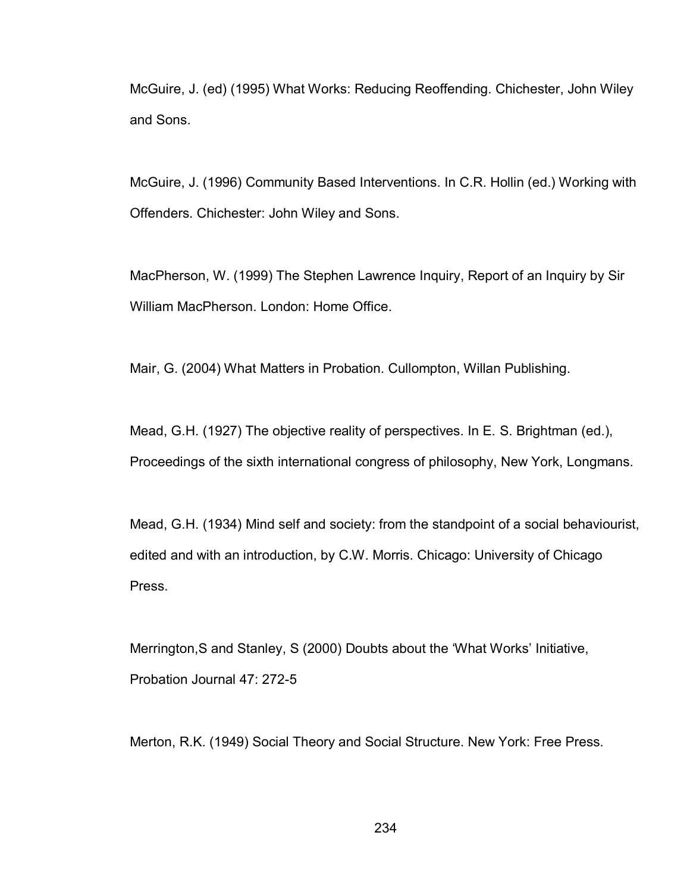McGuire, J. (ed) (1995) What Works: Reducing Reoffending. Chichester, John Wiley and Sons.

McGuire, J. (1996) Community Based Interventions. In C.R. Hollin (ed.) Working with Offenders. Chichester: John Wiley and Sons.

MacPherson, W. (1999) The Stephen Lawrence Inquiry, Report of an Inquiry by Sir William MacPherson. London: Home Office.

Mair, G. (2004) What Matters in Probation. Cullompton, Willan Publishing.

Mead, G.H. (1927) The objective reality of perspectives. In E. S. Brightman (ed.), Proceedings of the sixth international congress of philosophy, New York, Longmans.

Mead, G.H. (1934) Mind self and society: from the standpoint of a social behaviourist, edited and with an introduction, by C.W. Morris. Chicago: University of Chicago Press.

Merrington,S and Stanley, S (2000) Doubts about the 'What Works' Initiative, Probation Journal 47: 272-5

Merton, R.K. (1949) Social Theory and Social Structure. New York: Free Press.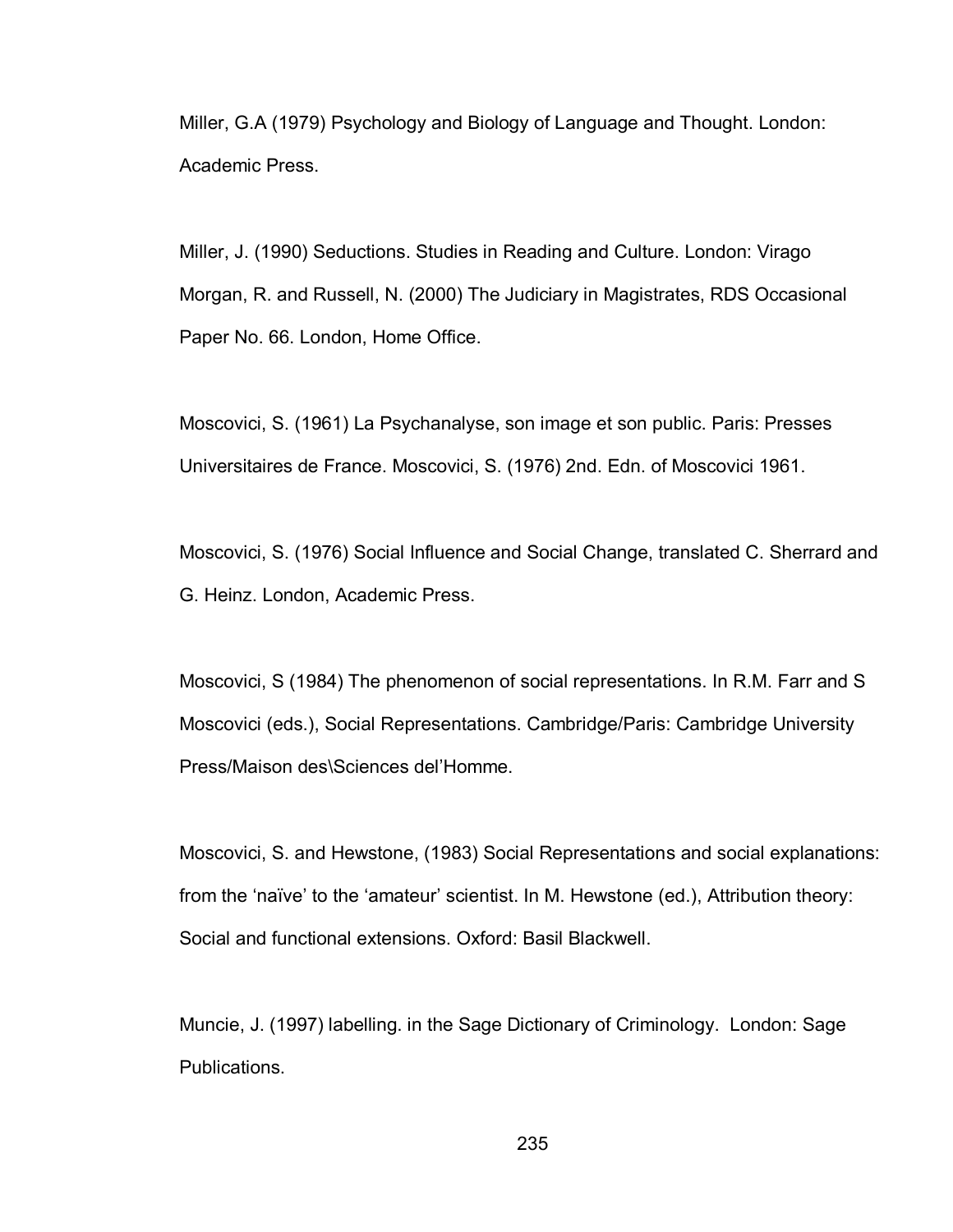Miller, G.A (1979) Psychology and Biology of Language and Thought. London: Academic Press.

Miller, J. (1990) Seductions. Studies in Reading and Culture. London: Virago
Morgan, R. and Russell, N. (2000) The Judiciary in Magistrates, RDS Occasional Paper No. 66. London, Home Office.

Moscovici, S. (1961) La Psychanalyse, son image et son public. Paris: Presses Universitaires de France. Moscovici, S. (1976) 2nd. Edn. of Moscovici 1961.

Moscovici, S. (1976) Social Influence and Social Change, translated C. Sherrard and G. Heinz. London, Academic Press.

Moscovici, S (1984) The phenomenon of social representations. In R.M. Farr and S Moscovici (eds.), Social Representations. Cambridge/Paris: Cambridge University Press/Maison des\Sciences del'Homme.

Moscovici, S. and Hewstone, (1983) Social Representations and social explanations: from the 'naïve' to the 'amateur' scientist. In M. Hewstone (ed.), Attribution theory: Social and functional extensions. Oxford: Basil Blackwell.

Muncie, J. (1997) labelling. in the Sage Dictionary of Criminology. London: Sage Publications.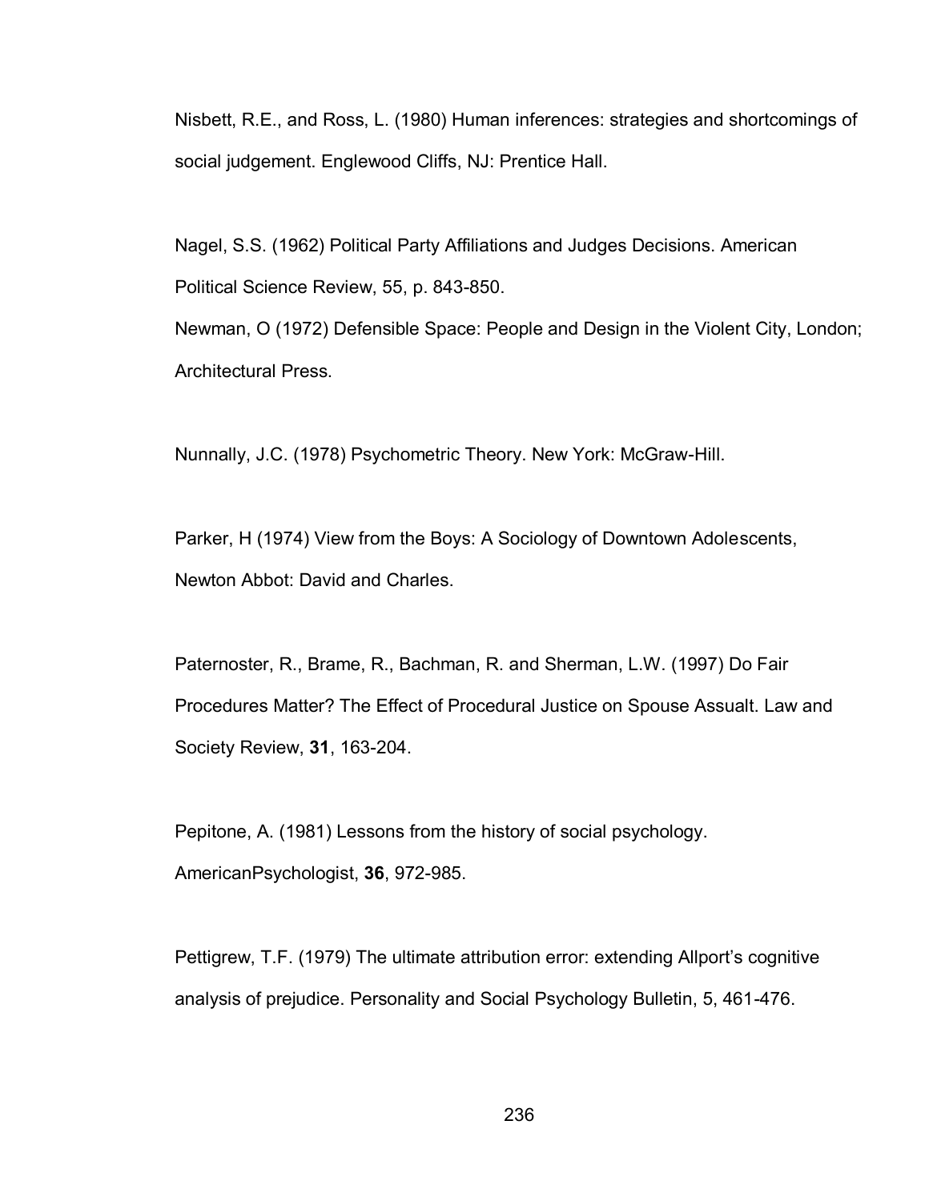Nisbett, R.E., and Ross, L. (1980) Human inferences: strategies and shortcomings of social judgement. Englewood Cliffs, NJ: Prentice Hall.

Nagel, S.S. (1962) Political Party Affiliations and Judges Decisions. American Political Science Review, 55, p. 843-850.

Newman, O (1972) Defensible Space: People and Design in the Violent City, London; Architectural Press.

Nunnally, J.C. (1978) Psychometric Theory. New York: McGraw-Hill.

Parker, H (1974) View from the Boys: A Sociology of Downtown Adolescents, Newton Abbot: David and Charles.

Paternoster, R., Brame, R., Bachman, R. and Sherman, L.W. (1997) Do Fair Procedures Matter? The Effect of Procedural Justice on Spouse Assualt. Law and Society Review, **31**, 163-204.

Pepitone, A. (1981) Lessons from the history of social psychology. AmericanPsychologist, **36**, 972-985.

Pettigrew, T.F. (1979) The ultimate attribution error: extending Allport's cognitive analysis of prejudice. Personality and Social Psychology Bulletin, 5, 461-476.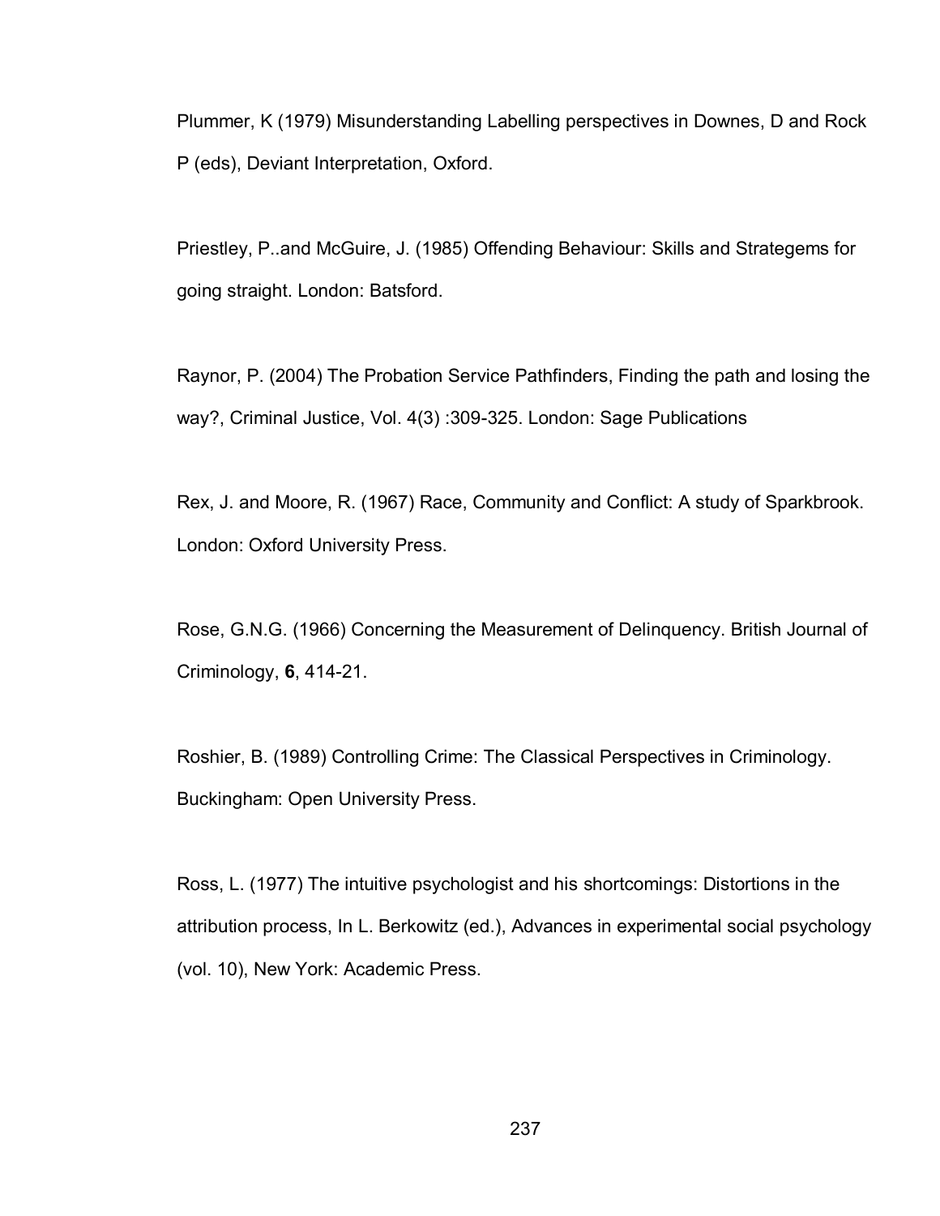Plummer, K (1979) Misunderstanding Labelling perspectives in Downes, D and Rock P (eds), Deviant Interpretation, Oxford.

Priestley, P..and McGuire, J. (1985) Offending Behaviour: Skills and Strategems for going straight. London: Batsford.

Raynor, P. (2004) The Probation Service Pathfinders, Finding the path and losing the way?, Criminal Justice, Vol. 4(3) :309-325. London: Sage Publications

Rex, J. and Moore, R. (1967) Race, Community and Conflict: A study of Sparkbrook. London: Oxford University Press.

Rose, G.N.G. (1966) Concerning the Measurement of Delinquency. British Journal of Criminology, **6**, 414-21.

Roshier, B. (1989) Controlling Crime: The Classical Perspectives in Criminology. Buckingham: Open University Press.

Ross, L. (1977) The intuitive psychologist and his shortcomings: Distortions in the attribution process, In L. Berkowitz (ed.), Advances in experimental social psychology (vol. 10), New York: Academic Press.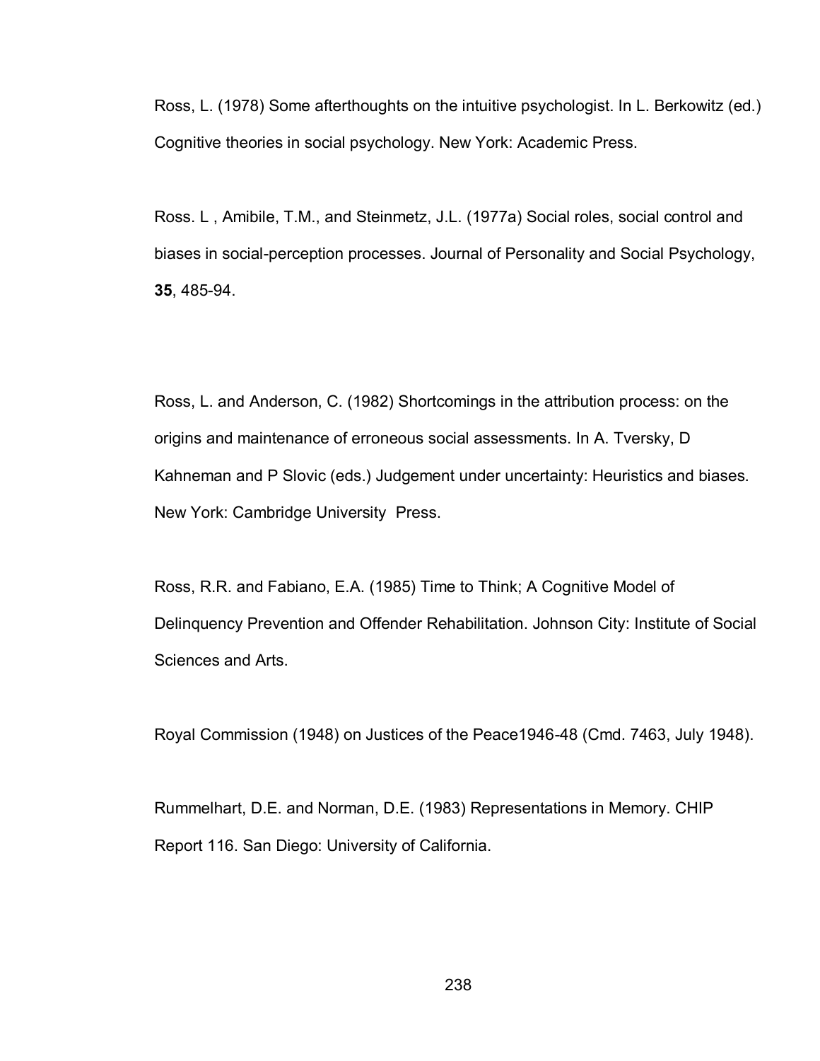Ross, L. (1978) Some afterthoughts on the intuitive psychologist. In L. Berkowitz (ed.) Cognitive theories in social psychology. New York: Academic Press.

Ross. L , Amibile, T.M., and Steinmetz, J.L. (1977a) Social roles, social control and biases in social-perception processes. Journal of Personality and Social Psychology, **35**, 485-94.

Ross, L. and Anderson, C. (1982) Shortcomings in the attribution process: on the origins and maintenance of erroneous social assessments. In A. Tversky, D Kahneman and P Slovic (eds.) Judgement under uncertainty: Heuristics and biases. New York: Cambridge University  Press.

Ross, R.R. and Fabiano, E.A. (1985) Time to Think; A Cognitive Model of Delinquency Prevention and Offender Rehabilitation. Johnson City: Institute of Social Sciences and Arts.

Royal Commission (1948) on Justices of the Peace1946-48 (Cmd. 7463, July 1948).

Rummelhart, D.E. and Norman, D.E. (1983) Representations in Memory. CHIP Report 116. San Diego: University of California.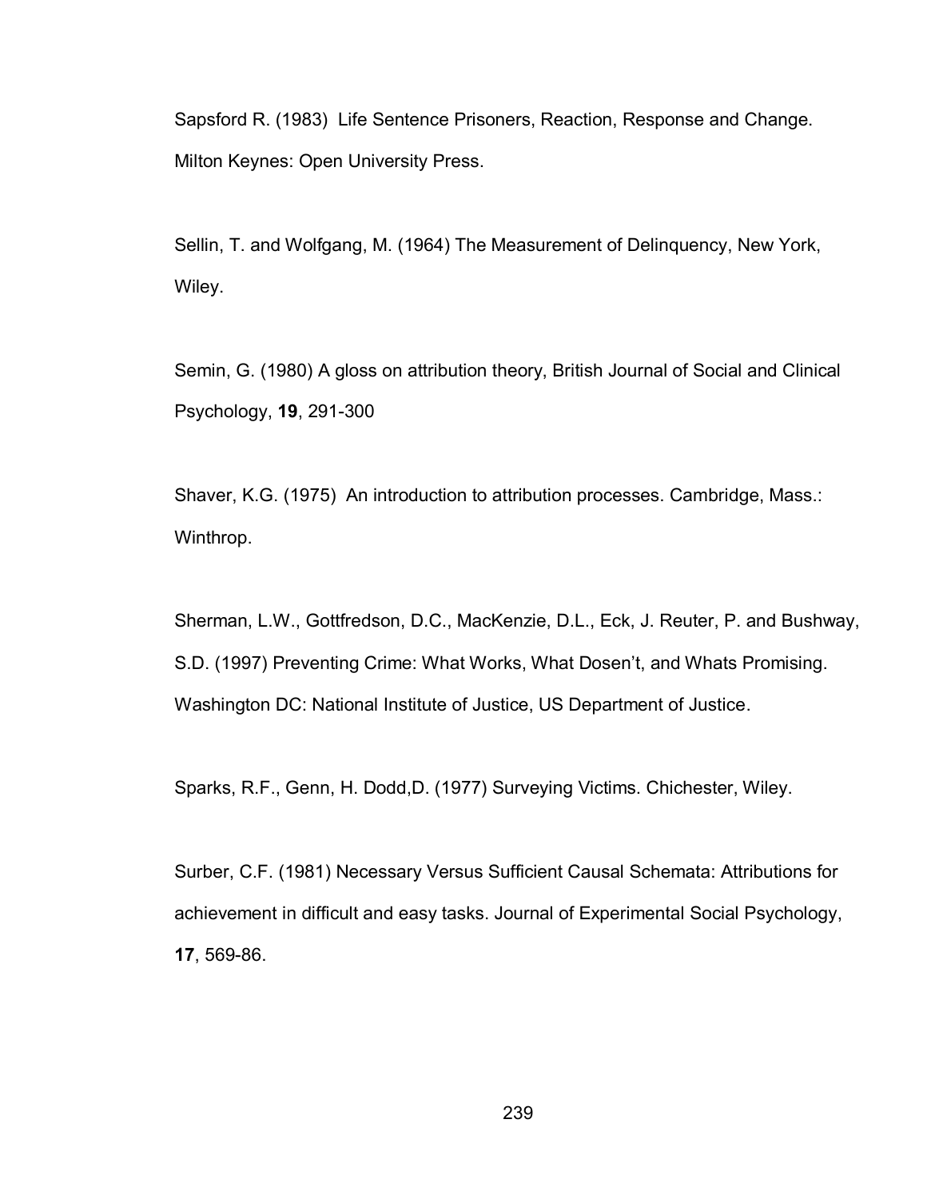Sapsford R. (1983)  Life Sentence Prisoners, Reaction, Response and Change. Milton Keynes: Open University Press.

Sellin, T. and Wolfgang, M. (1964) The Measurement of Delinquency, New York, Wiley.

Semin, G. (1980) A gloss on attribution theory, British Journal of Social and Clinical Psychology, **19**, 291-300

Shaver, K.G. (1975)  An introduction to attribution processes. Cambridge, Mass.: Winthrop.

Sherman, L.W., Gottfredson, D.C., MacKenzie, D.L., Eck, J. Reuter, P. and Bushway, S.D. (1997) Preventing Crime: What Works, What Dosen't, and Whats Promising. Washington DC: National Institute of Justice, US Department of Justice.

Sparks, R.F., Genn, H. Dodd,D. (1977) Surveying Victims. Chichester, Wiley.

Surber, C.F. (1981) Necessary Versus Sufficient Causal Schemata: Attributions for achievement in difficult and easy tasks. Journal of Experimental Social Psychology, **17**, 569-86.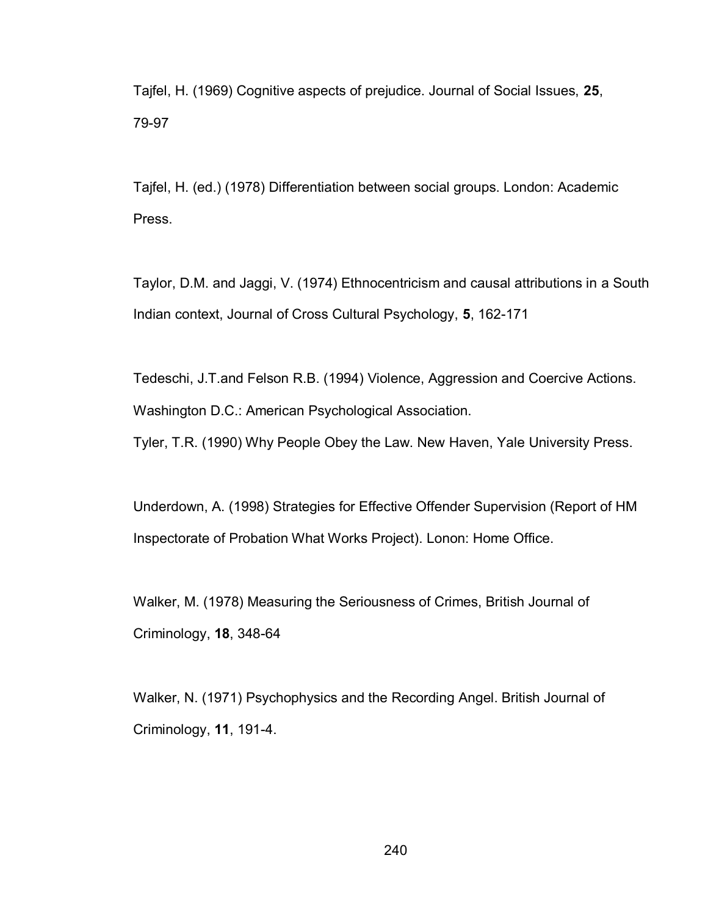Tajfel, H. (1969) Cognitive aspects of prejudice. Journal of Social Issues, **25**, 79-97

Tajfel, H. (ed.) (1978) Differentiation between social groups. London: Academic Press.

Taylor, D.M. and Jaggi, V. (1974) Ethnocentricism and causal attributions in a South Indian context, Journal of Cross Cultural Psychology, **5**, 162-171

Tedeschi, J.T.and Felson R.B. (1994) Violence, Aggression and Coercive Actions. Washington D.C.: American Psychological Association.

Tyler, T.R. (1990) Why People Obey the Law. New Haven, Yale University Press.

Underdown, A. (1998) Strategies for Effective Offender Supervision (Report of HM Inspectorate of Probation What Works Project). Lonon: Home Office.

Walker, M. (1978) Measuring the Seriousness of Crimes, British Journal of Criminology, **18**, 348-64

Walker, N. (1971) Psychophysics and the Recording Angel. British Journal of Criminology, **11**, 191-4.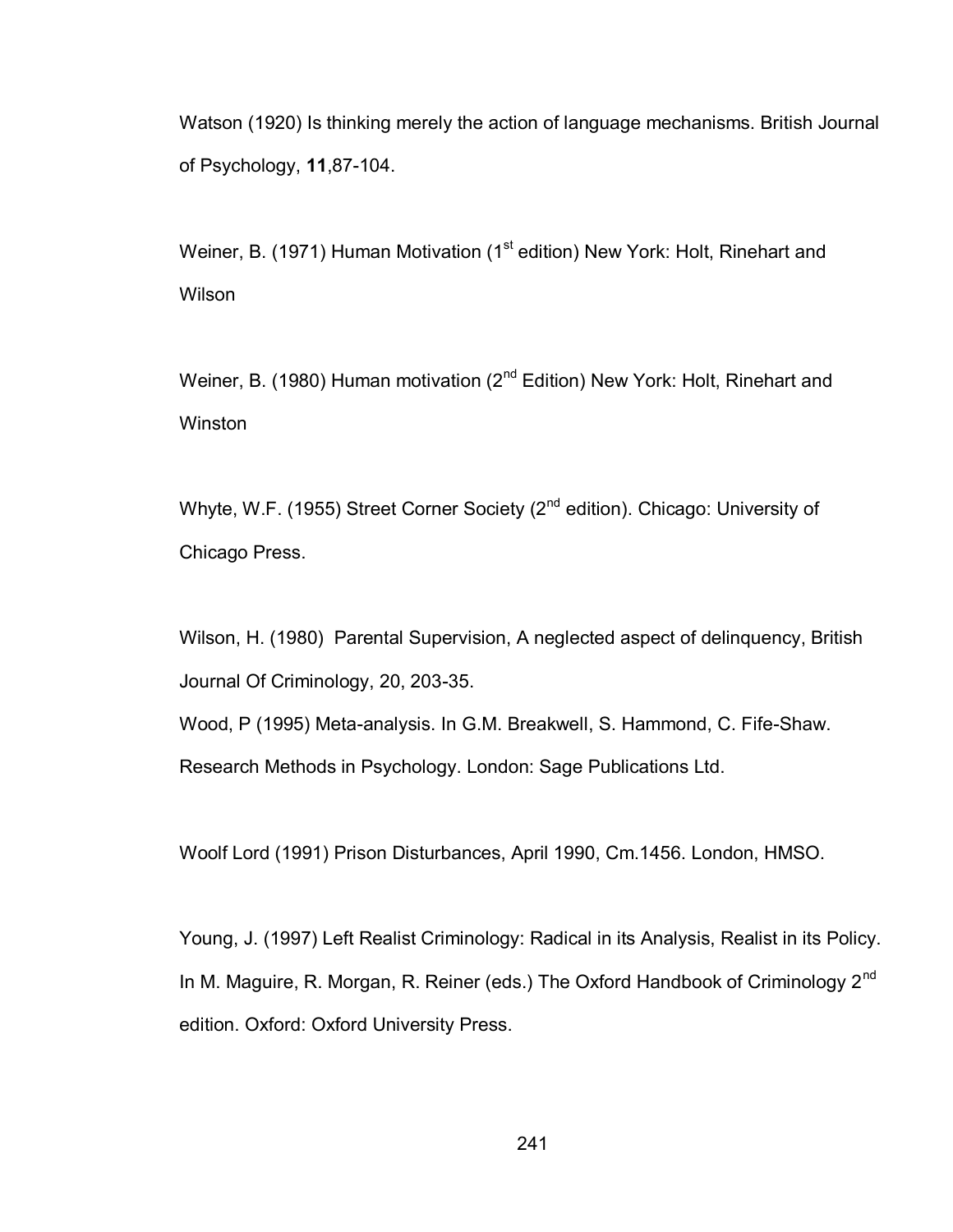Watson (1920) Is thinking merely the action of language mechanisms. British Journal of Psychology, **11**,87-104.

Weiner, B. (1971) Human Motivation (1st edition) New York: Holt, Rinehart and Wilson

Weiner, B. (1980) Human motivation (2nd Edition) New York: Holt, Rinehart and Winston

Whyte, W.F. (1955) Street Corner Society (2nd edition). Chicago: University of Chicago Press.

Wilson, H. (1980) Parental Supervision, A neglected aspect of delinquency, British Journal Of Criminology, 20, 203-35.

Wood, P (1995) Meta-analysis. In G.M. Breakwell, S. Hammond, C. Fife-Shaw. Research Methods in Psychology. London: Sage Publications Ltd.

Woolf Lord (1991) Prison Disturbances, April 1990, Cm.1456. London, HMSO.

Young, J. (1997) Left Realist Criminology: Radical in its Analysis, Realist in its Policy. In M. Maguire, R. Morgan, R. Reiner (eds.) The Oxford Handbook of Criminology 2nd edition. Oxford: Oxford University Press.